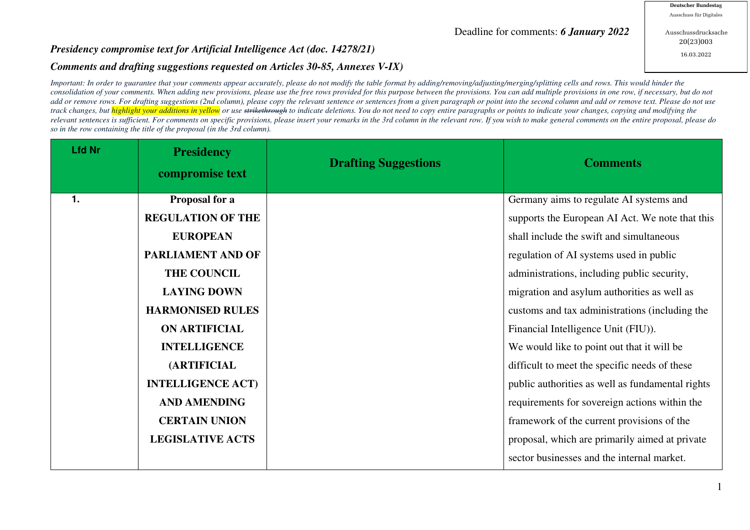Deutscher Bundestag
Ausschuss für Digitales

Ausschussdrucksache
20(23)003
16.03.2022

Deadline for comments: ***6 January 2022***

***Presidency compromise text for Artificial Intelligence Act (doc. 14278/21)***

***Comments and drafting suggestions requested on Articles 30-85, Annexes V-IX)***

*Important: In order to guarantee that your comments appear accurately, please do not modify the table format by adding/removing/adjusting/merging/splitting cells and rows. This would hinder the consolidation of your comments. When adding new provisions, please use the free rows provided for this purpose between the provisions. You can add multiple provisions in one row, if necessary, but do not add or remove rows. For drafting suggestions (2nd column), please copy the relevant sentence or sentences from a given paragraph or point into the second column and add or remove text. Please do not use track changes, but highlight your additions in yellow or use ~~strikethrough~~ to indicate deletions. You do not need to copy entire paragraphs or points to indicate your changes, copying and modifying the relevant sentences is sufficient. For comments on specific provisions, please insert your remarks in the 3rd column in the relevant row. If you wish to make general comments on the entire proposal, please do so in the row containing the title of the proposal (in the 3rd column).*

| Lfd Nr | Presidency compromise text | Drafting Suggestions | Comments |
|---|---|---|---|
| 1. | **Proposal for a REGULATION OF THE EUROPEAN PARLIAMENT AND OF THE COUNCIL LAYING DOWN HARMONISED RULES ON ARTIFICIAL INTELLIGENCE (ARTIFICIAL INTELLIGENCE ACT) AND AMENDING CERTAIN UNION LEGISLATIVE ACTS** | | Germany aims to regulate AI systems and supports the European AI Act. We note that this shall include the swift and simultaneous regulation of AI systems used in public administrations, including public security, migration and asylum authorities as well as customs and tax administrations (including the Financial Intelligence Unit (FIU)). We would like to point out that it will be difficult to meet the specific needs of these public authorities as well as fundamental rights requirements for sovereign actions within the framework of the current provisions of the proposal, which are primarily aimed at private sector businesses and the internal market. |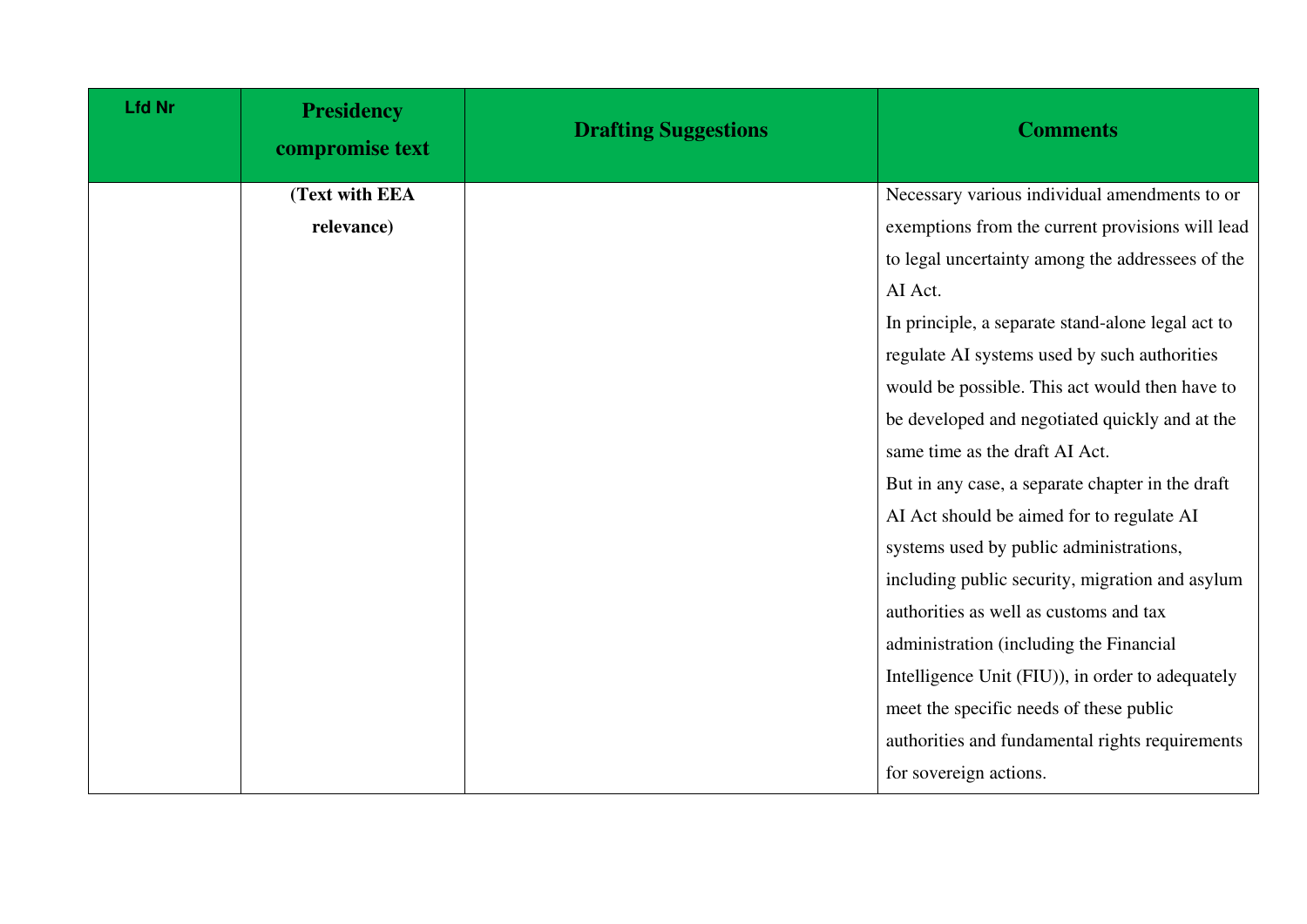| Lfd Nr | Presidency compromise text | Drafting Suggestions | Comments |
|---|---|---|---|
| | **(Text with EEA relevance)** | | Necessary various individual amendments to or exemptions from the current provisions will lead to legal uncertainty among the addressees of the AI Act.<br>In principle, a separate stand-alone legal act to regulate AI systems used by such authorities would be possible. This act would then have to be developed and negotiated quickly and at the same time as the draft AI Act.<br>But in any case, a separate chapter in the draft AI Act should be aimed for to regulate AI systems used by public administrations, including public security, migration and asylum authorities as well as customs and tax administration (including the Financial Intelligence Unit (FIU)), in order to adequately meet the specific needs of these public authorities and fundamental rights requirements for sovereign actions. |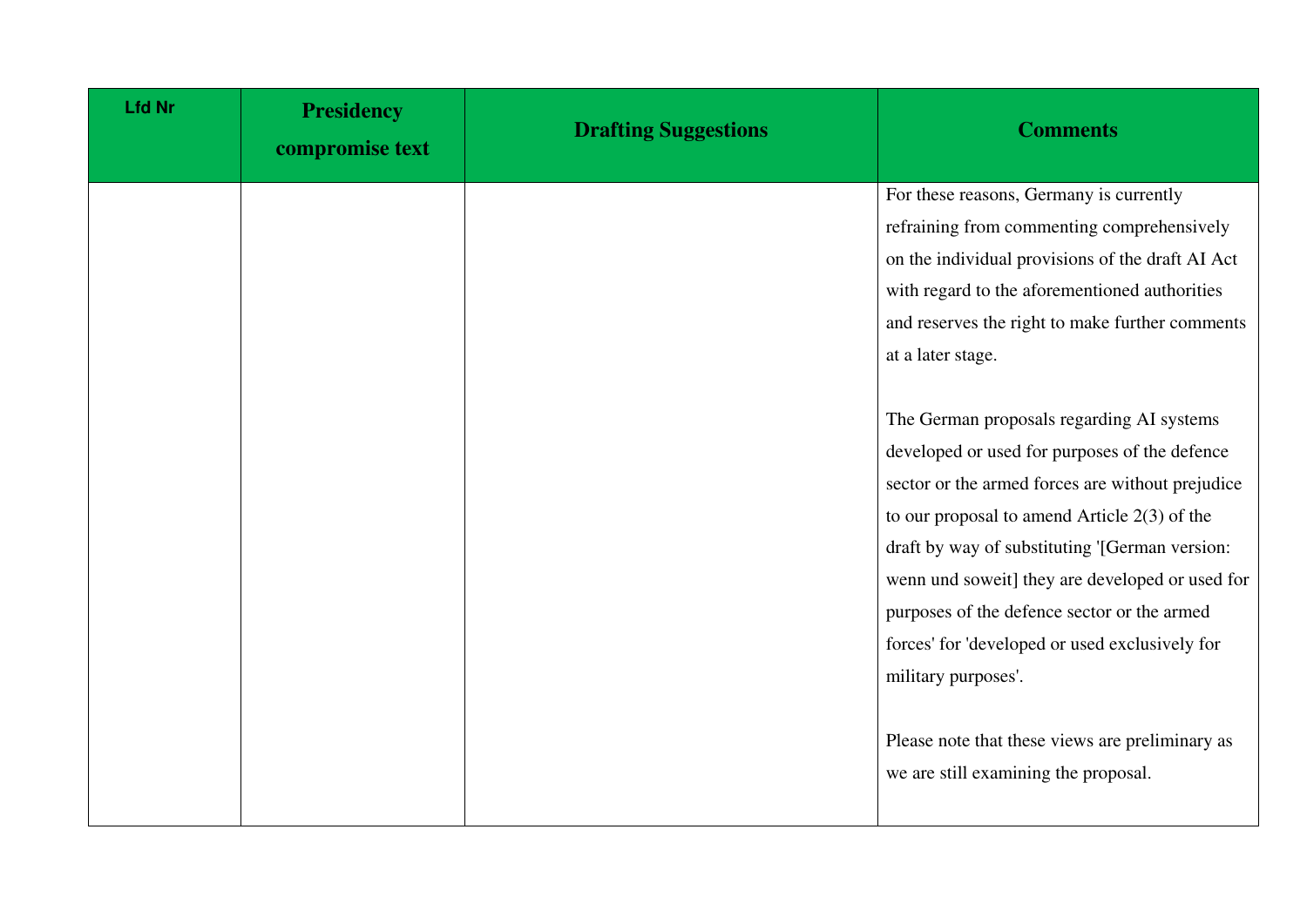| Lfd Nr | Presidency compromise text | Drafting Suggestions | Comments |
| --- | --- | --- | --- |
| | | | For these reasons, Germany is currently refraining from commenting comprehensively on the individual provisions of the draft AI Act with regard to the aforementioned authorities and reserves the right to make further comments at a later stage.<br><br>The German proposals regarding AI systems developed or used for purposes of the defence sector or the armed forces are without prejudice to our proposal to amend Article 2(3) of the draft by way of substituting '[German version: wenn und soweit] they are developed or used for purposes of the defence sector or the armed forces' for 'developed or used exclusively for military purposes'.<br><br>Please note that these views are preliminary as we are still examining the proposal. |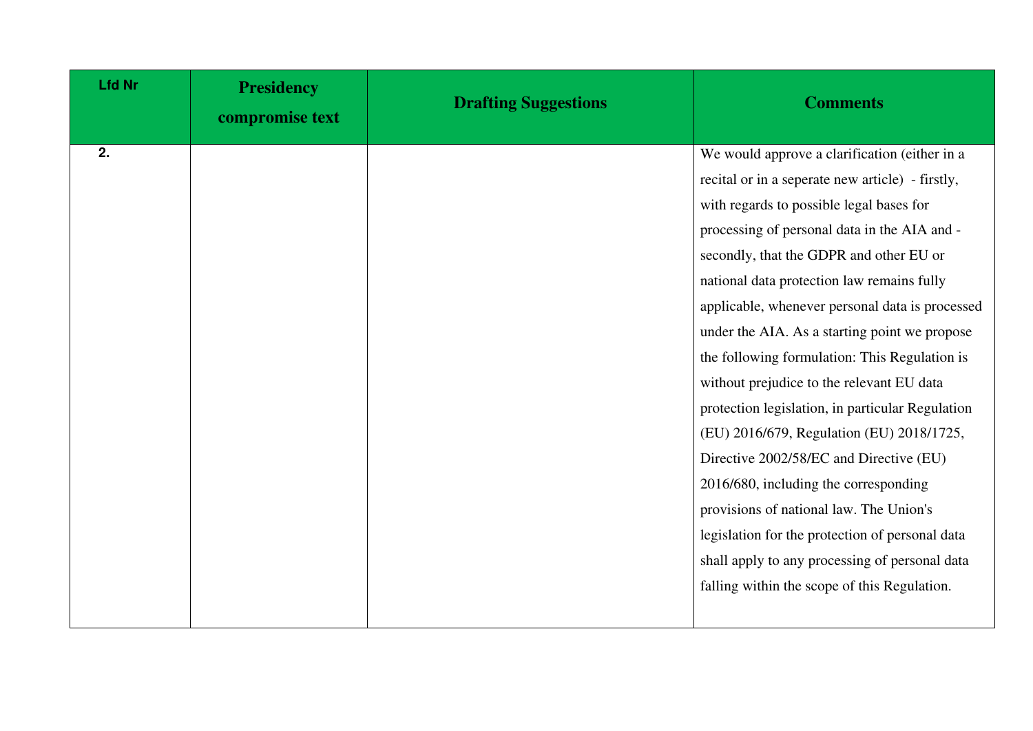| Lfd Nr | Presidency compromise text | Drafting Suggestions | Comments |
|---|---|---|---|
| 2. | | | We would approve a clarification (either in a recital or in a seperate new article) - firstly, with regards to possible legal bases for processing of personal data in the AIA and - secondly, that the GDPR and other EU or national data protection law remains fully applicable, whenever personal data is processed under the AIA. As a starting point we propose the following formulation: This Regulation is without prejudice to the relevant EU data protection legislation, in particular Regulation (EU) 2016/679, Regulation (EU) 2018/1725, Directive 2002/58/EC and Directive (EU) 2016/680, including the corresponding provisions of national law. The Union's legislation for the protection of personal data shall apply to any processing of personal data falling within the scope of this Regulation. |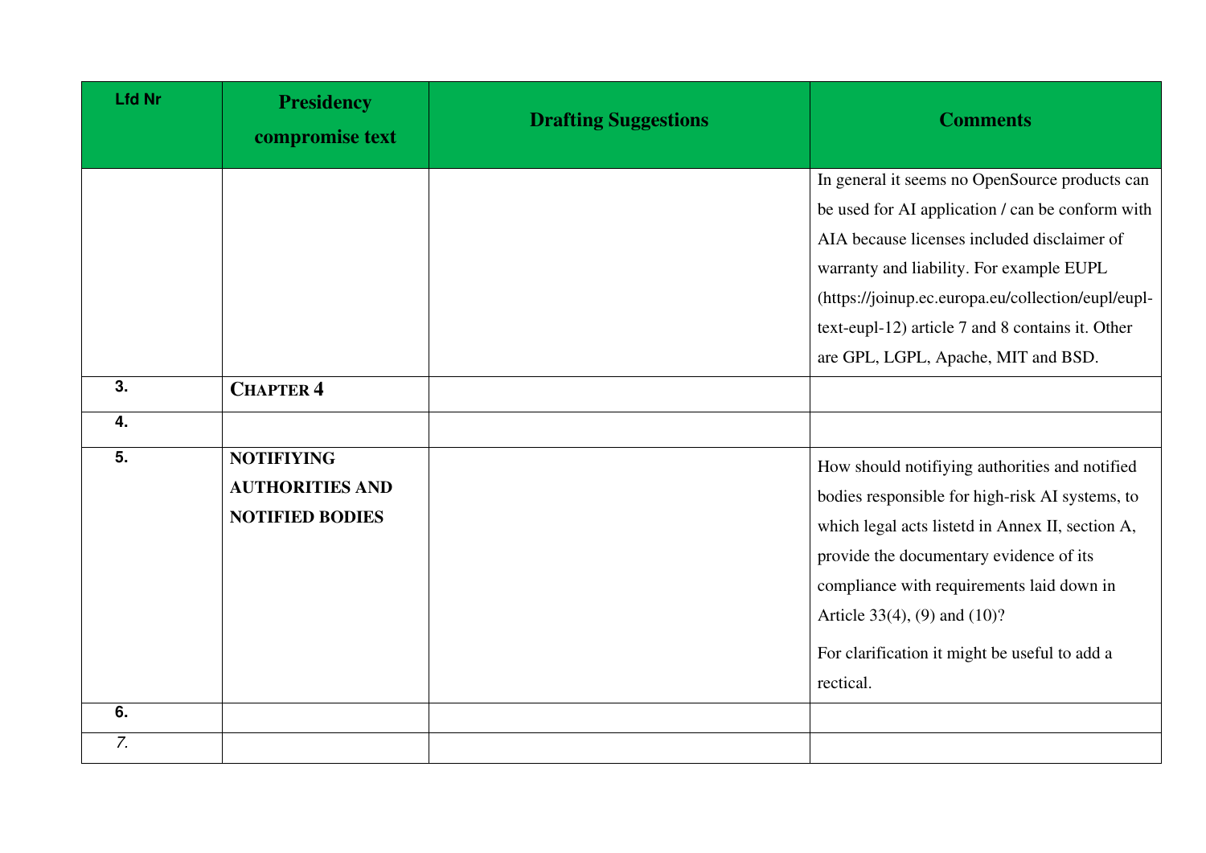| Lfd Nr | Presidency compromise text | Drafting Suggestions | Comments |
|---|---|---|---|
| | | | In general it seems no OpenSource products can be used for AI application / can be conform with AIA because licenses included disclaimer of warranty and liability. For example EUPL (https://joinup.ec.europa.eu/collection/eupl/eupl-text-eupl-12) article 7 and 8 contains it. Other are GPL, LGPL, Apache, MIT and BSD. |
| 3. | **CHAPTER 4** | | |
| 4. | | | |
| 5. | **NOTIFIYING AUTHORITIES AND NOTIFIED BODIES** | | How should notifiying authorities and notified bodies responsible for high-risk AI systems, to which legal acts listetd in Annex II, section A, provide the documentary evidence of its compliance with requirements laid down in Article 33(4), (9) and (10)?<br><br>For clarification it might be useful to add a rectical. |
| 6. | | | |
| *7.* | | | |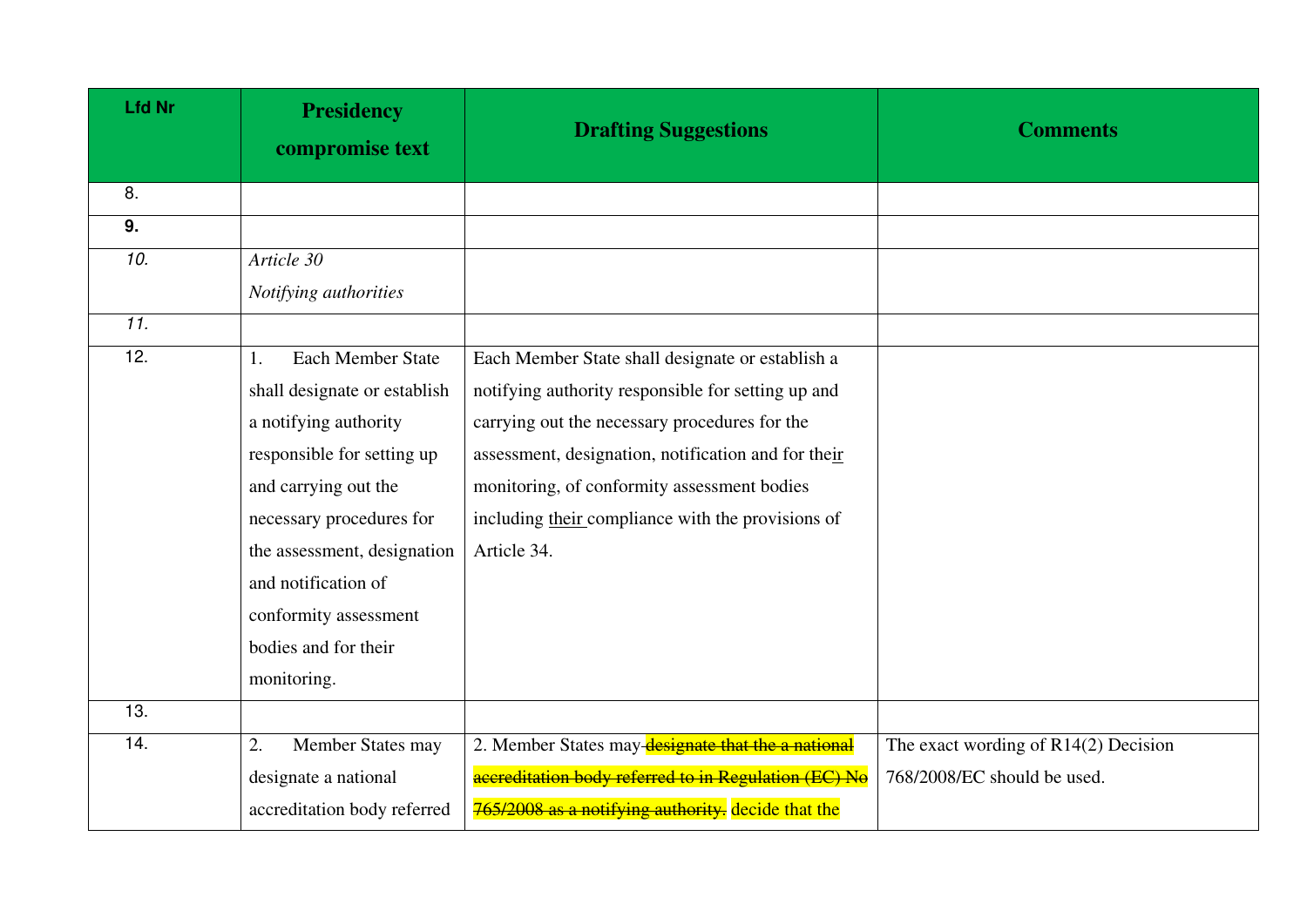| Lfd Nr | Presidency compromise text | Drafting Suggestions | Comments |
|---|---|---|---|
| 8. | | | |
| **9.** | | | |
| *10.* | *Article 30*<br>*Notifying authorities* | | |
| *11.* | | | |
| 12. | 1. Each Member State shall designate or establish a notifying authority responsible for setting up and carrying out the necessary procedures for the assessment, designation and notification of conformity assessment bodies and for their monitoring. | Each Member State shall designate or establish a notifying authority responsible for setting up and carrying out the necessary procedures for the assessment, designation, notification and for their monitoring, of conformity assessment bodies including their compliance with the provisions of Article 34. | |
| 13. | | | |
| 14. | 2. Member States may designate a national accreditation body referred | 2. Member States may ~~designate that the a national accreditation body referred to in Regulation (EC) No 765/2008 as a notifying authority.~~ decide that the | The exact wording of R14(2) Decision 768/2008/EC should be used. |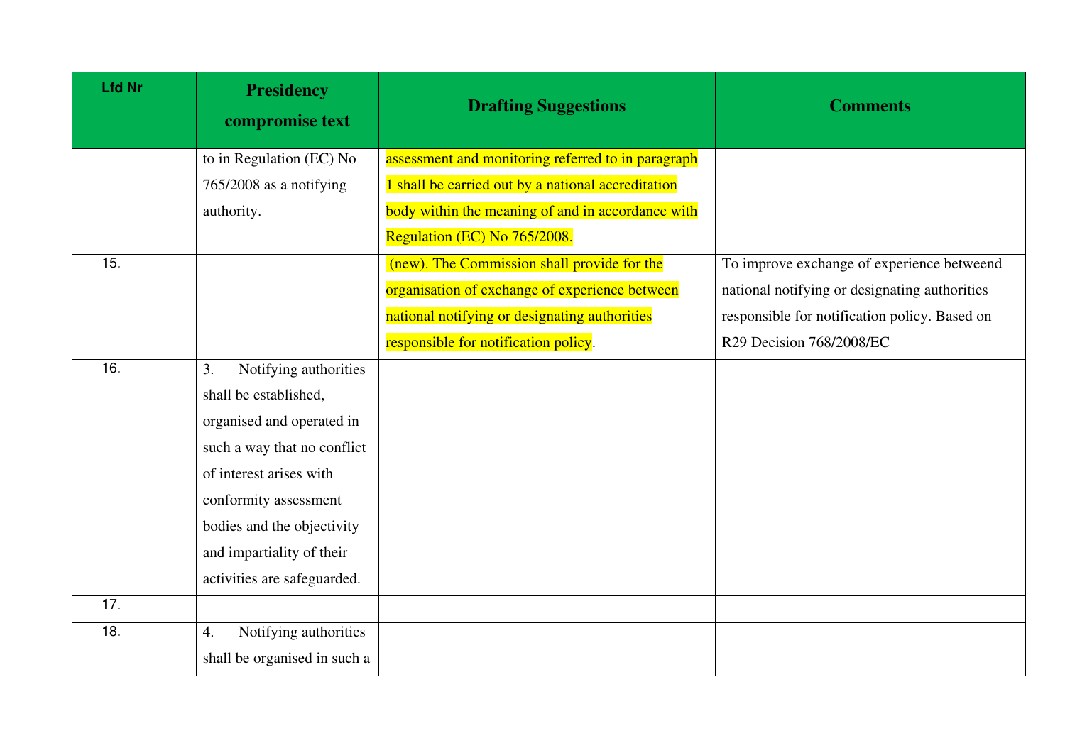| Lfd Nr | Presidency compromise text | Drafting Suggestions | Comments |
|---|---|---|---|
| | to in Regulation (EC) No 765/2008 as a notifying authority. | assessment and monitoring referred to in paragraph 1 shall be carried out by a national accreditation body within the meaning of and in accordance with Regulation (EC) No 765/2008. | |
| 15. | | (new). The Commission shall provide for the organisation of exchange of experience between national notifying or designating authorities responsible for notification policy. | To improve exchange of experience betweend national notifying or designating authorities responsible for notification policy. Based on R29 Decision 768/2008/EC |
| 16. | 3. Notifying authorities shall be established, organised and operated in such a way that no conflict of interest arises with conformity assessment bodies and the objectivity and impartiality of their activities are safeguarded. | | |
| 17. | | | |
| 18. | 4. Notifying authorities shall be organised in such a | | |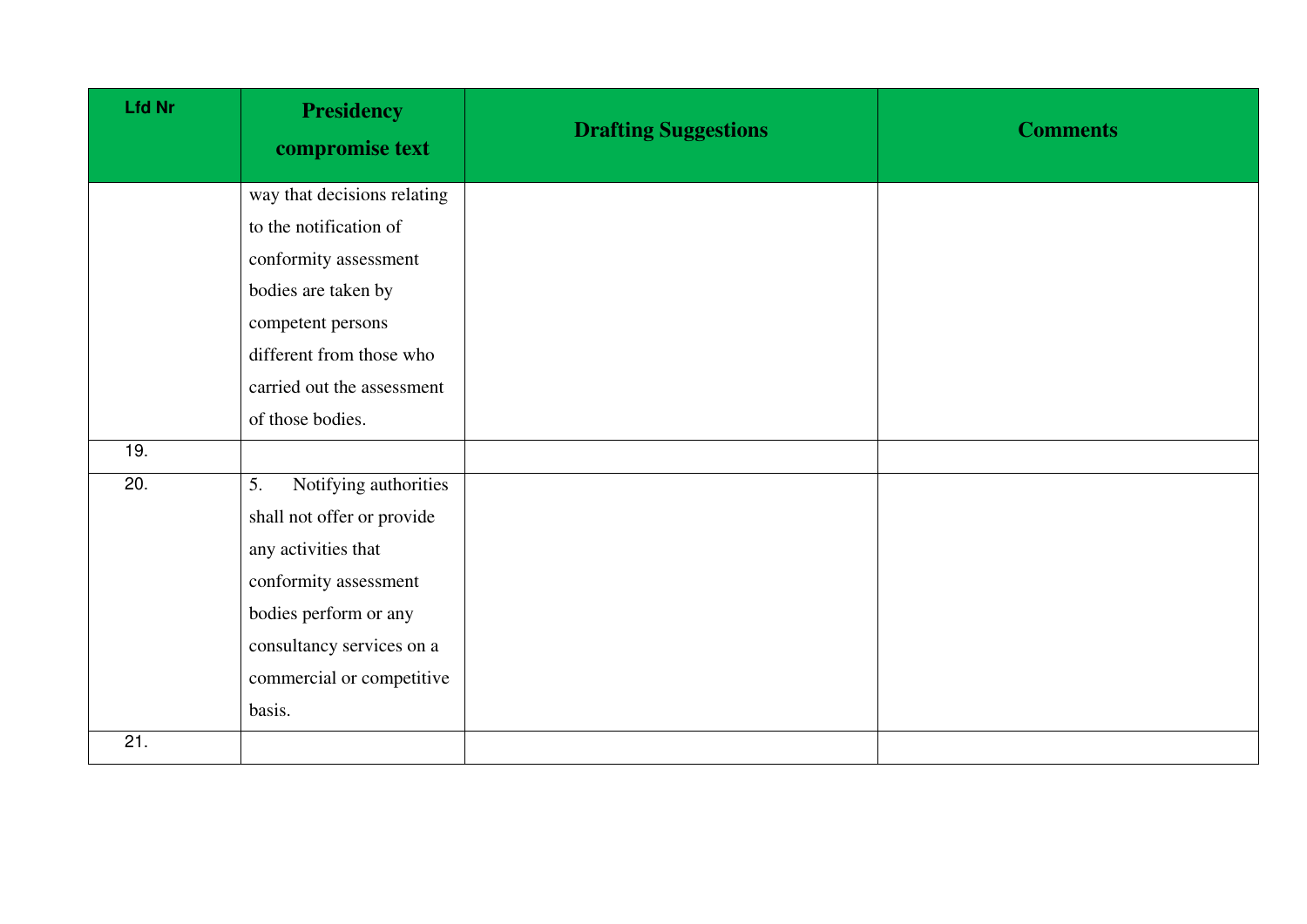| Lfd Nr | Presidency compromise text | Drafting Suggestions | Comments |
|---|---|---|---|
| | way that decisions relating to the notification of conformity assessment bodies are taken by competent persons different from those who carried out the assessment of those bodies. | | |
| 19. | | | |
| 20. | 5. Notifying authorities shall not offer or provide any activities that conformity assessment bodies perform or any consultancy services on a commercial or competitive basis. | | |
| 21. | | | |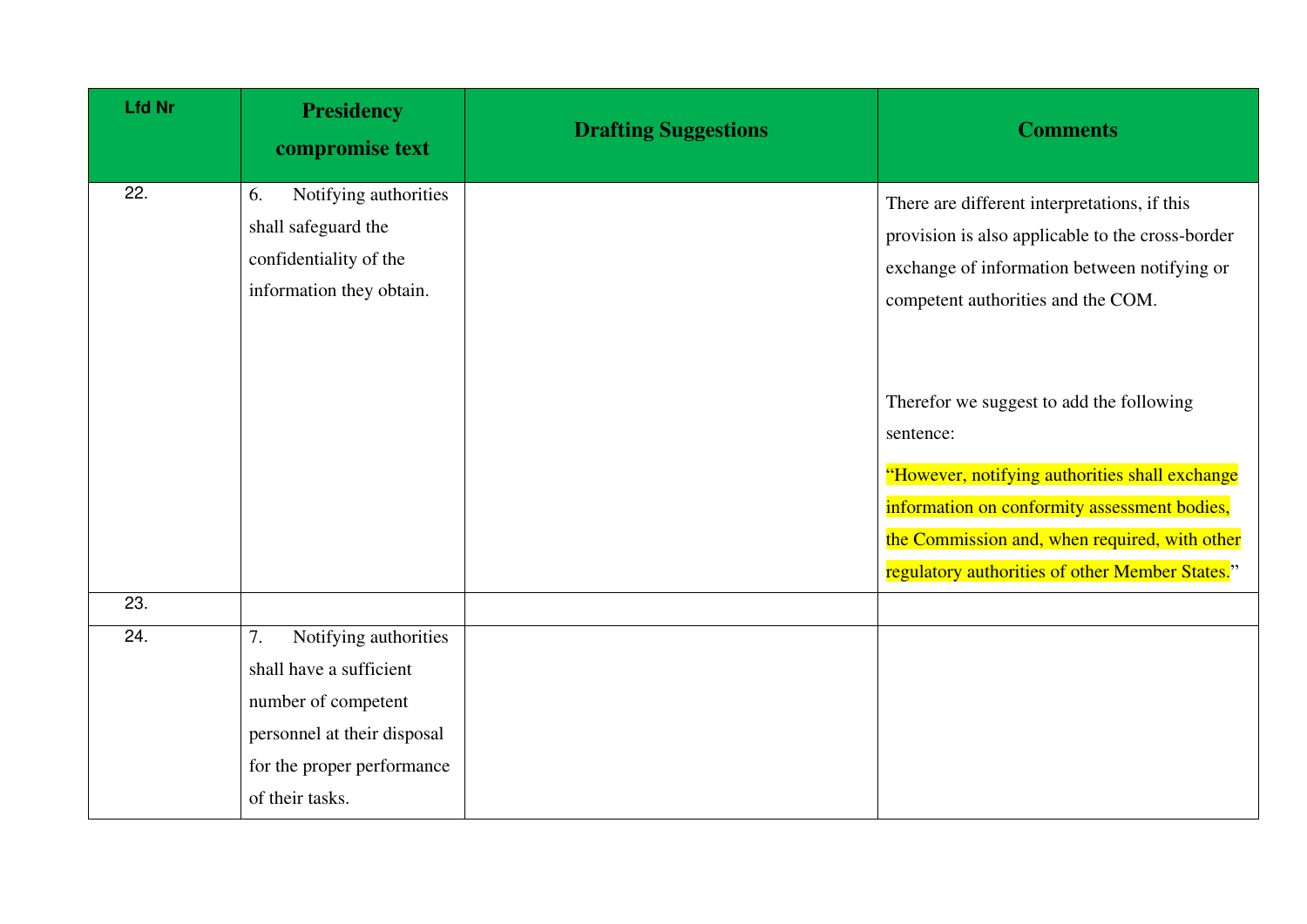| Lfd Nr | Presidency compromise text | Drafting Suggestions | Comments |
|---|---|---|---|
| 22. | 6. Notifying authorities shall safeguard the confidentiality of the information they obtain. | | There are different interpretations, if this provision is also applicable to the cross-border exchange of information between notifying or competent authorities and the COM.<br><br>Therefor we suggest to add the following sentence:<br>"However, notifying authorities shall exchange information on conformity assessment bodies, the Commission and, when required, with other regulatory authorities of other Member States." |
| 23. | | | |
| 24. | 7. Notifying authorities shall have a sufficient number of competent personnel at their disposal for the proper performance of their tasks. | | |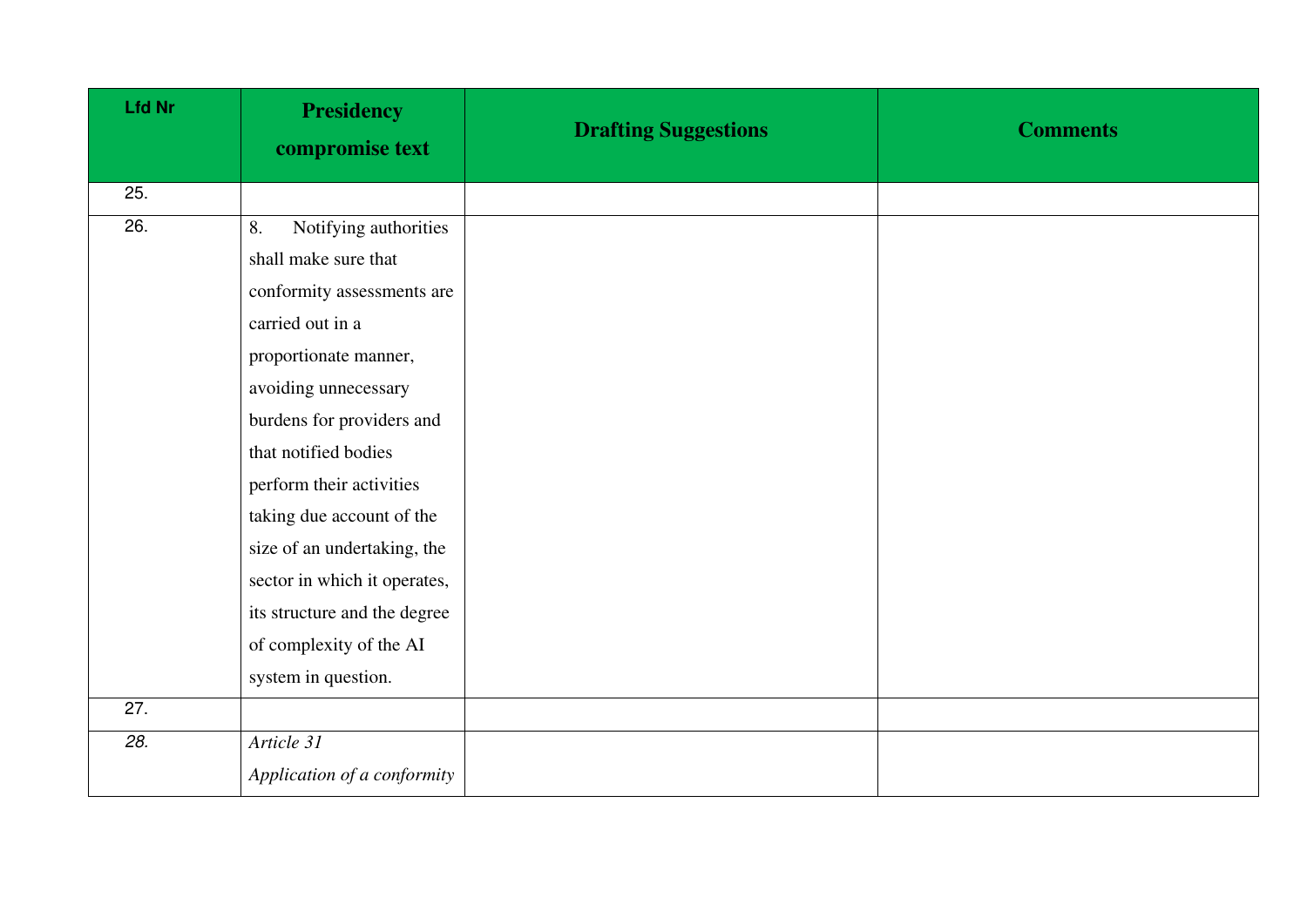| Lfd Nr | Presidency compromise text | Drafting Suggestions | Comments |
|---|---|---|---|
| 25. | | | |
| 26. | 8. Notifying authorities shall make sure that conformity assessments are carried out in a proportionate manner, avoiding unnecessary burdens for providers and that notified bodies perform their activities taking due account of the size of an undertaking, the sector in which it operates, its structure and the degree of complexity of the AI system in question. | | |
| 27. | | | |
| *28.* | *Article 31*<br>*Application of a conformity* | | |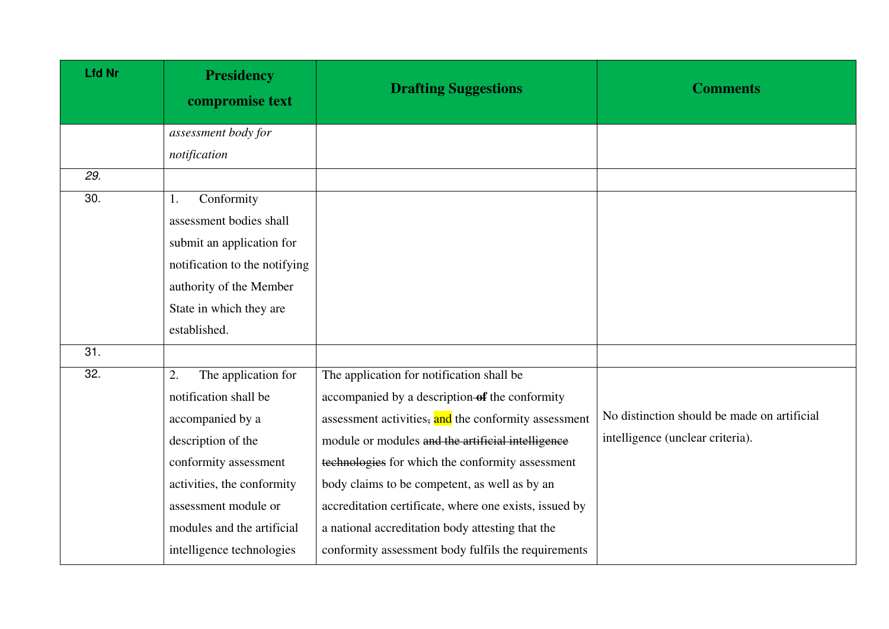| Lfd Nr | Presidency compromise text | Drafting Suggestions | Comments |
|---|---|---|---|
| | *assessment body for notification* | | |
| *29.* | | | |
| 30. | 1. Conformity assessment bodies shall submit an application for notification to the notifying authority of the Member State in which they are established. | | |
| 31. | | | |
| 32. | 2. The application for notification shall be accompanied by a description of the conformity assessment activities, the conformity assessment module or modules and the artificial intelligence technologies | The application for notification shall be accompanied by a description ~~of~~ the conformity assessment activities~~,~~ and the conformity assessment module or modules ~~and the artificial intelligence technologies~~ for which the conformity assessment body claims to be competent, as well as by an accreditation certificate, where one exists, issued by a national accreditation body attesting that the conformity assessment body fulfils the requirements | No distinction should be made on artificial intelligence (unclear criteria). |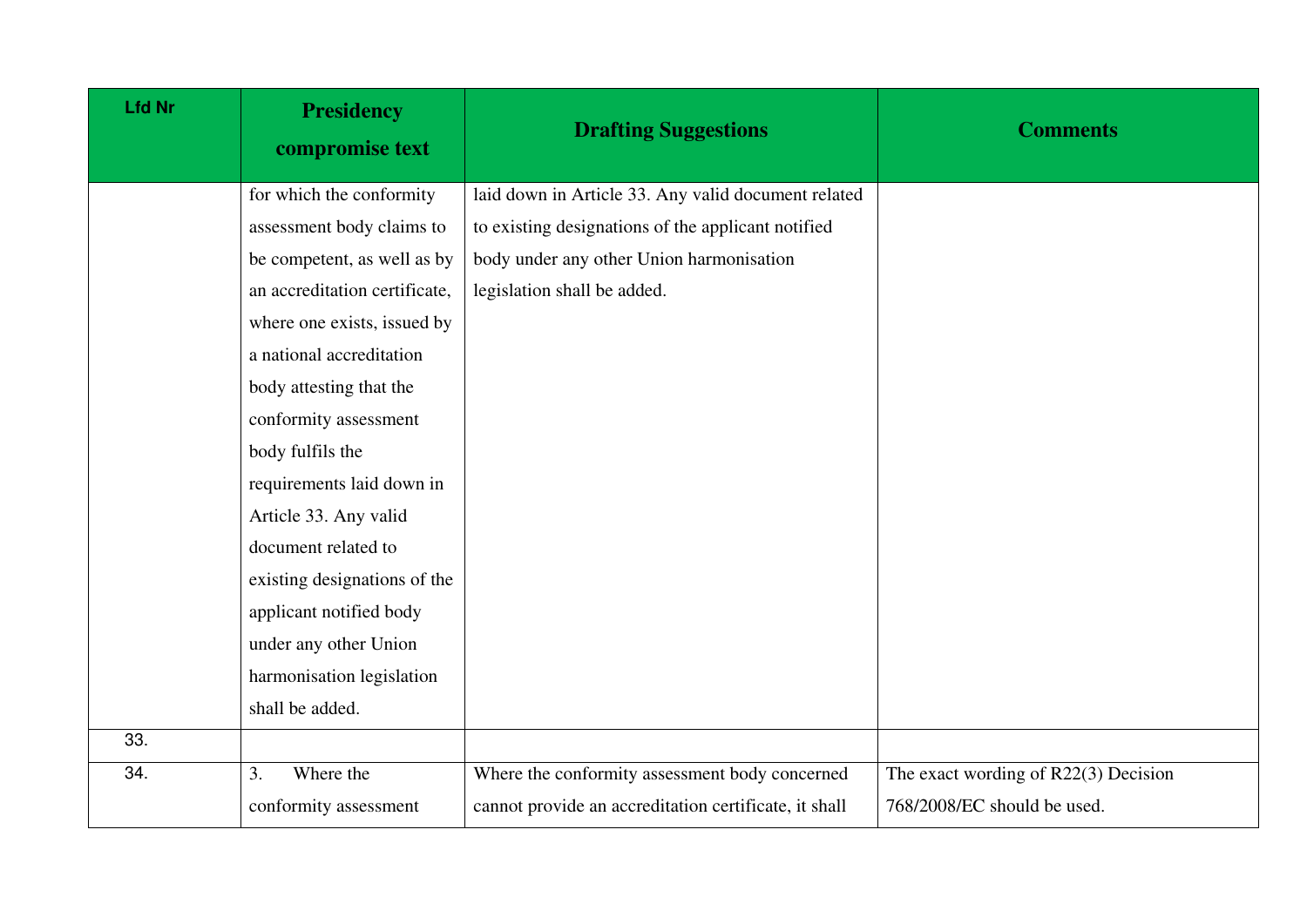| Lfd Nr | Presidency compromise text | Drafting Suggestions | Comments |
|---|---|---|---|
| | for which the conformity assessment body claims to be competent, as well as by an accreditation certificate, where one exists, issued by a national accreditation body attesting that the conformity assessment body fulfils the requirements laid down in Article 33. Any valid document related to existing designations of the applicant notified body under any other Union harmonisation legislation shall be added. | laid down in Article 33. Any valid document related to existing designations of the applicant notified body under any other Union harmonisation legislation shall be added. | |
| 33. | | | |
| 34. | 3. Where the conformity assessment | Where the conformity assessment body concerned cannot provide an accreditation certificate, it shall | The exact wording of R22(3) Decision 768/2008/EC should be used. |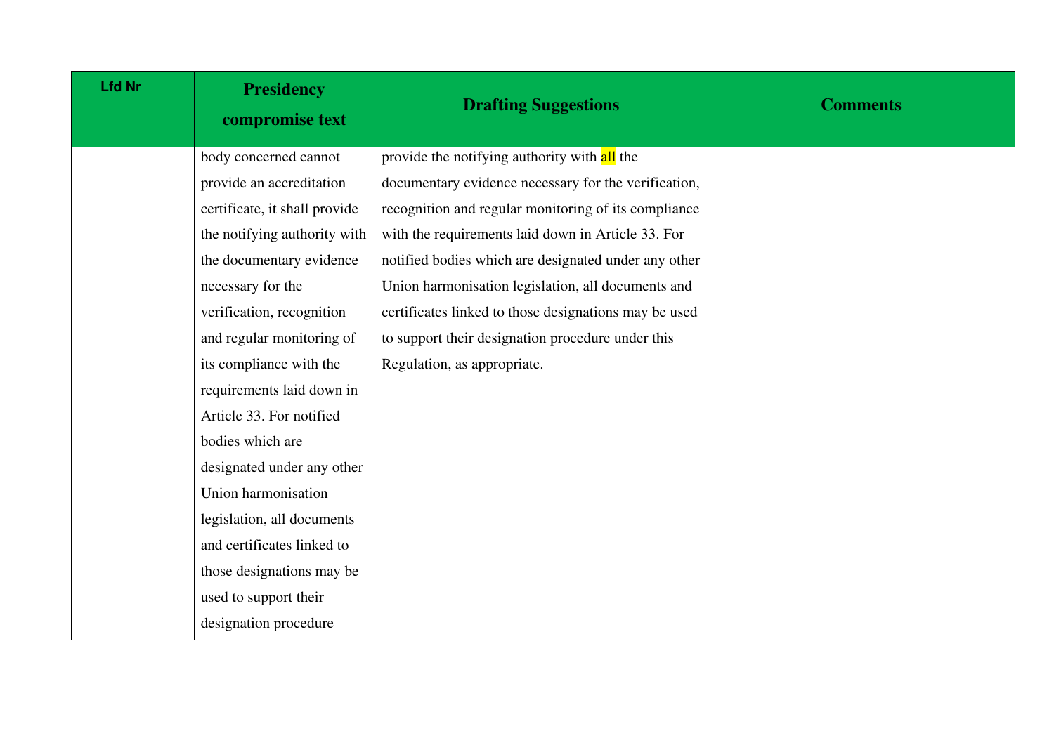| Lfd Nr | Presidency compromise text | Drafting Suggestions | Comments |
|---|---|---|---|
| | body concerned cannot provide an accreditation certificate, it shall provide the notifying authority with the documentary evidence necessary for the verification, recognition and regular monitoring of its compliance with the requirements laid down in Article 33. For notified bodies which are designated under any other Union harmonisation legislation, all documents and certificates linked to those designations may be used to support their designation procedure | provide the notifying authority with all the documentary evidence necessary for the verification, recognition and regular monitoring of its compliance with the requirements laid down in Article 33. For notified bodies which are designated under any other Union harmonisation legislation, all documents and certificates linked to those designations may be used to support their designation procedure under this Regulation, as appropriate. | |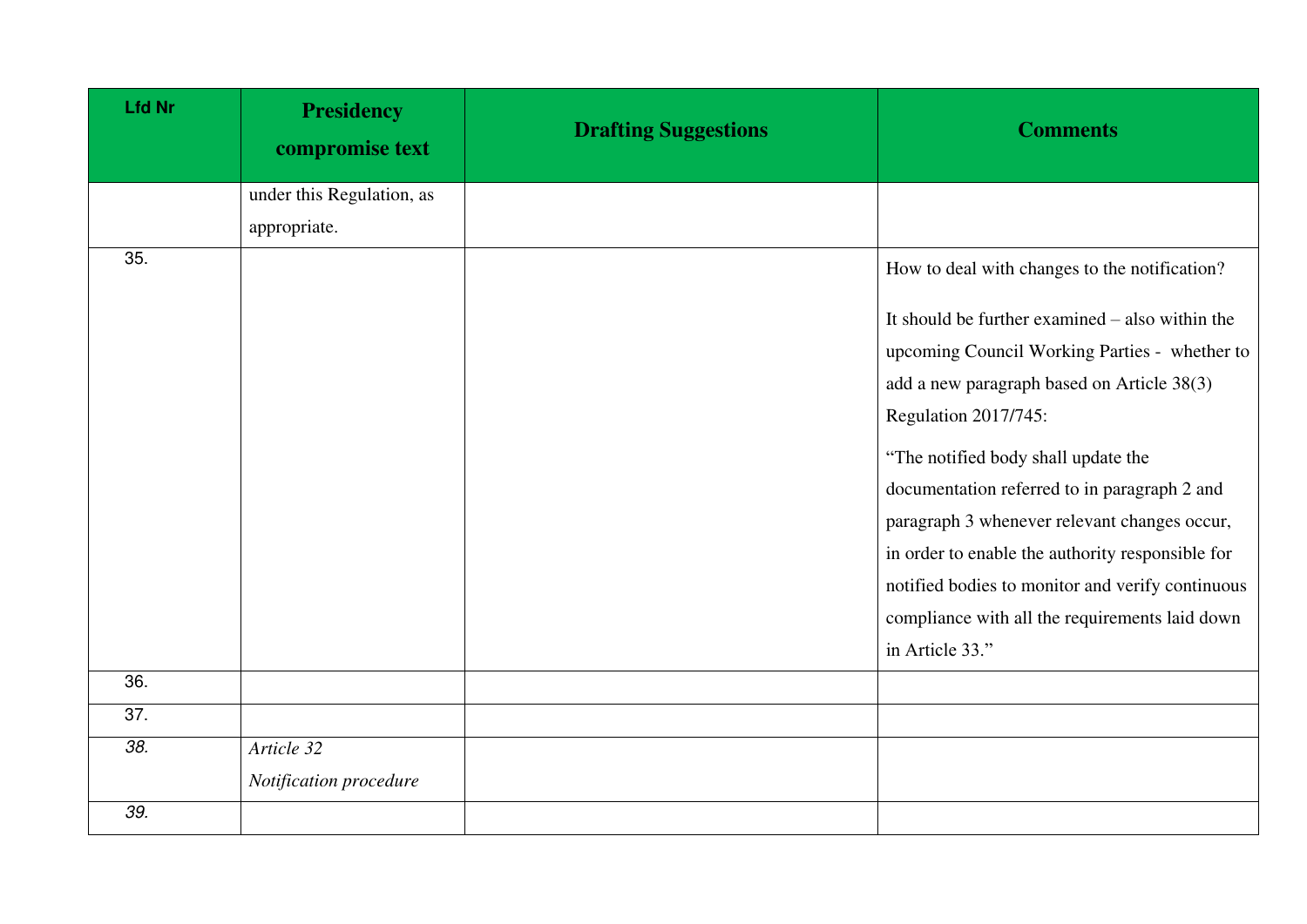| Lfd Nr | Presidency compromise text | Drafting Suggestions | Comments |
|---|---|---|---|
| | under this Regulation, as appropriate. | | |
| 35. | | | How to deal with changes to the notification?<br><br>It should be further examined – also within the upcoming Council Working Parties - whether to add a new paragraph based on Article 38(3) Regulation 2017/745:<br><br>“The notified body shall update the documentation referred to in paragraph 2 and paragraph 3 whenever relevant changes occur, in order to enable the authority responsible for notified bodies to monitor and verify continuous compliance with all the requirements laid down in Article 33.” |
| 36. | | | |
| 37. | | | |
| *38.* | *Article 32*<br>*Notification procedure* | | |
| *39.* | | | |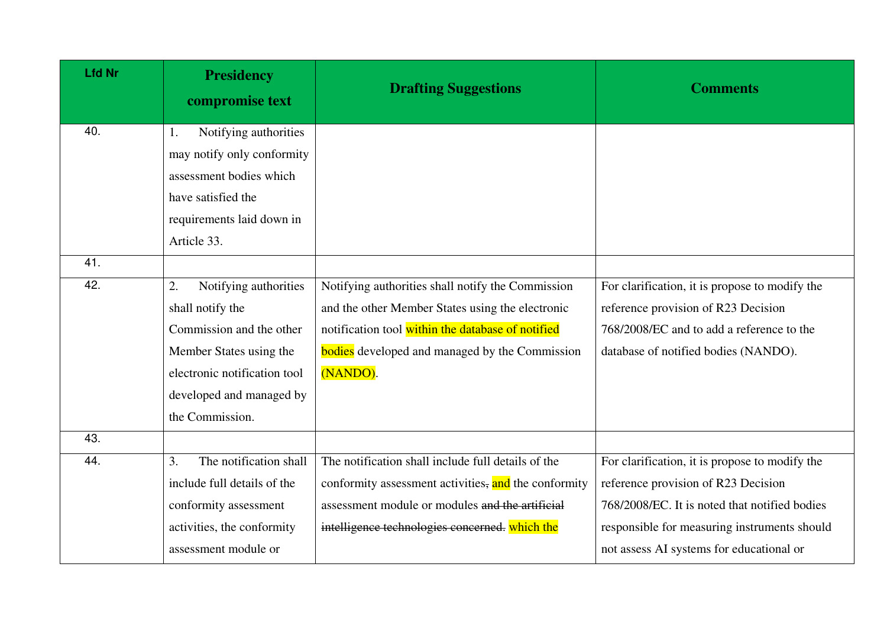| Lfd Nr | Presidency compromise text | Drafting Suggestions | Comments |
|---|---|---|---|
| 40. | 1. Notifying authorities may notify only conformity assessment bodies which have satisfied the requirements laid down in Article 33. | | |
| 41. | | | |
| 42. | 2. Notifying authorities shall notify the Commission and the other Member States using the electronic notification tool developed and managed by the Commission. | Notifying authorities shall notify the Commission and the other Member States using the electronic notification tool within the database of notified bodies developed and managed by the Commission (NANDO). | For clarification, it is propose to modify the reference provision of R23 Decision 768/2008/EC and to add a reference to the database of notified bodies (NANDO). |
| 43. | | | |
| 44. | 3. The notification shall include full details of the conformity assessment activities, the conformity assessment module or | The notification shall include full details of the conformity assessment activities~~,~~ and the conformity assessment module or modules ~~and the artificial intelligence technologies concerned.~~ which the | For clarification, it is propose to modify the reference provision of R23 Decision 768/2008/EC. It is noted that notified bodies responsible for measuring instruments should not assess AI systems for educational or |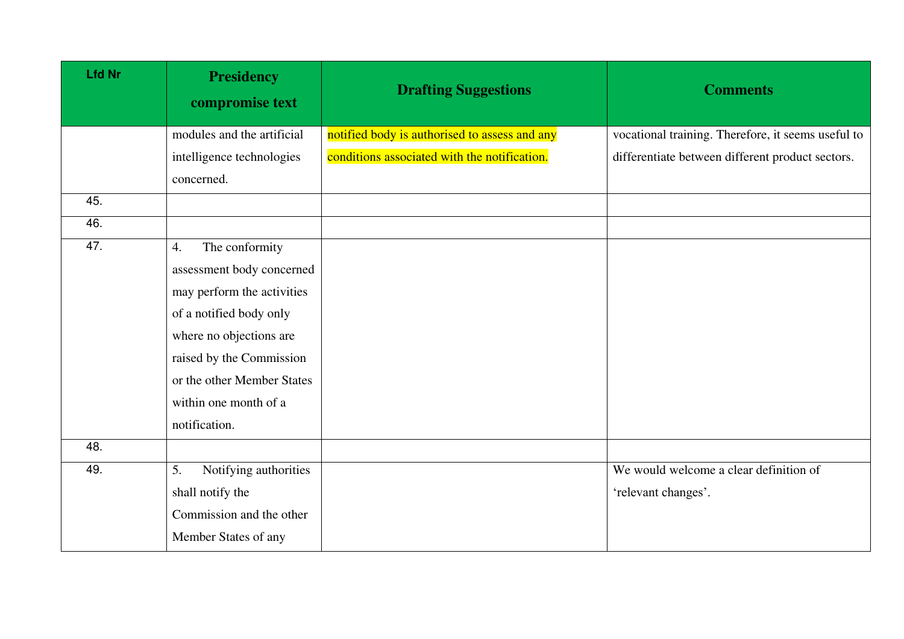| Lfd Nr | Presidency compromise text | Drafting Suggestions | Comments |
|---|---|---|---|
| | modules and the artificial intelligence technologies concerned. | notified body is authorised to assess and any conditions associated with the notification. | vocational training. Therefore, it seems useful to differentiate between different product sectors. |
| 45. | | | |
| 46. | | | |
| 47. | 4. The conformity assessment body concerned may perform the activities of a notified body only where no objections are raised by the Commission or the other Member States within one month of a notification. | | |
| 48. | | | |
| 49. | 5. Notifying authorities shall notify the Commission and the other Member States of any | | We would welcome a clear definition of 'relevant changes'. |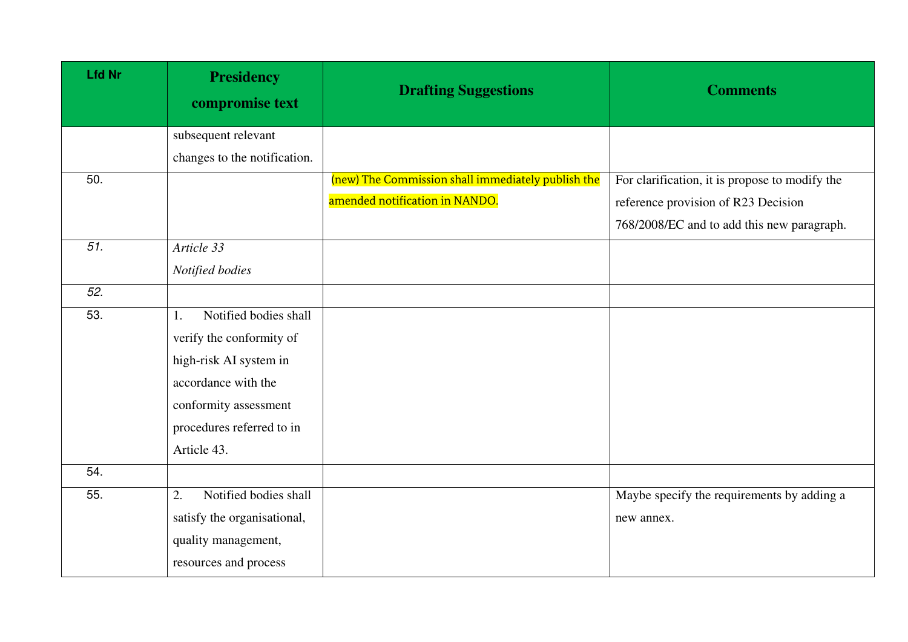| Lfd Nr | Presidency compromise text | Drafting Suggestions | Comments |
|---|---|---|---|
| | subsequent relevant changes to the notification. | | |
| 50. | | (new) The Commission shall immediately publish the amended notification in NANDO. | For clarification, it is propose to modify the reference provision of R23 Decision 768/2008/EC and to add this new paragraph. |
| *51.* | *Article 33*<br>*Notified bodies* | | |
| *52.* | | | |
| 53. | 1. Notified bodies shall verify the conformity of high-risk AI system in accordance with the conformity assessment procedures referred to in Article 43. | | |
| 54. | | | |
| 55. | 2. Notified bodies shall satisfy the organisational, quality management, resources and process | | Maybe specify the requirements by adding a new annex. |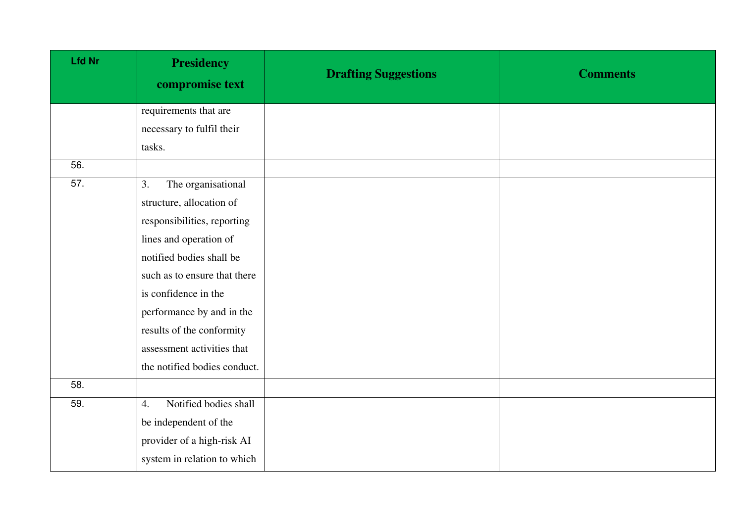| Lfd Nr | Presidency compromise text | Drafting Suggestions | Comments |
|---|---|---|---|
| | requirements that are necessary to fulfil their tasks. | | |
| 56. | | | |
| 57. | 3. The organisational structure, allocation of responsibilities, reporting lines and operation of notified bodies shall be such as to ensure that there is confidence in the performance by and in the results of the conformity assessment activities that the notified bodies conduct. | | |
| 58. | | | |
| 59. | 4. Notified bodies shall be independent of the provider of a high-risk AI system in relation to which | | |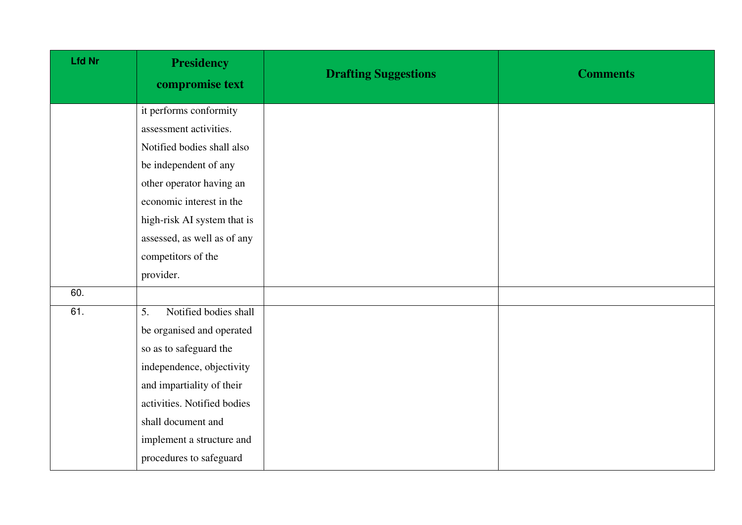| Lfd Nr | Presidency compromise text | Drafting Suggestions | Comments |
|---|---|---|---|
| | it performs conformity assessment activities. Notified bodies shall also be independent of any other operator having an economic interest in the high-risk AI system that is assessed, as well as of any competitors of the provider. | | |
| 60. | | | |
| 61. | 5. Notified bodies shall be organised and operated so as to safeguard the independence, objectivity and impartiality of their activities. Notified bodies shall document and implement a structure and procedures to safeguard | | |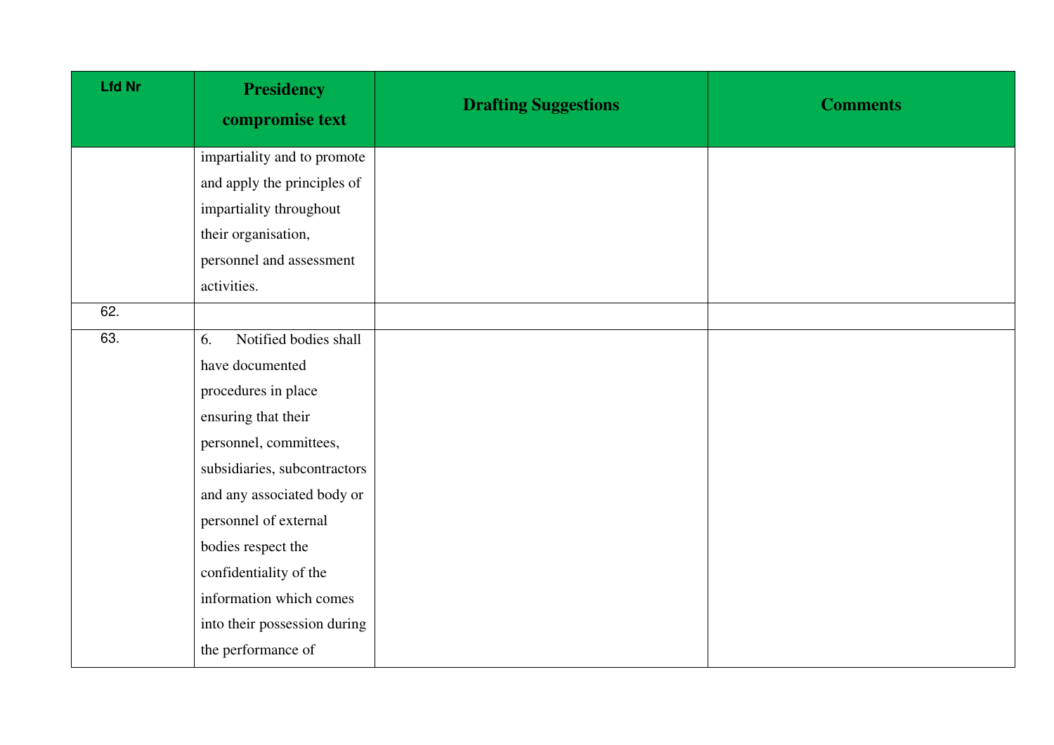| Lfd Nr | Presidency compromise text | Drafting Suggestions | Comments |
|---|---|---|---|
| | impartiality and to promote and apply the principles of impartiality throughout their organisation, personnel and assessment activities. | | |
| 62. | | | |
| 63. | 6. Notified bodies shall have documented procedures in place ensuring that their personnel, committees, subsidiaries, subcontractors and any associated body or personnel of external bodies respect the confidentiality of the information which comes into their possession during the performance of | | |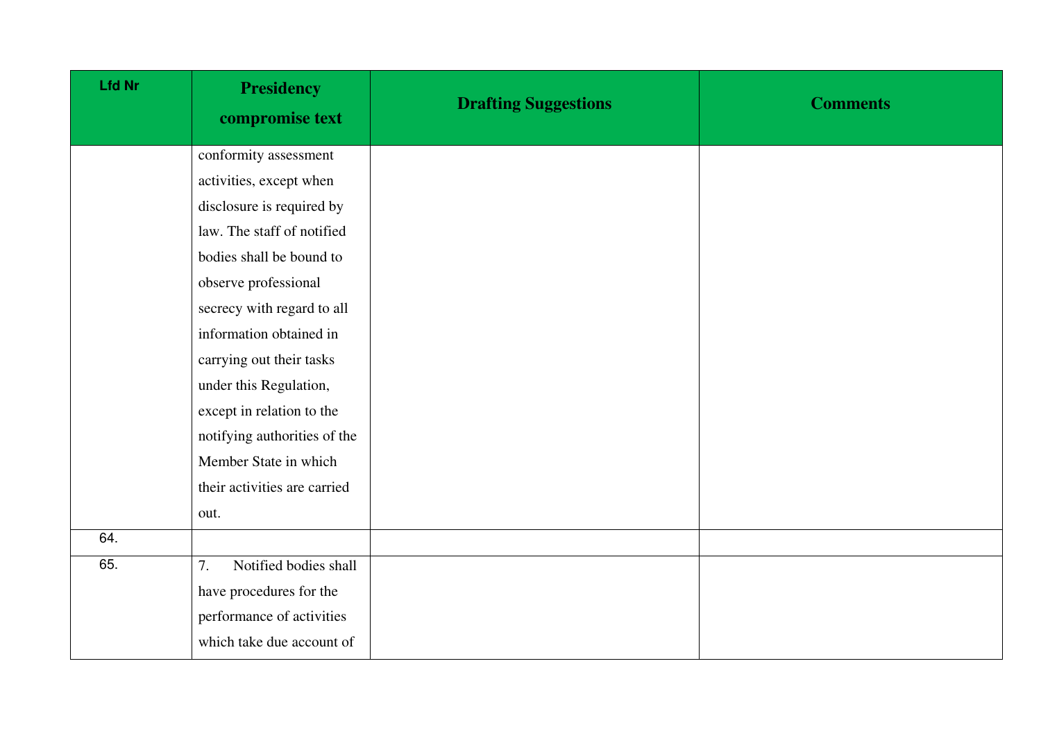| Lfd Nr | Presidency compromise text | Drafting Suggestions | Comments |
|---|---|---|---|
| | conformity assessment activities, except when disclosure is required by law. The staff of notified bodies shall be bound to observe professional secrecy with regard to all information obtained in carrying out their tasks under this Regulation, except in relation to the notifying authorities of the Member State in which their activities are carried out. | | |
| 64. | | | |
| 65. | 7. Notified bodies shall have procedures for the performance of activities which take due account of | | |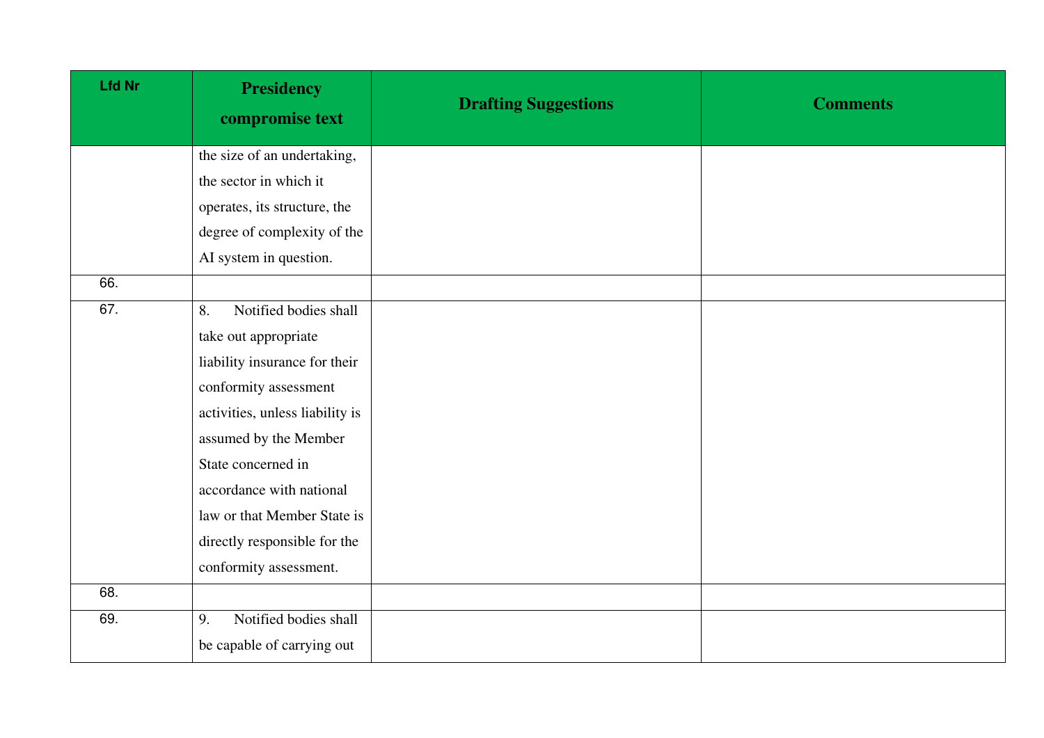| Lfd Nr | Presidency compromise text | Drafting Suggestions | Comments |
|---|---|---|---|
| | the size of an undertaking, the sector in which it operates, its structure, the degree of complexity of the AI system in question. | | |
| 66. | | | |
| 67. | 8. Notified bodies shall take out appropriate liability insurance for their conformity assessment activities, unless liability is assumed by the Member State concerned in accordance with national law or that Member State is directly responsible for the conformity assessment. | | |
| 68. | | | |
| 69. | 9. Notified bodies shall be capable of carrying out | | |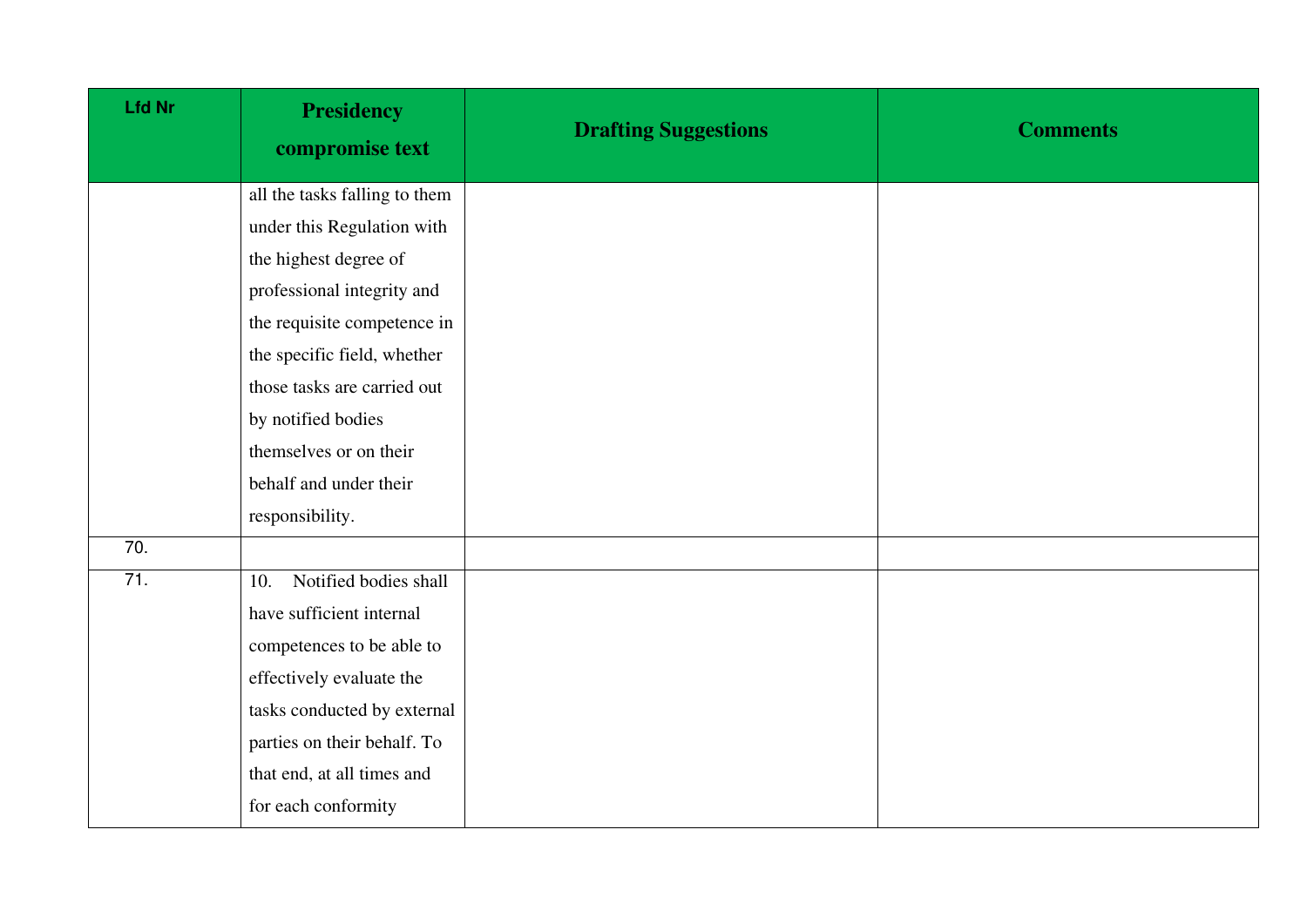| Lfd Nr | Presidency compromise text | Drafting Suggestions | Comments |
|---|---|---|---|
| | all the tasks falling to them under this Regulation with the highest degree of professional integrity and the requisite competence in the specific field, whether those tasks are carried out by notified bodies themselves or on their behalf and under their responsibility. | | |
| 70. | | | |
| 71. | 10. Notified bodies shall have sufficient internal competences to be able to effectively evaluate the tasks conducted by external parties on their behalf. To that end, at all times and for each conformity | | |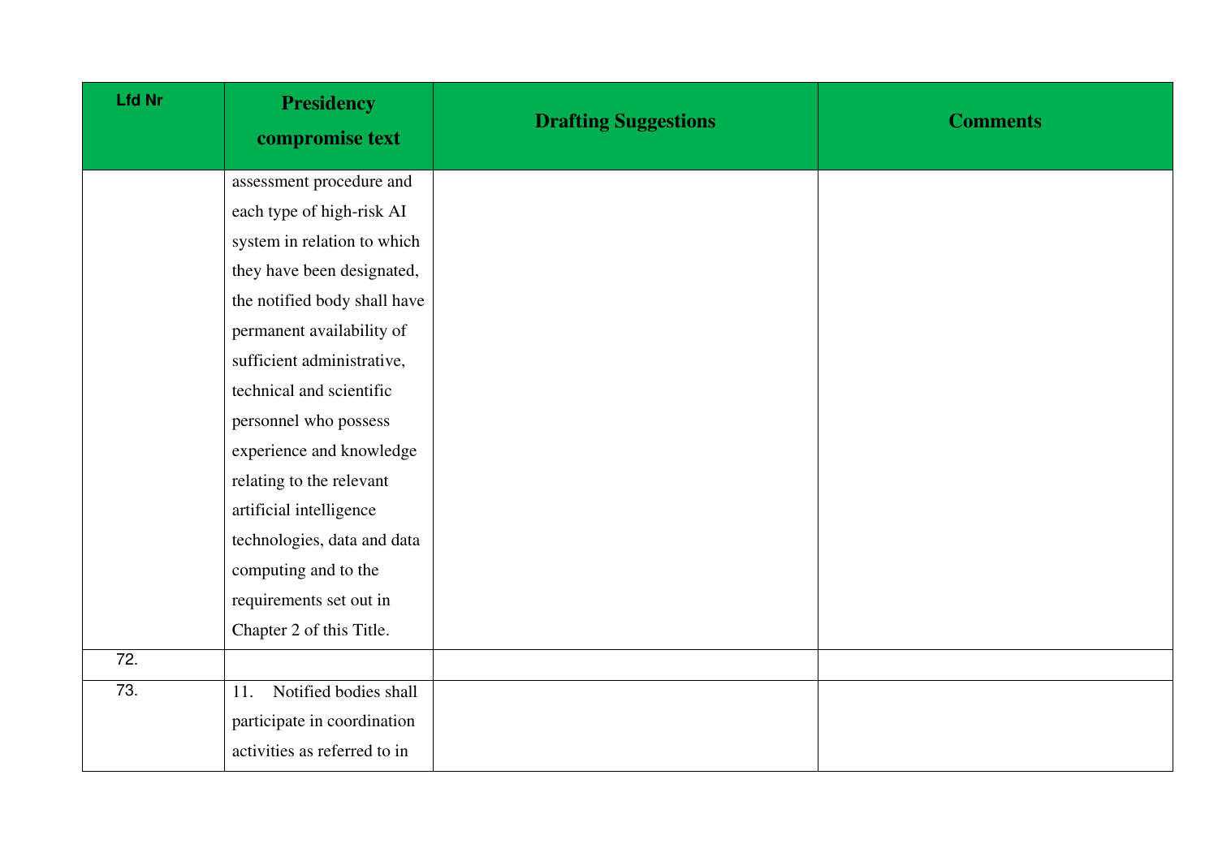| Lfd Nr | Presidency compromise text | Drafting Suggestions | Comments |
|---|---|---|---|
| | assessment procedure and each type of high-risk AI system in relation to which they have been designated, the notified body shall have permanent availability of sufficient administrative, technical and scientific personnel who possess experience and knowledge relating to the relevant artificial intelligence technologies, data and data computing and to the requirements set out in Chapter 2 of this Title. | | |
| 72. | | | |
| 73. | 11. Notified bodies shall participate in coordination activities as referred to in | | |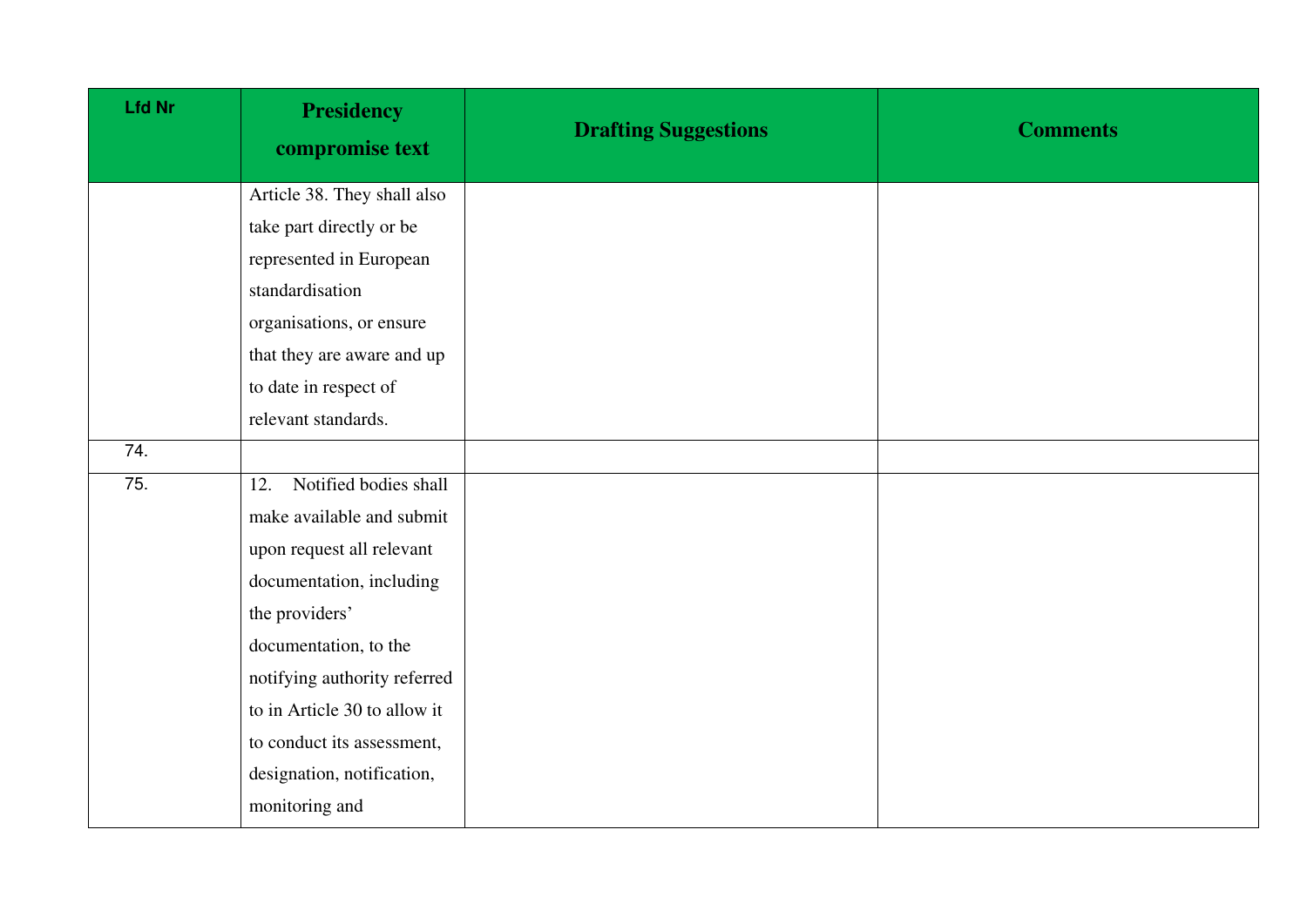| Lfd Nr | Presidency compromise text | Drafting Suggestions | Comments |
|---|---|---|---|
| | Article 38. They shall also take part directly or be represented in European standardisation organisations, or ensure that they are aware and up to date in respect of relevant standards. | | |
| 74. | | | |
| 75. | 12. Notified bodies shall make available and submit upon request all relevant documentation, including the providers' documentation, to the notifying authority referred to in Article 30 to allow it to conduct its assessment, designation, notification, monitoring and | | |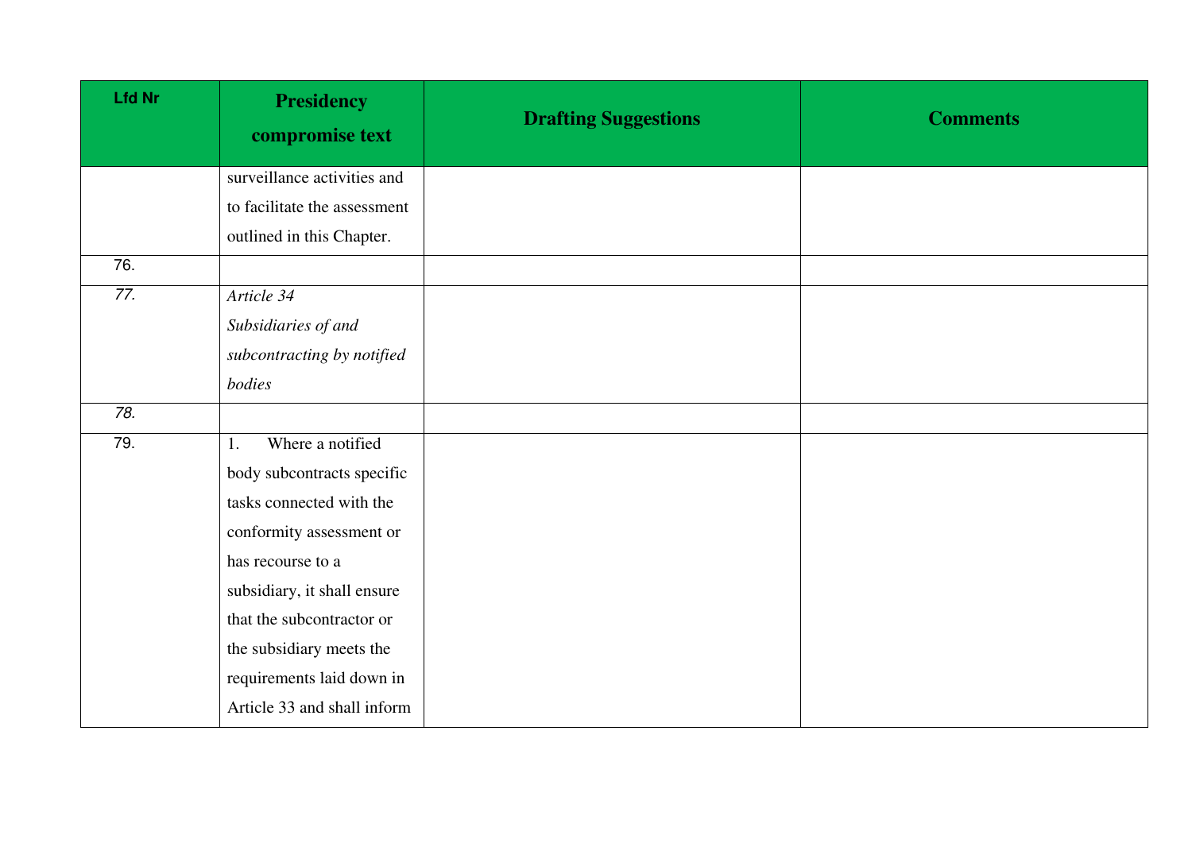| Lfd Nr | Presidency compromise text | Drafting Suggestions | Comments |
| --- | --- | --- | --- |
| | surveillance activities and to facilitate the assessment outlined in this Chapter. | | |
| 76. | | | |
| *77.* | *Article 34*<br>*Subsidiaries of and subcontracting by notified bodies* | | |
| *78.* | | | |
| 79. | 1. Where a notified body subcontracts specific tasks connected with the conformity assessment or has recourse to a subsidiary, it shall ensure that the subcontractor or the subsidiary meets the requirements laid down in Article 33 and shall inform | | |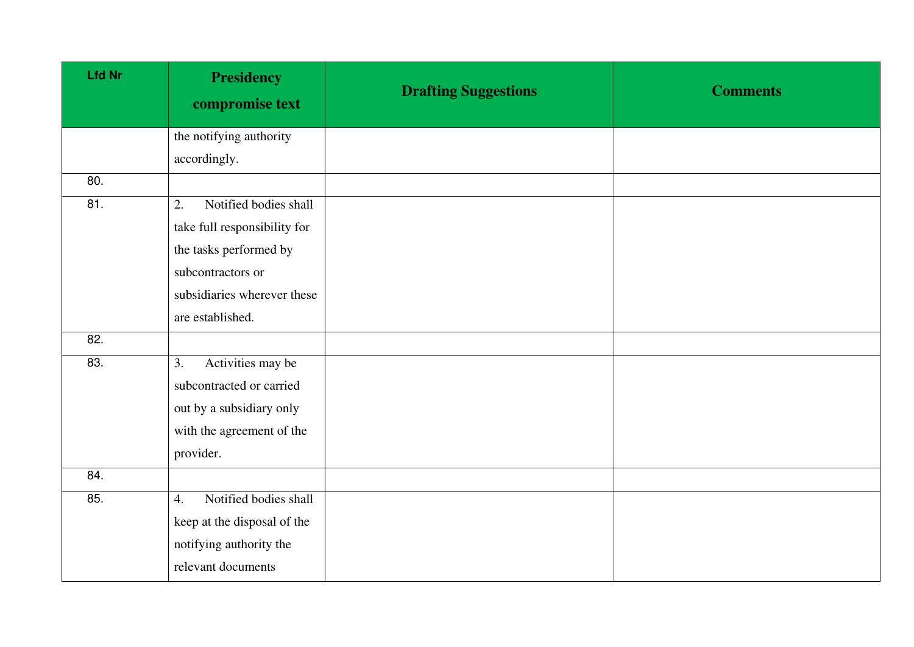| Lfd Nr | Presidency compromise text | Drafting Suggestions | Comments |
|---|---|---|---|
| | the notifying authority accordingly. | | |
| 80. | | | |
| 81. | 2. Notified bodies shall take full responsibility for the tasks performed by subcontractors or subsidiaries wherever these are established. | | |
| 82. | | | |
| 83. | 3. Activities may be subcontracted or carried out by a subsidiary only with the agreement of the provider. | | |
| 84. | | | |
| 85. | 4. Notified bodies shall keep at the disposal of the notifying authority the relevant documents | | |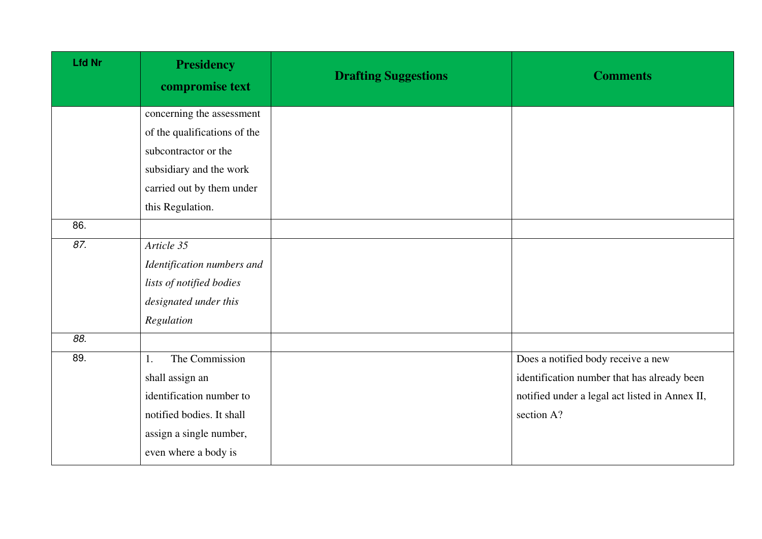| Lfd Nr | Presidency compromise text | Drafting Suggestions | Comments |
|---|---|---|---|
| | concerning the assessment of the qualifications of the subcontractor or the subsidiary and the work carried out by them under this Regulation. | | |
| 86. | | | |
| *87.* | *Article 35* *Identification numbers and lists of notified bodies designated under this Regulation* | | |
| *88.* | | | |
| 89. | 1. The Commission shall assign an identification number to notified bodies. It shall assign a single number, even where a body is | | Does a notified body receive a new identification number that has already been notified under a legal act listed in Annex II, section A? |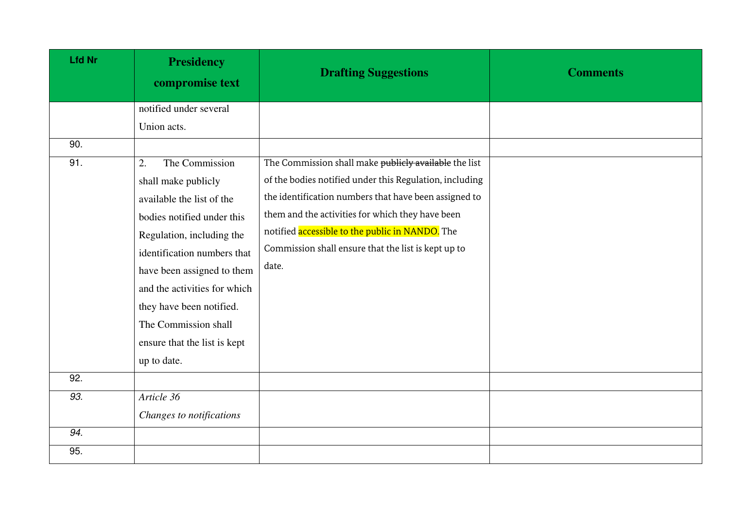| Lfd Nr | Presidency compromise text | Drafting Suggestions | Comments |
|---|---|---|---|
| | notified under several Union acts. | | |
| 90. | | | |
| 91. | 2. The Commission shall make publicly available the list of the bodies notified under this Regulation, including the identification numbers that have been assigned to them and the activities for which they have been notified. The Commission shall ensure that the list is kept up to date. | The Commission shall make ~~publicly available~~ the list of the bodies notified under this Regulation, including the identification numbers that have been assigned to them and the activities for which they have been notified accessible to the public in NANDO. The Commission shall ensure that the list is kept up to date. | |
| 92. | | | |
| *93.* | *Article 36*<br>*Changes to notifications* | | |
| *94.* | | | |
| 95. | | | |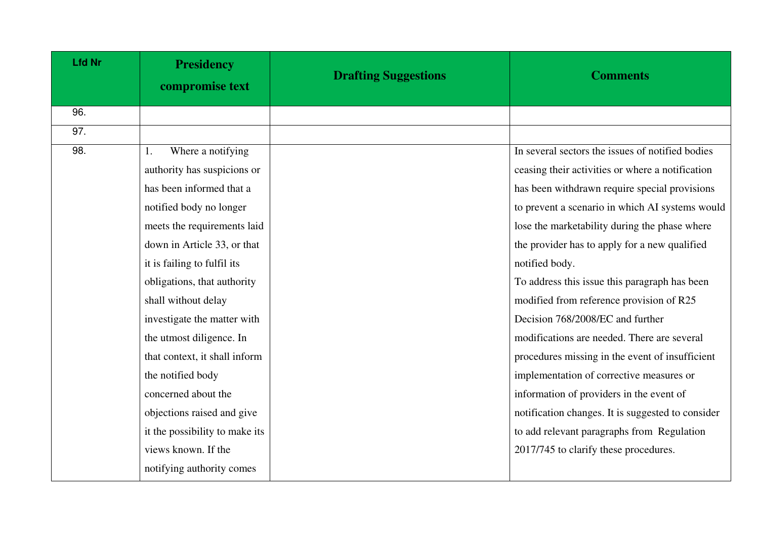| Lfd Nr | Presidency compromise text | Drafting Suggestions | Comments |
|---|---|---|---|
| 96. | | | |
| 97. | | | |
| 98. | 1. Where a notifying authority has suspicions or has been informed that a notified body no longer meets the requirements laid down in Article 33, or that it is failing to fulfil its obligations, that authority shall without delay investigate the matter with the utmost diligence. In that context, it shall inform the notified body concerned about the objections raised and give it the possibility to make its views known. If the notifying authority comes | | In several sectors the issues of notified bodies ceasing their activities or where a notification has been withdrawn require special provisions to prevent a scenario in which AI systems would lose the marketability during the phase where the provider has to apply for a new qualified notified body.<br>To address this issue this paragraph has been modified from reference provision of R25 Decision 768/2008/EC and further modifications are needed. There are several procedures missing in the event of insufficient implementation of corrective measures or information of providers in the event of notification changes. It is suggested to consider to add relevant paragraphs from Regulation 2017/745 to clarify these procedures. |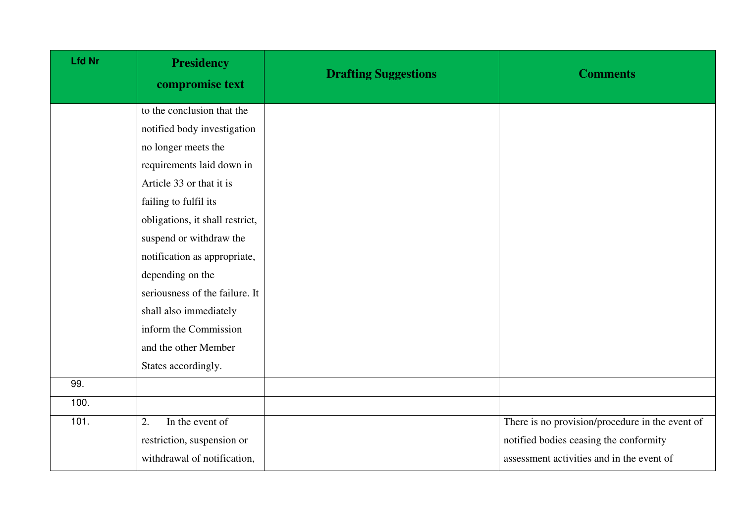| Lfd Nr | Presidency compromise text | Drafting Suggestions | Comments |
|---|---|---|---|
| | to the conclusion that the notified body investigation no longer meets the requirements laid down in Article 33 or that it is failing to fulfil its obligations, it shall restrict, suspend or withdraw the notification as appropriate, depending on the seriousness of the failure. It shall also immediately inform the Commission and the other Member States accordingly. | | |
| 99. | | | |
| 100. | | | |
| 101. | 2. In the event of restriction, suspension or withdrawal of notification, | | There is no provision/procedure in the event of notified bodies ceasing the conformity assessment activities and in the event of |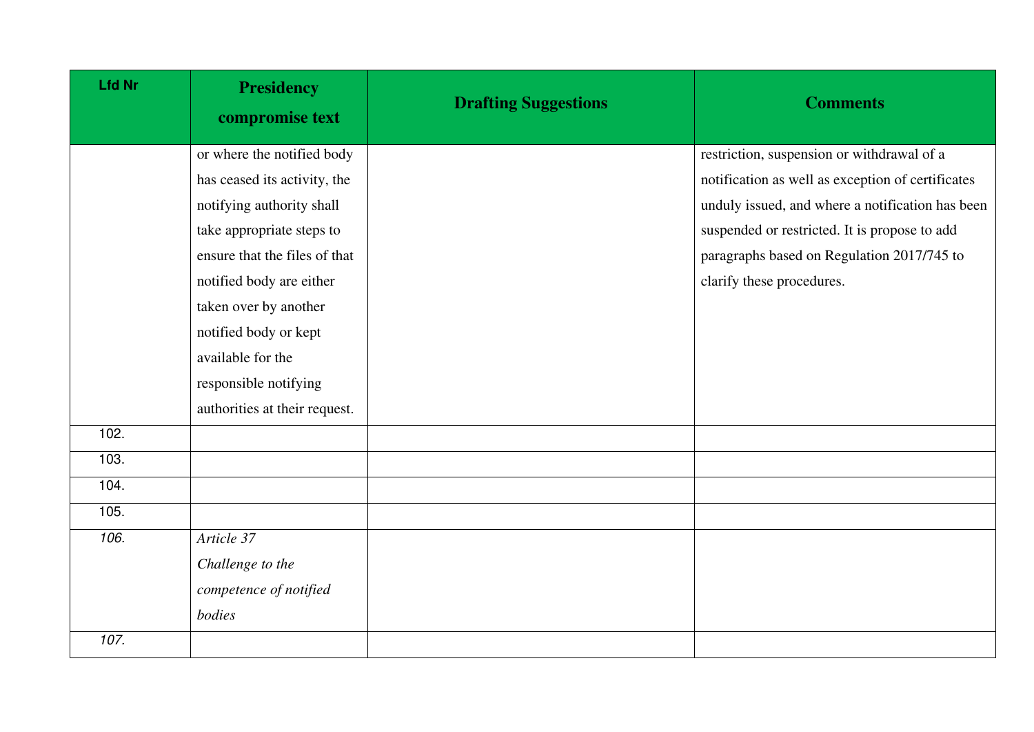| Lfd Nr | Presidency compromise text | Drafting Suggestions | Comments |
| --- | --- | --- | --- |
| | or where the notified body has ceased its activity, the notifying authority shall take appropriate steps to ensure that the files of that notified body are either taken over by another notified body or kept available for the responsible notifying authorities at their request. | | restriction, suspension or withdrawal of a notification as well as exception of certificates unduly issued, and where a notification has been suspended or restricted. It is propose to add paragraphs based on Regulation 2017/745 to clarify these procedures. |
| 102. | | | |
| 103. | | | |
| 104. | | | |
| 105. | | | |
| *106.* | *Article 37* *Challenge to the competence of notified bodies* | | |
| *107.* | | | |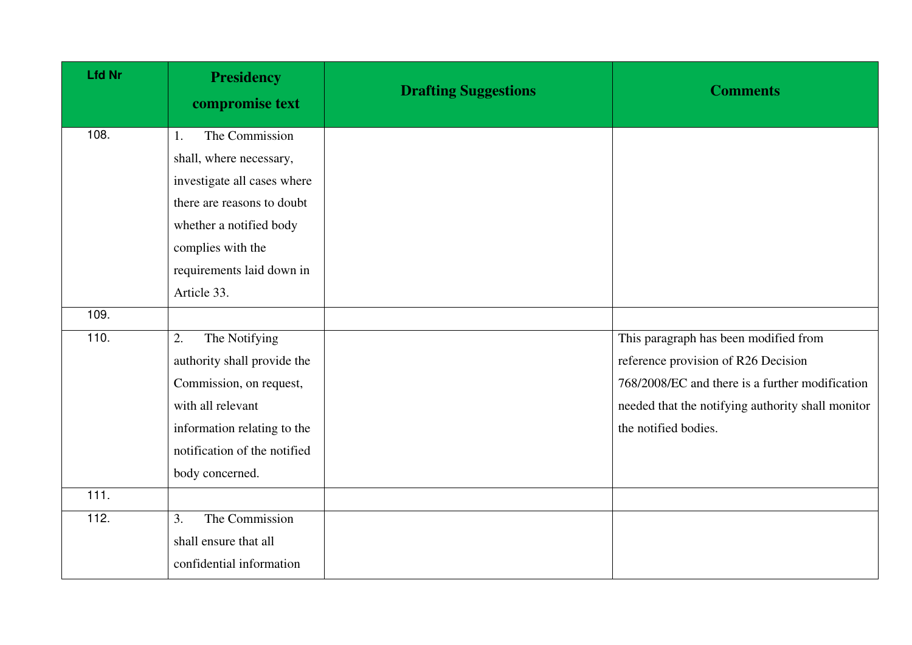| Lfd Nr | Presidency compromise text | Drafting Suggestions | Comments |
|---|---|---|---|
| 108. | 1. The Commission shall, where necessary, investigate all cases where there are reasons to doubt whether a notified body complies with the requirements laid down in Article 33. | | |
| 109. | | | |
| 110. | 2. The Notifying authority shall provide the Commission, on request, with all relevant information relating to the notification of the notified body concerned. | | This paragraph has been modified from reference provision of R26 Decision 768/2008/EC and there is a further modification needed that the notifying authority shall monitor the notified bodies. |
| 111. | | | |
| 112. | 3. The Commission shall ensure that all confidential information | | |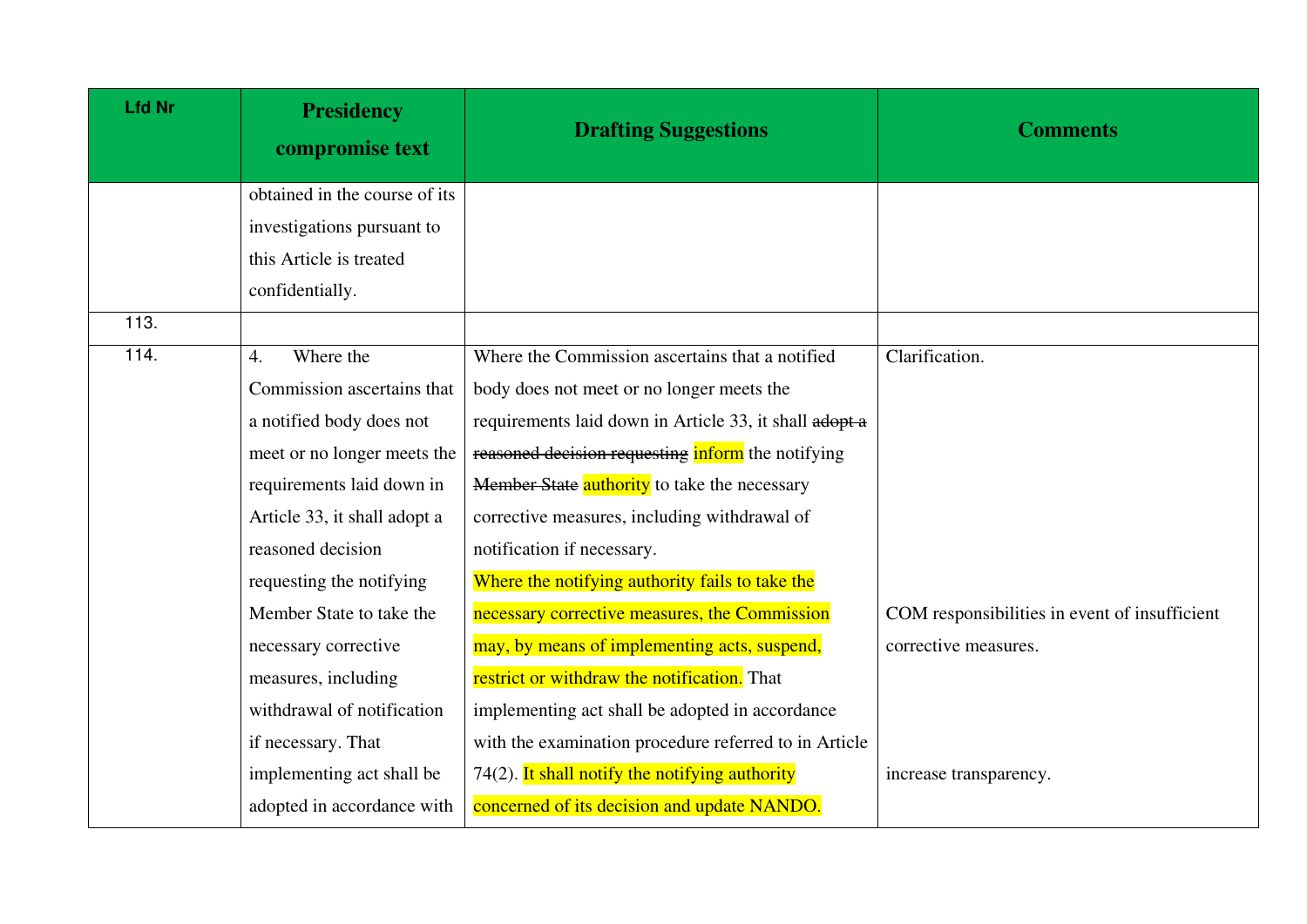| Lfd Nr | Presidency compromise text | Drafting Suggestions | Comments |
|---|---|---|---|
| | obtained in the course of its investigations pursuant to this Article is treated confidentially. | | |
| 113. | | | |
| 114. | 4. Where the Commission ascertains that a notified body does not meet or no longer meets the requirements laid down in Article 33, it shall adopt a reasoned decision requesting the notifying Member State to take the necessary corrective measures, including withdrawal of notification if necessary. That implementing act shall be adopted in accordance with | Where the Commission ascertains that a notified body does not meet or no longer meets the requirements laid down in Article 33, it shall ~~adopt a reasoned decision requesting~~ inform the notifying ~~Member State~~ authority to take the necessary corrective measures, including withdrawal of notification if necessary. Where the notifying authority fails to take the necessary corrective measures, the Commission may, by means of implementing acts, suspend, restrict or withdraw the notification. That implementing act shall be adopted in accordance with the examination procedure referred to in Article 74(2). It shall notify the notifying authority concerned of its decision and update NANDO. | Clarification. COM responsibilities in event of insufficient corrective measures. increase transparency. |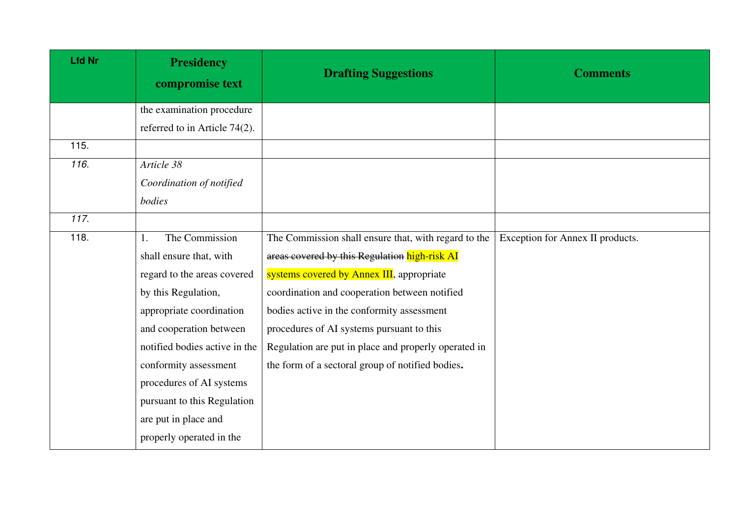| Lfd Nr | Presidency compromise text | Drafting Suggestions | Comments |
|---|---|---|---|
| | the examination procedure referred to in Article 74(2). | | |
| 115. | | | |
| *116.* | *Article 38*<br>*Coordination of notified bodies* | | |
| *117.* | | | |
| 118. | 1. The Commission shall ensure that, with regard to the areas covered by this Regulation, appropriate coordination and cooperation between notified bodies active in the conformity assessment procedures of AI systems pursuant to this Regulation are put in place and properly operated in the | The Commission shall ensure that, with regard to the ~~areas covered by this Regulation~~ high-risk AI systems covered by Annex III, appropriate coordination and cooperation between notified bodies active in the conformity assessment procedures of AI systems pursuant to this Regulation are put in place and properly operated in the form of a sectoral group of notified bodies**.** | Exception for Annex II products. |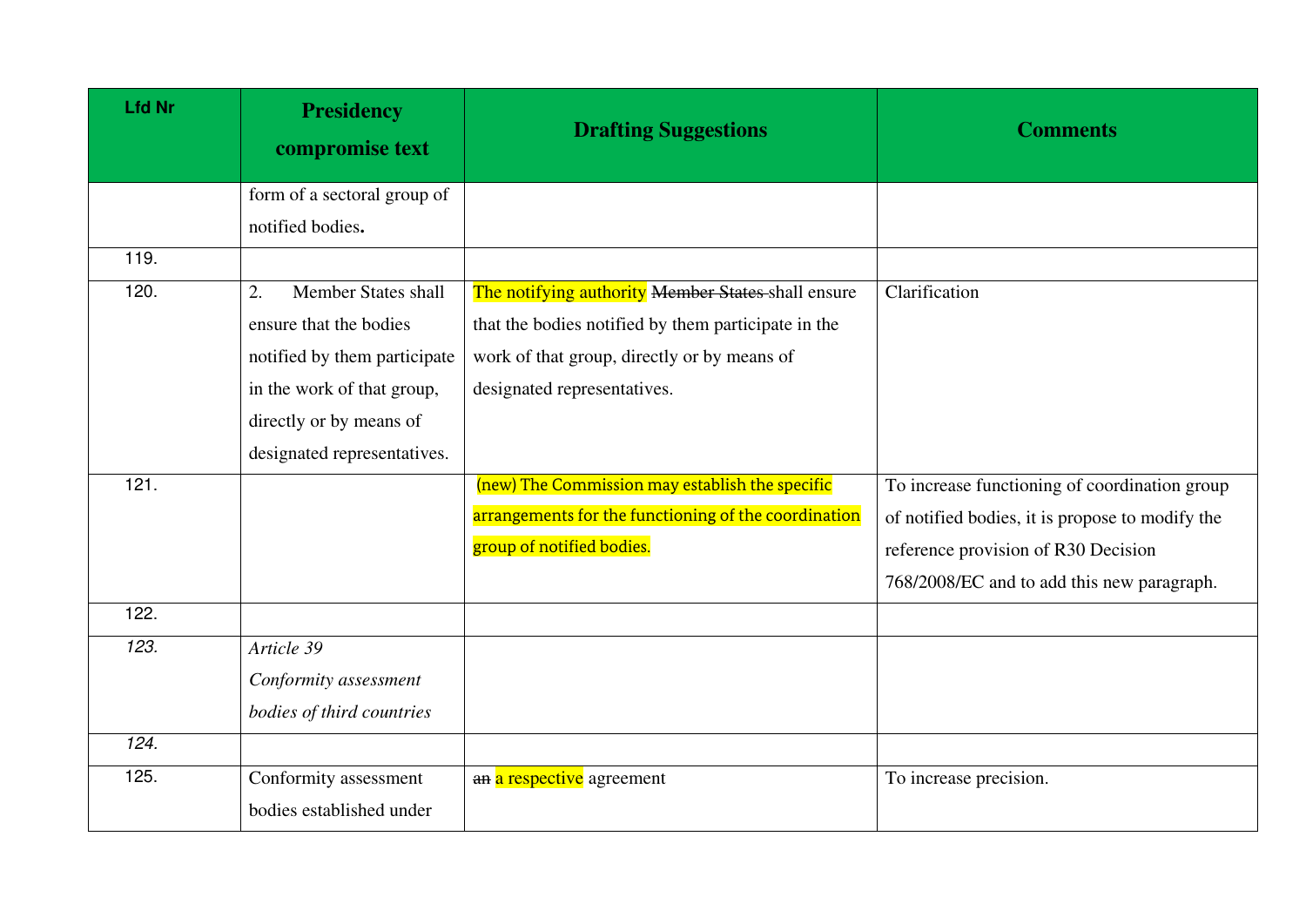| Lfd Nr | Presidency compromise text | Drafting Suggestions | Comments |
| --- | --- | --- | --- |
| | form of a sectoral group of notified bodies**.** | | |
| 119. | | | |
| 120. | 2. Member States shall ensure that the bodies notified by them participate in the work of that group, directly or by means of designated representatives. | The notifying authority ~~Member States~~ shall ensure that the bodies notified by them participate in the work of that group, directly or by means of designated representatives. | Clarification |
| 121. | | (new) The Commission may establish the specific arrangements for the functioning of the coordination group of notified bodies. | To increase functioning of coordination group of notified bodies, it is propose to modify the reference provision of R30 Decision 768/2008/EC and to add this new paragraph. |
| 122. | | | |
| *123.* | *Article 39* *Conformity assessment bodies of third countries* | | |
| *124.* | | | |
| 125. | Conformity assessment bodies established under | ~~an~~ a respective agreement | To increase precision. |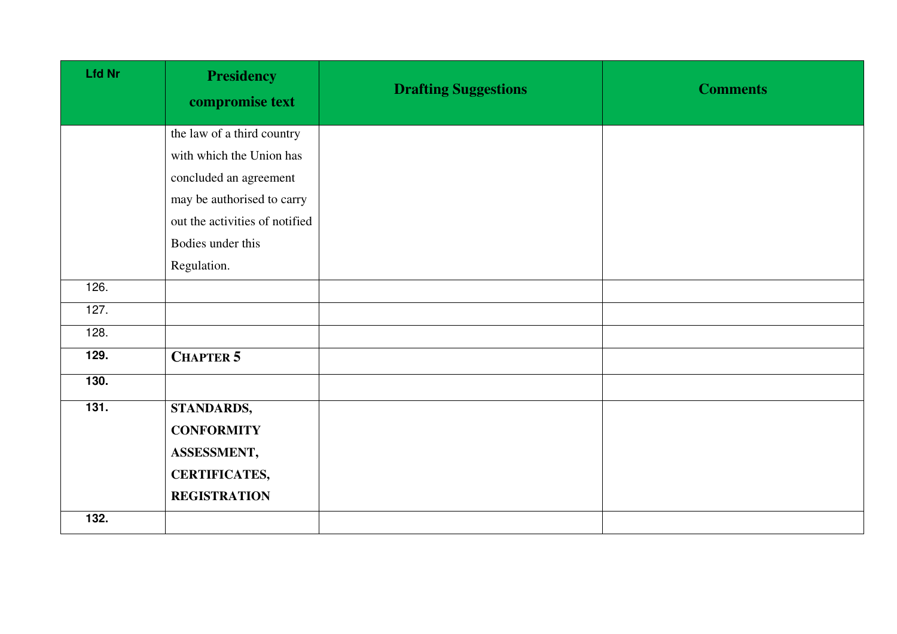| Lfd Nr | Presidency compromise text | Drafting Suggestions | Comments |
|---|---|---|---|
| | the law of a third country with which the Union has concluded an agreement may be authorised to carry out the activities of notified Bodies under this Regulation. | | |
| 126. | | | |
| 127. | | | |
| 128. | | | |
| **129.** | **CHAPTER 5** | | |
| **130.** | | | |
| **131.** | **STANDARDS, CONFORMITY ASSESSMENT, CERTIFICATES, REGISTRATION** | | |
| **132.** | | | |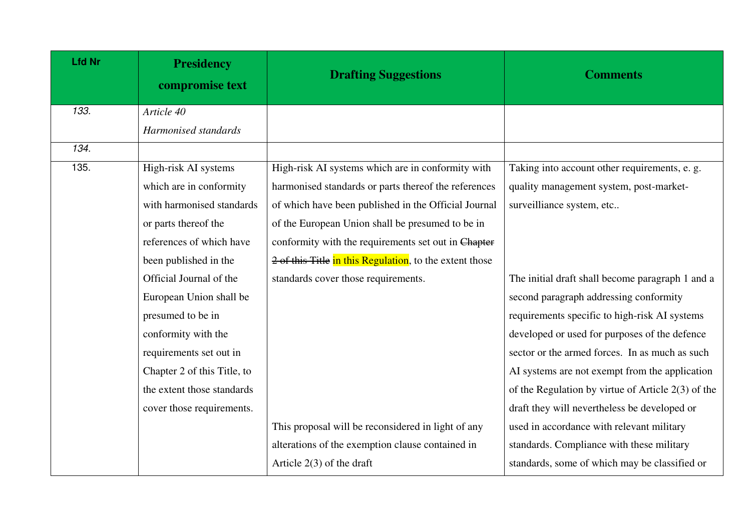| Lfd Nr | Presidency compromise text | Drafting Suggestions | Comments |
|---|---|---|---|
| *133.* | *Article 40*<br>*Harmonised standards* | | |
| *134.* | | | |
| 135. | High-risk AI systems which are in conformity with harmonised standards or parts thereof the references of which have been published in the Official Journal of the European Union shall be presumed to be in conformity with the requirements set out in Chapter 2 of this Title, to the extent those standards cover those requirements. | High-risk AI systems which are in conformity with harmonised standards or parts thereof the references of which have been published in the Official Journal of the European Union shall be presumed to be in conformity with the requirements set out in ~~Chapter 2 of this Title~~ in this Regulation, to the extent those standards cover those requirements.<br><br>This proposal will be reconsidered in light of any alterations of the exemption clause contained in Article 2(3) of the draft | Taking into account other requirements, e. g. quality management system, post-market-surveilliance system, etc..<br><br>The initial draft shall become paragraph 1 and a second paragraph addressing conformity requirements specific to high-risk AI systems developed or used for purposes of the defence sector or the armed forces. In as much as such AI systems are not exempt from the application of the Regulation by virtue of Article 2(3) of the draft they will nevertheless be developed or used in accordance with relevant military standards. Compliance with these military standards, some of which may be classified or |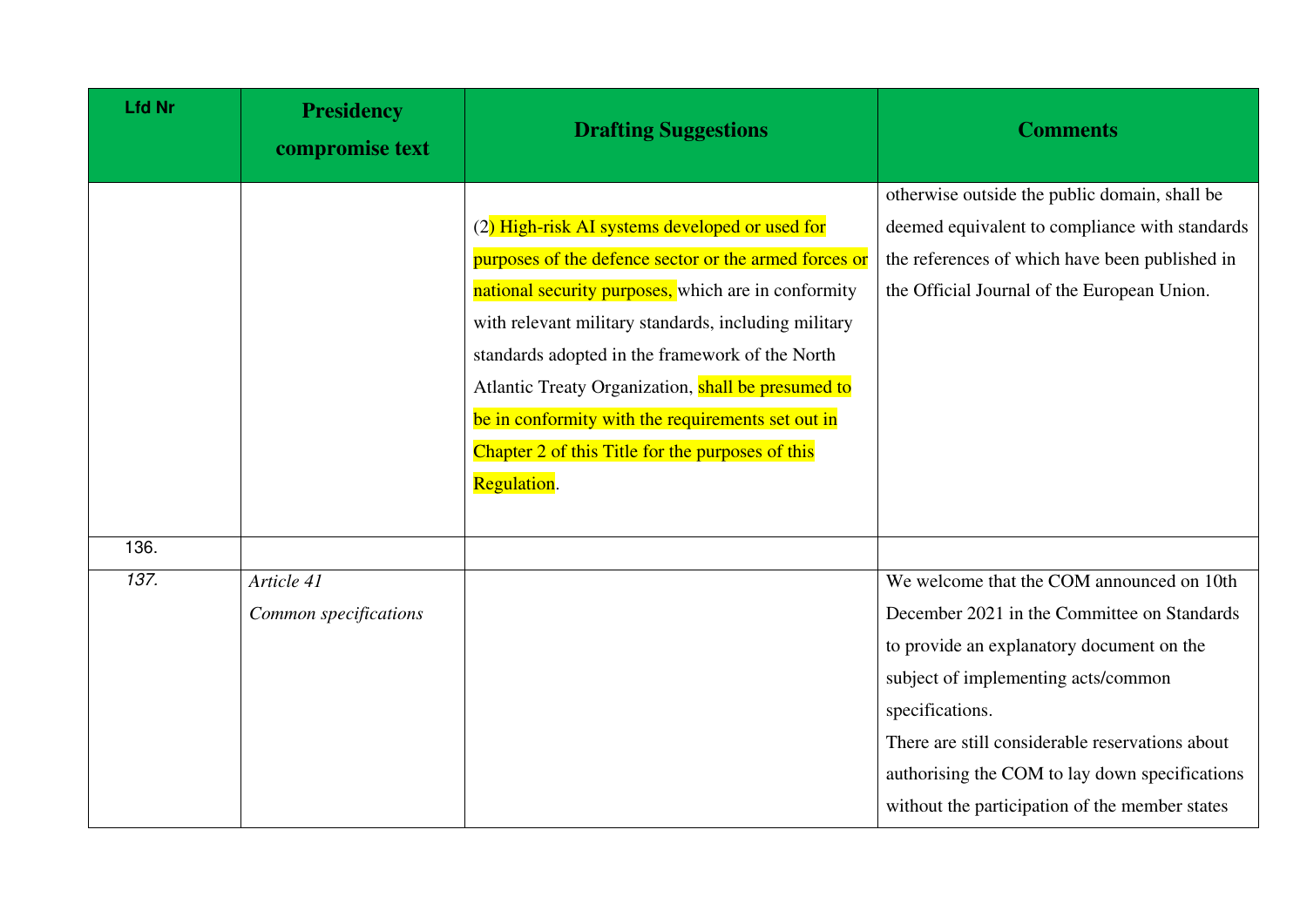| Lfd Nr | Presidency compromise text | Drafting Suggestions | Comments |
|---|---|---|---|
| | | (2) High-risk AI systems developed or used for purposes of the defence sector or the armed forces or national security purposes, which are in conformity with relevant military standards, including military standards adopted in the framework of the North Atlantic Treaty Organization, shall be presumed to be in conformity with the requirements set out in Chapter 2 of this Title for the purposes of this Regulation. | otherwise outside the public domain, shall be deemed equivalent to compliance with standards the references of which have been published in the Official Journal of the European Union. |
| 136. | | | |
| *137.* | *Article 41*<br>*Common specifications* | | We welcome that the COM announced on 10th December 2021 in the Committee on Standards to provide an explanatory document on the subject of implementing acts/common specifications.<br>There are still considerable reservations about authorising the COM to lay down specifications without the participation of the member states |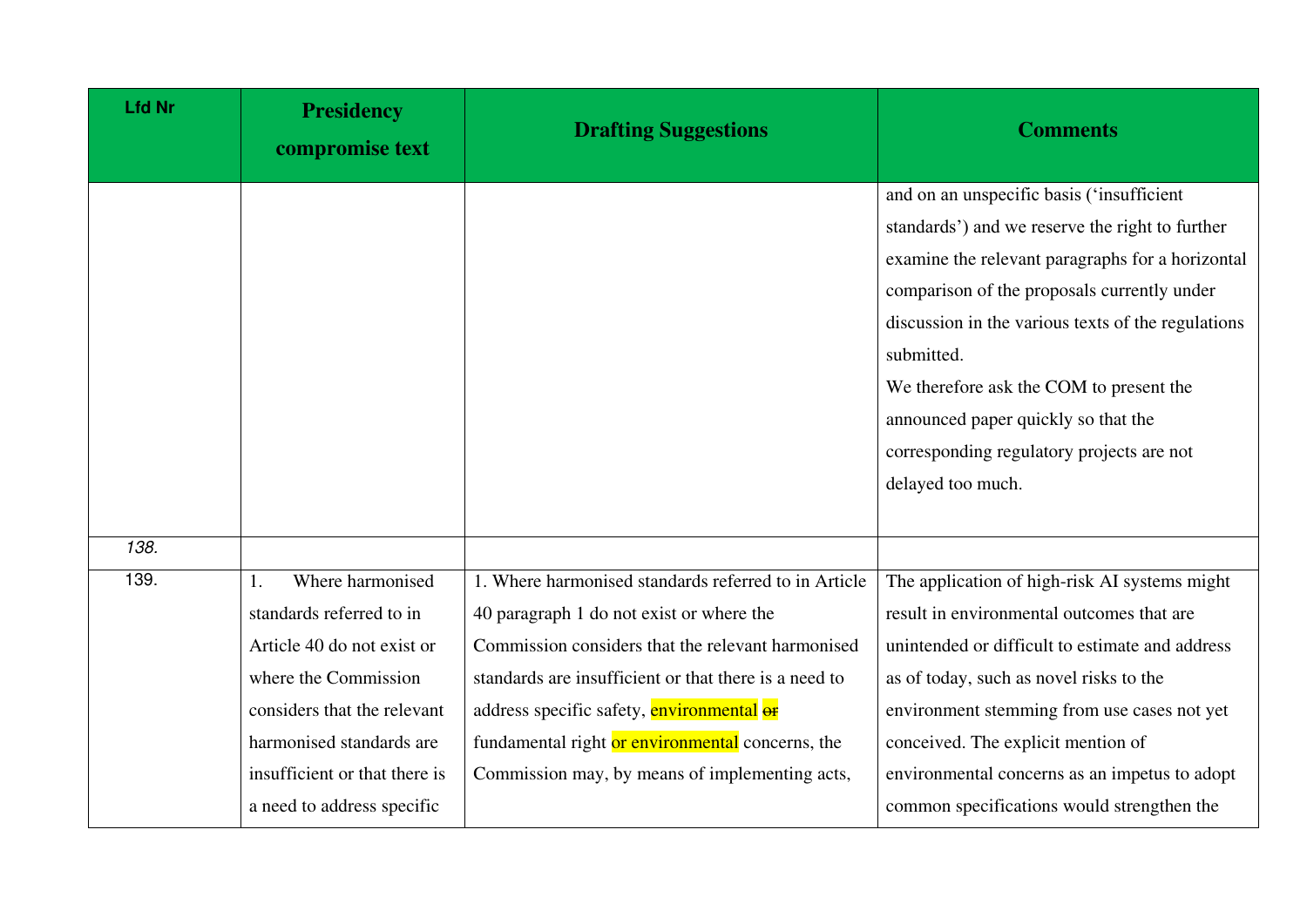| Lfd Nr | Presidency compromise text | Drafting Suggestions | Comments |
|---|---|---|---|
| | | | and on an unspecific basis ('insufficient standards') and we reserve the right to further examine the relevant paragraphs for a horizontal comparison of the proposals currently under discussion in the various texts of the regulations submitted.<br>We therefore ask the COM to present the announced paper quickly so that the corresponding regulatory projects are not delayed too much. |
| *138.* | | | |
| 139. | 1. Where harmonised standards referred to in Article 40 do not exist or where the Commission considers that the relevant harmonised standards are insufficient or that there is a need to address specific | 1. Where harmonised standards referred to in Article 40 paragraph 1 do not exist or where the Commission considers that the relevant harmonised standards are insufficient or that there is a need to address specific safety, environmental ~~or~~ fundamental right or environmental concerns, the Commission may, by means of implementing acts, | The application of high-risk AI systems might result in environmental outcomes that are unintended or difficult to estimate and address as of today, such as novel risks to the environment stemming from use cases not yet conceived. The explicit mention of environmental concerns as an impetus to adopt common specifications would strengthen the |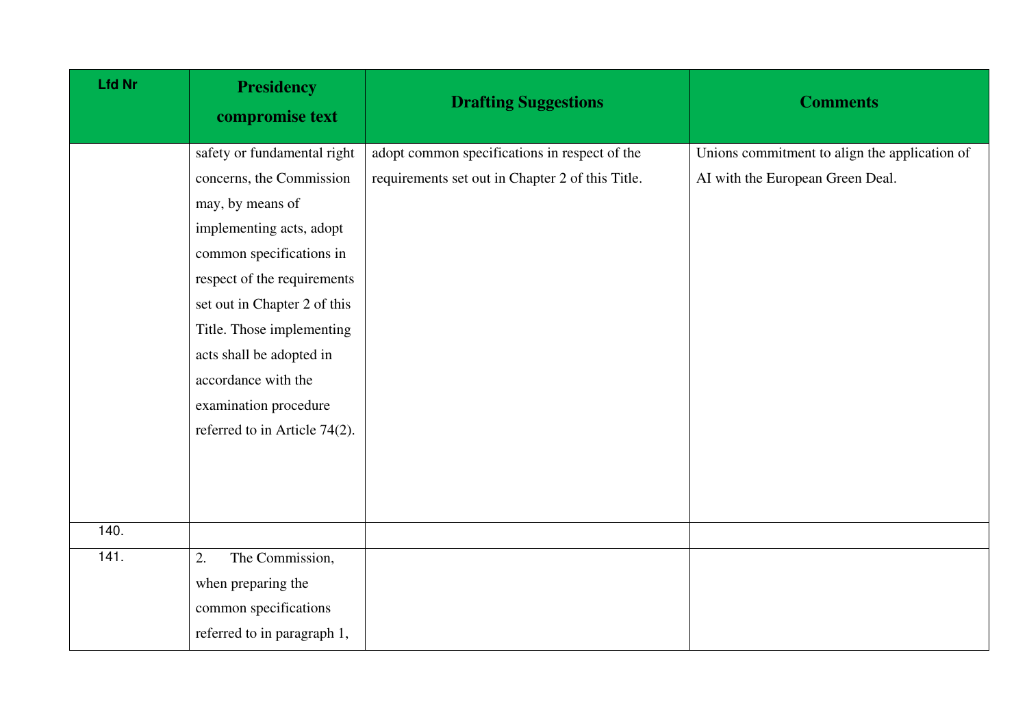| Lfd Nr | Presidency compromise text | Drafting Suggestions | Comments |
|---|---|---|---|
| | safety or fundamental right concerns, the Commission may, by means of implementing acts, adopt common specifications in respect of the requirements set out in Chapter 2 of this Title. Those implementing acts shall be adopted in accordance with the examination procedure referred to in Article 74(2). | adopt common specifications in respect of the requirements set out in Chapter 2 of this Title. | Unions commitment to align the application of AI with the European Green Deal. |
| 140. | | | |
| 141. | 2. The Commission, when preparing the common specifications referred to in paragraph 1, | | |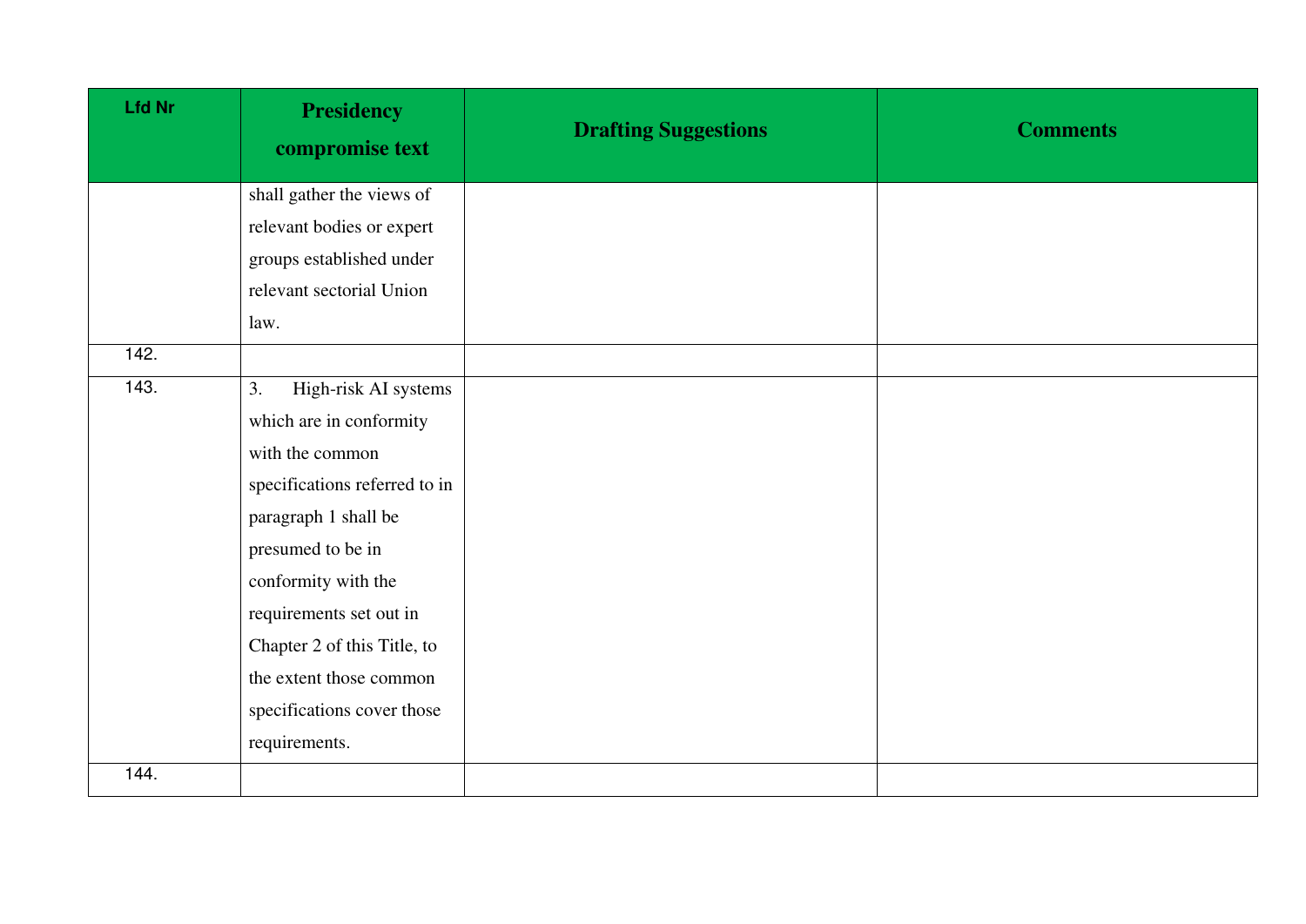| Lfd Nr | Presidency compromise text | Drafting Suggestions | Comments |
|---|---|---|---|
| | shall gather the views of relevant bodies or expert groups established under relevant sectorial Union law. | | |
| 142. | | | |
| 143. | 3. High-risk AI systems which are in conformity with the common specifications referred to in paragraph 1 shall be presumed to be in conformity with the requirements set out in Chapter 2 of this Title, to the extent those common specifications cover those requirements. | | |
| 144. | | | |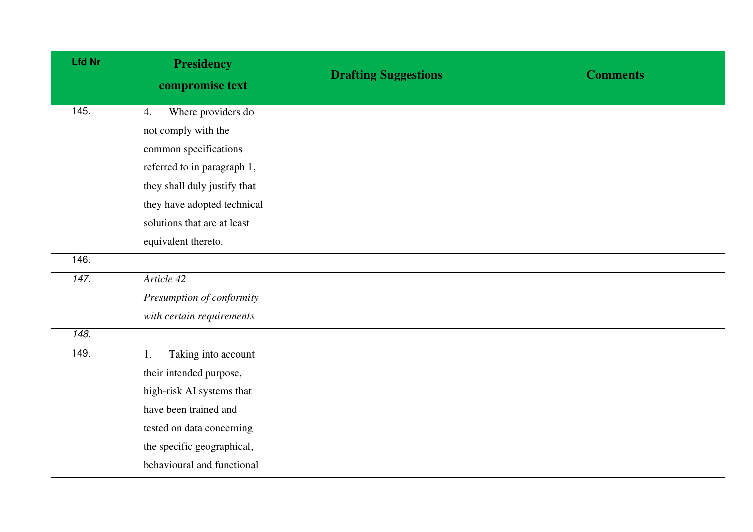| Lfd Nr | Presidency compromise text | Drafting Suggestions | Comments |
| --- | --- | --- | --- |
| 145. | 4. Where providers do not comply with the common specifications referred to in paragraph 1, they shall duly justify that they have adopted technical solutions that are at least equivalent thereto. | | |
| 146. | | | |
| *147.* | *Article 42*<br>*Presumption of conformity with certain requirements* | | |
| *148.* | | | |
| 149. | 1. Taking into account their intended purpose, high-risk AI systems that have been trained and tested on data concerning the specific geographical, behavioural and functional | | |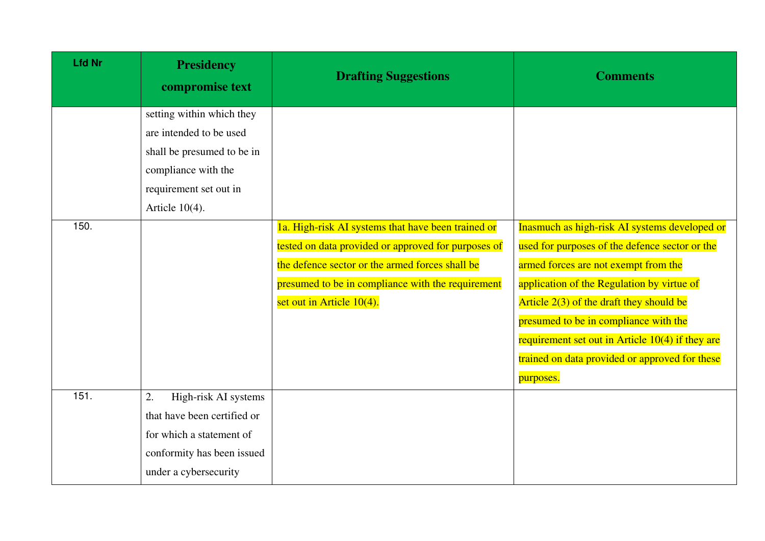| Lfd Nr | Presidency compromise text | Drafting Suggestions | Comments |
|---|---|---|---|
| | setting within which they are intended to be used shall be presumed to be in compliance with the requirement set out in Article 10(4). | | |
| 150. | | 1a. High-risk AI systems that have been trained or tested on data provided or approved for purposes of the defence sector or the armed forces shall be presumed to be in compliance with the requirement set out in Article 10(4). | Inasmuch as high-risk AI systems developed or used for purposes of the defence sector or the armed forces are not exempt from the application of the Regulation by virtue of Article 2(3) of the draft they should be presumed to be in compliance with the requirement set out in Article 10(4) if they are trained on data provided or approved for these purposes. |
| 151. | 2. High-risk AI systems that have been certified or for which a statement of conformity has been issued under a cybersecurity | | |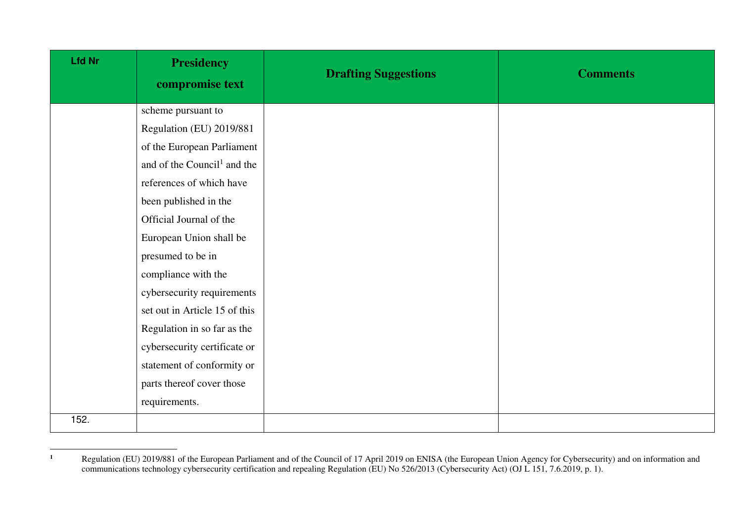| Lfd Nr | Presidency compromise text | Drafting Suggestions | Comments |
| --- | --- | --- | --- |
| | scheme pursuant to Regulation (EU) 2019/881 of the European Parliament and of the Council[1] and the references of which have been published in the Official Journal of the European Union shall be presumed to be in compliance with the cybersecurity requirements set out in Article 15 of this Regulation in so far as the cybersecurity certificate or statement of conformity or parts thereof cover those requirements. | | |
| 152. | | | |

[1] Regulation (EU) 2019/881 of the European Parliament and of the Council of 17 April 2019 on ENISA (the European Union Agency for Cybersecurity) and on information and communications technology cybersecurity certification and repealing Regulation (EU) No 526/2013 (Cybersecurity Act) (OJ L 151, 7.6.2019, p. 1).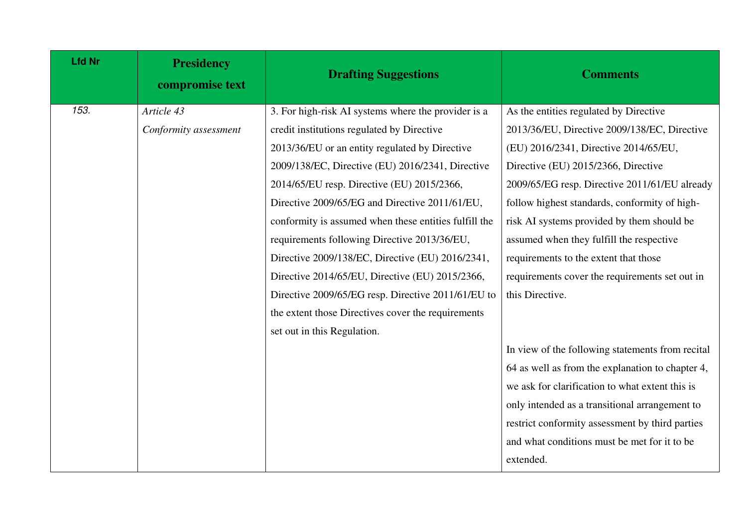| Lfd Nr | Presidency compromise text | Drafting Suggestions | Comments |
|---|---|---|---|
| *153.* | *Article 43*<br>*Conformity assessment* | 3. For high-risk AI systems where the provider is a credit institutions regulated by Directive 2013/36/EU or an entity regulated by Directive 2009/138/EC, Directive (EU) 2016/2341, Directive 2014/65/EU resp. Directive (EU) 2015/2366, Directive 2009/65/EG and Directive 2011/61/EU, conformity is assumed when these entities fulfill the requirements following Directive 2013/36/EU, Directive 2009/138/EC, Directive (EU) 2016/2341, Directive 2014/65/EU, Directive (EU) 2015/2366, Directive 2009/65/EG resp. Directive 2011/61/EU to the extent those Directives cover the requirements set out in this Regulation. | As the entities regulated by Directive 2013/36/EU, Directive 2009/138/EC, Directive (EU) 2016/2341, Directive 2014/65/EU, Directive (EU) 2015/2366, Directive 2009/65/EG resp. Directive 2011/61/EU already follow highest standards, conformity of high-risk AI systems provided by them should be assumed when they fulfill the respective requirements to the extent that those requirements cover the requirements set out in this Directive.<br><br>In view of the following statements from recital 64 as well as from the explanation to chapter 4, we ask for clarification to what extent this is only intended as a transitional arrangement to restrict conformity assessment by third parties and what conditions must be met for it to be extended. |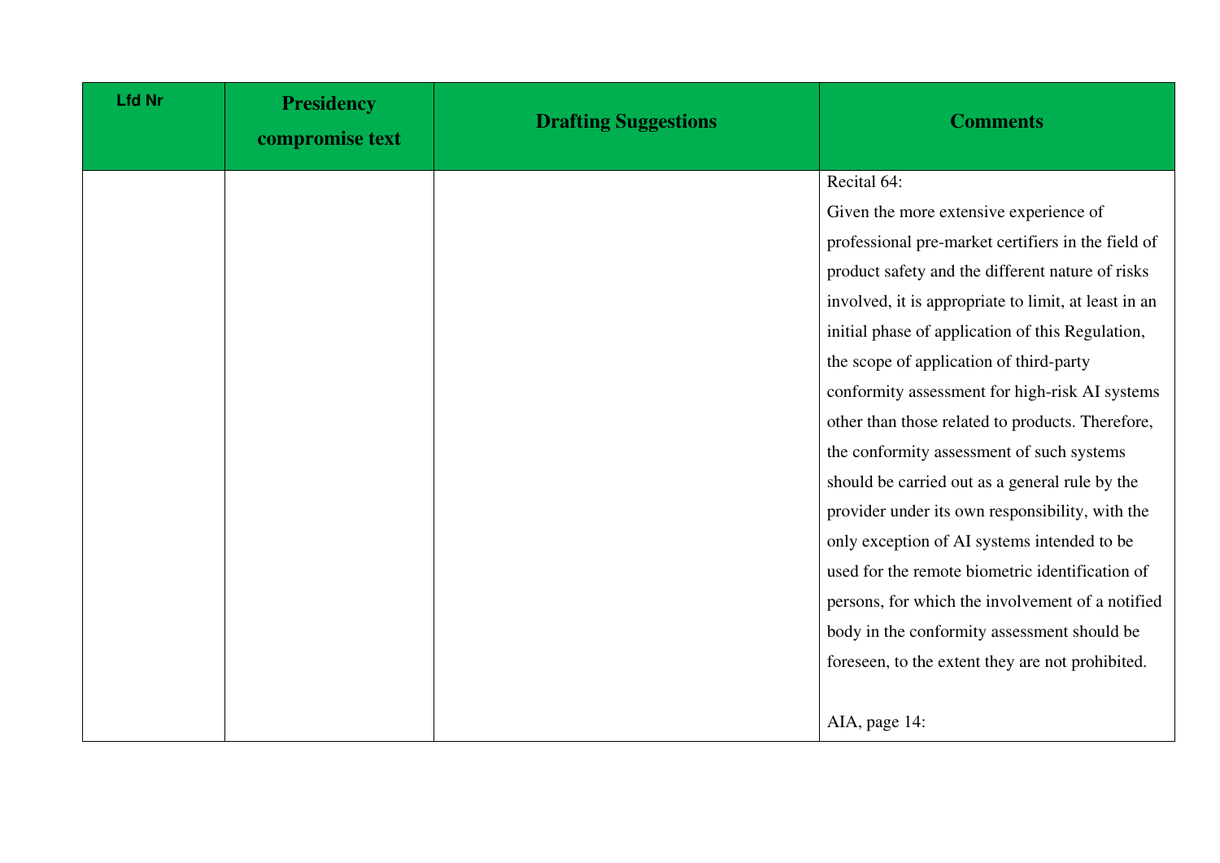| Lfd Nr | Presidency compromise text | Drafting Suggestions | Comments |
|---|---|---|---|
| | | | Recital 64:<br>Given the more extensive experience of professional pre-market certifiers in the field of product safety and the different nature of risks involved, it is appropriate to limit, at least in an initial phase of application of this Regulation, the scope of application of third-party conformity assessment for high-risk AI systems other than those related to products. Therefore, the conformity assessment of such systems should be carried out as a general rule by the provider under its own responsibility, with the only exception of AI systems intended to be used for the remote biometric identification of persons, for which the involvement of a notified body in the conformity assessment should be foreseen, to the extent they are not prohibited.<br><br>AIA, page 14: |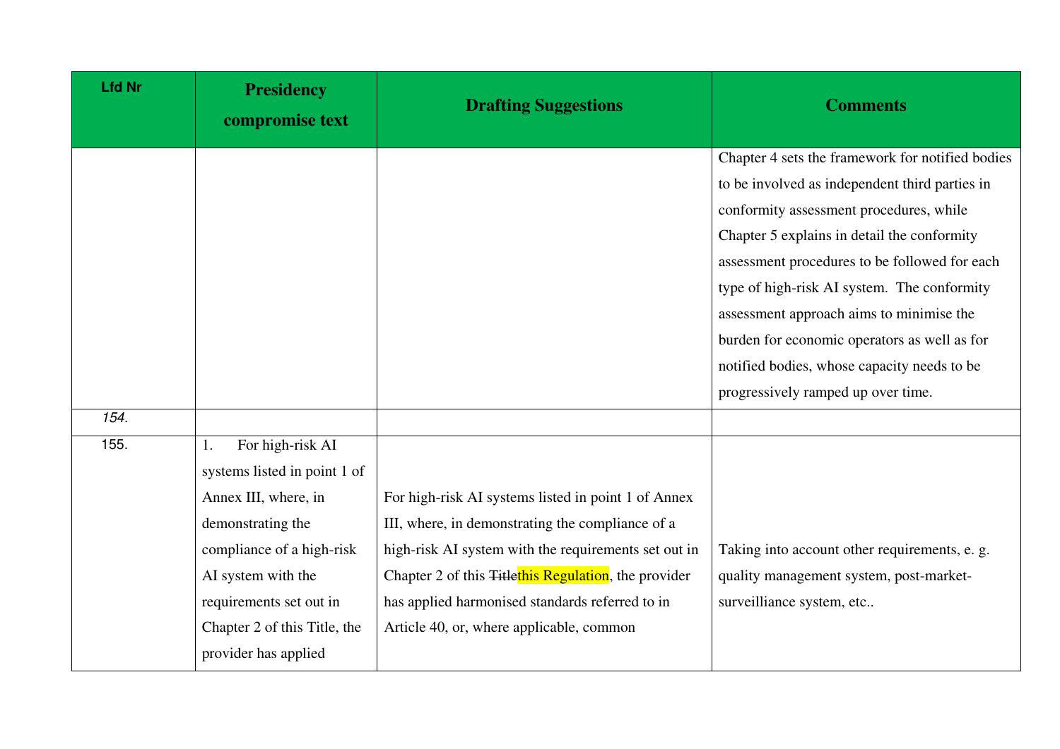| Lfd Nr | Presidency compromise text | Drafting Suggestions | Comments |
|---|---|---|---|
| | | | Chapter 4 sets the framework for notified bodies to be involved as independent third parties in conformity assessment procedures, while Chapter 5 explains in detail the conformity assessment procedures to be followed for each type of high-risk AI system. The conformity assessment approach aims to minimise the burden for economic operators as well as for notified bodies, whose capacity needs to be progressively ramped up over time. |
| *154.* | | | |
| 155. | 1. For high-risk AI systems listed in point 1 of Annex III, where, in demonstrating the compliance of a high-risk AI system with the requirements set out in Chapter 2 of this Title, the provider has applied | For high-risk AI systems listed in point 1 of Annex III, where, in demonstrating the compliance of a high-risk AI system with the requirements set out in Chapter 2 of this ~~Title~~this Regulation, the provider has applied harmonised standards referred to in Article 40, or, where applicable, common | Taking into account other requirements, e. g. quality management system, post-market-surveilliance system, etc.. |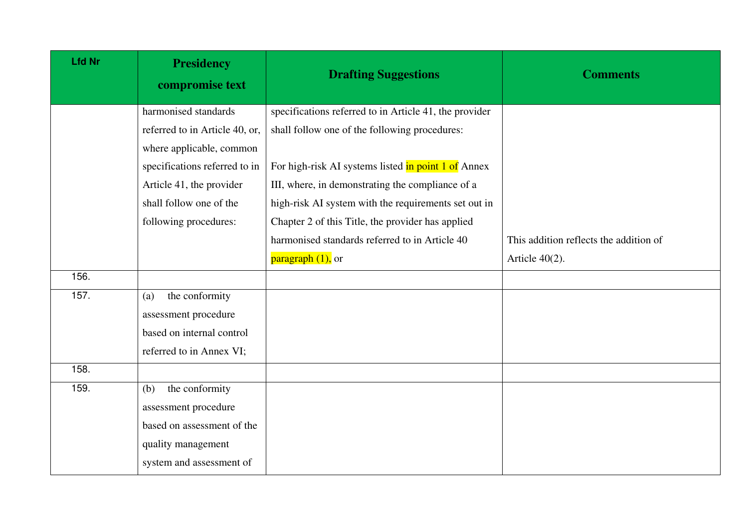| Lfd Nr | Presidency compromise text | Drafting Suggestions | Comments |
|---|---|---|---|
| | harmonised standards referred to in Article 40, or, where applicable, common specifications referred to in Article 41, the provider shall follow one of the following procedures: | specifications referred to in Article 41, the provider shall follow one of the following procedures:<br><br>For high-risk AI systems listed in point 1 of Annex III, where, in demonstrating the compliance of a high-risk AI system with the requirements set out in Chapter 2 of this Title, the provider has applied harmonised standards referred to in Article 40 paragraph (1), or | This addition reflects the addition of Article 40(2). |
| 156. | | | |
| 157. | (a) the conformity assessment procedure based on internal control referred to in Annex VI; | | |
| 158. | | | |
| 159. | (b) the conformity assessment procedure based on assessment of the quality management system and assessment of | | |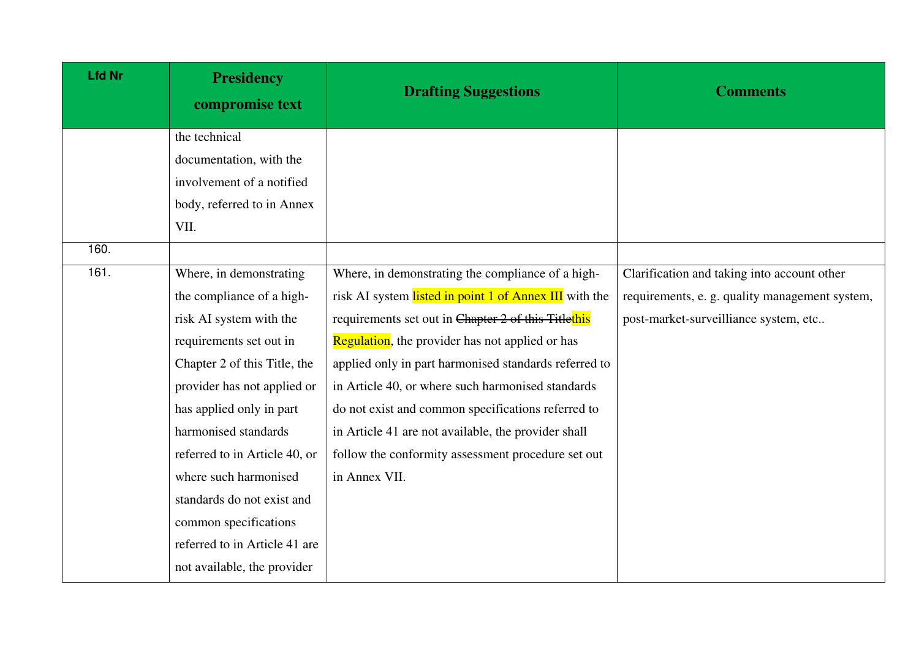| Lfd Nr | Presidency compromise text | Drafting Suggestions | Comments |
|---|---|---|---|
| | the technical documentation, with the involvement of a notified body, referred to in Annex VII. | | |
| 160. | | | |
| 161. | Where, in demonstrating the compliance of a high-risk AI system with the requirements set out in Chapter 2 of this Title, the provider has not applied or has applied only in part harmonised standards referred to in Article 40, or where such harmonised standards do not exist and common specifications referred to in Article 41 are not available, the provider | Where, in demonstrating the compliance of a high-risk AI system listed in point 1 of Annex III with the requirements set out in ~~Chapter 2 of this Title~~this Regulation, the provider has not applied or has applied only in part harmonised standards referred to in Article 40, or where such harmonised standards do not exist and common specifications referred to in Article 41 are not available, the provider shall follow the conformity assessment procedure set out in Annex VII. | Clarification and taking into account other requirements, e. g. quality management system, post-market-surveilliance system, etc.. |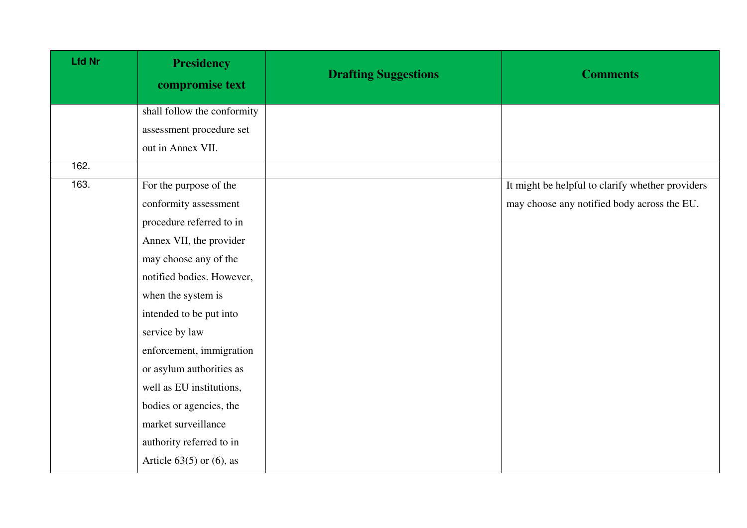| Lfd Nr | Presidency compromise text | Drafting Suggestions | Comments |
|---|---|---|---|
| | shall follow the conformity assessment procedure set out in Annex VII. | | |
| 162. | | | |
| 163. | For the purpose of the conformity assessment procedure referred to in Annex VII, the provider may choose any of the notified bodies. However, when the system is intended to be put into service by law enforcement, immigration or asylum authorities as well as EU institutions, bodies or agencies, the market surveillance authority referred to in Article 63(5) or (6), as | | It might be helpful to clarify whether providers may choose any notified body across the EU. |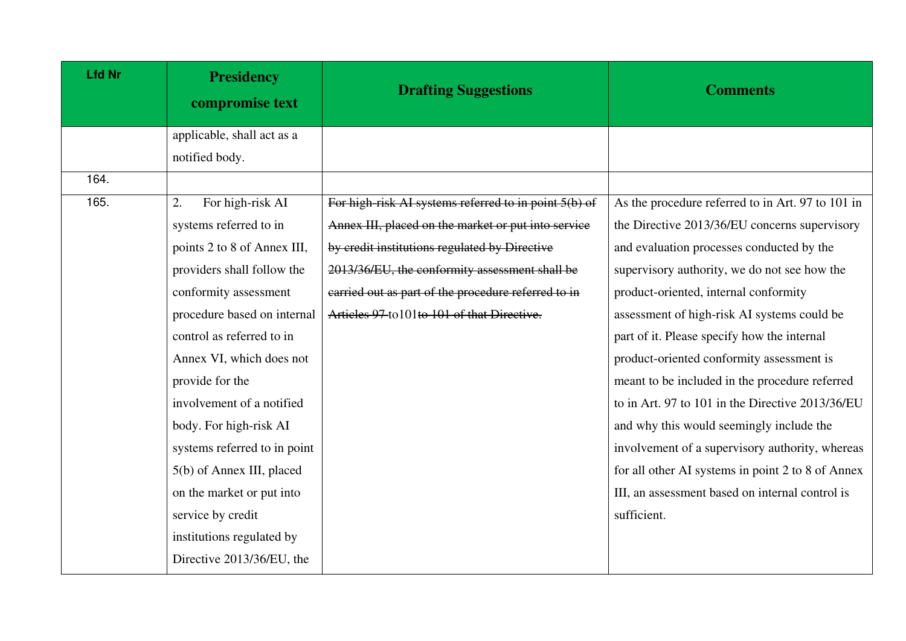| Lfd Nr | Presidency compromise text | Drafting Suggestions | Comments |
|---|---|---|---|
| | applicable, shall act as a notified body. | | |
| 164. | | | |
| 165. | 2. For high-risk AI systems referred to in points 2 to 8 of Annex III, providers shall follow the conformity assessment procedure based on internal control as referred to in Annex VI, which does not provide for the involvement of a notified body. For high-risk AI systems referred to in point 5(b) of Annex III, placed on the market or put into service by credit institutions regulated by Directive 2013/36/EU, the | ~~For high-risk AI systems referred to in point 5(b) of Annex III, placed on the market or put into service by credit institutions regulated by Directive 2013/36/EU, the conformity assessment shall be carried out as part of the procedure referred to in Articles 97~~ to101~~to 101 of that Directive.~~ | As the procedure referred to in Art. 97 to 101 in the Directive 2013/36/EU concerns supervisory and evaluation processes conducted by the supervisory authority, we do not see how the product-oriented, internal conformity assessment of high-risk AI systems could be part of it. Please specify how the internal product-oriented conformity assessment is meant to be included in the procedure referred to in Art. 97 to 101 in the Directive 2013/36/EU and why this would seemingly include the involvement of a supervisory authority, whereas for all other AI systems in point 2 to 8 of Annex III, an assessment based on internal control is sufficient. |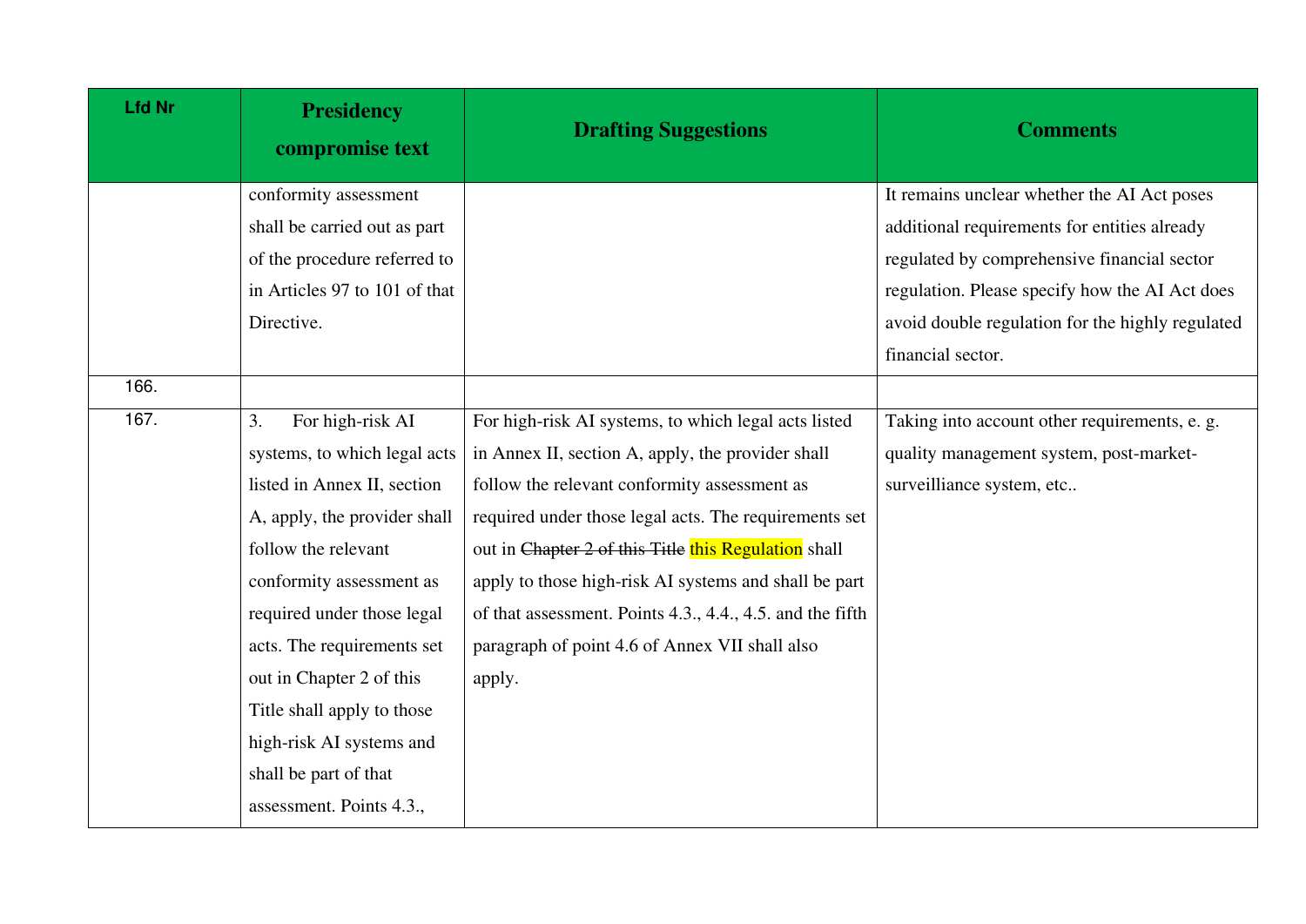| Lfd Nr | Presidency compromise text | Drafting Suggestions | Comments |
|---|---|---|---|
| | conformity assessment shall be carried out as part of the procedure referred to in Articles 97 to 101 of that Directive. | | It remains unclear whether the AI Act poses additional requirements for entities already regulated by comprehensive financial sector regulation. Please specify how the AI Act does avoid double regulation for the highly regulated financial sector. |
| 166. | | | |
| 167. | 3. For high-risk AI systems, to which legal acts listed in Annex II, section A, apply, the provider shall follow the relevant conformity assessment as required under those legal acts. The requirements set out in Chapter 2 of this Title shall apply to those high-risk AI systems and shall be part of that assessment. Points 4.3., | For high-risk AI systems, to which legal acts listed in Annex II, section A, apply, the provider shall follow the relevant conformity assessment as required under those legal acts. The requirements set out in ~~Chapter 2 of this Title~~ this Regulation shall apply to those high-risk AI systems and shall be part of that assessment. Points 4.3., 4.4., 4.5. and the fifth paragraph of point 4.6 of Annex VII shall also apply. | Taking into account other requirements, e. g. quality management system, post-market-surveilliance system, etc.. |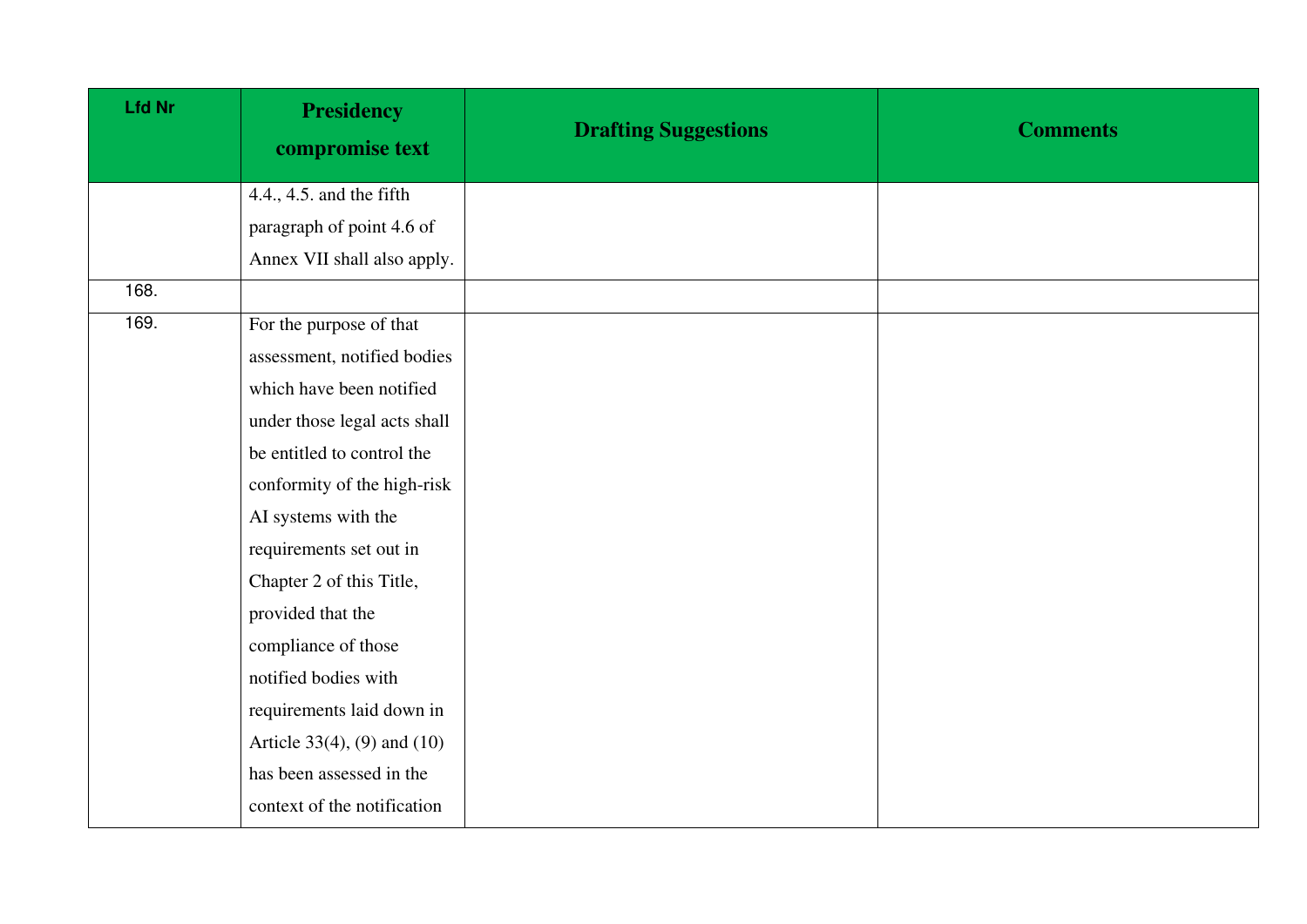| Lfd Nr | Presidency compromise text | Drafting Suggestions | Comments |
|---|---|---|---|
| | 4.4., 4.5. and the fifth paragraph of point 4.6 of Annex VII shall also apply. | | |
| 168. | | | |
| 169. | For the purpose of that assessment, notified bodies which have been notified under those legal acts shall be entitled to control the conformity of the high-risk AI systems with the requirements set out in Chapter 2 of this Title, provided that the compliance of those notified bodies with requirements laid down in Article 33(4), (9) and (10) has been assessed in the context of the notification | | |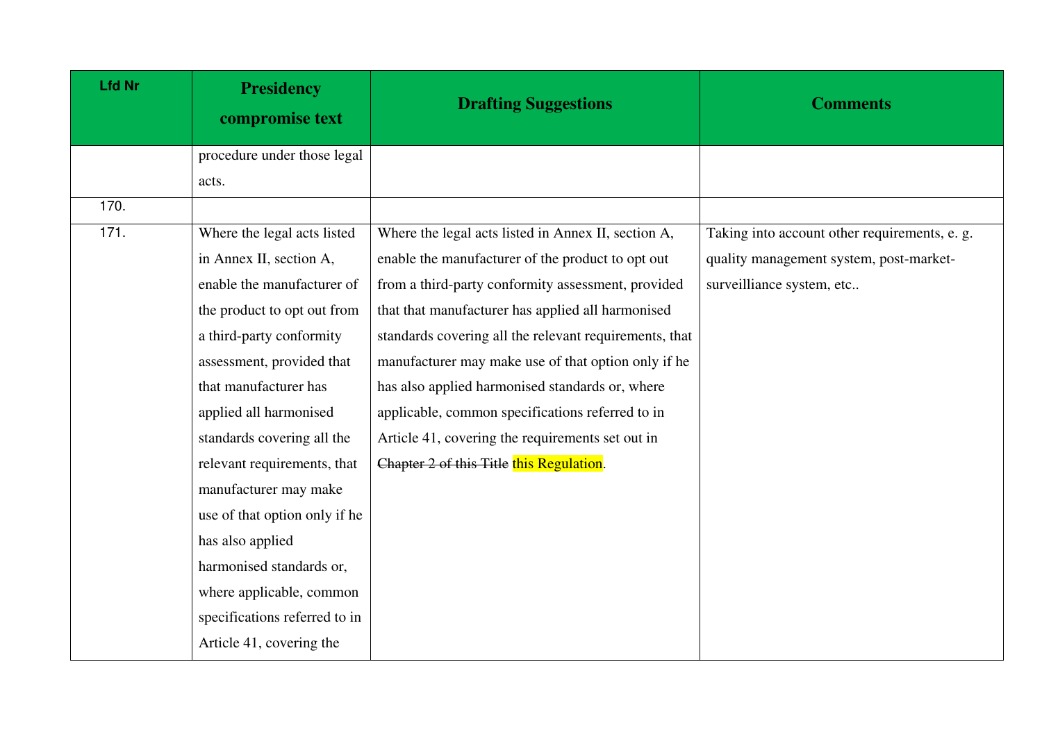| Lfd Nr | Presidency compromise text | Drafting Suggestions | Comments |
|---|---|---|---|
| | procedure under those legal acts. | | |
| 170. | | | |
| 171. | Where the legal acts listed in Annex II, section A, enable the manufacturer of the product to opt out from a third-party conformity assessment, provided that that manufacturer has applied all harmonised standards covering all the relevant requirements, that manufacturer may make use of that option only if he has also applied harmonised standards or, where applicable, common specifications referred to in Article 41, covering the | Where the legal acts listed in Annex II, section A, enable the manufacturer of the product to opt out from a third-party conformity assessment, provided that that manufacturer has applied all harmonised standards covering all the relevant requirements, that manufacturer may make use of that option only if he has also applied harmonised standards or, where applicable, common specifications referred to in Article 41, covering the requirements set out in ~~Chapter 2 of this Title~~ this Regulation. | Taking into account other requirements, e. g. quality management system, post-market-surveilliance system, etc.. |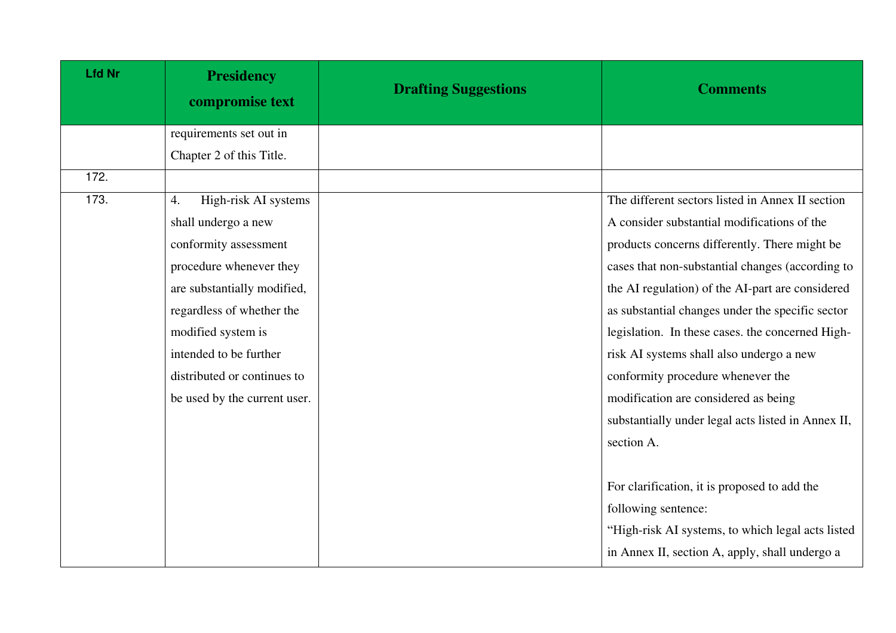| Lfd Nr | Presidency compromise text | Drafting Suggestions | Comments |
|---|---|---|---|
| | requirements set out in Chapter 2 of this Title. | | |
| 172. | | | |
| 173. | 4. High-risk AI systems shall undergo a new conformity assessment procedure whenever they are substantially modified, regardless of whether the modified system is intended to be further distributed or continues to be used by the current user. | | The different sectors listed in Annex II section A consider substantial modifications of the products concerns differently. There might be cases that non-substantial changes (according to the AI regulation) of the AI-part are considered as substantial changes under the specific sector legislation. In these cases. the concerned High-risk AI systems shall also undergo a new conformity procedure whenever the modification are considered as being substantially under legal acts listed in Annex II, section A.<br><br>For clarification, it is proposed to add the following sentence:<br>"High-risk AI systems, to which legal acts listed in Annex II, section A, apply, shall undergo a |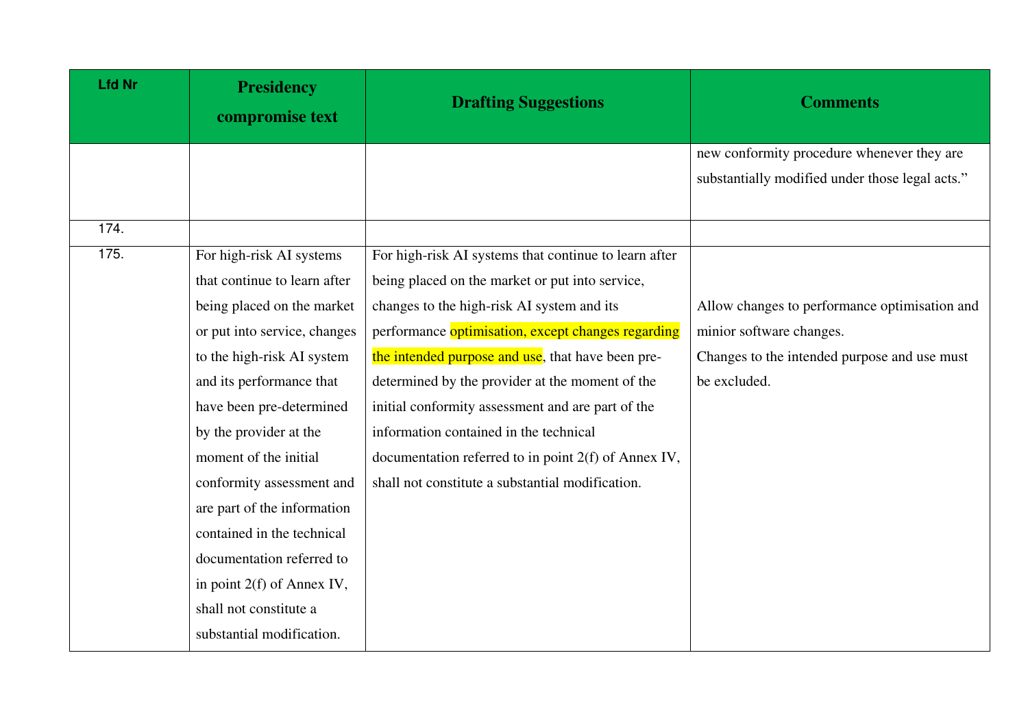| Lfd Nr | Presidency compromise text | Drafting Suggestions | Comments |
|---|---|---|---|
| | | | new conformity procedure whenever they are substantially modified under those legal acts.” |
| 174. | | | |
| 175. | For high-risk AI systems that continue to learn after being placed on the market or put into service, changes to the high-risk AI system and its performance that have been pre-determined by the provider at the moment of the initial conformity assessment and are part of the information contained in the technical documentation referred to in point 2(f) of Annex IV, shall not constitute a substantial modification. | For high-risk AI systems that continue to learn after being placed on the market or put into service, changes to the high-risk AI system and its performance optimisation, except changes regarding the intended purpose and use, that have been pre-determined by the provider at the moment of the initial conformity assessment and are part of the information contained in the technical documentation referred to in point 2(f) of Annex IV, shall not constitute a substantial modification. | Allow changes to performance optimisation and minior software changes.<br>Changes to the intended purpose and use must be excluded. |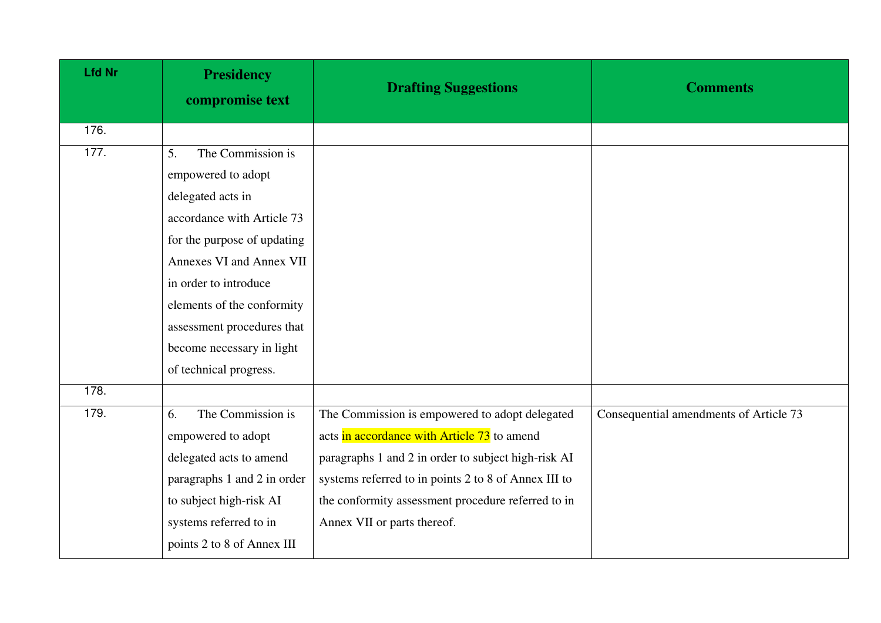| Lfd Nr | Presidency compromise text | Drafting Suggestions | Comments |
|---|---|---|---|
| 176. | | | |
| 177. | 5. The Commission is empowered to adopt delegated acts in accordance with Article 73 for the purpose of updating Annexes VI and Annex VII in order to introduce elements of the conformity assessment procedures that become necessary in light of technical progress. | | |
| 178. | | | |
| 179. | 6. The Commission is empowered to adopt delegated acts to amend paragraphs 1 and 2 in order to subject high-risk AI systems referred to in points 2 to 8 of Annex III | The Commission is empowered to adopt delegated acts in accordance with Article 73 to amend paragraphs 1 and 2 in order to subject high-risk AI systems referred to in points 2 to 8 of Annex III to the conformity assessment procedure referred to in Annex VII or parts thereof. | Consequential amendments of Article 73 |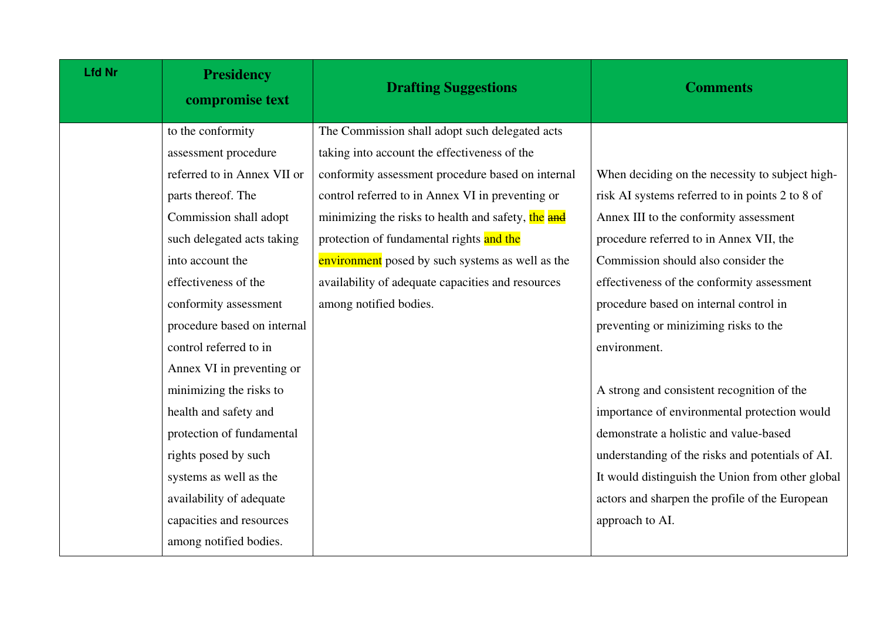| Lfd Nr | Presidency compromise text | Drafting Suggestions | Comments |
|---|---|---|---|
| | to the conformity assessment procedure referred to in Annex VII or parts thereof. The Commission shall adopt such delegated acts taking into account the effectiveness of the conformity assessment procedure based on internal control referred to in Annex VI in preventing or minimizing the risks to health and safety and protection of fundamental rights posed by such systems as well as the availability of adequate capacities and resources among notified bodies. | The Commission shall adopt such delegated acts taking into account the effectiveness of the conformity assessment procedure based on internal control referred to in Annex VI in preventing or minimizing the risks to health and safety, the ~~and~~ protection of fundamental rights and the environment posed by such systems as well as the availability of adequate capacities and resources among notified bodies. | When deciding on the necessity to subject high-risk AI systems referred to in points 2 to 8 of Annex III to the conformity assessment procedure referred to in Annex VII, the Commission should also consider the effectiveness of the conformity assessment procedure based on internal control in preventing or miniziming risks to the environment.<br><br>A strong and consistent recognition of the importance of environmental protection would demonstrate a holistic and value-based understanding of the risks and potentials of AI. It would distinguish the Union from other global actors and sharpen the profile of the European approach to AI. |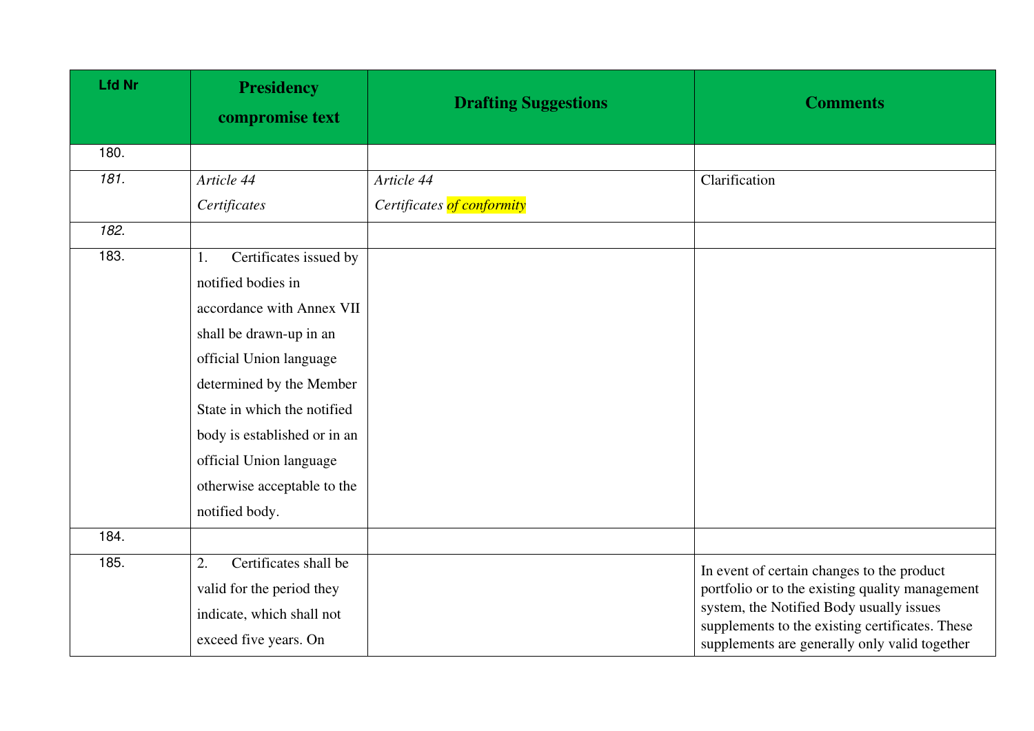| Lfd Nr | Presidency compromise text | Drafting Suggestions | Comments |
|---|---|---|---|
| 180. | | | |
| *181.* | *Article 44*<br>*Certificates* | *Article 44*<br>*Certificates of conformity* | Clarification |
| *182.* | | | |
| 183. | 1. Certificates issued by notified bodies in accordance with Annex VII shall be drawn-up in an official Union language determined by the Member State in which the notified body is established or in an official Union language otherwise acceptable to the notified body. | | |
| 184. | | | |
| 185. | 2. Certificates shall be valid for the period they indicate, which shall not exceed five years. On | | In event of certain changes to the product portfolio or to the existing quality management system, the Notified Body usually issues supplements to the existing certificates. These supplements are generally only valid together |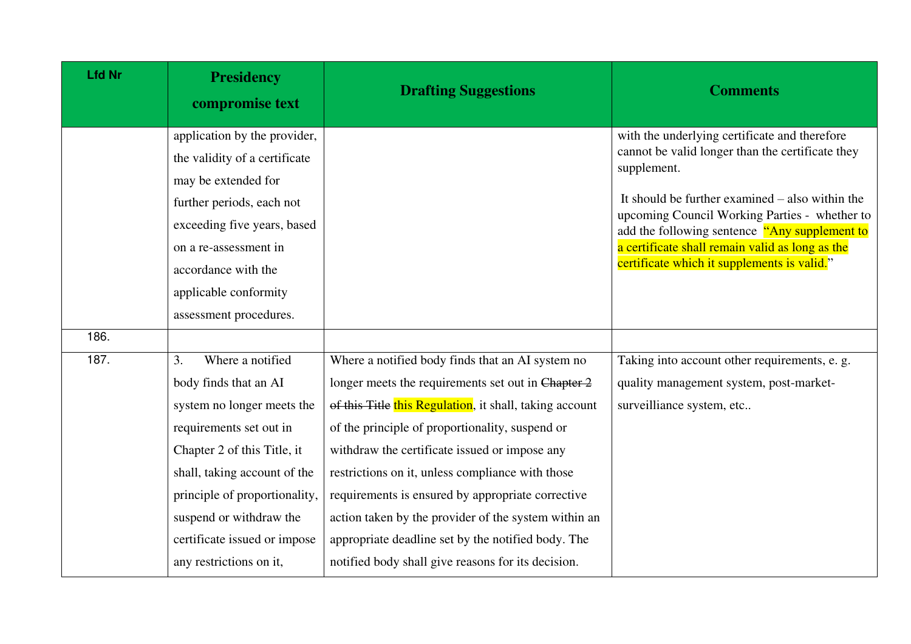| Lfd Nr | Presidency compromise text | Drafting Suggestions | Comments |
|---|---|---|---|
| | application by the provider, the validity of a certificate may be extended for further periods, each not exceeding five years, based on a re-assessment in accordance with the applicable conformity assessment procedures. | | with the underlying certificate and therefore cannot be valid longer than the certificate they supplement.<br><br>It should be further examined – also within the upcoming Council Working Parties - whether to add the following sentence "Any supplement to a certificate shall remain valid as long as the certificate which it supplements is valid." |
| 186. | | | |
| 187. | 3. Where a notified body finds that an AI system no longer meets the requirements set out in Chapter 2 of this Title, it shall, taking account of the principle of proportionality, suspend or withdraw the certificate issued or impose any restrictions on it, | Where a notified body finds that an AI system no longer meets the requirements set out in ~~Chapter 2 of this Title~~ this Regulation, it shall, taking account of the principle of proportionality, suspend or withdraw the certificate issued or impose any restrictions on it, unless compliance with those requirements is ensured by appropriate corrective action taken by the provider of the system within an appropriate deadline set by the notified body. The notified body shall give reasons for its decision. | Taking into account other requirements, e. g. quality management system, post-market-surveilliance system, etc.. |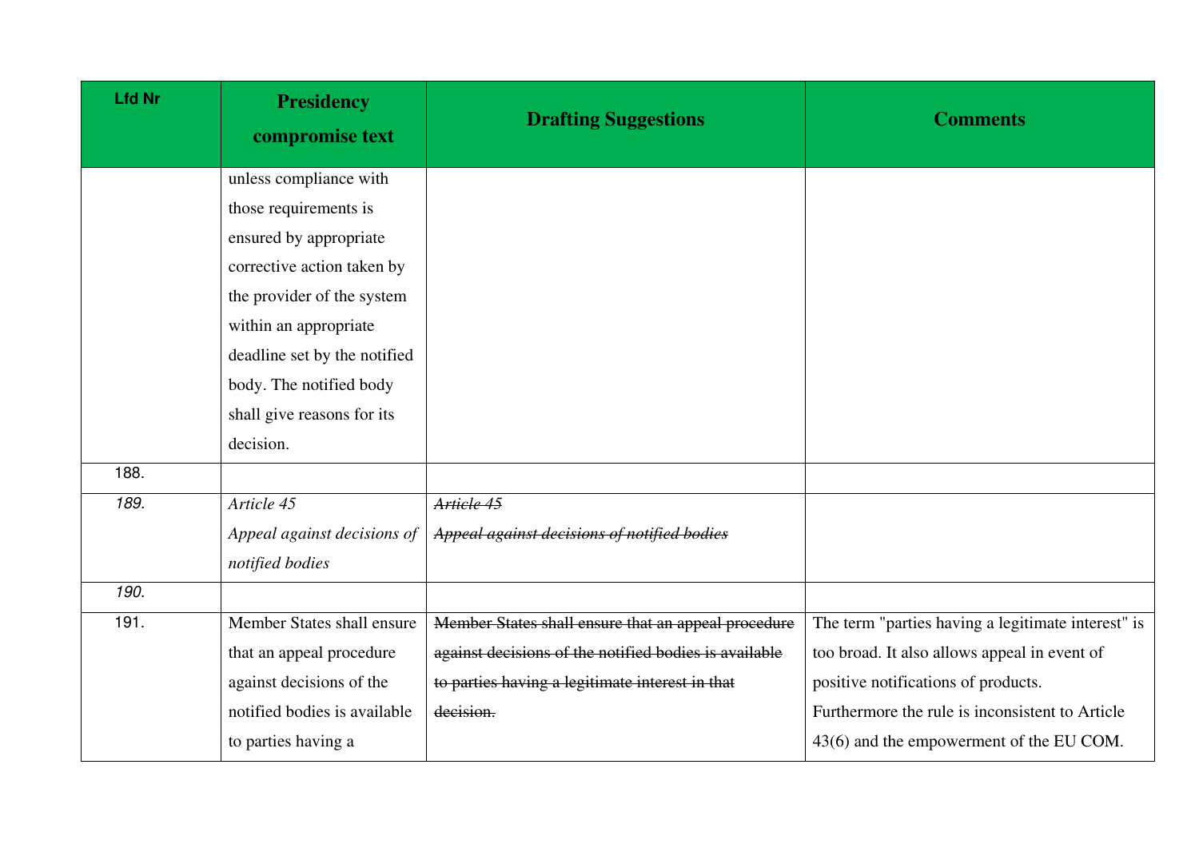| Lfd Nr | Presidency compromise text | Drafting Suggestions | Comments |
|---|---|---|---|
| | unless compliance with those requirements is ensured by appropriate corrective action taken by the provider of the system within an appropriate deadline set by the notified body. The notified body shall give reasons for its decision. | | |
| 188. | | | |
| *189.* | *Article 45*<br>*Appeal against decisions of notified bodies* | ~~*Article 45*~~<br>~~*Appeal against decisions of notified bodies*~~ | |
| *190.* | | | |
| 191. | Member States shall ensure that an appeal procedure against decisions of the notified bodies is available to parties having a | ~~Member States shall ensure that an appeal procedure against decisions of the notified bodies is available to parties having a legitimate interest in that decision.~~ | The term "parties having a legitimate interest" is too broad. It also allows appeal in event of positive notifications of products. Furthermore the rule is inconsistent to Article 43(6) and the empowerment of the EU COM. |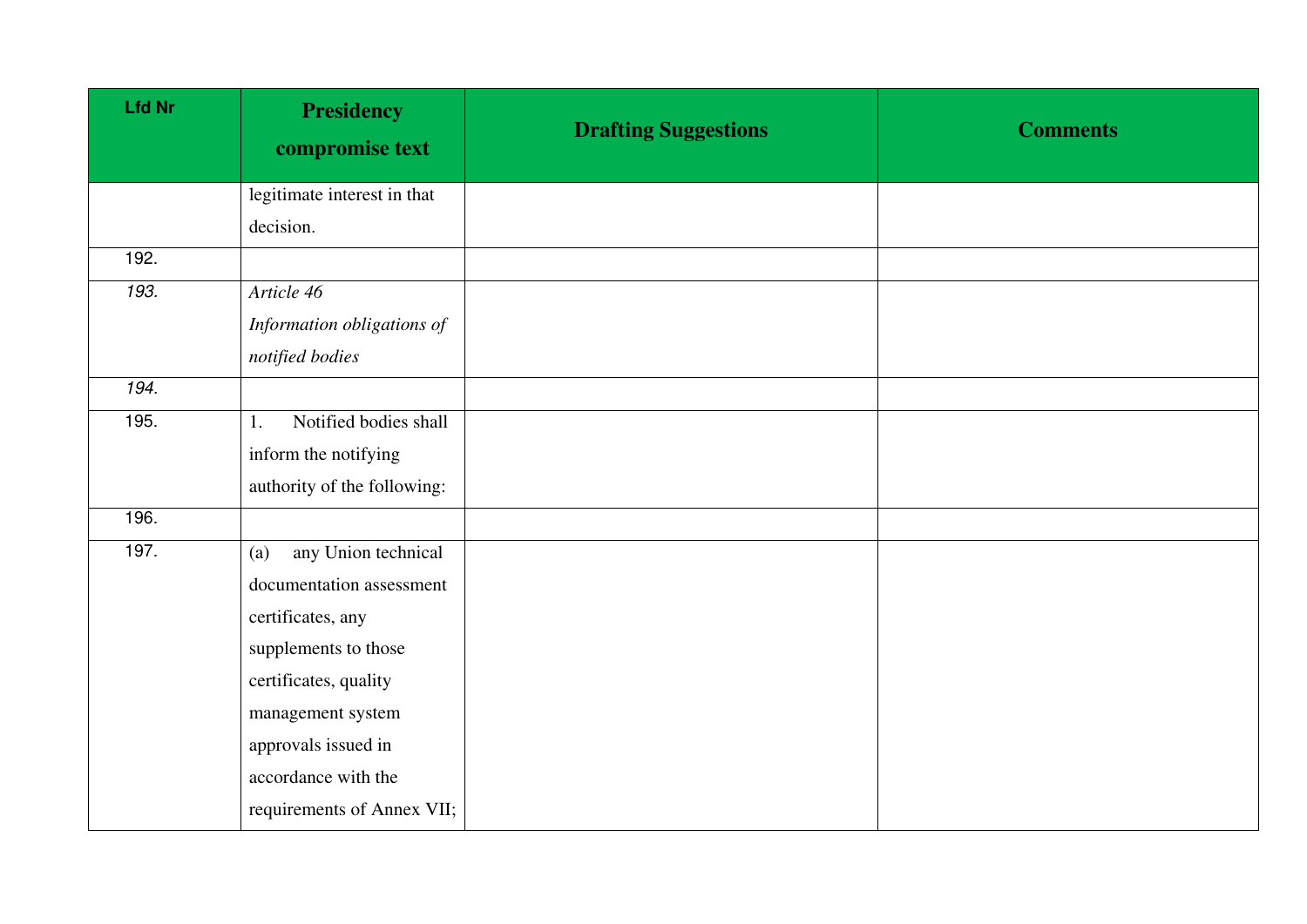| Lfd Nr | Presidency compromise text | Drafting Suggestions | Comments |
| --- | --- | --- | --- |
| | legitimate interest in that decision. | | |
| 192. | | | |
| *193.* | *Article 46*<br>*Information obligations of notified bodies* | | |
| *194.* | | | |
| 195. | 1. Notified bodies shall inform the notifying authority of the following: | | |
| 196. | | | |
| 197. | (a) any Union technical documentation assessment certificates, any supplements to those certificates, quality management system approvals issued in accordance with the requirements of Annex VII; | | |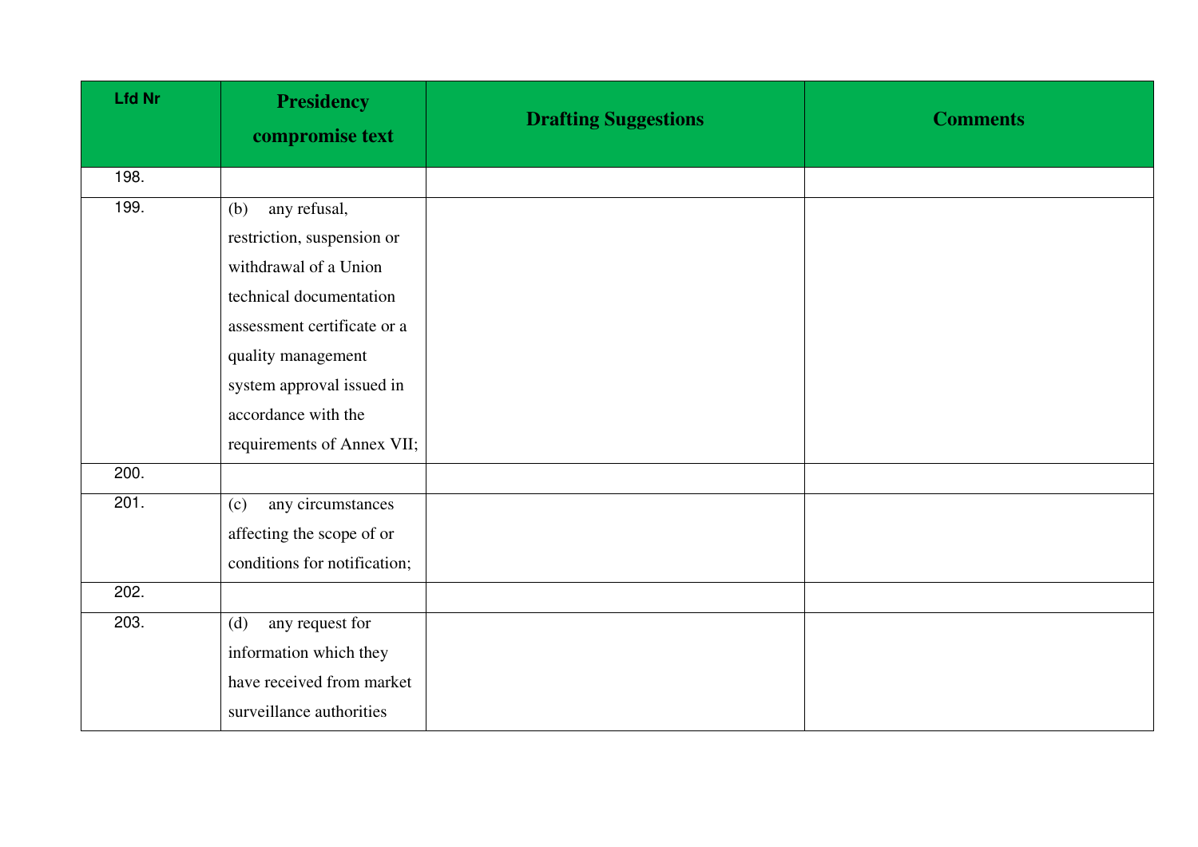| Lfd Nr | Presidency compromise text | Drafting Suggestions | Comments |
|---|---|---|---|
| 198. | | | |
| 199. | (b) any refusal, restriction, suspension or withdrawal of a Union technical documentation assessment certificate or a quality management system approval issued in accordance with the requirements of Annex VII; | | |
| 200. | | | |
| 201. | (c) any circumstances affecting the scope of or conditions for notification; | | |
| 202. | | | |
| 203. | (d) any request for information which they have received from market surveillance authorities | | |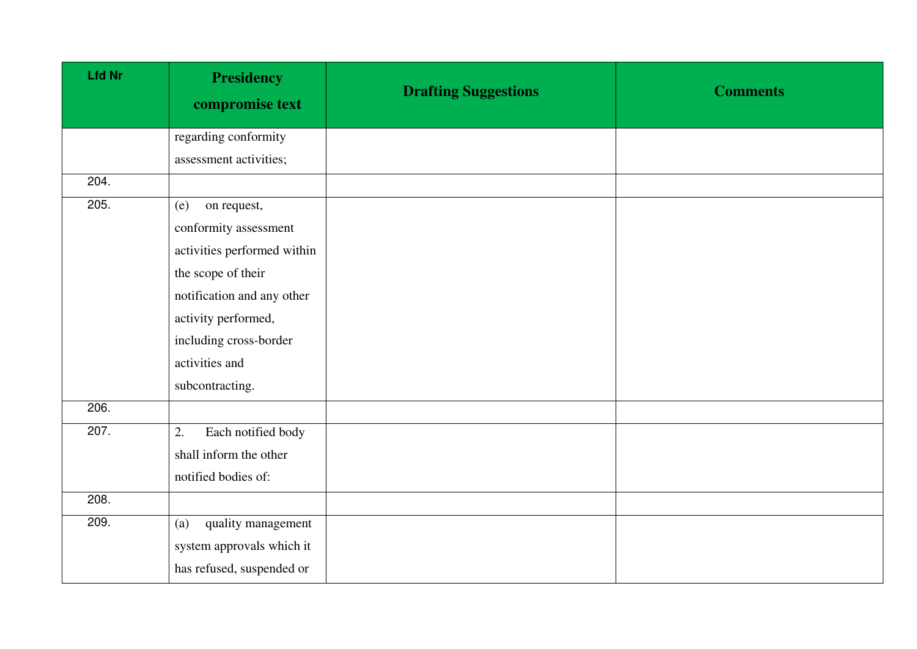| Lfd Nr | Presidency compromise text | Drafting Suggestions | Comments |
|---|---|---|---|
| | regarding conformity assessment activities; | | |
| 204. | | | |
| 205. | (e) on request, conformity assessment activities performed within the scope of their notification and any other activity performed, including cross-border activities and subcontracting. | | |
| 206. | | | |
| 207. | 2. Each notified body shall inform the other notified bodies of: | | |
| 208. | | | |
| 209. | (a) quality management system approvals which it has refused, suspended or | | |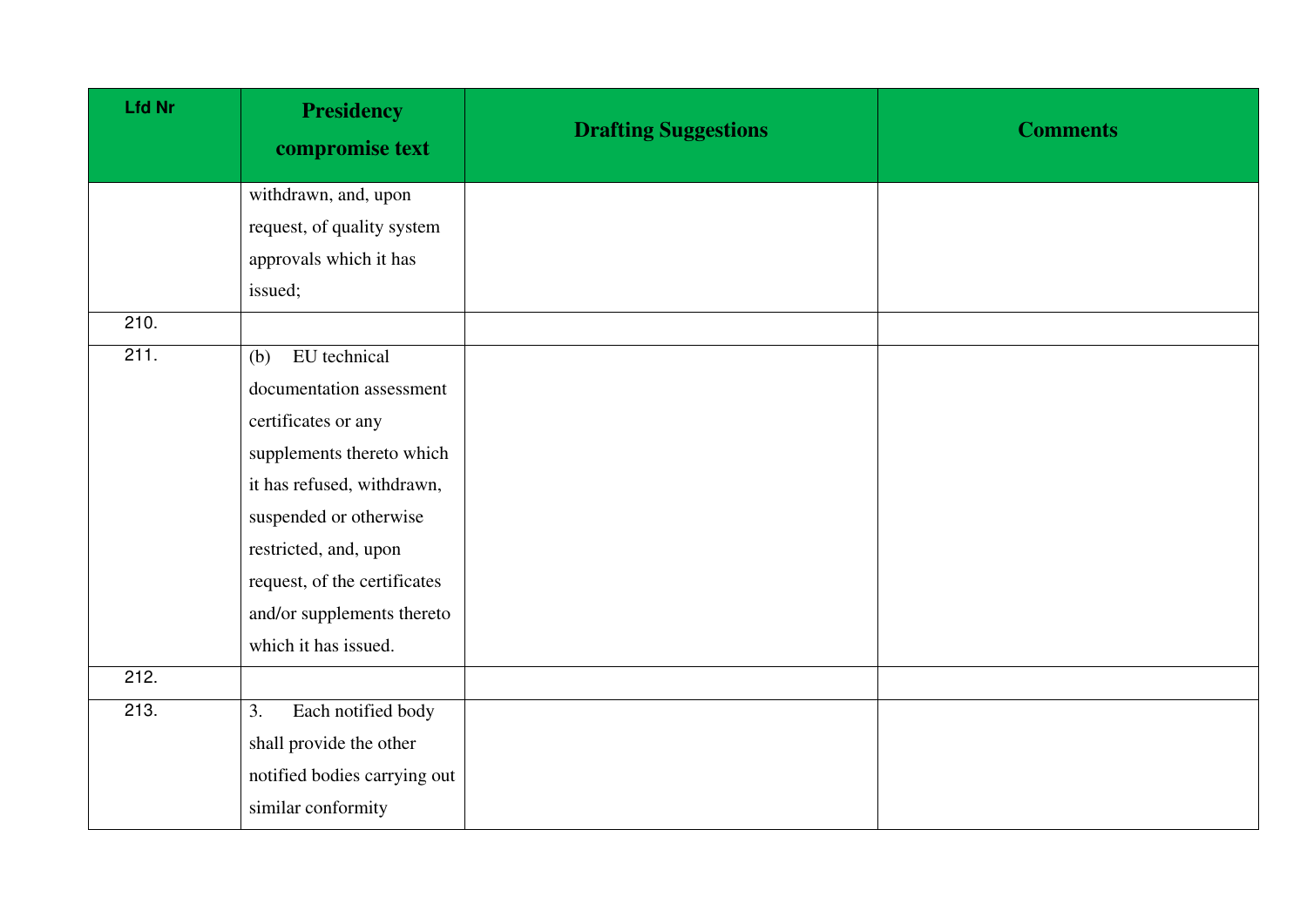| Lfd Nr | Presidency compromise text | Drafting Suggestions | Comments |
|---|---|---|---|
| | withdrawn, and, upon request, of quality system approvals which it has issued; | | |
| 210. | | | |
| 211. | (b) EU technical documentation assessment certificates or any supplements thereto which it has refused, withdrawn, suspended or otherwise restricted, and, upon request, of the certificates and/or supplements thereto which it has issued. | | |
| 212. | | | |
| 213. | 3. Each notified body shall provide the other notified bodies carrying out similar conformity | | |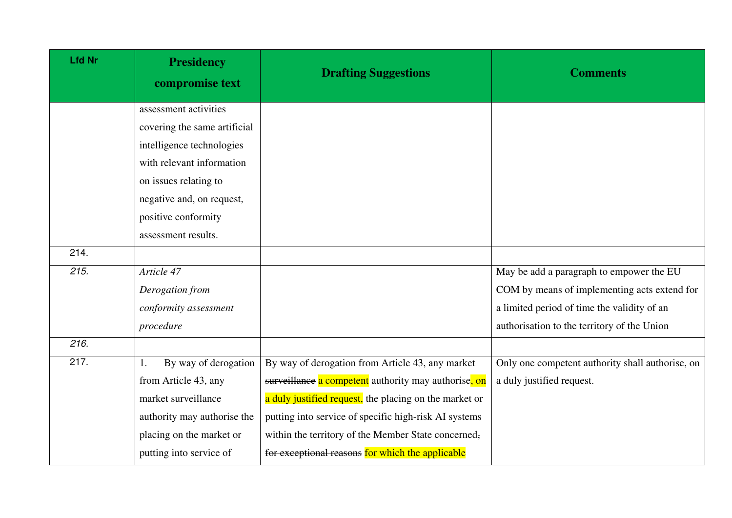| Lfd Nr | Presidency compromise text | Drafting Suggestions | Comments |
|---|---|---|---|
| | assessment activities covering the same artificial intelligence technologies with relevant information on issues relating to negative and, on request, positive conformity assessment results. | | |
| 214. | | | |
| *215.* | *Article 47* *Derogation from conformity assessment procedure* | | May be add a paragraph to empower the EU COM by means of implementing acts extend for a limited period of time the validity of an authorisation to the territory of the Union |
| *216.* | | | |
| 217. | 1. By way of derogation from Article 43, any market surveillance authority may authorise the placing on the market or putting into service of | By way of derogation from Article 43, ~~any market surveillance~~ a competent authority may authorise, on a duly justified request, the placing on the market or putting into service of specific high-risk AI systems within the territory of the Member State concerned~~,~~ ~~for exceptional reasons~~ for which the applicable | Only one competent authority shall authorise, on a duly justified request. |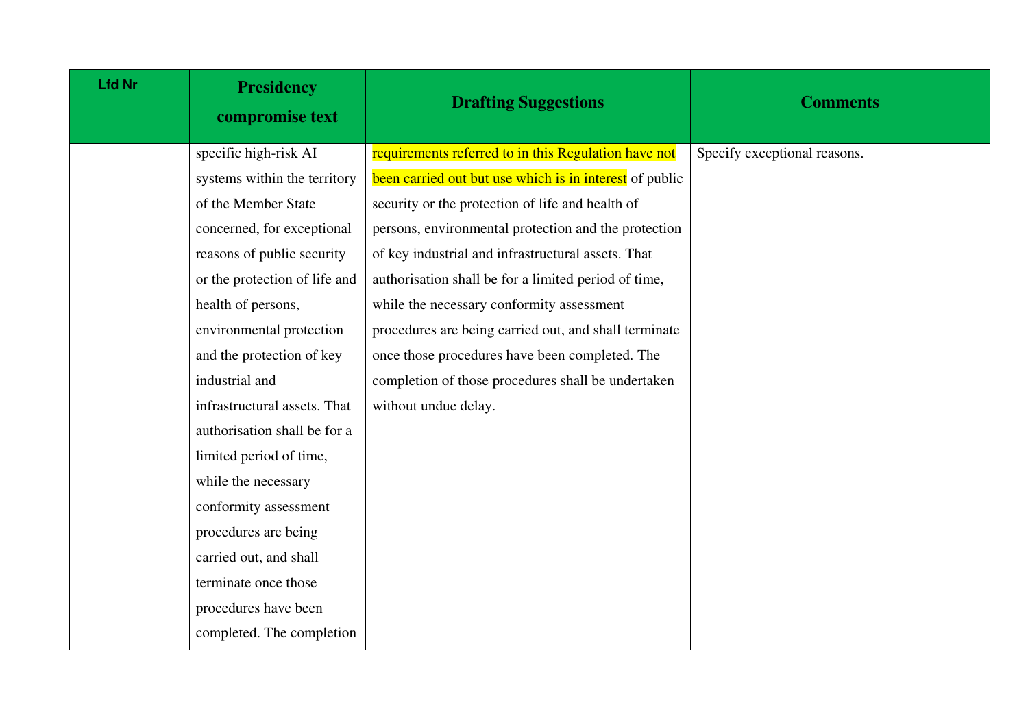| Lfd Nr | Presidency compromise text | Drafting Suggestions | Comments |
|---|---|---|---|
| | specific high-risk AI systems within the territory of the Member State concerned, for exceptional reasons of public security or the protection of life and health of persons, environmental protection and the protection of key industrial and infrastructural assets. That authorisation shall be for a limited period of time, while the necessary conformity assessment procedures are being carried out, and shall terminate once those procedures have been completed. The completion | requirements referred to in this Regulation have not been carried out but use which is in interest of public security or the protection of life and health of persons, environmental protection and the protection of key industrial and infrastructural assets. That authorisation shall be for a limited period of time, while the necessary conformity assessment procedures are being carried out, and shall terminate once those procedures have been completed. The completion of those procedures shall be undertaken without undue delay. | Specify exceptional reasons. |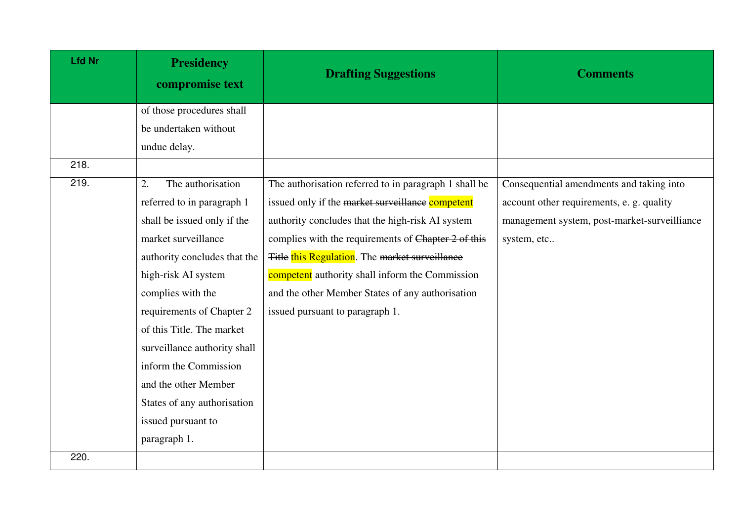| Lfd Nr | Presidency compromise text | Drafting Suggestions | Comments |
| --- | --- | --- | --- |
| | of those procedures shall be undertaken without undue delay. | | |
| 218. | | | |
| 219. | 2. The authorisation referred to in paragraph 1 shall be issued only if the market surveillance authority concludes that the high-risk AI system complies with the requirements of Chapter 2 of this Title. The market surveillance authority shall inform the Commission and the other Member States of any authorisation issued pursuant to paragraph 1. | The authorisation referred to in paragraph 1 shall be issued only if the ~~market surveillance~~ competent authority concludes that the high-risk AI system complies with the requirements of ~~Chapter 2 of this Title~~ this Regulation. The ~~market surveillance~~ competent authority shall inform the Commission and the other Member States of any authorisation issued pursuant to paragraph 1. | Consequential amendments and taking into account other requirements, e. g. quality management system, post-market-surveilliance system, etc.. |
| 220. | | | |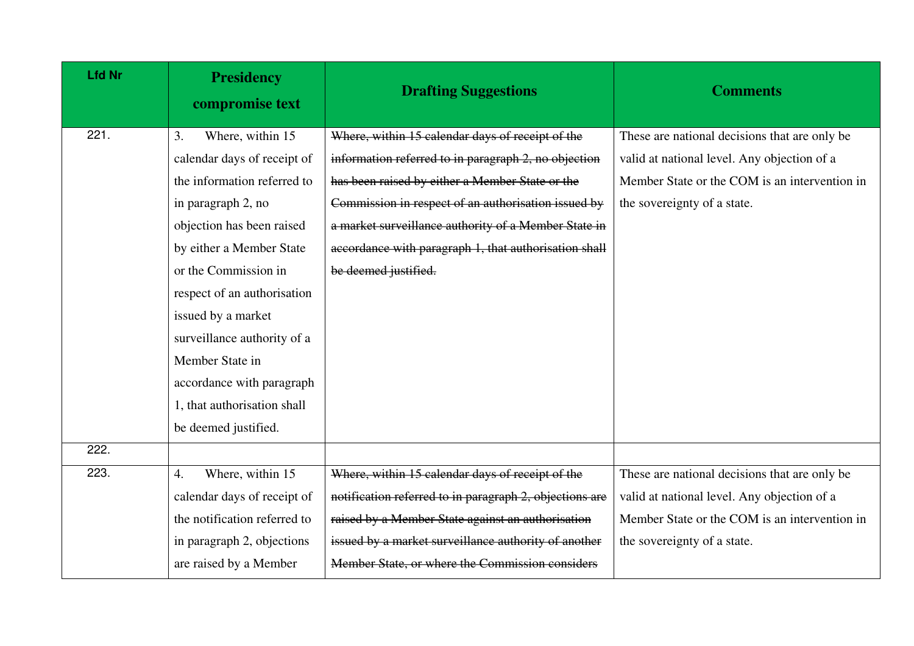| Lfd Nr | Presidency compromise text | Drafting Suggestions | Comments |
|---|---|---|---|
| 221. | 3. Where, within 15 calendar days of receipt of the information referred to in paragraph 2, no objection has been raised by either a Member State or the Commission in respect of an authorisation issued by a market surveillance authority of a Member State in accordance with paragraph 1, that authorisation shall be deemed justified. | ~~Where, within 15 calendar days of receipt of the information referred to in paragraph 2, no objection has been raised by either a Member State or the Commission in respect of an authorisation issued by a market surveillance authority of a Member State in accordance with paragraph 1, that authorisation shall be deemed justified.~~ | These are national decisions that are only be valid at national level. Any objection of a Member State or the COM is an intervention in the sovereignty of a state. |
| 222. | | | |
| 223. | 4. Where, within 15 calendar days of receipt of the notification referred to in paragraph 2, objections are raised by a Member | ~~Where, within 15 calendar days of receipt of the notification referred to in paragraph 2, objections are raised by a Member State against an authorisation issued by a market surveillance authority of another Member State, or where the Commission considers~~ | These are national decisions that are only be valid at national level. Any objection of a Member State or the COM is an intervention in the sovereignty of a state. |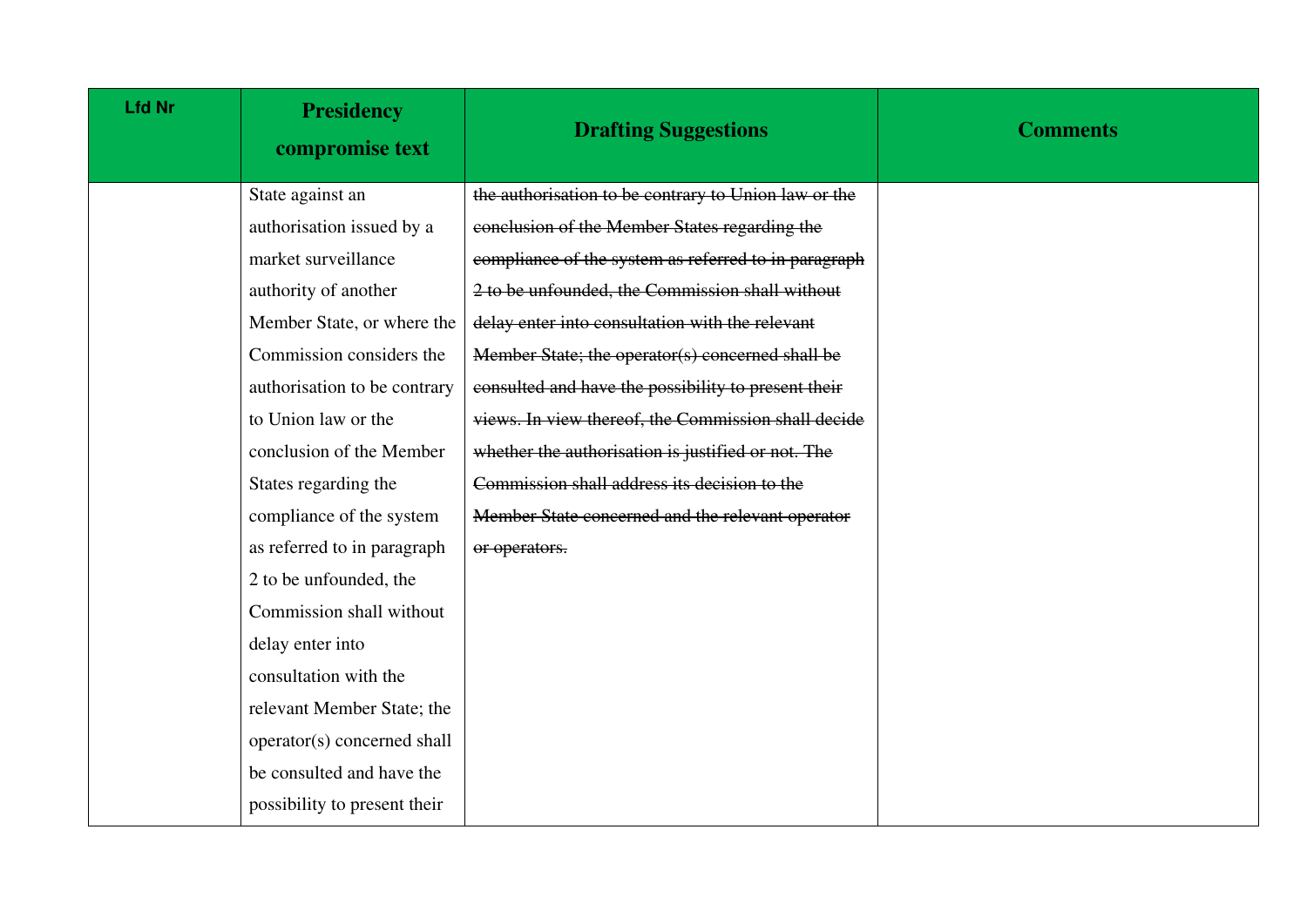| Lfd Nr | Presidency compromise text | Drafting Suggestions | Comments |
|---|---|---|---|
| | State against an authorisation issued by a market surveillance authority of another Member State, or where the Commission considers the authorisation to be contrary to Union law or the conclusion of the Member States regarding the compliance of the system as referred to in paragraph 2 to be unfounded, the Commission shall without delay enter into consultation with the relevant Member State; the operator(s) concerned shall be consulted and have the possibility to present their | ~~the authorisation to be contrary to Union law or the conclusion of the Member States regarding the compliance of the system as referred to in paragraph 2 to be unfounded, the Commission shall without delay enter into consultation with the relevant Member State; the operator(s) concerned shall be consulted and have the possibility to present their views. In view thereof, the Commission shall decide whether the authorisation is justified or not. The Commission shall address its decision to the Member State concerned and the relevant operator or operators.~~ | |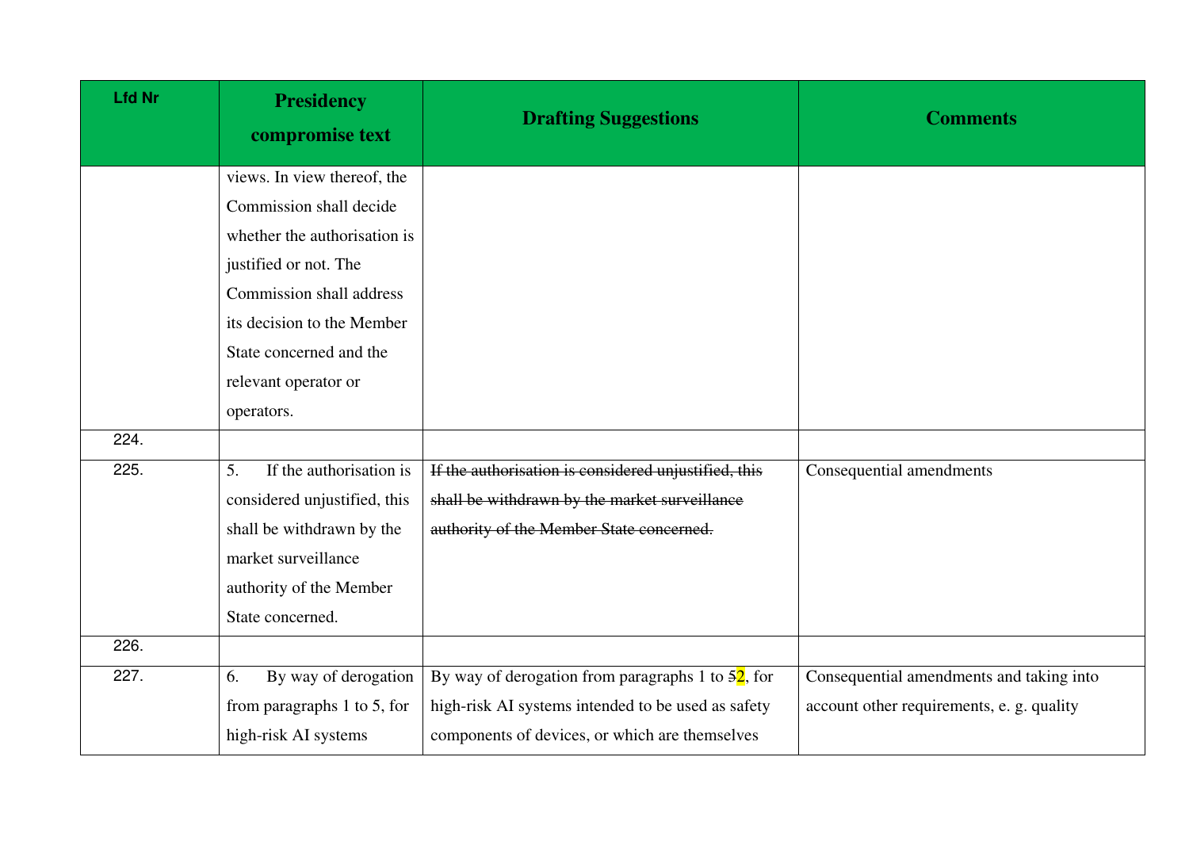| Lfd Nr | Presidency compromise text | Drafting Suggestions | Comments |
|---|---|---|---|
| | views. In view thereof, the Commission shall decide whether the authorisation is justified or not. The Commission shall address its decision to the Member State concerned and the relevant operator or operators. | | |
| 224. | | | |
| 225. | 5. If the authorisation is considered unjustified, this shall be withdrawn by the market surveillance authority of the Member State concerned. | ~~If the authorisation is considered unjustified, this shall be withdrawn by the market surveillance authority of the Member State concerned.~~ | Consequential amendments |
| 226. | | | |
| 227. | 6. By way of derogation from paragraphs 1 to 5, for high-risk AI systems | By way of derogation from paragraphs 1 to ~~5~~2, for high-risk AI systems intended to be used as safety components of devices, or which are themselves | Consequential amendments and taking into account other requirements, e. g. quality |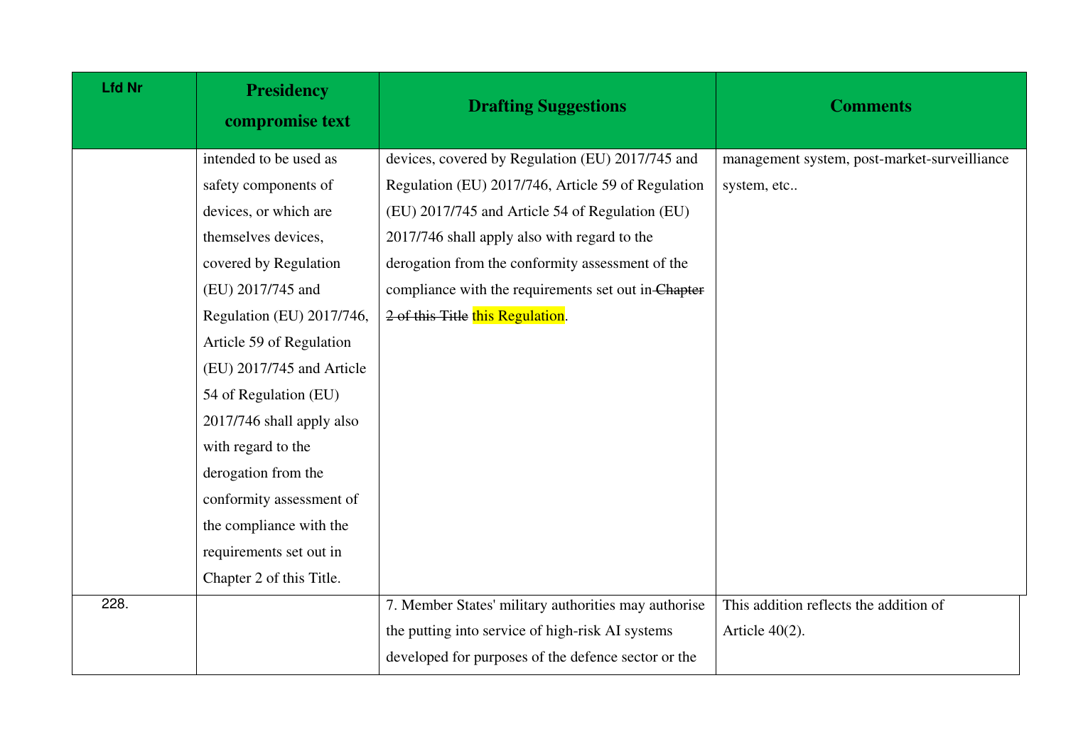| Lfd Nr | Presidency compromise text | Drafting Suggestions | Comments |
|---|---|---|---|
| | intended to be used as safety components of devices, or which are themselves devices, covered by Regulation (EU) 2017/745 and Regulation (EU) 2017/746, Article 59 of Regulation (EU) 2017/745 and Article 54 of Regulation (EU) 2017/746 shall apply also with regard to the derogation from the conformity assessment of the compliance with the requirements set out in Chapter 2 of this Title. | devices, covered by Regulation (EU) 2017/745 and Regulation (EU) 2017/746, Article 59 of Regulation (EU) 2017/745 and Article 54 of Regulation (EU) 2017/746 shall apply also with regard to the derogation from the conformity assessment of the compliance with the requirements set out in ~~Chapter 2 of this Title~~ this Regulation. | management system, post-market-surveilliance system, etc.. |
| 228. | | 7. Member States' military authorities may authorise the putting into service of high-risk AI systems developed for purposes of the defence sector or the | This addition reflects the addition of Article 40(2). |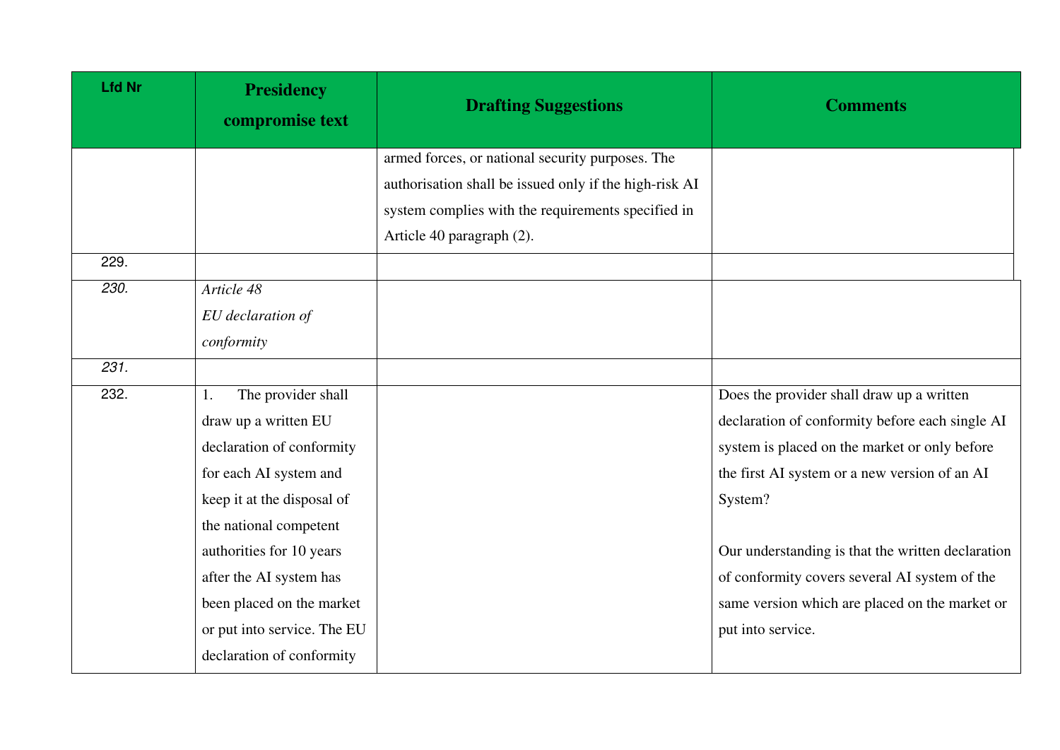| Lfd Nr | Presidency compromise text | Drafting Suggestions | Comments |
|---|---|---|---|
| | | armed forces, or national security purposes. The authorisation shall be issued only if the high-risk AI system complies with the requirements specified in Article 40 paragraph (2). | |
| 229. | | | |
| *230.* | *Article 48*<br>*EU declaration of conformity* | | |
| *231.* | | | |
| 232. | 1. The provider shall draw up a written EU declaration of conformity for each AI system and keep it at the disposal of the national competent authorities for 10 years after the AI system has been placed on the market or put into service. The EU declaration of conformity | | Does the provider shall draw up a written declaration of conformity before each single AI system is placed on the market or only before the first AI system or a new version of an AI System?<br><br>Our understanding is that the written declaration of conformity covers several AI system of the same version which are placed on the market or put into service. |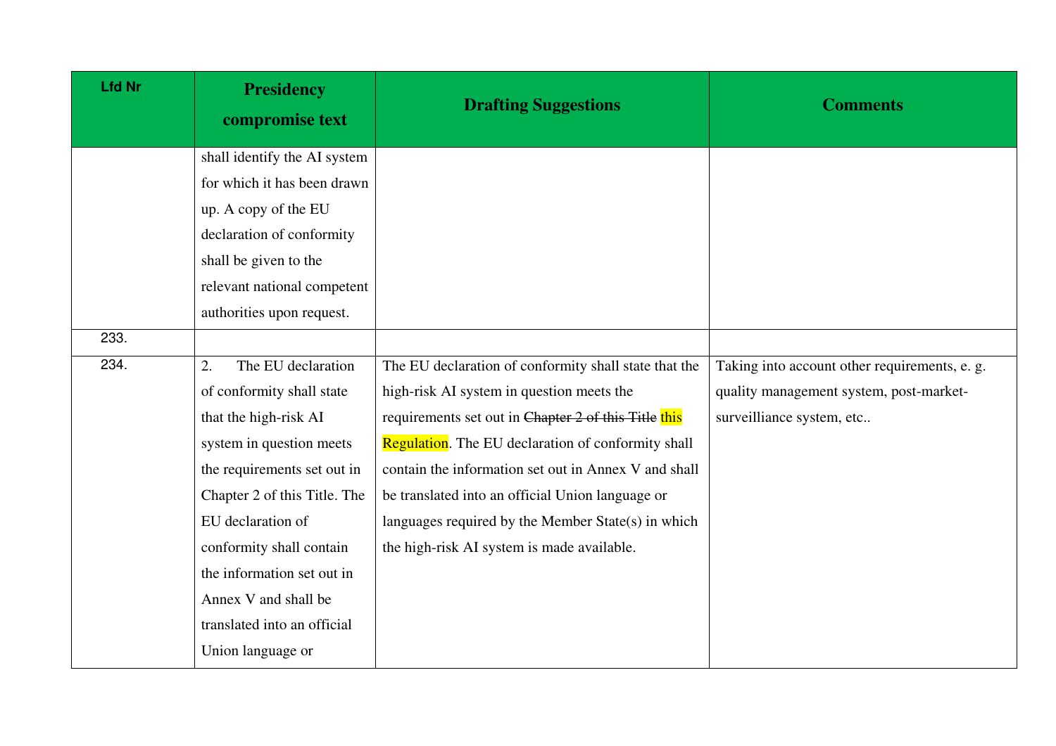| Lfd Nr | Presidency compromise text | Drafting Suggestions | Comments |
|---|---|---|---|
| | shall identify the AI system for which it has been drawn up. A copy of the EU declaration of conformity shall be given to the relevant national competent authorities upon request. | | |
| 233. | | | |
| 234. | 2. The EU declaration of conformity shall state that the high-risk AI system in question meets the requirements set out in Chapter 2 of this Title. The EU declaration of conformity shall contain the information set out in Annex V and shall be translated into an official Union language or | The EU declaration of conformity shall state that the high-risk AI system in question meets the requirements set out in ~~Chapter 2 of this Title~~ this Regulation. The EU declaration of conformity shall contain the information set out in Annex V and shall be translated into an official Union language or languages required by the Member State(s) in which the high-risk AI system is made available. | Taking into account other requirements, e. g. quality management system, post-market-surveilliance system, etc.. |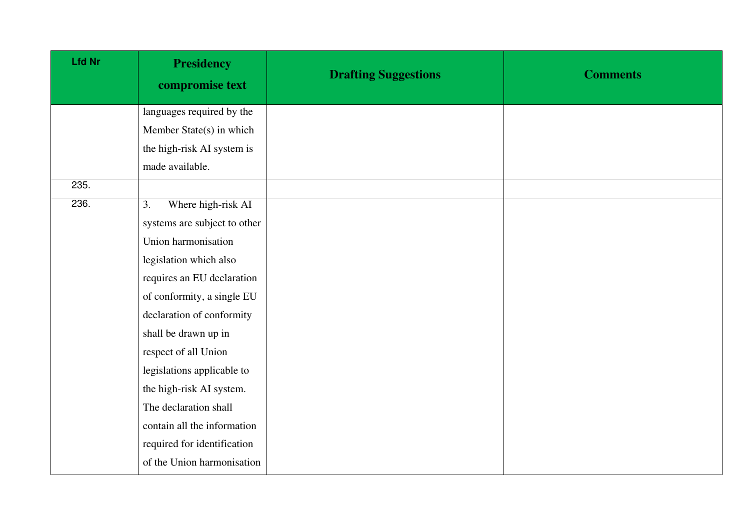| Lfd Nr | Presidency compromise text | Drafting Suggestions | Comments |
| --- | --- | --- | --- |
| | languages required by the Member State(s) in which the high-risk AI system is made available. | | |
| 235. | | | |
| 236. | 3. Where high-risk AI systems are subject to other Union harmonisation legislation which also requires an EU declaration of conformity, a single EU declaration of conformity shall be drawn up in respect of all Union legislations applicable to the high-risk AI system. The declaration shall contain all the information required for identification of the Union harmonisation | | |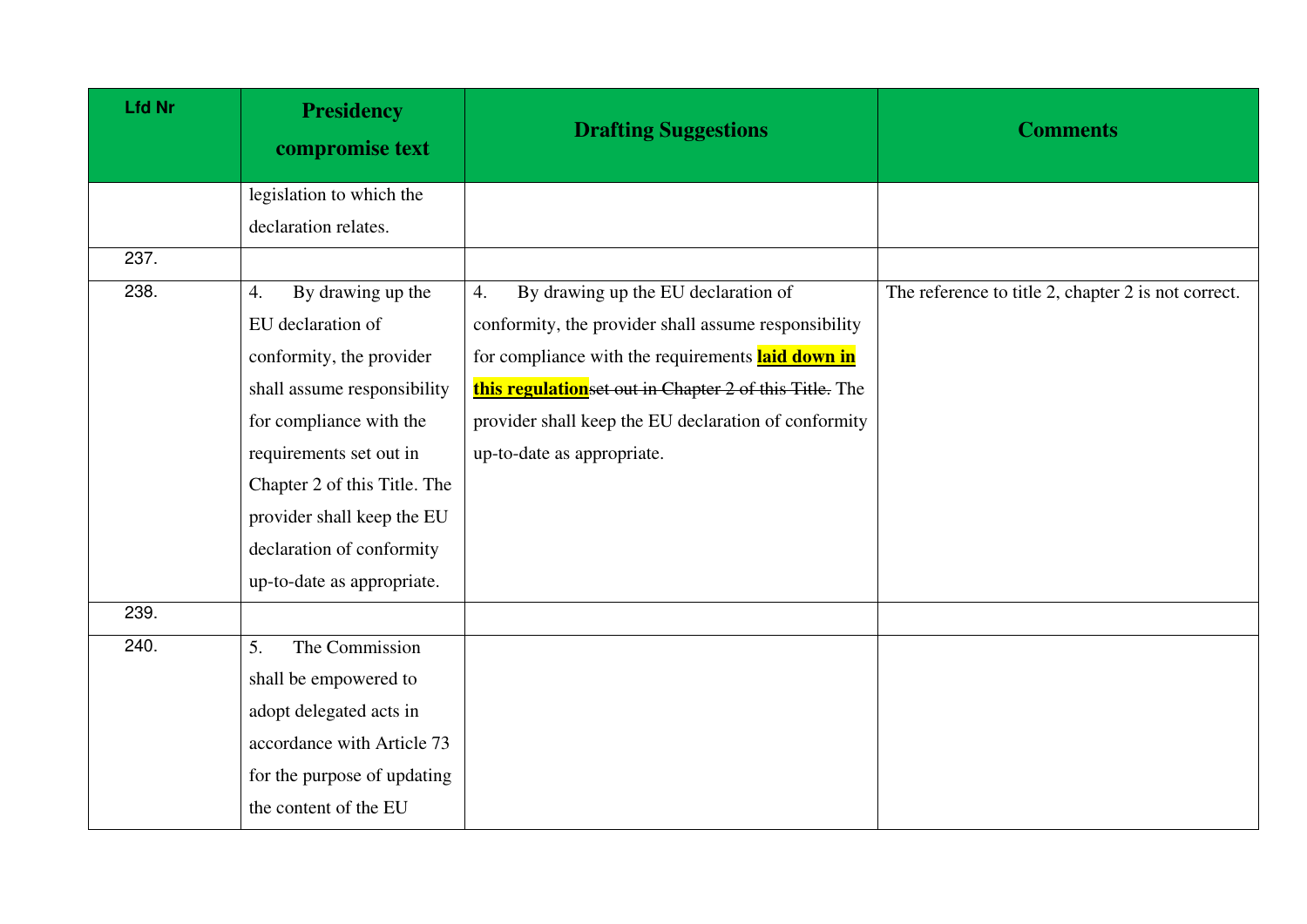| Lfd Nr | Presidency compromise text | Drafting Suggestions | Comments |
|---|---|---|---|
| | legislation to which the declaration relates. | | |
| 237. | | | |
| 238. | 4. By drawing up the EU declaration of conformity, the provider shall assume responsibility for compliance with the requirements set out in Chapter 2 of this Title. The provider shall keep the EU declaration of conformity up-to-date as appropriate. | 4. By drawing up the EU declaration of conformity, the provider shall assume responsibility for compliance with the requirements **laid down in this regulation**~~set out in Chapter 2 of this Title.~~ The provider shall keep the EU declaration of conformity up-to-date as appropriate. | The reference to title 2, chapter 2 is not correct. |
| 239. | | | |
| 240. | 5. The Commission shall be empowered to adopt delegated acts in accordance with Article 73 for the purpose of updating the content of the EU | | |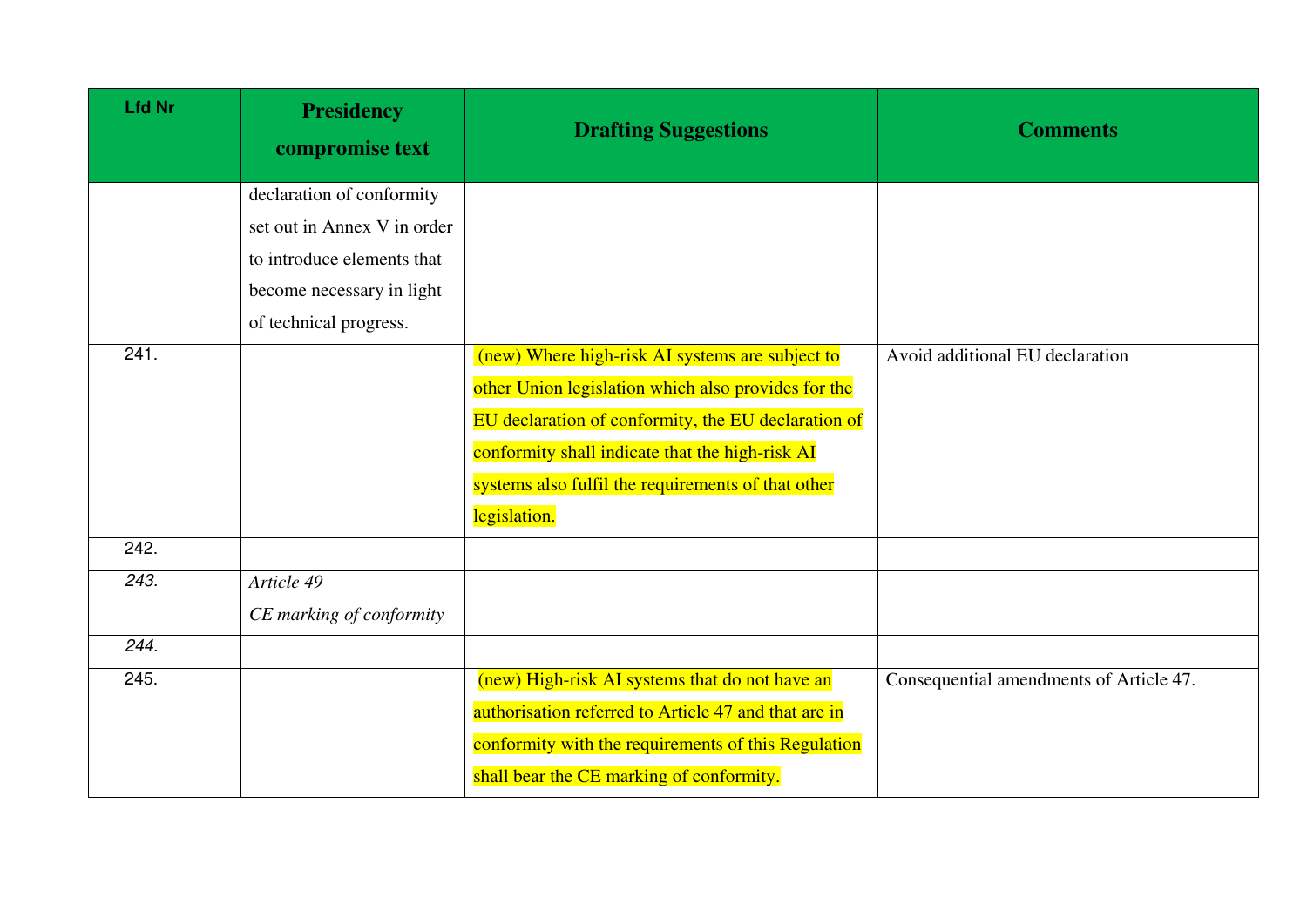| Lfd Nr | Presidency compromise text | Drafting Suggestions | Comments |
|---|---|---|---|
| | declaration of conformity set out in Annex V in order to introduce elements that become necessary in light of technical progress. | | |
| 241. | | (new) Where high-risk AI systems are subject to other Union legislation which also provides for the EU declaration of conformity, the EU declaration of conformity shall indicate that the high-risk AI systems also fulfil the requirements of that other legislation. | Avoid additional EU declaration |
| 242. | | | |
| *243.* | *Article 49*<br>*CE marking of conformity* | | |
| *244.* | | | |
| 245. | | (new) High-risk AI systems that do not have an authorisation referred to Article 47 and that are in conformity with the requirements of this Regulation shall bear the CE marking of conformity. | Consequential amendments of Article 47. |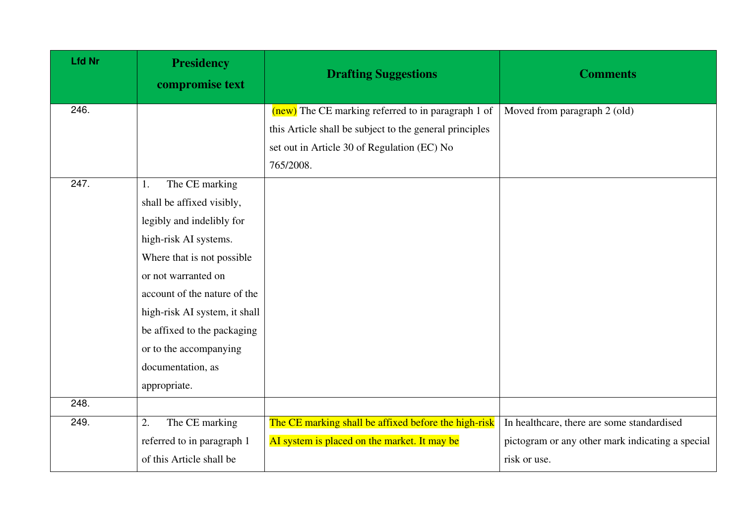| Lfd Nr | Presidency compromise text | Drafting Suggestions | Comments |
|---|---|---|---|
| 246. | | (new) The CE marking referred to in paragraph 1 of this Article shall be subject to the general principles set out in Article 30 of Regulation (EC) No 765/2008. | Moved from paragraph 2 (old) |
| 247. | 1. The CE marking shall be affixed visibly, legibly and indelibly for high-risk AI systems. Where that is not possible or not warranted on account of the nature of the high-risk AI system, it shall be affixed to the packaging or to the accompanying documentation, as appropriate. | | |
| 248. | | | |
| 249. | 2. The CE marking referred to in paragraph 1 of this Article shall be | The CE marking shall be affixed before the high-risk AI system is placed on the market. It may be | In healthcare, there are some standardised pictogram or any other mark indicating a special risk or use. |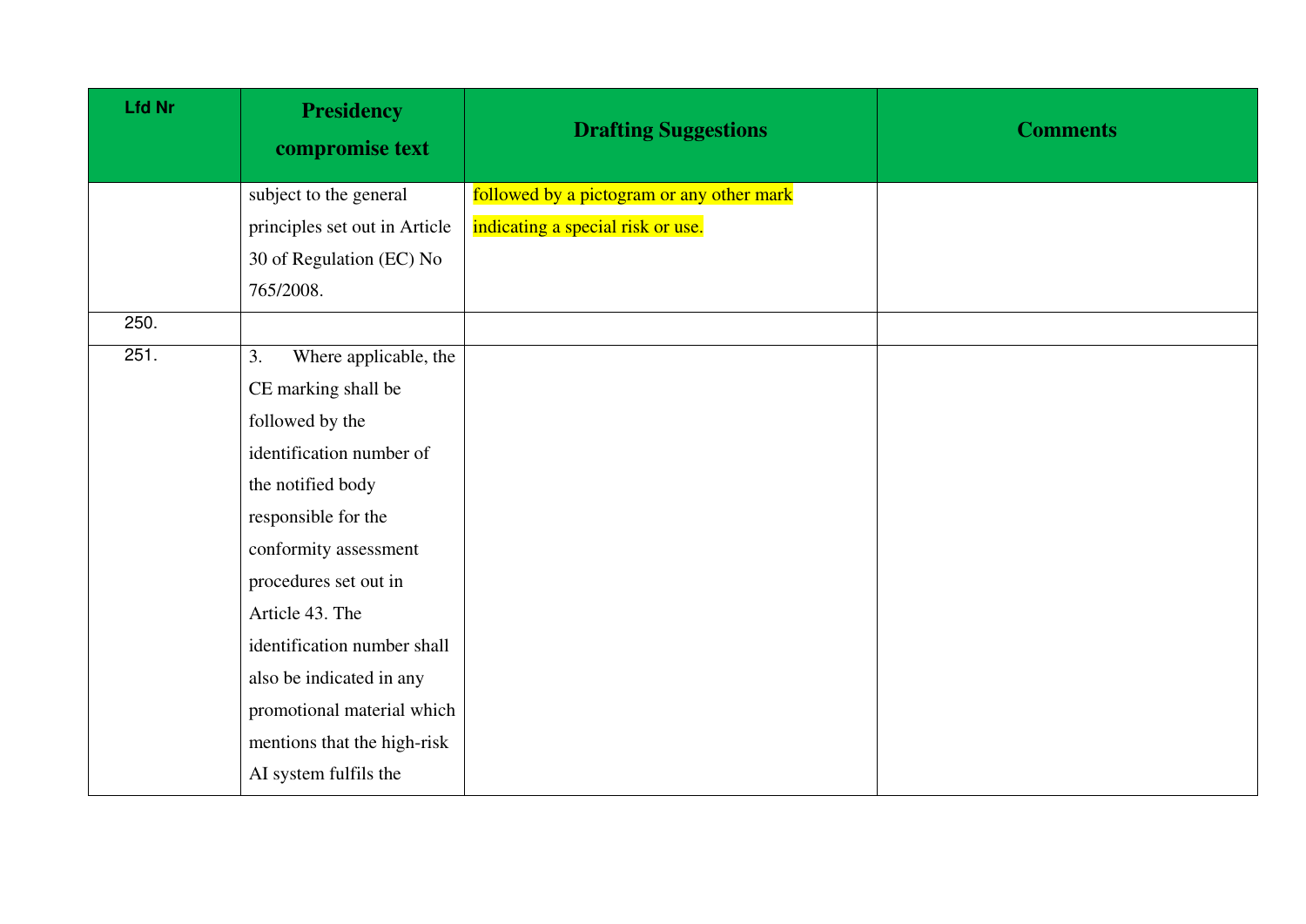| Lfd Nr | Presidency compromise text | Drafting Suggestions | Comments |
|---|---|---|---|
| | subject to the general principles set out in Article 30 of Regulation (EC) No 765/2008. | followed by a pictogram or any other mark indicating a special risk or use. | |
| 250. | | | |
| 251. | 3. Where applicable, the CE marking shall be followed by the identification number of the notified body responsible for the conformity assessment procedures set out in Article 43. The identification number shall also be indicated in any promotional material which mentions that the high-risk AI system fulfils the | | |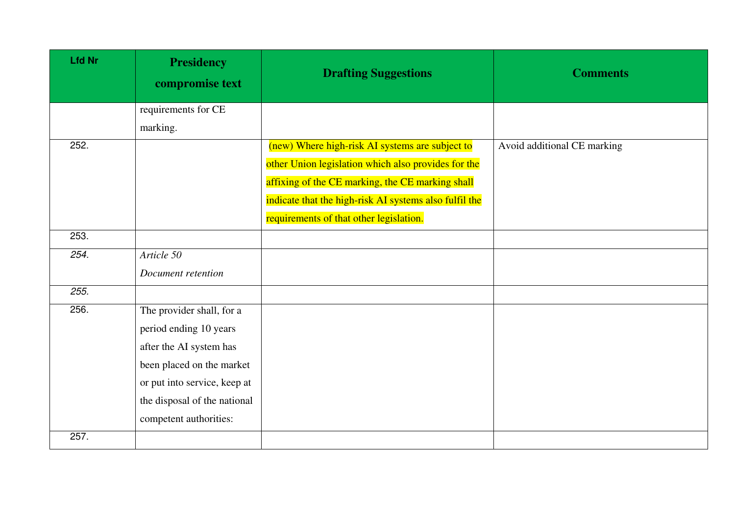| Lfd Nr | Presidency compromise text | Drafting Suggestions | Comments |
|---|---|---|---|
| | requirements for CE marking. | | |
| 252. | | (new) Where high-risk AI systems are subject to other Union legislation which also provides for the affixing of the CE marking, the CE marking shall indicate that the high-risk AI systems also fulfil the requirements of that other legislation. | Avoid additional CE marking |
| 253. | | | |
| *254.* | *Article 50*<br>*Document retention* | | |
| *255.* | | | |
| 256. | The provider shall, for a period ending 10 years after the AI system has been placed on the market or put into service, keep at the disposal of the national competent authorities: | | |
| 257. | | | |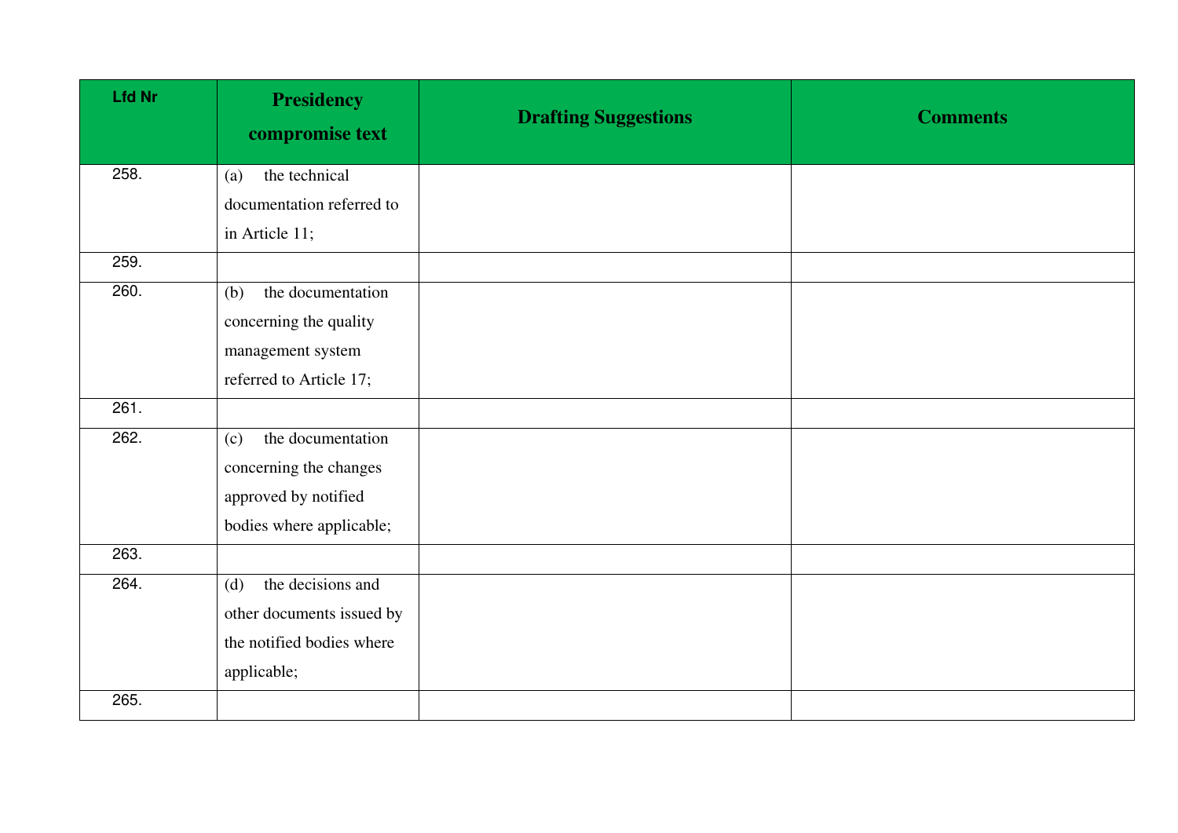| Lfd Nr | Presidency compromise text | Drafting Suggestions | Comments |
|---|---|---|---|
| 258. | (a) the technical documentation referred to in Article 11; | | |
| 259. | | | |
| 260. | (b) the documentation concerning the quality management system referred to Article 17; | | |
| 261. | | | |
| 262. | (c) the documentation concerning the changes approved by notified bodies where applicable; | | |
| 263. | | | |
| 264. | (d) the decisions and other documents issued by the notified bodies where applicable; | | |
| 265. | | | |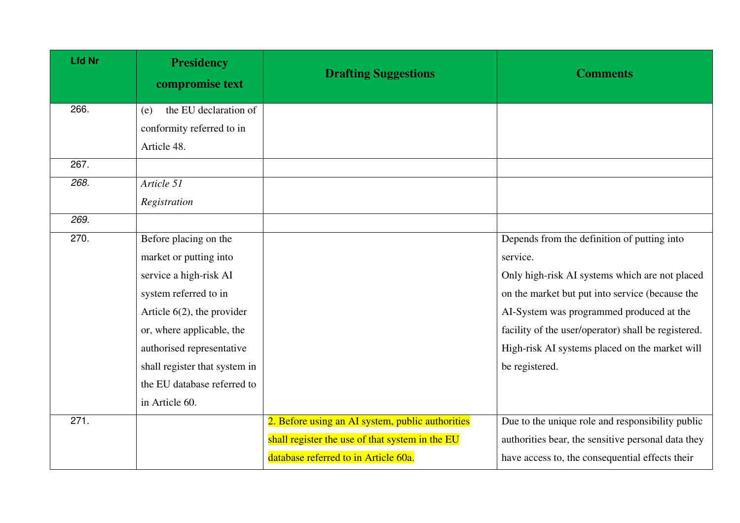| Lfd Nr | Presidency compromise text | Drafting Suggestions | Comments |
|---|---|---|---|
| 266. | (e) the EU declaration of conformity referred to in Article 48. | | |
| 267. | | | |
| *268.* | *Article 51*<br>*Registration* | | |
| *269.* | | | |
| 270. | Before placing on the market or putting into service a high-risk AI system referred to in Article 6(2), the provider or, where applicable, the authorised representative shall register that system in the EU database referred to in Article 60. | | Depends from the definition of putting into service.<br>Only high-risk AI systems which are not placed on the market but put into service (because the AI-System was programmed produced at the facility of the user/operator) shall be registered. High-risk AI systems placed on the market will be registered. |
| 271. | | 2. Before using an AI system, public authorities shall register the use of that system in the EU database referred to in Article 60a. | Due to the unique role and responsibility public authorities bear, the sensitive personal data they have access to, the consequential effects their |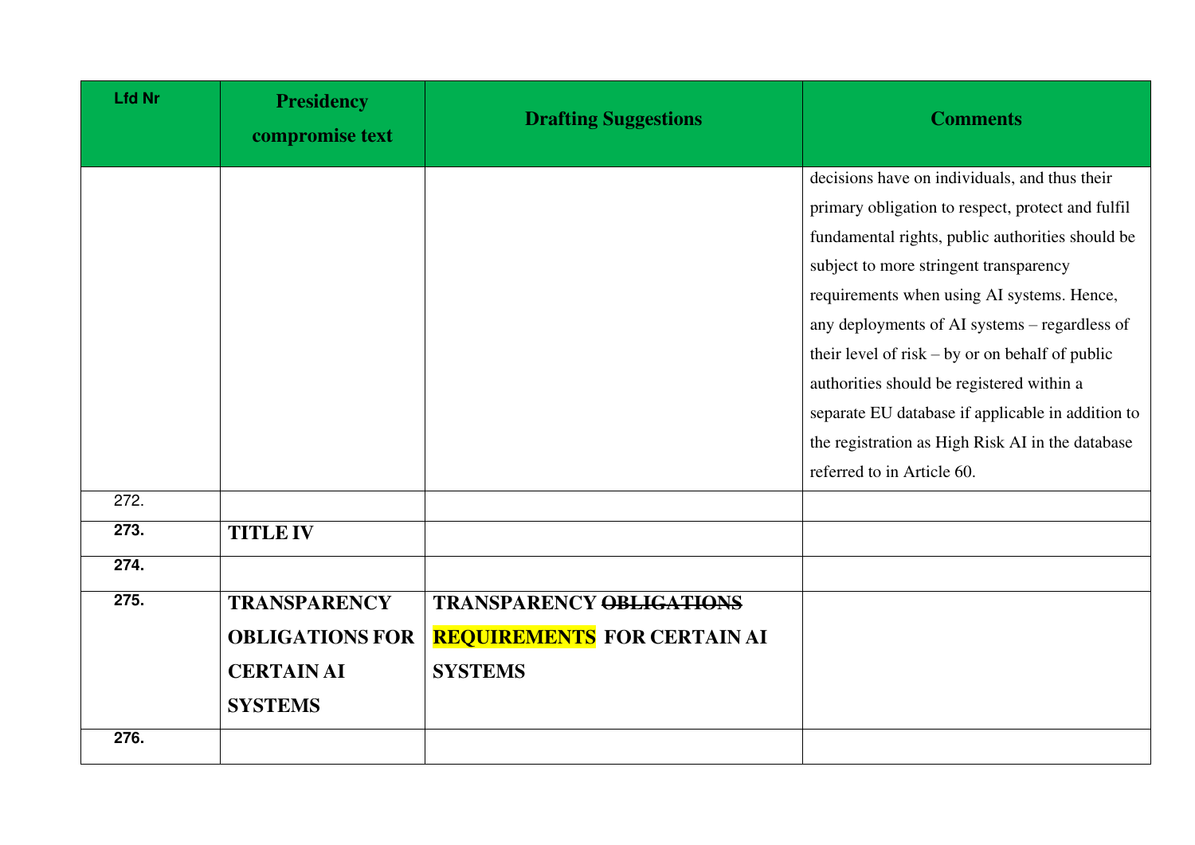| Lfd Nr | Presidency compromise text | Drafting Suggestions | Comments |
|---|---|---|---|
| | | | decisions have on individuals, and thus their primary obligation to respect, protect and fulfil fundamental rights, public authorities should be subject to more stringent transparency requirements when using AI systems. Hence, any deployments of AI systems – regardless of their level of risk – by or on behalf of public authorities should be registered within a separate EU database if applicable in addition to the registration as High Risk AI in the database referred to in Article 60. |
| 272. | | | |
| **273.** | **TITLE IV** | | |
| **274.** | | | |
| **275.** | **TRANSPARENCY OBLIGATIONS FOR CERTAIN AI SYSTEMS** | **TRANSPARENCY ~~OBLIGATIONS~~ REQUIREMENTS FOR CERTAIN AI SYSTEMS** | |
| **276.** | | | |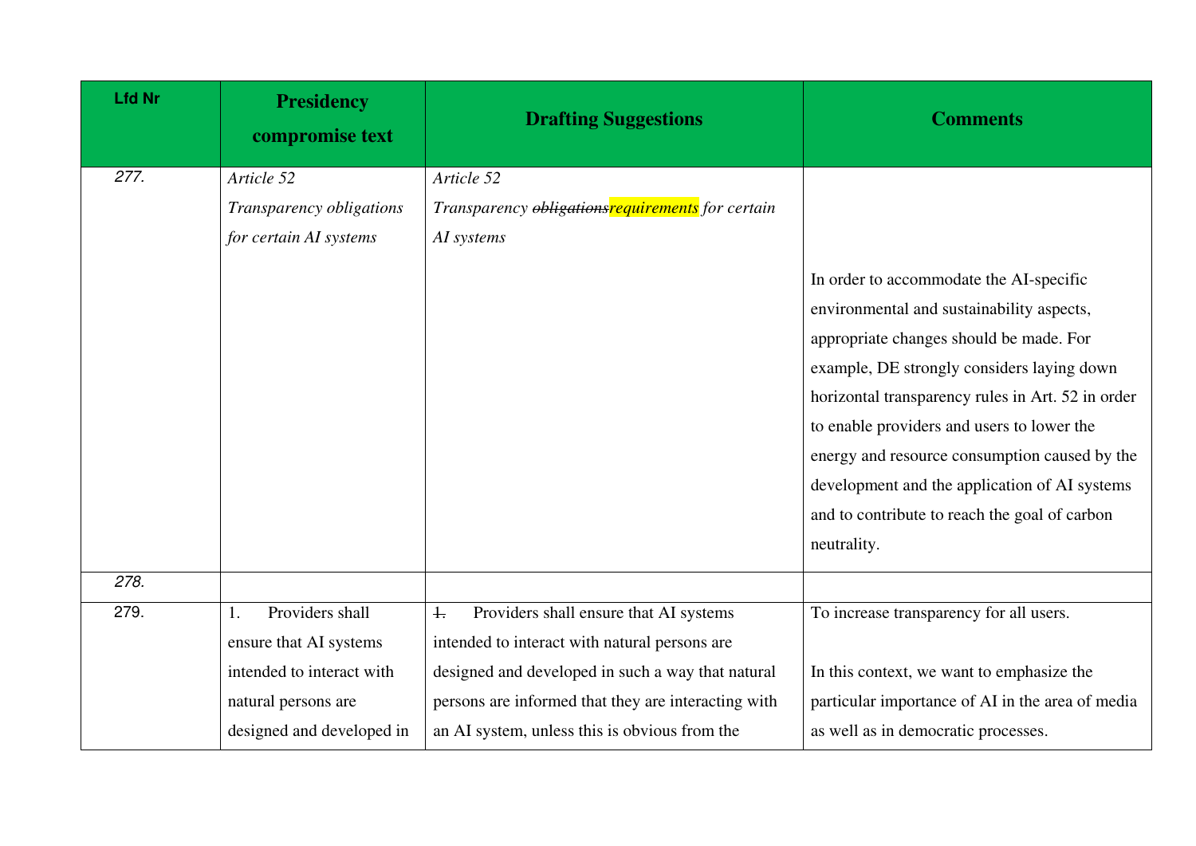| Lfd Nr | Presidency compromise text | Drafting Suggestions | Comments |
|---|---|---|---|
| *277.* | *Article 52*<br>*Transparency obligations for certain AI systems* | *Article 52*<br>*Transparency ~~obligations~~requirements for certain AI systems* | In order to accommodate the AI-specific environmental and sustainability aspects, appropriate changes should be made. For example, DE strongly considers laying down horizontal transparency rules in Art. 52 in order to enable providers and users to lower the energy and resource consumption caused by the development and the application of AI systems and to contribute to reach the goal of carbon neutrality. |
| *278.* | | | |
| 279. | 1. Providers shall ensure that AI systems intended to interact with natural persons are designed and developed in | ~~1.~~ Providers shall ensure that AI systems intended to interact with natural persons are designed and developed in such a way that natural persons are informed that they are interacting with an AI system, unless this is obvious from the | To increase transparency for all users.<br><br>In this context, we want to emphasize the particular importance of AI in the area of media as well as in democratic processes. |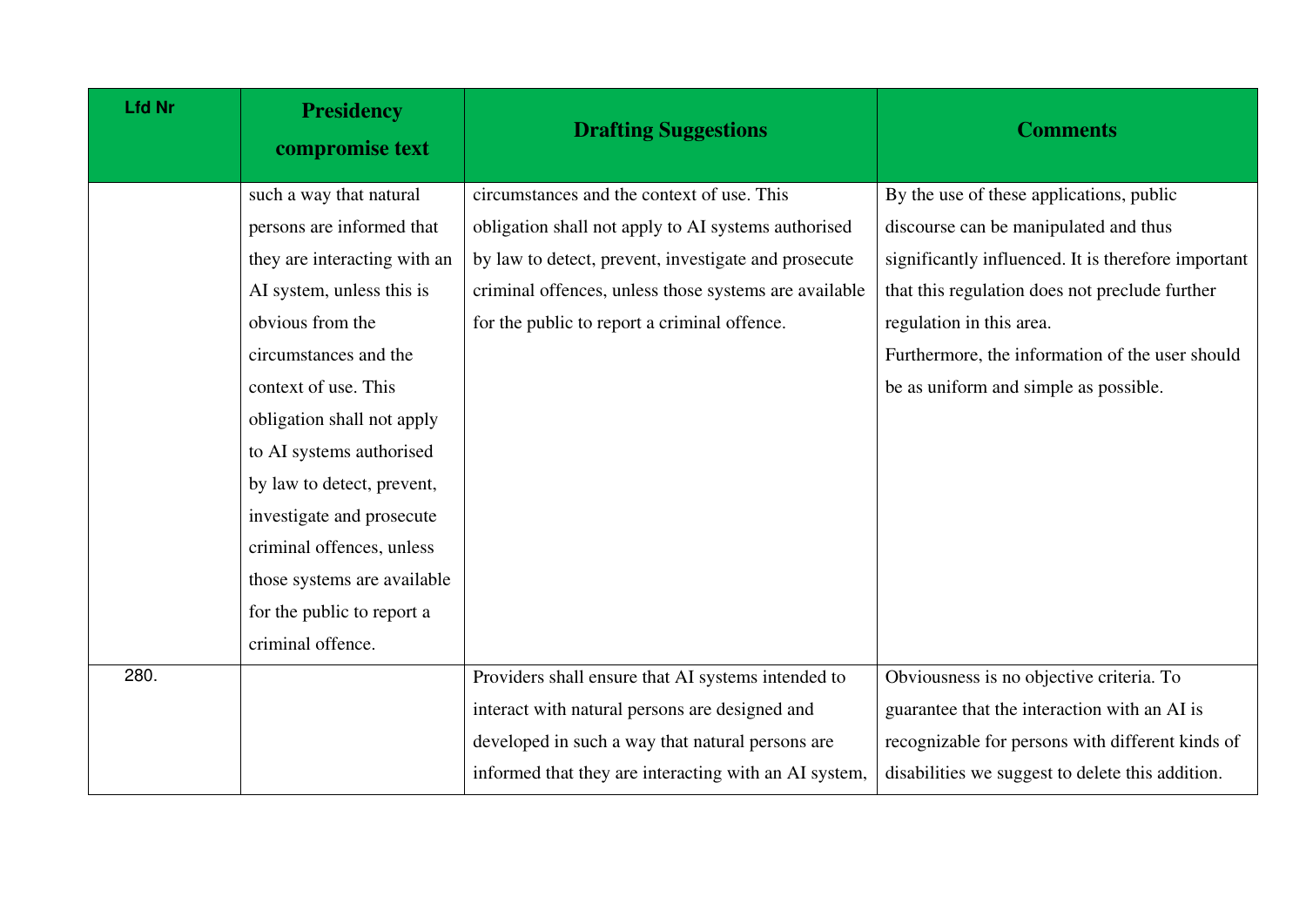| Lfd Nr | Presidency compromise text | Drafting Suggestions | Comments |
|---|---|---|---|
| | such a way that natural persons are informed that they are interacting with an AI system, unless this is obvious from the circumstances and the context of use. This obligation shall not apply to AI systems authorised by law to detect, prevent, investigate and prosecute criminal offences, unless those systems are available for the public to report a criminal offence. | circumstances and the context of use. This obligation shall not apply to AI systems authorised by law to detect, prevent, investigate and prosecute criminal offences, unless those systems are available for the public to report a criminal offence. | By the use of these applications, public discourse can be manipulated and thus significantly influenced. It is therefore important that this regulation does not preclude further regulation in this area.<br>Furthermore, the information of the user should be as uniform and simple as possible. |
| 280. | | Providers shall ensure that AI systems intended to interact with natural persons are designed and developed in such a way that natural persons are informed that they are interacting with an AI system, | Obviousness is no objective criteria. To guarantee that the interaction with an AI is recognizable for persons with different kinds of disabilities we suggest to delete this addition. |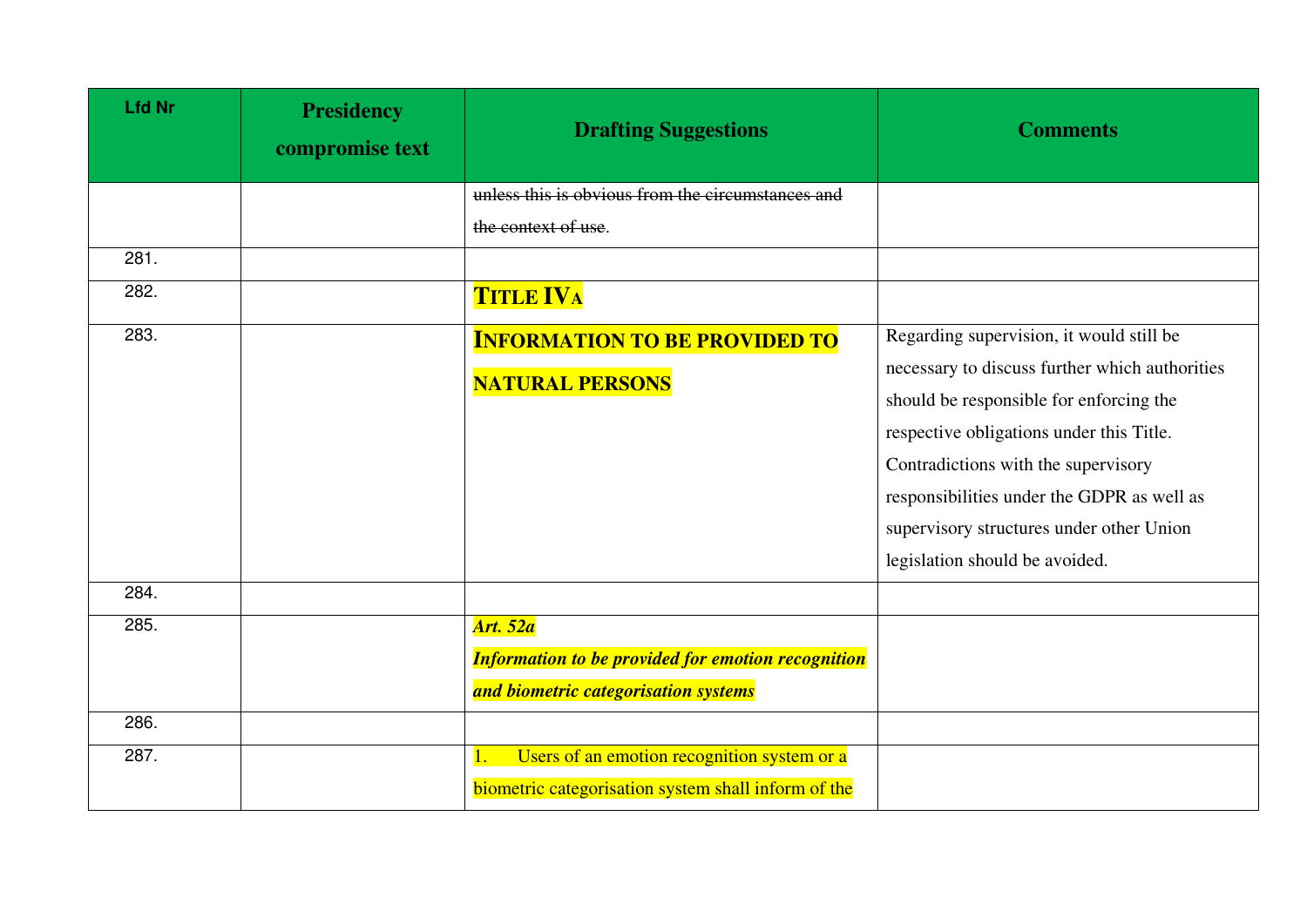| Lfd Nr | Presidency compromise text | Drafting Suggestions | Comments |
|---|---|---|---|
| | | ~~unless this is obvious from the circumstances and the context of use~~. | |
| 281. | | | |
| 282. | | **TITLE IVA** | |
| 283. | | **INFORMATION TO BE PROVIDED TO NATURAL PERSONS** | Regarding supervision, it would still be necessary to discuss further which authorities should be responsible for enforcing the respective obligations under this Title. Contradictions with the supervisory responsibilities under the GDPR as well as supervisory structures under other Union legislation should be avoided. |
| 284. | | | |
| 285. | | ***Art. 52a*** ***Information to be provided for emotion recognition and biometric categorisation systems*** | |
| 286. | | | |
| 287. | | 1. Users of an emotion recognition system or a biometric categorisation system shall inform of the | |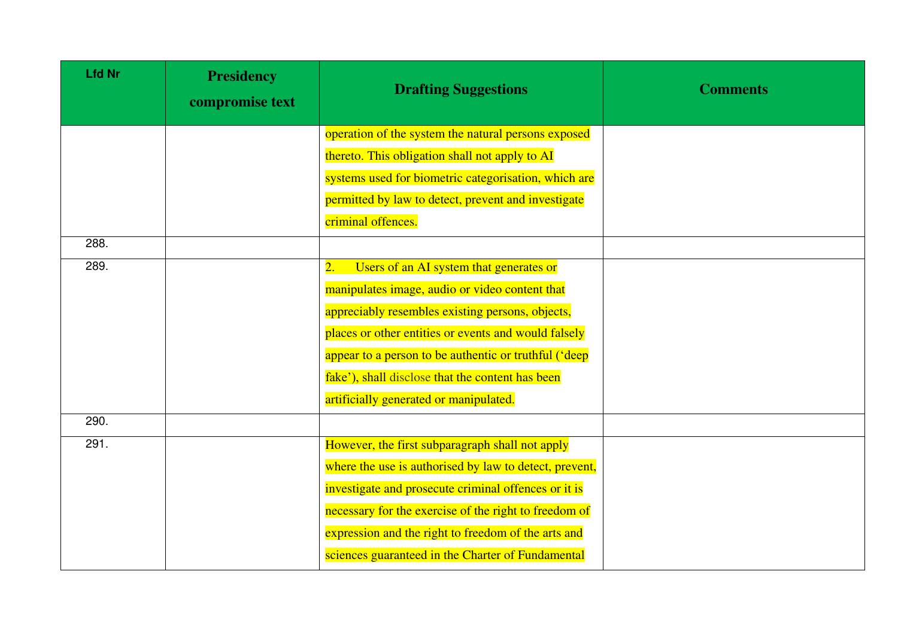| Lfd Nr | Presidency compromise text | Drafting Suggestions | Comments |
|---|---|---|---|
| | | operation of the system the natural persons exposed thereto. This obligation shall not apply to AI systems used for biometric categorisation, which are permitted by law to detect, prevent and investigate criminal offences. | |
| 288. | | | |
| 289. | | 2. Users of an AI system that generates or manipulates image, audio or video content that appreciably resembles existing persons, objects, places or other entities or events and would falsely appear to a person to be authentic or truthful (‘deep fake’), shall disclose that the content has been artificially generated or manipulated. | |
| 290. | | | |
| 291. | | However, the first subparagraph shall not apply where the use is authorised by law to detect, prevent, investigate and prosecute criminal offences or it is necessary for the exercise of the right to freedom of expression and the right to freedom of the arts and sciences guaranteed in the Charter of Fundamental | |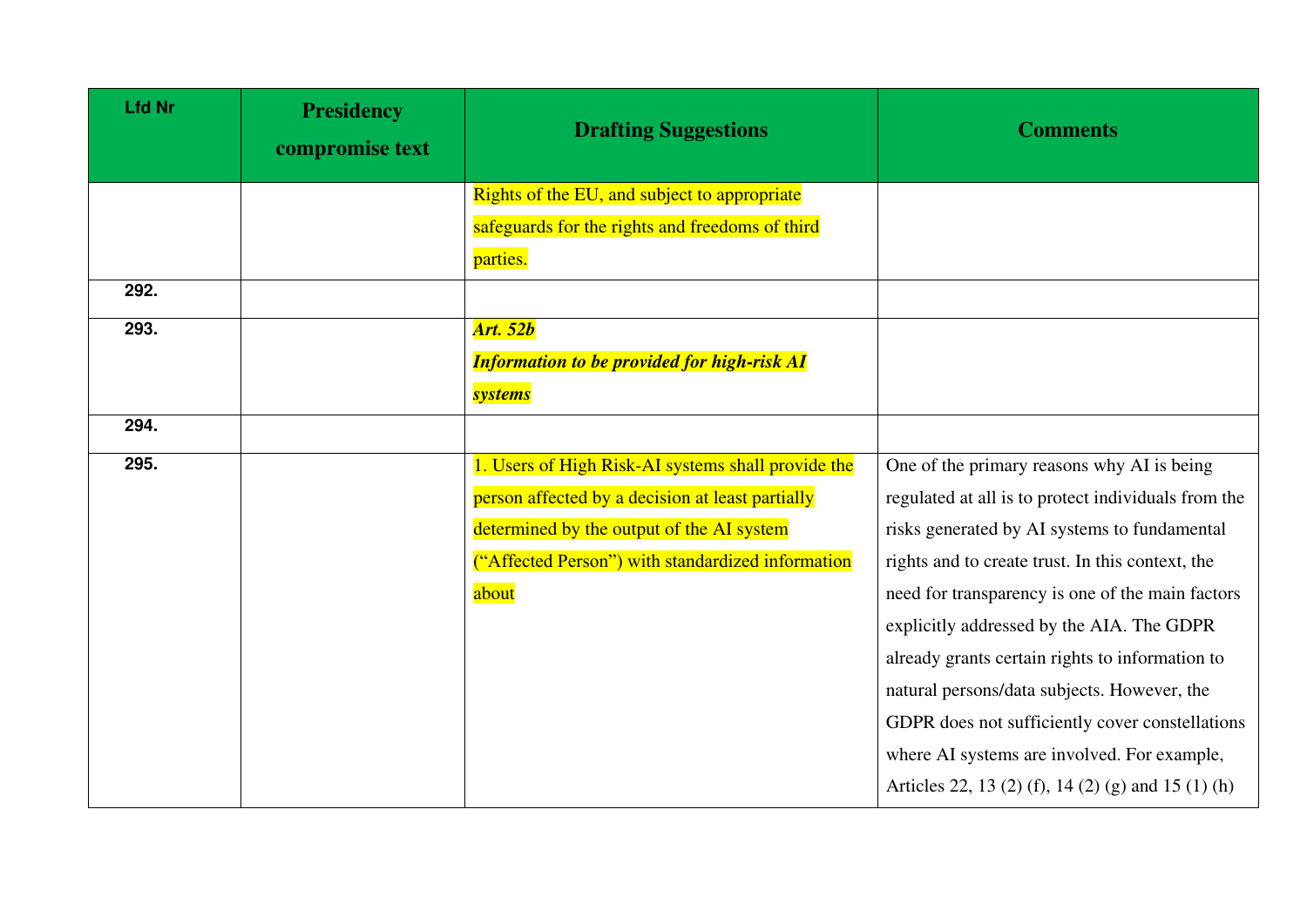| Lfd Nr | Presidency compromise text | Drafting Suggestions | Comments |
|---|---|---|---|
| | | Rights of the EU, and subject to appropriate safeguards for the rights and freedoms of third parties. | |
| **292.** | | | |
| **293.** | | ***Art. 52b*** <br> ***Information to be provided for high-risk AI systems*** | |
| **294.** | | | |
| **295.** | | 1. Users of High Risk-AI systems shall provide the person affected by a decision at least partially determined by the output of the AI system ("Affected Person") with standardized information about | One of the primary reasons why AI is being regulated at all is to protect individuals from the risks generated by AI systems to fundamental rights and to create trust. In this context, the need for transparency is one of the main factors explicitly addressed by the AIA. The GDPR already grants certain rights to information to natural persons/data subjects. However, the GDPR does not sufficiently cover constellations where AI systems are involved. For example, Articles 22, 13 (2) (f), 14 (2) (g) and 15 (1) (h) |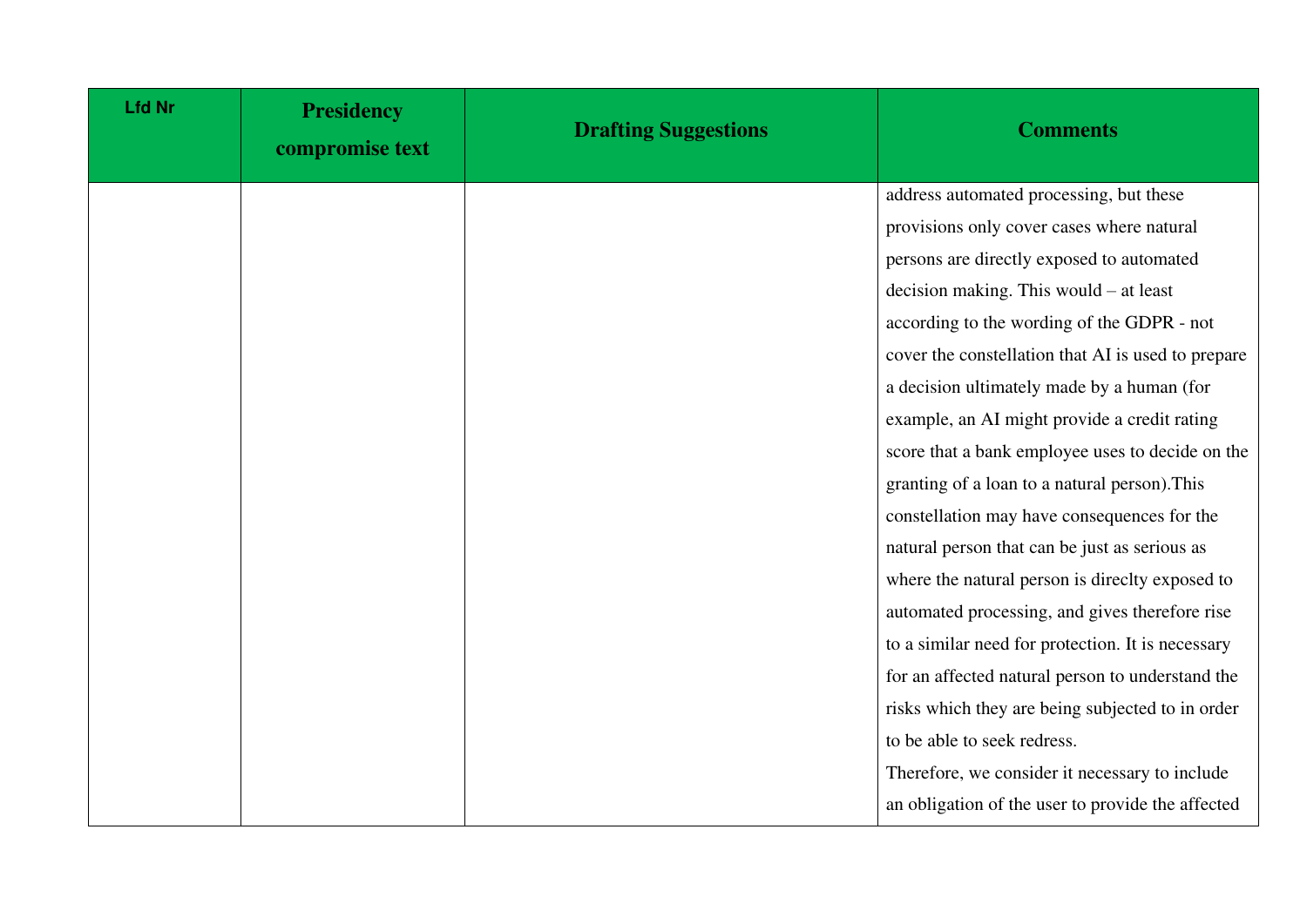| Lfd Nr | Presidency compromise text | Drafting Suggestions | Comments |
|---|---|---|---|
| | | | address automated processing, but these provisions only cover cases where natural persons are directly exposed to automated decision making. This would – at least according to the wording of the GDPR - not cover the constellation that AI is used to prepare a decision ultimately made by a human (for example, an AI might provide a credit rating score that a bank employee uses to decide on the granting of a loan to a natural person).This constellation may have consequences for the natural person that can be just as serious as where the natural person is direclty exposed to automated processing, and gives therefore rise to a similar need for protection. It is necessary for an affected natural person to understand the risks which they are being subjected to in order to be able to seek redress.<br>Therefore, we consider it necessary to include an obligation of the user to provide the affected |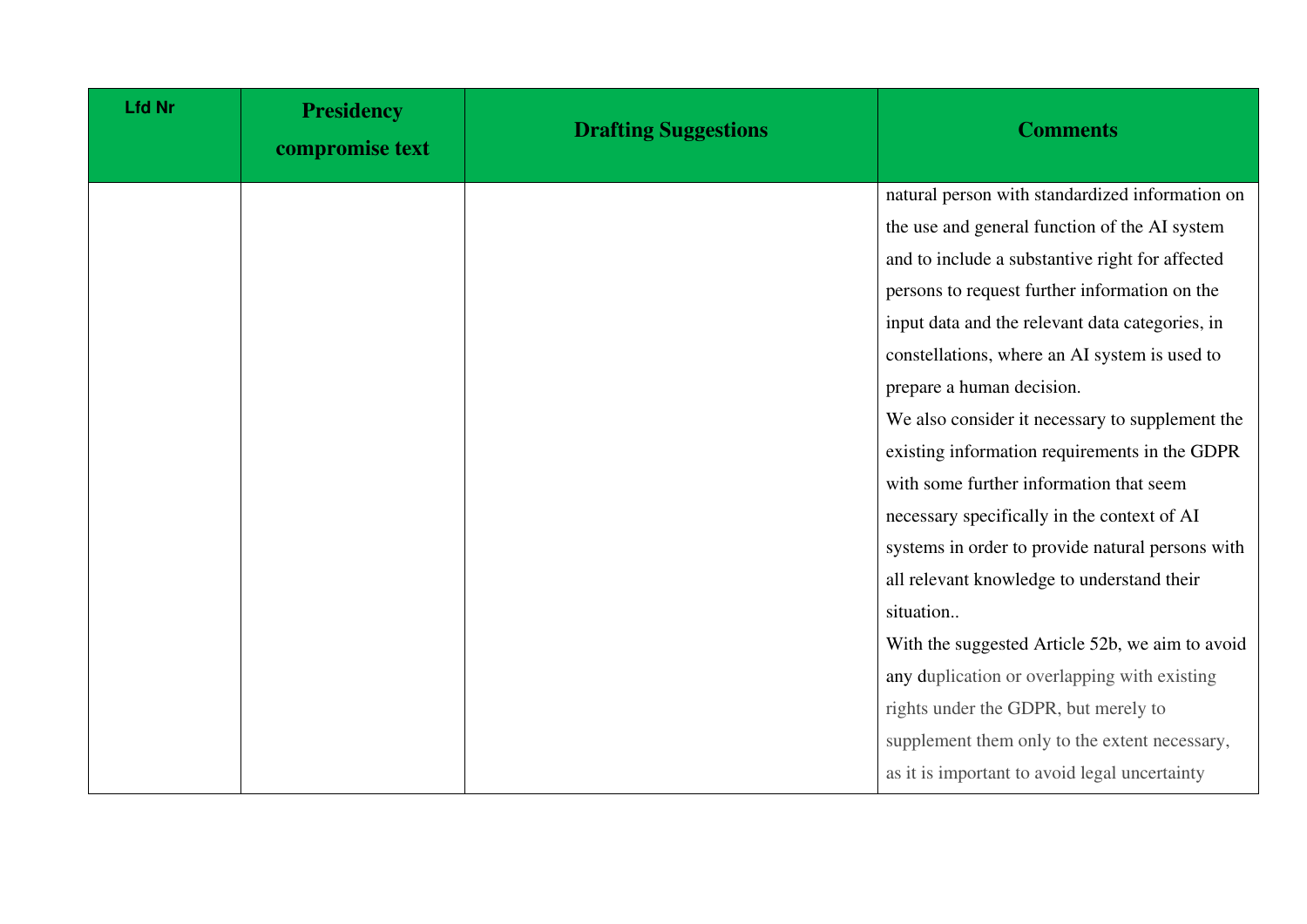| Lfd Nr | Presidency compromise text | Drafting Suggestions | Comments |
|---|---|---|---|
| | | | natural person with standardized information on the use and general function of the AI system and to include a substantive right for affected persons to request further information on the input data and the relevant data categories, in constellations, where an AI system is used to prepare a human decision.<br>We also consider it necessary to supplement the existing information requirements in the GDPR with some further information that seem necessary specifically in the context of AI systems in order to provide natural persons with all relevant knowledge to understand their situation..<br>With the suggested Article 52b, we aim to avoid any duplication or overlapping with existing rights under the GDPR, but merely to supplement them only to the extent necessary, as it is important to avoid legal uncertainty |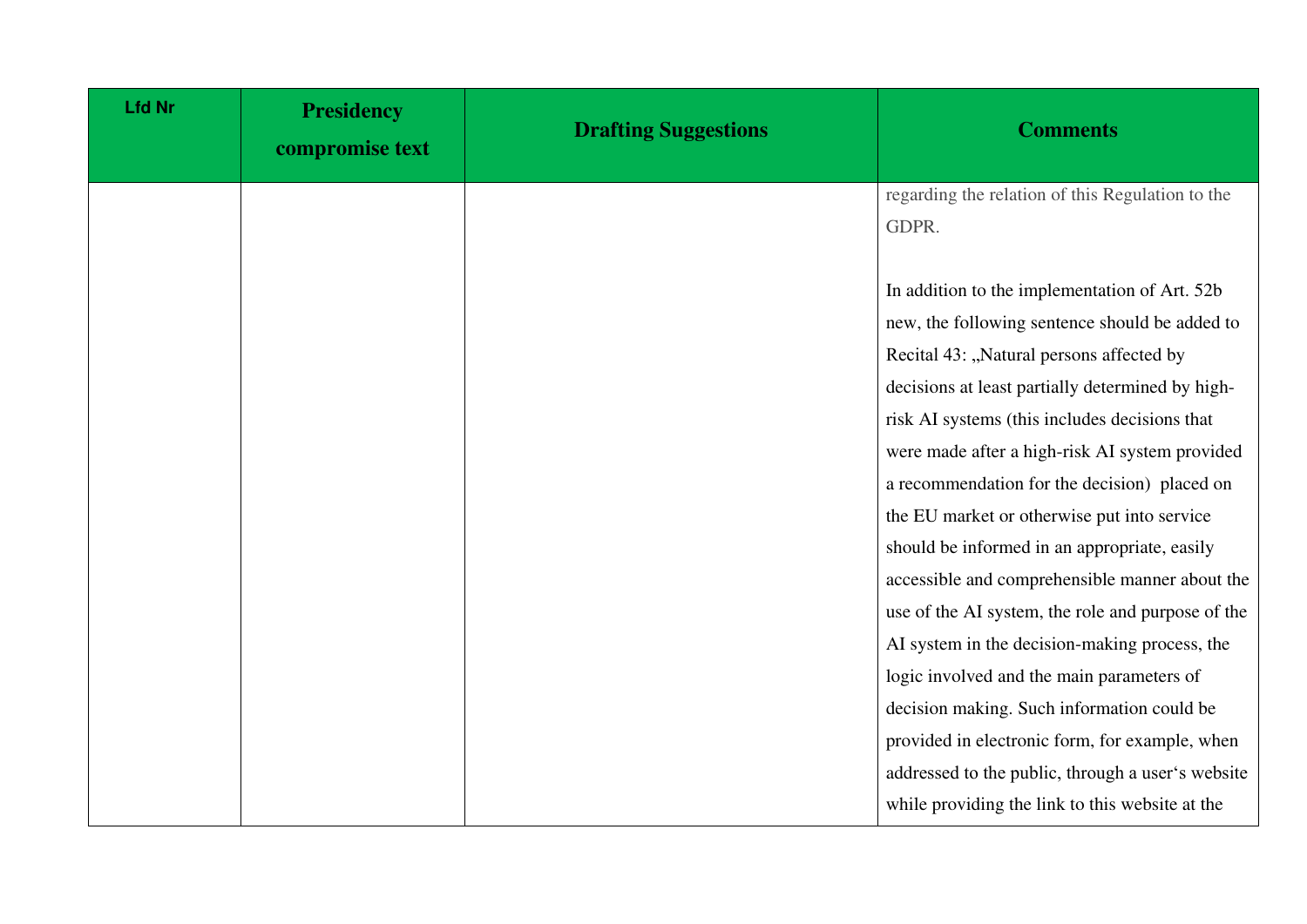| Lfd Nr | Presidency compromise text | Drafting Suggestions | Comments |
|---|---|---|---|
| | | | regarding the relation of this Regulation to the GDPR.<br><br>In addition to the implementation of Art. 52b new, the following sentence should be added to Recital 43: „Natural persons affected by decisions at least partially determined by high-risk AI systems (this includes decisions that were made after a high-risk AI system provided a recommendation for the decision) placed on the EU market or otherwise put into service should be informed in an appropriate, easily accessible and comprehensible manner about the use of the AI system, the role and purpose of the AI system in the decision-making process, the logic involved and the main parameters of decision making. Such information could be provided in electronic form, for example, when addressed to the public, through a user‘s website while providing the link to this website at the |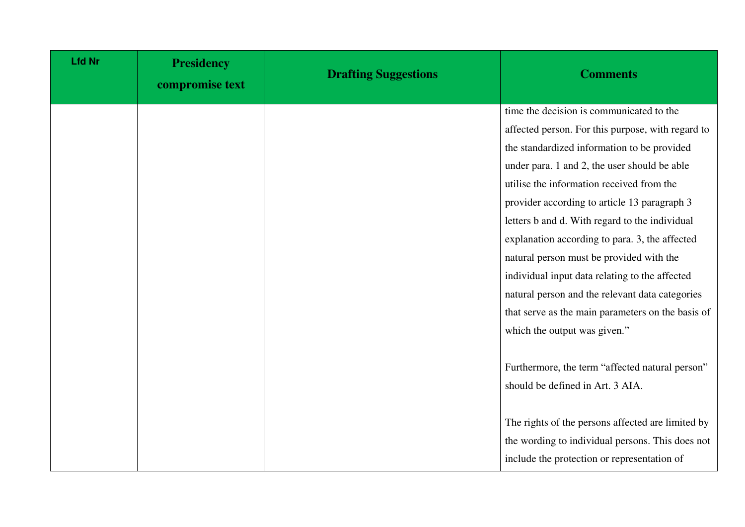| Lfd Nr | Presidency compromise text | Drafting Suggestions | Comments |
|---|---|---|---|
| | | | time the decision is communicated to the affected person. For this purpose, with regard to the standardized information to be provided under para. 1 and 2, the user should be able utilise the information received from the provider according to article 13 paragraph 3 letters b and d. With regard to the individual explanation according to para. 3, the affected natural person must be provided with the individual input data relating to the affected natural person and the relevant data categories that serve as the main parameters on the basis of which the output was given."<br><br>Furthermore, the term "affected natural person" should be defined in Art. 3 AIA.<br><br>The rights of the persons affected are limited by the wording to individual persons. This does not include the protection or representation of |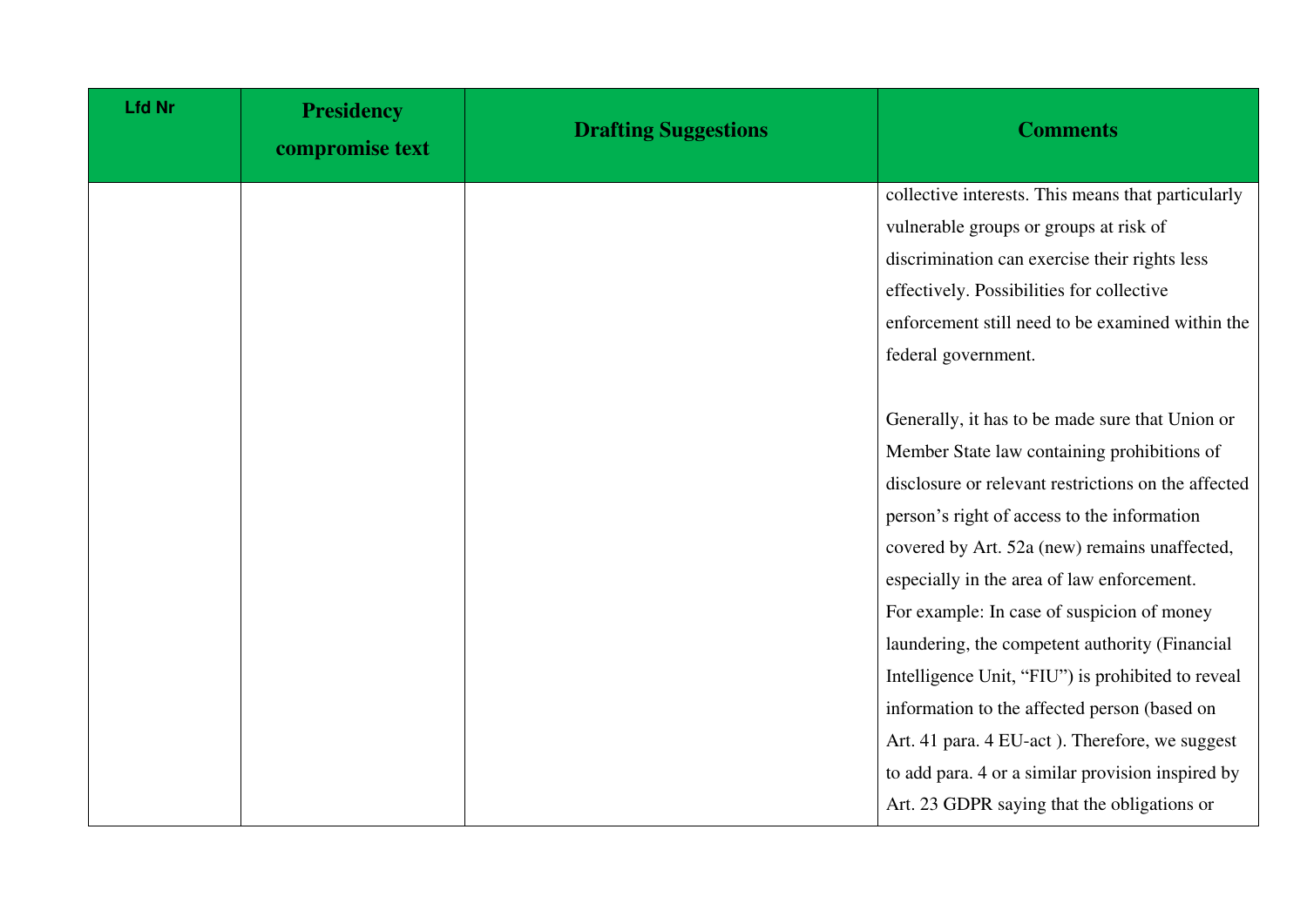| Lfd Nr | Presidency compromise text | Drafting Suggestions | Comments |
|---|---|---|---|
| | | | collective interests. This means that particularly vulnerable groups or groups at risk of discrimination can exercise their rights less effectively. Possibilities for collective enforcement still need to be examined within the federal government.<br><br>Generally, it has to be made sure that Union or Member State law containing prohibitions of disclosure or relevant restrictions on the affected person's right of access to the information covered by Art. 52a (new) remains unaffected, especially in the area of law enforcement.<br>For example: In case of suspicion of money laundering, the competent authority (Financial Intelligence Unit, "FIU") is prohibited to reveal information to the affected person (based on Art. 41 para. 4 EU-act ). Therefore, we suggest to add para. 4 or a similar provision inspired by Art. 23 GDPR saying that the obligations or |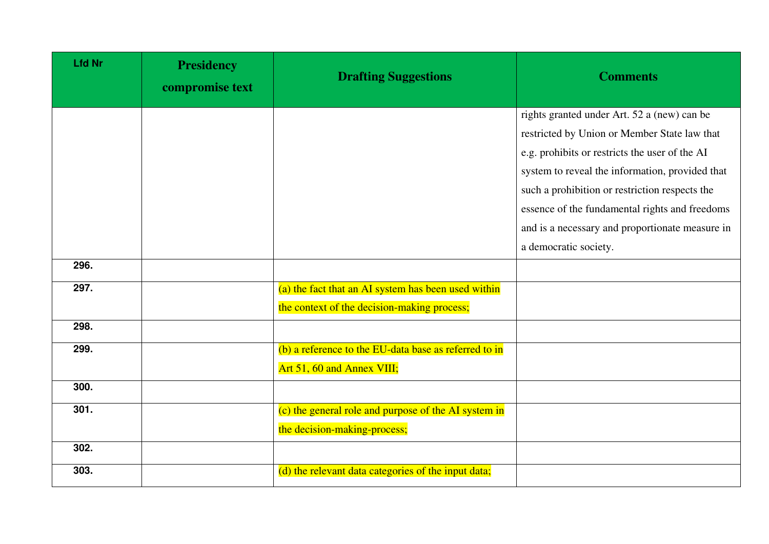| Lfd Nr | Presidency compromise text | Drafting Suggestions | Comments |
|---|---|---|---|
| | | | rights granted under Art. 52 a (new) can be restricted by Union or Member State law that e.g. prohibits or restricts the user of the AI system to reveal the information, provided that such a prohibition or restriction respects the essence of the fundamental rights and freedoms and is a necessary and proportionate measure in a democratic society. |
| 296. | | | |
| 297. | | (a) the fact that an AI system has been used within the context of the decision-making process; | |
| 298. | | | |
| 299. | | (b) a reference to the EU-data base as referred to in Art 51, 60 and Annex VIII; | |
| 300. | | | |
| 301. | | (c) the general role and purpose of the AI system in the decision-making-process; | |
| 302. | | | |
| 303. | | (d) the relevant data categories of the input data; | |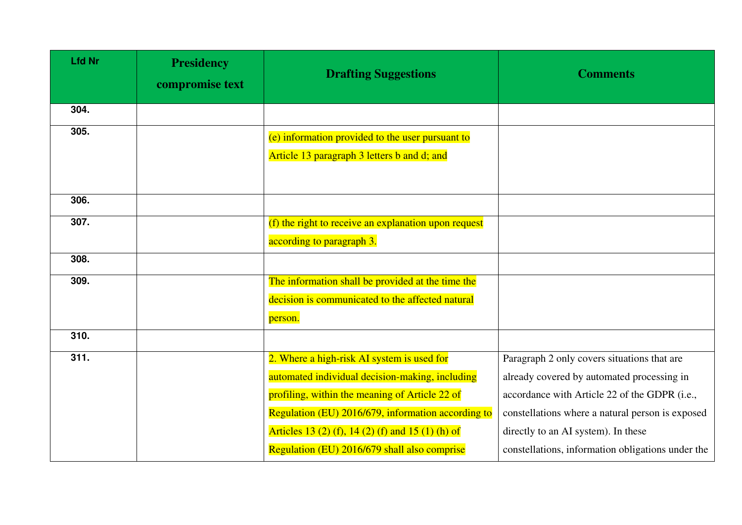| Lfd Nr | Presidency compromise text | Drafting Suggestions | Comments |
|---|---|---|---|
| 304. | | | |
| 305. | | (e) information provided to the user pursuant to Article 13 paragraph 3 letters b and d; and | |
| 306. | | | |
| 307. | | (f) the right to receive an explanation upon request according to paragraph 3. | |
| 308. | | | |
| 309. | | The information shall be provided at the time the decision is communicated to the affected natural person. | |
| 310. | | | |
| 311. | | 2. Where a high-risk AI system is used for automated individual decision-making, including profiling, within the meaning of Article 22 of Regulation (EU) 2016/679, information according to Articles 13 (2) (f), 14 (2) (f) and 15 (1) (h) of Regulation (EU) 2016/679 shall also comprise | Paragraph 2 only covers situations that are already covered by automated processing in accordance with Article 22 of the GDPR (i.e., constellations where a natural person is exposed directly to an AI system). In these constellations, information obligations under the |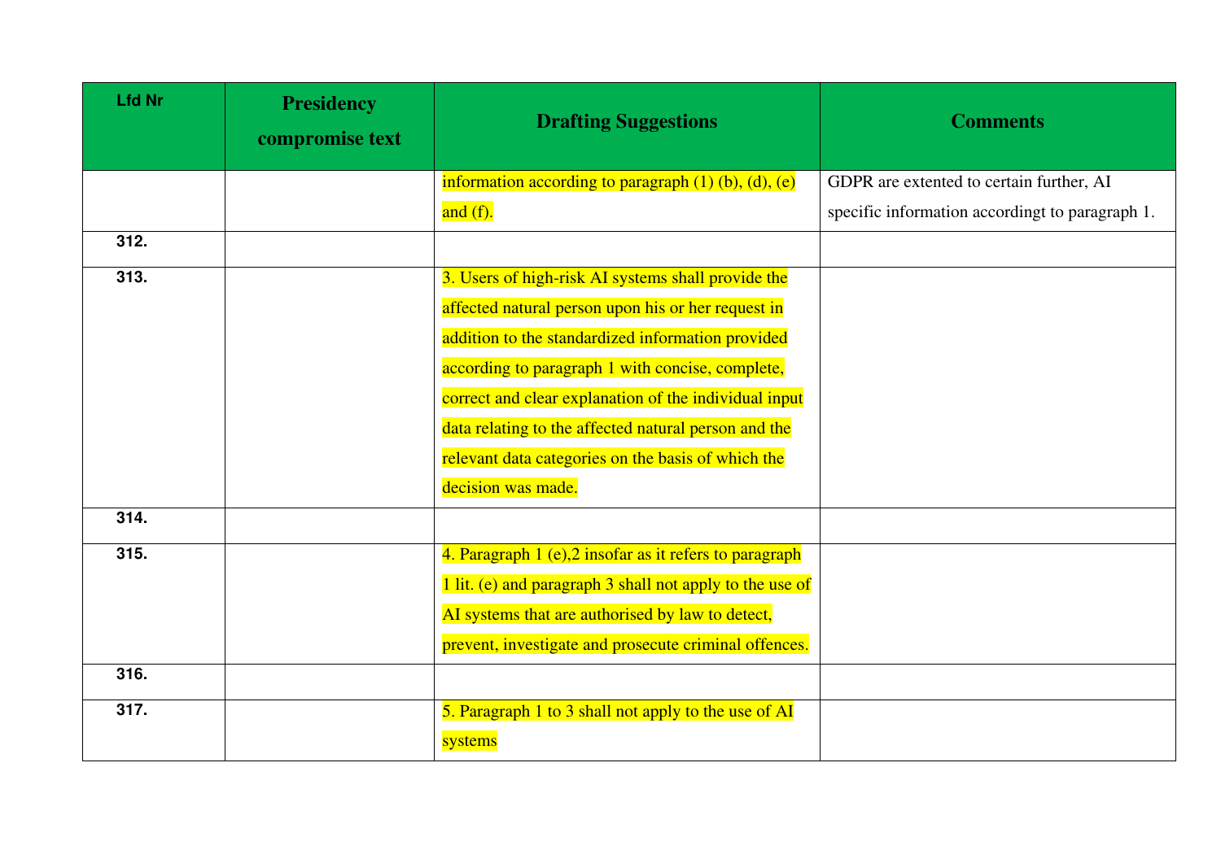| Lfd Nr | Presidency compromise text | Drafting Suggestions | Comments |
|---|---|---|---|
| | | information according to paragraph (1) (b), (d), (e) and (f). | GDPR are extented to certain further, AI specific information accordingt to paragraph 1. |
| 312. | | | |
| 313. | | 3. Users of high-risk AI systems shall provide the affected natural person upon his or her request in addition to the standardized information provided according to paragraph 1 with concise, complete, correct and clear explanation of the individual input data relating to the affected natural person and the relevant data categories on the basis of which the decision was made. | |
| 314. | | | |
| 315. | | 4. Paragraph 1 (e),2 insofar as it refers to paragraph 1 lit. (e) and paragraph 3 shall not apply to the use of AI systems that are authorised by law to detect, prevent, investigate and prosecute criminal offences. | |
| 316. | | | |
| 317. | | 5. Paragraph 1 to 3 shall not apply to the use of AI systems | |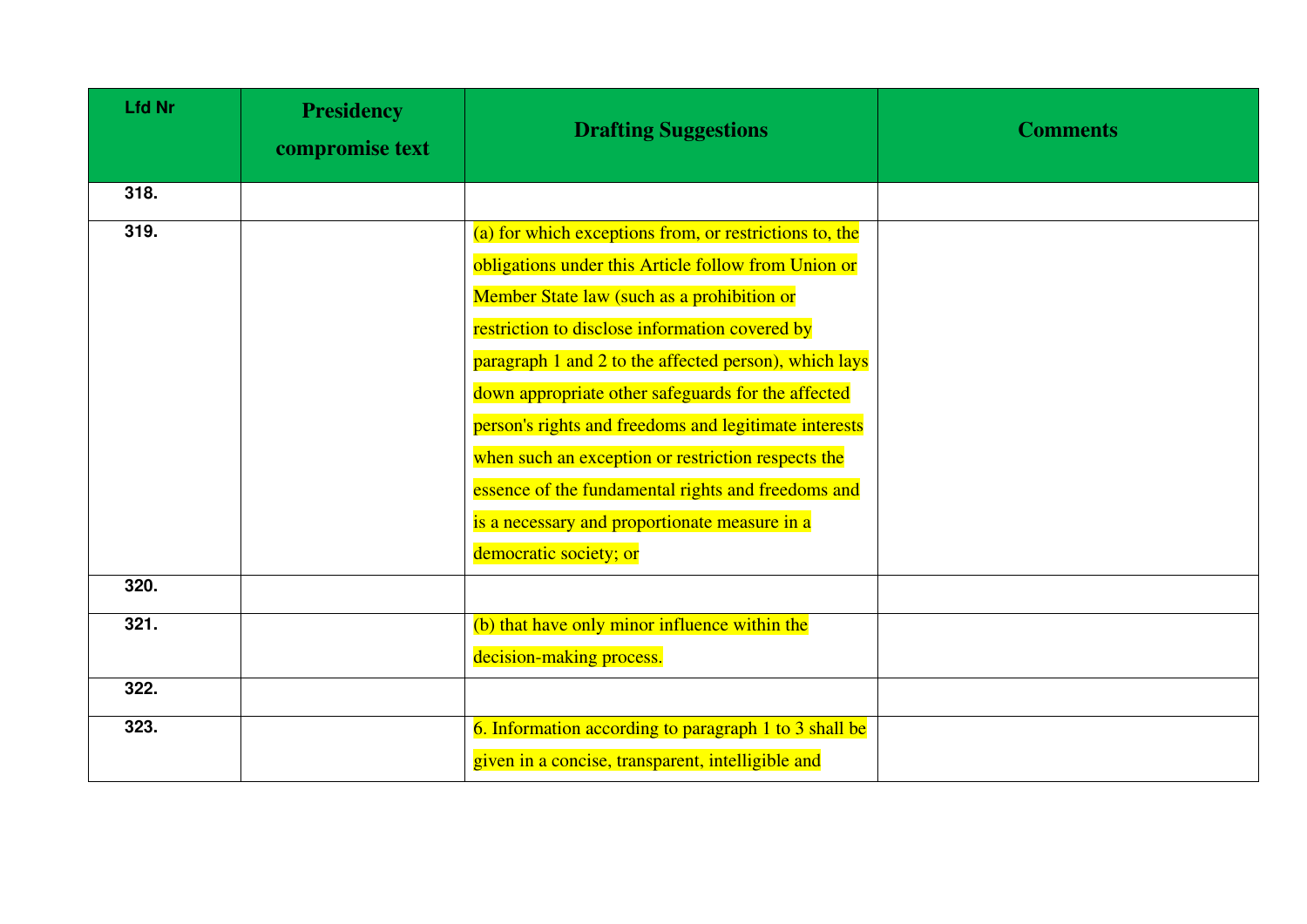| Lfd Nr | Presidency compromise text | Drafting Suggestions | Comments |
|---|---|---|---|
| 318. | | | |
| 319. | | (a) for which exceptions from, or restrictions to, the obligations under this Article follow from Union or Member State law (such as a prohibition or restriction to disclose information covered by paragraph 1 and 2 to the affected person), which lays down appropriate other safeguards for the affected person's rights and freedoms and legitimate interests when such an exception or restriction respects the essence of the fundamental rights and freedoms and is a necessary and proportionate measure in a democratic society; or | |
| 320. | | | |
| 321. | | (b) that have only minor influence within the decision-making process. | |
| 322. | | | |
| 323. | | 6. Information according to paragraph 1 to 3 shall be given in a concise, transparent, intelligible and | |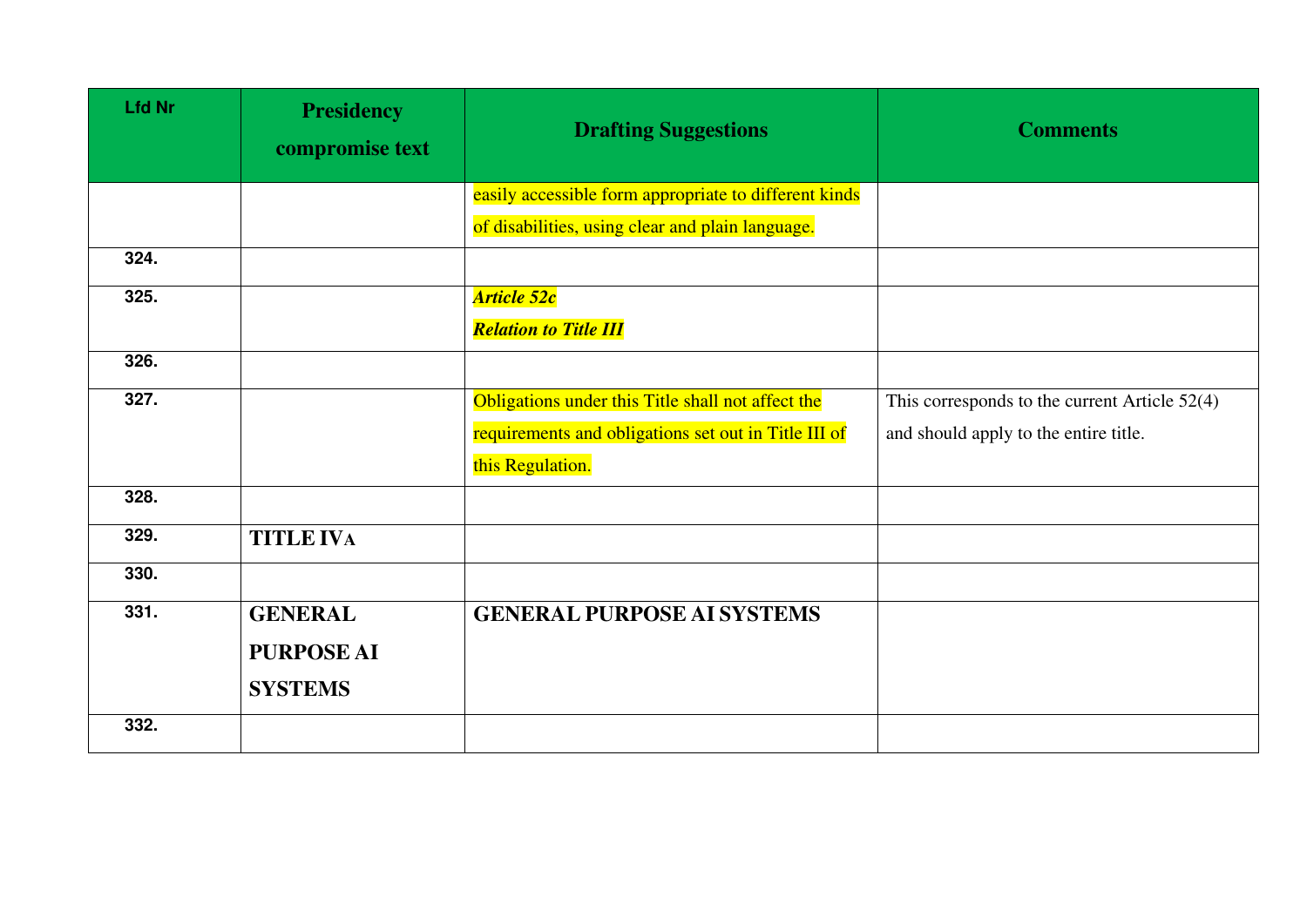| Lfd Nr | Presidency compromise text | Drafting Suggestions | Comments |
|---|---|---|---|
| | | easily accessible form appropriate to different kinds of disabilities, using clear and plain language. | |
| 324. | | | |
| 325. | | ***Article 52c*** ***Relation to Title III*** | |
| 326. | | | |
| 327. | | Obligations under this Title shall not affect the requirements and obligations set out in Title III of this Regulation. | This corresponds to the current Article 52(4) and should apply to the entire title. |
| 328. | | | |
| 329. | **TITLE IVA** | | |
| 330. | | | |
| 331. | **GENERAL PURPOSE AI SYSTEMS** | **GENERAL PURPOSE AI SYSTEMS** | |
| 332. | | | |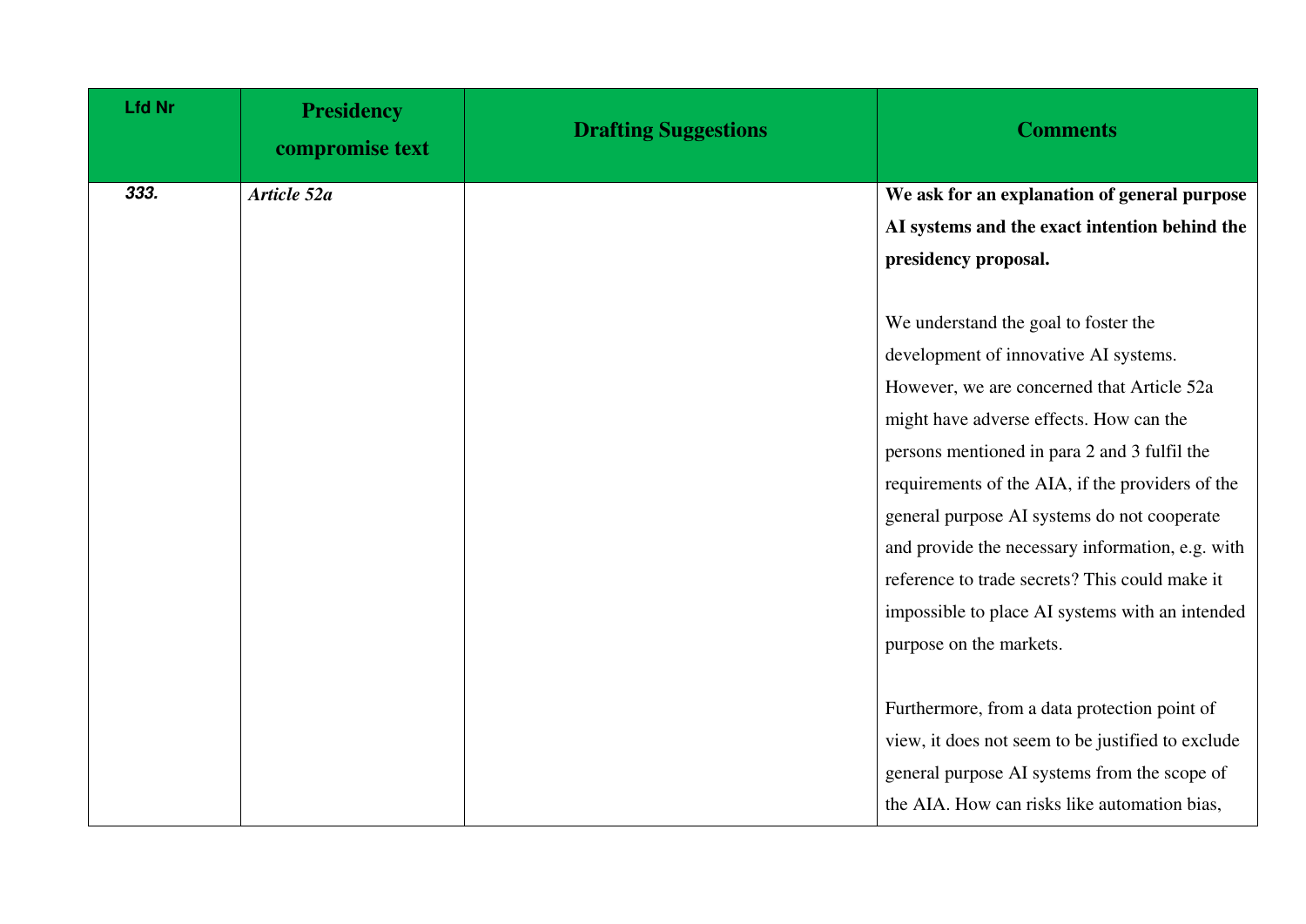| Lfd Nr | Presidency compromise text | Drafting Suggestions | Comments |
|---|---|---|---|
| ***333.*** | ***Article 52a*** | | **We ask for an explanation of general purpose AI systems and the exact intention behind the presidency proposal.**<br><br>We understand the goal to foster the development of innovative AI systems. However, we are concerned that Article 52a might have adverse effects. How can the persons mentioned in para 2 and 3 fulfil the requirements of the AIA, if the providers of the general purpose AI systems do not cooperate and provide the necessary information, e.g. with reference to trade secrets? This could make it impossible to place AI systems with an intended purpose on the markets.<br><br>Furthermore, from a data protection point of view, it does not seem to be justified to exclude general purpose AI systems from the scope of the AIA. How can risks like automation bias, |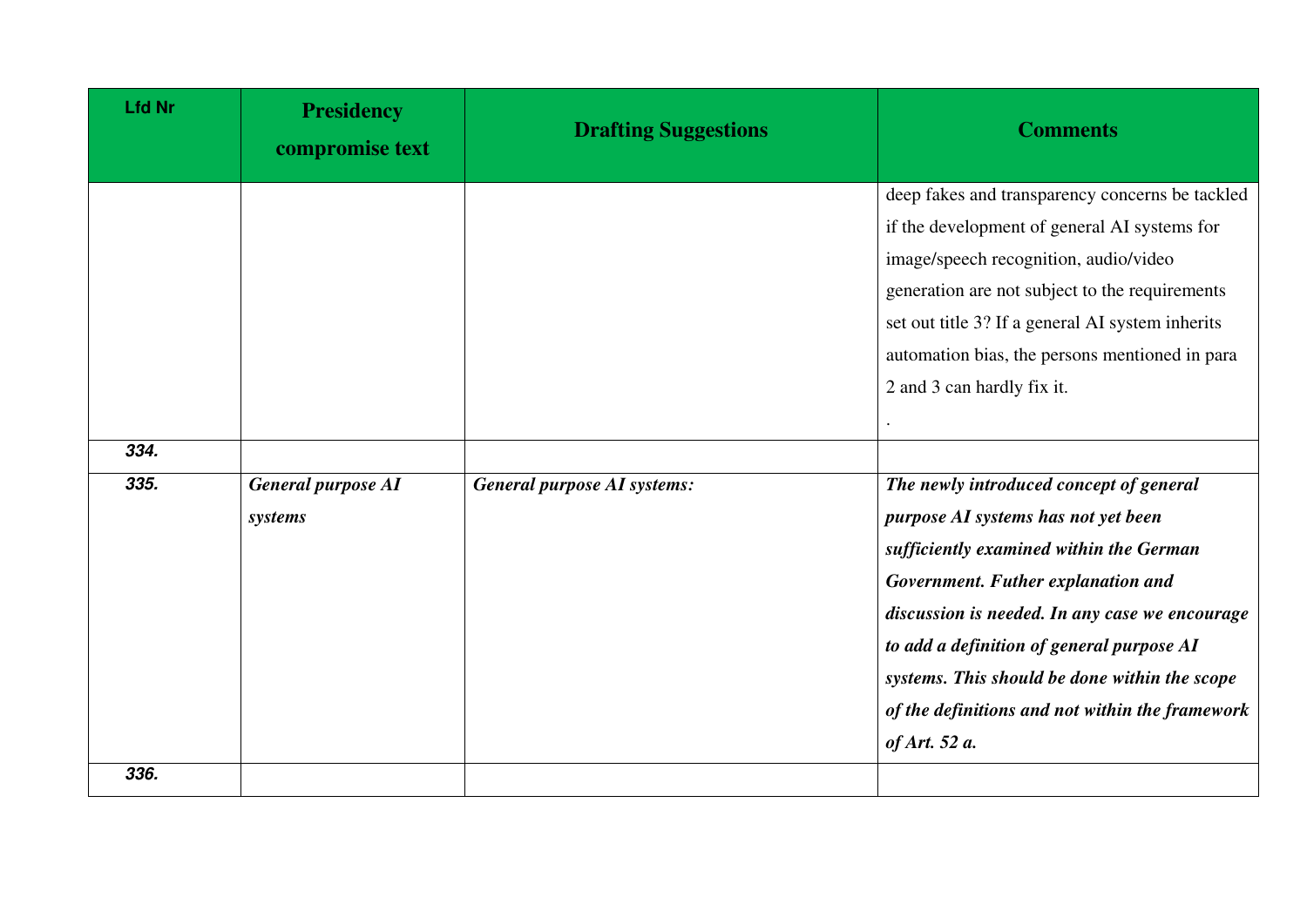| Lfd Nr | Presidency compromise text | Drafting Suggestions | Comments |
|---|---|---|---|
| | | | deep fakes and transparency concerns be tackled if the development of general AI systems for image/speech recognition, audio/video generation are not subject to the requirements set out title 3? If a general AI system inherits automation bias, the persons mentioned in para 2 and 3 can hardly fix it. . |
| ***334.*** | | | |
| ***335.*** | ***General purpose AI systems*** | ***General purpose AI systems:*** | ***The newly introduced concept of general purpose AI systems has not yet been sufficiently examined within the German Government. Futher explanation and discussion is needed. In any case we encourage to add a definition of general purpose AI systems. This should be done within the scope of the definitions and not within the framework of Art. 52 a.*** |
| ***336.*** | | | |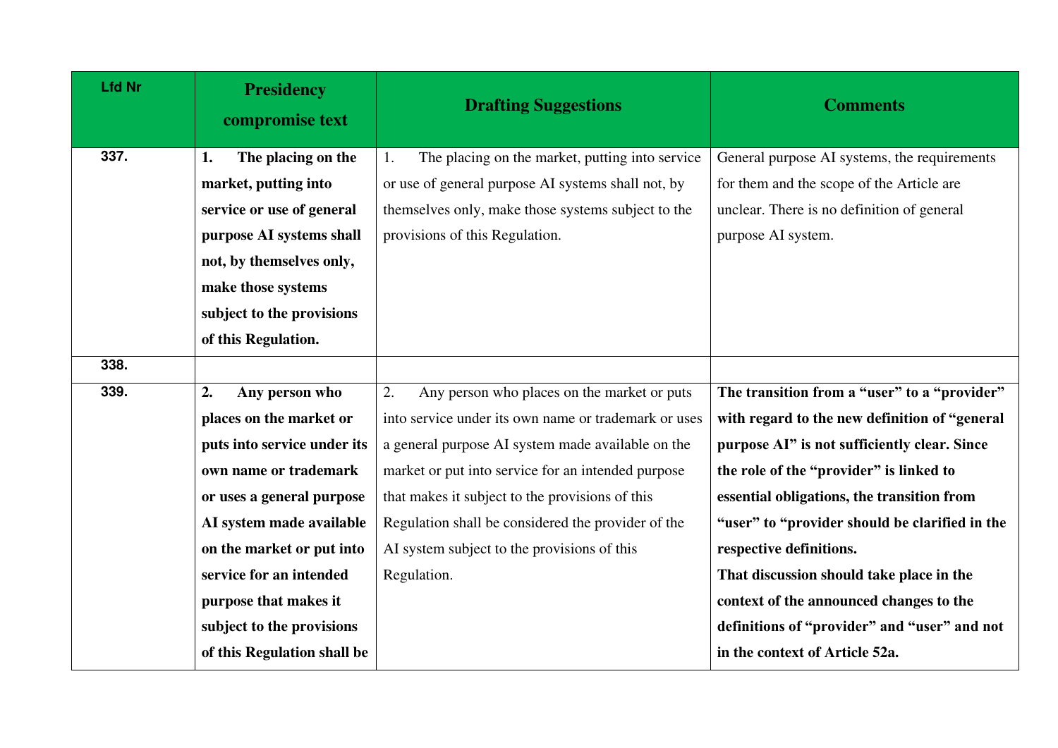| Lfd Nr | Presidency compromise text | Drafting Suggestions | Comments |
| --- | --- | --- | --- |
| 337. | **1. The placing on the market, putting into service or use of general purpose AI systems shall not, by themselves only, make those systems subject to the provisions of this Regulation.** | 1. The placing on the market, putting into service or use of general purpose AI systems shall not, by themselves only, make those systems subject to the provisions of this Regulation. | General purpose AI systems, the requirements for them and the scope of the Article are unclear. There is no definition of general purpose AI system. |
| 338. | | | |
| 339. | **2. Any person who places on the market or puts into service under its own name or trademark or uses a general purpose AI system made available on the market or put into service for an intended purpose that makes it subject to the provisions of this Regulation shall be** | 2. Any person who places on the market or puts into service under its own name or trademark or uses a general purpose AI system made available on the market or put into service for an intended purpose that makes it subject to the provisions of this Regulation shall be considered the provider of the AI system subject to the provisions of this Regulation. | **The transition from a "user" to a "provider" with regard to the new definition of "general purpose AI" is not sufficiently clear. Since the role of the "provider" is linked to essential obligations, the transition from "user" to "provider should be clarified in the respective definitions. That discussion should take place in the context of the announced changes to the definitions of "provider" and "user" and not in the context of Article 52a.** |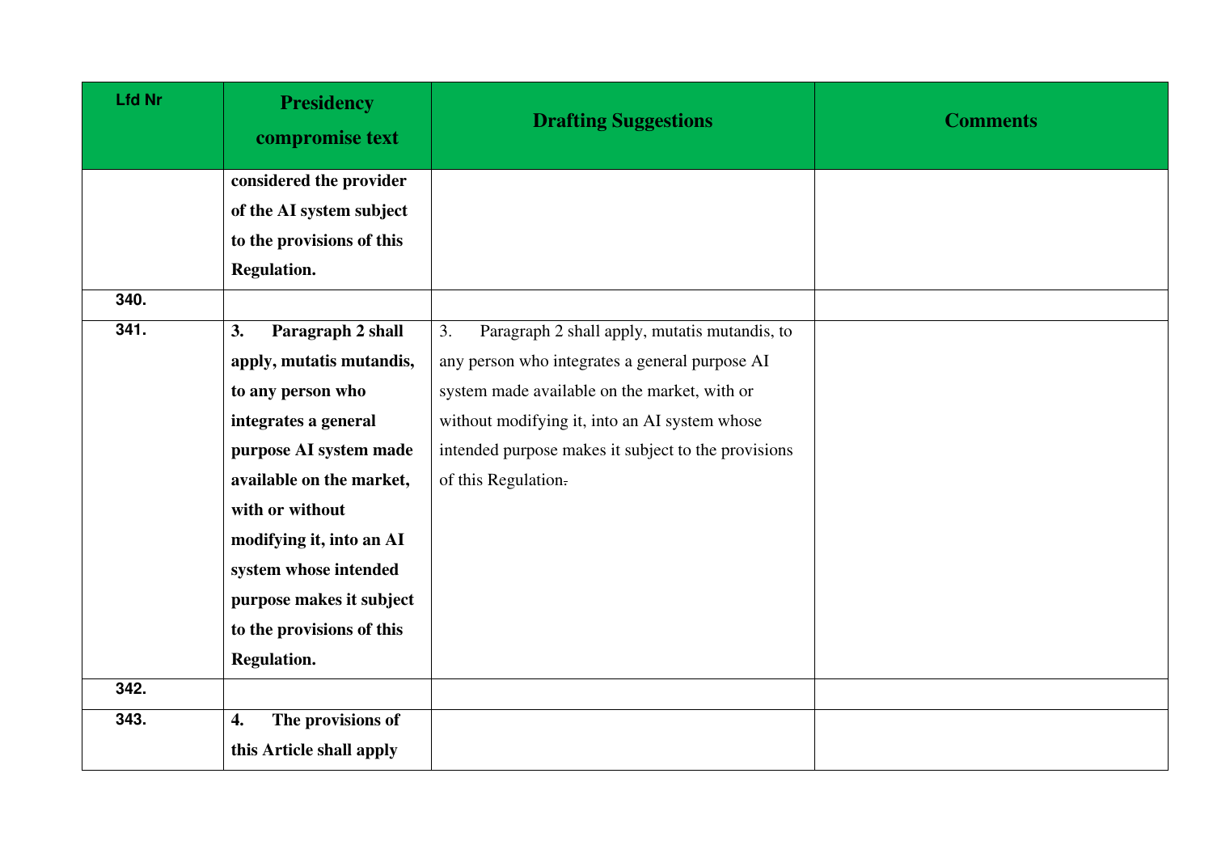| Lfd Nr | Presidency compromise text | Drafting Suggestions | Comments |
|---|---|---|---|
| | **considered the provider of the AI system subject to the provisions of this Regulation.** | | |
| 340. | | | |
| 341. | **3. Paragraph 2 shall apply, mutatis mutandis, to any person who integrates a general purpose AI system made available on the market, with or without modifying it, into an AI system whose intended purpose makes it subject to the provisions of this Regulation.** | 3. Paragraph 2 shall apply, mutatis mutandis, to any person who integrates a general purpose AI system made available on the market, with or without modifying it, into an AI system whose intended purpose makes it subject to the provisions of this Regulation~~.~~ | |
| 342. | | | |
| 343. | **4. The provisions of this Article shall apply** | | |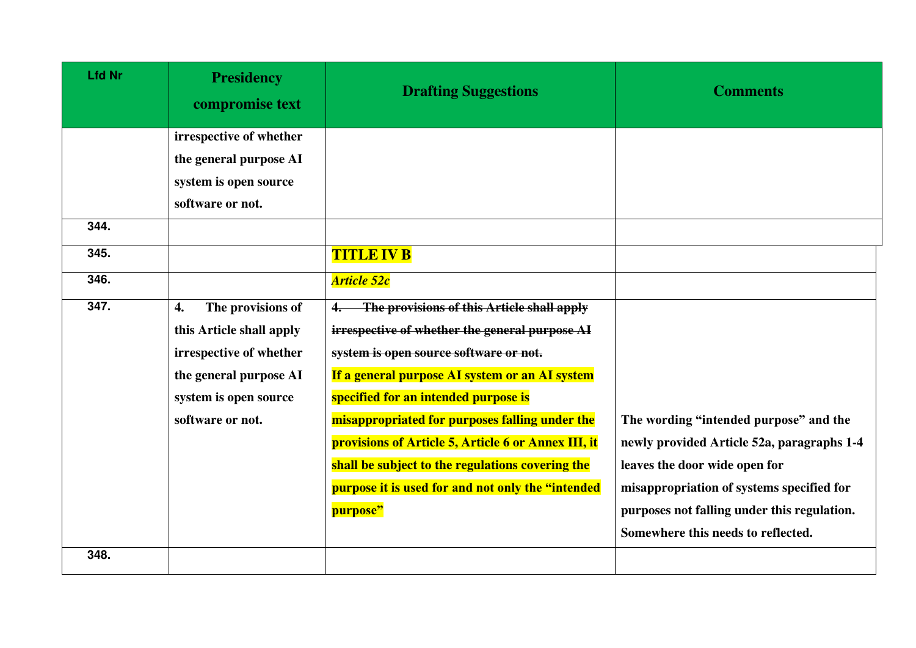| Lfd Nr | Presidency compromise text | Drafting Suggestions | Comments |
|---|---|---|---|
| | **irrespective of whether the general purpose AI system is open source software or not.** | | |
| 344. | | | |
| 345. | | **TITLE IV B** | |
| 346. | | ***Article 52c*** | |
| 347. | **4. The provisions of this Article shall apply irrespective of whether the general purpose AI system is open source software or not.** | ~~**4. The provisions of this Article shall apply irrespective of whether the general purpose AI system is open source software or not.**~~ **If a general purpose AI system or an AI system specified for an intended purpose is misappropriated for purposes falling under the provisions of Article 5, Article 6 or Annex III, it shall be subject to the regulations covering the purpose it is used for and not only the "intended purpose"** | **The wording "intended purpose" and the newly provided Article 52a, paragraphs 1-4 leaves the door wide open for misappropriation of systems specified for purposes not falling under this regulation. Somewhere this needs to reflected.** |
| 348. | | | |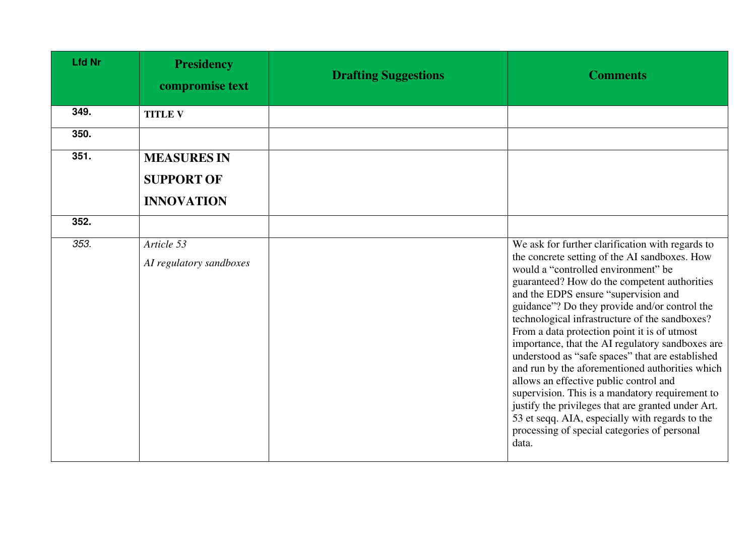| Lfd Nr | Presidency compromise text | Drafting Suggestions | Comments |
|---|---|---|---|
| 349. | **TITLE V** | | |
| 350. | | | |
| 351. | **MEASURES IN SUPPORT OF INNOVATION** | | |
| 352. | | | |
| *353.* | *Article 53*<br>*AI regulatory sandboxes* | | We ask for further clarification with regards to the concrete setting of the AI sandboxes. How would a "controlled environment" be guaranteed? How do the competent authorities and the EDPS ensure "supervision and guidance"? Do they provide and/or control the technological infrastructure of the sandboxes? From a data protection point it is of utmost importance, that the AI regulatory sandboxes are understood as "safe spaces" that are established and run by the aforementioned authorities which allows an effective public control and supervision. This is a mandatory requirement to justify the privileges that are granted under Art. 53 et seqq. AIA, especially with regards to the processing of special categories of personal data. |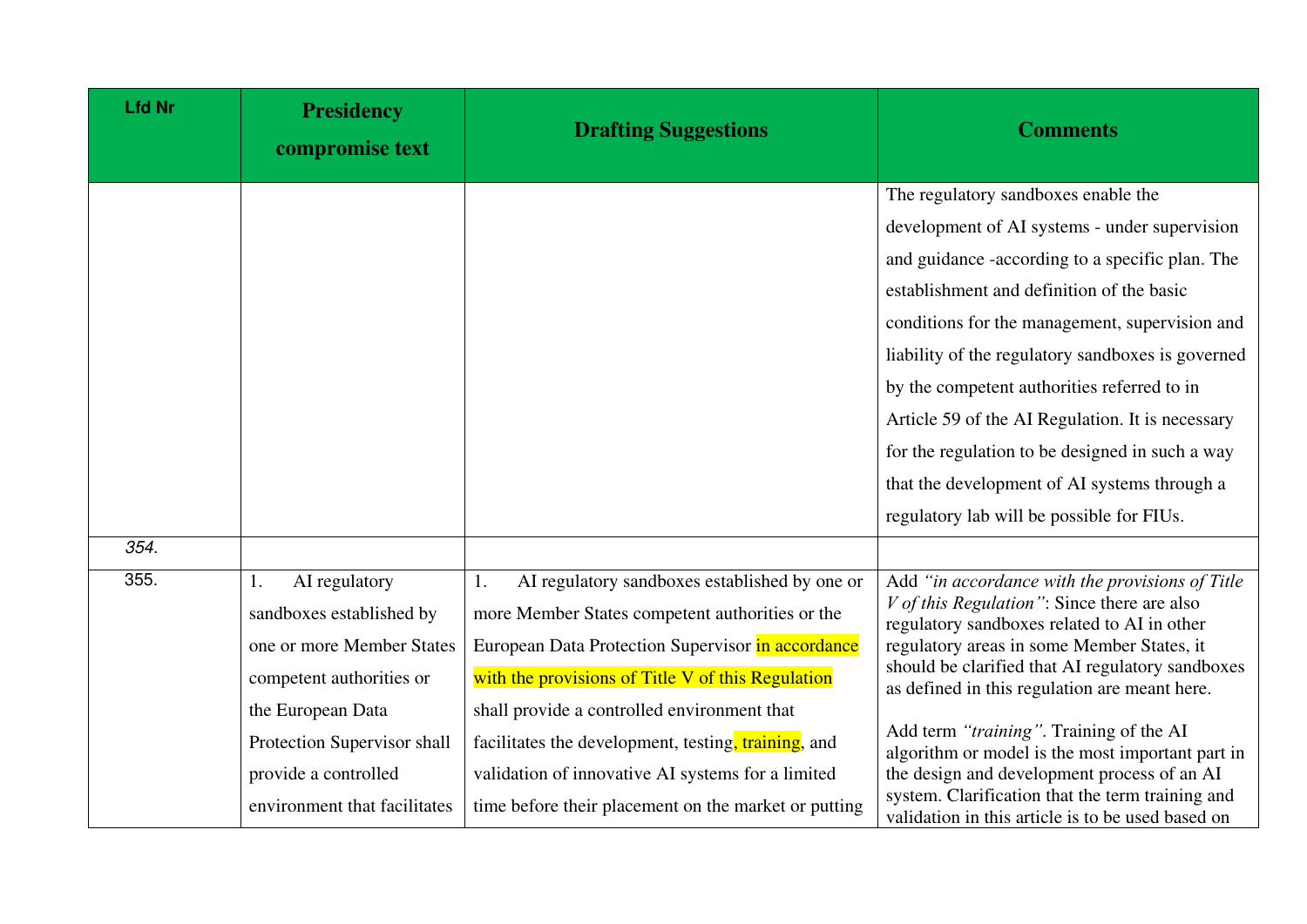| Lfd Nr | Presidency compromise text | Drafting Suggestions | Comments |
|---|---|---|---|
| | | | The regulatory sandboxes enable the development of AI systems - under supervision and guidance -according to a specific plan. The establishment and definition of the basic conditions for the management, supervision and liability of the regulatory sandboxes is governed by the competent authorities referred to in Article 59 of the AI Regulation. It is necessary for the regulation to be designed in such a way that the development of AI systems through a regulatory lab will be possible for FIUs. |
| *354.* | | | |
| 355. | 1. AI regulatory sandboxes established by one or more Member States competent authorities or the European Data Protection Supervisor shall provide a controlled environment that facilitates | 1. AI regulatory sandboxes established by one or more Member States competent authorities or the European Data Protection Supervisor in accordance with the provisions of Title V of this Regulation shall provide a controlled environment that facilitates the development, testing, training, and validation of innovative AI systems for a limited time before their placement on the market or putting | Add *"in accordance with the provisions of Title V of this Regulation"*: Since there are also regulatory sandboxes related to AI in other regulatory areas in some Member States, it should be clarified that AI regulatory sandboxes as defined in this regulation are meant here.<br><br>Add term *"training"*. Training of the AI algorithm or model is the most important part in the design and development process of an AI system. Clarification that the term training and validation in this article is to be used based on |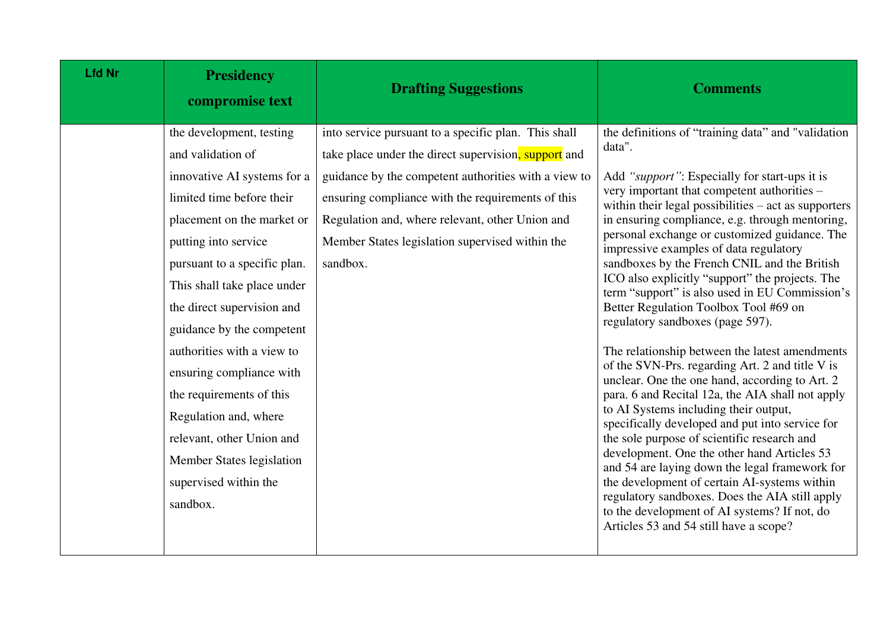| Lfd Nr | Presidency compromise text | Drafting Suggestions | Comments |
|---|---|---|---|
| | the development, testing and validation of innovative AI systems for a limited time before their placement on the market or putting into service pursuant to a specific plan. This shall take place under the direct supervision and guidance by the competent authorities with a view to ensuring compliance with the requirements of this Regulation and, where relevant, other Union and Member States legislation supervised within the sandbox. | into service pursuant to a specific plan. This shall take place under the direct supervision, support and guidance by the competent authorities with a view to ensuring compliance with the requirements of this Regulation and, where relevant, other Union and Member States legislation supervised within the sandbox. | the definitions of "training data" and "validation data".<br><br>Add *"support"*: Especially for start-ups it is very important that competent authorities – within their legal possibilities – act as supporters in ensuring compliance, e.g. through mentoring, personal exchange or customized guidance. The impressive examples of data regulatory sandboxes by the French CNIL and the British ICO also explicitly "support" the projects. The term "support" is also used in EU Commission's Better Regulation Toolbox Tool #69 on regulatory sandboxes (page 597).<br><br>The relationship between the latest amendments of the SVN-Prs. regarding Art. 2 and title V is unclear. One the one hand, according to Art. 2 para. 6 and Recital 12a, the AIA shall not apply to AI Systems including their output, specifically developed and put into service for the sole purpose of scientific research and development. One the other hand Articles 53 and 54 are laying down the legal framework for the development of certain AI-systems within regulatory sandboxes. Does the AIA still apply to the development of AI systems? If not, do Articles 53 and 54 still have a scope? |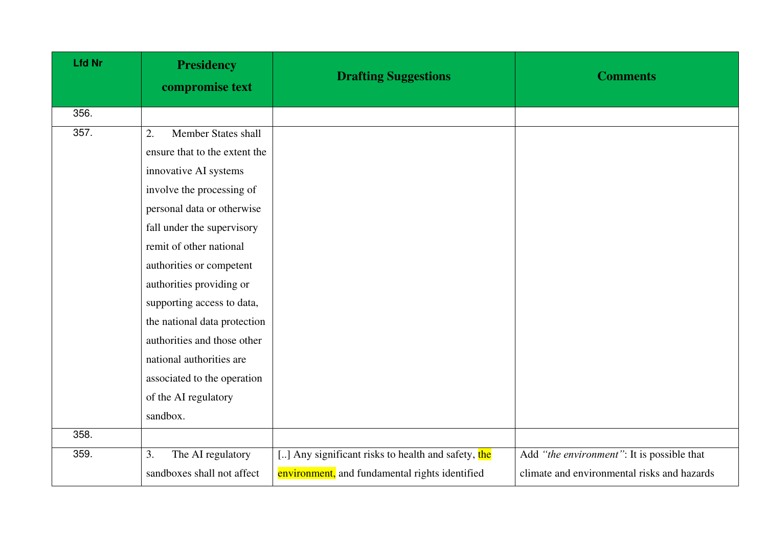| Lfd Nr | Presidency compromise text | Drafting Suggestions | Comments |
|---|---|---|---|
| 356. | | | |
| 357. | 2. Member States shall ensure that to the extent the innovative AI systems involve the processing of personal data or otherwise fall under the supervisory remit of other national authorities or competent authorities providing or supporting access to data, the national data protection authorities and those other national authorities are associated to the operation of the AI regulatory sandbox. | | |
| 358. | | | |
| 359. | 3. The AI regulatory sandboxes shall not affect | [..] Any significant risks to health and safety, the environment, and fundamental rights identified | Add *"the environment"*: It is possible that climate and environmental risks and hazards |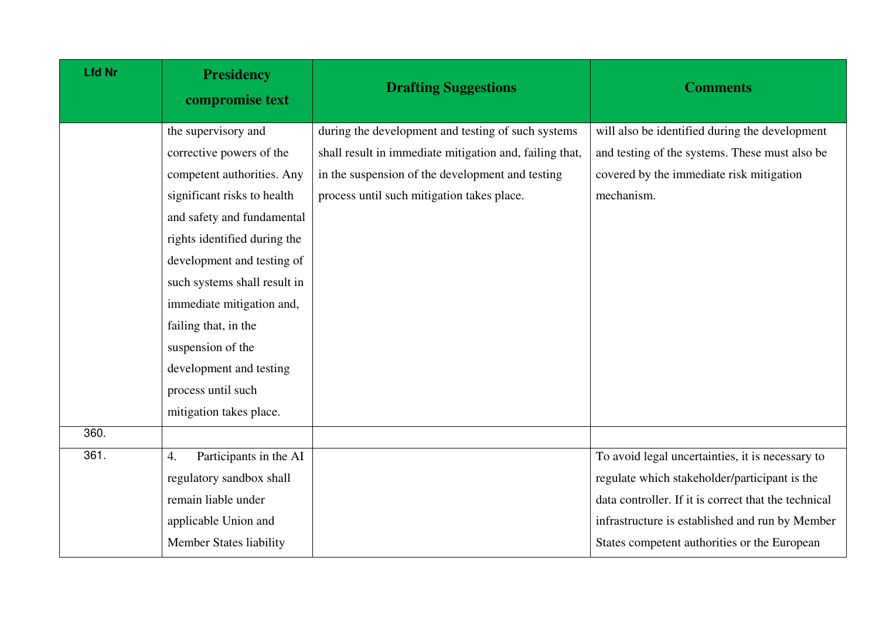| Lfd Nr | Presidency compromise text | Drafting Suggestions | Comments |
|---|---|---|---|
| | the supervisory and corrective powers of the competent authorities. Any significant risks to health and safety and fundamental rights identified during the development and testing of such systems shall result in immediate mitigation and, failing that, in the suspension of the development and testing process until such mitigation takes place. | during the development and testing of such systems shall result in immediate mitigation and, failing that, in the suspension of the development and testing process until such mitigation takes place. | will also be identified during the development and testing of the systems. These must also be covered by the immediate risk mitigation mechanism. |
| 360. | | | |
| 361. | 4. Participants in the AI regulatory sandbox shall remain liable under applicable Union and Member States liability | | To avoid legal uncertainties, it is necessary to regulate which stakeholder/participant is the data controller. If it is correct that the technical infrastructure is established and run by Member States competent authorities or the European |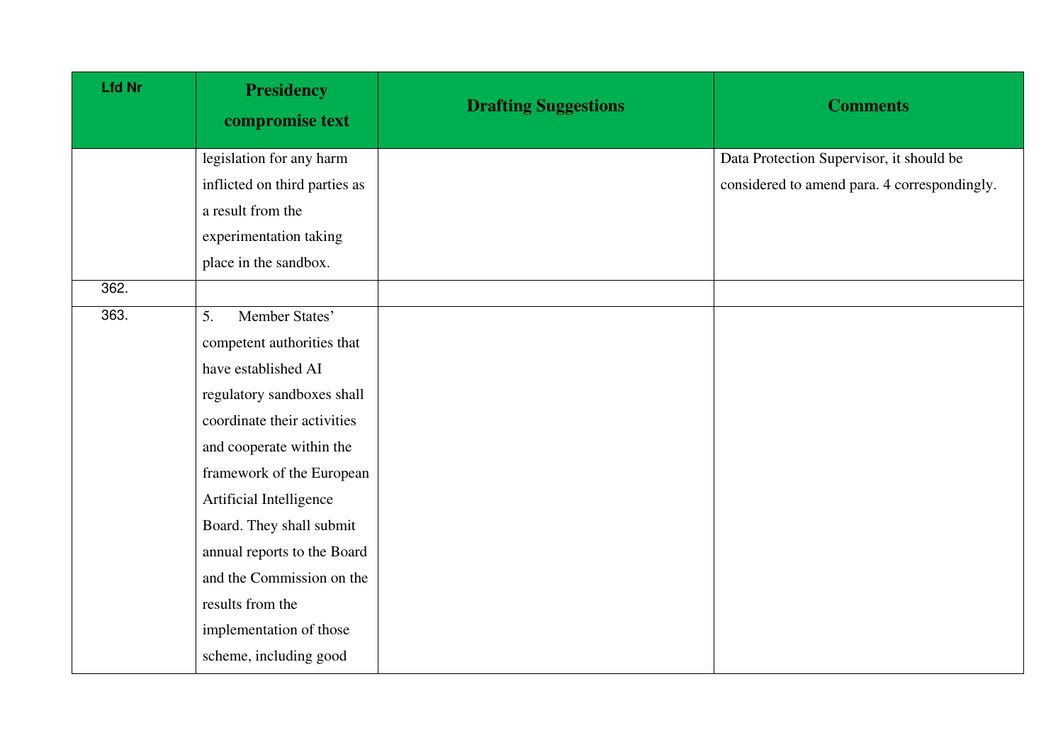| Lfd Nr | Presidency compromise text | Drafting Suggestions | Comments |
| --- | --- | --- | --- |
| | legislation for any harm inflicted on third parties as a result from the experimentation taking place in the sandbox. | | Data Protection Supervisor, it should be considered to amend para. 4 correspondingly. |
| 362. | | | |
| 363. | 5. Member States' competent authorities that have established AI regulatory sandboxes shall coordinate their activities and cooperate within the framework of the European Artificial Intelligence Board. They shall submit annual reports to the Board and the Commission on the results from the implementation of those scheme, including good | | |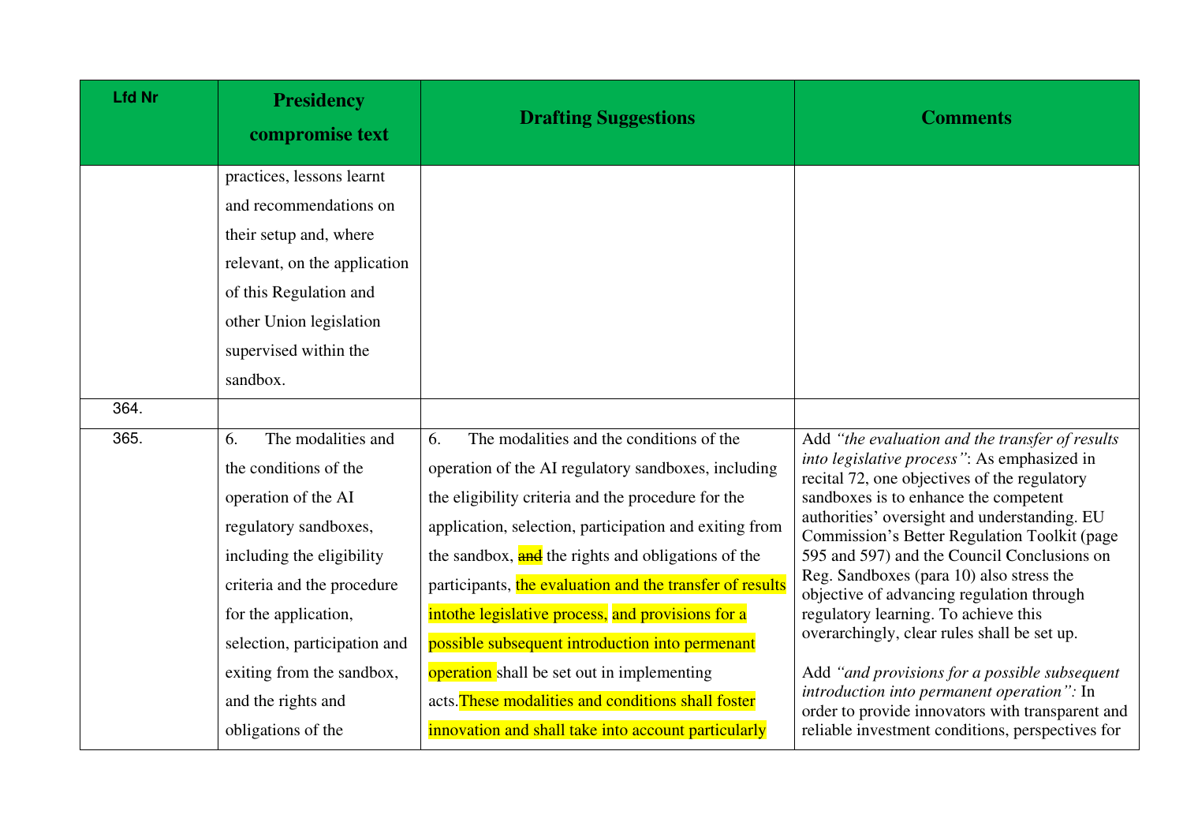| Lfd Nr | Presidency compromise text | Drafting Suggestions | Comments |
|---|---|---|---|
| | practices, lessons learnt and recommendations on their setup and, where relevant, on the application of this Regulation and other Union legislation supervised within the sandbox. | | |
| 364. | | | |
| 365. | 6. The modalities and the conditions of the operation of the AI regulatory sandboxes, including the eligibility criteria and the procedure for the application, selection, participation and exiting from the sandbox, and the rights and obligations of the | 6. The modalities and the conditions of the operation of the AI regulatory sandboxes, including the eligibility criteria and the procedure for the application, selection, participation and exiting from the sandbox, ~~and~~ the rights and obligations of the participants, the evaluation and the transfer of results intothe legislative process, and provisions for a possible subsequent introduction into permenant operation shall be set out in implementing acts.These modalities and conditions shall foster innovation and shall take into account particularly | Add *"the evaluation and the transfer of results into legislative process"*: As emphasized in recital 72, one objectives of the regulatory sandboxes is to enhance the competent authorities' oversight and understanding. EU Commission's Better Regulation Toolkit (page 595 and 597) and the Council Conclusions on Reg. Sandboxes (para 10) also stress the objective of advancing regulation through regulatory learning. To achieve this overarchingly, clear rules shall be set up.<br><br>Add *"and provisions for a possible subsequent introduction into permanent operation":* In order to provide innovators with transparent and reliable investment conditions, perspectives for |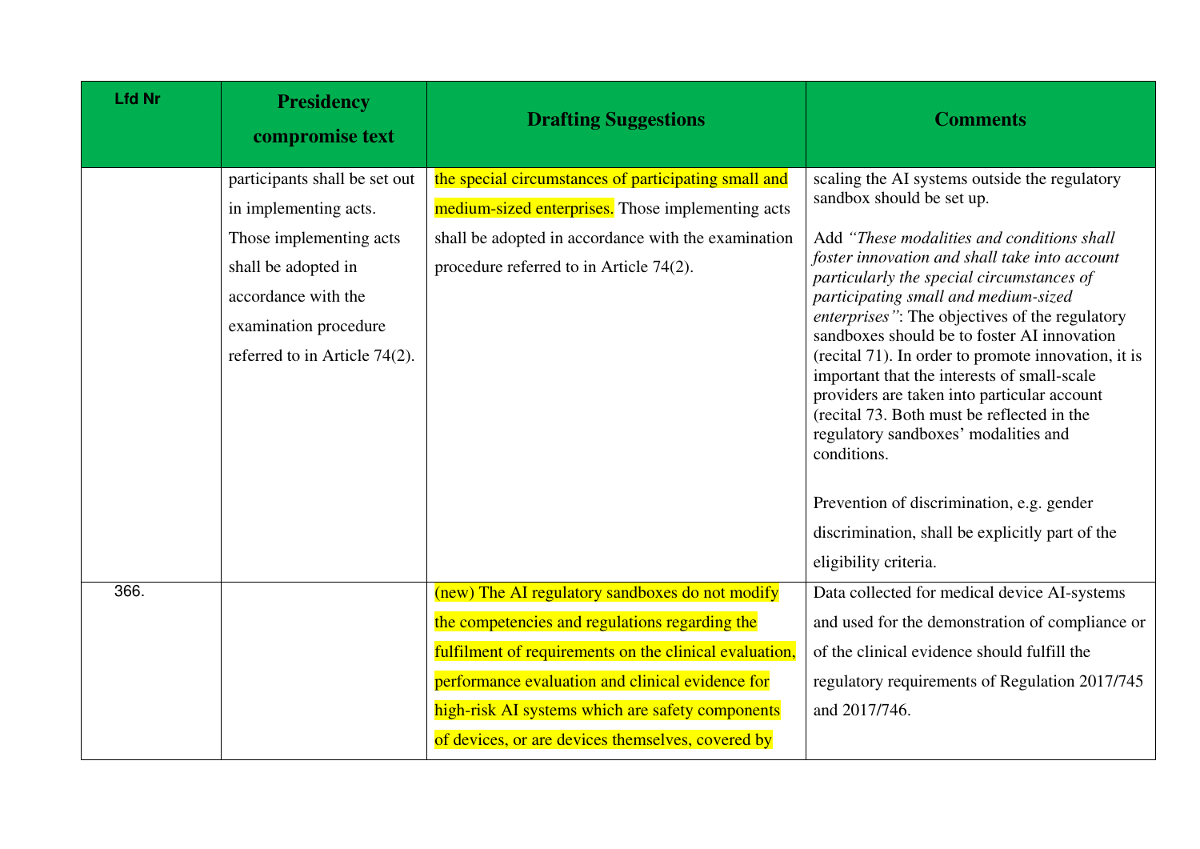| Lfd Nr | Presidency compromise text | Drafting Suggestions | Comments |
|---|---|---|---|
| | participants shall be set out in implementing acts. Those implementing acts shall be adopted in accordance with the examination procedure referred to in Article 74(2). | the special circumstances of participating small and medium-sized enterprises. Those implementing acts shall be adopted in accordance with the examination procedure referred to in Article 74(2). | scaling the AI systems outside the regulatory sandbox should be set up.<br><br>Add *"These modalities and conditions shall foster innovation and shall take into account particularly the special circumstances of participating small and medium-sized enterprises"*: The objectives of the regulatory sandboxes should be to foster AI innovation (recital 71). In order to promote innovation, it is important that the interests of small-scale providers are taken into particular account (recital 73. Both must be reflected in the regulatory sandboxes' modalities and conditions.<br><br>Prevention of discrimination, e.g. gender discrimination, shall be explicitly part of the eligibility criteria. |
| 366. | | (new) The AI regulatory sandboxes do not modify the competencies and regulations regarding the fulfilment of requirements on the clinical evaluation, performance evaluation and clinical evidence for high-risk AI systems which are safety components of devices, or are devices themselves, covered by | Data collected for medical device AI-systems and used for the demonstration of compliance or of the clinical evidence should fulfill the regulatory requirements of Regulation 2017/745 and 2017/746. |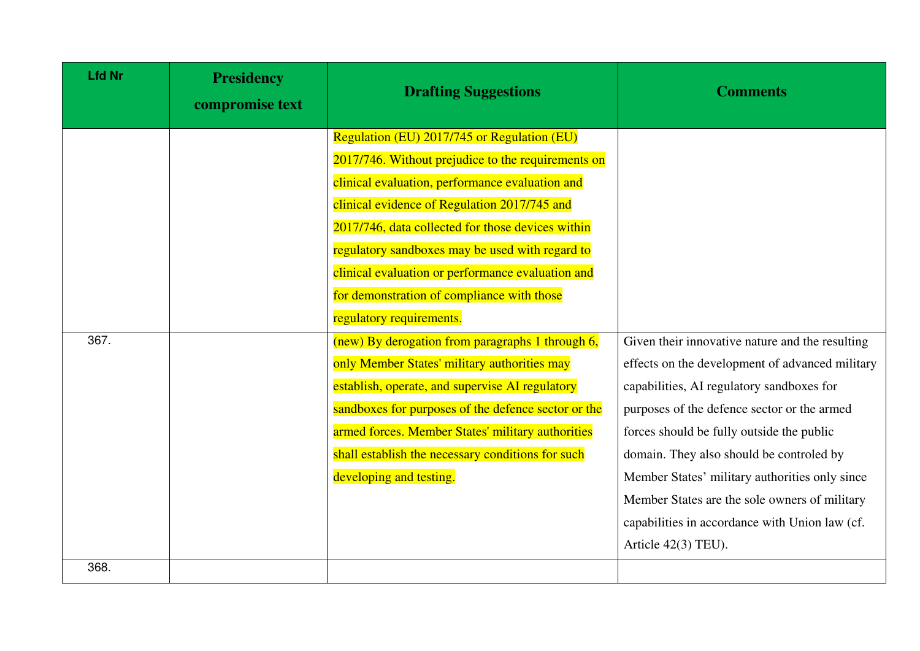| Lfd Nr | Presidency compromise text | Drafting Suggestions | Comments |
|---|---|---|---|
| | | Regulation (EU) 2017/745 or Regulation (EU) 2017/746. Without prejudice to the requirements on clinical evaluation, performance evaluation and clinical evidence of Regulation 2017/745 and 2017/746, data collected for those devices within regulatory sandboxes may be used with regard to clinical evaluation or performance evaluation and for demonstration of compliance with those regulatory requirements. | |
| 367. | | (new) By derogation from paragraphs 1 through 6, only Member States' military authorities may establish, operate, and supervise AI regulatory sandboxes for purposes of the defence sector or the armed forces. Member States' military authorities shall establish the necessary conditions for such developing and testing. | Given their innovative nature and the resulting effects on the development of advanced military capabilities, AI regulatory sandboxes for purposes of the defence sector or the armed forces should be fully outside the public domain. They also should be controled by Member States' military authorities only since Member States are the sole owners of military capabilities in accordance with Union law (cf. Article 42(3) TEU). |
| 368. | | | |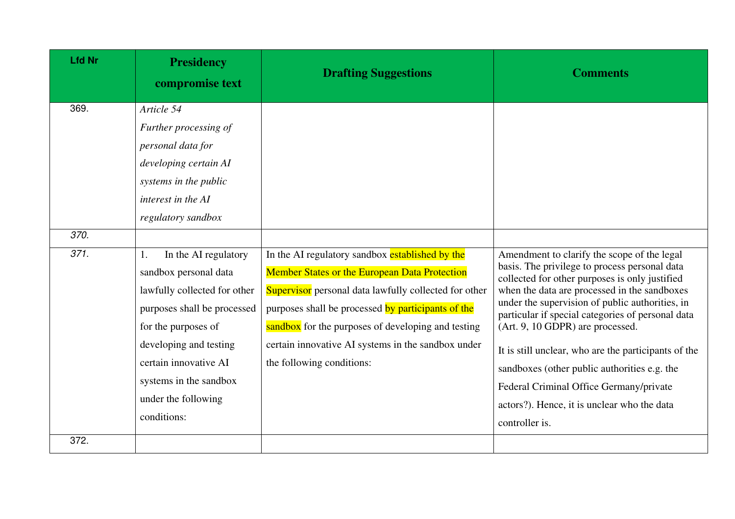| Lfd Nr | Presidency compromise text | Drafting Suggestions | Comments |
|---|---|---|---|
| 369. | *Article 54*<br>*Further processing of personal data for developing certain AI systems in the public interest in the AI regulatory sandbox* | | |
| *370.* | | | |
| *371.* | 1. In the AI regulatory sandbox personal data lawfully collected for other purposes shall be processed for the purposes of developing and testing certain innovative AI systems in the sandbox under the following conditions: | In the AI regulatory sandbox established by the Member States or the European Data Protection Supervisor personal data lawfully collected for other purposes shall be processed by participants of the sandbox for the purposes of developing and testing certain innovative AI systems in the sandbox under the following conditions: | Amendment to clarify the scope of the legal basis. The privilege to process personal data collected for other purposes is only justified when the data are processed in the sandboxes under the supervision of public authorities, in particular if special categories of personal data (Art. 9, 10 GDPR) are processed.<br><br>It is still unclear, who are the participants of the sandboxes (other public authorities e.g. the Federal Criminal Office Germany/private actors?). Hence, it is unclear who the data controller is. |
| 372. | | | |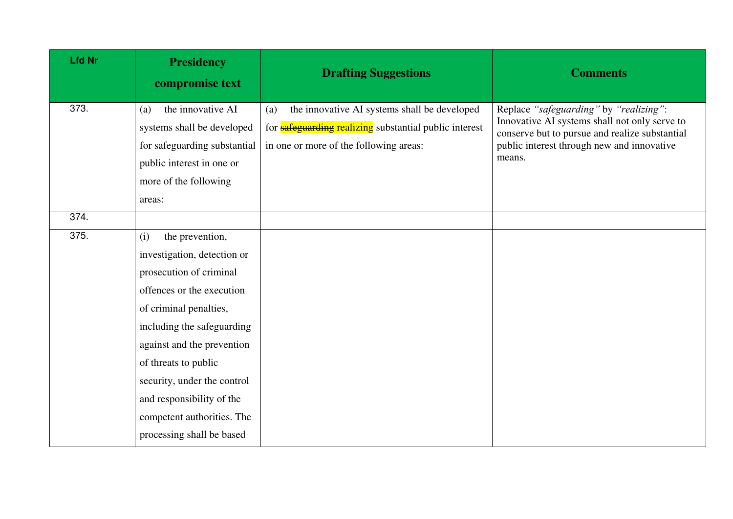| Lfd Nr | Presidency compromise text | Drafting Suggestions | Comments |
|---|---|---|---|
| 373. | (a) the innovative AI systems shall be developed for safeguarding substantial public interest in one or more of the following areas: | (a) the innovative AI systems shall be developed for ~~safeguarding~~ realizing substantial public interest in one or more of the following areas: | Replace *"safeguarding"* by *"realizing"*: Innovative AI systems shall not only serve to conserve but to pursue and realize substantial public interest through new and innovative means. |
| 374. | | | |
| 375. | (i) the prevention, investigation, detection or prosecution of criminal offences or the execution of criminal penalties, including the safeguarding against and the prevention of threats to public security, under the control and responsibility of the competent authorities. The processing shall be based | | |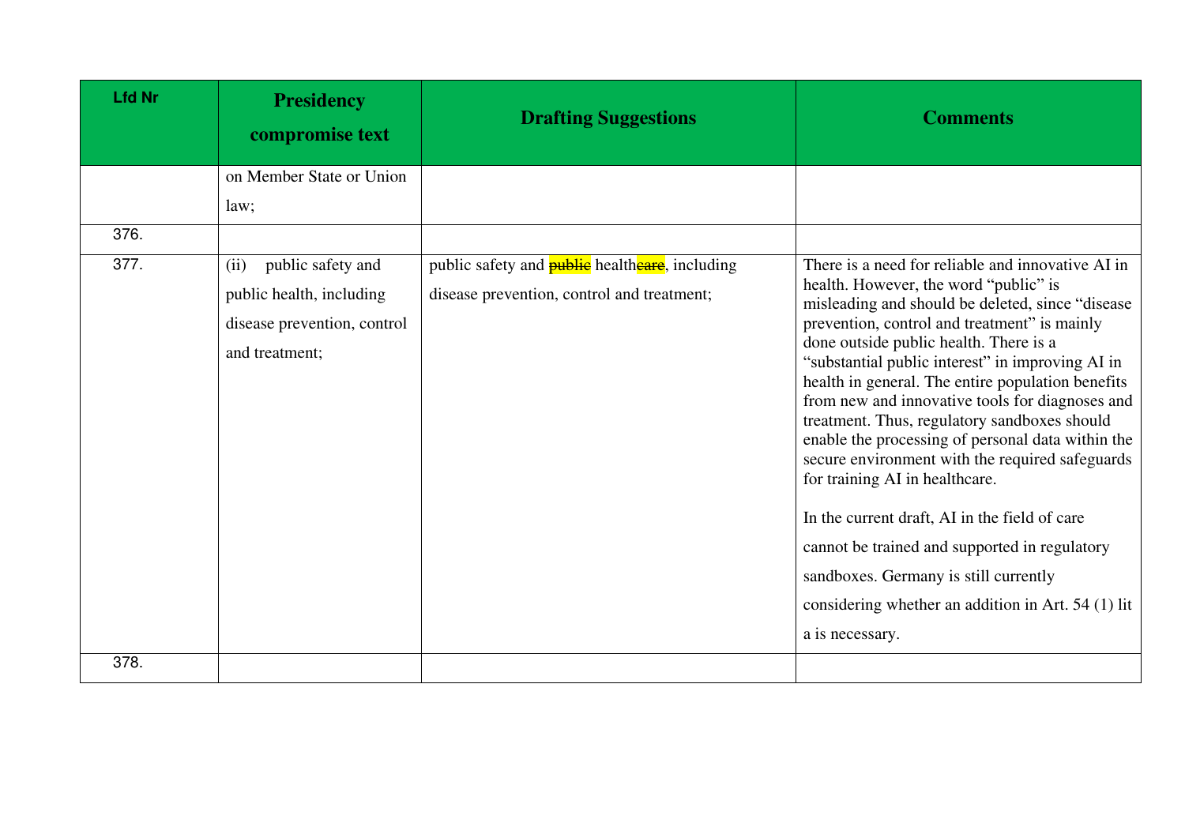| Lfd Nr | Presidency compromise text | Drafting Suggestions | Comments |
|---|---|---|---|
| | on Member State or Union law; | | |
| 376. | | | |
| 377. | (ii) public safety and public health, including disease prevention, control and treatment; | public safety and ~~public~~ health~~care~~, including disease prevention, control and treatment; | There is a need for reliable and innovative AI in health. However, the word "public" is misleading and should be deleted, since "disease prevention, control and treatment" is mainly done outside public health. There is a "substantial public interest" in improving AI in health in general. The entire population benefits from new and innovative tools for diagnoses and treatment. Thus, regulatory sandboxes should enable the processing of personal data within the secure environment with the required safeguards for training AI in healthcare.<br><br>In the current draft, AI in the field of care cannot be trained and supported in regulatory sandboxes. Germany is still currently considering whether an addition in Art. 54 (1) lit a is necessary. |
| 378. | | | |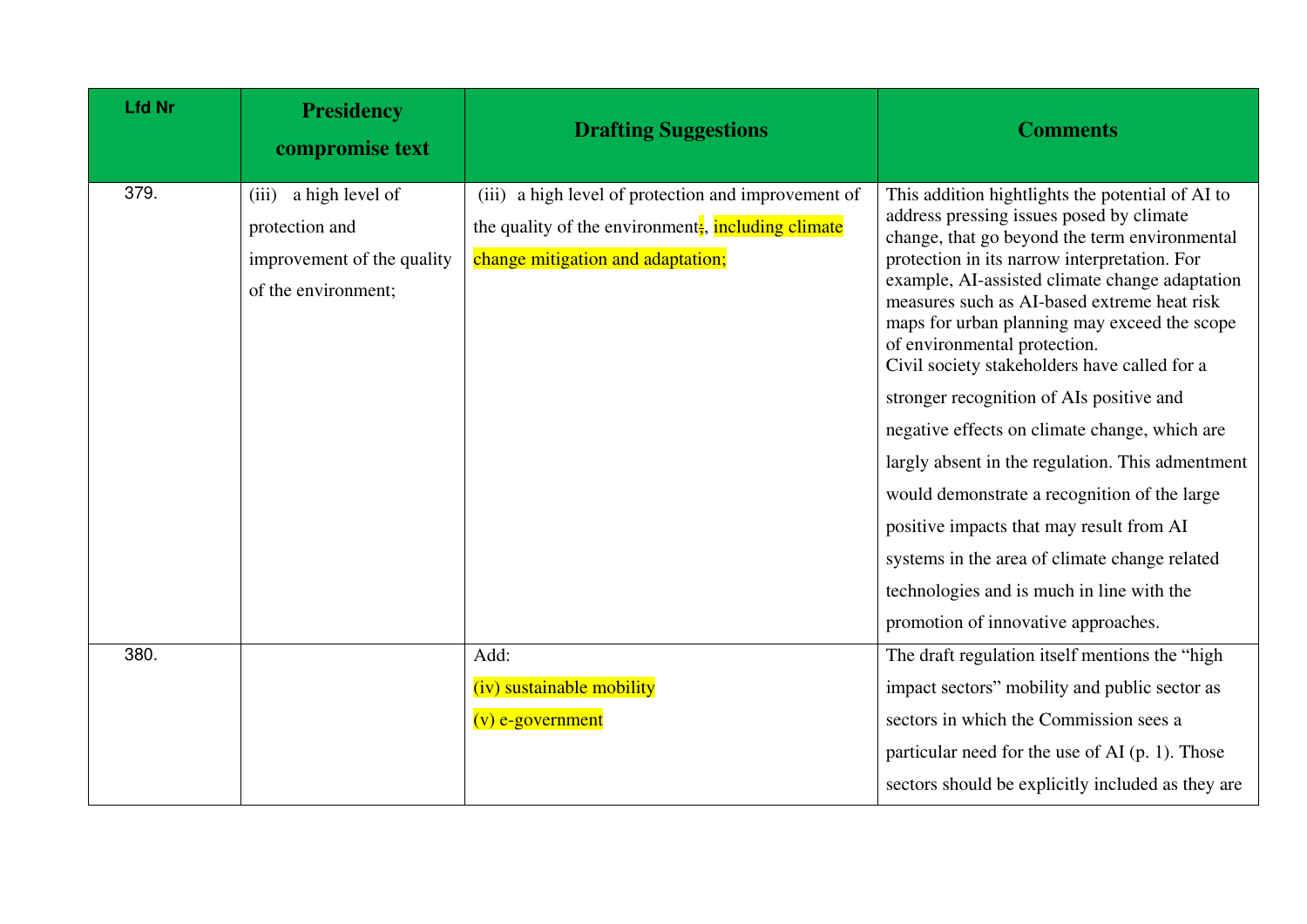| Lfd Nr | Presidency compromise text | Drafting Suggestions | Comments |
|---|---|---|---|
| 379. | (iii) a high level of protection and improvement of the quality of the environment; | (iii) a high level of protection and improvement of the quality of the environment;, including climate change mitigation and adaptation; | This addition hightlights the potential of AI to address pressing issues posed by climate change, that go beyond the term environmental protection in its narrow interpretation. For example, AI-assisted climate change adaptation measures such as AI-based extreme heat risk maps for urban planning may exceed the scope of environmental protection.<br>Civil society stakeholders have called for a stronger recognition of AIs positive and negative effects on climate change, which are largely absent in the regulation. This admentment would demonstrate a recognition of the large positive impacts that may result from AI systems in the area of climate change related technologies and is much in line with the promotion of innovative approaches. |
| 380. | | Add:<br>(iv) sustainable mobility<br>(v) e-government | The draft regulation itself mentions the "high impact sectors" mobility and public sector as sectors in which the Commission sees a particular need for the use of AI (p. 1). Those sectors should be explicitly included as they are |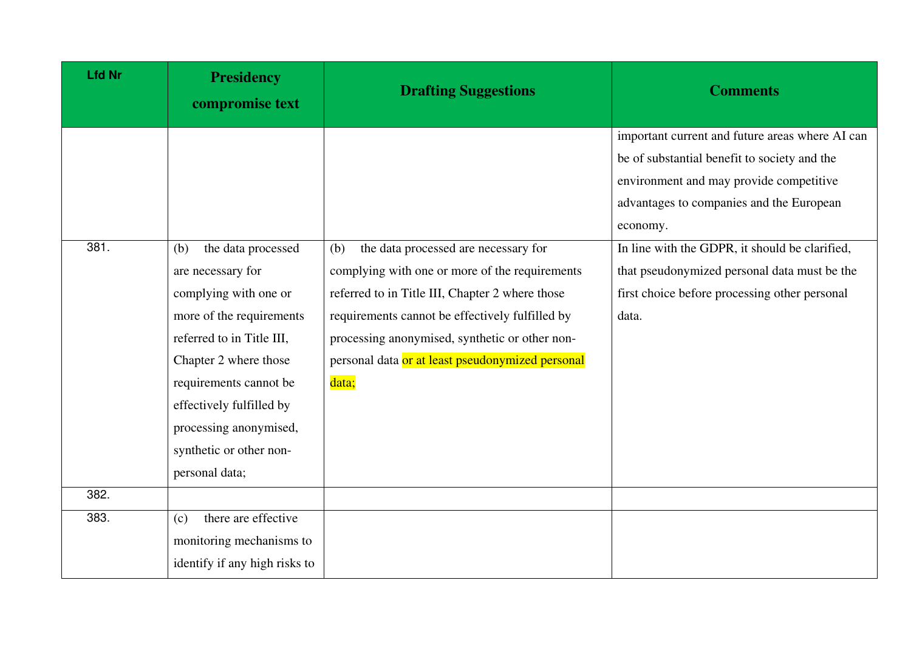| Lfd Nr | Presidency compromise text | Drafting Suggestions | Comments |
|---|---|---|---|
| | | | important current and future areas where AI can be of substantial benefit to society and the environment and may provide competitive advantages to companies and the European economy. |
| 381. | (b) the data processed are necessary for complying with one or more of the requirements referred to in Title III, Chapter 2 where those requirements cannot be effectively fulfilled by processing anonymised, synthetic or other non-personal data; | (b) the data processed are necessary for complying with one or more of the requirements referred to in Title III, Chapter 2 where those requirements cannot be effectively fulfilled by processing anonymised, synthetic or other non-personal data or at least pseudonymized personal data; | In line with the GDPR, it should be clarified, that pseudonymized personal data must be the first choice before processing other personal data. |
| 382. | | | |
| 383. | (c) there are effective monitoring mechanisms to identify if any high risks to | | |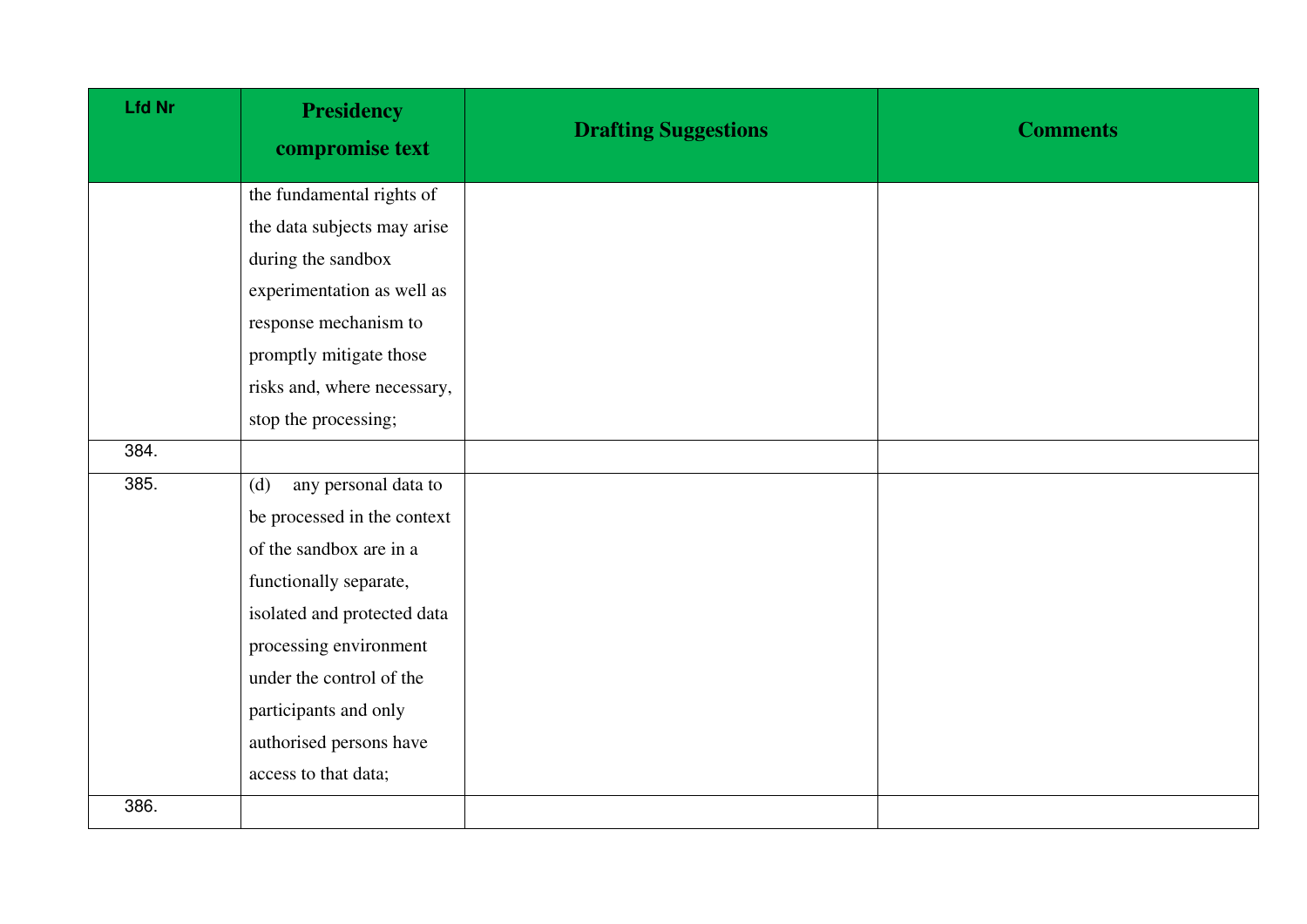| Lfd Nr | Presidency compromise text | Drafting Suggestions | Comments |
|---|---|---|---|
| | the fundamental rights of the data subjects may arise during the sandbox experimentation as well as response mechanism to promptly mitigate those risks and, where necessary, stop the processing; | | |
| 384. | | | |
| 385. | (d) any personal data to be processed in the context of the sandbox are in a functionally separate, isolated and protected data processing environment under the control of the participants and only authorised persons have access to that data; | | |
| 386. | | | |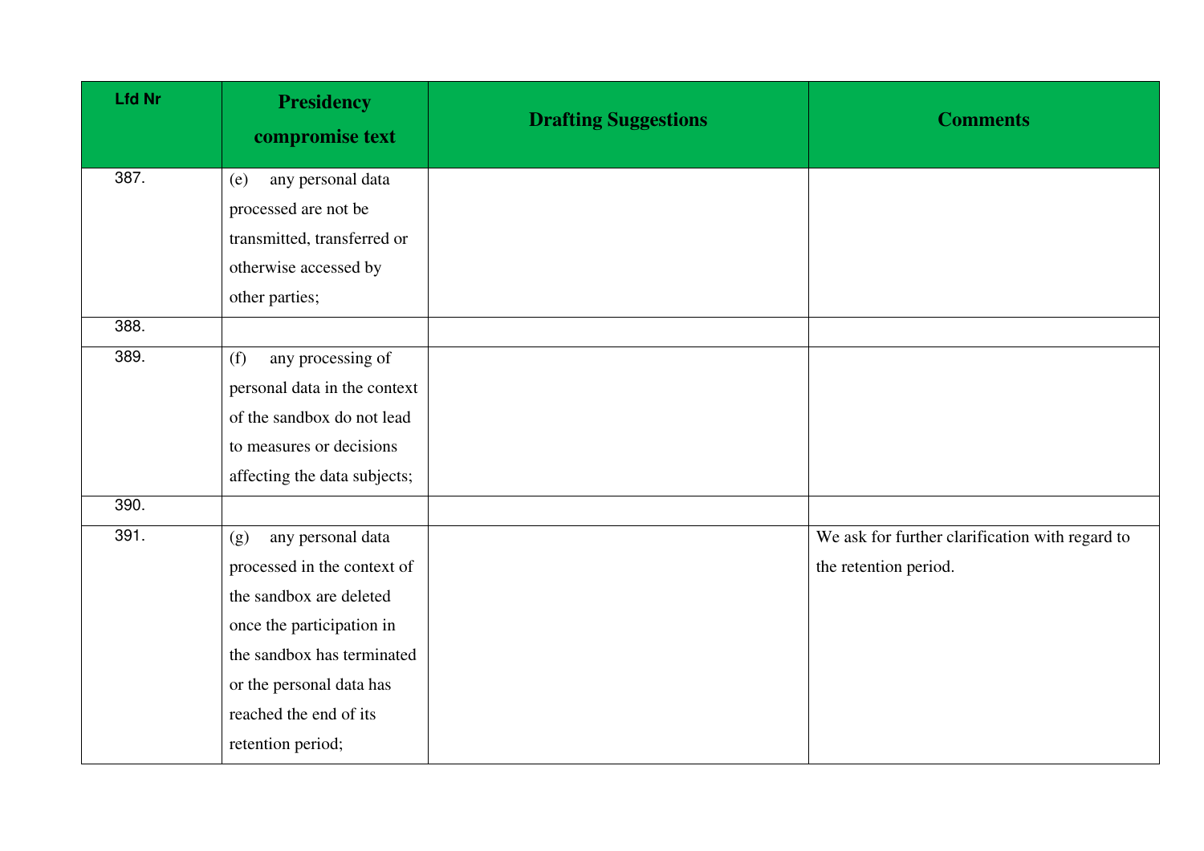| Lfd Nr | Presidency compromise text | Drafting Suggestions | Comments |
|---|---|---|---|
| 387. | (e) any personal data processed are not be transmitted, transferred or otherwise accessed by other parties; | | |
| 388. | | | |
| 389. | (f) any processing of personal data in the context of the sandbox do not lead to measures or decisions affecting the data subjects; | | |
| 390. | | | |
| 391. | (g) any personal data processed in the context of the sandbox are deleted once the participation in the sandbox has terminated or the personal data has reached the end of its retention period; | | We ask for further clarification with regard to the retention period. |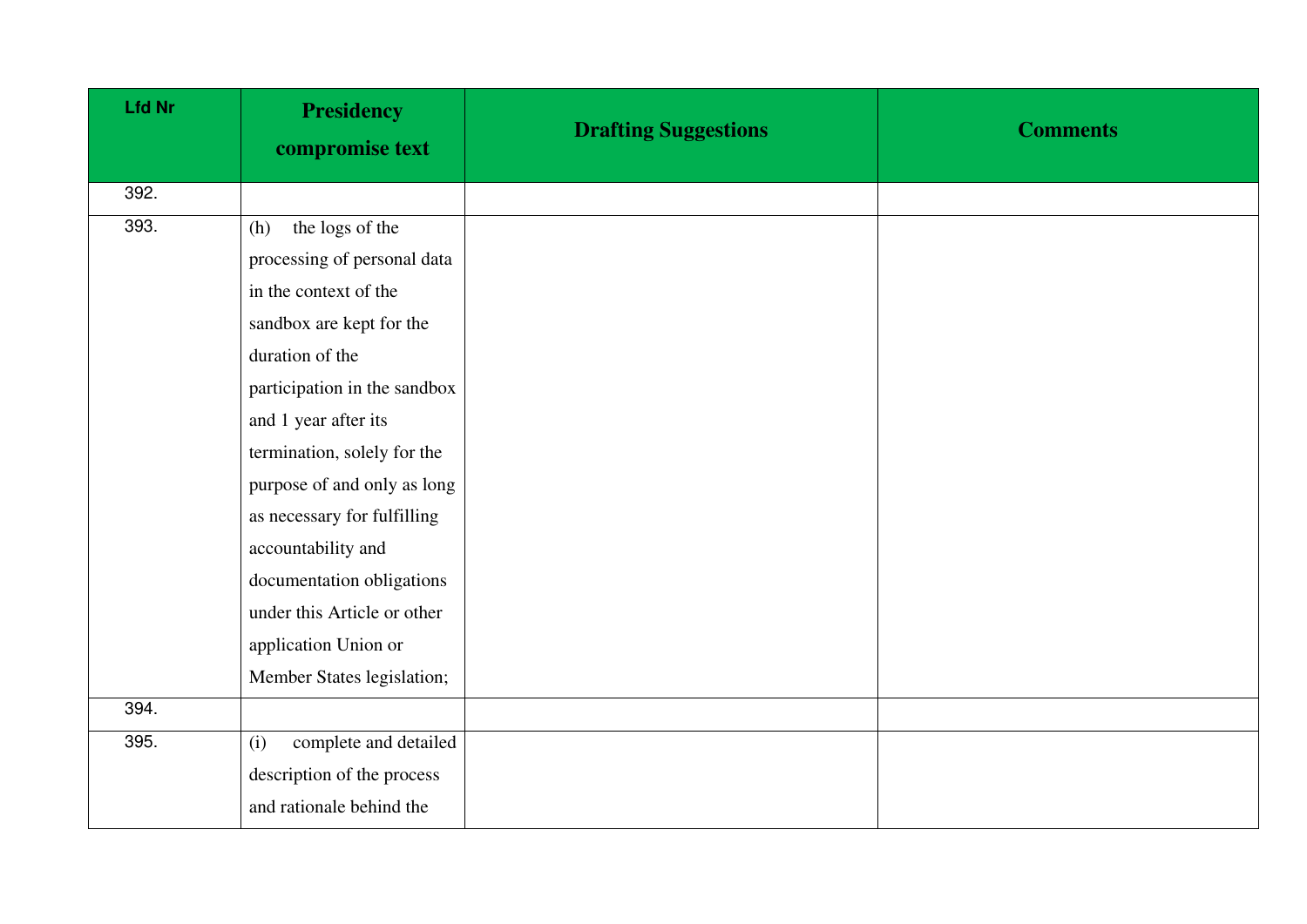| Lfd Nr | Presidency compromise text | Drafting Suggestions | Comments |
|---|---|---|---|
| 392. | | | |
| 393. | (h) the logs of the processing of personal data in the context of the sandbox are kept for the duration of the participation in the sandbox and 1 year after its termination, solely for the purpose of and only as long as necessary for fulfilling accountability and documentation obligations under this Article or other application Union or Member States legislation; | | |
| 394. | | | |
| 395. | (i) complete and detailed description of the process and rationale behind the | | |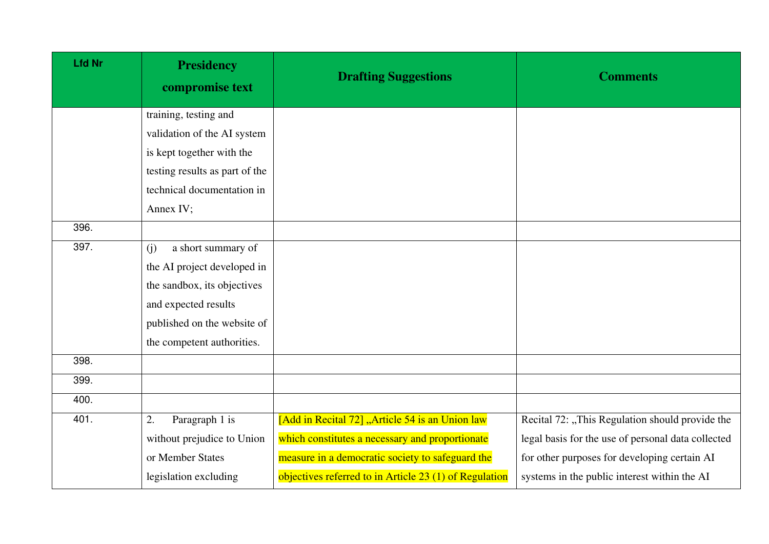| Lfd Nr | Presidency compromise text | Drafting Suggestions | Comments |
|---|---|---|---|
| | training, testing and validation of the AI system is kept together with the testing results as part of the technical documentation in Annex IV; | | |
| 396. | | | |
| 397. | (j) a short summary of the AI project developed in the sandbox, its objectives and expected results published on the website of the competent authorities. | | |
| 398. | | | |
| 399. | | | |
| 400. | | | |
| 401. | 2. Paragraph 1 is without prejudice to Union or Member States legislation excluding | [Add in Recital 72] „Article 54 is an Union law which constitutes a necessary and proportionate measure in a democratic society to safeguard the objectives referred to in Article 23 (1) of Regulation | Recital 72: „This Regulation should provide the legal basis for the use of personal data collected for other purposes for developing certain AI systems in the public interest within the AI |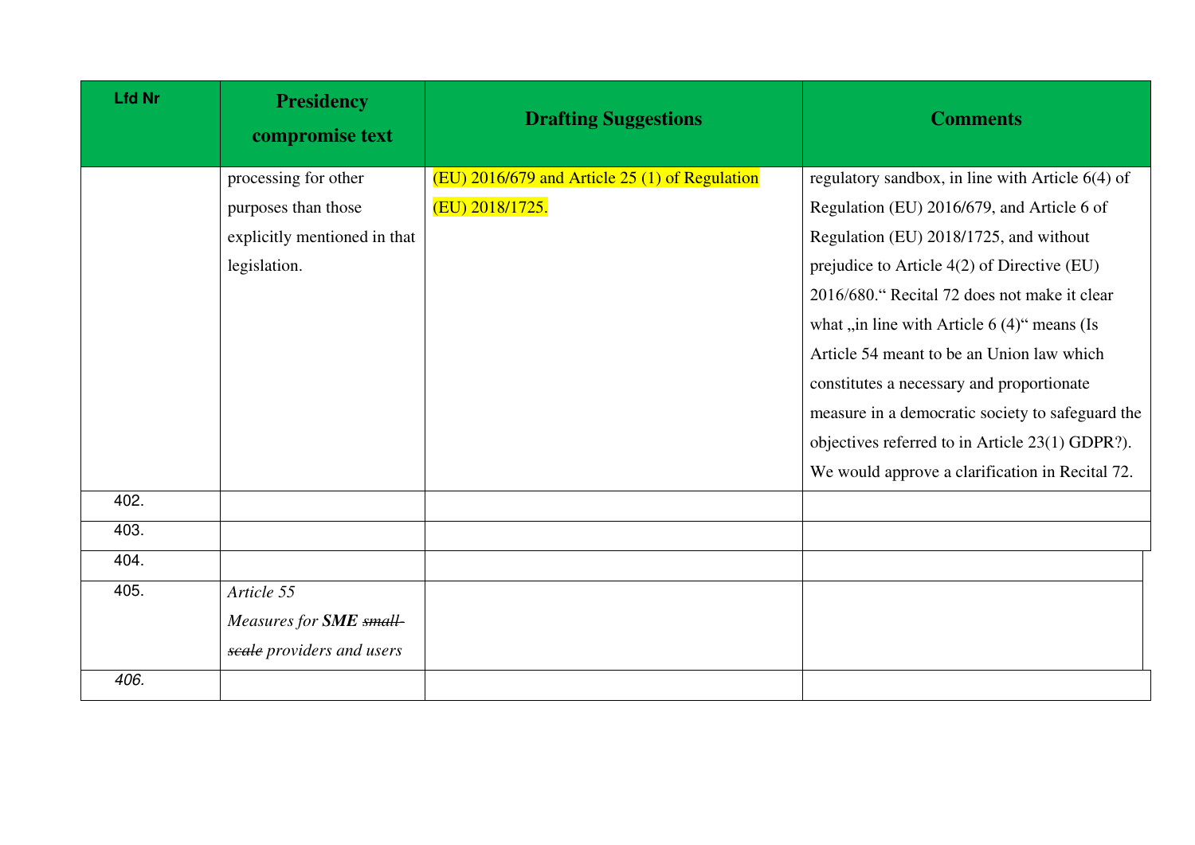| Lfd Nr | Presidency compromise text | Drafting Suggestions | Comments |
|---|---|---|---|
| | processing for other purposes than those explicitly mentioned in that legislation. | (EU) 2016/679 and Article 25 (1) of Regulation (EU) 2018/1725. | regulatory sandbox, in line with Article 6(4) of Regulation (EU) 2016/679, and Article 6 of Regulation (EU) 2018/1725, and without prejudice to Article 4(2) of Directive (EU) 2016/680." Recital 72 does not make it clear what „in line with Article 6 (4)" means (Is Article 54 meant to be an Union law which constitutes a necessary and proportionate measure in a democratic society to safeguard the objectives referred to in Article 23(1) GDPR?). We would approve a clarification in Recital 72. |
| 402. | | | |
| 403. | | | |
| 404. | | | |
| 405. | *Article 55*<br>*Measures for **SME** ~~small-scale~~ providers and users* | | |
| *406.* | | | |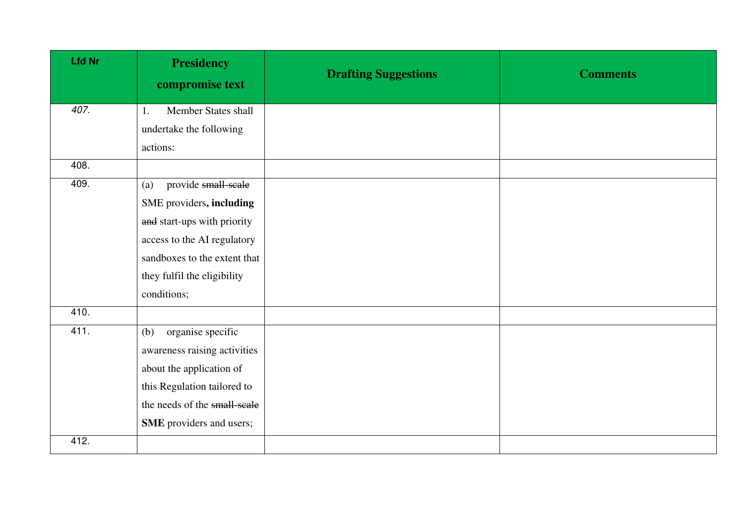| Lfd Nr | Presidency compromise text | Drafting Suggestions | Comments |
|---|---|---|---|
| *407.* | 1. Member States shall undertake the following actions: | | |
| 408. | | | |
| 409. | (a) provide ~~small-scale~~ SME providers**, including** ~~and~~ start-ups with priority access to the AI regulatory sandboxes to the extent that they fulfil the eligibility conditions; | | |
| 410. | | | |
| 411. | (b) organise specific awareness raising activities about the application of this Regulation tailored to the needs of the ~~small-scale~~ **SME** providers and users; | | |
| 412. | | | |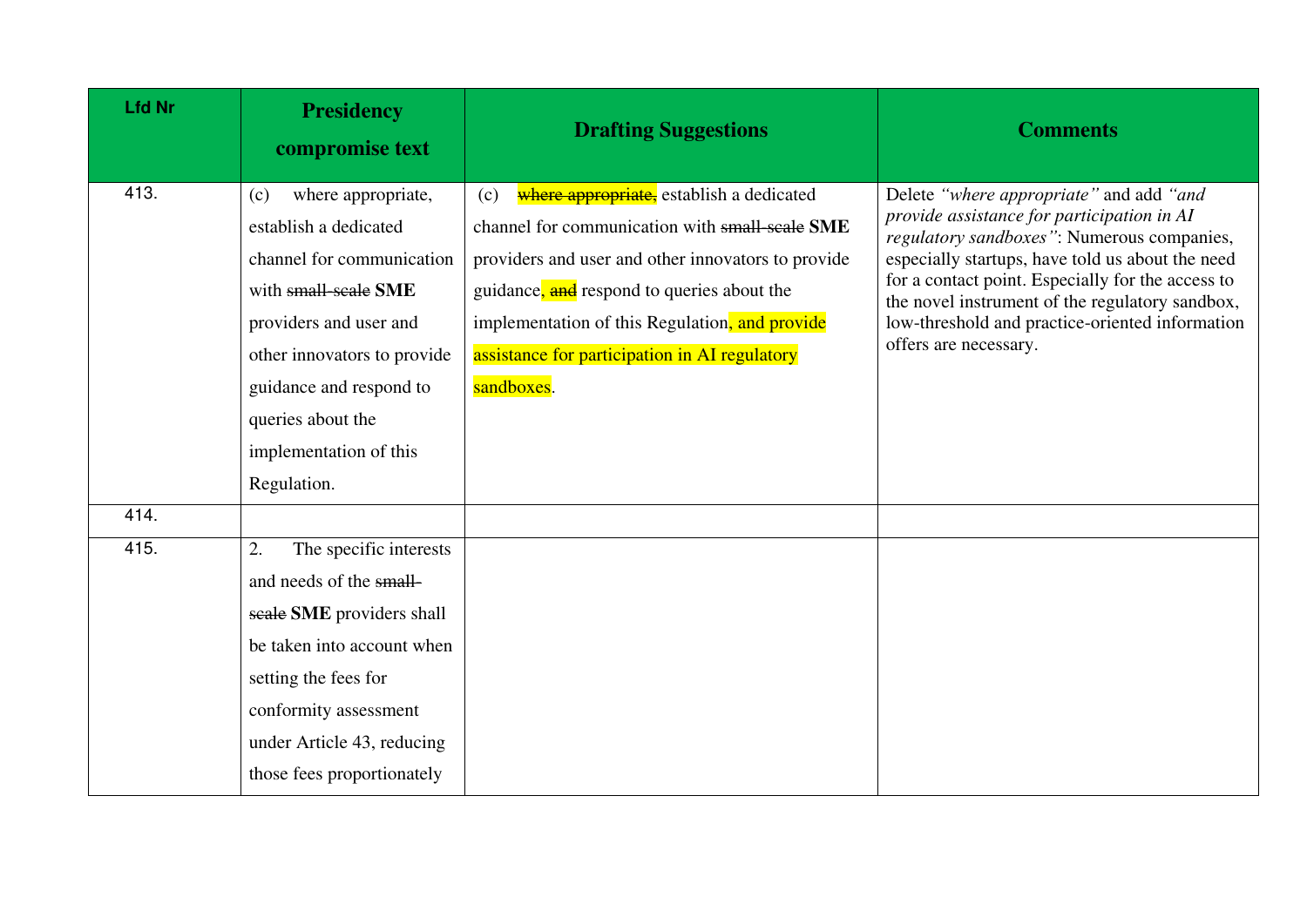| Lfd Nr | Presidency compromise text | Drafting Suggestions | Comments |
|---|---|---|---|
| 413. | (c) where appropriate, establish a dedicated channel for communication with ~~small-scale~~ **SME** providers and user and other innovators to provide guidance and respond to queries about the implementation of this Regulation. | (c) ~~where appropriate,~~ establish a dedicated channel for communication with ~~small-scale~~ **SME** providers and user and other innovators to provide guidance, ~~and~~ respond to queries about the implementation of this Regulation, and provide assistance for participation in AI regulatory sandboxes. | Delete *"where appropriate"* and add *"and provide assistance for participation in AI regulatory sandboxes"*: Numerous companies, especially startups, have told us about the need for a contact point. Especially for the access to the novel instrument of the regulatory sandbox, low-threshold and practice-oriented information offers are necessary. |
| 414. | | | |
| 415. | 2. The specific interests and needs of the ~~small-scale~~ **SME** providers shall be taken into account when setting the fees for conformity assessment under Article 43, reducing those fees proportionately | | |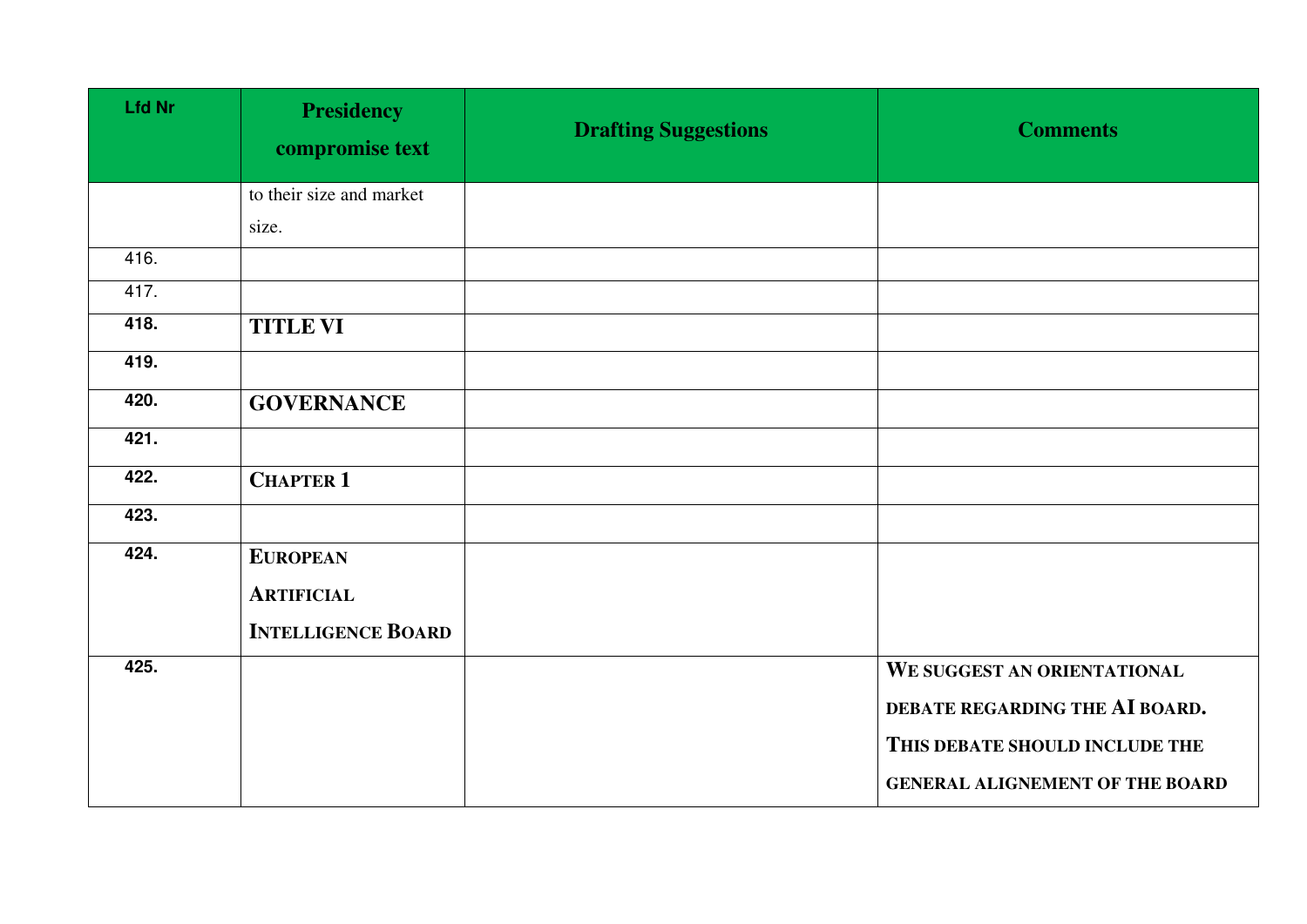| Lfd Nr | Presidency compromise text | Drafting Suggestions | Comments |
|---|---|---|---|
| | to their size and market size. | | |
| 416. | | | |
| 417. | | | |
| 418. | **TITLE VI** | | |
| 419. | | | |
| 420. | **GOVERNANCE** | | |
| 421. | | | |
| 422. | **CHAPTER 1** | | |
| 423. | | | |
| 424. | **EUROPEAN ARTIFICIAL INTELLIGENCE BOARD** | | |
| 425. | | | **WE SUGGEST AN ORIENTATIONAL DEBATE REGARDING THE AI BOARD. THIS DEBATE SHOULD INCLUDE THE GENERAL ALIGNEMENT OF THE BOARD** |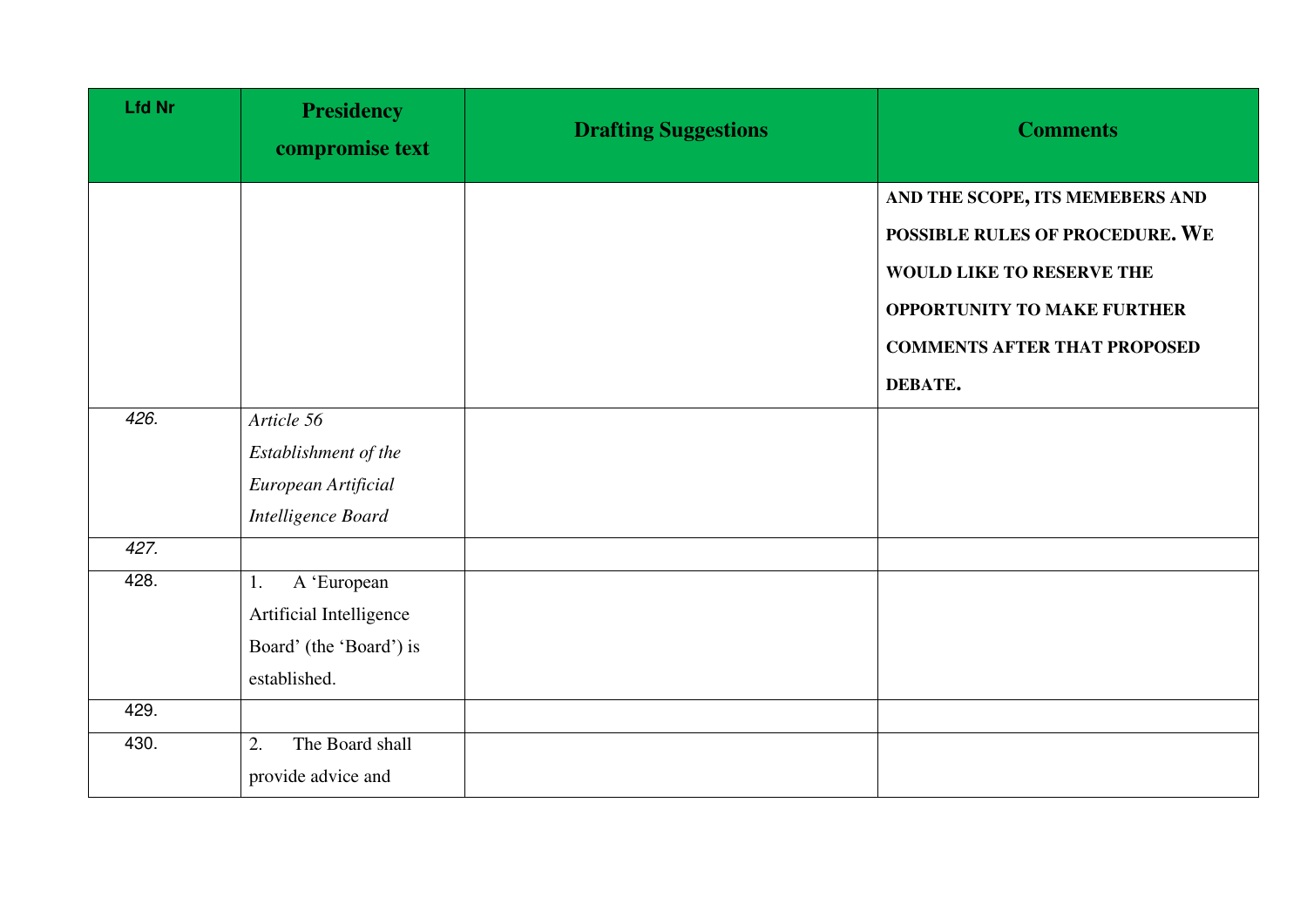| Lfd Nr | Presidency compromise text | Drafting Suggestions | Comments |
|---|---|---|---|
| | | | **AND THE SCOPE, ITS MEMEBERS AND POSSIBLE RULES OF PROCEDURE. WE WOULD LIKE TO RESERVE THE OPPORTUNITY TO MAKE FURTHER COMMENTS AFTER THAT PROPOSED DEBATE.** |
| *426.* | *Article 56 Establishment of the European Artificial Intelligence Board* | | |
| *427.* | | | |
| 428. | 1. A 'European Artificial Intelligence Board' (the 'Board') is established. | | |
| 429. | | | |
| 430. | 2. The Board shall provide advice and | | |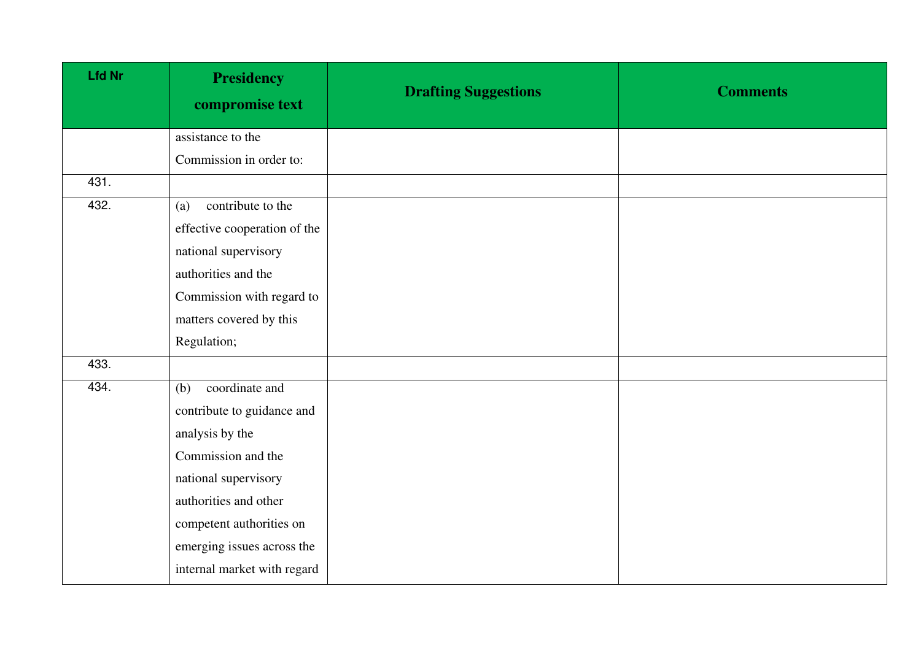| Lfd Nr | Presidency compromise text | Drafting Suggestions | Comments |
|---|---|---|---|
| | assistance to the Commission in order to: | | |
| 431. | | | |
| 432. | (a) contribute to the effective cooperation of the national supervisory authorities and the Commission with regard to matters covered by this Regulation; | | |
| 433. | | | |
| 434. | (b) coordinate and contribute to guidance and analysis by the Commission and the national supervisory authorities and other competent authorities on emerging issues across the internal market with regard | | |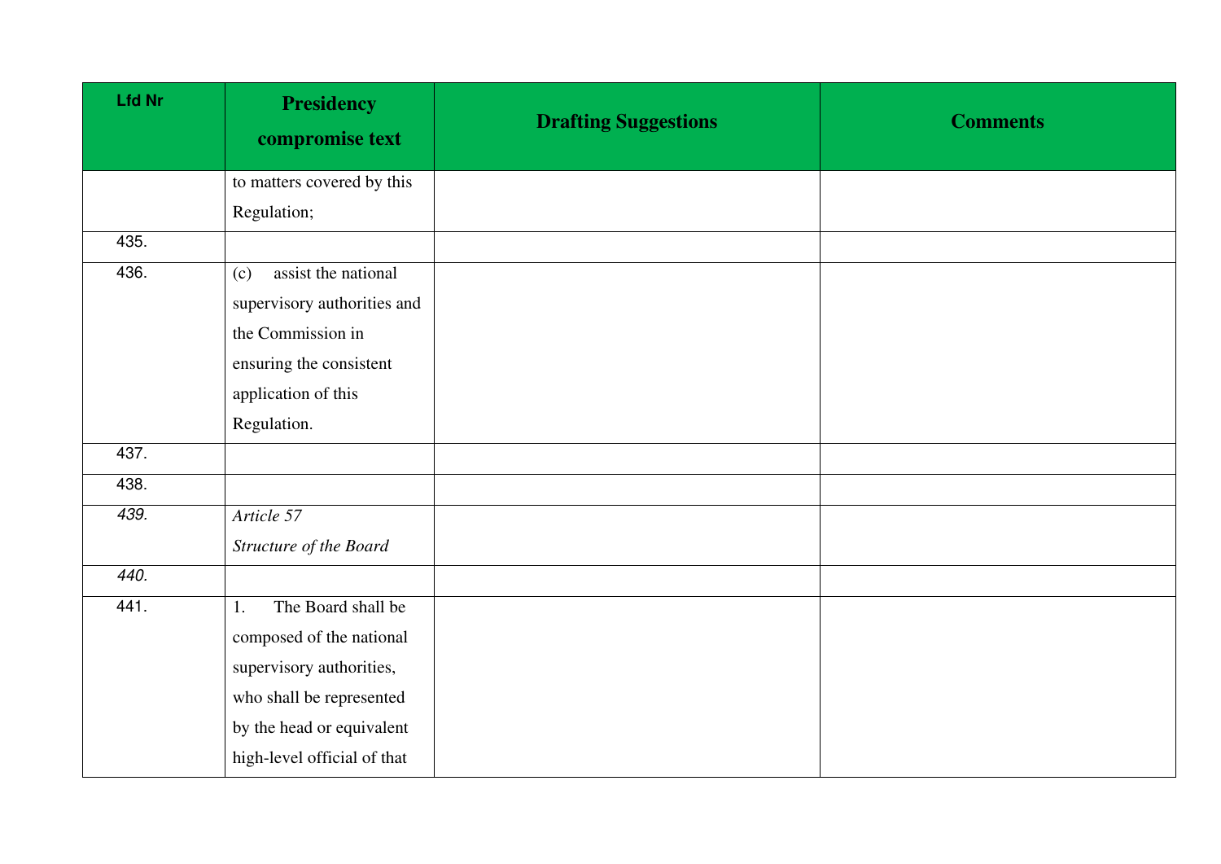| Lfd Nr | Presidency compromise text | Drafting Suggestions | Comments |
|---|---|---|---|
| | to matters covered by this Regulation; | | |
| 435. | | | |
| 436. | (c) assist the national supervisory authorities and the Commission in ensuring the consistent application of this Regulation. | | |
| 437. | | | |
| 438. | | | |
| *439.* | *Article 57*<br>*Structure of the Board* | | |
| *440.* | | | |
| 441. | 1. The Board shall be composed of the national supervisory authorities, who shall be represented by the head or equivalent high-level official of that | | |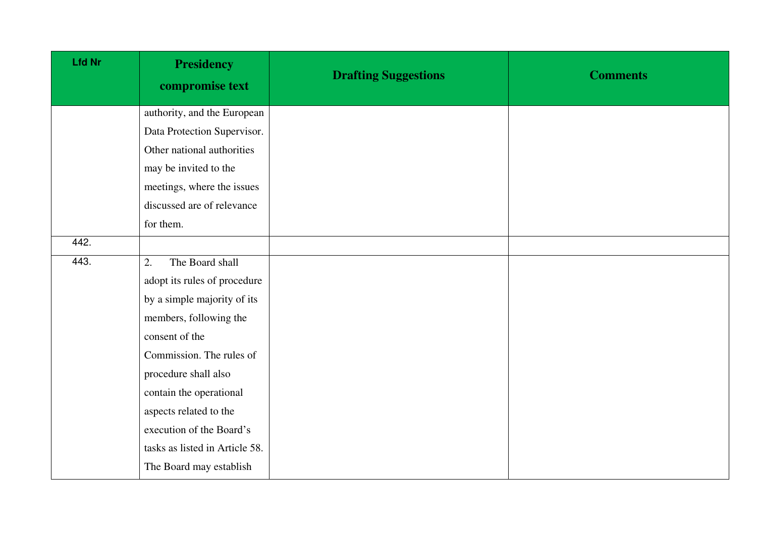| Lfd Nr | Presidency compromise text | Drafting Suggestions | Comments |
| --- | --- | --- | --- |
| | authority, and the European Data Protection Supervisor. Other national authorities may be invited to the meetings, where the issues discussed are of relevance for them. | | |
| 442. | | | |
| 443. | 2. The Board shall adopt its rules of procedure by a simple majority of its members, following the consent of the Commission. The rules of procedure shall also contain the operational aspects related to the execution of the Board's tasks as listed in Article 58. The Board may establish | | |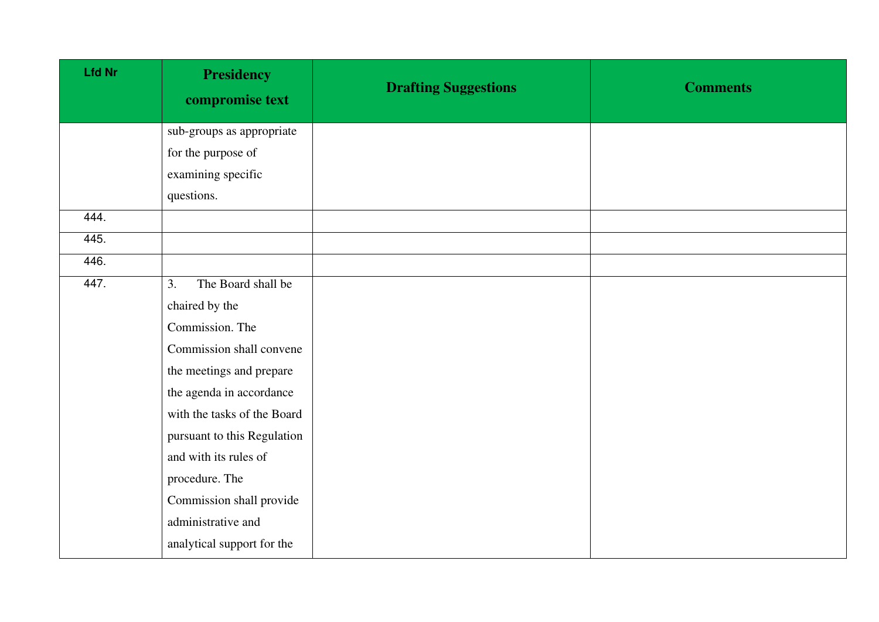| Lfd Nr | Presidency compromise text | Drafting Suggestions | Comments |
|---|---|---|---|
| | sub-groups as appropriate for the purpose of examining specific questions. | | |
| 444. | | | |
| 445. | | | |
| 446. | | | |
| 447. | 3. The Board shall be chaired by the Commission. The Commission shall convene the meetings and prepare the agenda in accordance with the tasks of the Board pursuant to this Regulation and with its rules of procedure. The Commission shall provide administrative and analytical support for the | | |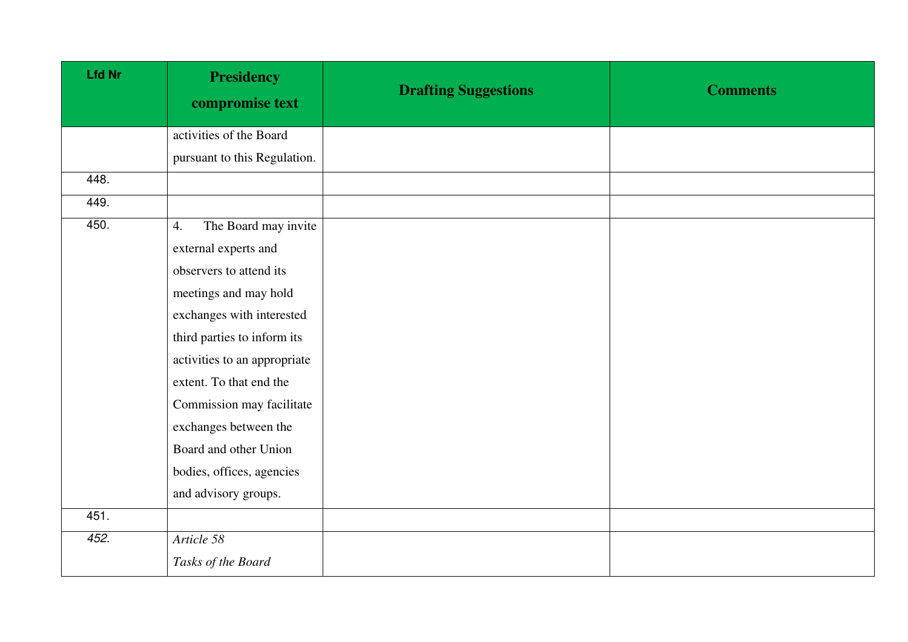| Lfd Nr | Presidency compromise text | Drafting Suggestions | Comments |
|---|---|---|---|
| | activities of the Board pursuant to this Regulation. | | |
| 448. | | | |
| 449. | | | |
| 450. | 4. The Board may invite external experts and observers to attend its meetings and may hold exchanges with interested third parties to inform its activities to an appropriate extent. To that end the Commission may facilitate exchanges between the Board and other Union bodies, offices, agencies and advisory groups. | | |
| 451. | | | |
| *452.* | *Article 58*<br>*Tasks of the Board* | | |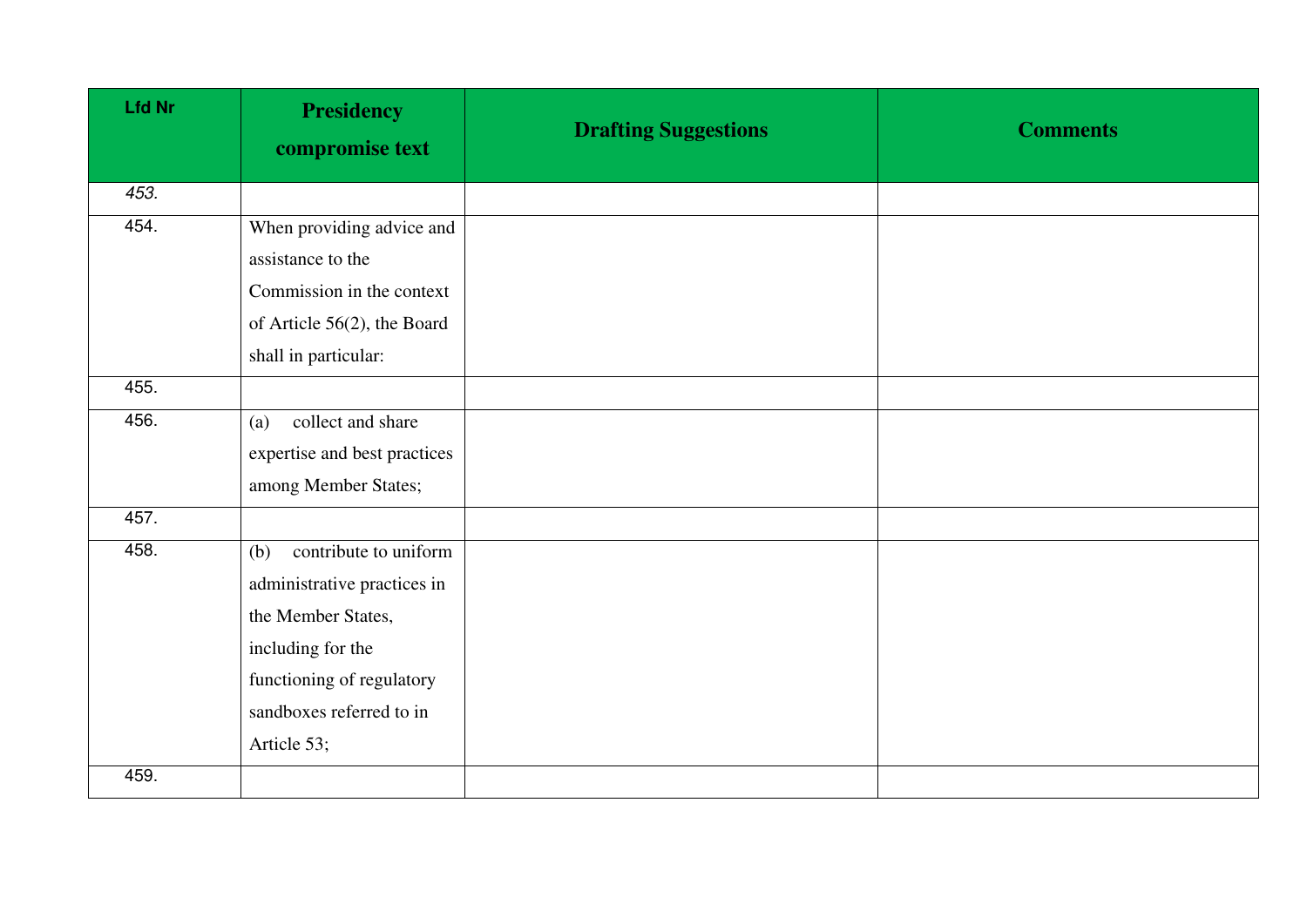| Lfd Nr | Presidency compromise text | Drafting Suggestions | Comments |
|---|---|---|---|
| *453.* | | | |
| 454. | When providing advice and assistance to the Commission in the context of Article 56(2), the Board shall in particular: | | |
| 455. | | | |
| 456. | (a) collect and share expertise and best practices among Member States; | | |
| 457. | | | |
| 458. | (b) contribute to uniform administrative practices in the Member States, including for the functioning of regulatory sandboxes referred to in Article 53; | | |
| 459. | | | |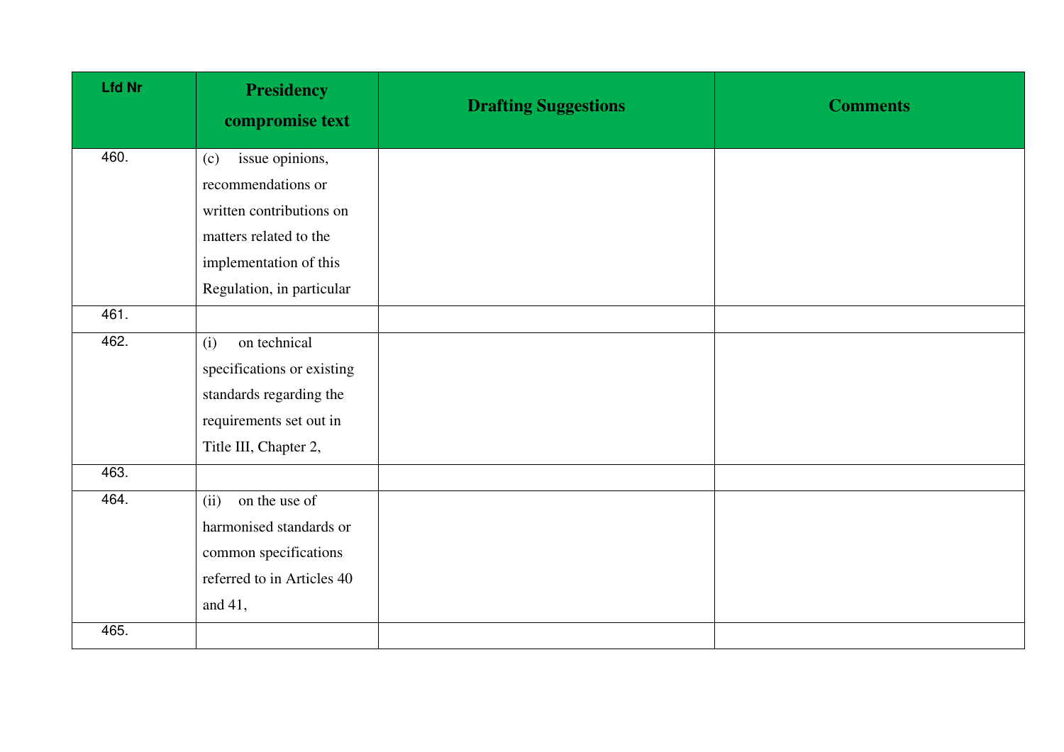| Lfd Nr | Presidency compromise text | Drafting Suggestions | Comments |
|---|---|---|---|
| 460. | (c) issue opinions, recommendations or written contributions on matters related to the implementation of this Regulation, in particular | | |
| 461. | | | |
| 462. | (i) on technical specifications or existing standards regarding the requirements set out in Title III, Chapter 2, | | |
| 463. | | | |
| 464. | (ii) on the use of harmonised standards or common specifications referred to in Articles 40 and 41, | | |
| 465. | | | |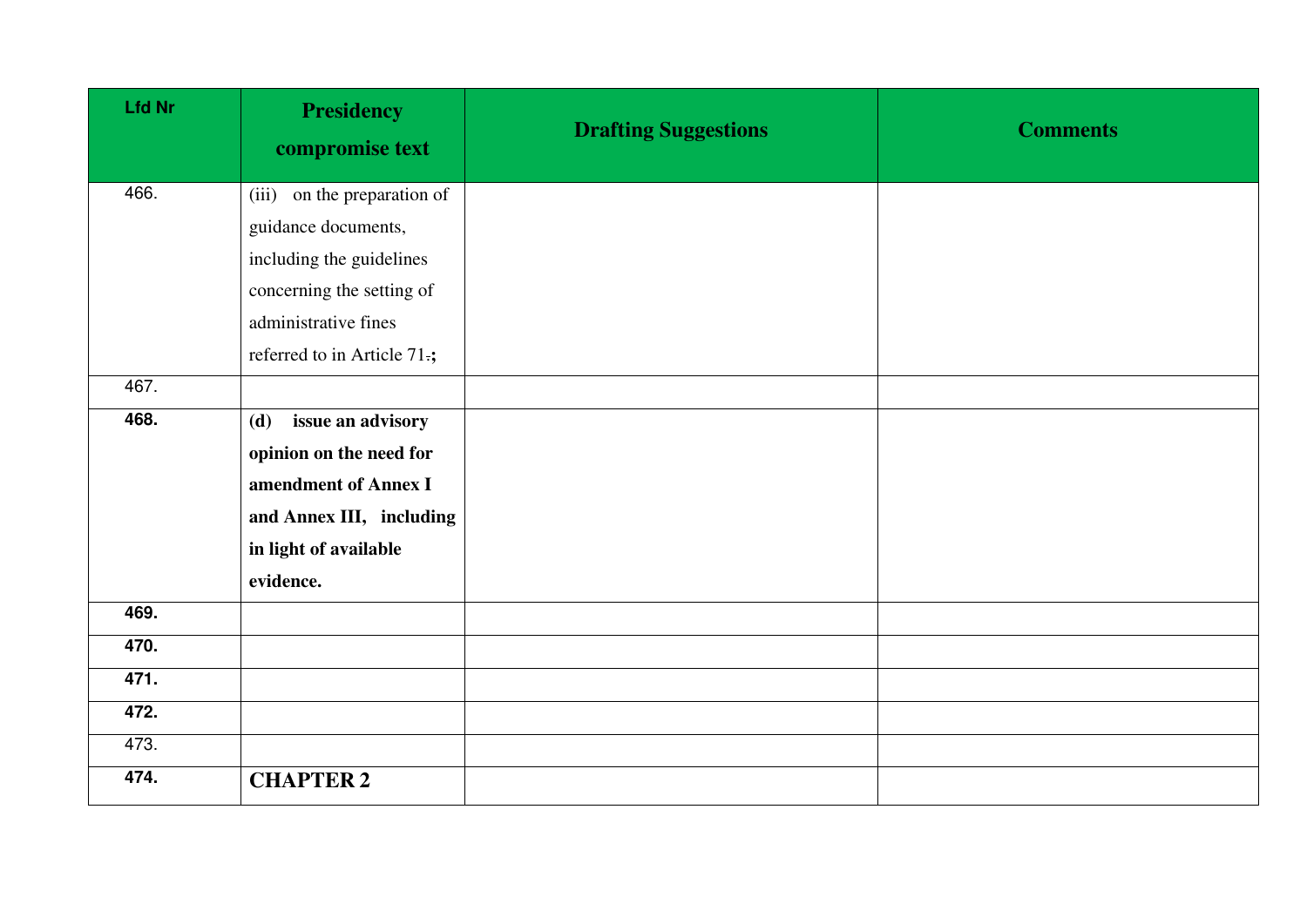| Lfd Nr | Presidency compromise text | Drafting Suggestions | Comments |
|---|---|---|---|
| 466. | (iii) on the preparation of guidance documents, including the guidelines concerning the setting of administrative fines referred to in Article 71.**;** | | |
| 467. | | | |
| **468.** | **(d) issue an advisory opinion on the need for amendment of Annex I and Annex III, including in light of available evidence.** | | |
| **469.** | | | |
| **470.** | | | |
| **471.** | | | |
| **472.** | | | |
| 473. | | | |
| **474.** | **CHAPTER 2** | | |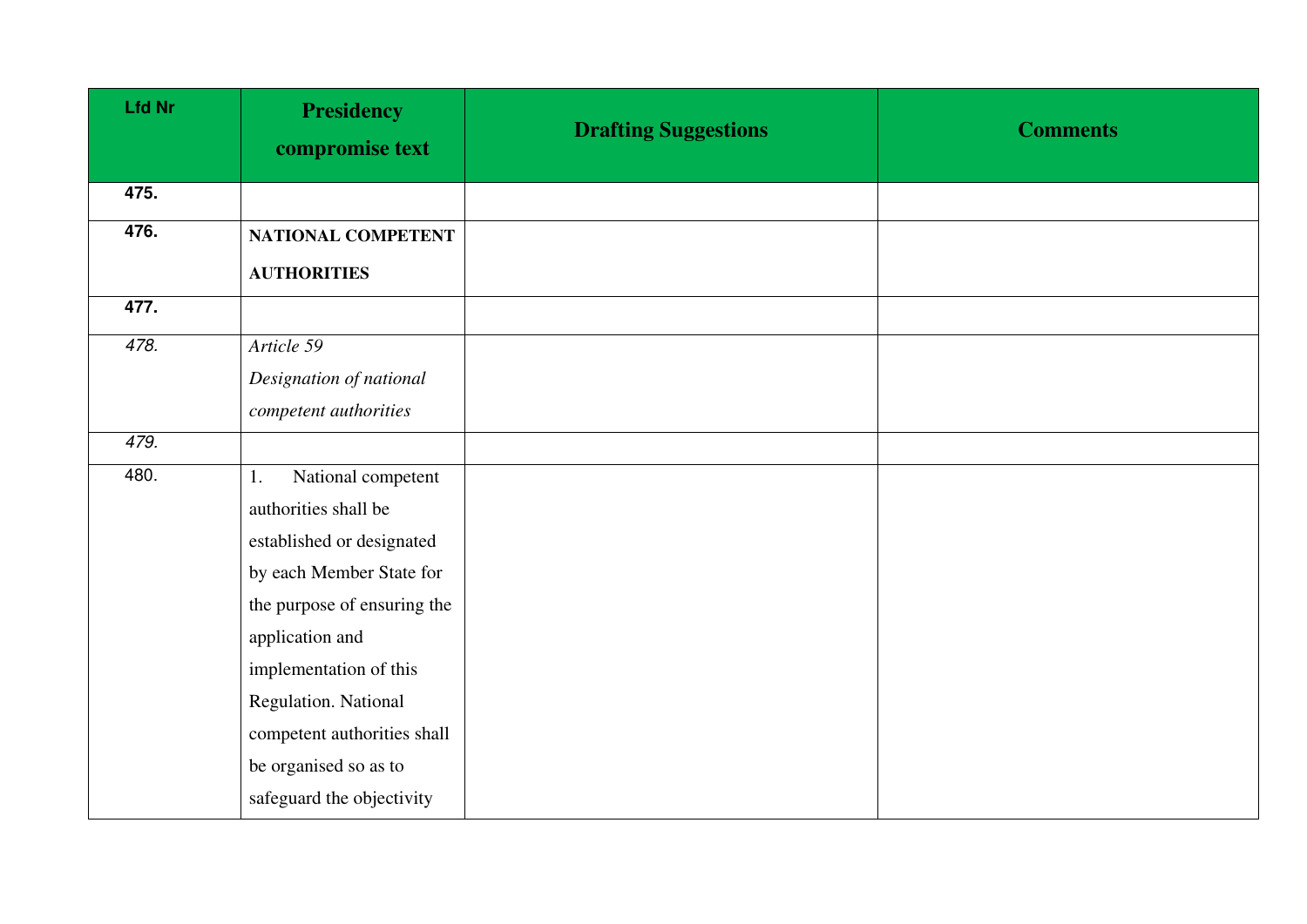| Lfd Nr | Presidency compromise text | Drafting Suggestions | Comments |
|---|---|---|---|
| **475.** | | | |
| **476.** | **NATIONAL COMPETENT AUTHORITIES** | | |
| **477.** | | | |
| *478.* | *Article 59*<br>*Designation of national competent authorities* | | |
| *479.* | | | |
| 480. | 1. National competent authorities shall be established or designated by each Member State for the purpose of ensuring the application and implementation of this Regulation. National competent authorities shall be organised so as to safeguard the objectivity | | |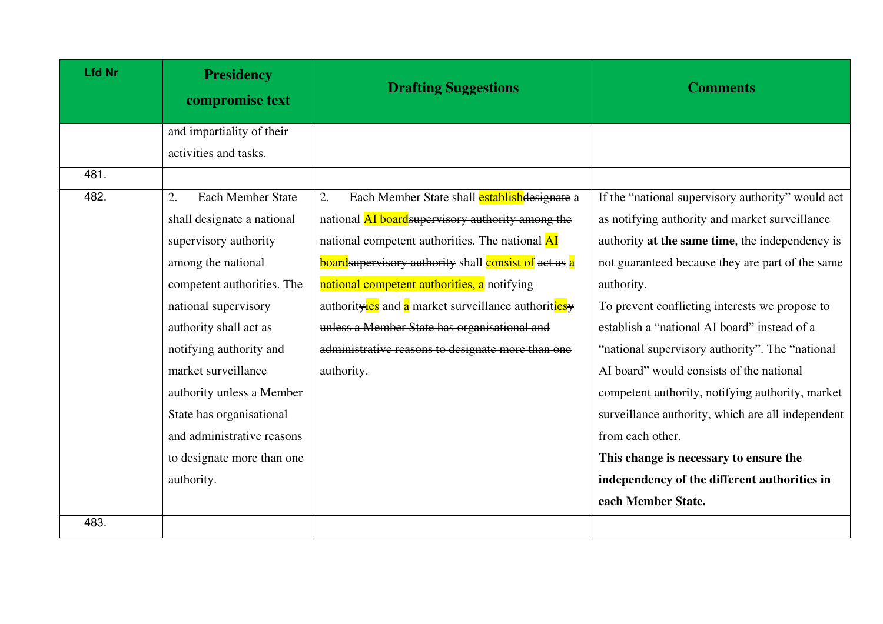| Lfd Nr | Presidency compromise text | Drafting Suggestions | Comments |
|---|---|---|---|
| | and impartiality of their activities and tasks. | | |
| 481. | | | |
| 482. | 2. Each Member State shall designate a national supervisory authority among the national competent authorities. The national supervisory authority shall act as notifying authority and market surveillance authority unless a Member State has organisational and administrative reasons to designate more than one authority. | 2. Each Member State shall establish~~designate~~ a national AI board~~supervisory authority among the national competent authorities.~~ The national AI board~~supervisory authority~~ shall consist of ~~act as~~ a national competent authorities, a notifying authorit~~y~~ies and a market surveillance authoriti~~es~~y ~~unless a Member State has organisational and administrative reasons to designate more than one authority.~~ | If the "national supervisory authority" would act as notifying authority and market surveillance authority **at the same time**, the independency is not guaranteed because they are part of the same authority.<br>To prevent conflicting interests we propose to establish a "national AI board" instead of a "national supervisory authority". The "national AI board" would consists of the national competent authority, notifying authority, market surveillance authority, which are all independent from each other.<br>**This change is necessary to ensure the independency of the different authorities in each Member State.** |
| 483. | | | |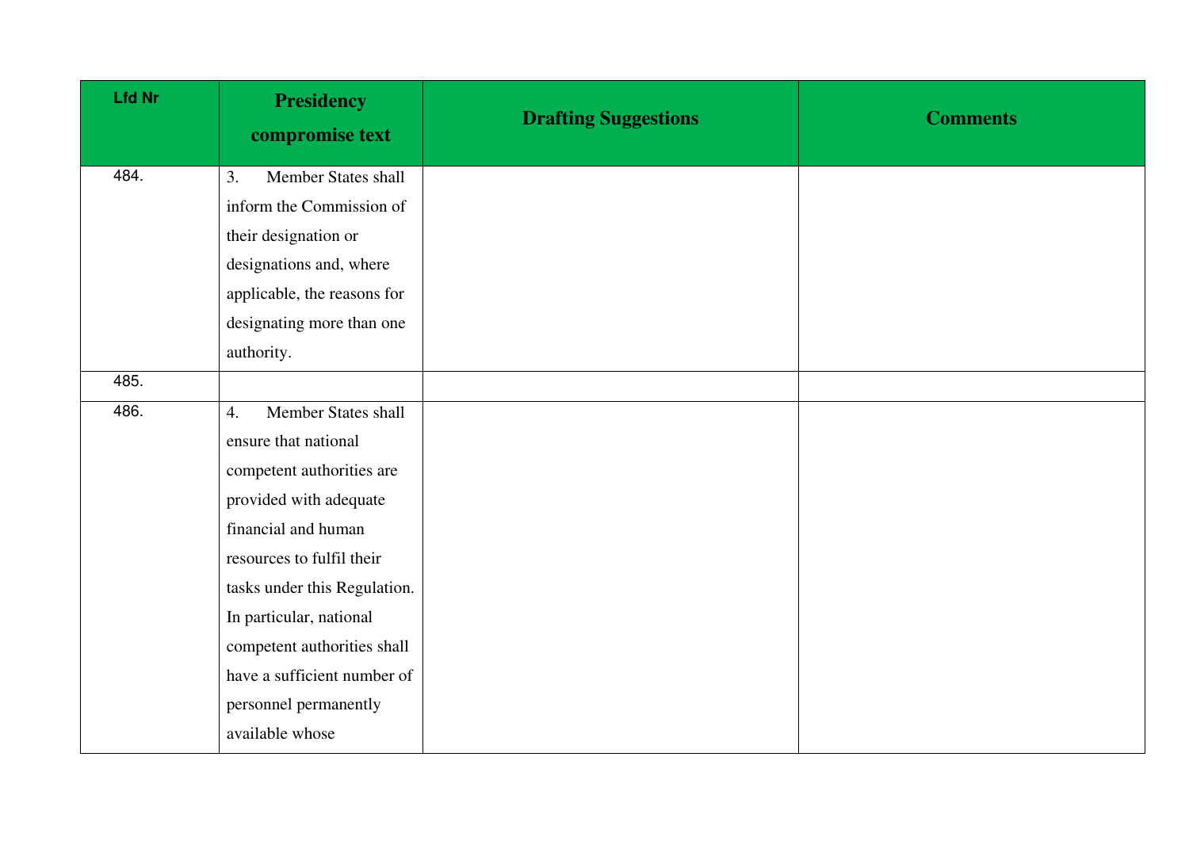| Lfd Nr | Presidency compromise text | Drafting Suggestions | Comments |
|---|---|---|---|
| 484. | 3. Member States shall inform the Commission of their designation or designations and, where applicable, the reasons for designating more than one authority. | | |
| 485. | | | |
| 486. | 4. Member States shall ensure that national competent authorities are provided with adequate financial and human resources to fulfil their tasks under this Regulation. In particular, national competent authorities shall have a sufficient number of personnel permanently available whose | | |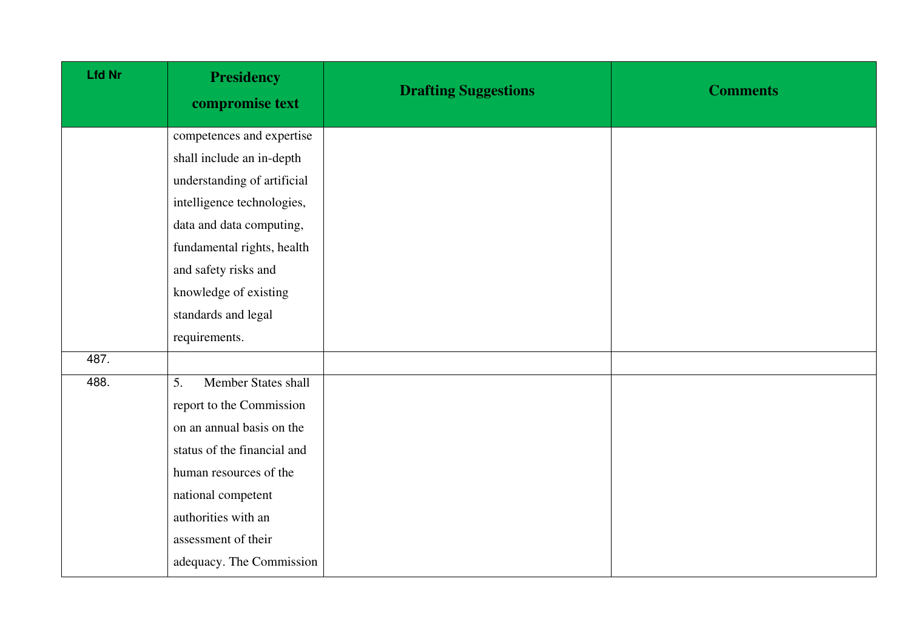| Lfd Nr | Presidency compromise text | Drafting Suggestions | Comments |
|---|---|---|---|
| | competences and expertise shall include an in-depth understanding of artificial intelligence technologies, data and data computing, fundamental rights, health and safety risks and knowledge of existing standards and legal requirements. | | |
| 487. | | | |
| 488. | 5. Member States shall report to the Commission on an annual basis on the status of the financial and human resources of the national competent authorities with an assessment of their adequacy. The Commission | | |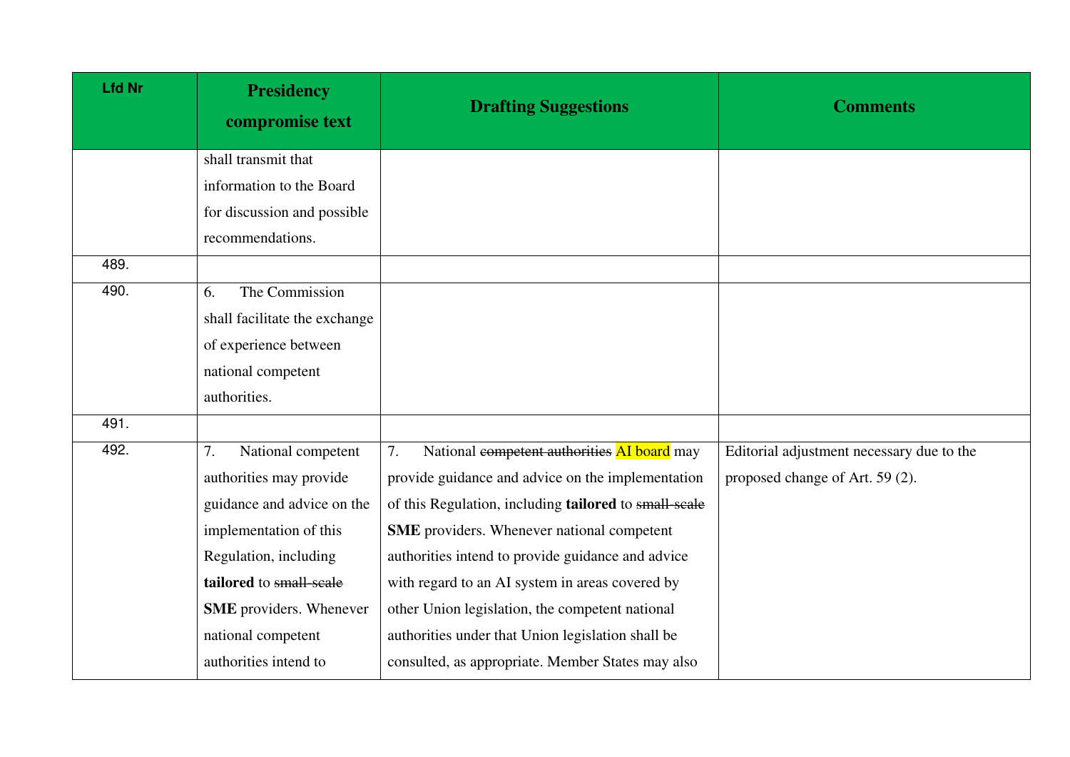| Lfd Nr | Presidency compromise text | Drafting Suggestions | Comments |
|---|---|---|---|
| | shall transmit that information to the Board for discussion and possible recommendations. | | |
| 489. | | | |
| 490. | 6. The Commission shall facilitate the exchange of experience between national competent authorities. | | |
| 491. | | | |
| 492. | 7. National competent authorities may provide guidance and advice on the implementation of this Regulation, including **tailored** to ~~small-scale~~ **SME** providers. Whenever national competent authorities intend to | 7. National ~~competent authorities~~ AI board may provide guidance and advice on the implementation of this Regulation, including **tailored** to ~~small-scale~~ **SME** providers. Whenever national competent authorities intend to provide guidance and advice with regard to an AI system in areas covered by other Union legislation, the competent national authorities under that Union legislation shall be consulted, as appropriate. Member States may also | Editorial adjustment necessary due to the proposed change of Art. 59 (2). |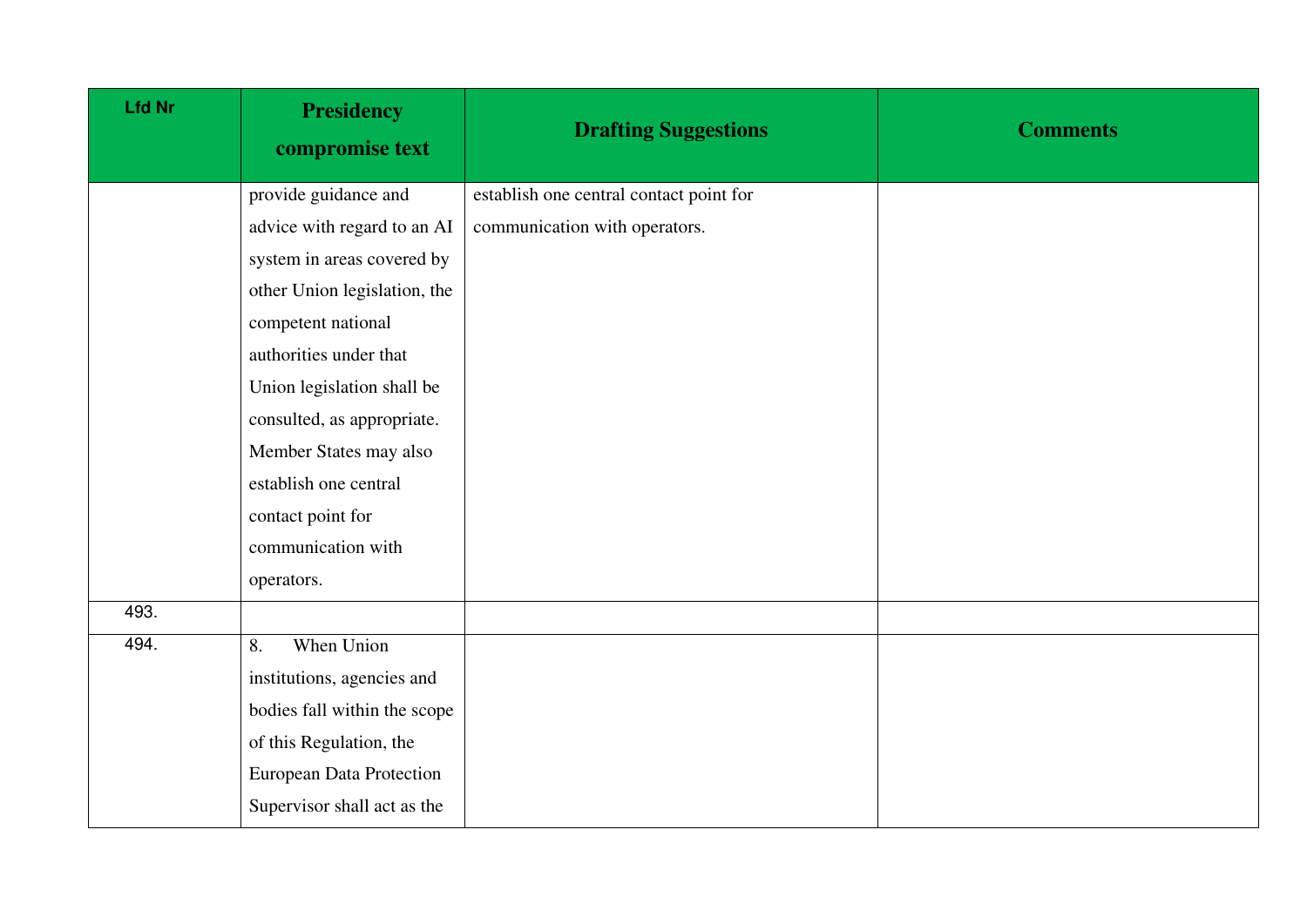| Lfd Nr | Presidency compromise text | Drafting Suggestions | Comments |
|---|---|---|---|
| | provide guidance and advice with regard to an AI system in areas covered by other Union legislation, the competent national authorities under that Union legislation shall be consulted, as appropriate. Member States may also establish one central contact point for communication with operators. | establish one central contact point for communication with operators. | |
| 493. | | | |
| 494. | 8. When Union institutions, agencies and bodies fall within the scope of this Regulation, the European Data Protection Supervisor shall act as the | | |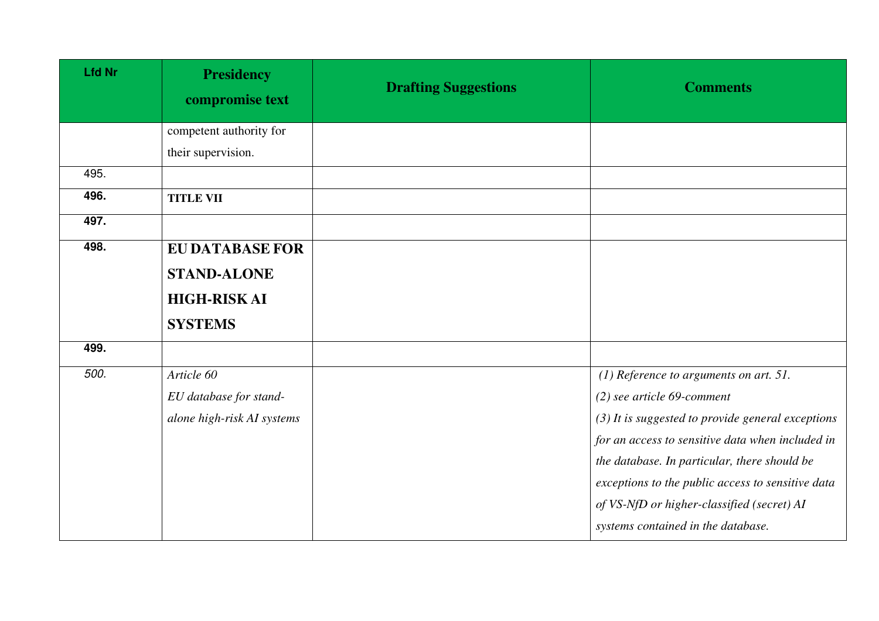| Lfd Nr | Presidency compromise text | Drafting Suggestions | Comments |
|---|---|---|---|
| | competent authority for their supervision. | | |
| 495. | | | |
| **496.** | **TITLE VII** | | |
| **497.** | | | |
| **498.** | **EU DATABASE FOR STAND-ALONE HIGH-RISK AI SYSTEMS** | | |
| **499.** | | | |
| *500.* | *Article 60*<br>*EU database for stand-alone high-risk AI systems* | | *(1) Reference to arguments on art. 51.*<br>*(2) see article 69-comment*<br>*(3) It is suggested to provide general exceptions for an access to sensitive data when included in the database. In particular, there should be exceptions to the public access to sensitive data of VS-NfD or higher-classified (secret) AI systems contained in the database.* |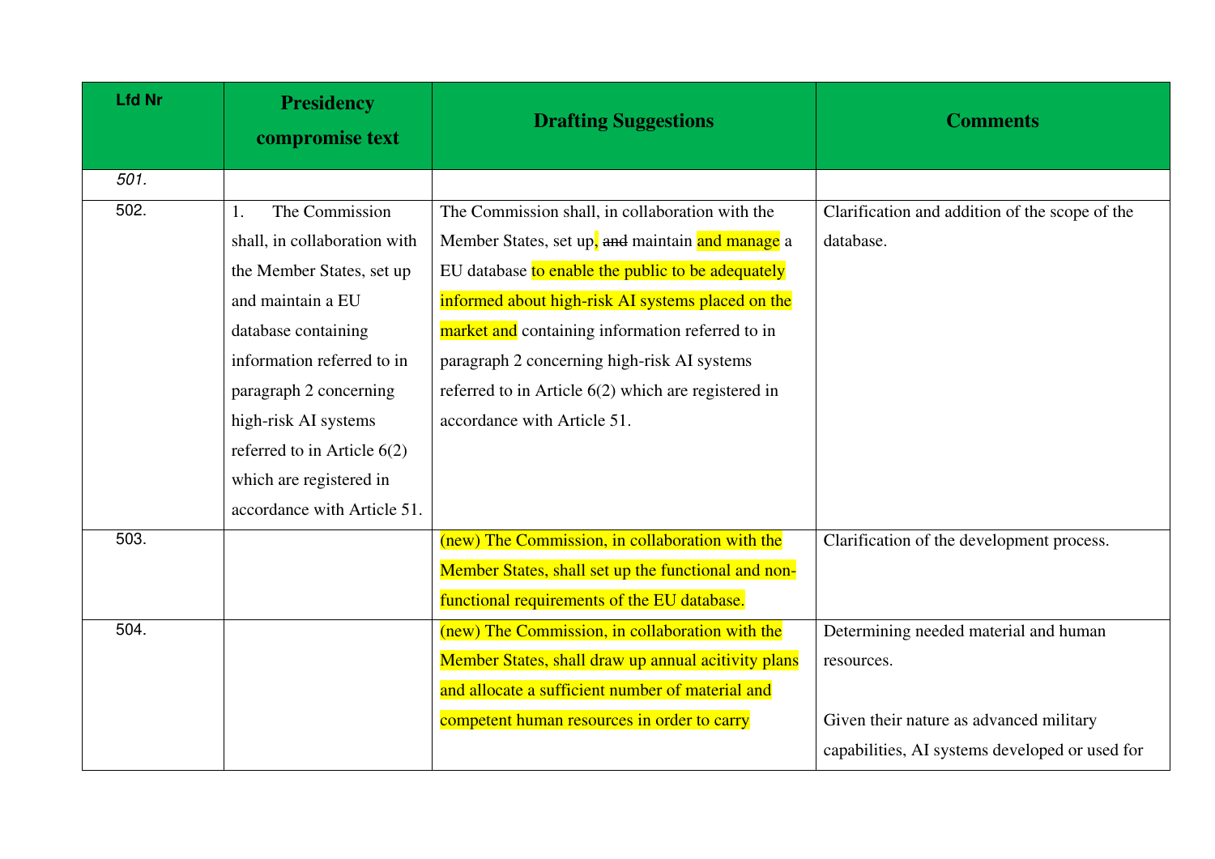| Lfd Nr | Presidency compromise text | Drafting Suggestions | Comments |
|---|---|---|---|
| *501.* | | | |
| 502. | 1. The Commission shall, in collaboration with the Member States, set up and maintain a EU database containing information referred to in paragraph 2 concerning high-risk AI systems referred to in Article 6(2) which are registered in accordance with Article 51. | The Commission shall, in collaboration with the Member States, set up, ~~and~~ maintain and manage a EU database to enable the public to be adequately informed about high-risk AI systems placed on the market and containing information referred to in paragraph 2 concerning high-risk AI systems referred to in Article 6(2) which are registered in accordance with Article 51. | Clarification and addition of the scope of the database. |
| 503. | | (new) The Commission, in collaboration with the Member States, shall set up the functional and non-functional requirements of the EU database. | Clarification of the development process. |
| 504. | | (new) The Commission, in collaboration with the Member States, shall draw up annual acitivity plans and allocate a sufficient number of material and competent human resources in order to carry | Determining needed material and human resources.<br><br>Given their nature as advanced military capabilities, AI systems developed or used for |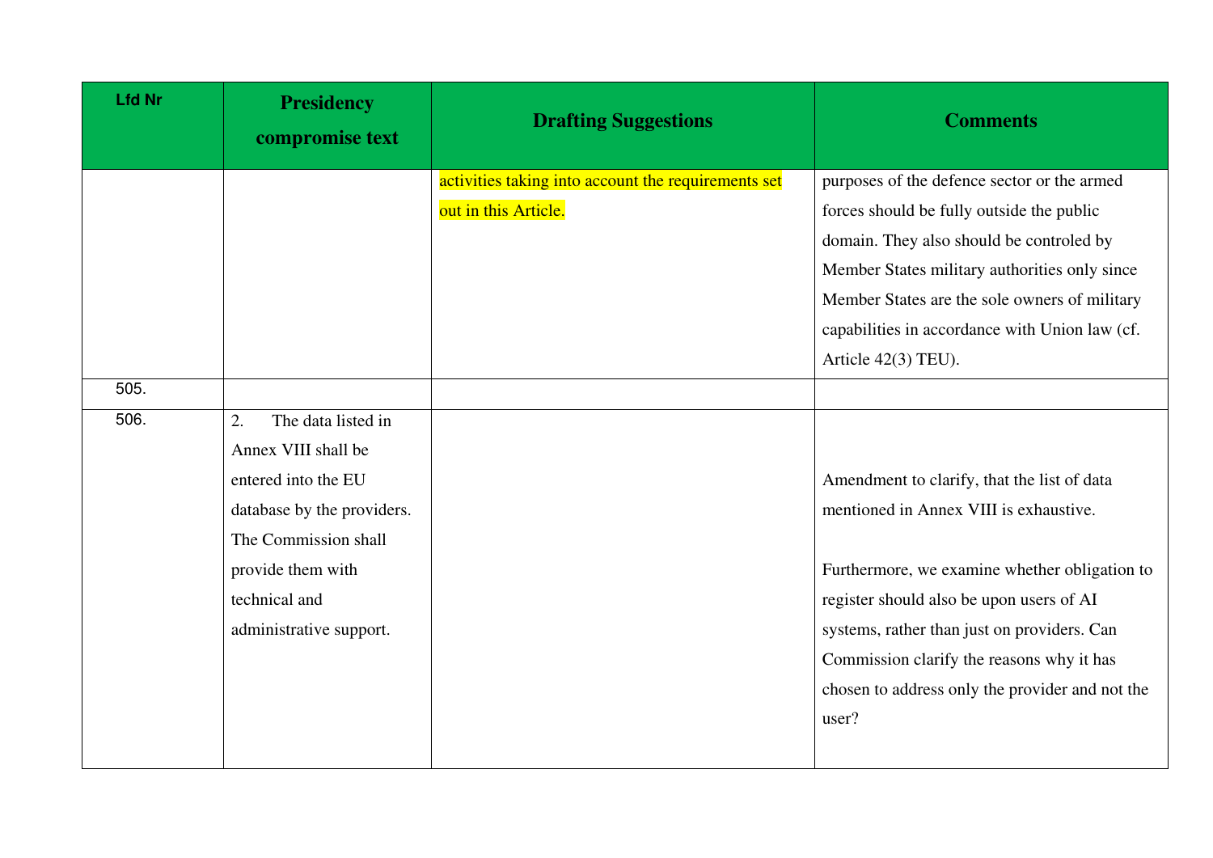| Lfd Nr | Presidency compromise text | Drafting Suggestions | Comments |
|---|---|---|---|
| | | activities taking into account the requirements set out in this Article. | purposes of the defence sector or the armed forces should be fully outside the public domain. They also should be controled by Member States military authorities only since Member States are the sole owners of military capabilities in accordance with Union law (cf. Article 42(3) TEU). |
| 505. | | | |
| 506. | 2. The data listed in Annex VIII shall be entered into the EU database by the providers. The Commission shall provide them with technical and administrative support. | | Amendment to clarify, that the list of data mentioned in Annex VIII is exhaustive.<br><br>Furthermore, we examine whether obligation to register should also be upon users of AI systems, rather than just on providers. Can Commission clarify the reasons why it has chosen to address only the provider and not the user? |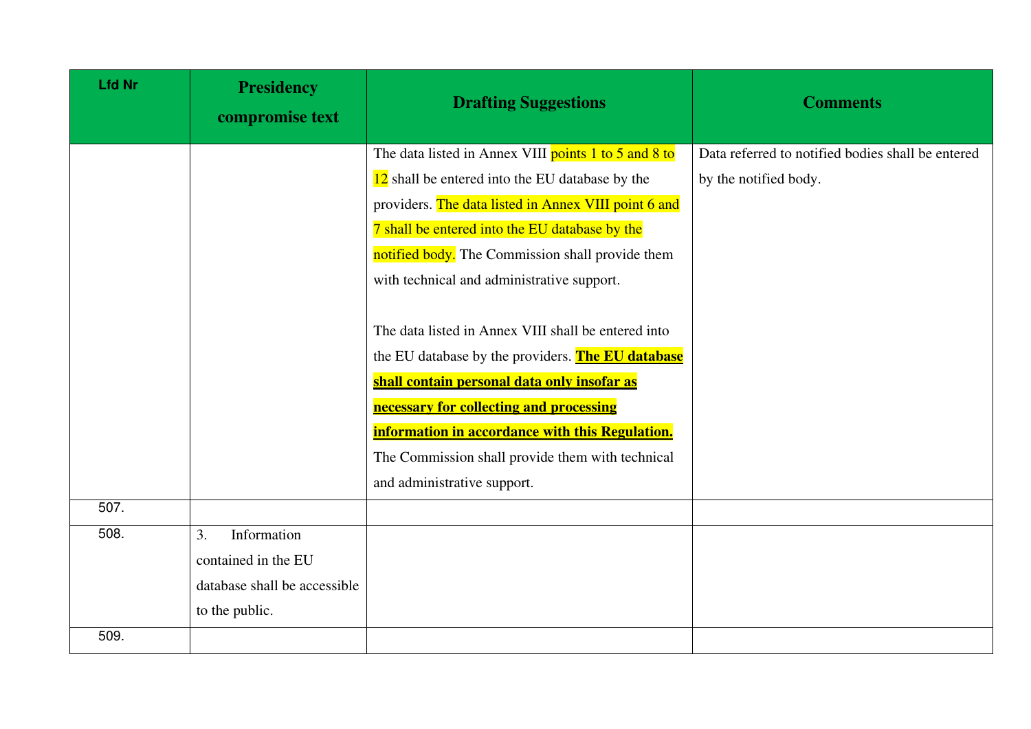| Lfd Nr | Presidency compromise text | Drafting Suggestions | Comments |
|---|---|---|---|
| | | The data listed in Annex VIII points 1 to 5 and 8 to 12 shall be entered into the EU database by the providers. The data listed in Annex VIII point 6 and 7 shall be entered into the EU database by the notified body. The Commission shall provide them with technical and administrative support.<br><br>The data listed in Annex VIII shall be entered into the EU database by the providers. **The EU database shall contain personal data only insofar as necessary for collecting and processing information in accordance with this Regulation.** The Commission shall provide them with technical and administrative support. | Data referred to notified bodies shall be entered by the notified body. |
| 507. | | | |
| 508. | 3. Information contained in the EU database shall be accessible to the public. | | |
| 509. | | | |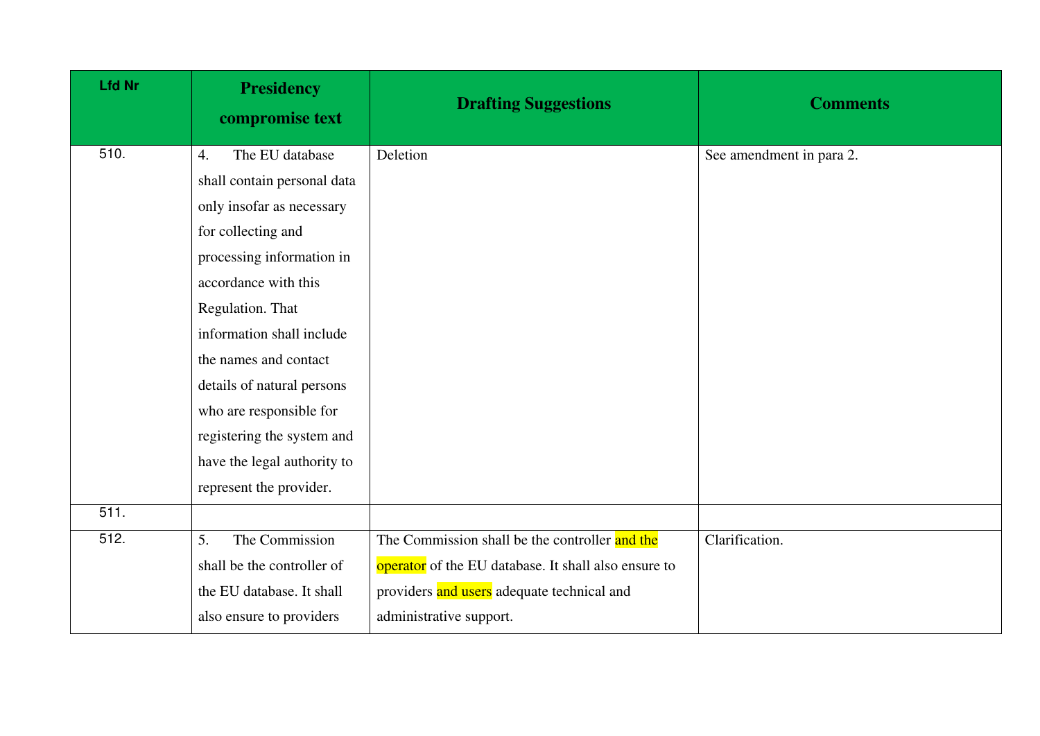| Lfd Nr | Presidency compromise text | Drafting Suggestions | Comments |
|---|---|---|---|
| 510. | 4. The EU database shall contain personal data only insofar as necessary for collecting and processing information in accordance with this Regulation. That information shall include the names and contact details of natural persons who are responsible for registering the system and have the legal authority to represent the provider. | Deletion | See amendment in para 2. |
| 511. | | | |
| 512. | 5. The Commission shall be the controller of the EU database. It shall also ensure to providers | The Commission shall be the controller and the operator of the EU database. It shall also ensure to providers and users adequate technical and administrative support. | Clarification. |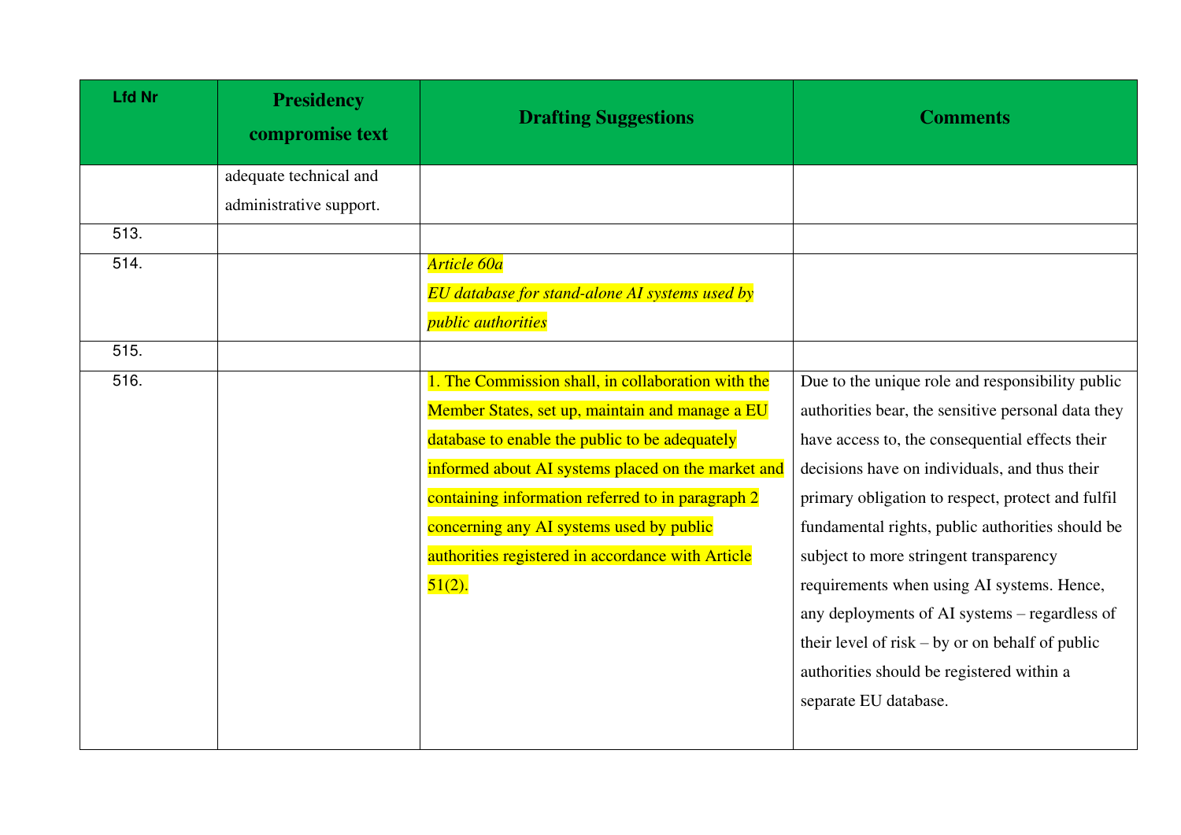| Lfd Nr | Presidency compromise text | Drafting Suggestions | Comments |
|---|---|---|---|
| | adequate technical and administrative support. | | |
| 513. | | | |
| 514. | | *Article 60a*<br>*EU database for stand-alone AI systems used by public authorities* | |
| 515. | | | |
| 516. | | 1. The Commission shall, in collaboration with the Member States, set up, maintain and manage a EU database to enable the public to be adequately informed about AI systems placed on the market and containing information referred to in paragraph 2 concerning any AI systems used by public authorities registered in accordance with Article 51(2). | Due to the unique role and responsibility public authorities bear, the sensitive personal data they have access to, the consequential effects their decisions have on individuals, and thus their primary obligation to respect, protect and fulfil fundamental rights, public authorities should be subject to more stringent transparency requirements when using AI systems. Hence, any deployments of AI systems – regardless of their level of risk – by or on behalf of public authorities should be registered within a separate EU database. |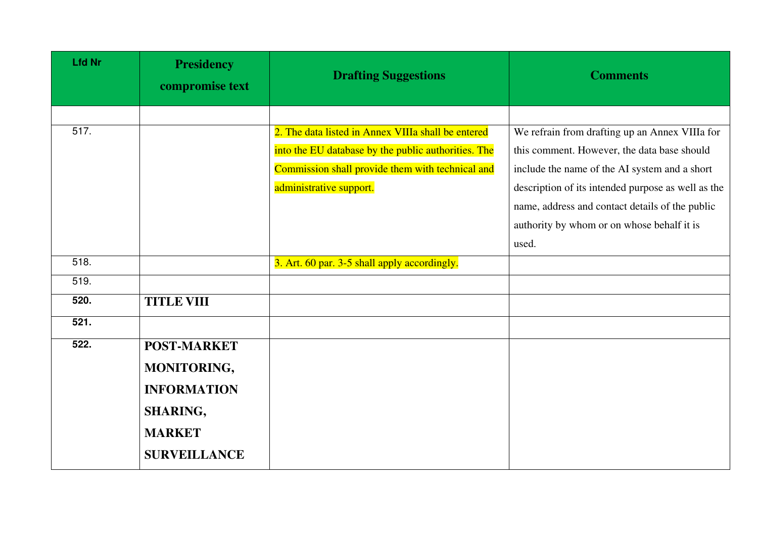| Lfd Nr | Presidency compromise text | Drafting Suggestions | Comments |
|---|---|---|---|
| | | | |
| 517. | | 2. The data listed in Annex VIIIa shall be entered into the EU database by the public authorities. The Commission shall provide them with technical and administrative support. | We refrain from drafting up an Annex VIIIa for this comment. However, the data base should include the name of the AI system and a short description of its intended purpose as well as the name, address and contact details of the public authority by whom or on whose behalf it is used. |
| 518. | | 3. Art. 60 par. 3-5 shall apply accordingly. | |
| 519. | | | |
| **520.** | **TITLE VIII** | | |
| **521.** | | | |
| **522.** | **POST-MARKET MONITORING, INFORMATION SHARING, MARKET SURVEILLANCE** | | |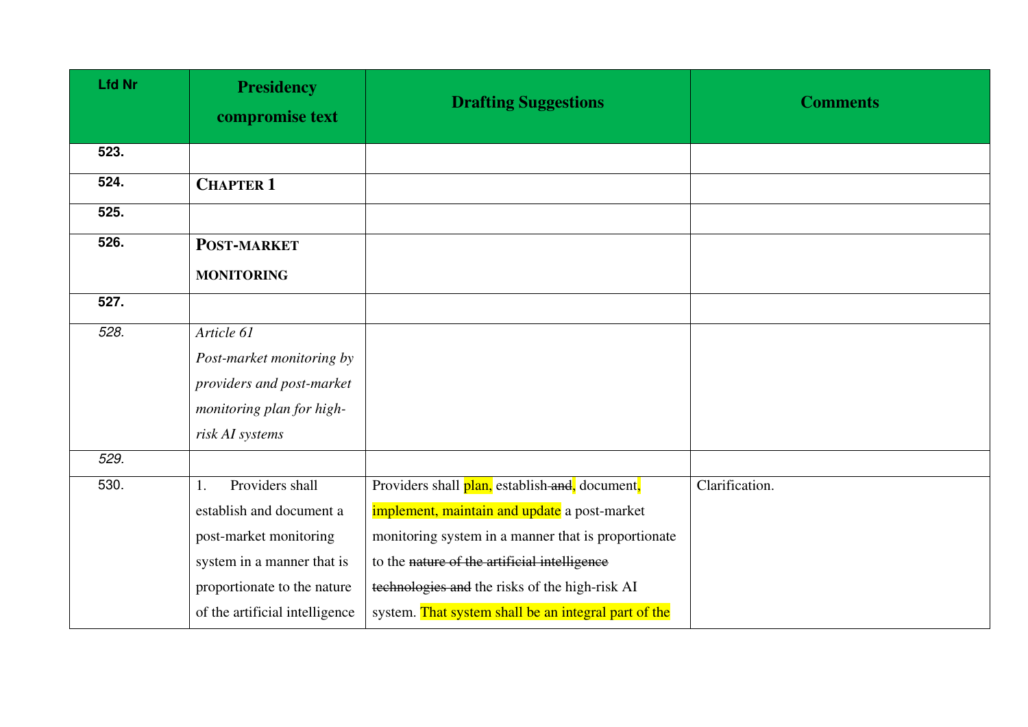| Lfd Nr | Presidency compromise text | Drafting Suggestions | Comments |
|---|---|---|---|
| 523. | | | |
| 524. | **CHAPTER 1** | | |
| 525. | | | |
| 526. | **POST-MARKET MONITORING** | | |
| 527. | | | |
| *528.* | *Article 61*<br>*Post-market monitoring by providers and post-market monitoring plan for high-risk AI systems* | | |
| *529.* | | | |
| 530. | 1. Providers shall establish and document a post-market monitoring system in a manner that is proportionate to the nature of the artificial intelligence | Providers shall plan, establish ~~and~~, document, implement, maintain and update a post-market monitoring system in a manner that is proportionate to the ~~nature of the artificial intelligence technologies and~~ the risks of the high-risk AI system. That system shall be an integral part of the | Clarification. |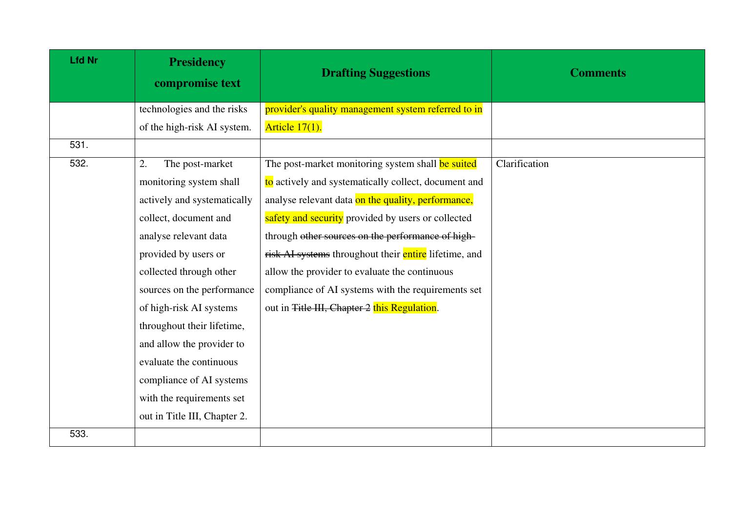| Lfd Nr | Presidency compromise text | Drafting Suggestions | Comments |
|---|---|---|---|
| | technologies and the risks of the high-risk AI system. | provider's quality management system referred to in Article 17(1). | |
| 531. | | | |
| 532. | 2. The post-market monitoring system shall actively and systematically collect, document and analyse relevant data provided by users or collected through other sources on the performance of high-risk AI systems throughout their lifetime, and allow the provider to evaluate the continuous compliance of AI systems with the requirements set out in Title III, Chapter 2. | The post-market monitoring system shall be suited to actively and systematically collect, document and analyse relevant data on the quality, performance, safety and security provided by users or collected through ~~other sources on the performance of high-risk AI systems~~ throughout their entire lifetime, and allow the provider to evaluate the continuous compliance of AI systems with the requirements set out in ~~Title III, Chapter 2~~ this Regulation. | Clarification |
| 533. | | | |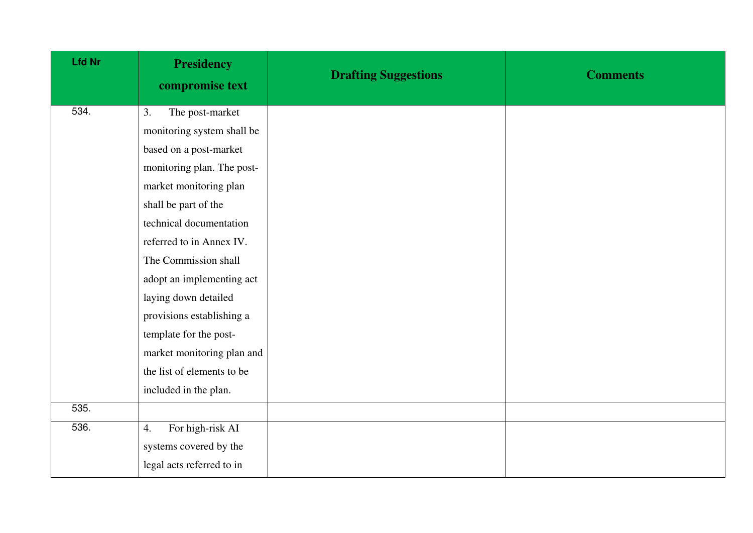| Lfd Nr | Presidency compromise text | Drafting Suggestions | Comments |
|---|---|---|---|
| 534. | 3. The post-market monitoring system shall be based on a post-market monitoring plan. The post-market monitoring plan shall be part of the technical documentation referred to in Annex IV. The Commission shall adopt an implementing act laying down detailed provisions establishing a template for the post-market monitoring plan and the list of elements to be included in the plan. | | |
| 535. | | | |
| 536. | 4. For high-risk AI systems covered by the legal acts referred to in | | |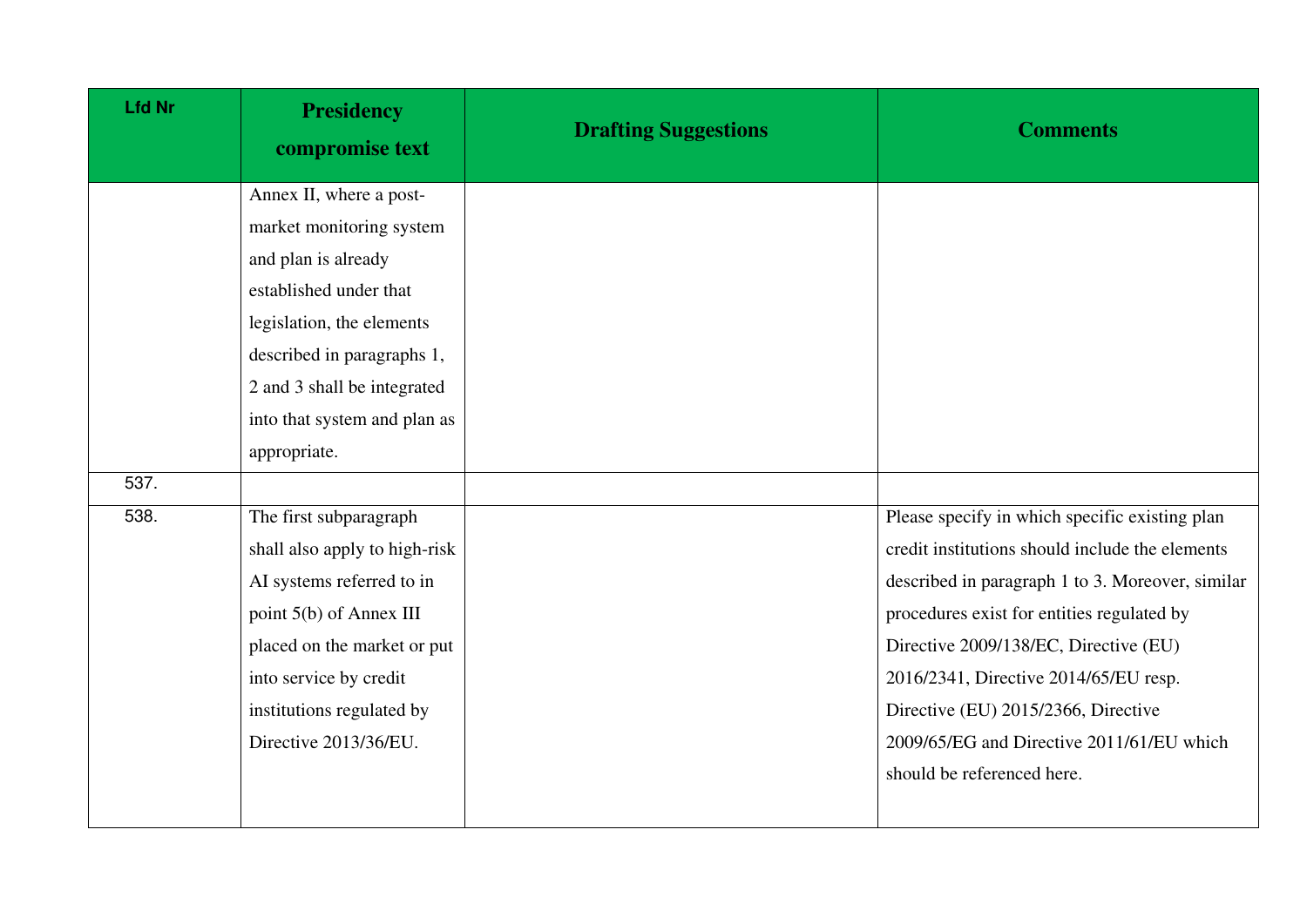| Lfd Nr | Presidency compromise text | Drafting Suggestions | Comments |
|---|---|---|---|
| | Annex II, where a post-market monitoring system and plan is already established under that legislation, the elements described in paragraphs 1, 2 and 3 shall be integrated into that system and plan as appropriate. | | |
| 537. | | | |
| 538. | The first subparagraph shall also apply to high-risk AI systems referred to in point 5(b) of Annex III placed on the market or put into service by credit institutions regulated by Directive 2013/36/EU. | | Please specify in which specific existing plan credit institutions should include the elements described in paragraph 1 to 3. Moreover, similar procedures exist for entities regulated by Directive 2009/138/EC, Directive (EU) 2016/2341, Directive 2014/65/EU resp. Directive (EU) 2015/2366, Directive 2009/65/EG and Directive 2011/61/EU which should be referenced here. |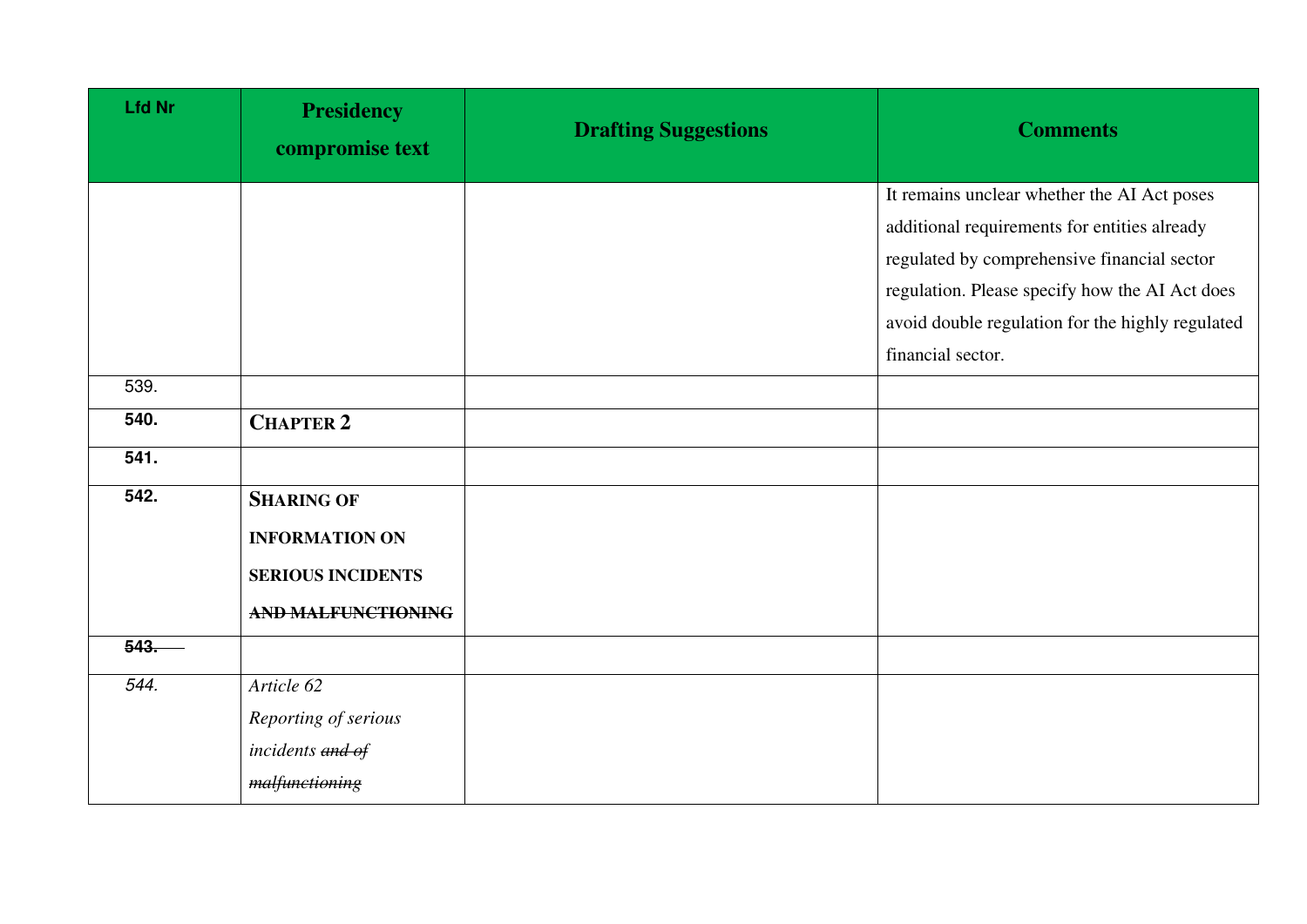| Lfd Nr | Presidency compromise text | Drafting Suggestions | Comments |
|---|---|---|---|
| | | | It remains unclear whether the AI Act poses additional requirements for entities already regulated by comprehensive financial sector regulation. Please specify how the AI Act does avoid double regulation for the highly regulated financial sector. |
| 539. | | | |
| **540.** | **CHAPTER 2** | | |
| **541.** | | | |
| **542.** | **SHARING OF INFORMATION ON SERIOUS INCIDENTS ~~AND MALFUNCTIONING~~** | | |
| ~~**543.**~~ | | | |
| *544.* | *Article 62*<br>*Reporting of serious incidents ~~and of malfunctioning~~* | | |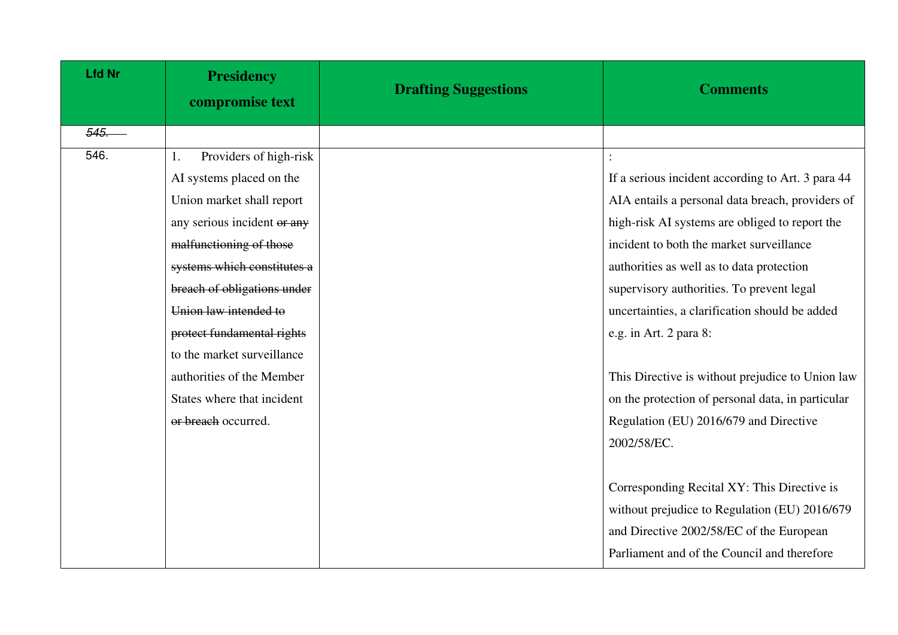| Lfd Nr | Presidency compromise text | Drafting Suggestions | Comments |
|---|---|---|---|
| ~~*545.*~~ | | | |
| 546. | 1. Providers of high-risk AI systems placed on the Union market shall report any serious incident ~~or any malfunctioning of those systems which constitutes a breach of obligations under Union law intended to protect fundamental rights~~ to the market surveillance authorities of the Member States where that incident ~~or breach~~ occurred. | | :<br>If a serious incident according to Art. 3 para 44 AIA entails a personal data breach, providers of high-risk AI systems are obliged to report the incident to both the market surveillance authorities as well as to data protection supervisory authorities. To prevent legal uncertainties, a clarification should be added e.g. in Art. 2 para 8:<br><br>This Directive is without prejudice to Union law on the protection of personal data, in particular Regulation (EU) 2016/679 and Directive 2002/58/EC.<br><br>Corresponding Recital XY: This Directive is without prejudice to Regulation (EU) 2016/679 and Directive 2002/58/EC of the European Parliament and of the Council and therefore |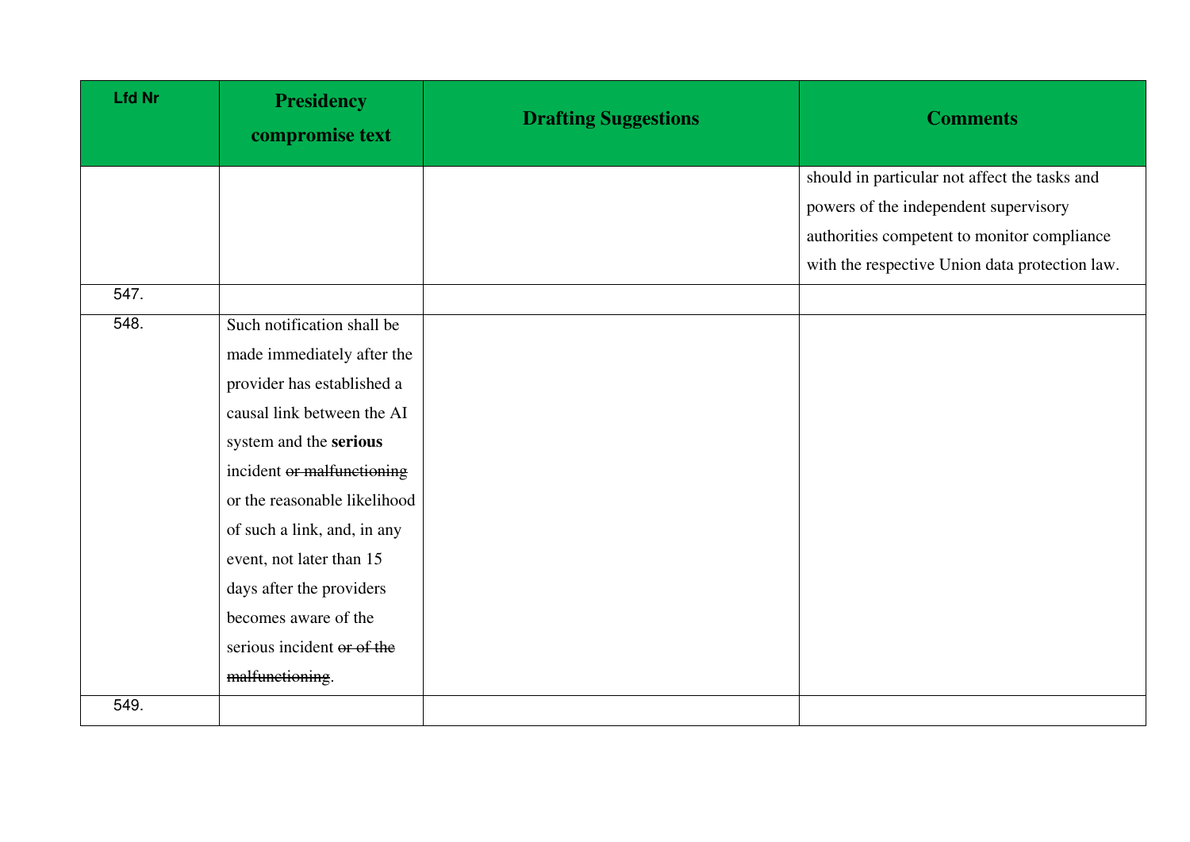| Lfd Nr | Presidency compromise text | Drafting Suggestions | Comments |
|---|---|---|---|
| | | | should in particular not affect the tasks and powers of the independent supervisory authorities competent to monitor compliance with the respective Union data protection law. |
| 547. | | | |
| 548. | Such notification shall be made immediately after the provider has established a causal link between the AI system and the **serious** incident ~~or malfunctioning~~ or the reasonable likelihood of such a link, and, in any event, not later than 15 days after the providers becomes aware of the serious incident ~~or of the malfunctioning~~. | | |
| 549. | | | |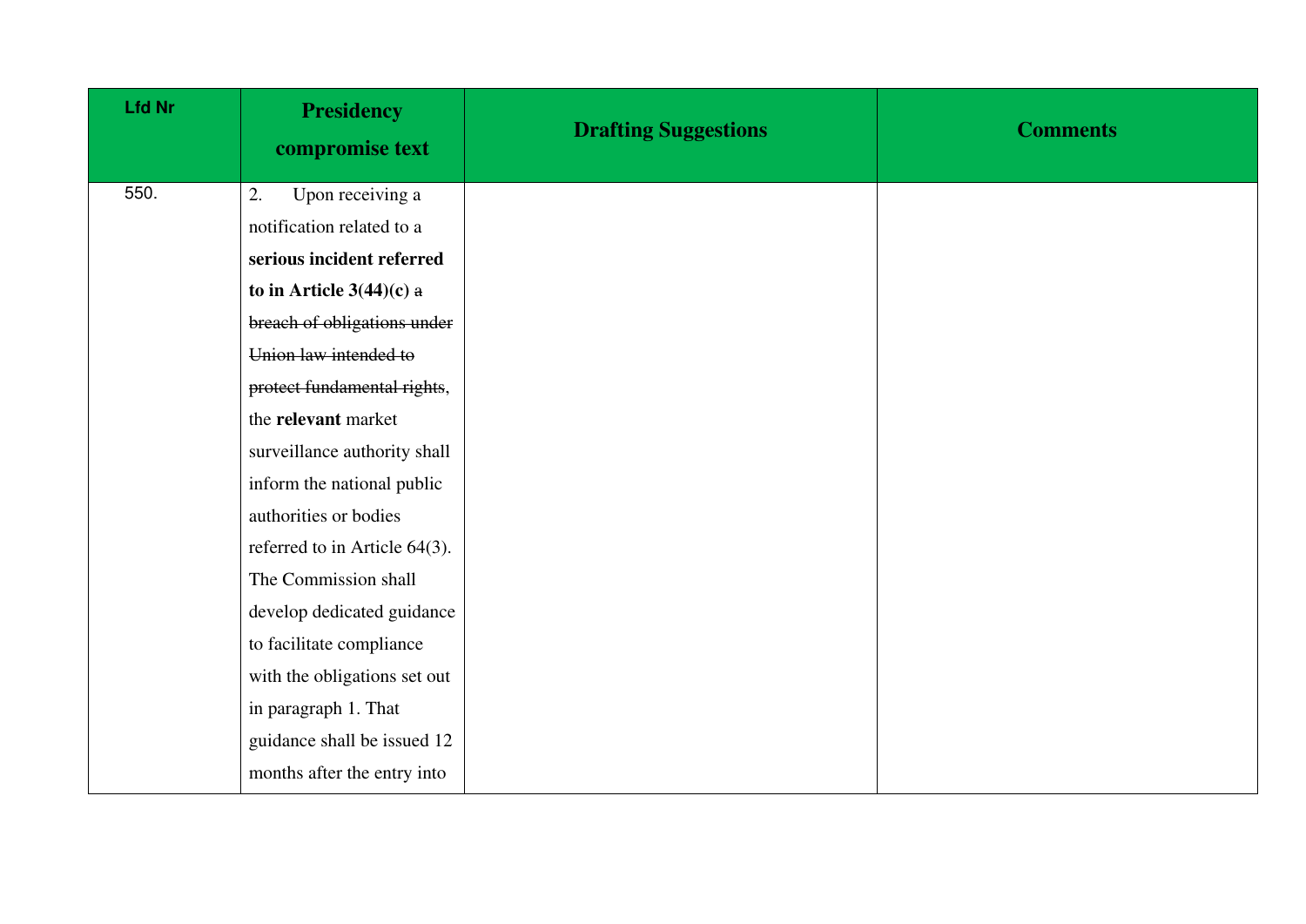| Lfd Nr | Presidency compromise text | Drafting Suggestions | Comments |
|---|---|---|---|
| 550. | 2. Upon receiving a notification related to a **serious incident referred to in Article 3(44)(c)** ~~a breach of obligations under Union law intended to protect fundamental rights~~, the **relevant** market surveillance authority shall inform the national public authorities or bodies referred to in Article 64(3). The Commission shall develop dedicated guidance to facilitate compliance with the obligations set out in paragraph 1. That guidance shall be issued 12 months after the entry into | | |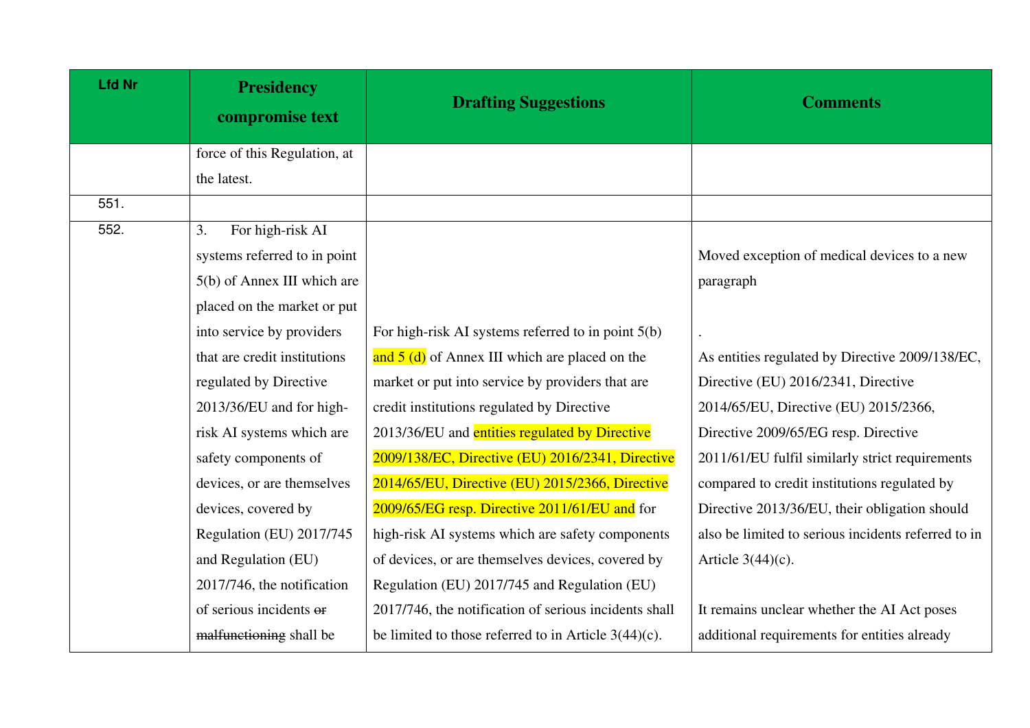| Lfd Nr | Presidency compromise text | Drafting Suggestions | Comments |
|---|---|---|---|
| | force of this Regulation, at the latest. | | |
| 551. | | | |
| 552. | 3. For high-risk AI systems referred to in point 5(b) of Annex III which are placed on the market or put into service by providers that are credit institutions regulated by Directive 2013/36/EU and for high-risk AI systems which are safety components of devices, or are themselves devices, covered by Regulation (EU) 2017/745 and Regulation (EU) 2017/746, the notification of serious incidents ~~or malfunctioning~~ shall be | For high-risk AI systems referred to in point 5(b) and 5 (d) of Annex III which are placed on the market or put into service by providers that are credit institutions regulated by Directive 2013/36/EU and entities regulated by Directive 2009/138/EC, Directive (EU) 2016/2341, Directive 2014/65/EU, Directive (EU) 2015/2366, Directive 2009/65/EG resp. Directive 2011/61/EU and for high-risk AI systems which are safety components of devices, or are themselves devices, covered by Regulation (EU) 2017/745 and Regulation (EU) 2017/746, the notification of serious incidents shall be limited to those referred to in Article 3(44)(c). | Moved exception of medical devices to a new paragraph<br><br>.<br><br>As entities regulated by Directive 2009/138/EC, Directive (EU) 2016/2341, Directive 2014/65/EU, Directive (EU) 2015/2366, Directive 2009/65/EG resp. Directive 2011/61/EU fulfil similarly strict requirements compared to credit institutions regulated by Directive 2013/36/EU, their obligation should also be limited to serious incidents referred to in Article 3(44)(c).<br><br>It remains unclear whether the AI Act poses additional requirements for entities already |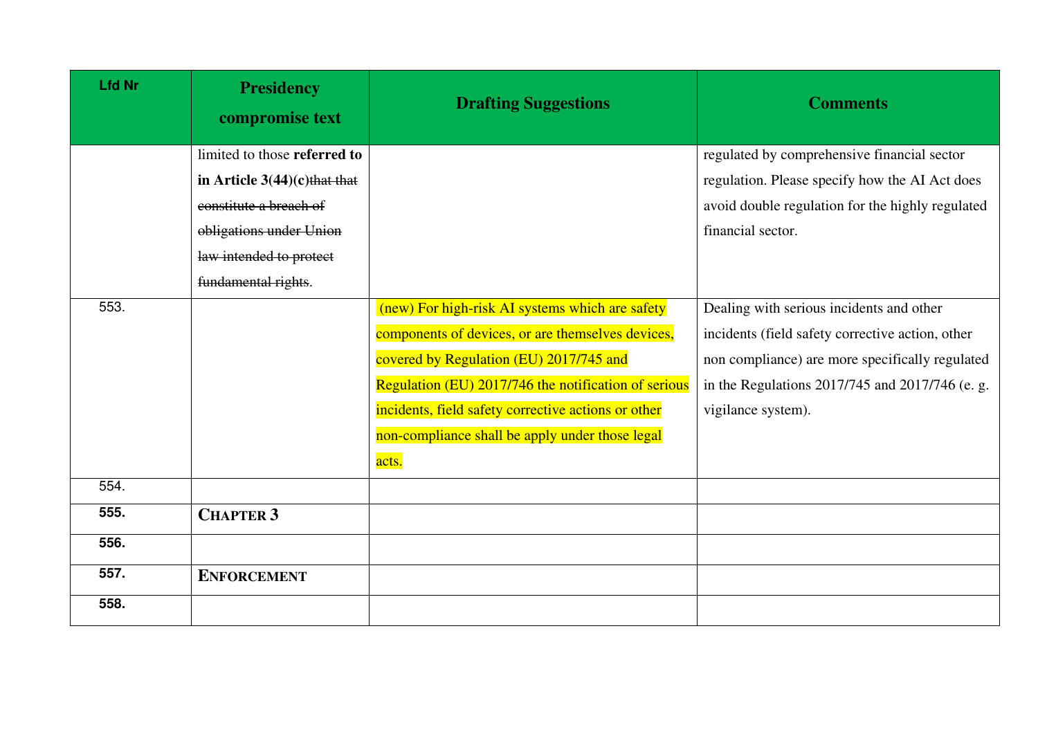| Lfd Nr | Presidency compromise text | Drafting Suggestions | Comments |
|---|---|---|---|
| | limited to those **referred to in Article 3(44)(c)**~~that that constitute a breach of obligations under Union law intended to protect fundamental rights~~. | | regulated by comprehensive financial sector regulation. Please specify how the AI Act does avoid double regulation for the highly regulated financial sector. |
| 553. | | (new) For high-risk AI systems which are safety components of devices, or are themselves devices, covered by Regulation (EU) 2017/745 and Regulation (EU) 2017/746 the notification of serious incidents, field safety corrective actions or other non-compliance shall be apply under those legal acts. | Dealing with serious incidents and other incidents (field safety corrective action, other non compliance) are more specifically regulated in the Regulations 2017/745 and 2017/746 (e. g. vigilance system). |
| 554. | | | |
| **555.** | **CHAPTER 3** | | |
| **556.** | | | |
| **557.** | **ENFORCEMENT** | | |
| **558.** | | | |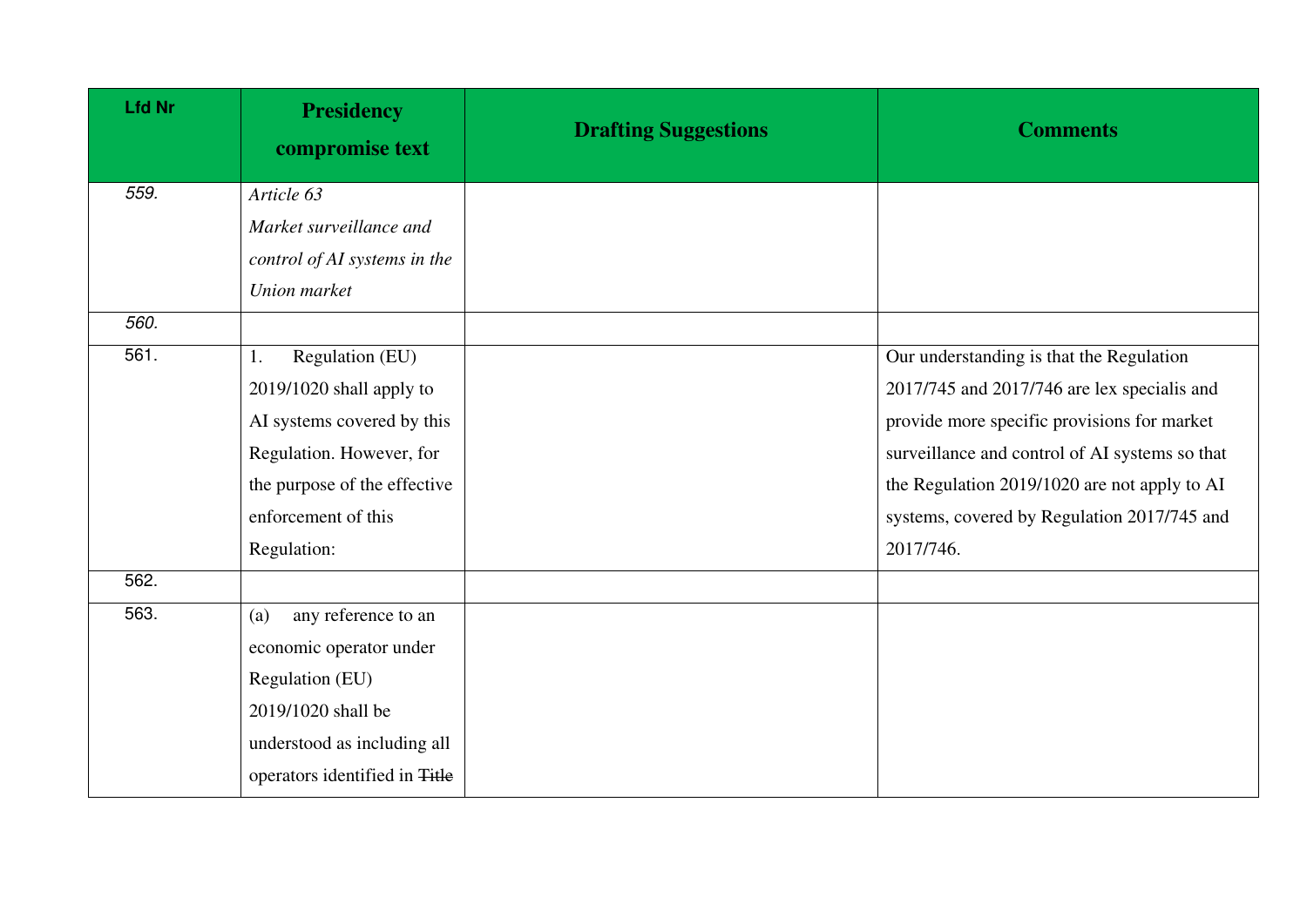| Lfd Nr | Presidency compromise text | Drafting Suggestions | Comments |
|---|---|---|---|
| *559.* | *Article 63*<br>*Market surveillance and control of AI systems in the Union market* | | |
| *560.* | | | |
| 561. | 1. Regulation (EU) 2019/1020 shall apply to AI systems covered by this Regulation. However, for the purpose of the effective enforcement of this Regulation: | | Our understanding is that the Regulation 2017/745 and 2017/746 are lex specialis and provide more specific provisions for market surveillance and control of AI systems so that the Regulation 2019/1020 are not apply to AI systems, covered by Regulation 2017/745 and 2017/746. |
| 562. | | | |
| 563. | (a) any reference to an economic operator under Regulation (EU) 2019/1020 shall be understood as including all operators identified in ~~Title~~ | | |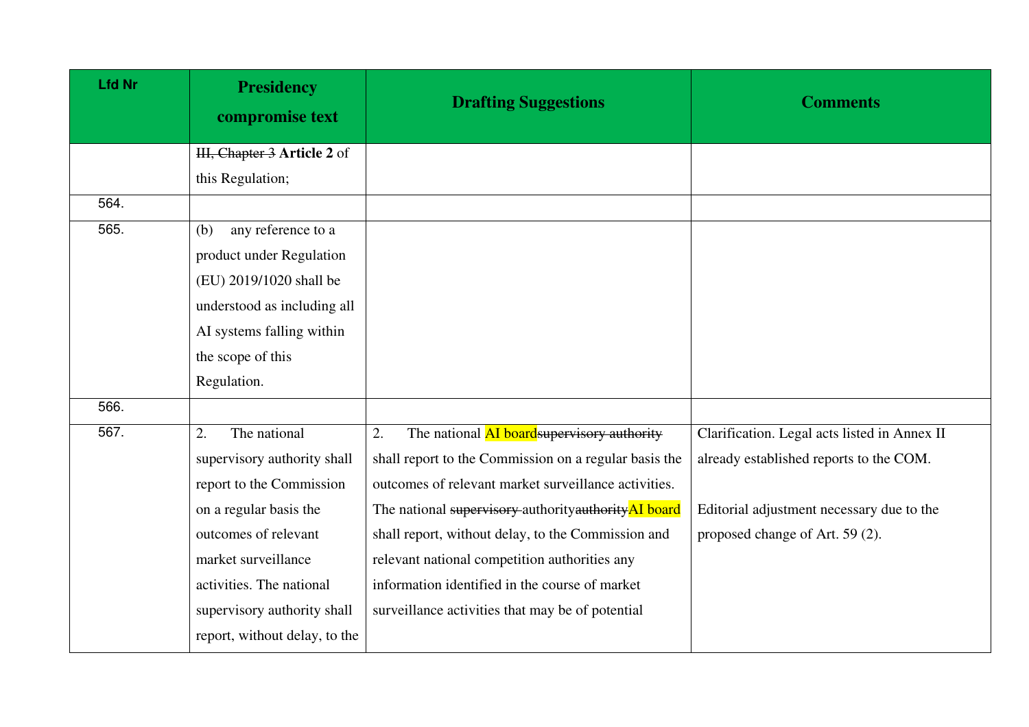| Lfd Nr | Presidency compromise text | Drafting Suggestions | Comments |
|---|---|---|---|
| | ~~III, Chapter 3~~ **Article 2** of this Regulation; | | |
| 564. | | | |
| 565. | (b) any reference to a product under Regulation (EU) 2019/1020 shall be understood as including all AI systems falling within the scope of this Regulation. | | |
| 566. | | | |
| 567. | 2. The national supervisory authority shall report to the Commission on a regular basis the outcomes of relevant market surveillance activities. The national supervisory authority shall report, without delay, to the | 2. The national AI board~~supervisory authority~~ shall report to the Commission on a regular basis the outcomes of relevant market surveillance activities. The national ~~supervisory~~ authority~~authority~~AI board shall report, without delay, to the Commission and relevant national competition authorities any information identified in the course of market surveillance activities that may be of potential | Clarification. Legal acts listed in Annex II already established reports to the COM.<br><br>Editorial adjustment necessary due to the proposed change of Art. 59 (2). |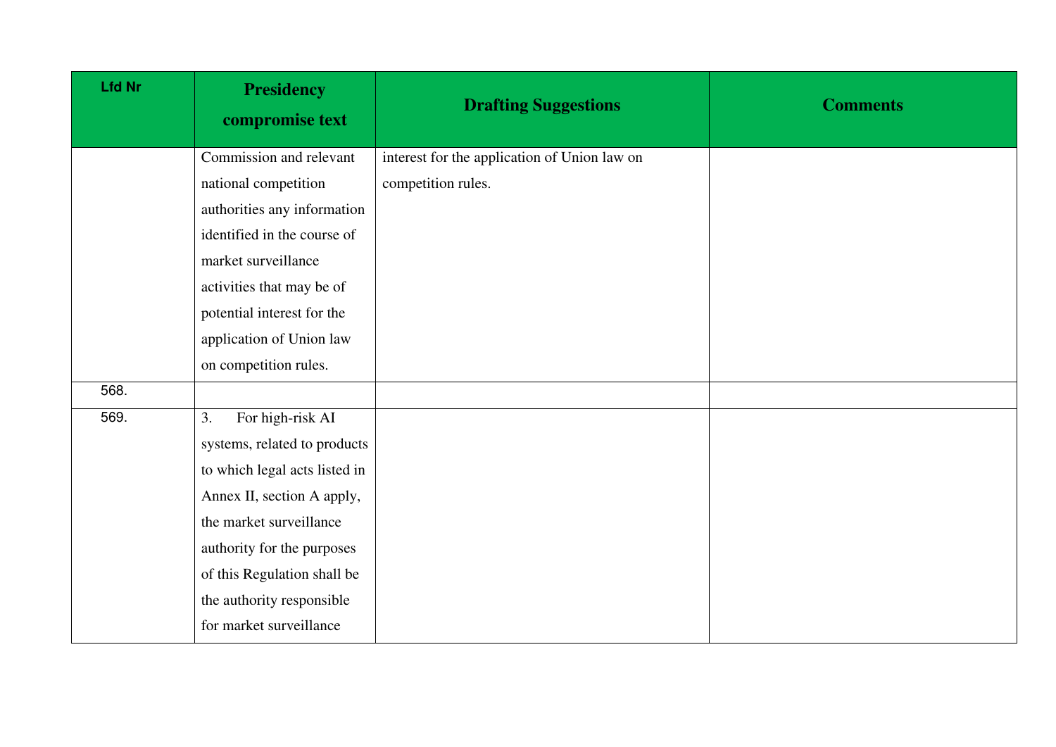| Lfd Nr | Presidency compromise text | Drafting Suggestions | Comments |
|---|---|---|---|
| | Commission and relevant national competition authorities any information identified in the course of market surveillance activities that may be of potential interest for the application of Union law on competition rules. | interest for the application of Union law on competition rules. | |
| 568. | | | |
| 569. | 3. For high-risk AI systems, related to products to which legal acts listed in Annex II, section A apply, the market surveillance authority for the purposes of this Regulation shall be the authority responsible for market surveillance | | |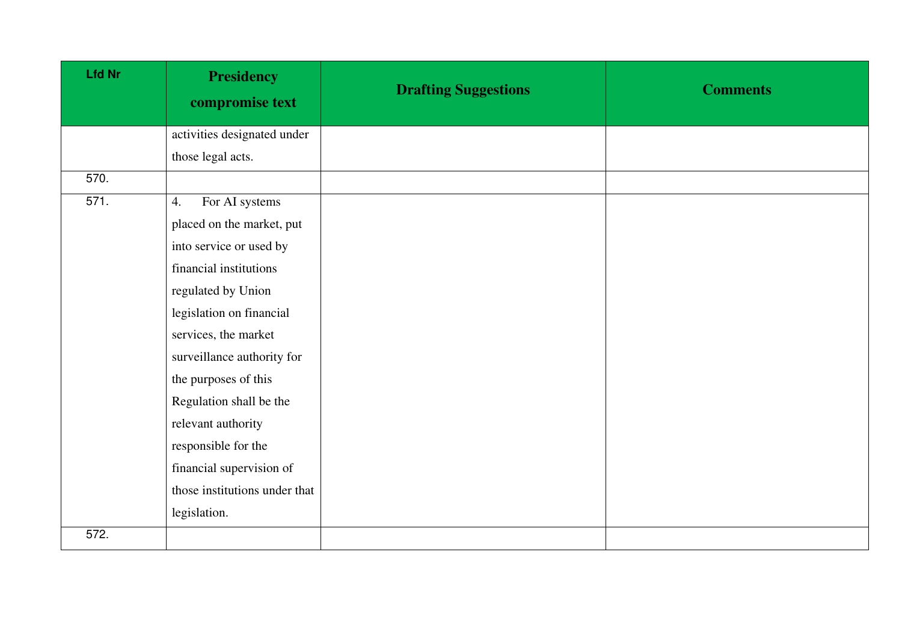| Lfd Nr | Presidency compromise text | Drafting Suggestions | Comments |
|---|---|---|---|
| | activities designated under those legal acts. | | |
| 570. | | | |
| 571. | 4. For AI systems placed on the market, put into service or used by financial institutions regulated by Union legislation on financial services, the market surveillance authority for the purposes of this Regulation shall be the relevant authority responsible for the financial supervision of those institutions under that legislation. | | |
| 572. | | | |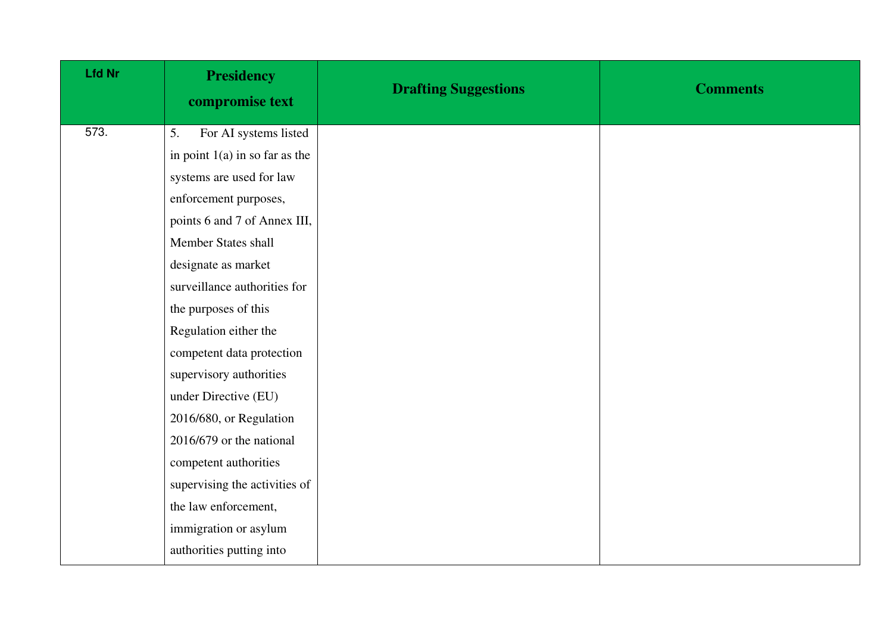| Lfd Nr | Presidency compromise text | Drafting Suggestions | Comments |
|---|---|---|---|
| 573. | 5. For AI systems listed in point 1(a) in so far as the systems are used for law enforcement purposes, points 6 and 7 of Annex III, Member States shall designate as market surveillance authorities for the purposes of this Regulation either the competent data protection supervisory authorities under Directive (EU) 2016/680, or Regulation 2016/679 or the national competent authorities supervising the activities of the law enforcement, immigration or asylum authorities putting into | | |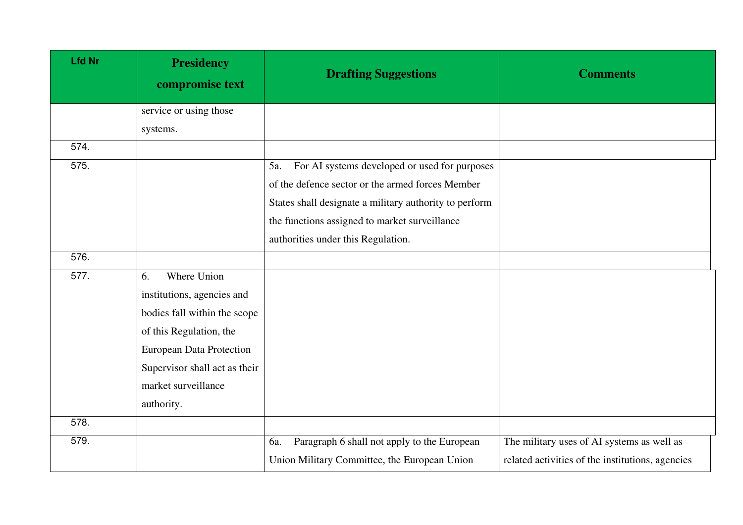| Lfd Nr | Presidency compromise text | Drafting Suggestions | Comments |
|---|---|---|---|
| | service or using those systems. | | |
| 574. | | | |
| 575. | | 5a. For AI systems developed or used for purposes of the defence sector or the armed forces Member States shall designate a military authority to perform the functions assigned to market surveillance authorities under this Regulation. | |
| 576. | | | |
| 577. | 6. Where Union institutions, agencies and bodies fall within the scope of this Regulation, the European Data Protection Supervisor shall act as their market surveillance authority. | | |
| 578. | | | |
| 579. | | 6a. Paragraph 6 shall not apply to the European Union Military Committee, the European Union | The military uses of AI systems as well as related activities of the institutions, agencies |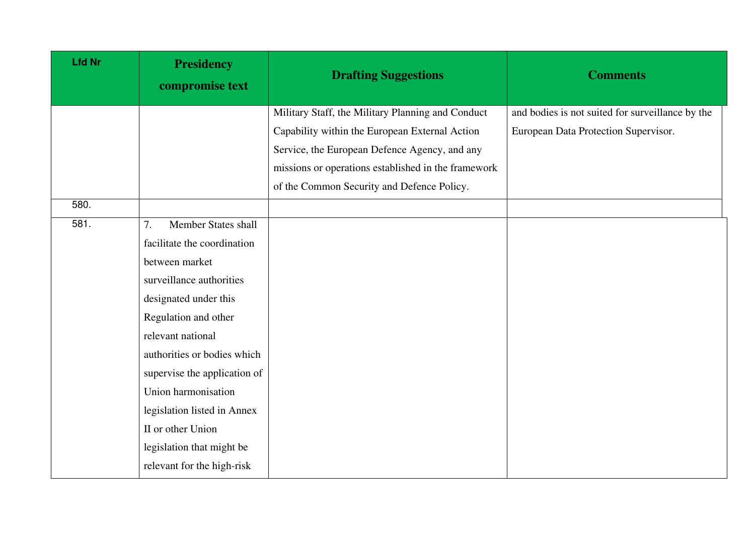| Lfd Nr | Presidency compromise text | Drafting Suggestions | Comments |
| --- | --- | --- | --- |
| | | Military Staff, the Military Planning and Conduct Capability within the European External Action Service, the European Defence Agency, and any missions or operations established in the framework of the Common Security and Defence Policy. | and bodies is not suited for surveillance by the European Data Protection Supervisor. |
| 580. | | | |
| 581. | 7. Member States shall facilitate the coordination between market surveillance authorities designated under this Regulation and other relevant national authorities or bodies which supervise the application of Union harmonisation legislation listed in Annex II or other Union legislation that might be relevant for the high-risk | | |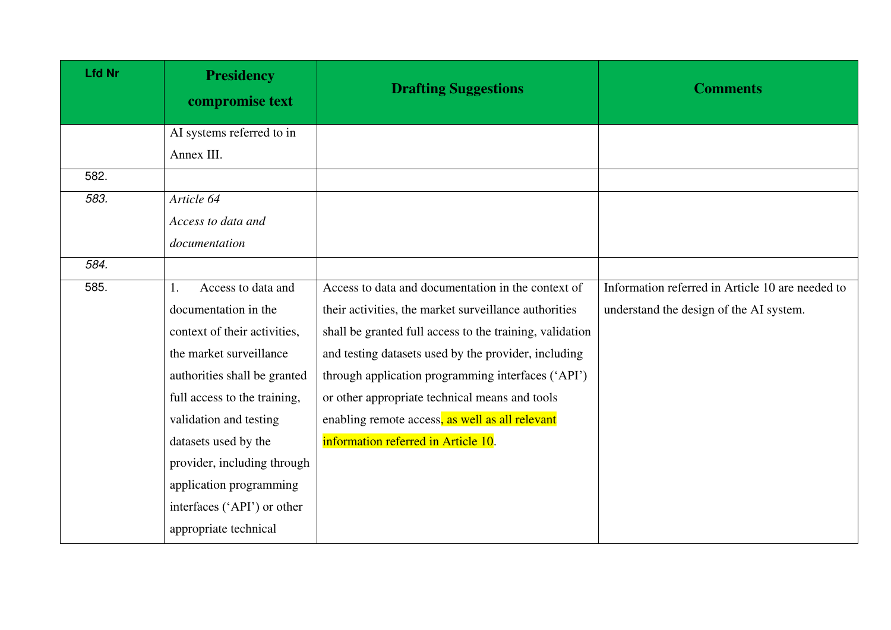| Lfd Nr | Presidency compromise text | Drafting Suggestions | Comments |
|---|---|---|---|
| | AI systems referred to in Annex III. | | |
| 582. | | | |
| *583.* | *Article 64*<br>*Access to data and documentation* | | |
| *584.* | | | |
| 585. | 1. Access to data and documentation in the context of their activities, the market surveillance authorities shall be granted full access to the training, validation and testing datasets used by the provider, including through application programming interfaces (‘API’) or other appropriate technical | Access to data and documentation in the context of their activities, the market surveillance authorities shall be granted full access to the training, validation and testing datasets used by the provider, including through application programming interfaces (‘API’) or other appropriate technical means and tools enabling remote access, as well as all relevant information referred in Article 10. | Information referred in Article 10 are needed to understand the design of the AI system. |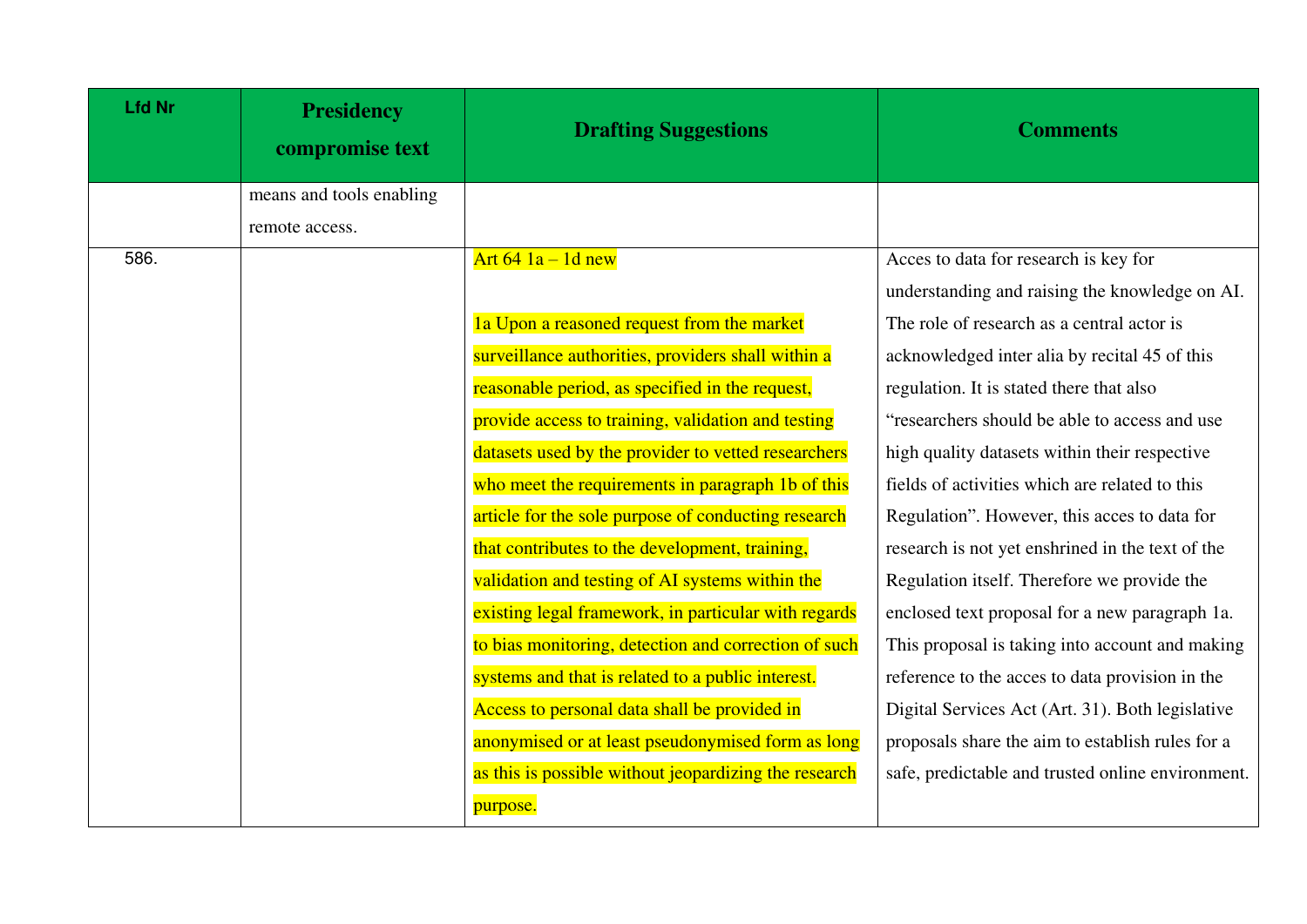| Lfd Nr | Presidency compromise text | Drafting Suggestions | Comments |
|---|---|---|---|
| | means and tools enabling remote access. | | |
| 586. | | Art 64 1a – 1d new<br><br>1a Upon a reasoned request from the market surveillance authorities, providers shall within a reasonable period, as specified in the request, provide access to training, validation and testing datasets used by the provider to vetted researchers who meet the requirements in paragraph 1b of this article for the sole purpose of conducting research that contributes to the development, training, validation and testing of AI systems within the existing legal framework, in particular with regards to bias monitoring, detection and correction of such systems and that is related to a public interest. Access to personal data shall be provided in anonymised or at least pseudonymised form as long as this is possible without jeopardizing the research purpose. | Acces to data for research is key for understanding and raising the knowledge on AI. The role of research as a central actor is acknowledged inter alia by recital 45 of this regulation. It is stated there that also "researchers should be able to access and use high quality datasets within their respective fields of activities which are related to this Regulation". However, this acces to data for research is not yet enshrined in the text of the Regulation itself. Therefore we provide the enclosed text proposal for a new paragraph 1a. This proposal is taking into account and making reference to the acces to data provision in the Digital Services Act (Art. 31). Both legislative proposals share the aim to establish rules for a safe, predictable and trusted online environment. |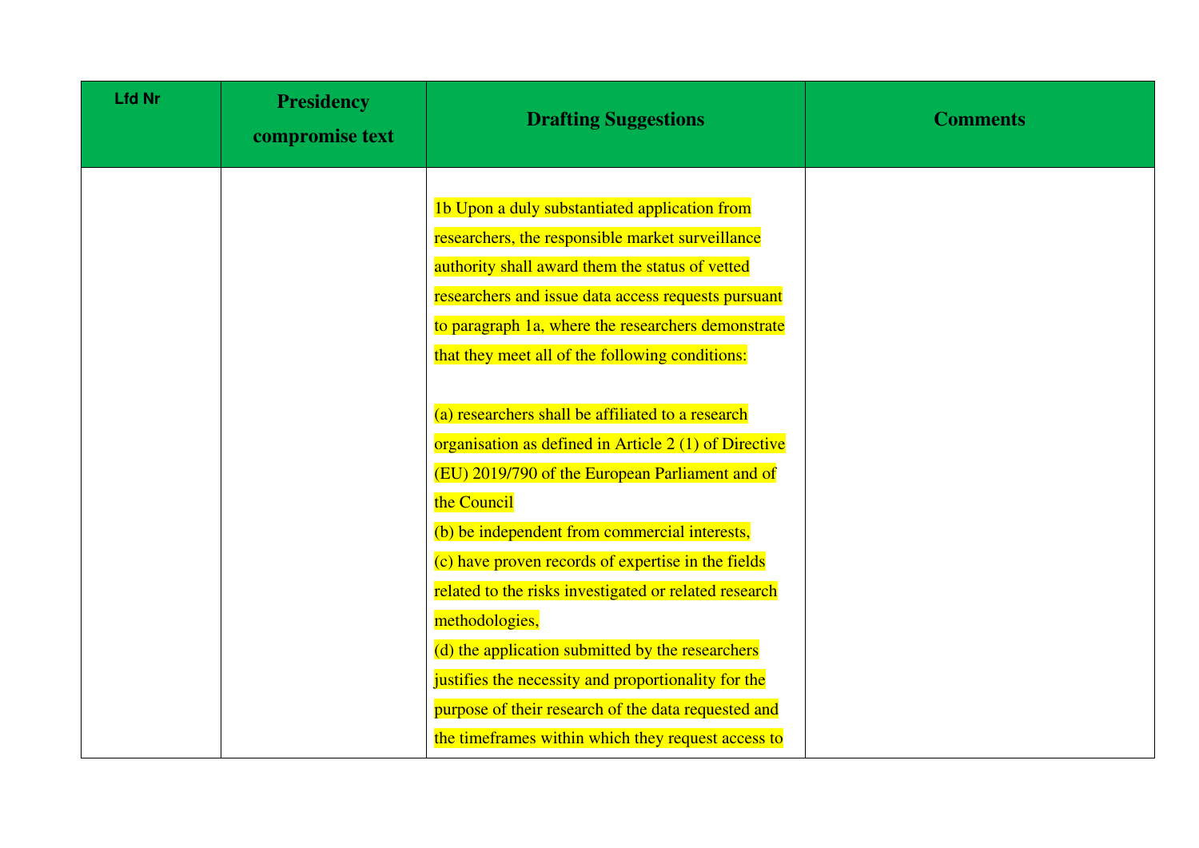| Lfd Nr | Presidency compromise text | Drafting Suggestions | Comments |
|---|---|---|---|
| | | 1b Upon a duly substantiated application from researchers, the responsible market surveillance authority shall award them the status of vetted researchers and issue data access requests pursuant to paragraph 1a, where the researchers demonstrate that they meet all of the following conditions:<br><br>(a) researchers shall be affiliated to a research organisation as defined in Article 2 (1) of Directive (EU) 2019/790 of the European Parliament and of the Council<br>(b) be independent from commercial interests,<br>(c) have proven records of expertise in the fields related to the risks investigated or related research methodologies,<br>(d) the application submitted by the researchers justifies the necessity and proportionality for the purpose of their research of the data requested and the timeframes within which they request access to | |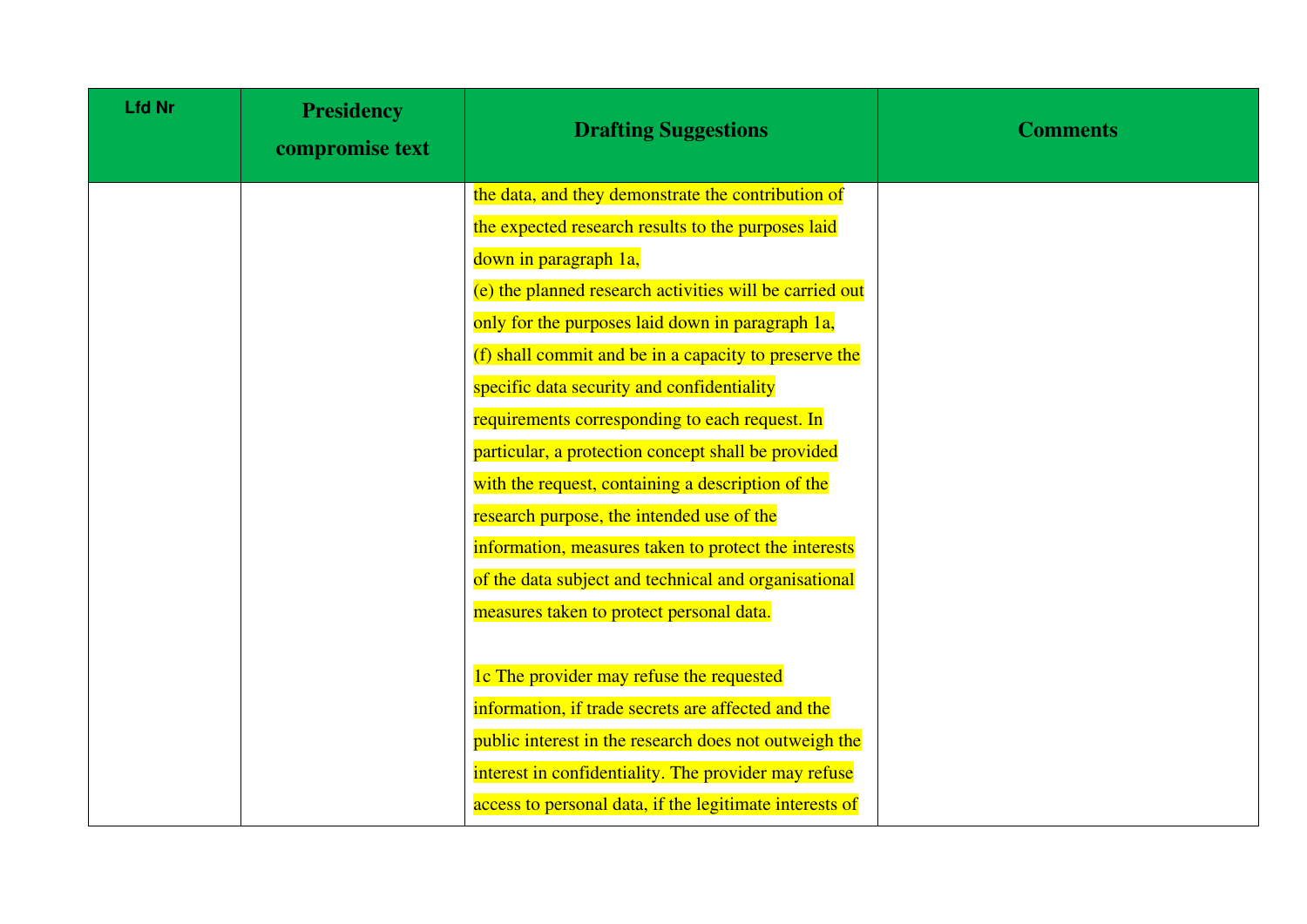| Lfd Nr | Presidency compromise text | Drafting Suggestions | Comments |
|---|---|---|---|
| | | the data, and they demonstrate the contribution of the expected research results to the purposes laid down in paragraph 1a,<br>(e) the planned research activities will be carried out only for the purposes laid down in paragraph 1a,<br>(f) shall commit and be in a capacity to preserve the specific data security and confidentiality requirements corresponding to each request. In particular, a protection concept shall be provided with the request, containing a description of the research purpose, the intended use of the information, measures taken to protect the interests of the data subject and technical and organisational measures taken to protect personal data.<br><br>1c The provider may refuse the requested information, if trade secrets are affected and the public interest in the research does not outweigh the interest in confidentiality. The provider may refuse access to personal data, if the legitimate interests of | |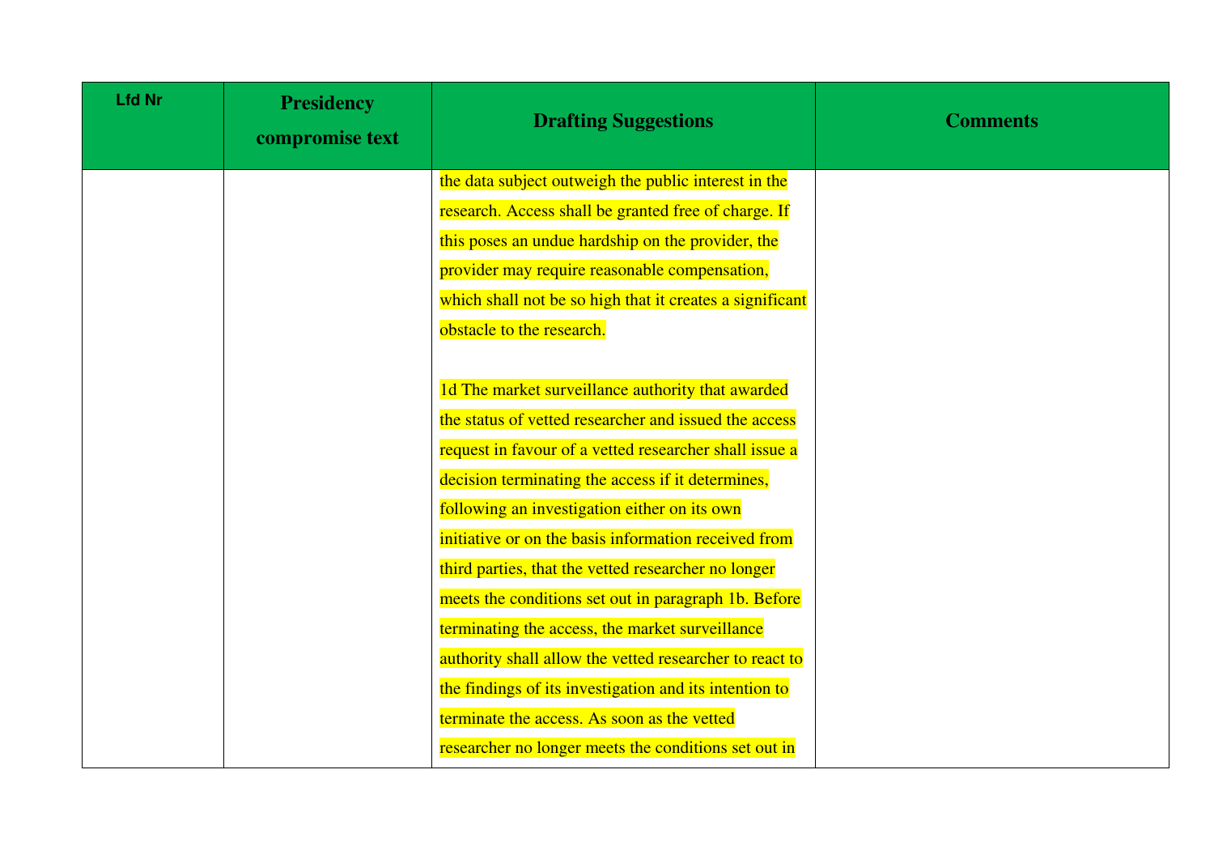| Lfd Nr | Presidency compromise text | Drafting Suggestions | Comments |
|---|---|---|---|
| | | the data subject outweigh the public interest in the research. Access shall be granted free of charge. If this poses an undue hardship on the provider, the provider may require reasonable compensation, which shall not be so high that it creates a significant obstacle to the research.<br><br>1d The market surveillance authority that awarded the status of vetted researcher and issued the access request in favour of a vetted researcher shall issue a decision terminating the access if it determines, following an investigation either on its own initiative or on the basis information received from third parties, that the vetted researcher no longer meets the conditions set out in paragraph 1b. Before terminating the access, the market surveillance authority shall allow the vetted researcher to react to the findings of its investigation and its intention to terminate the access. As soon as the vetted researcher no longer meets the conditions set out in | |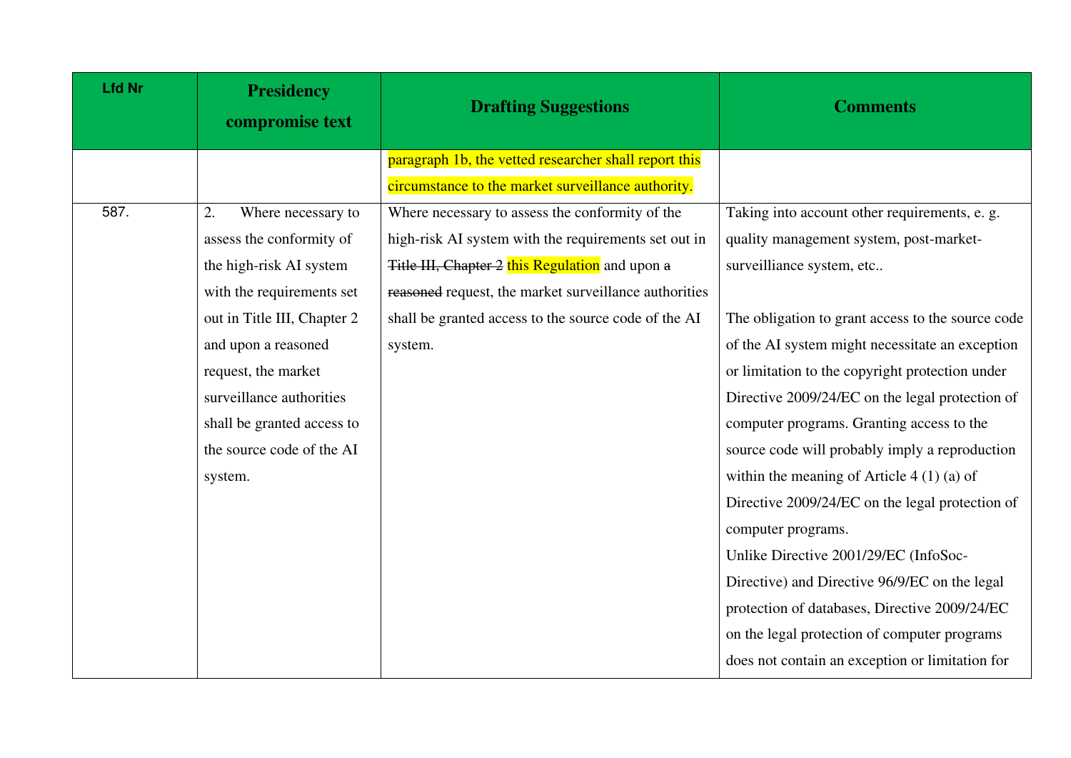| Lfd Nr | Presidency compromise text | Drafting Suggestions | Comments |
|---|---|---|---|
| | | paragraph 1b, the vetted researcher shall report this circumstance to the market surveillance authority. | |
| 587. | 2. Where necessary to assess the conformity of the high-risk AI system with the requirements set out in Title III, Chapter 2 and upon a reasoned request, the market surveillance authorities shall be granted access to the source code of the AI system. | Where necessary to assess the conformity of the high-risk AI system with the requirements set out in ~~Title III, Chapter 2~~ this Regulation and upon ~~a reasoned~~ request, the market surveillance authorities shall be granted access to the source code of the AI system. | Taking into account other requirements, e. g. quality management system, post-market-surveilliance system, etc..<br><br>The obligation to grant access to the source code of the AI system might necessitate an exception or limitation to the copyright protection under Directive 2009/24/EC on the legal protection of computer programs. Granting access to the source code will probably imply a reproduction within the meaning of Article 4 (1) (a) of Directive 2009/24/EC on the legal protection of computer programs.<br>Unlike Directive 2001/29/EC (InfoSoc-Directive) and Directive 96/9/EC on the legal protection of databases, Directive 2009/24/EC on the legal protection of computer programs does not contain an exception or limitation for |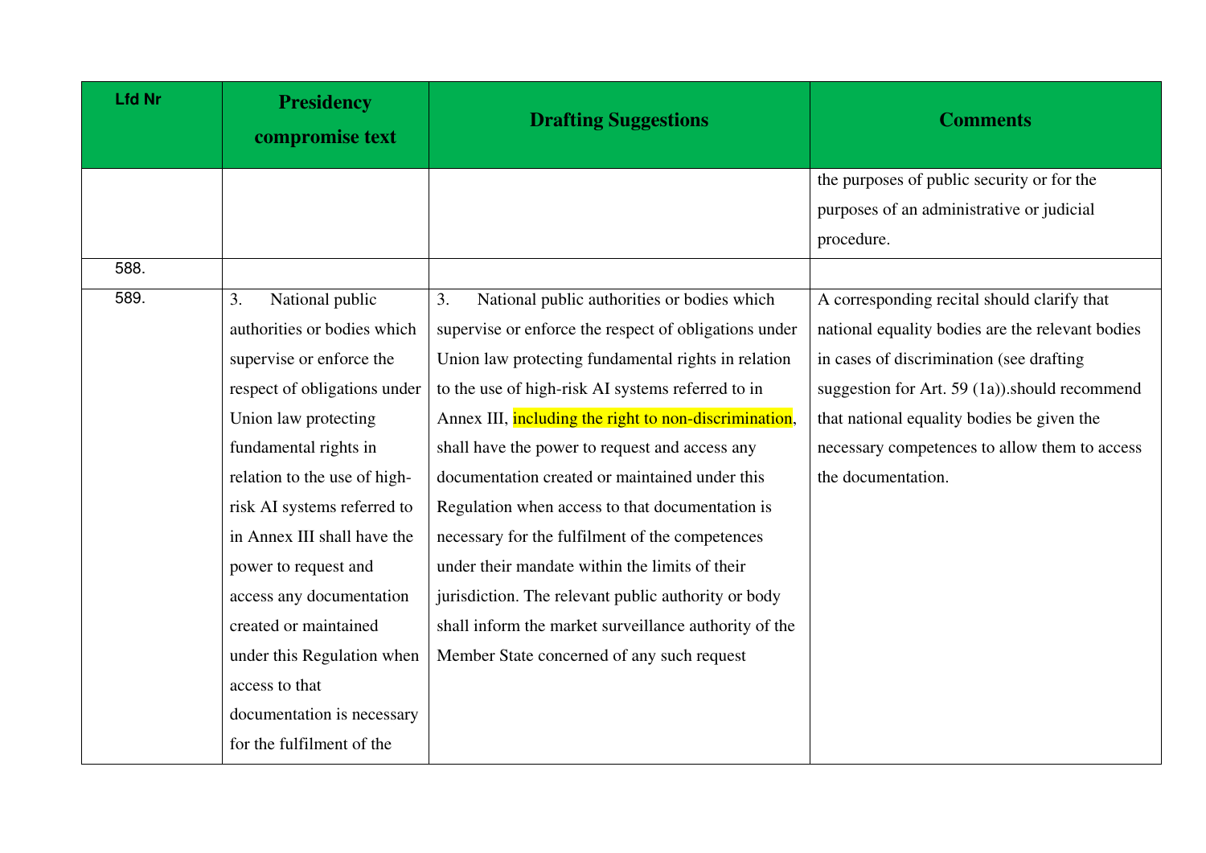| Lfd Nr | Presidency compromise text | Drafting Suggestions | Comments |
| --- | --- | --- | --- |
| | | | the purposes of public security or for the purposes of an administrative or judicial procedure. |
| 588. | | | |
| 589. | 3. National public authorities or bodies which supervise or enforce the respect of obligations under Union law protecting fundamental rights in relation to the use of high-risk AI systems referred to in Annex III shall have the power to request and access any documentation created or maintained under this Regulation when access to that documentation is necessary for the fulfilment of the | 3. National public authorities or bodies which supervise or enforce the respect of obligations under Union law protecting fundamental rights in relation to the use of high-risk AI systems referred to in Annex III, including the right to non-discrimination, shall have the power to request and access any documentation created or maintained under this Regulation when access to that documentation is necessary for the fulfilment of the competences under their mandate within the limits of their jurisdiction. The relevant public authority or body shall inform the market surveillance authority of the Member State concerned of any such request | A corresponding recital should clarify that national equality bodies are the relevant bodies in cases of discrimination (see drafting suggestion for Art. 59 (1a)).should recommend that national equality bodies be given the necessary competences to allow them to access the documentation. |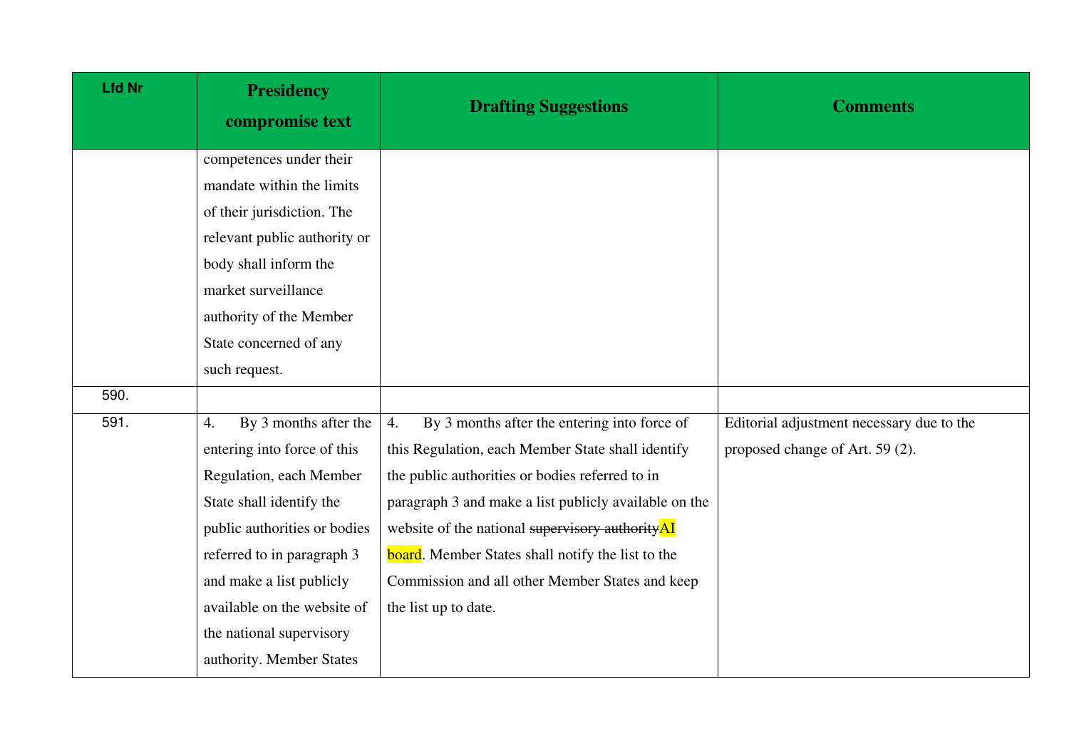| Lfd Nr | Presidency compromise text | Drafting Suggestions | Comments |
|---|---|---|---|
| | competences under their mandate within the limits of their jurisdiction. The relevant public authority or body shall inform the market surveillance authority of the Member State concerned of any such request. | | |
| 590. | | | |
| 591. | 4. By 3 months after the entering into force of this Regulation, each Member State shall identify the public authorities or bodies referred to in paragraph 3 and make a list publicly available on the website of the national supervisory authority. Member States | 4. By 3 months after the entering into force of this Regulation, each Member State shall identify the public authorities or bodies referred to in paragraph 3 and make a list publicly available on the website of the national ~~supervisory authority~~AI board. Member States shall notify the list to the Commission and all other Member States and keep the list up to date. | Editorial adjustment necessary due to the proposed change of Art. 59 (2). |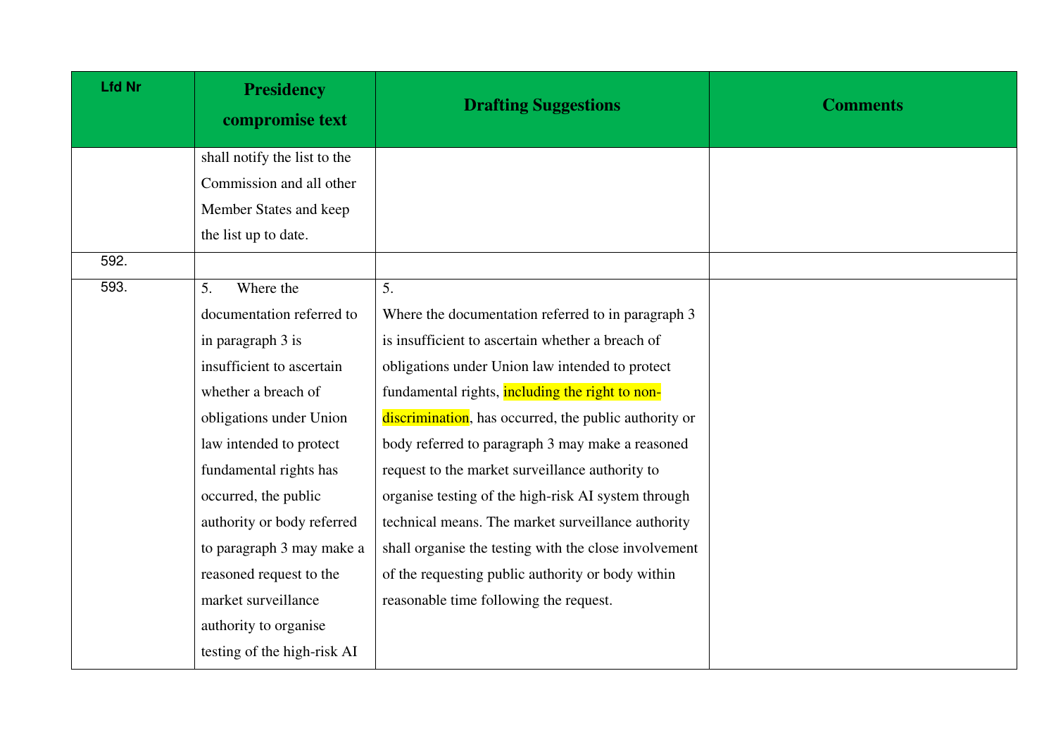| Lfd Nr | Presidency compromise text | Drafting Suggestions | Comments |
|---|---|---|---|
| | shall notify the list to the Commission and all other Member States and keep the list up to date. | | |
| 592. | | | |
| 593. | 5. Where the documentation referred to in paragraph 3 is insufficient to ascertain whether a breach of obligations under Union law intended to protect fundamental rights has occurred, the public authority or body referred to paragraph 3 may make a reasoned request to the market surveillance authority to organise testing of the high-risk AI | 5. Where the documentation referred to in paragraph 3 is insufficient to ascertain whether a breach of obligations under Union law intended to protect fundamental rights, including the right to non-discrimination, has occurred, the public authority or body referred to paragraph 3 may make a reasoned request to the market surveillance authority to organise testing of the high-risk AI system through technical means. The market surveillance authority shall organise the testing with the close involvement of the requesting public authority or body within reasonable time following the request. | |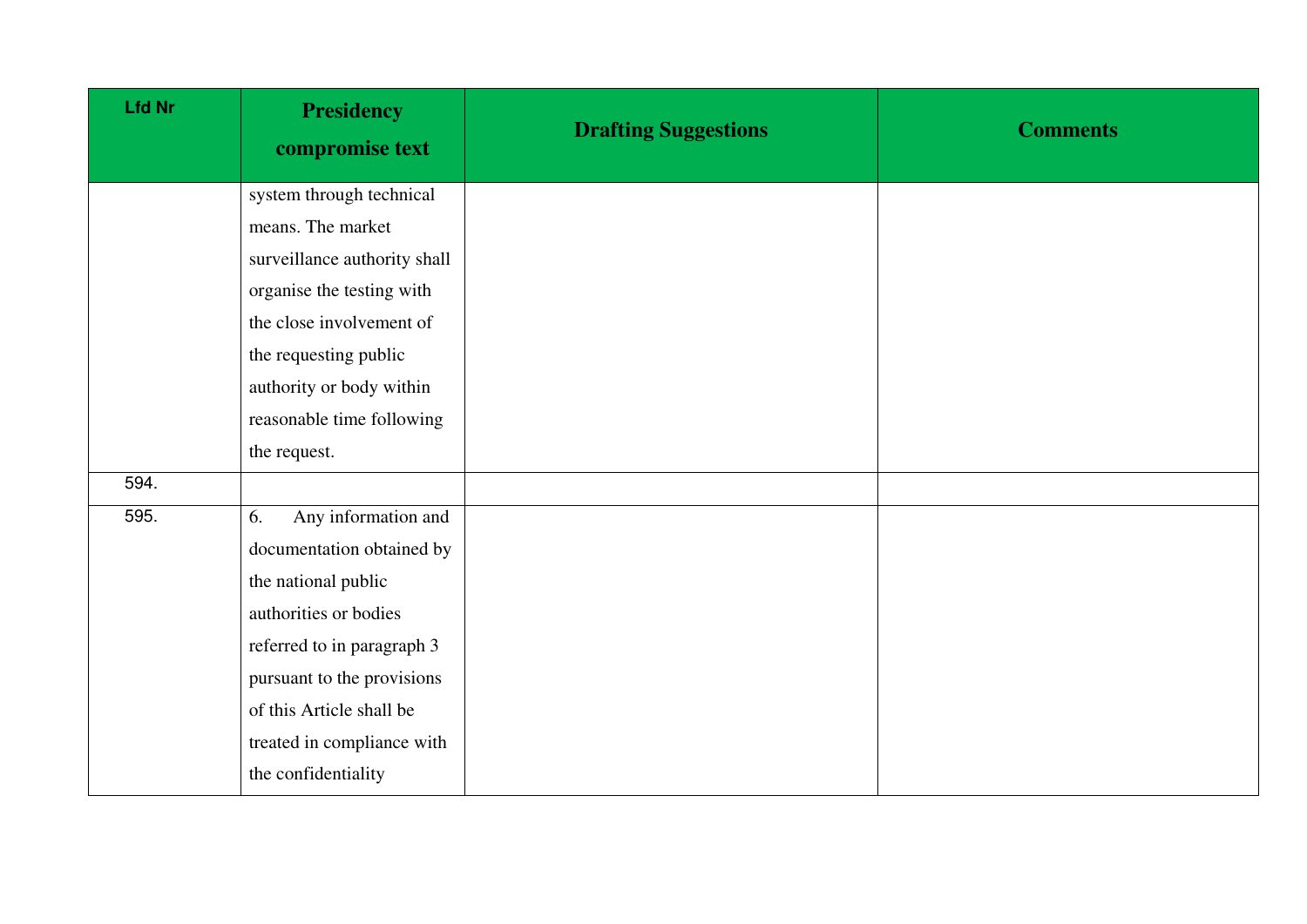| Lfd Nr | Presidency compromise text | Drafting Suggestions | Comments |
|---|---|---|---|
| | system through technical means. The market surveillance authority shall organise the testing with the close involvement of the requesting public authority or body within reasonable time following the request. | | |
| 594. | | | |
| 595. | 6. Any information and documentation obtained by the national public authorities or bodies referred to in paragraph 3 pursuant to the provisions of this Article shall be treated in compliance with the confidentiality | | |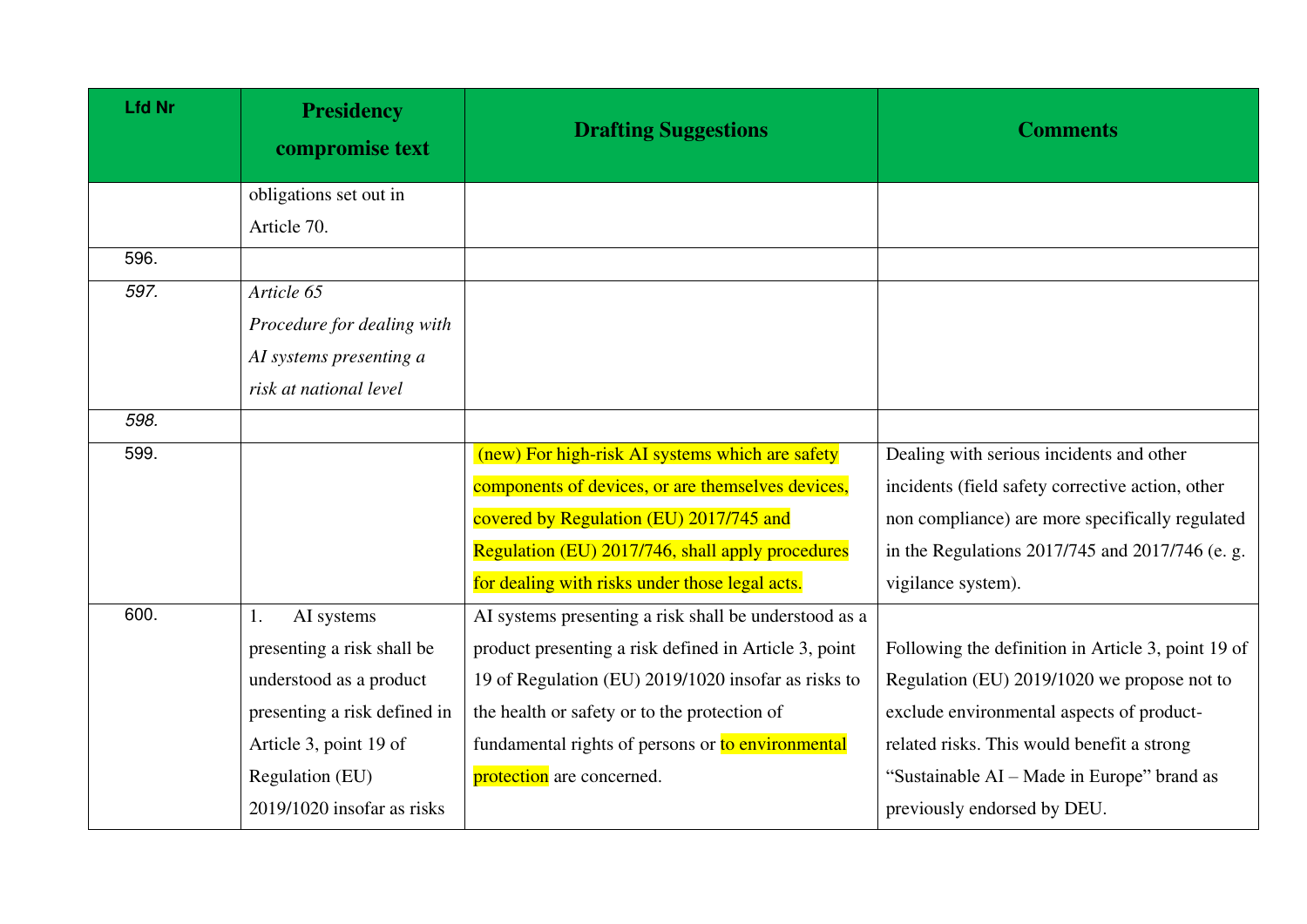| Lfd Nr | Presidency compromise text | Drafting Suggestions | Comments |
|---|---|---|---|
| | obligations set out in Article 70. | | |
| 596. | | | |
| *597.* | *Article 65*<br>*Procedure for dealing with AI systems presenting a risk at national level* | | |
| *598.* | | | |
| 599. | | (new) For high-risk AI systems which are safety components of devices, or are themselves devices, covered by Regulation (EU) 2017/745 and Regulation (EU) 2017/746, shall apply procedures for dealing with risks under those legal acts. | Dealing with serious incidents and other incidents (field safety corrective action, other non compliance) are more specifically regulated in the Regulations 2017/745 and 2017/746 (e. g. vigilance system). |
| 600. | 1. AI systems presenting a risk shall be understood as a product presenting a risk defined in Article 3, point 19 of Regulation (EU) 2019/1020 insofar as risks | AI systems presenting a risk shall be understood as a product presenting a risk defined in Article 3, point 19 of Regulation (EU) 2019/1020 insofar as risks to the health or safety or to the protection of fundamental rights of persons or to environmental protection are concerned. | Following the definition in Article 3, point 19 of Regulation (EU) 2019/1020 we propose not to exclude environmental aspects of product-related risks. This would benefit a strong "Sustainable AI – Made in Europe" brand as previously endorsed by DEU. |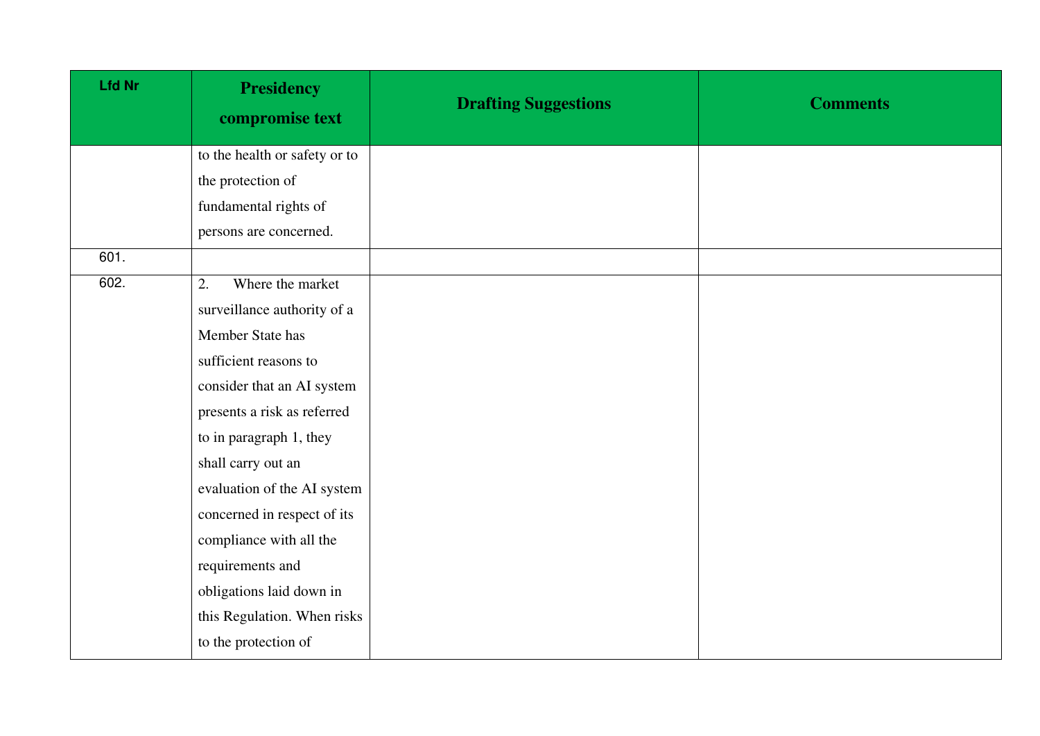| Lfd Nr | Presidency compromise text | Drafting Suggestions | Comments |
|---|---|---|---|
| | to the health or safety or to the protection of fundamental rights of persons are concerned. | | |
| 601. | | | |
| 602. | 2. Where the market surveillance authority of a Member State has sufficient reasons to consider that an AI system presents a risk as referred to in paragraph 1, they shall carry out an evaluation of the AI system concerned in respect of its compliance with all the requirements and obligations laid down in this Regulation. When risks to the protection of | | |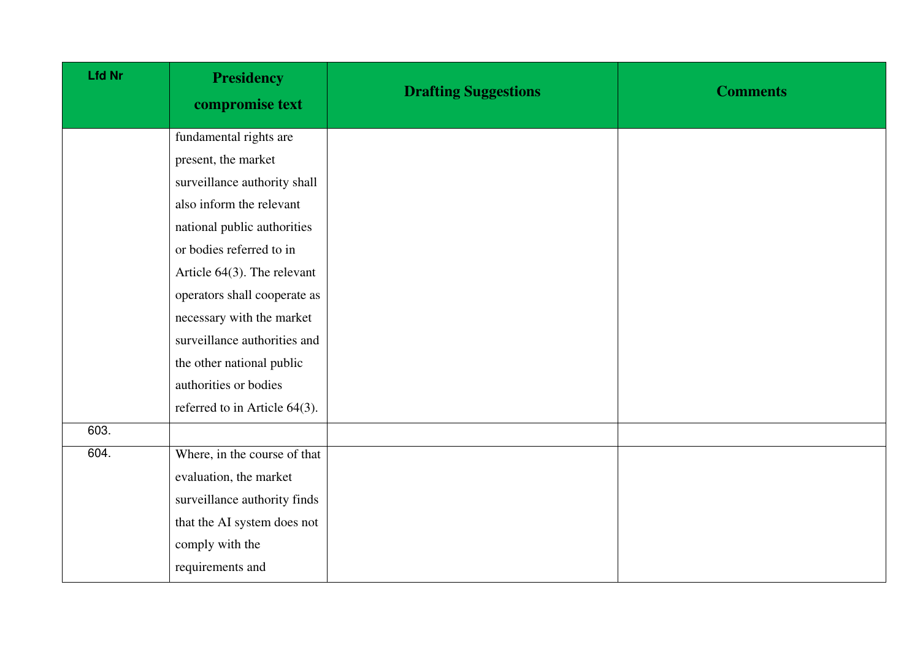| Lfd Nr | Presidency compromise text | Drafting Suggestions | Comments |
|---|---|---|---|
| | fundamental rights are present, the market surveillance authority shall also inform the relevant national public authorities or bodies referred to in Article 64(3). The relevant operators shall cooperate as necessary with the market surveillance authorities and the other national public authorities or bodies referred to in Article 64(3). | | |
| 603. | | | |
| 604. | Where, in the course of that evaluation, the market surveillance authority finds that the AI system does not comply with the requirements and | | |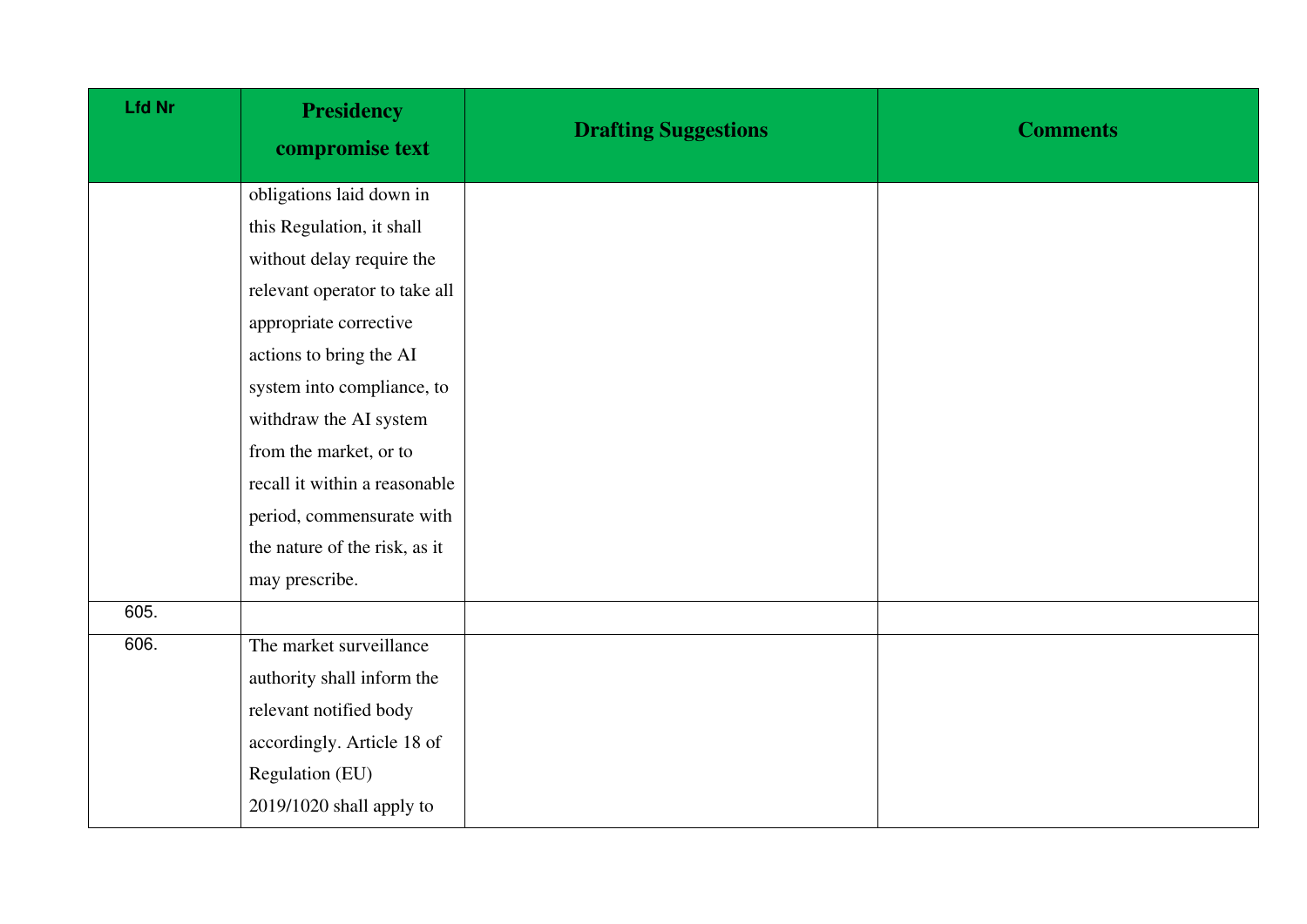| Lfd Nr | Presidency compromise text | Drafting Suggestions | Comments |
|---|---|---|---|
| | obligations laid down in this Regulation, it shall without delay require the relevant operator to take all appropriate corrective actions to bring the AI system into compliance, to withdraw the AI system from the market, or to recall it within a reasonable period, commensurate with the nature of the risk, as it may prescribe. | | |
| 605. | | | |
| 606. | The market surveillance authority shall inform the relevant notified body accordingly. Article 18 of Regulation (EU) 2019/1020 shall apply to | | |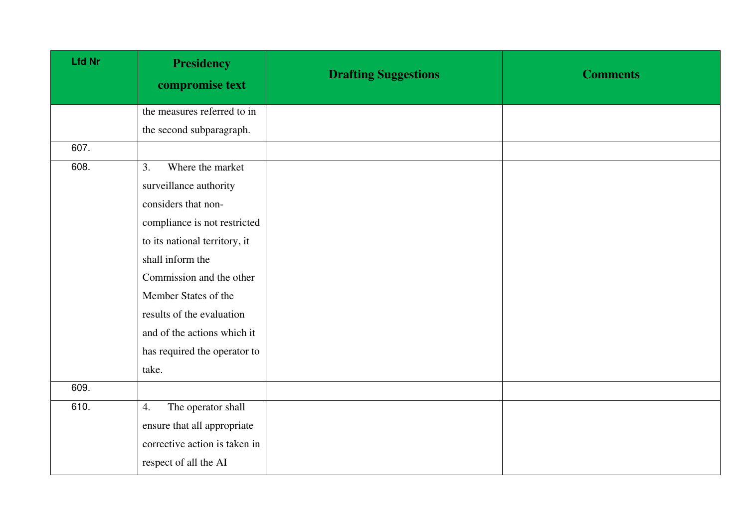| Lfd Nr | Presidency compromise text | Drafting Suggestions | Comments |
|---|---|---|---|
| | the measures referred to in the second subparagraph. | | |
| 607. | | | |
| 608. | 3. Where the market surveillance authority considers that non-compliance is not restricted to its national territory, it shall inform the Commission and the other Member States of the results of the evaluation and of the actions which it has required the operator to take. | | |
| 609. | | | |
| 610. | 4. The operator shall ensure that all appropriate corrective action is taken in respect of all the AI | | |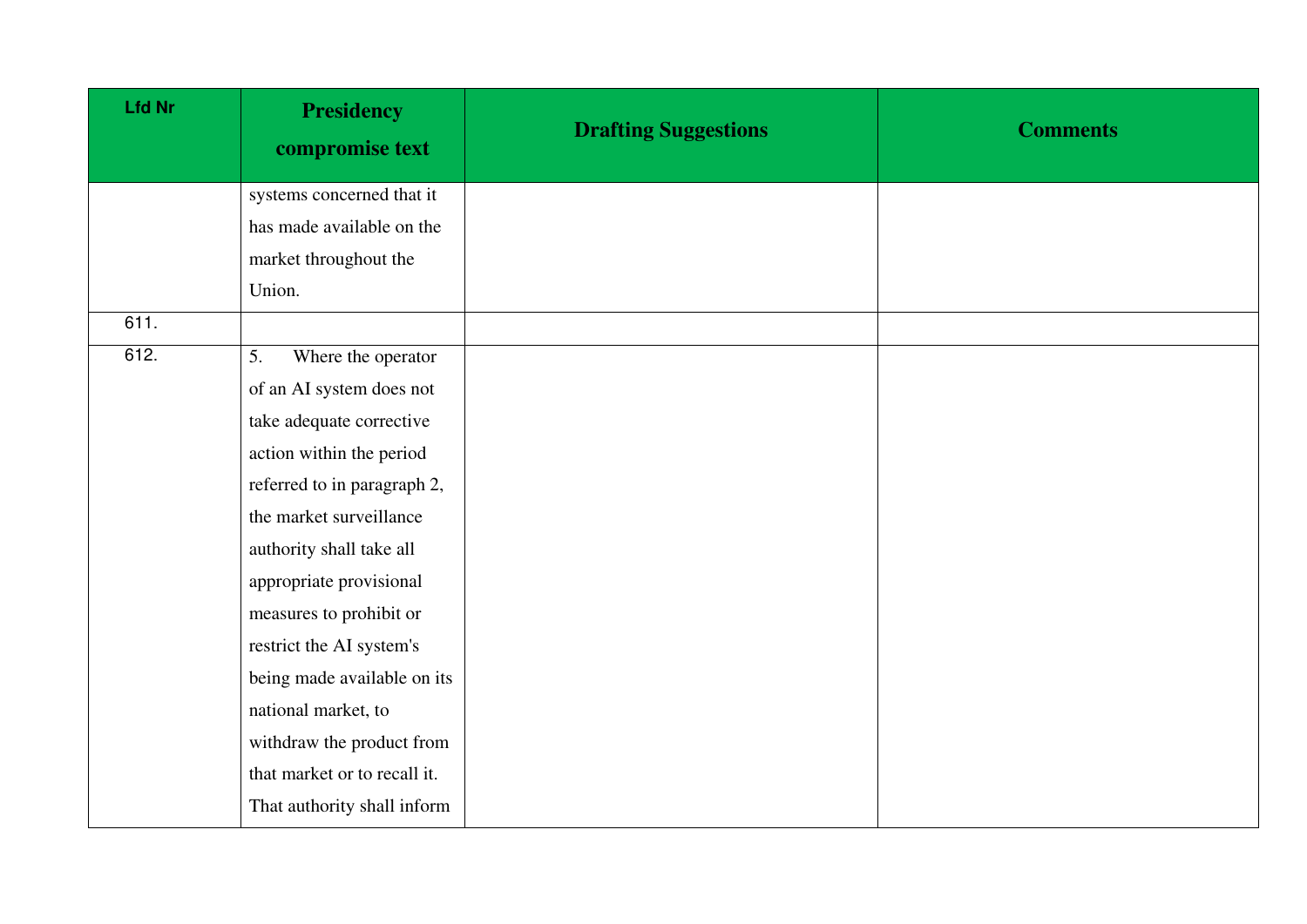| Lfd Nr | Presidency compromise text | Drafting Suggestions | Comments |
|---|---|---|---|
| | systems concerned that it has made available on the market throughout the Union. | | |
| 611. | | | |
| 612. | 5. Where the operator of an AI system does not take adequate corrective action within the period referred to in paragraph 2, the market surveillance authority shall take all appropriate provisional measures to prohibit or restrict the AI system's being made available on its national market, to withdraw the product from that market or to recall it. That authority shall inform | | |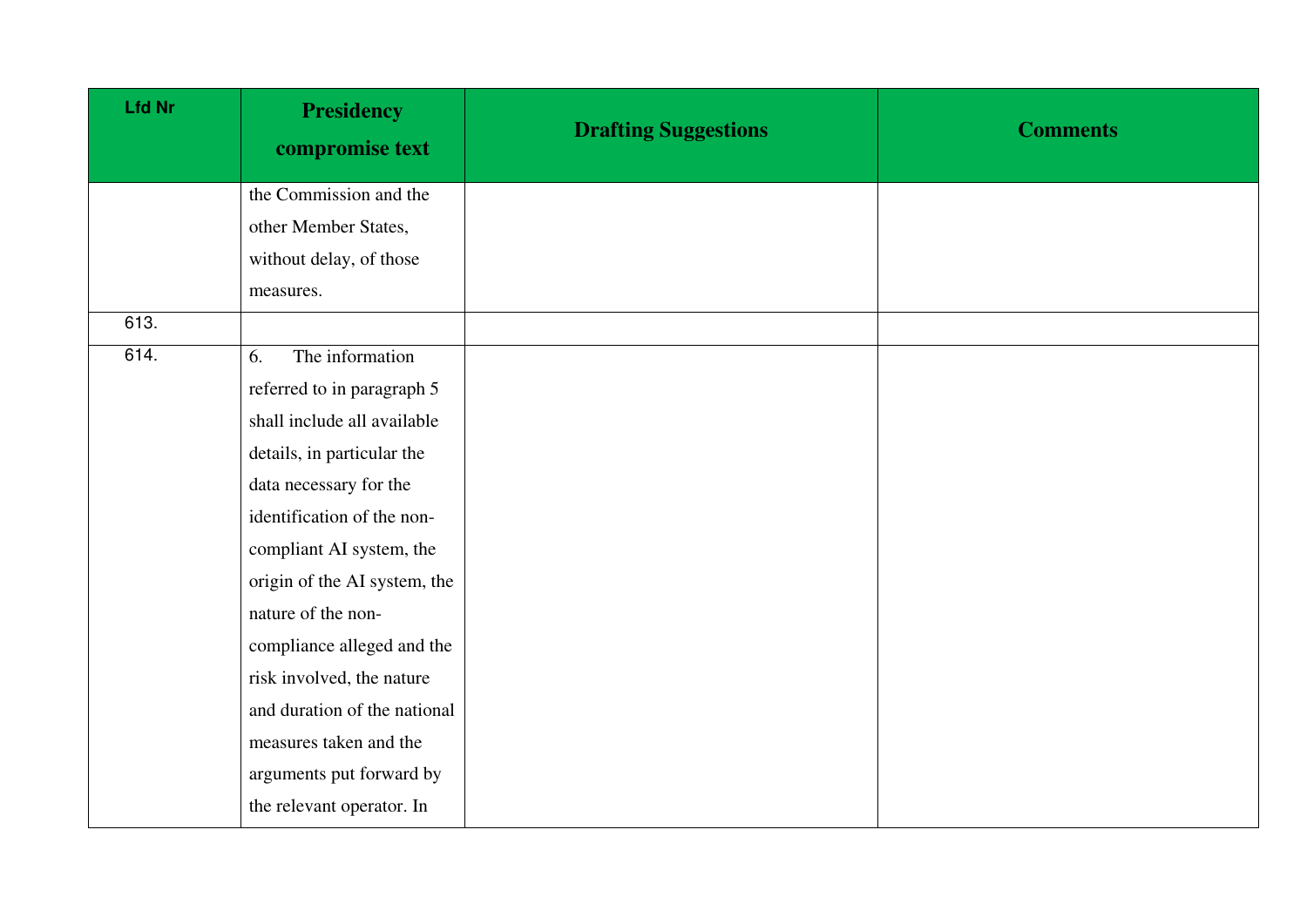| Lfd Nr | Presidency compromise text | Drafting Suggestions | Comments |
|---|---|---|---|
| | the Commission and the other Member States, without delay, of those measures. | | |
| 613. | | | |
| 614. | 6. The information referred to in paragraph 5 shall include all available details, in particular the data necessary for the identification of the non-compliant AI system, the origin of the AI system, the nature of the non-compliance alleged and the risk involved, the nature and duration of the national measures taken and the arguments put forward by the relevant operator. In | | |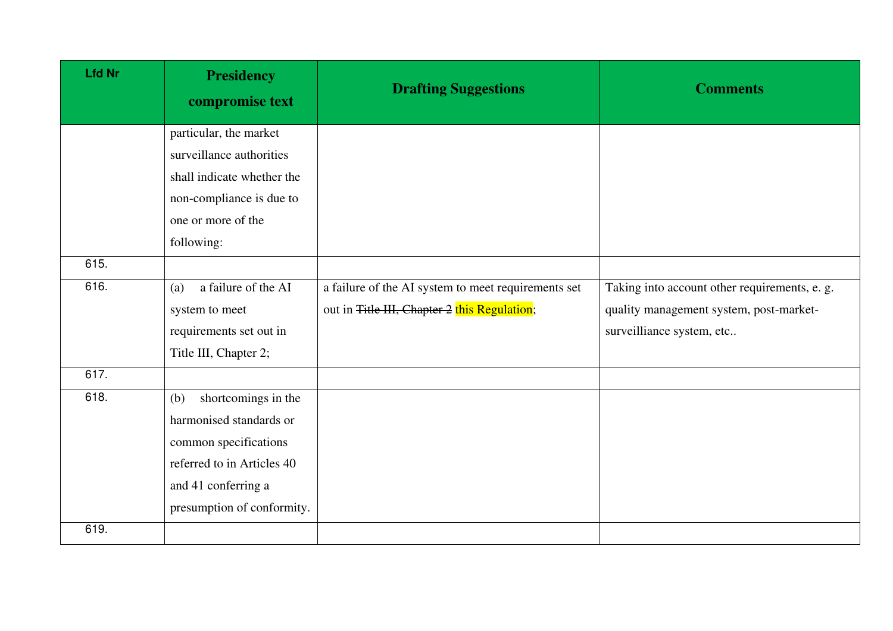| Lfd Nr | Presidency compromise text | Drafting Suggestions | Comments |
|---|---|---|---|
| | particular, the market surveillance authorities shall indicate whether the non-compliance is due to one or more of the following: | | |
| 615. | | | |
| 616. | (a) a failure of the AI system to meet requirements set out in Title III, Chapter 2; | a failure of the AI system to meet requirements set out in ~~Title III, Chapter 2~~ this Regulation; | Taking into account other requirements, e. g. quality management system, post-market-surveilliance system, etc.. |
| 617. | | | |
| 618. | (b) shortcomings in the harmonised standards or common specifications referred to in Articles 40 and 41 conferring a presumption of conformity. | | |
| 619. | | | |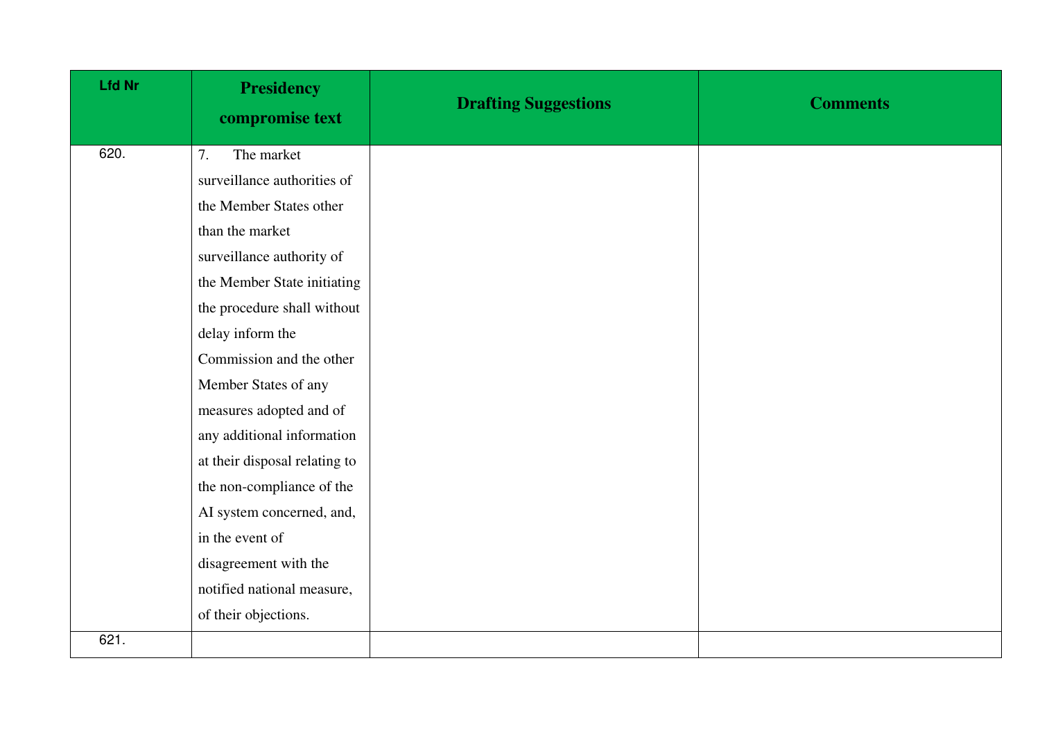| Lfd Nr | Presidency compromise text | Drafting Suggestions | Comments |
| --- | --- | --- | --- |
| 620. | 7. The market surveillance authorities of the Member States other than the market surveillance authority of the Member State initiating the procedure shall without delay inform the Commission and the other Member States of any measures adopted and of any additional information at their disposal relating to the non-compliance of the AI system concerned, and, in the event of disagreement with the notified national measure, of their objections. | | |
| 621. | | | |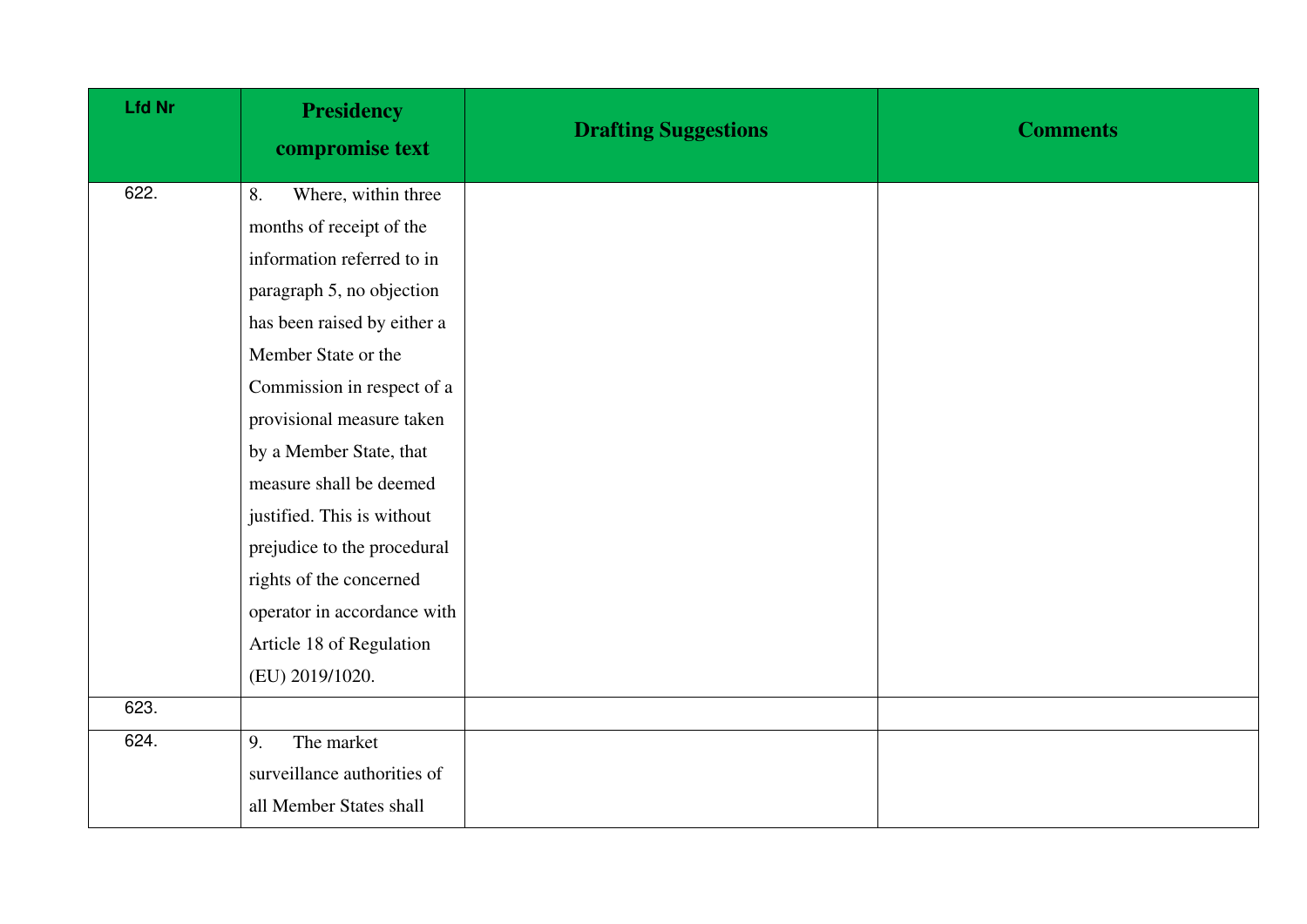| Lfd Nr | Presidency compromise text | Drafting Suggestions | Comments |
|---|---|---|---|
| 622. | 8. Where, within three months of receipt of the information referred to in paragraph 5, no objection has been raised by either a Member State or the Commission in respect of a provisional measure taken by a Member State, that measure shall be deemed justified. This is without prejudice to the procedural rights of the concerned operator in accordance with Article 18 of Regulation (EU) 2019/1020. | | |
| 623. | | | |
| 624. | 9. The market surveillance authorities of all Member States shall | | |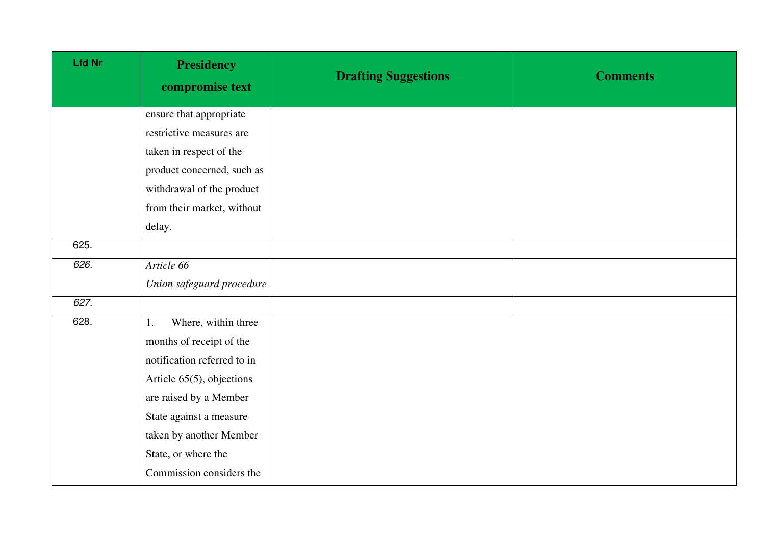| Lfd Nr | Presidency compromise text | Drafting Suggestions | Comments |
| --- | --- | --- | --- |
| | ensure that appropriate restrictive measures are taken in respect of the product concerned, such as withdrawal of the product from their market, without delay. | | |
| 625. | | | |
| *626.* | *Article 66*<br>*Union safeguard procedure* | | |
| *627.* | | | |
| 628. | 1. Where, within three months of receipt of the notification referred to in Article 65(5), objections are raised by a Member State against a measure taken by another Member State, or where the Commission considers the | | |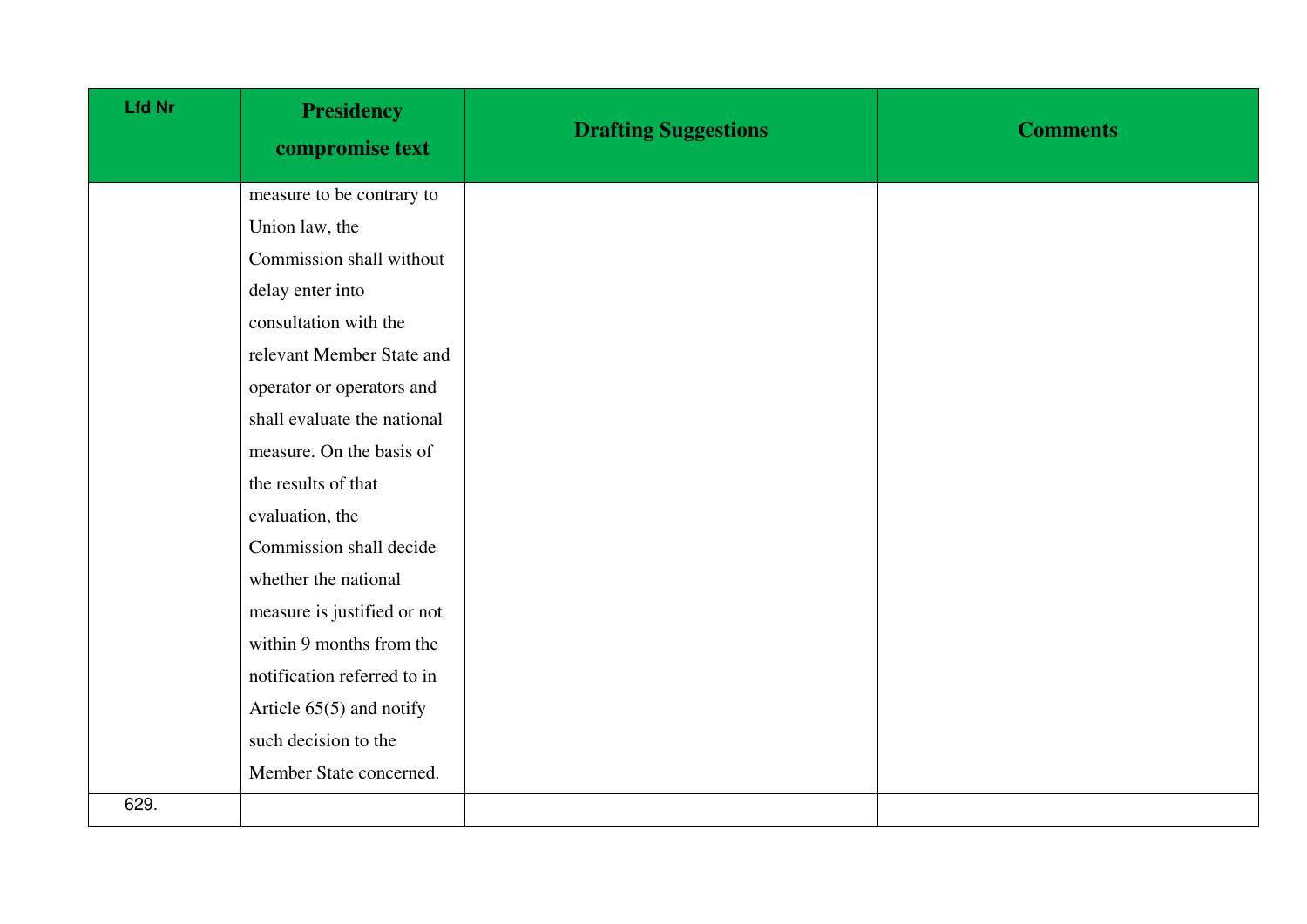| Lfd Nr | Presidency compromise text | Drafting Suggestions | Comments |
| --- | --- | --- | --- |
| | measure to be contrary to Union law, the Commission shall without delay enter into consultation with the relevant Member State and operator or operators and shall evaluate the national measure. On the basis of the results of that evaluation, the Commission shall decide whether the national measure is justified or not within 9 months from the notification referred to in Article 65(5) and notify such decision to the Member State concerned. | | |
| 629. | | | |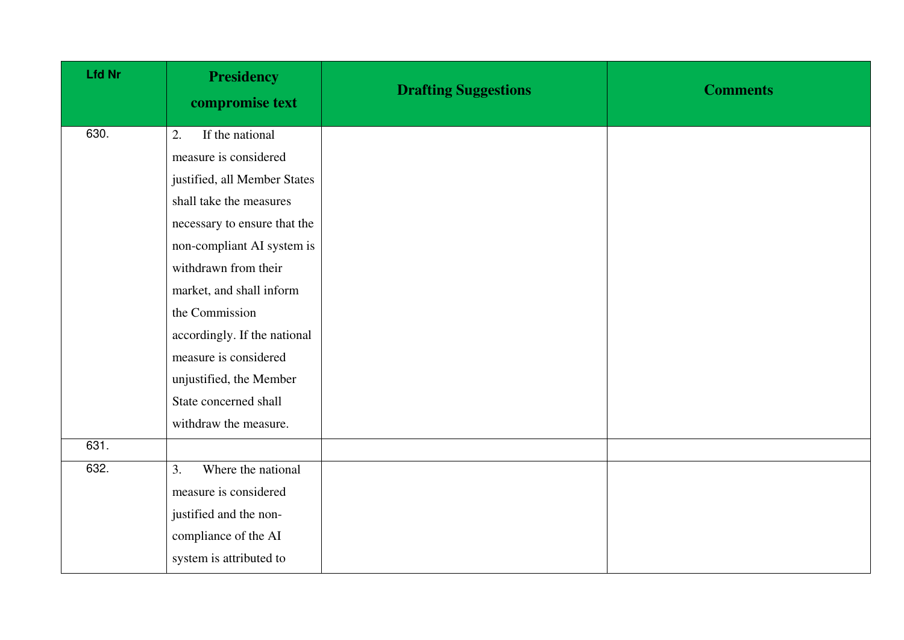| Lfd Nr | Presidency compromise text | Drafting Suggestions | Comments |
|---|---|---|---|
| 630. | 2. If the national measure is considered justified, all Member States shall take the measures necessary to ensure that the non-compliant AI system is withdrawn from their market, and shall inform the Commission accordingly. If the national measure is considered unjustified, the Member State concerned shall withdraw the measure. | | |
| 631. | | | |
| 632. | 3. Where the national measure is considered justified and the non-compliance of the AI system is attributed to | | |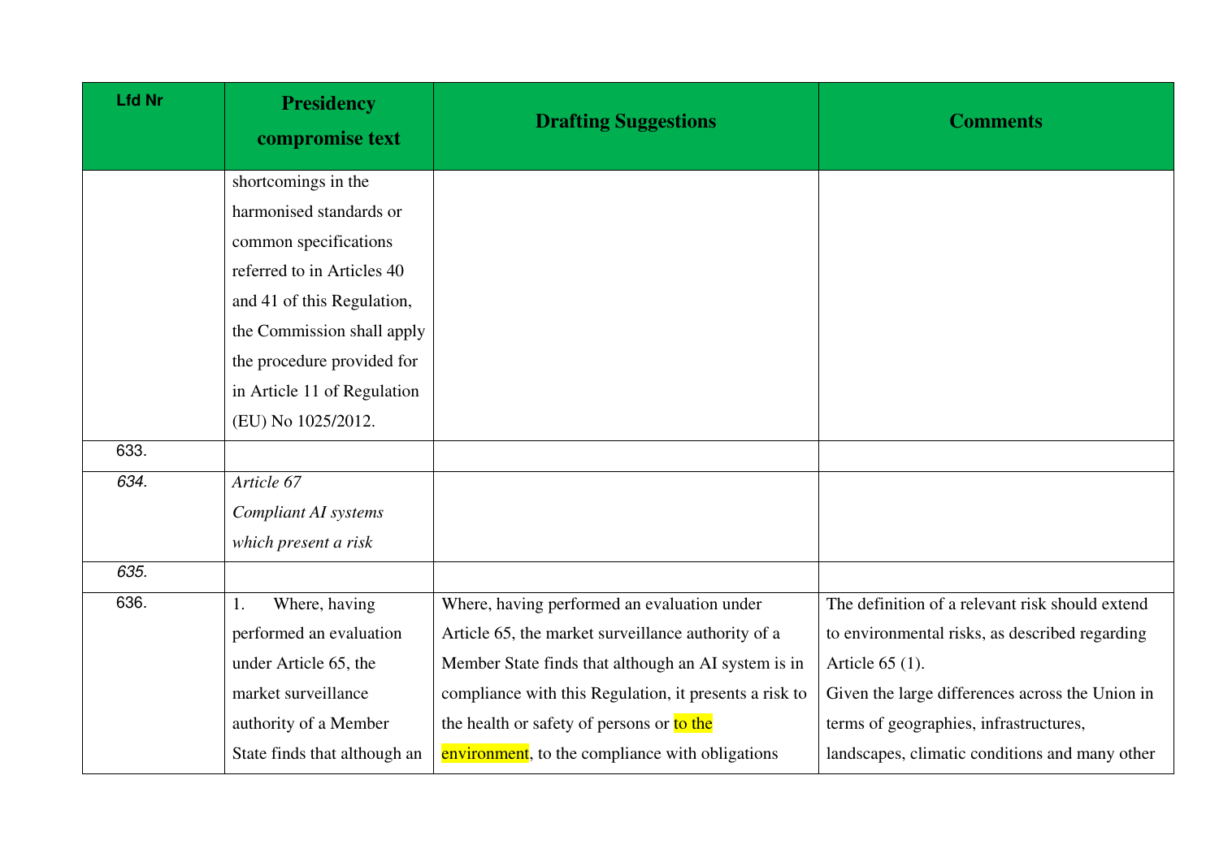| Lfd Nr | Presidency compromise text | Drafting Suggestions | Comments |
|---|---|---|---|
| | shortcomings in the harmonised standards or common specifications referred to in Articles 40 and 41 of this Regulation, the Commission shall apply the procedure provided for in Article 11 of Regulation (EU) No 1025/2012. | | |
| 633. | | | |
| *634.* | *Article 67*<br>*Compliant AI systems which present a risk* | | |
| *635.* | | | |
| 636. | 1. Where, having performed an evaluation under Article 65, the market surveillance authority of a Member State finds that although an | Where, having performed an evaluation under Article 65, the market surveillance authority of a Member State finds that although an AI system is in compliance with this Regulation, it presents a risk to the health or safety of persons or to the environment, to the compliance with obligations | The definition of a relevant risk should extend to environmental risks, as described regarding Article 65 (1).<br>Given the large differences across the Union in terms of geographies, infrastructures, landscapes, climatic conditions and many other |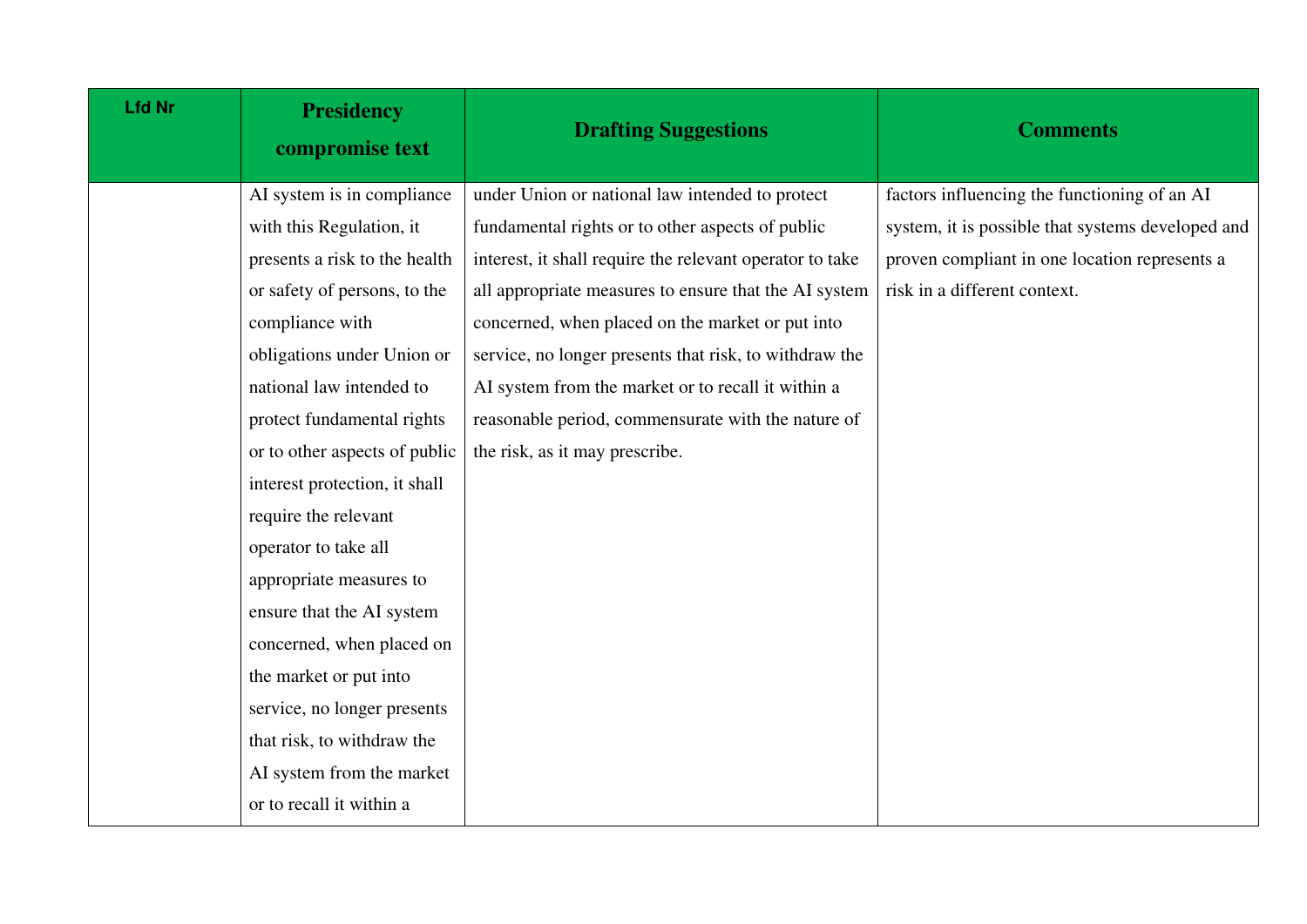| Lfd Nr | Presidency compromise text | Drafting Suggestions | Comments |
|---|---|---|---|
| | AI system is in compliance with this Regulation, it presents a risk to the health or safety of persons, to the compliance with obligations under Union or national law intended to protect fundamental rights or to other aspects of public interest protection, it shall require the relevant operator to take all appropriate measures to ensure that the AI system concerned, when placed on the market or put into service, no longer presents that risk, to withdraw the AI system from the market or to recall it within a | under Union or national law intended to protect fundamental rights or to other aspects of public interest, it shall require the relevant operator to take all appropriate measures to ensure that the AI system concerned, when placed on the market or put into service, no longer presents that risk, to withdraw the AI system from the market or to recall it within a reasonable period, commensurate with the nature of the risk, as it may prescribe. | factors influencing the functioning of an AI system, it is possible that systems developed and proven compliant in one location represents a risk in a different context. |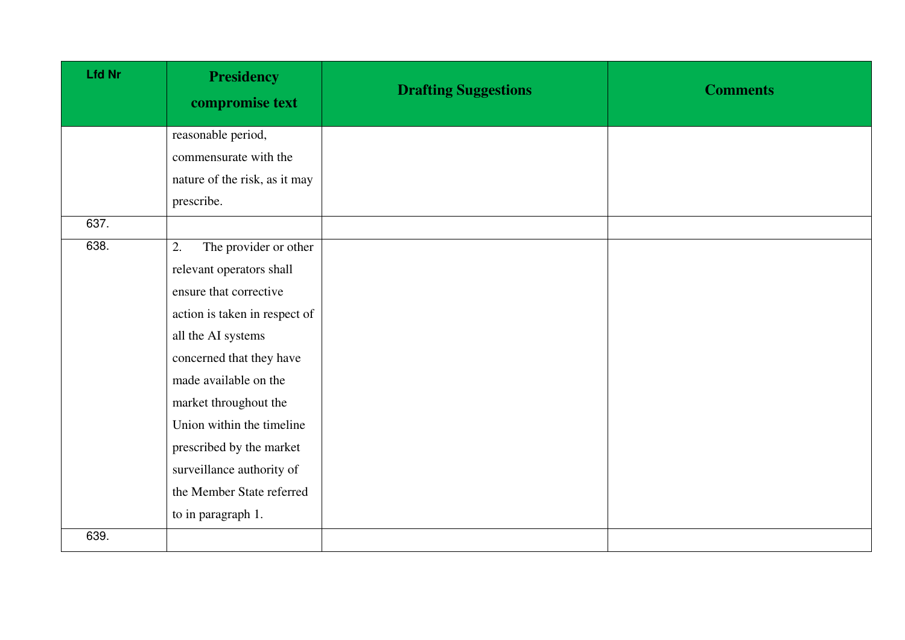| Lfd Nr | Presidency compromise text | Drafting Suggestions | Comments |
|---|---|---|---|
| | reasonable period, commensurate with the nature of the risk, as it may prescribe. | | |
| 637. | | | |
| 638. | 2. The provider or other relevant operators shall ensure that corrective action is taken in respect of all the AI systems concerned that they have made available on the market throughout the Union within the timeline prescribed by the market surveillance authority of the Member State referred to in paragraph 1. | | |
| 639. | | | |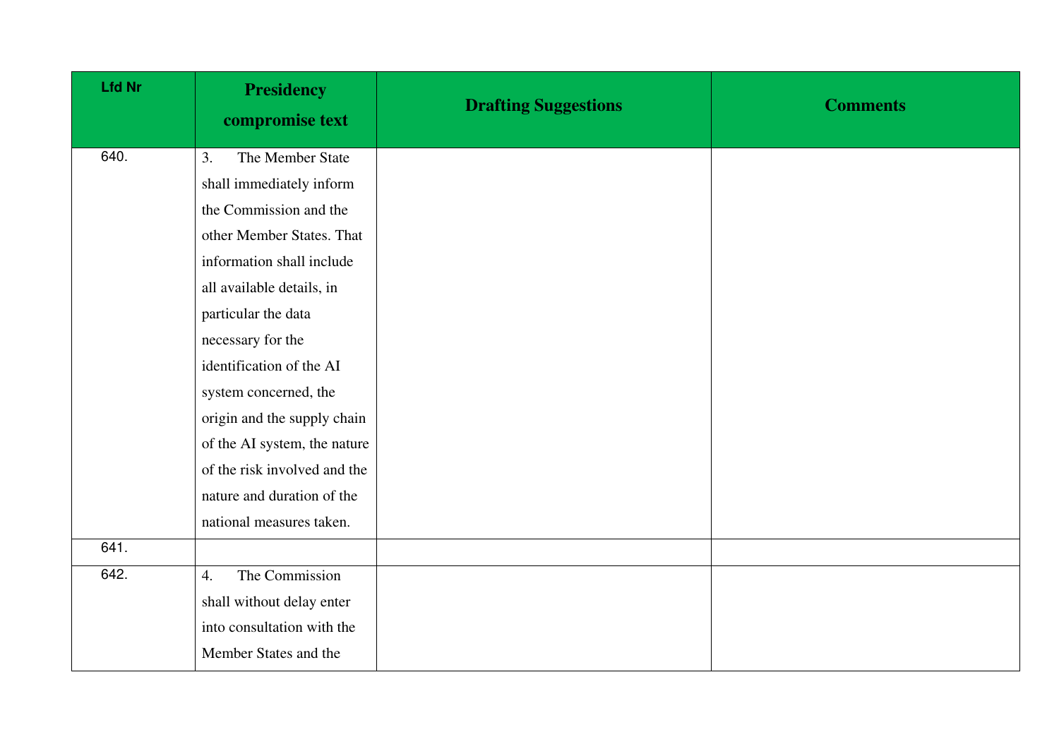| Lfd Nr | Presidency compromise text | Drafting Suggestions | Comments |
|---|---|---|---|
| 640. | 3. The Member State shall immediately inform the Commission and the other Member States. That information shall include all available details, in particular the data necessary for the identification of the AI system concerned, the origin and the supply chain of the AI system, the nature of the risk involved and the nature and duration of the national measures taken. | | |
| 641. | | | |
| 642. | 4. The Commission shall without delay enter into consultation with the Member States and the | | |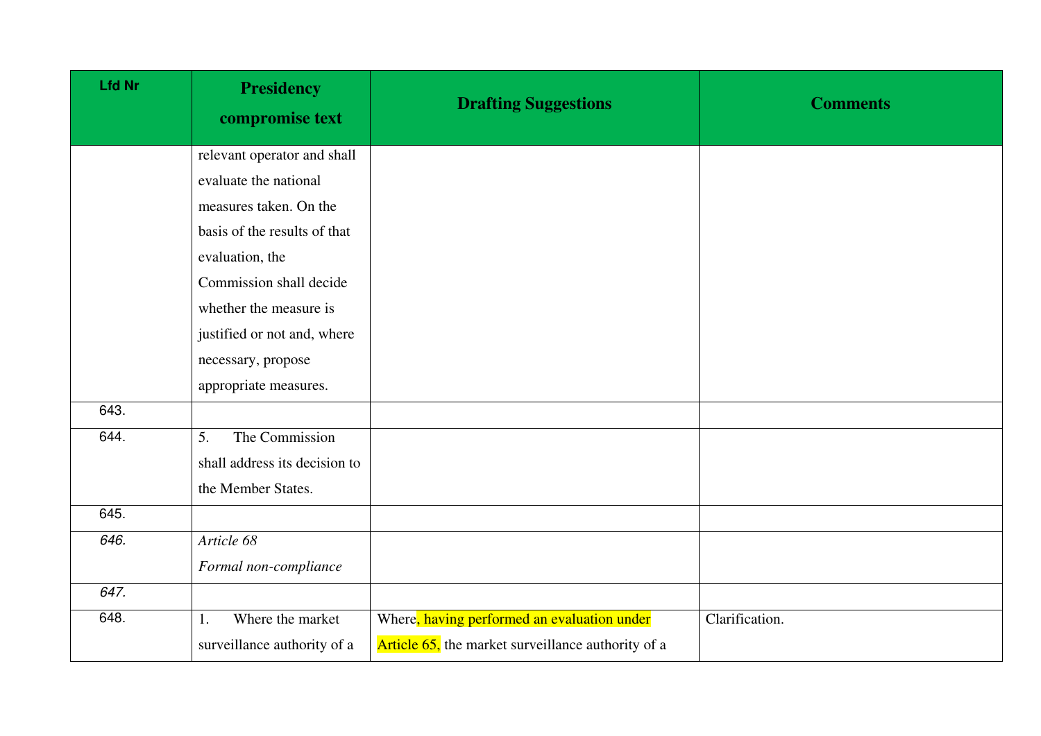| Lfd Nr | Presidency compromise text | Drafting Suggestions | Comments |
|---|---|---|---|
| | relevant operator and shall evaluate the national measures taken. On the basis of the results of that evaluation, the Commission shall decide whether the measure is justified or not and, where necessary, propose appropriate measures. | | |
| 643. | | | |
| 644. | 5. The Commission shall address its decision to the Member States. | | |
| 645. | | | |
| *646.* | *Article 68*<br>*Formal non-compliance* | | |
| *647.* | | | |
| 648. | 1. Where the market surveillance authority of a | Where, having performed an evaluation under Article 65, the market surveillance authority of a | Clarification. |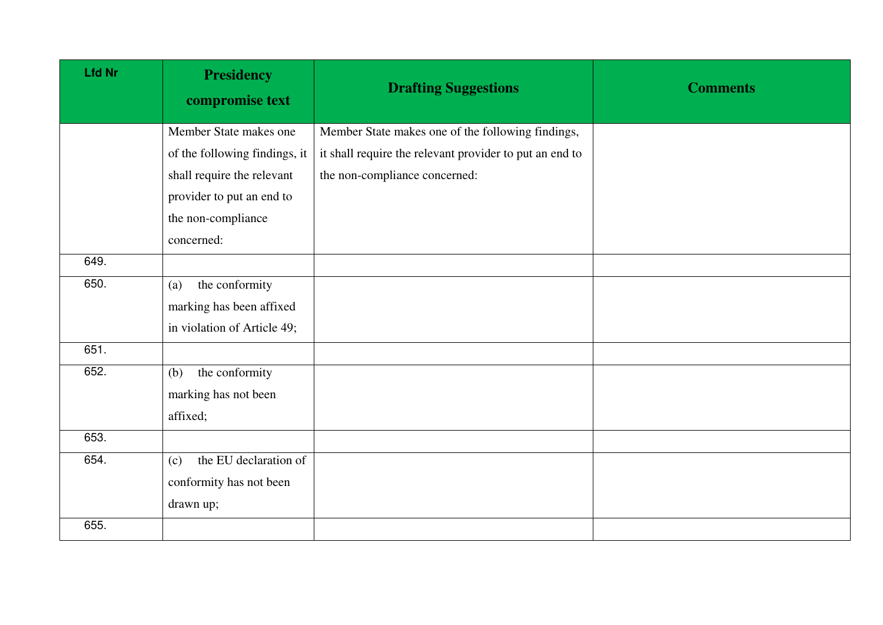| Lfd Nr | Presidency compromise text | Drafting Suggestions | Comments |
|---|---|---|---|
| | Member State makes one of the following findings, it shall require the relevant provider to put an end to the non-compliance concerned: | Member State makes one of the following findings, it shall require the relevant provider to put an end to the non-compliance concerned: | |
| 649. | | | |
| 650. | (a) the conformity marking has been affixed in violation of Article 49; | | |
| 651. | | | |
| 652. | (b) the conformity marking has not been affixed; | | |
| 653. | | | |
| 654. | (c) the EU declaration of conformity has not been drawn up; | | |
| 655. | | | |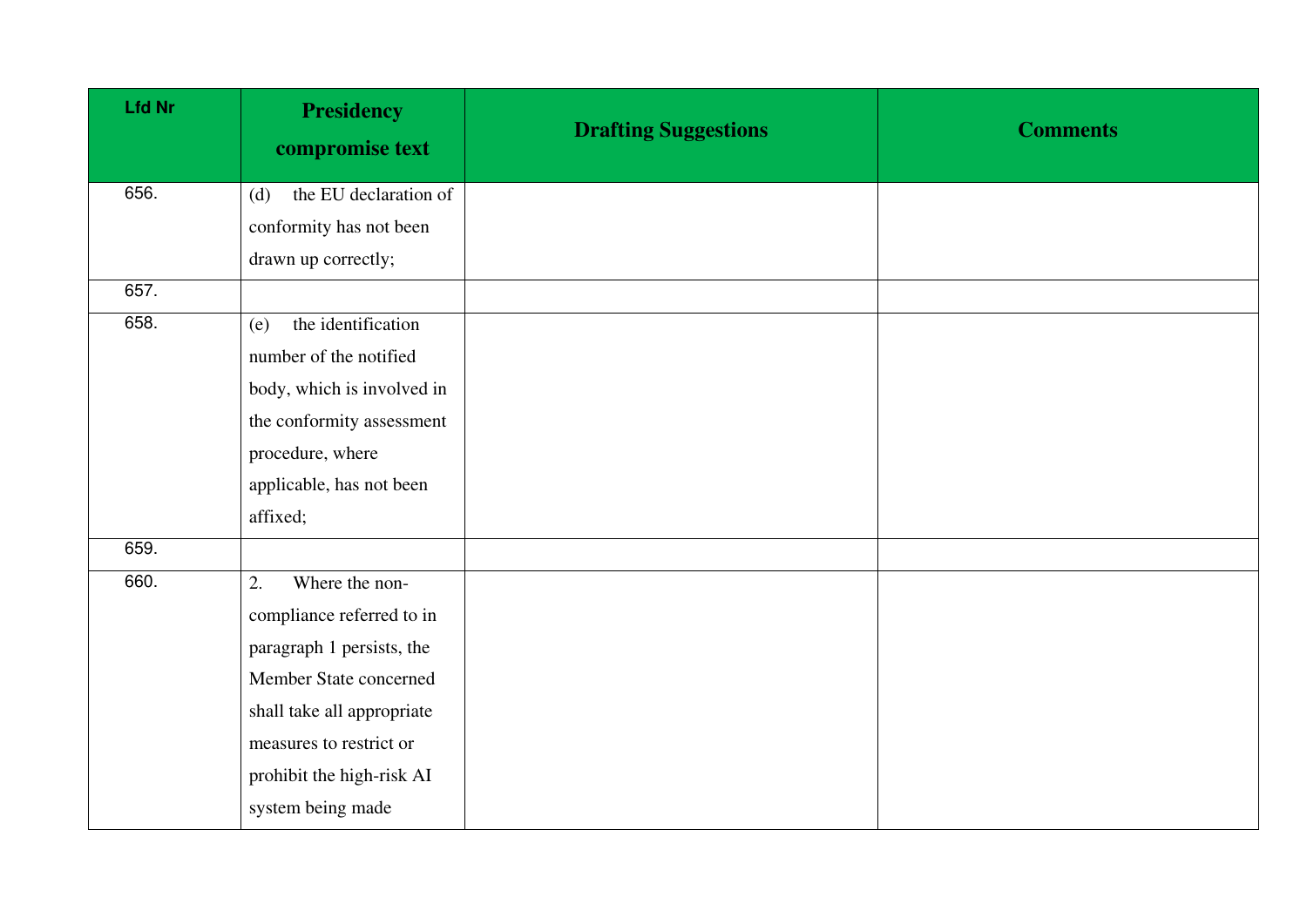| Lfd Nr | Presidency compromise text | Drafting Suggestions | Comments |
|---|---|---|---|
| 656. | (d) the EU declaration of conformity has not been drawn up correctly; | | |
| 657. | | | |
| 658. | (e) the identification number of the notified body, which is involved in the conformity assessment procedure, where applicable, has not been affixed; | | |
| 659. | | | |
| 660. | 2. Where the non-compliance referred to in paragraph 1 persists, the Member State concerned shall take all appropriate measures to restrict or prohibit the high-risk AI system being made | | |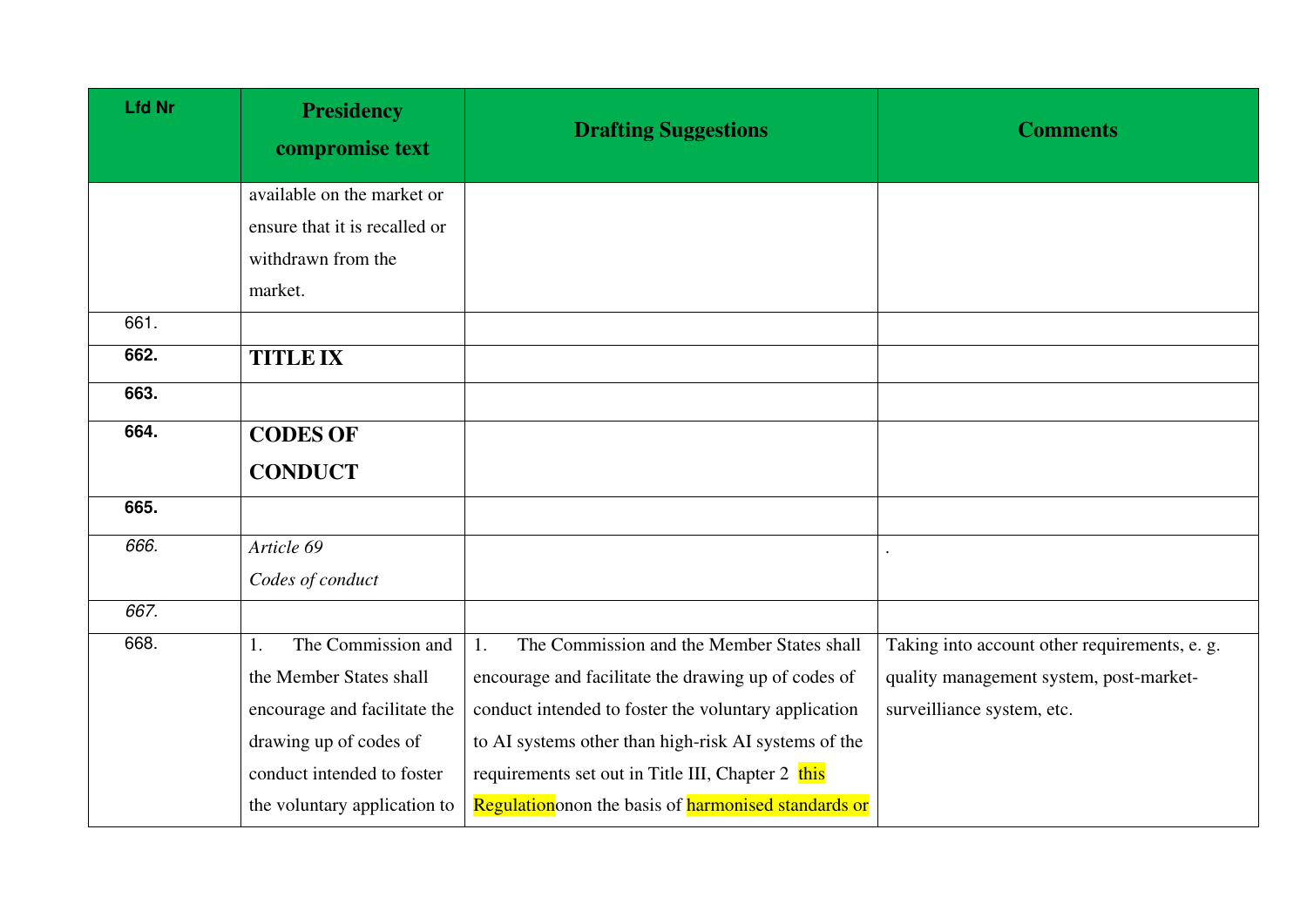| Lfd Nr | Presidency compromise text | Drafting Suggestions | Comments |
|---|---|---|---|
| | available on the market or ensure that it is recalled or withdrawn from the market. | | |
| 661. | | | |
| **662.** | **TITLE IX** | | |
| **663.** | | | |
| **664.** | **CODES OF CONDUCT** | | |
| **665.** | | | |
| *666.* | *Article 69*<br>*Codes of conduct* | | . |
| *667.* | | | |
| 668. | 1. The Commission and the Member States shall encourage and facilitate the drawing up of codes of conduct intended to foster the voluntary application to | 1. The Commission and the Member States shall encourage and facilitate the drawing up of codes of conduct intended to foster the voluntary application to AI systems other than high-risk AI systems of the requirements set out in Title III, Chapter 2 this Regulationonon the basis of harmonised standards or | Taking into account other requirements, e. g. quality management system, post-market-surveilliance system, etc. |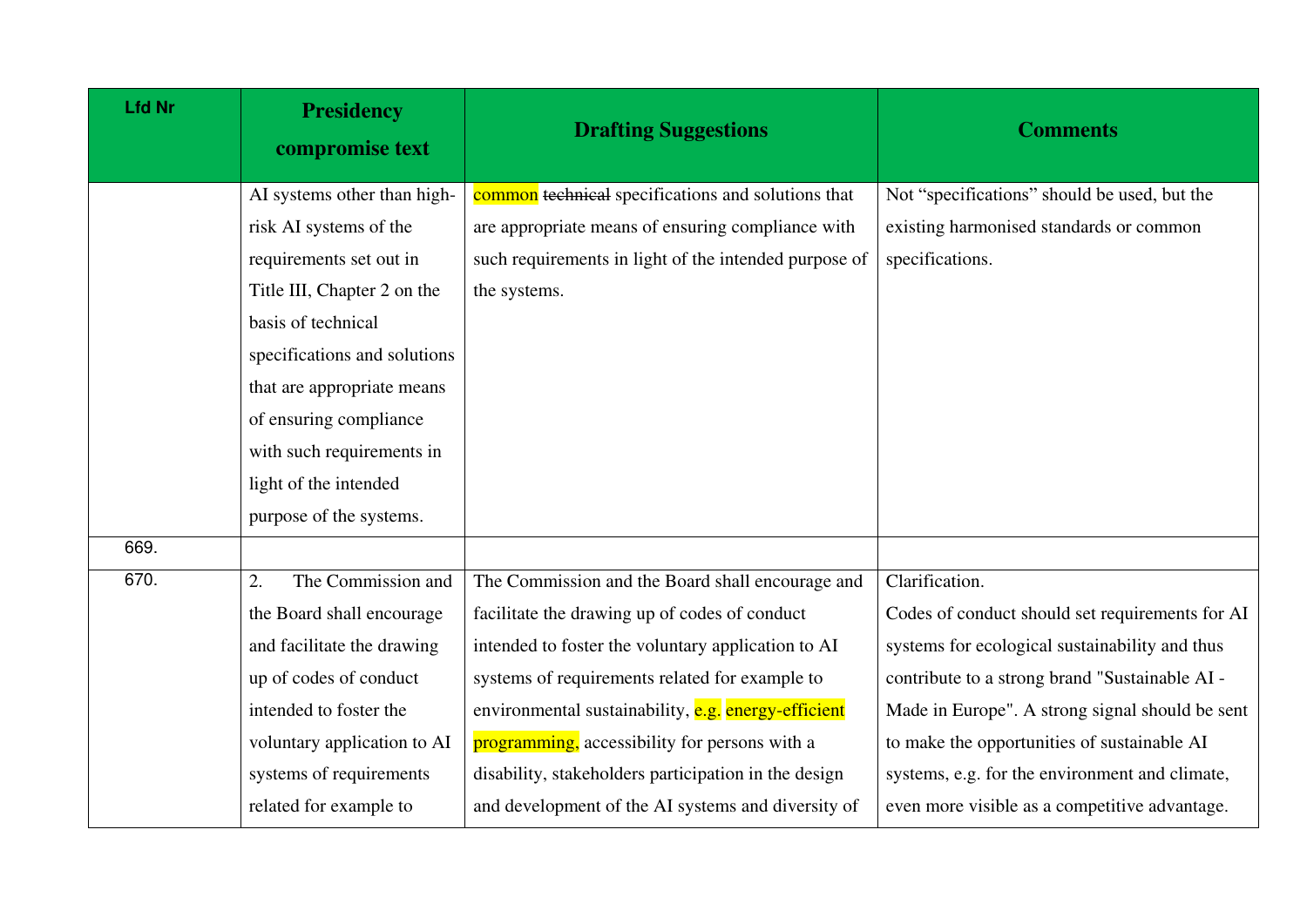| Lfd Nr | Presidency compromise text | Drafting Suggestions | Comments |
|---|---|---|---|
| | AI systems other than high-risk AI systems of the requirements set out in Title III, Chapter 2 on the basis of technical specifications and solutions that are appropriate means of ensuring compliance with such requirements in light of the intended purpose of the systems. | common ~~technical~~ specifications and solutions that are appropriate means of ensuring compliance with such requirements in light of the intended purpose of the systems. | Not "specifications" should be used, but the existing harmonised standards or common specifications. |
| 669. | | | |
| 670. | 2. The Commission and the Board shall encourage and facilitate the drawing up of codes of conduct intended to foster the voluntary application to AI systems of requirements related for example to | The Commission and the Board shall encourage and facilitate the drawing up of codes of conduct intended to foster the voluntary application to AI systems of requirements related for example to environmental sustainability, e.g. energy-efficient programming, accessibility for persons with a disability, stakeholders participation in the design and development of the AI systems and diversity of | Clarification.<br>Codes of conduct should set requirements for AI systems for ecological sustainability and thus contribute to a strong brand "Sustainable AI - Made in Europe". A strong signal should be sent to make the opportunities of sustainable AI systems, e.g. for the environment and climate, even more visible as a competitive advantage. |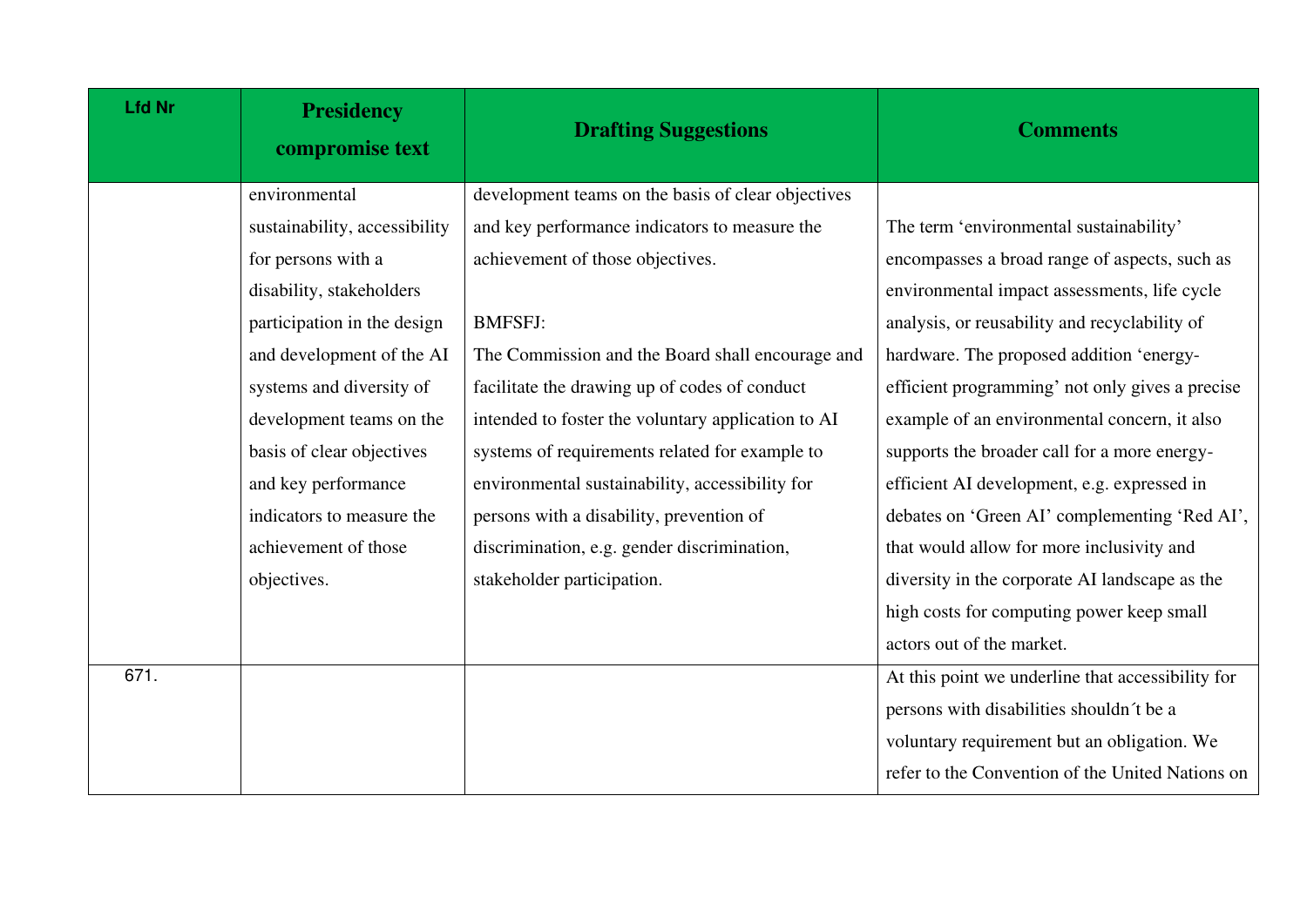| Lfd Nr | Presidency compromise text | Drafting Suggestions | Comments |
| --- | --- | --- | --- |
| | environmental sustainability, accessibility for persons with a disability, stakeholders participation in the design and development of the AI systems and diversity of development teams on the basis of clear objectives and key performance indicators to measure the achievement of those objectives. | development teams on the basis of clear objectives and key performance indicators to measure the achievement of those objectives.<br><br>BMFSFJ:<br>The Commission and the Board shall encourage and facilitate the drawing up of codes of conduct intended to foster the voluntary application to AI systems of requirements related for example to environmental sustainability, accessibility for persons with a disability, prevention of discrimination, e.g. gender discrimination, stakeholder participation. | The term 'environmental sustainability' encompasses a broad range of aspects, such as environmental impact assessments, life cycle analysis, or reusability and recyclability of hardware. The proposed addition 'energy-efficient programming' not only gives a precise example of an environmental concern, it also supports the broader call for a more energy-efficient AI development, e.g. expressed in debates on 'Green AI' complementing 'Red AI', that would allow for more inclusivity and diversity in the corporate AI landscape as the high costs for computing power keep small actors out of the market. |
| 671. | | | At this point we underline that accessibility for persons with disabilities shouldn´t be a voluntary requirement but an obligation. We refer to the Convention of the United Nations on |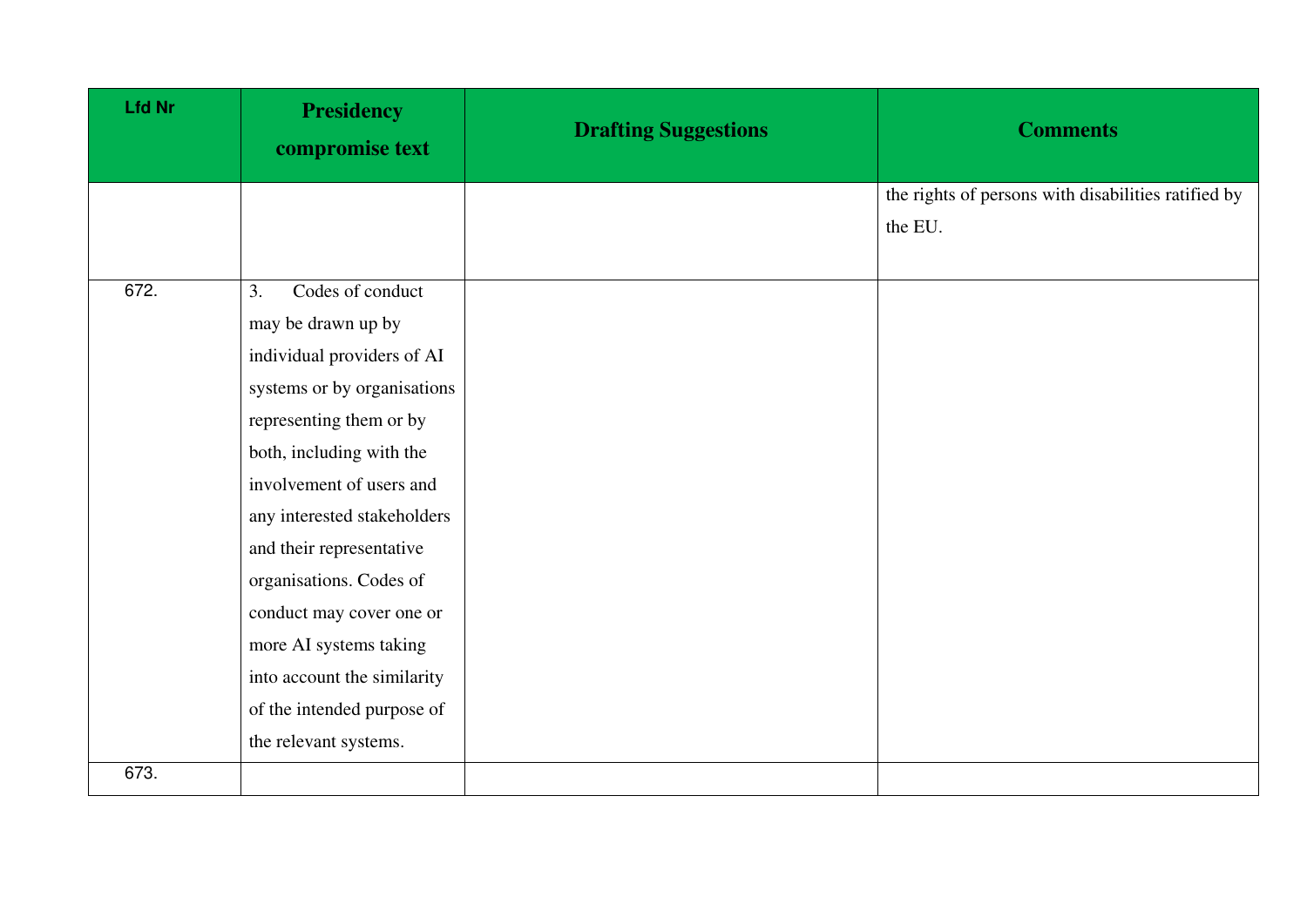| Lfd Nr | Presidency compromise text | Drafting Suggestions | Comments |
|---|---|---|---|
| | | | the rights of persons with disabilities ratified by the EU. |
| 672. | 3. Codes of conduct may be drawn up by individual providers of AI systems or by organisations representing them or by both, including with the involvement of users and any interested stakeholders and their representative organisations. Codes of conduct may cover one or more AI systems taking into account the similarity of the intended purpose of the relevant systems. | | |
| 673. | | | |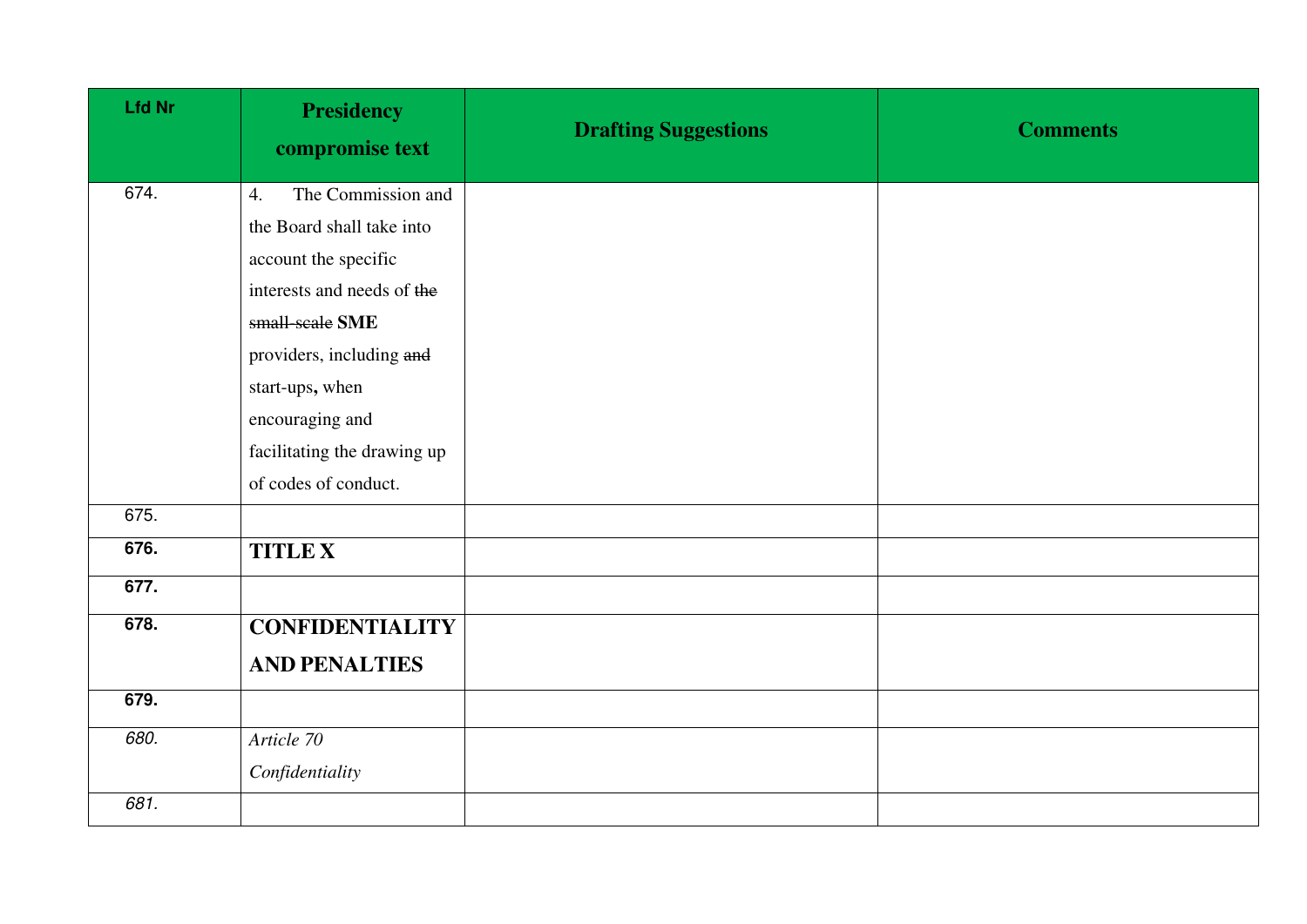| Lfd Nr | Presidency compromise text | Drafting Suggestions | Comments |
|---|---|---|---|
| 674. | 4. The Commission and the Board shall take into account the specific interests and needs of ~~the small-scale~~ **SME** providers, including ~~and~~ start-ups**,** when encouraging and facilitating the drawing up of codes of conduct. | | |
| 675. | | | |
| **676.** | **TITLE X** | | |
| **677.** | | | |
| **678.** | **CONFIDENTIALITY AND PENALTIES** | | |
| **679.** | | | |
| *680.* | *Article 70*<br>*Confidentiality* | | |
| *681.* | | | |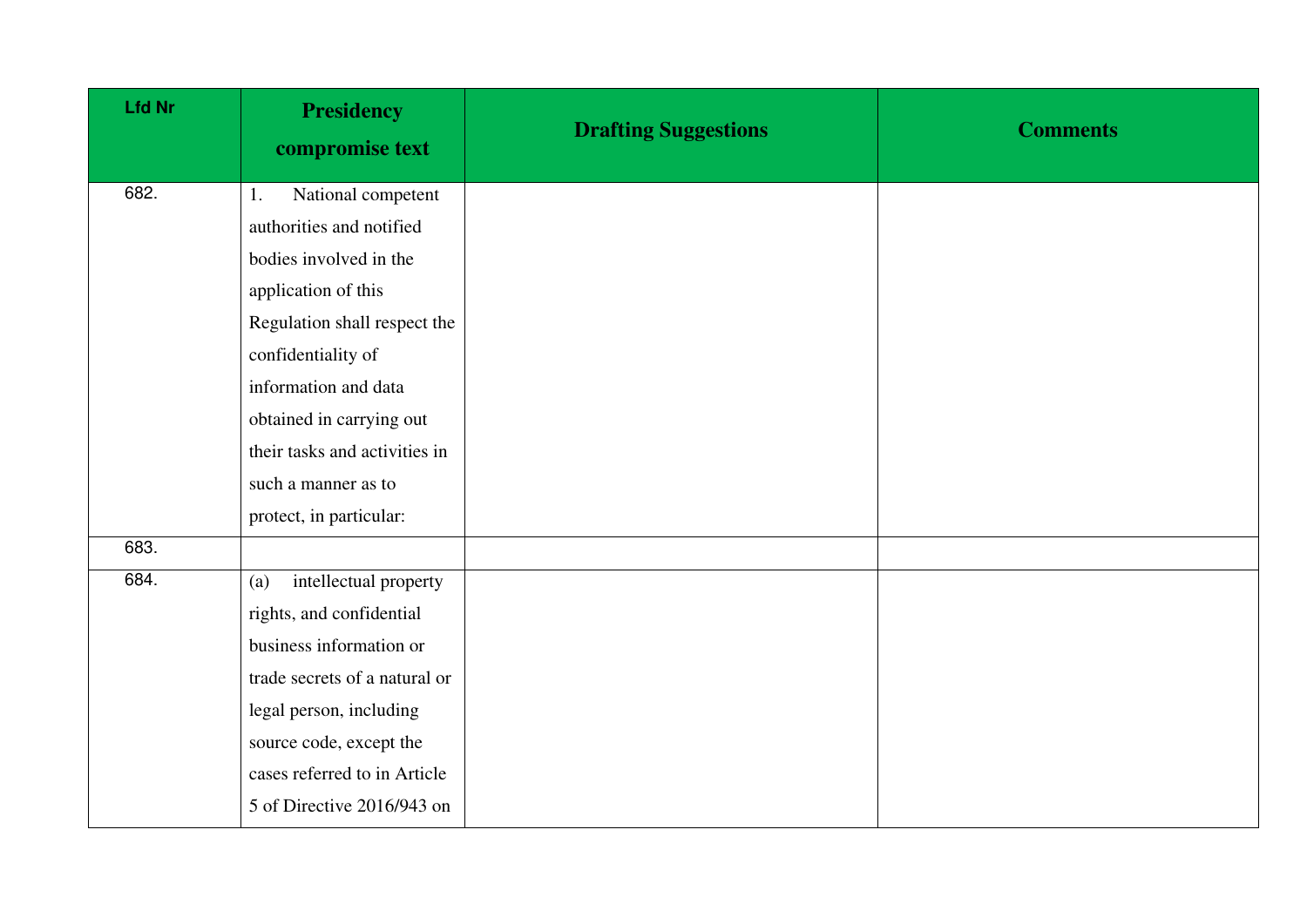| Lfd Nr | Presidency compromise text | Drafting Suggestions | Comments |
|---|---|---|---|
| 682. | 1. National competent authorities and notified bodies involved in the application of this Regulation shall respect the confidentiality of information and data obtained in carrying out their tasks and activities in such a manner as to protect, in particular: | | |
| 683. | | | |
| 684. | (a) intellectual property rights, and confidential business information or trade secrets of a natural or legal person, including source code, except the cases referred to in Article 5 of Directive 2016/943 on | | |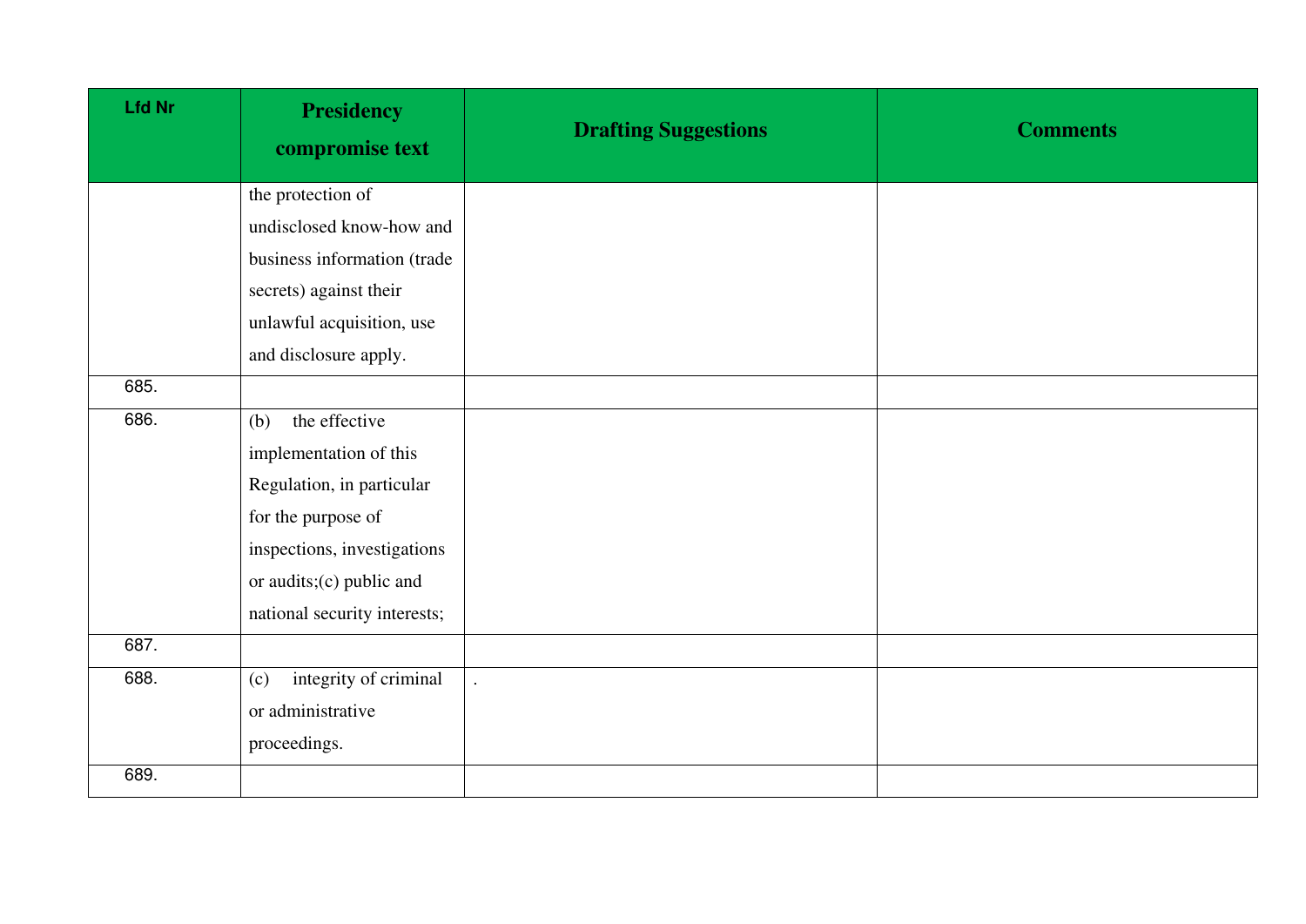| Lfd Nr | Presidency compromise text | Drafting Suggestions | Comments |
|---|---|---|---|
| | the protection of undisclosed know-how and business information (trade secrets) against their unlawful acquisition, use and disclosure apply. | | |
| 685. | | | |
| 686. | (b) the effective implementation of this Regulation, in particular for the purpose of inspections, investigations or audits;(c) public and national security interests; | | |
| 687. | | | |
| 688. | (c) integrity of criminal or administrative proceedings. | . | |
| 689. | | | |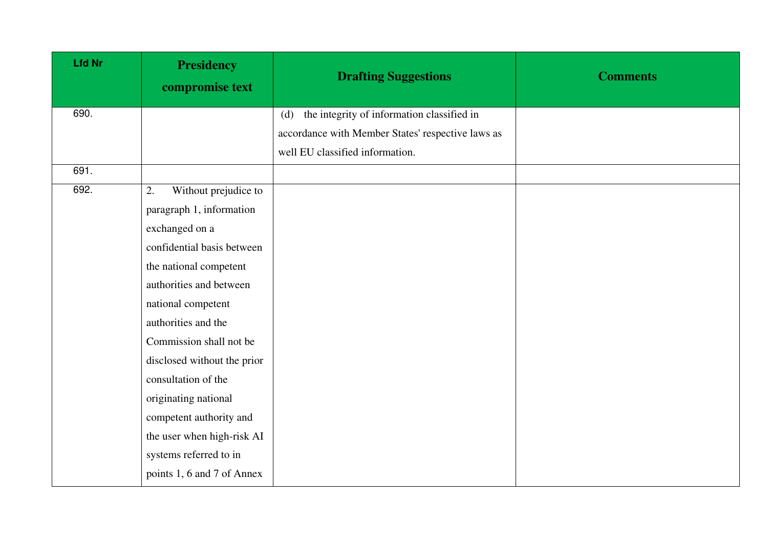| Lfd Nr | Presidency compromise text | Drafting Suggestions | Comments |
|---|---|---|---|
| 690. | | (d) the integrity of information classified in accordance with Member States' respective laws as well EU classified information. | |
| 691. | | | |
| 692. | 2. Without prejudice to paragraph 1, information exchanged on a confidential basis between the national competent authorities and between national competent authorities and the Commission shall not be disclosed without the prior consultation of the originating national competent authority and the user when high-risk AI systems referred to in points 1, 6 and 7 of Annex | | |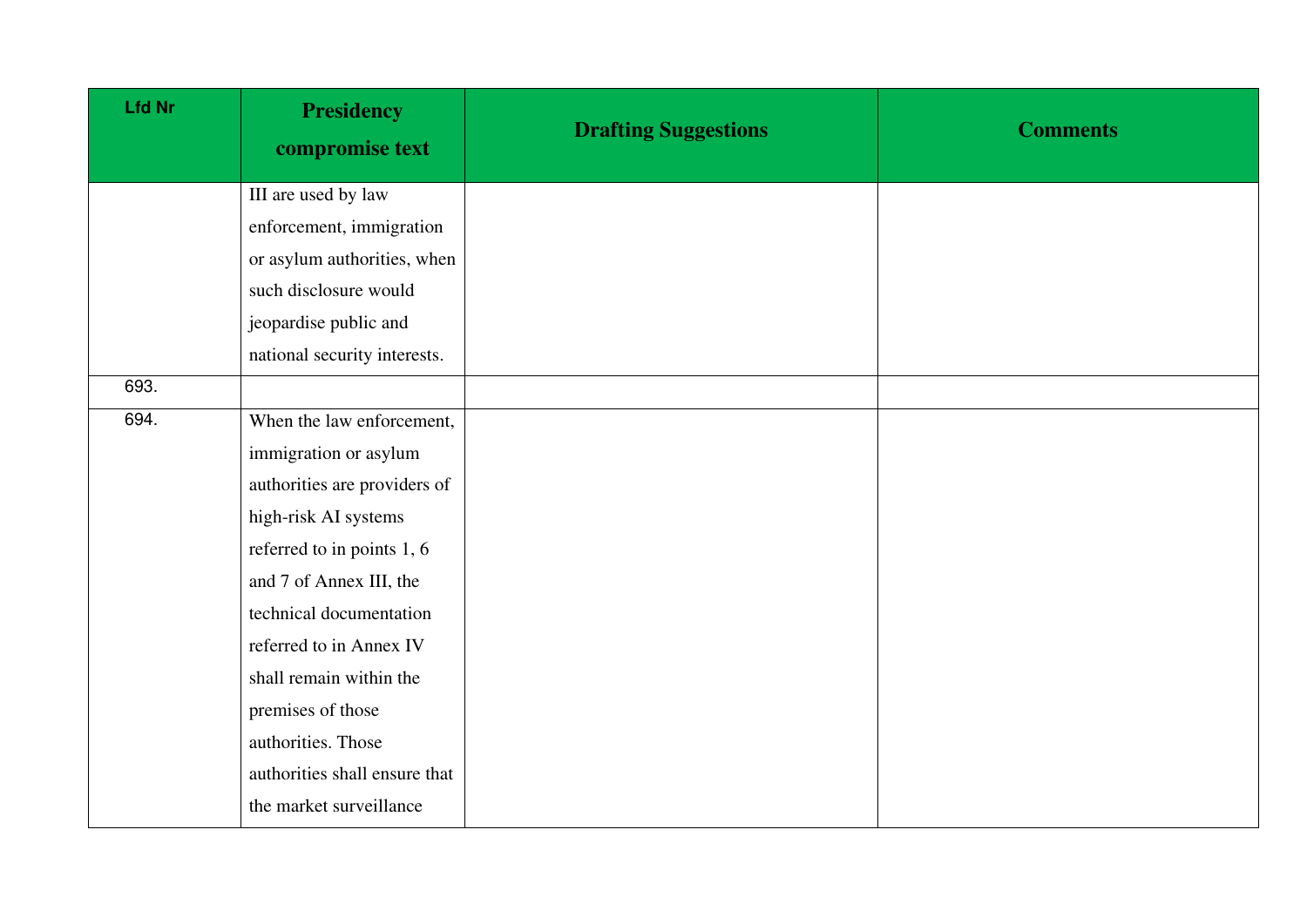| Lfd Nr | Presidency compromise text | Drafting Suggestions | Comments |
|---|---|---|---|
| | III are used by law enforcement, immigration or asylum authorities, when such disclosure would jeopardise public and national security interests. | | |
| 693. | | | |
| 694. | When the law enforcement, immigration or asylum authorities are providers of high-risk AI systems referred to in points 1, 6 and 7 of Annex III, the technical documentation referred to in Annex IV shall remain within the premises of those authorities. Those authorities shall ensure that the market surveillance | | |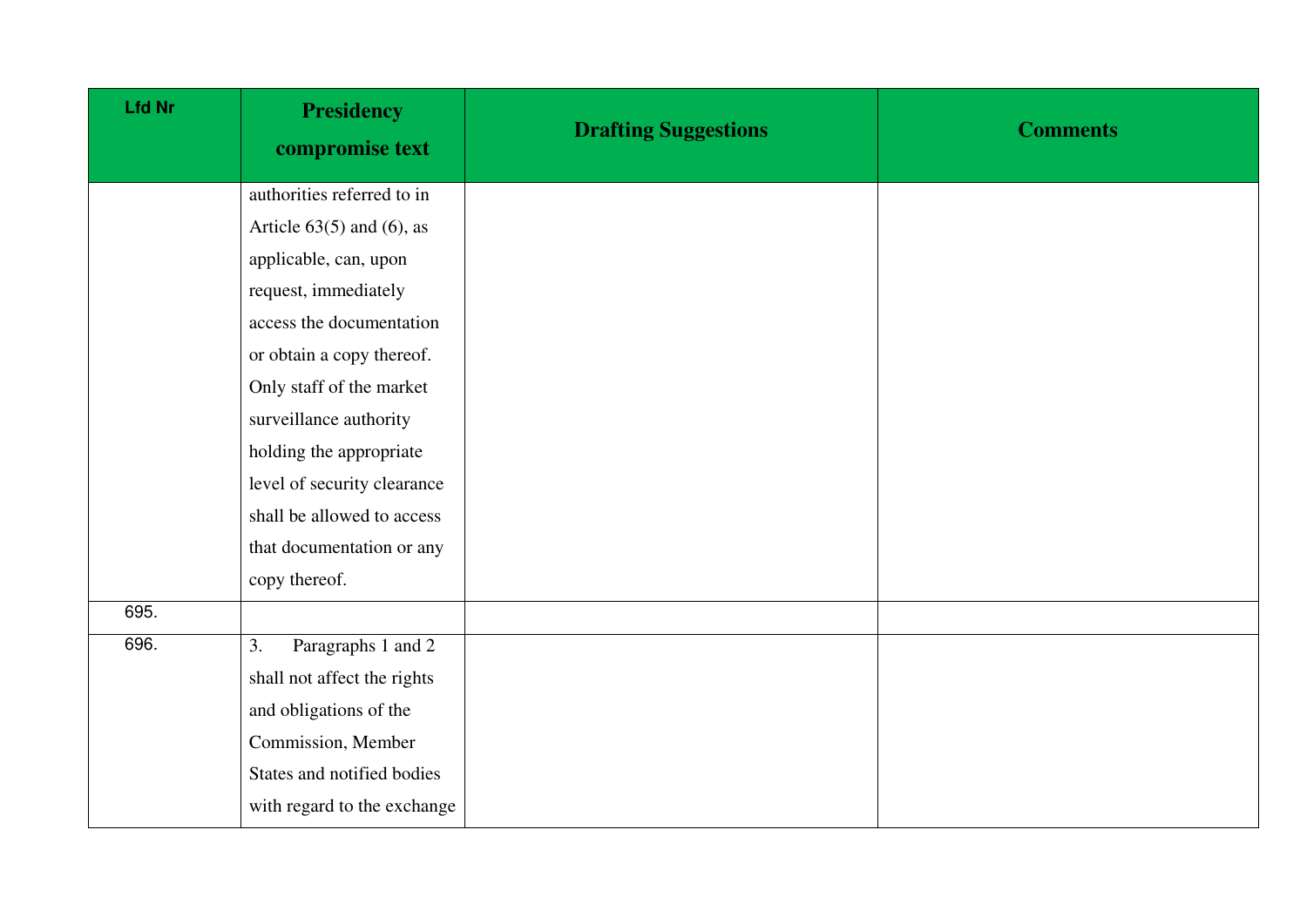| Lfd Nr | Presidency compromise text | Drafting Suggestions | Comments |
|---|---|---|---|
| | authorities referred to in Article 63(5) and (6), as applicable, can, upon request, immediately access the documentation or obtain a copy thereof. Only staff of the market surveillance authority holding the appropriate level of security clearance shall be allowed to access that documentation or any copy thereof. | | |
| 695. | | | |
| 696. | 3. Paragraphs 1 and 2 shall not affect the rights and obligations of the Commission, Member States and notified bodies with regard to the exchange | | |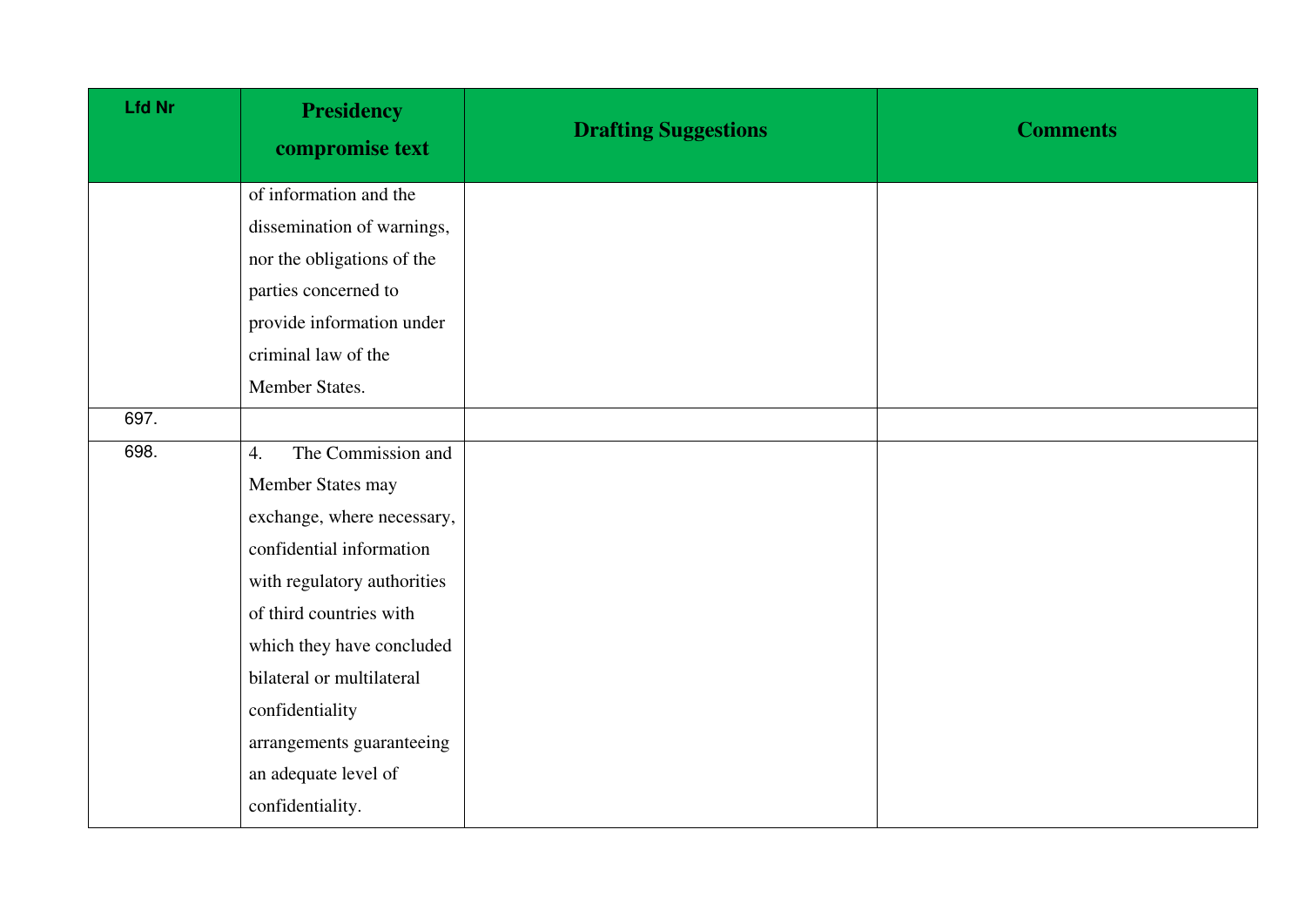| Lfd Nr | Presidency compromise text | Drafting Suggestions | Comments |
|---|---|---|---|
| | of information and the dissemination of warnings, nor the obligations of the parties concerned to provide information under criminal law of the Member States. | | |
| 697. | | | |
| 698. | 4. The Commission and Member States may exchange, where necessary, confidential information with regulatory authorities of third countries with which they have concluded bilateral or multilateral confidentiality arrangements guaranteeing an adequate level of confidentiality. | | |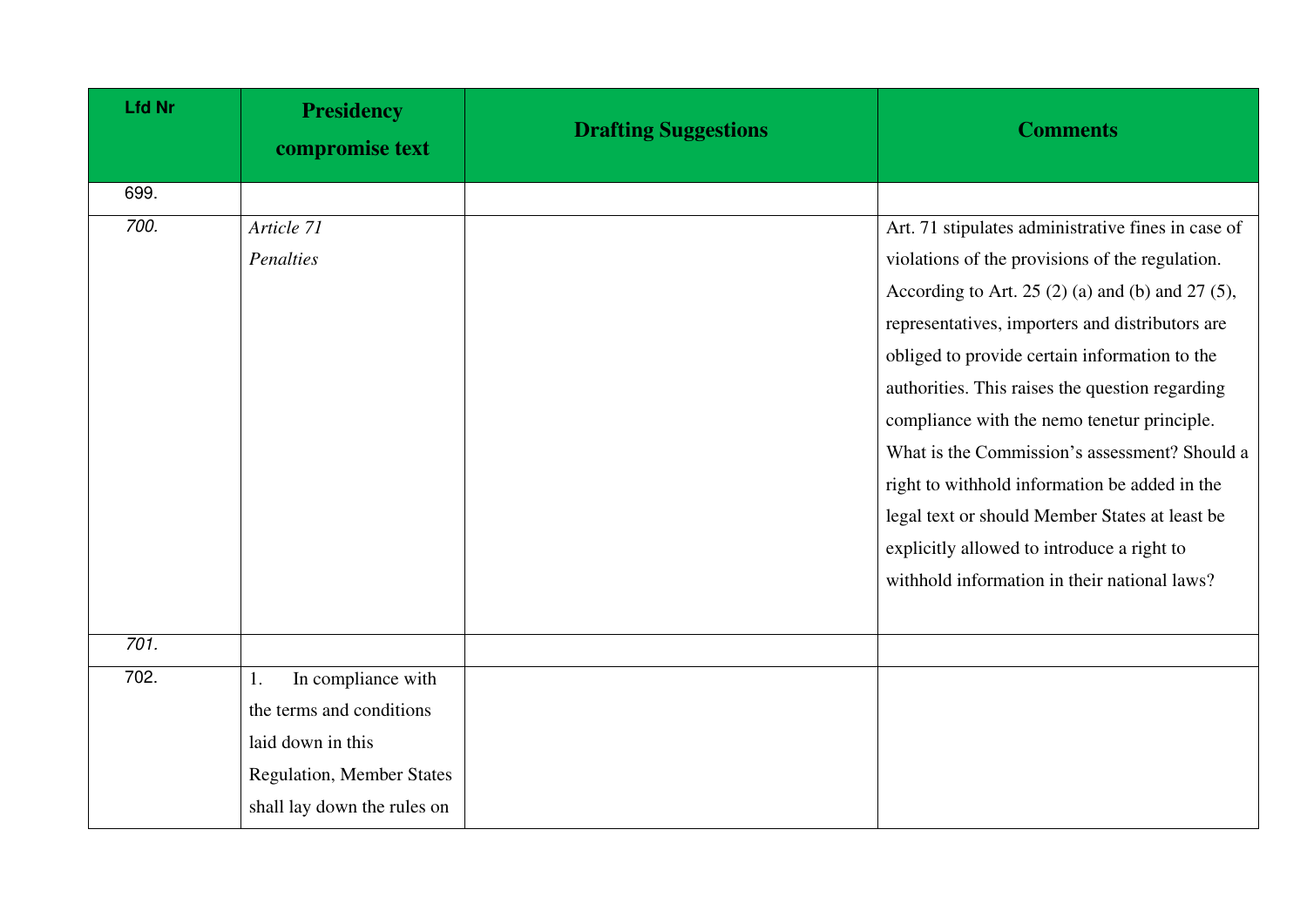| Lfd Nr | Presidency compromise text | Drafting Suggestions | Comments |
|---|---|---|---|
| 699. | | | |
| *700.* | *Article 71*<br>*Penalties* | | Art. 71 stipulates administrative fines in case of violations of the provisions of the regulation. According to Art. 25 (2) (a) and (b) and 27 (5), representatives, importers and distributors are obliged to provide certain information to the authorities. This raises the question regarding compliance with the nemo tenetur principle. What is the Commission's assessment? Should a right to withhold information be added in the legal text or should Member States at least be explicitly allowed to introduce a right to withhold information in their national laws? |
| *701.* | | | |
| 702. | 1. In compliance with the terms and conditions laid down in this Regulation, Member States shall lay down the rules on | | |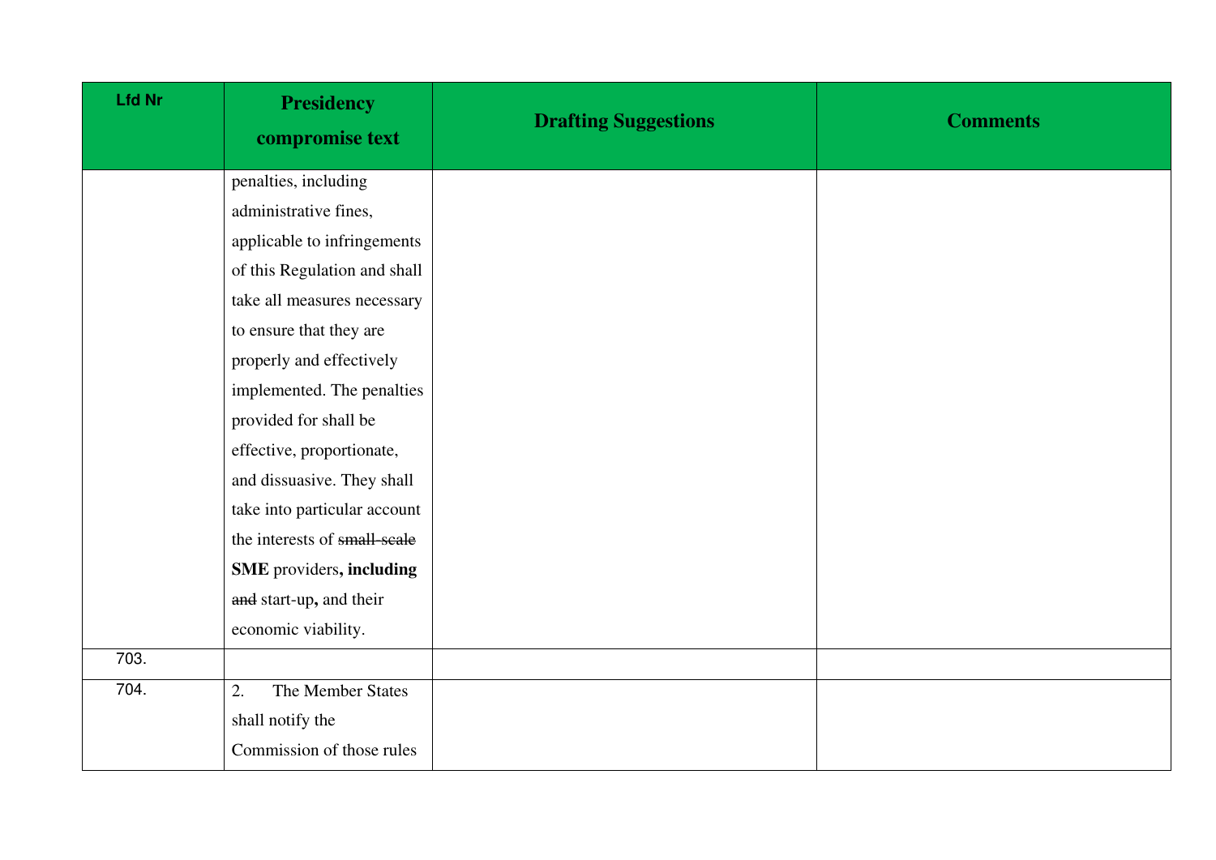| Lfd Nr | Presidency compromise text | Drafting Suggestions | Comments |
|---|---|---|---|
| | penalties, including administrative fines, applicable to infringements of this Regulation and shall take all measures necessary to ensure that they are properly and effectively implemented. The penalties provided for shall be effective, proportionate, and dissuasive. They shall take into particular account the interests of ~~small-scale~~ **SME** providers**, including** ~~and~~ start-up**,** and their economic viability. | | |
| 703. | | | |
| 704. | 2. The Member States shall notify the Commission of those rules | | |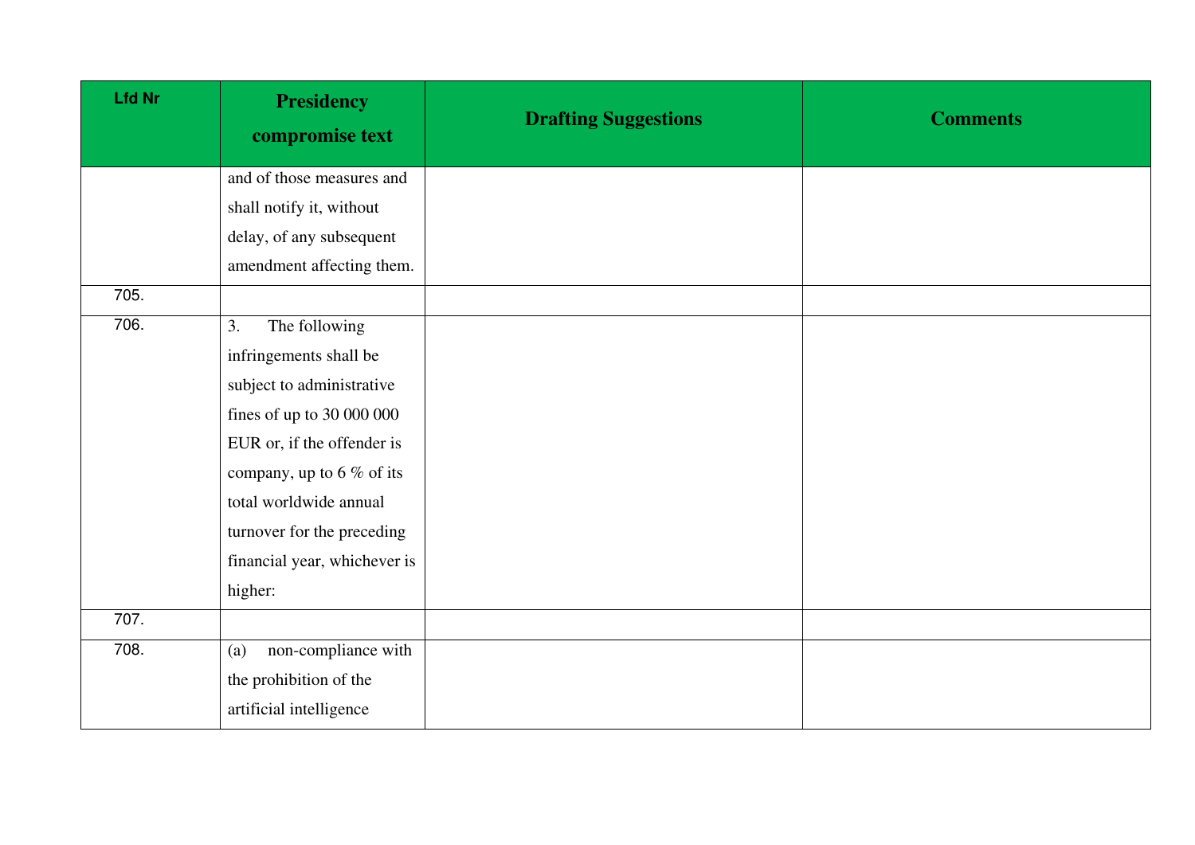| Lfd Nr | Presidency compromise text | Drafting Suggestions | Comments |
|---|---|---|---|
| | and of those measures and shall notify it, without delay, of any subsequent amendment affecting them. | | |
| 705. | | | |
| 706. | 3. The following infringements shall be subject to administrative fines of up to 30 000 000 EUR or, if the offender is company, up to 6 % of its total worldwide annual turnover for the preceding financial year, whichever is higher: | | |
| 707. | | | |
| 708. | (a) non-compliance with the prohibition of the artificial intelligence | | |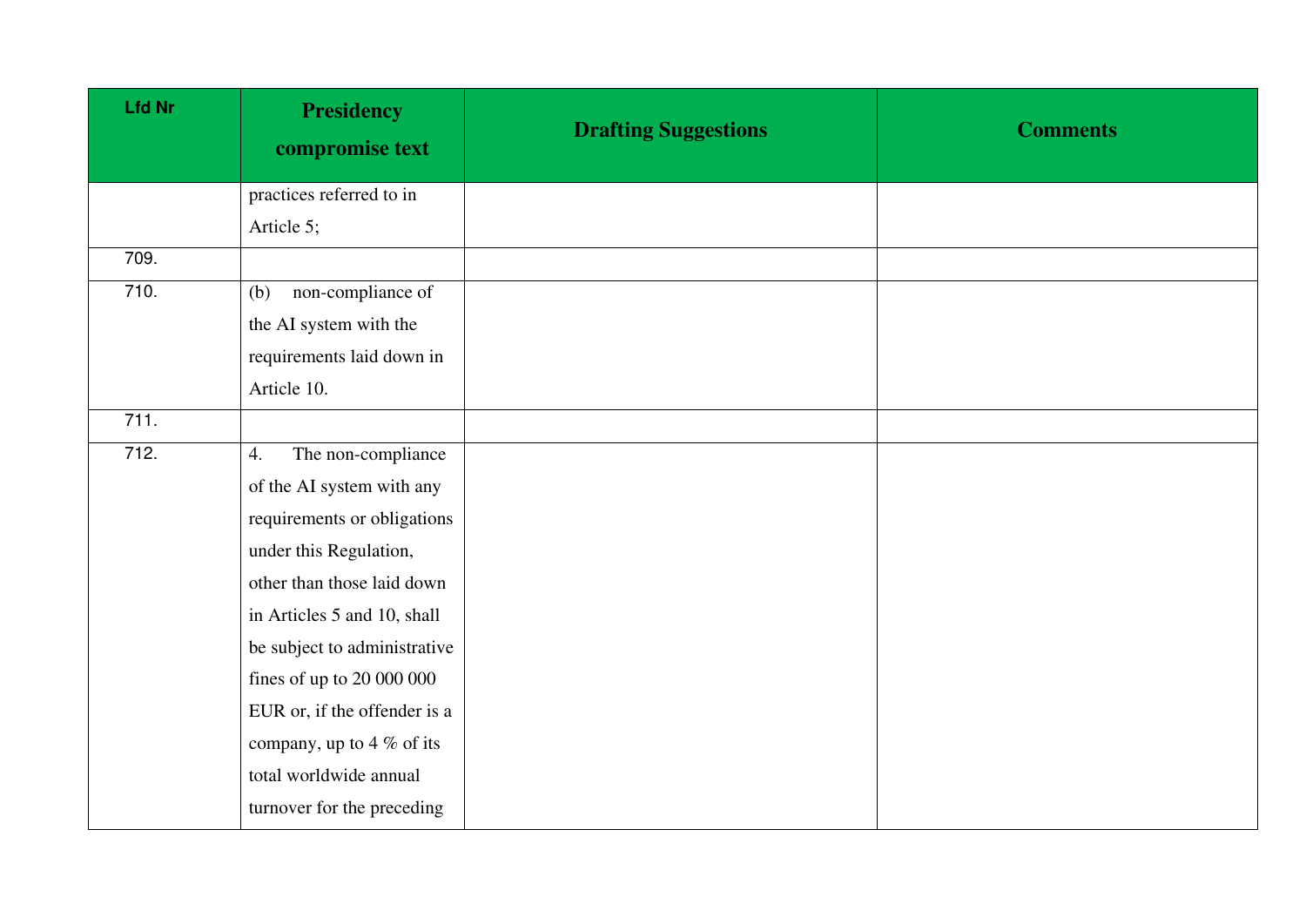| Lfd Nr | Presidency compromise text | Drafting Suggestions | Comments |
|---|---|---|---|
| | practices referred to in Article 5; | | |
| 709. | | | |
| 710. | (b) non-compliance of the AI system with the requirements laid down in Article 10. | | |
| 711. | | | |
| 712. | 4. The non-compliance of the AI system with any requirements or obligations under this Regulation, other than those laid down in Articles 5 and 10, shall be subject to administrative fines of up to 20 000 000 EUR or, if the offender is a company, up to 4 % of its total worldwide annual turnover for the preceding | | |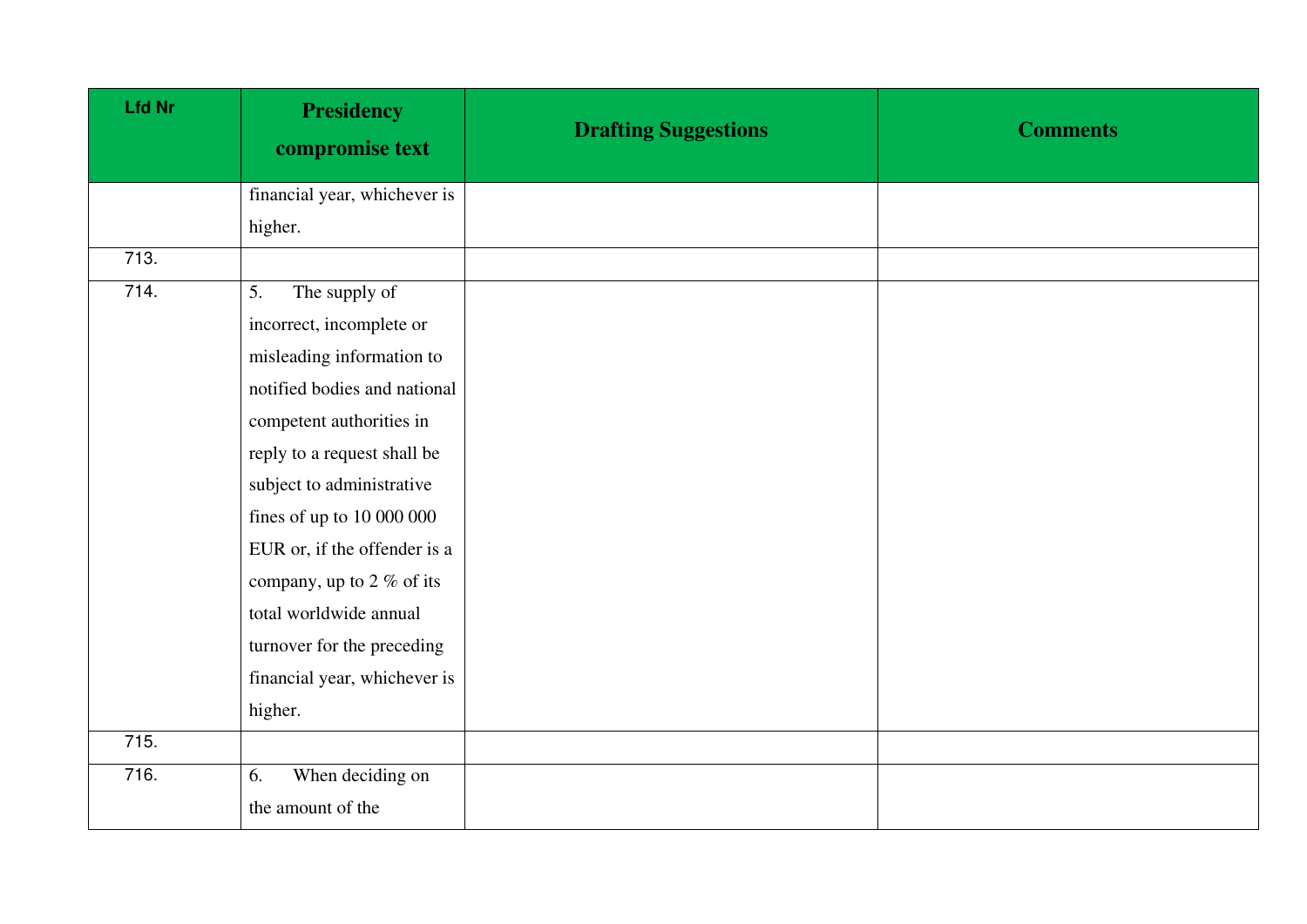| Lfd Nr | Presidency compromise text | Drafting Suggestions | Comments |
|---|---|---|---|
| | financial year, whichever is higher. | | |
| 713. | | | |
| 714. | 5. The supply of incorrect, incomplete or misleading information to notified bodies and national competent authorities in reply to a request shall be subject to administrative fines of up to 10 000 000 EUR or, if the offender is a company, up to 2 % of its total worldwide annual turnover for the preceding financial year, whichever is higher. | | |
| 715. | | | |
| 716. | 6. When deciding on the amount of the | | |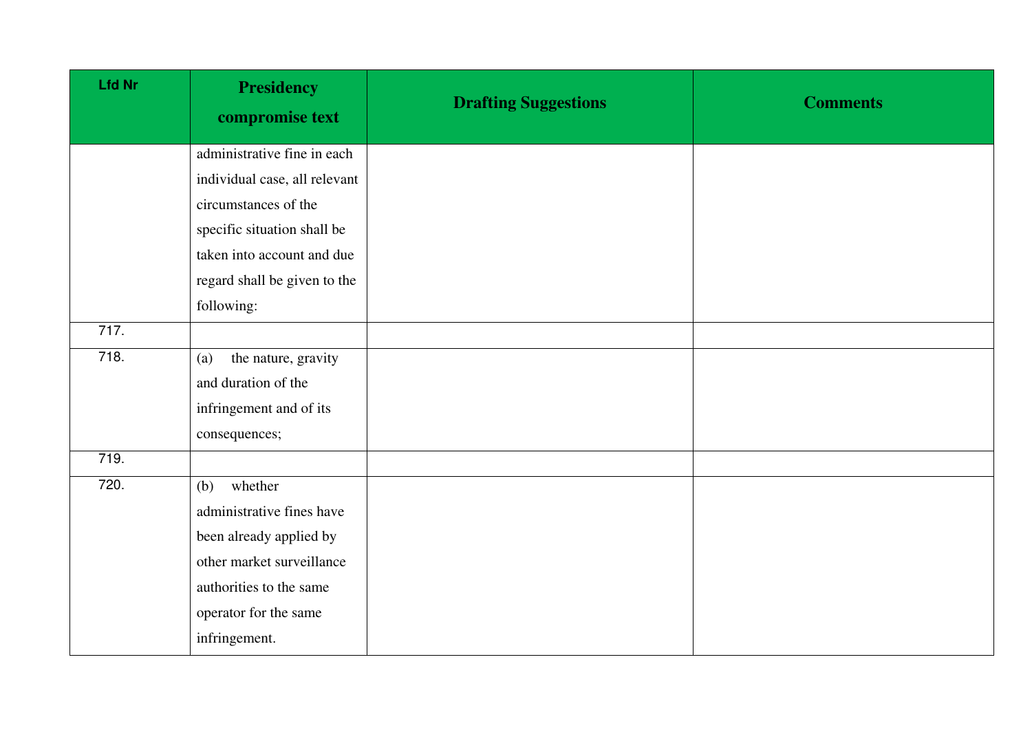| Lfd Nr | Presidency compromise text | Drafting Suggestions | Comments |
|---|---|---|---|
| | administrative fine in each individual case, all relevant circumstances of the specific situation shall be taken into account and due regard shall be given to the following: | | |
| 717. | | | |
| 718. | (a) the nature, gravity and duration of the infringement and of its consequences; | | |
| 719. | | | |
| 720. | (b) whether administrative fines have been already applied by other market surveillance authorities to the same operator for the same infringement. | | |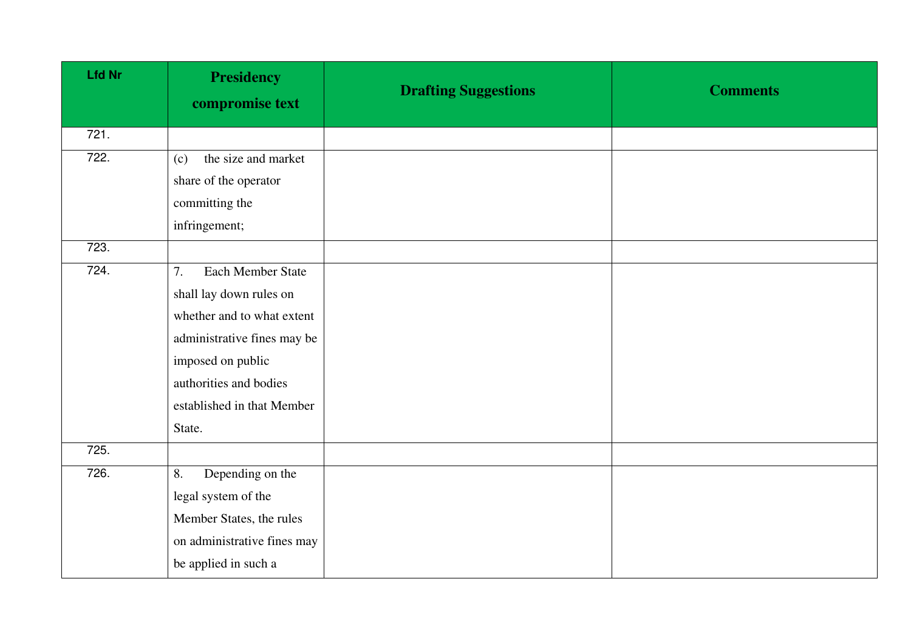| Lfd Nr | Presidency compromise text | Drafting Suggestions | Comments |
|---|---|---|---|
| 721. | | | |
| 722. | (c) the size and market share of the operator committing the infringement; | | |
| 723. | | | |
| 724. | 7. Each Member State shall lay down rules on whether and to what extent administrative fines may be imposed on public authorities and bodies established in that Member State. | | |
| 725. | | | |
| 726. | 8. Depending on the legal system of the Member States, the rules on administrative fines may be applied in such a | | |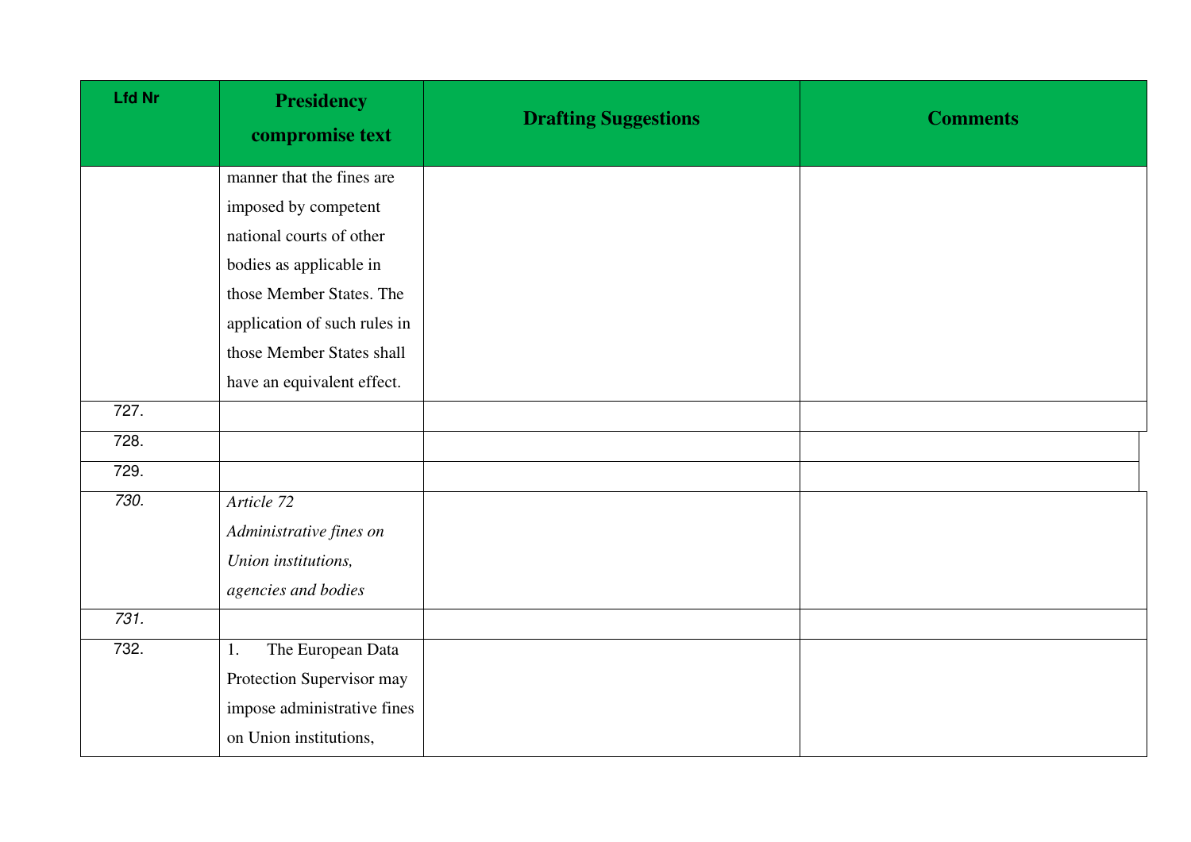| Lfd Nr | Presidency compromise text | Drafting Suggestions | Comments |
|---|---|---|---|
| | manner that the fines are imposed by competent national courts of other bodies as applicable in those Member States. The application of such rules in those Member States shall have an equivalent effect. | | |
| 727. | | | |
| 728. | | | |
| 729. | | | |
| *730.* | *Article 72* *Administrative fines on Union institutions, agencies and bodies* | | |
| *731.* | | | |
| 732. | 1. The European Data Protection Supervisor may impose administrative fines on Union institutions, | | |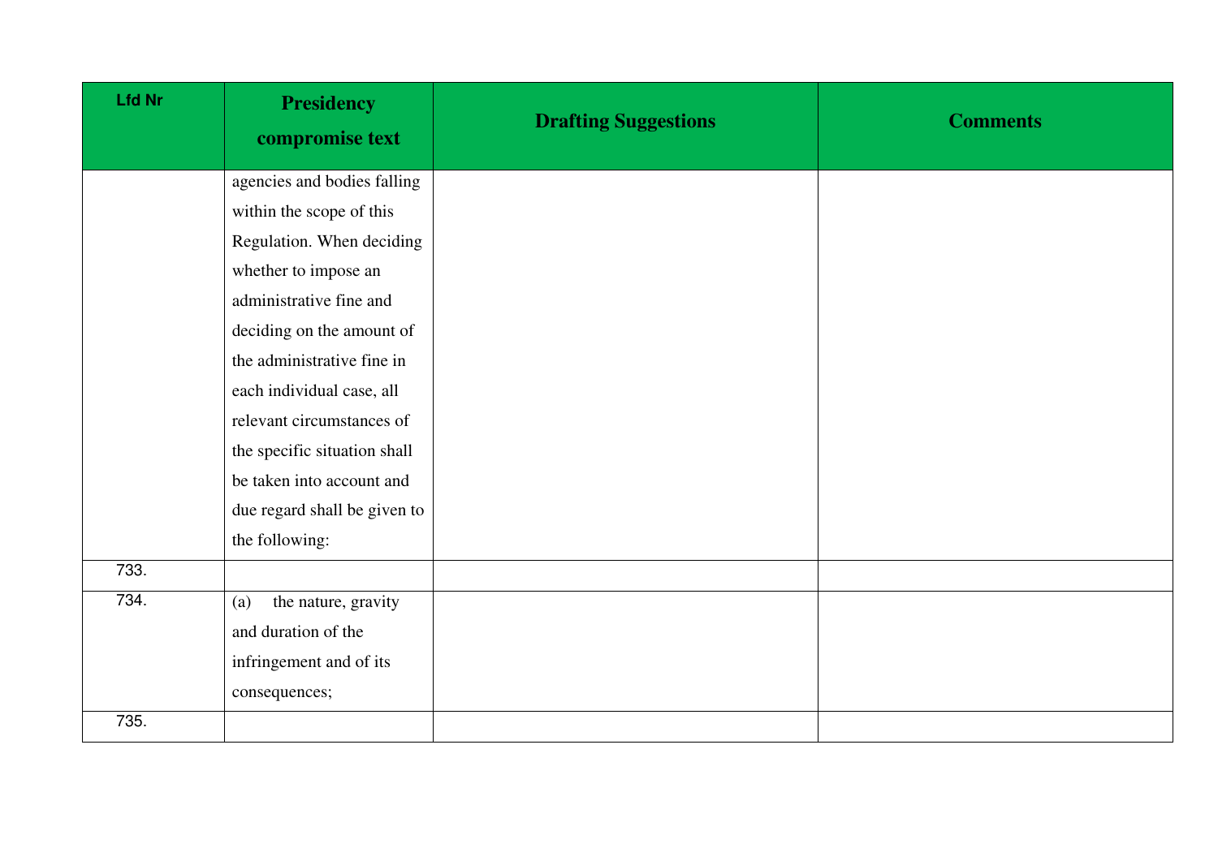| Lfd Nr | Presidency compromise text | Drafting Suggestions | Comments |
|---|---|---|---|
| | agencies and bodies falling within the scope of this Regulation. When deciding whether to impose an administrative fine and deciding on the amount of the administrative fine in each individual case, all relevant circumstances of the specific situation shall be taken into account and due regard shall be given to the following: | | |
| 733. | | | |
| 734. | (a) the nature, gravity and duration of the infringement and of its consequences; | | |
| 735. | | | |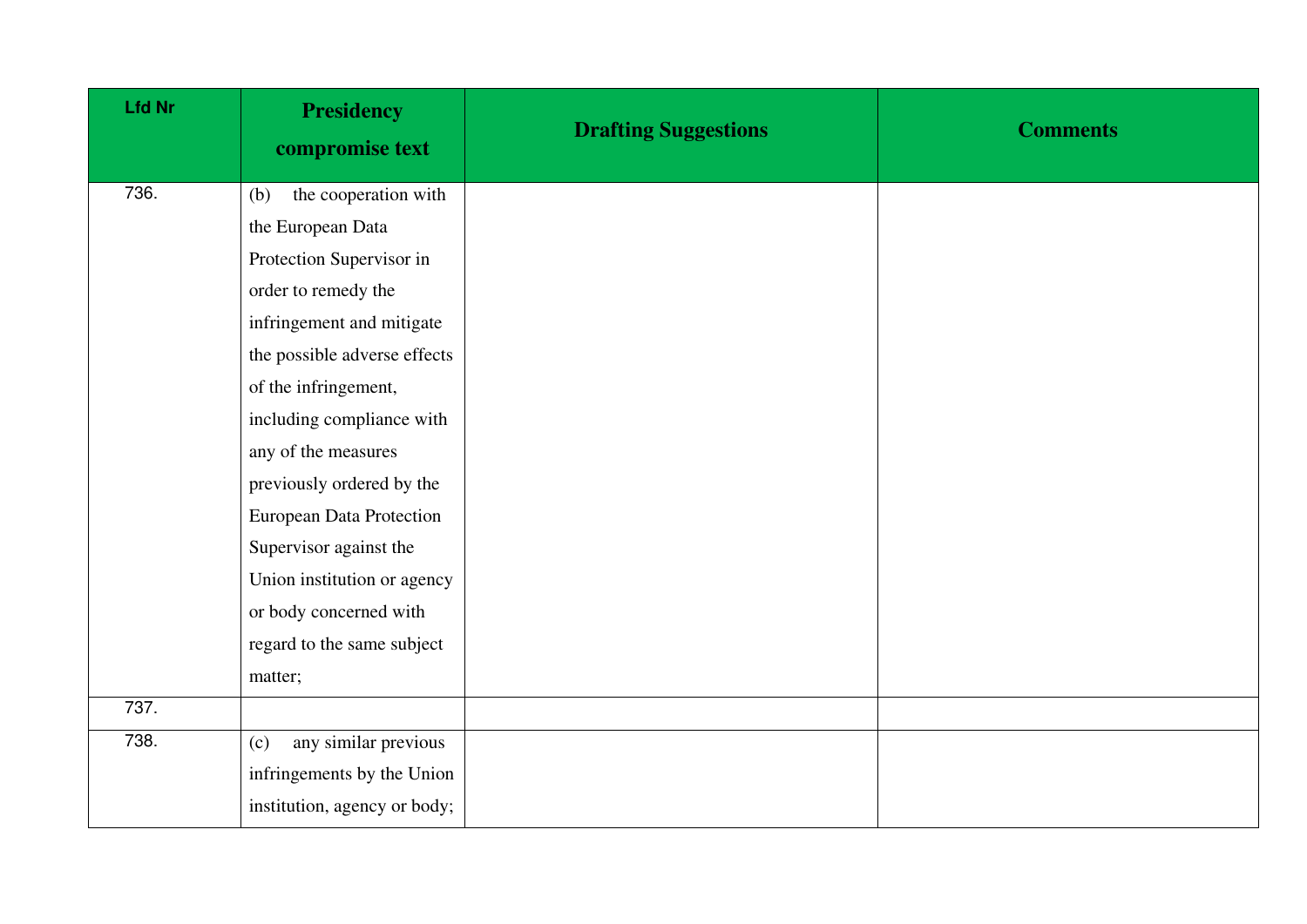| Lfd Nr | Presidency compromise text | Drafting Suggestions | Comments |
|---|---|---|---|
| 736. | (b) the cooperation with the European Data Protection Supervisor in order to remedy the infringement and mitigate the possible adverse effects of the infringement, including compliance with any of the measures previously ordered by the European Data Protection Supervisor against the Union institution or agency or body concerned with regard to the same subject matter; | | |
| 737. | | | |
| 738. | (c) any similar previous infringements by the Union institution, agency or body; | | |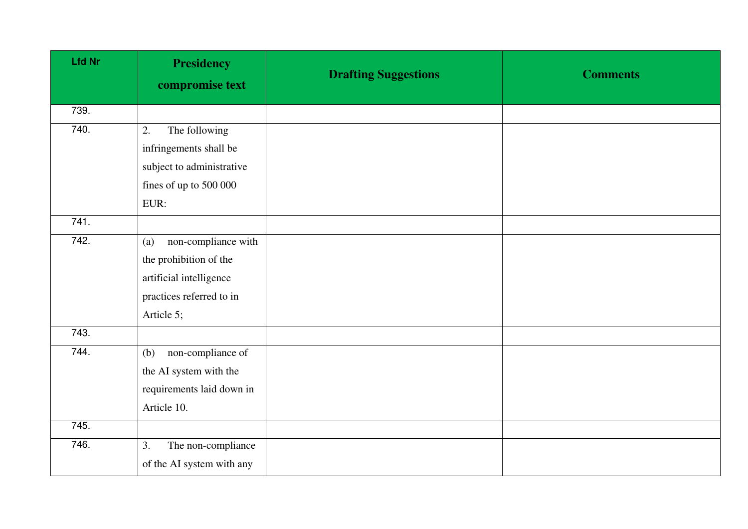| Lfd Nr | Presidency compromise text | Drafting Suggestions | Comments |
|---|---|---|---|
| 739. | | | |
| 740. | 2. The following infringements shall be subject to administrative fines of up to 500 000 EUR: | | |
| 741. | | | |
| 742. | (a) non-compliance with the prohibition of the artificial intelligence practices referred to in Article 5; | | |
| 743. | | | |
| 744. | (b) non-compliance of the AI system with the requirements laid down in Article 10. | | |
| 745. | | | |
| 746. | 3. The non-compliance of the AI system with any | | |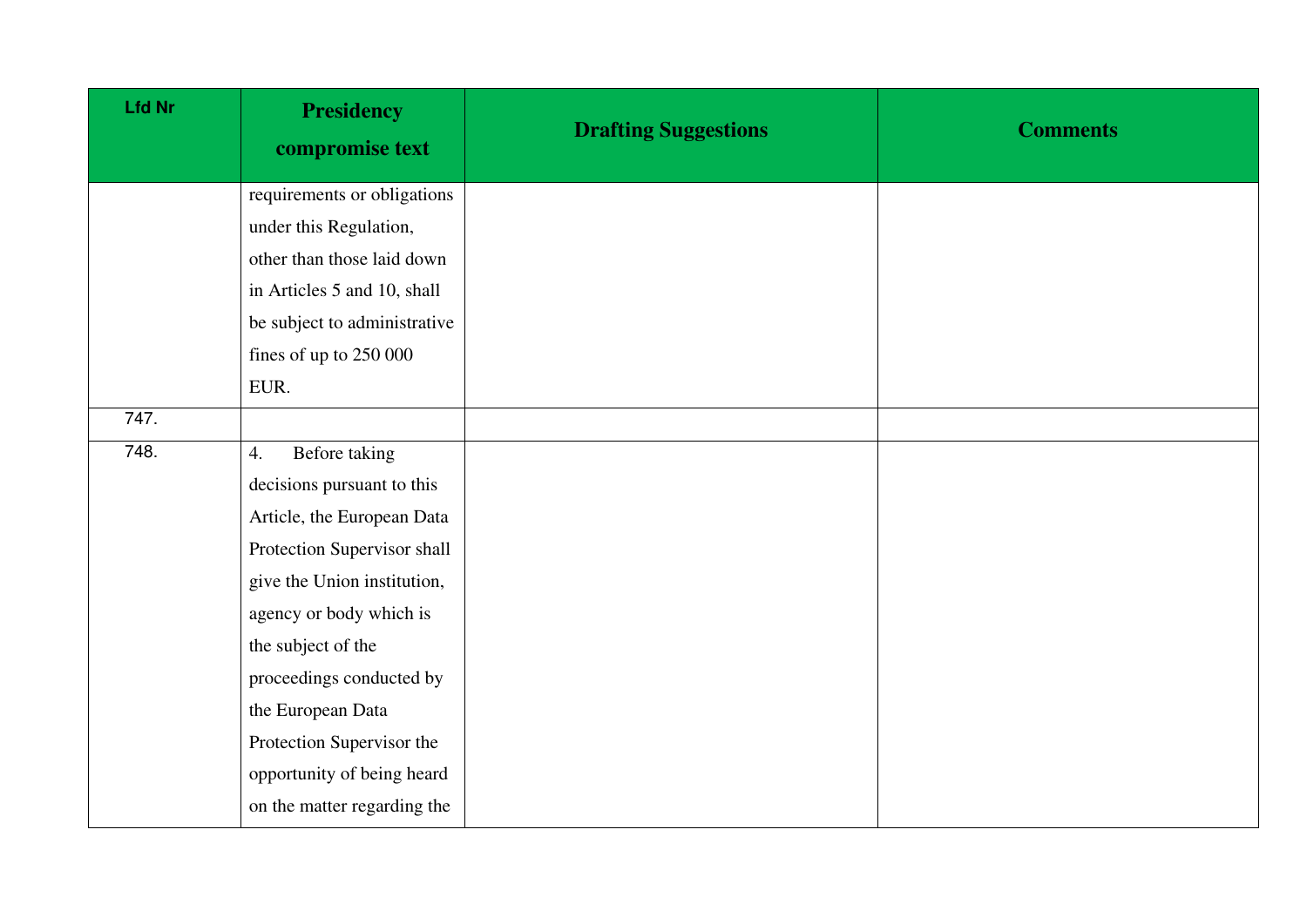| Lfd Nr | Presidency compromise text | Drafting Suggestions | Comments |
|---|---|---|---|
| | requirements or obligations under this Regulation, other than those laid down in Articles 5 and 10, shall be subject to administrative fines of up to 250 000 EUR. | | |
| 747. | | | |
| 748. | 4. Before taking decisions pursuant to this Article, the European Data Protection Supervisor shall give the Union institution, agency or body which is the subject of the proceedings conducted by the European Data Protection Supervisor the opportunity of being heard on the matter regarding the | | |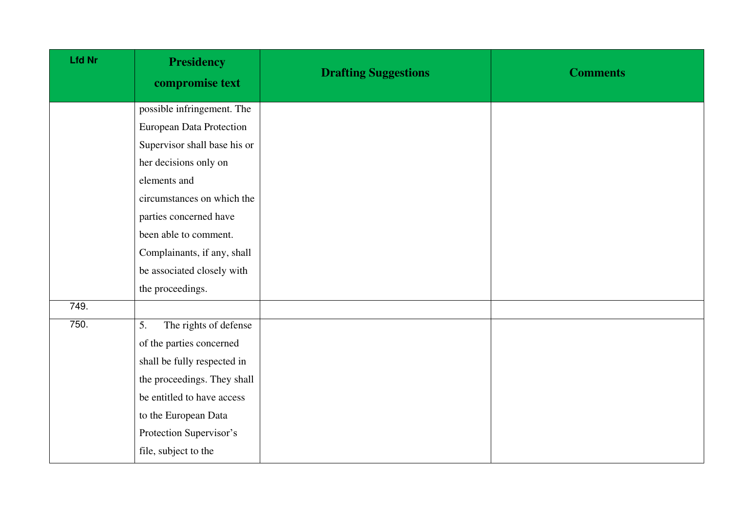| Lfd Nr | Presidency compromise text | Drafting Suggestions | Comments |
|---|---|---|---|
| | possible infringement. The European Data Protection Supervisor shall base his or her decisions only on elements and circumstances on which the parties concerned have been able to comment. Complainants, if any, shall be associated closely with the proceedings. | | |
| 749. | | | |
| 750. | 5. The rights of defense of the parties concerned shall be fully respected in the proceedings. They shall be entitled to have access to the European Data Protection Supervisor's file, subject to the | | |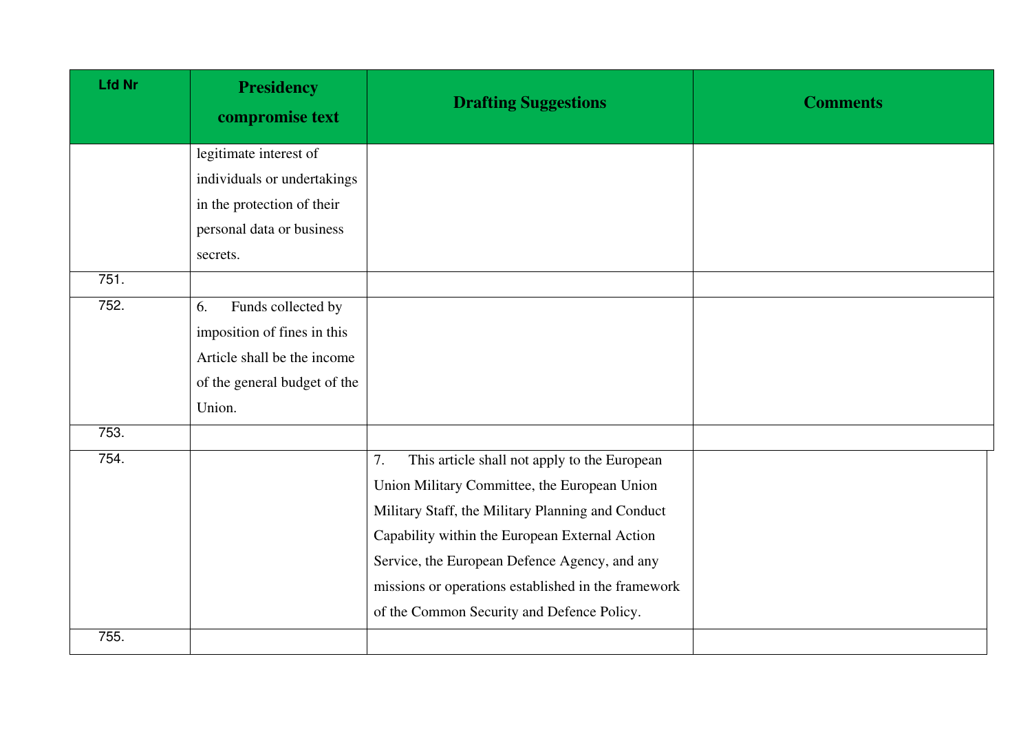| Lfd Nr | Presidency compromise text | Drafting Suggestions | Comments |
|---|---|---|---|
| | legitimate interest of individuals or undertakings in the protection of their personal data or business secrets. | | |
| 751. | | | |
| 752. | 6. Funds collected by imposition of fines in this Article shall be the income of the general budget of the Union. | | |
| 753. | | | |
| 754. | | 7. This article shall not apply to the European Union Military Committee, the European Union Military Staff, the Military Planning and Conduct Capability within the European External Action Service, the European Defence Agency, and any missions or operations established in the framework of the Common Security and Defence Policy. | |
| 755. | | | |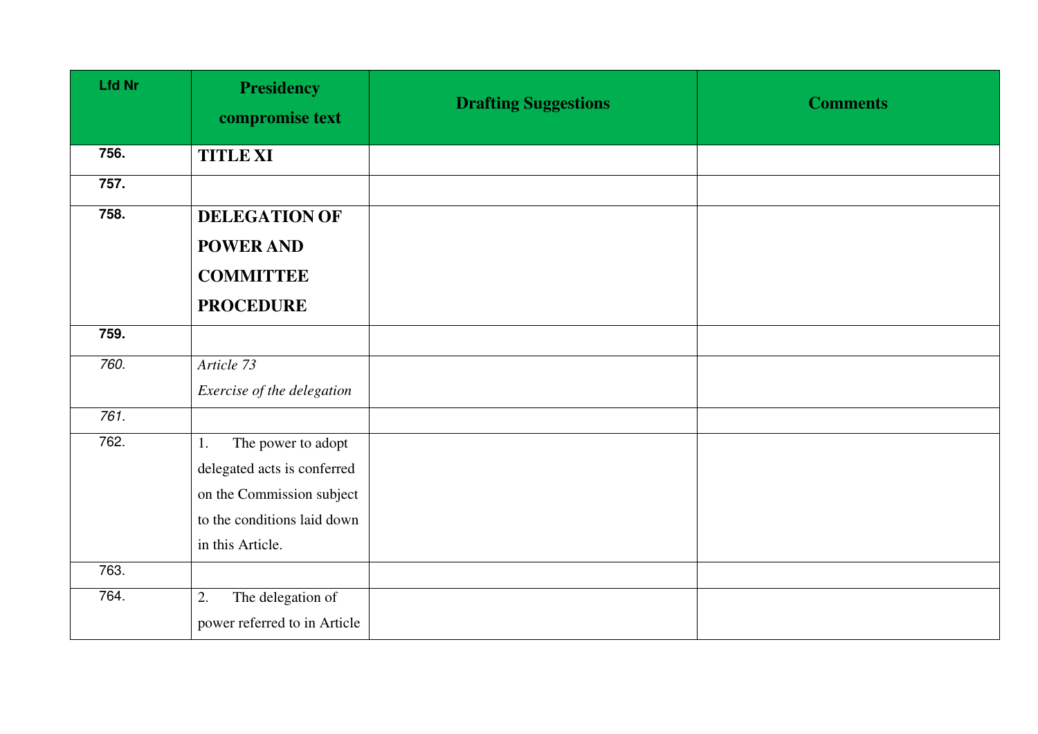| Lfd Nr | Presidency compromise text | Drafting Suggestions | Comments |
| --- | --- | --- | --- |
| **756.** | **TITLE XI** | | |
| **757.** | | | |
| **758.** | **DELEGATION OF POWER AND COMMITTEE PROCEDURE** | | |
| **759.** | | | |
| *760.* | *Article 73*<br>*Exercise of the delegation* | | |
| *761.* | | | |
| 762. | 1. The power to adopt delegated acts is conferred on the Commission subject to the conditions laid down in this Article. | | |
| 763. | | | |
| 764. | 2. The delegation of power referred to in Article | | |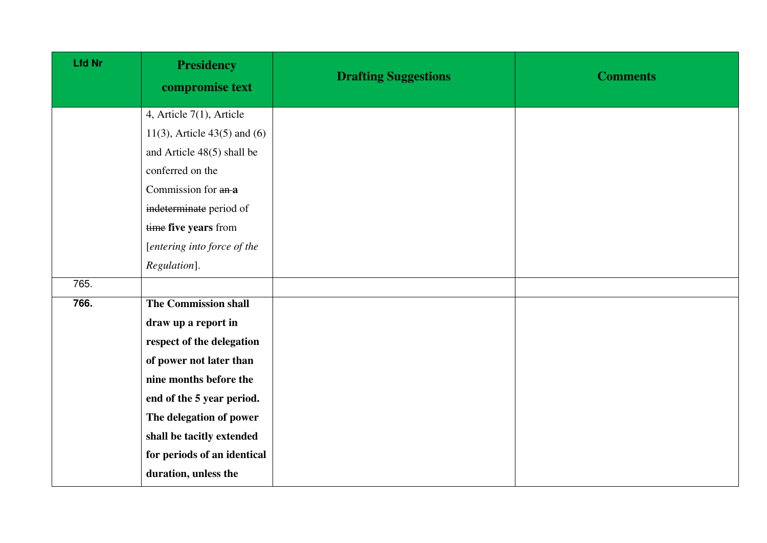| Lfd Nr | Presidency compromise text | Drafting Suggestions | Comments |
|---|---|---|---|
| | 4, Article 7(1), Article 11(3), Article 43(5) and (6) and Article 48(5) shall be conferred on the Commission for ~~an~~ **a** ~~indeterminate~~ period of ~~time~~ **five years** from [*entering into force of the Regulation*]. | | |
| 765. | | | |
| **766.** | **The Commission shall draw up a report in respect of the delegation of power not later than nine months before the end of the 5 year period. The delegation of power shall be tacitly extended for periods of an identical duration, unless the** | | |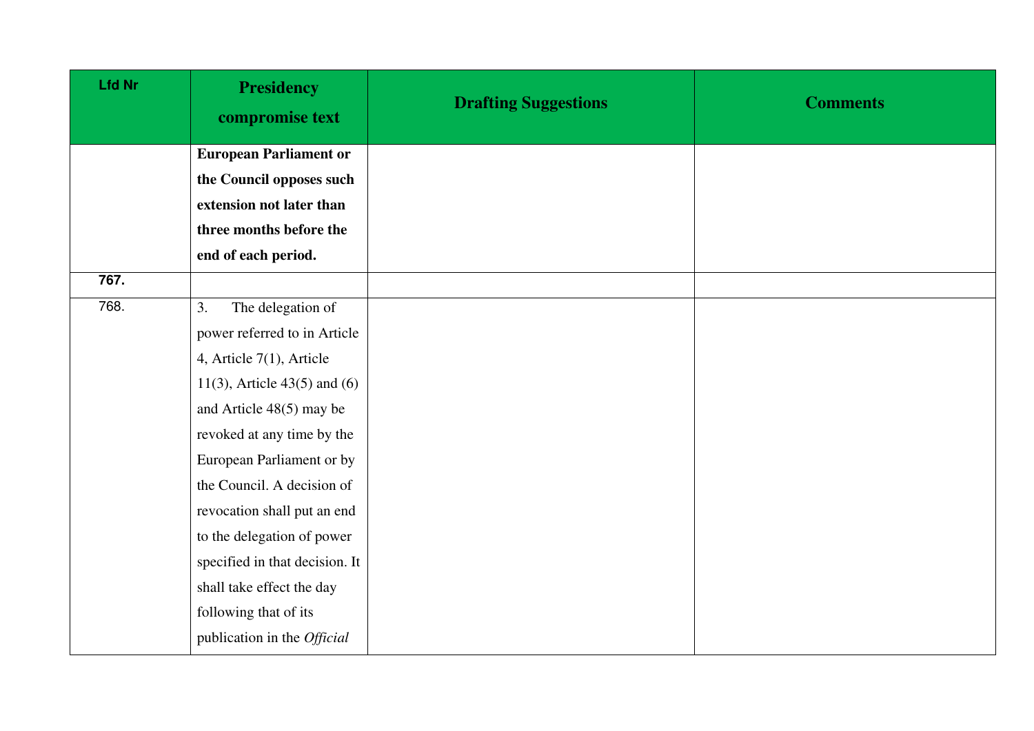| Lfd Nr | Presidency compromise text | Drafting Suggestions | Comments |
| --- | --- | --- | --- |
| | **European Parliament or the Council opposes such extension not later than three months before the end of each period.** | | |
| **767.** | | | |
| 768. | 3. The delegation of power referred to in Article 4, Article 7(1), Article 11(3), Article 43(5) and (6) and Article 48(5) may be revoked at any time by the European Parliament or by the Council. A decision of revocation shall put an end to the delegation of power specified in that decision. It shall take effect the day following that of its publication in the *Official* | | |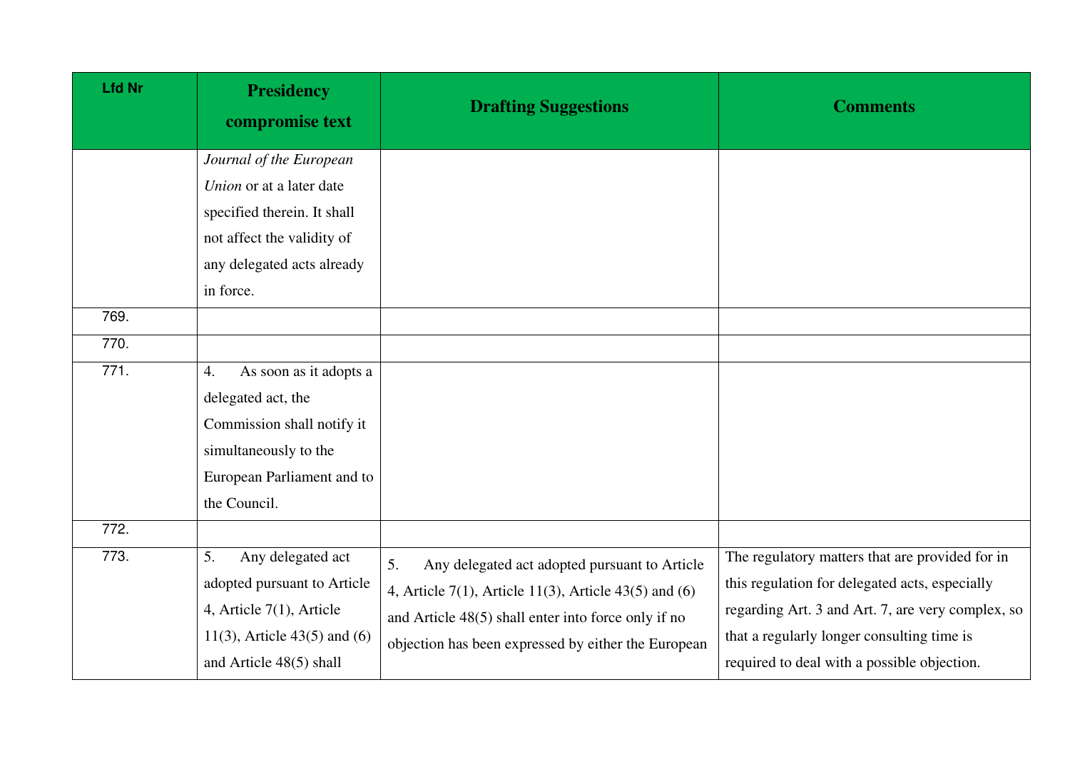| Lfd Nr | Presidency compromise text | Drafting Suggestions | Comments |
|---|---|---|---|
| | *Journal of the European Union* or at a later date specified therein. It shall not affect the validity of any delegated acts already in force. | | |
| 769. | | | |
| 770. | | | |
| 771. | 4. As soon as it adopts a delegated act, the Commission shall notify it simultaneously to the European Parliament and to the Council. | | |
| 772. | | | |
| 773. | 5. Any delegated act adopted pursuant to Article 4, Article 7(1), Article 11(3), Article 43(5) and (6) and Article 48(5) shall | 5. Any delegated act adopted pursuant to Article 4, Article 7(1), Article 11(3), Article 43(5) and (6) and Article 48(5) shall enter into force only if no objection has been expressed by either the European | The regulatory matters that are provided for in this regulation for delegated acts, especially regarding Art. 3 and Art. 7, are very complex, so that a regularly longer consulting time is required to deal with a possible objection. |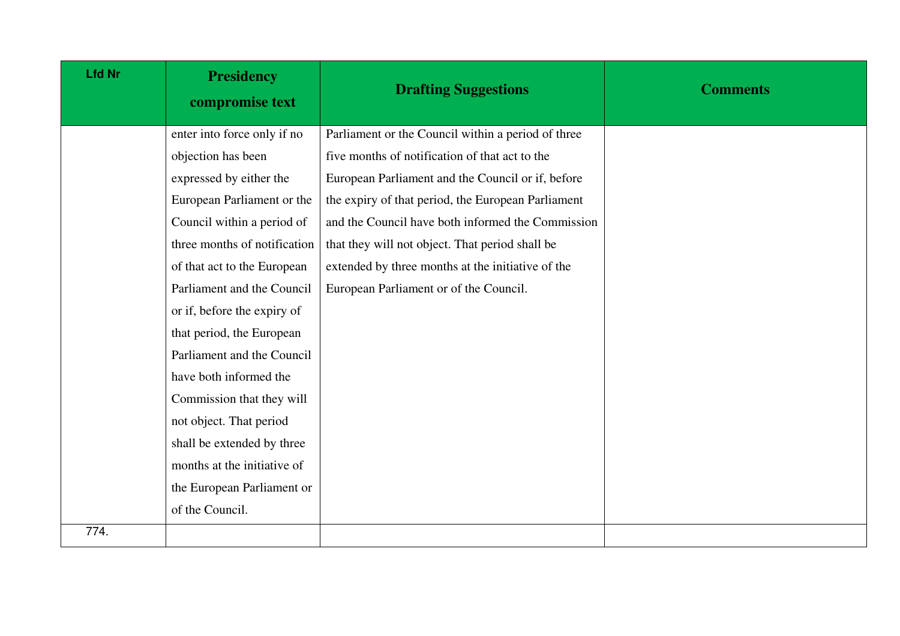| Lfd Nr | Presidency compromise text | Drafting Suggestions | Comments |
|---|---|---|---|
| | enter into force only if no objection has been expressed by either the European Parliament or the Council within a period of three months of notification of that act to the European Parliament and the Council or if, before the expiry of that period, the European Parliament and the Council have both informed the Commission that they will not object. That period shall be extended by three months at the initiative of the European Parliament or of the Council. | Parliament or the Council within a period of three five months of notification of that act to the European Parliament and the Council or if, before the expiry of that period, the European Parliament and the Council have both informed the Commission that they will not object. That period shall be extended by three months at the initiative of the European Parliament or of the Council. | |
| 774. | | | |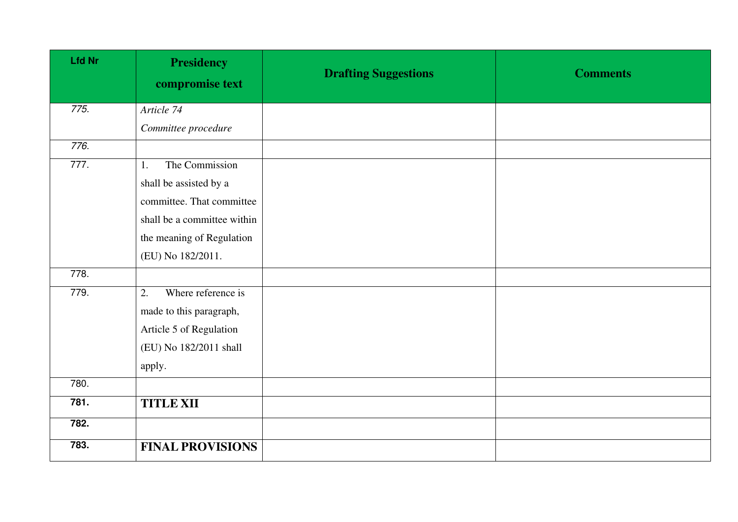| Lfd Nr | Presidency compromise text | Drafting Suggestions | Comments |
|---|---|---|---|
| 775. | *Article 74*<br>*Committee procedure* | | |
| 776. | | | |
| 777. | 1. The Commission shall be assisted by a committee. That committee shall be a committee within the meaning of Regulation (EU) No 182/2011. | | |
| 778. | | | |
| 779. | 2. Where reference is made to this paragraph, Article 5 of Regulation (EU) No 182/2011 shall apply. | | |
| 780. | | | |
| **781.** | **TITLE XII** | | |
| **782.** | | | |
| **783.** | **FINAL PROVISIONS** | | |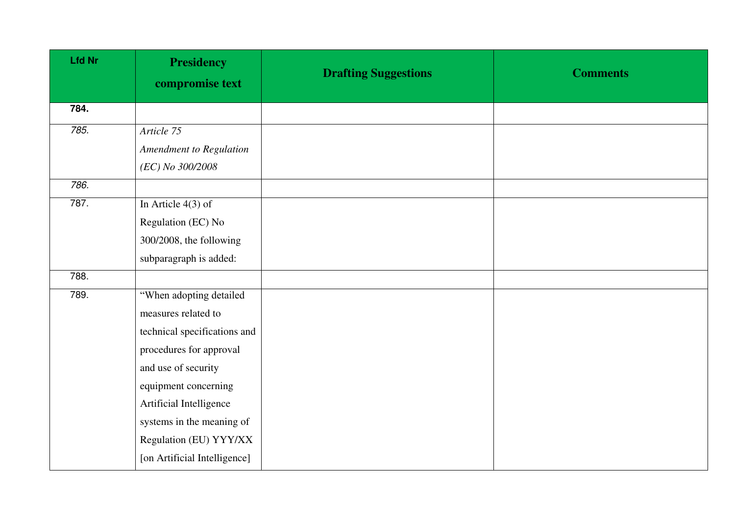| Lfd Nr | Presidency compromise text | Drafting Suggestions | Comments |
|---|---|---|---|
| **784.** | | | |
| *785.* | *Article 75*<br>*Amendment to Regulation (EC) No 300/2008* | | |
| *786.* | | | |
| 787. | In Article 4(3) of Regulation (EC) No 300/2008, the following subparagraph is added: | | |
| 788. | | | |
| 789. | "When adopting detailed measures related to technical specifications and procedures for approval and use of security equipment concerning Artificial Intelligence systems in the meaning of Regulation (EU) YYY/XX [on Artificial Intelligence] | | |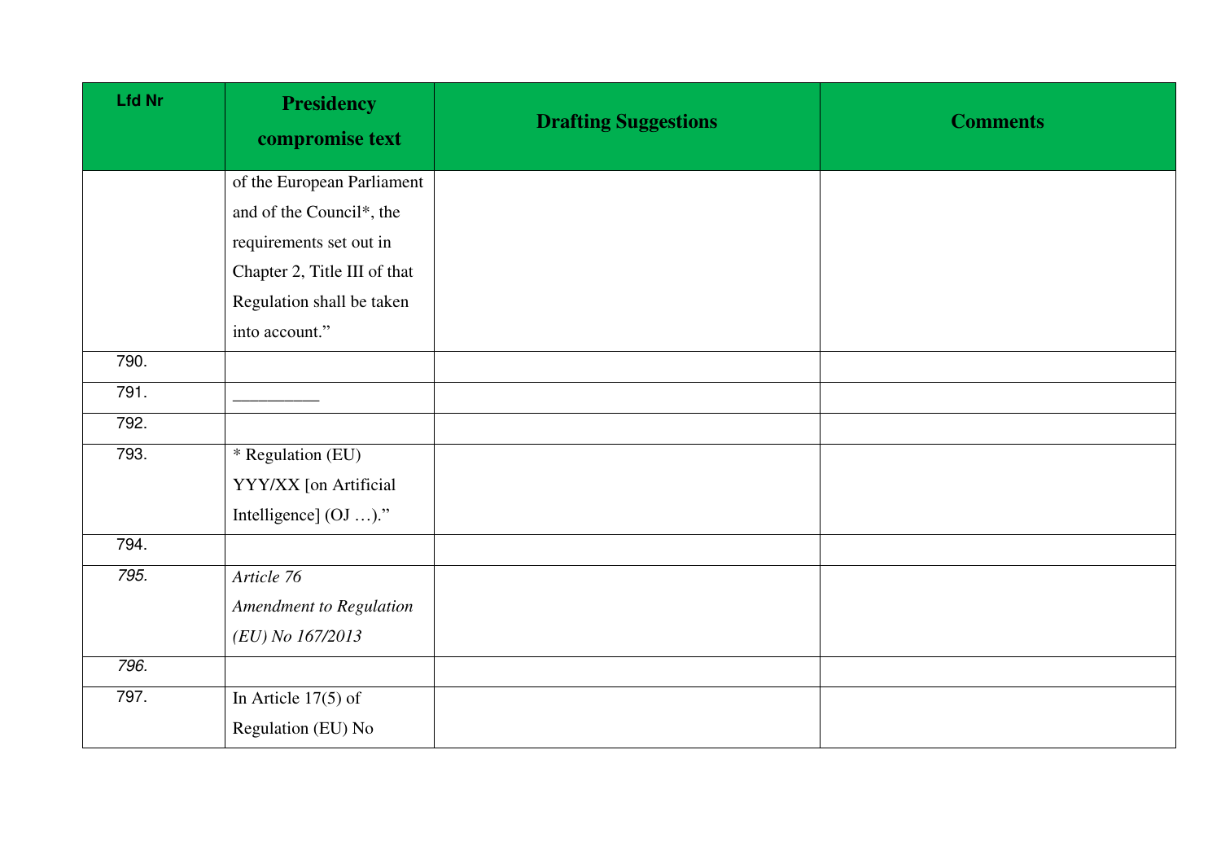| Lfd Nr | Presidency compromise text | Drafting Suggestions | Comments |
|---|---|---|---|
| | of the European Parliament and of the Council*, the requirements set out in Chapter 2, Title III of that Regulation shall be taken into account.” | | |
| 790. | | | |
| 791. | _________ | | |
| 792. | | | |
| 793. | * Regulation (EU) YYY/XX [on Artificial Intelligence] (OJ …).” | | |
| 794. | | | |
| *795.* | *Article 76*<br>*Amendment to Regulation (EU) No 167/2013* | | |
| *796.* | | | |
| 797. | In Article 17(5) of Regulation (EU) No | | |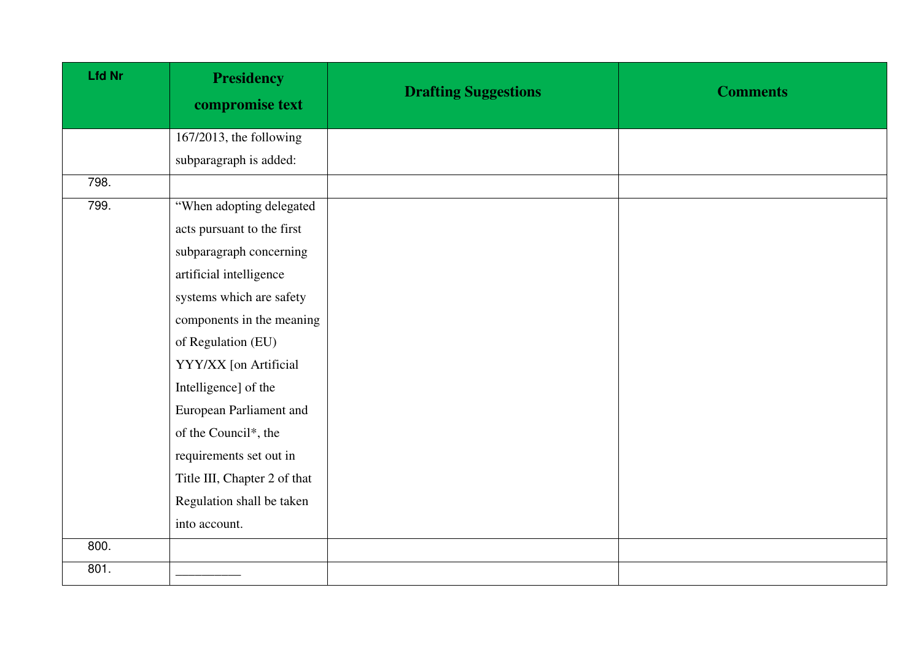| Lfd Nr | Presidency compromise text | Drafting Suggestions | Comments |
|---|---|---|---|
| | 167/2013, the following subparagraph is added: | | |
| 798. | | | |
| 799. | “When adopting delegated acts pursuant to the first subparagraph concerning artificial intelligence systems which are safety components in the meaning of Regulation (EU) YYY/XX [on Artificial Intelligence] of the European Parliament and of the Council*, the requirements set out in Title III, Chapter 2 of that Regulation shall be taken into account. | | |
| 800. | | | |
| 801. | __________ | | |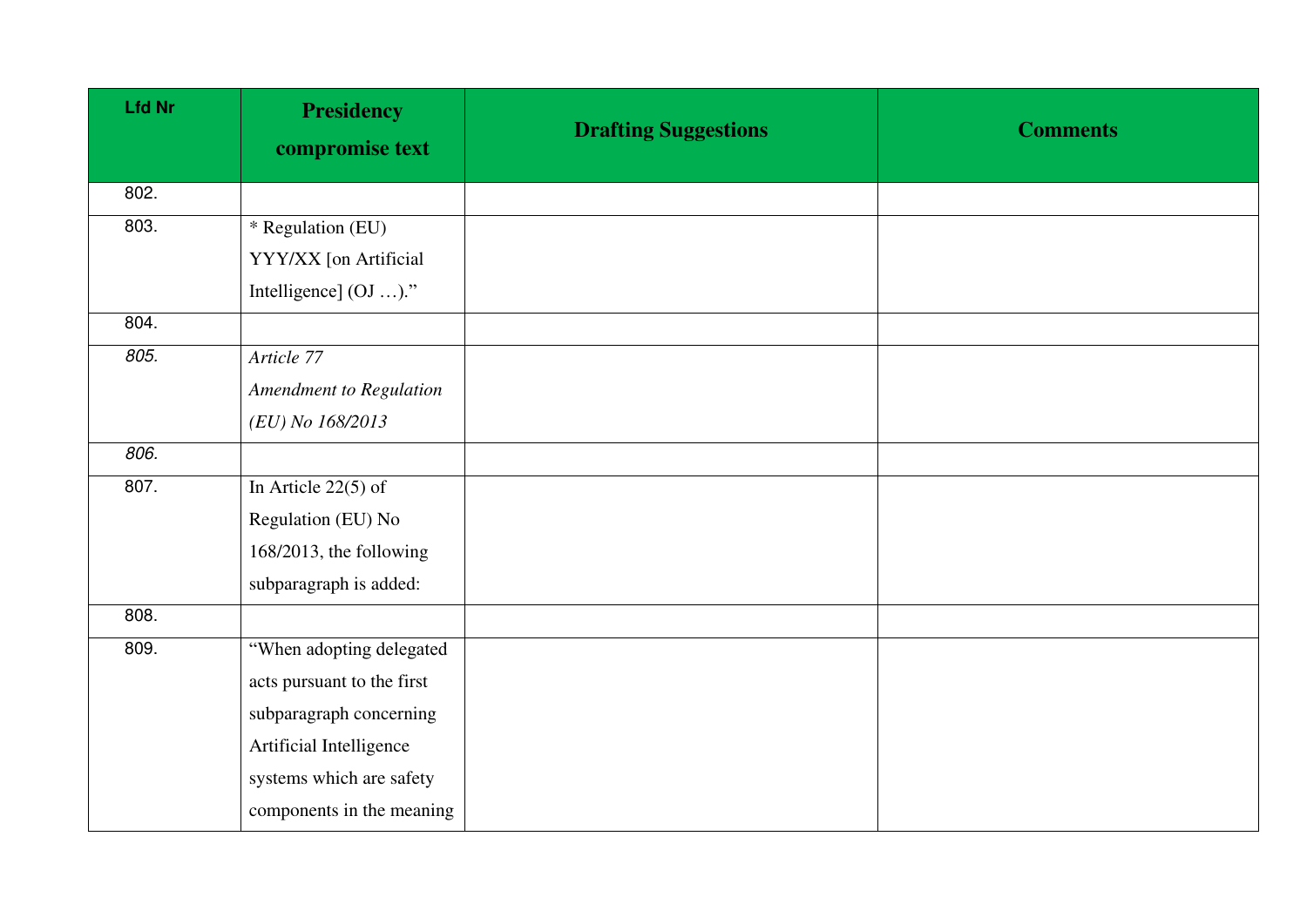| Lfd Nr | Presidency compromise text | Drafting Suggestions | Comments |
|---|---|---|---|
| 802. | | | |
| 803. | * Regulation (EU) YYY/XX [on Artificial Intelligence] (OJ …)." | | |
| 804. | | | |
| *805.* | *Article 77*<br>*Amendment to Regulation (EU) No 168/2013* | | |
| *806.* | | | |
| 807. | In Article 22(5) of Regulation (EU) No 168/2013, the following subparagraph is added: | | |
| 808. | | | |
| 809. | "When adopting delegated acts pursuant to the first subparagraph concerning Artificial Intelligence systems which are safety components in the meaning | | |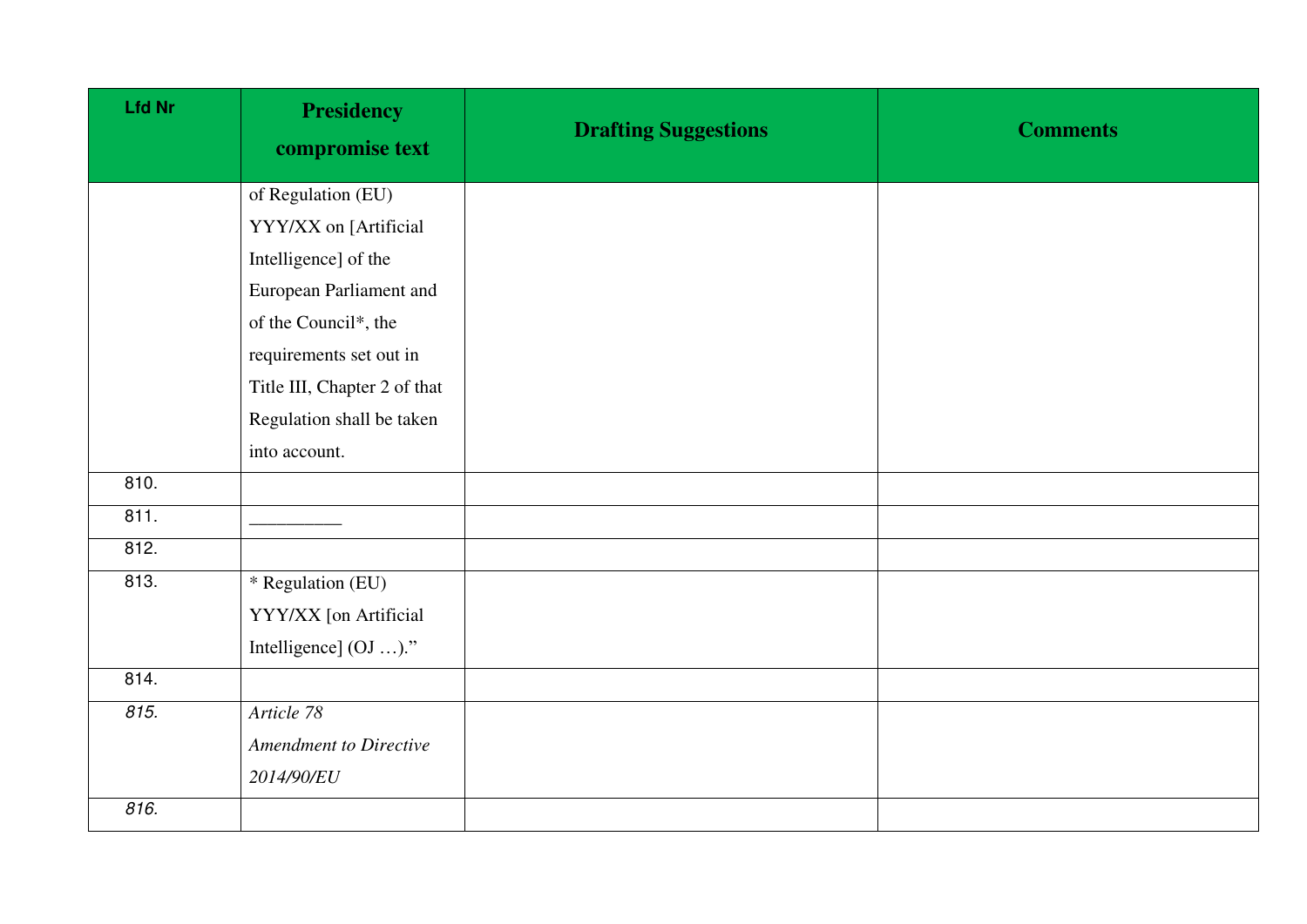| Lfd Nr | Presidency compromise text | Drafting Suggestions | Comments |
|---|---|---|---|
| | of Regulation (EU) YYY/XX on [Artificial Intelligence] of the European Parliament and of the Council*, the requirements set out in Title III, Chapter 2 of that Regulation shall be taken into account. | | |
| 810. | | | |
| 811. | _________ | | |
| 812. | | | |
| 813. | * Regulation (EU) YYY/XX [on Artificial Intelligence] (OJ …)." | | |
| 814. | | | |
| *815.* | *Article 78* *Amendment to Directive 2014/90/EU* | | |
| *816.* | | | |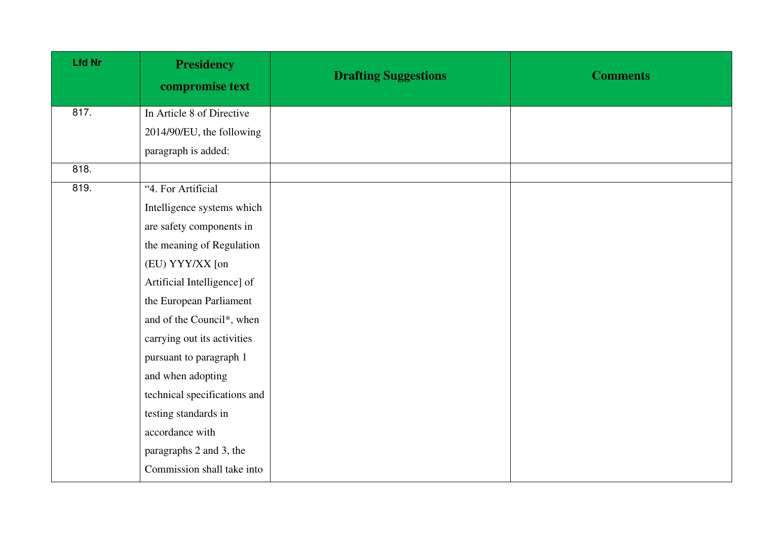| Lfd Nr | Presidency compromise text | Drafting Suggestions | Comments |
|---|---|---|---|
| 817. | In Article 8 of Directive 2014/90/EU, the following paragraph is added: | | |
| 818. | | | |
| 819. | “4. For Artificial Intelligence systems which are safety components in the meaning of Regulation (EU) YYY/XX [on Artificial Intelligence] of the European Parliament and of the Council*, when carrying out its activities pursuant to paragraph 1 and when adopting technical specifications and testing standards in accordance with paragraphs 2 and 3, the Commission shall take into | | |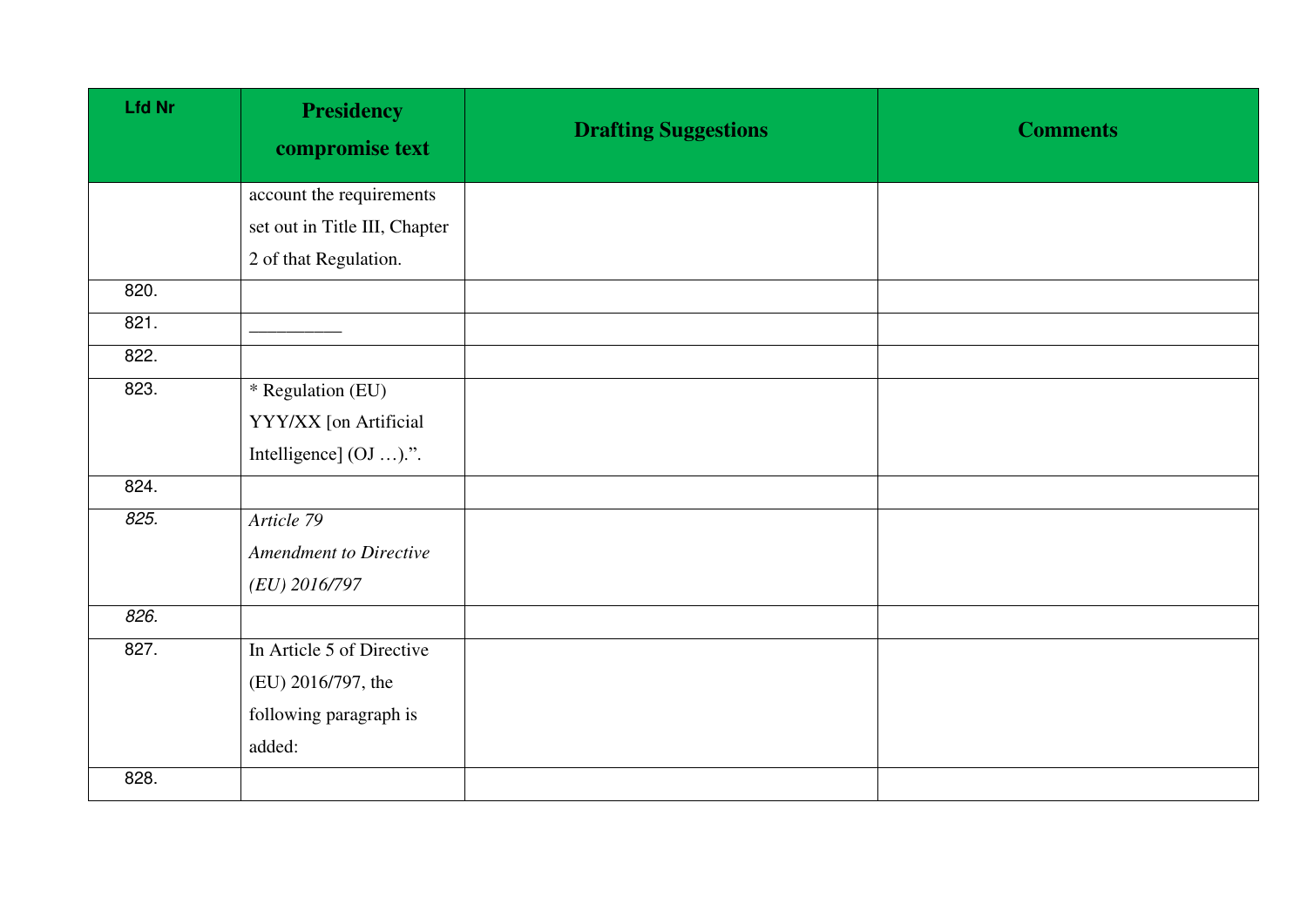| Lfd Nr | Presidency compromise text | Drafting Suggestions | Comments |
|---|---|---|---|
| | account the requirements set out in Title III, Chapter 2 of that Regulation. | | |
| 820. | | | |
| 821. | __________ | | |
| 822. | | | |
| 823. | * Regulation (EU) YYY/XX [on Artificial Intelligence] (OJ …).”. | | |
| 824. | | | |
| *825.* | *Article 79*<br>*Amendment to Directive (EU) 2016/797* | | |
| *826.* | | | |
| 827. | In Article 5 of Directive (EU) 2016/797, the following paragraph is added: | | |
| 828. | | | |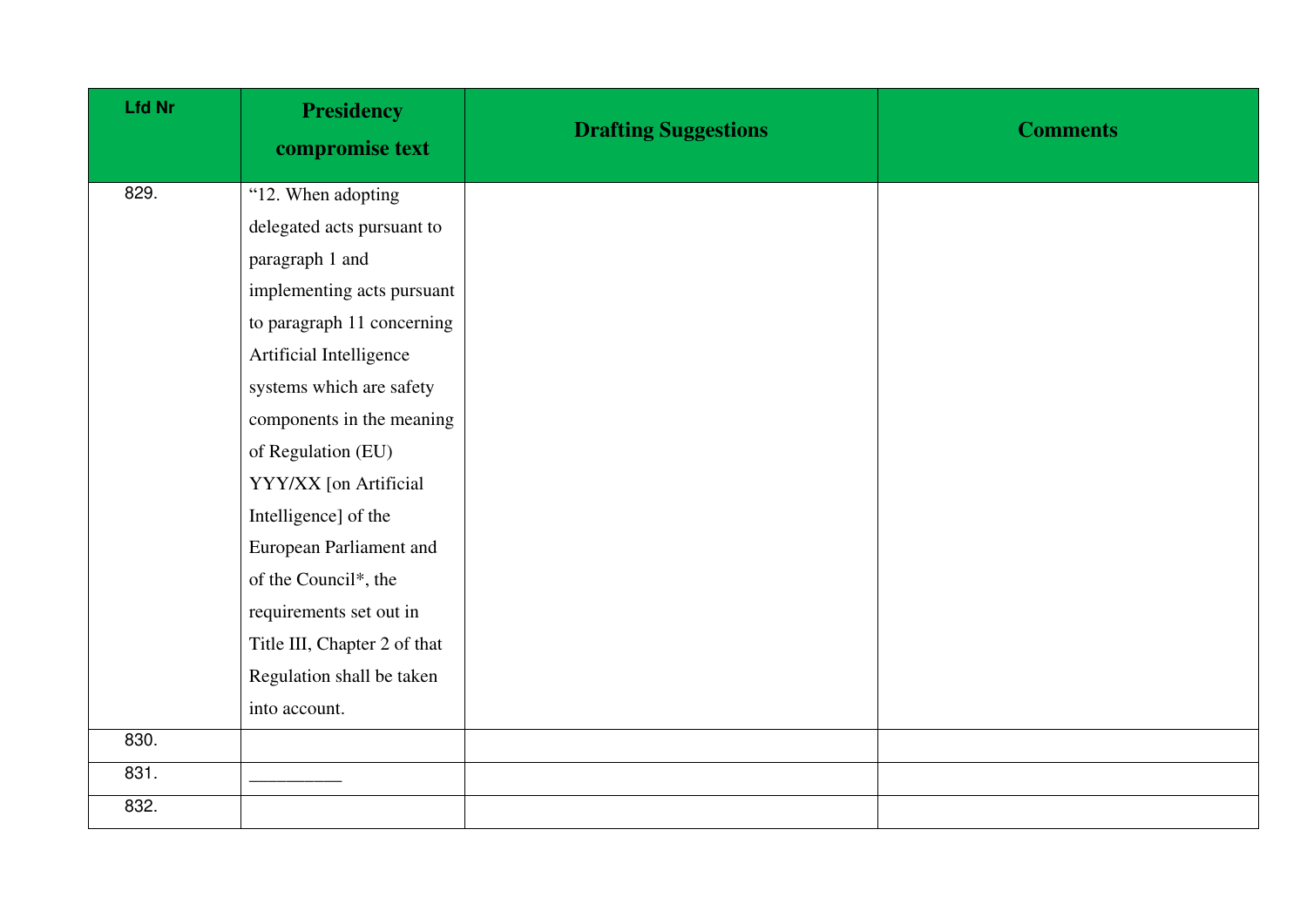| Lfd Nr | Presidency compromise text | Drafting Suggestions | Comments |
|---|---|---|---|
| 829. | "12. When adopting delegated acts pursuant to paragraph 1 and implementing acts pursuant to paragraph 11 concerning Artificial Intelligence systems which are safety components in the meaning of Regulation (EU) YYY/XX [on Artificial Intelligence] of the European Parliament and of the Council*, the requirements set out in Title III, Chapter 2 of that Regulation shall be taken into account. | | |
| 830. | | | |
| 831. | _________ | | |
| 832. | | | |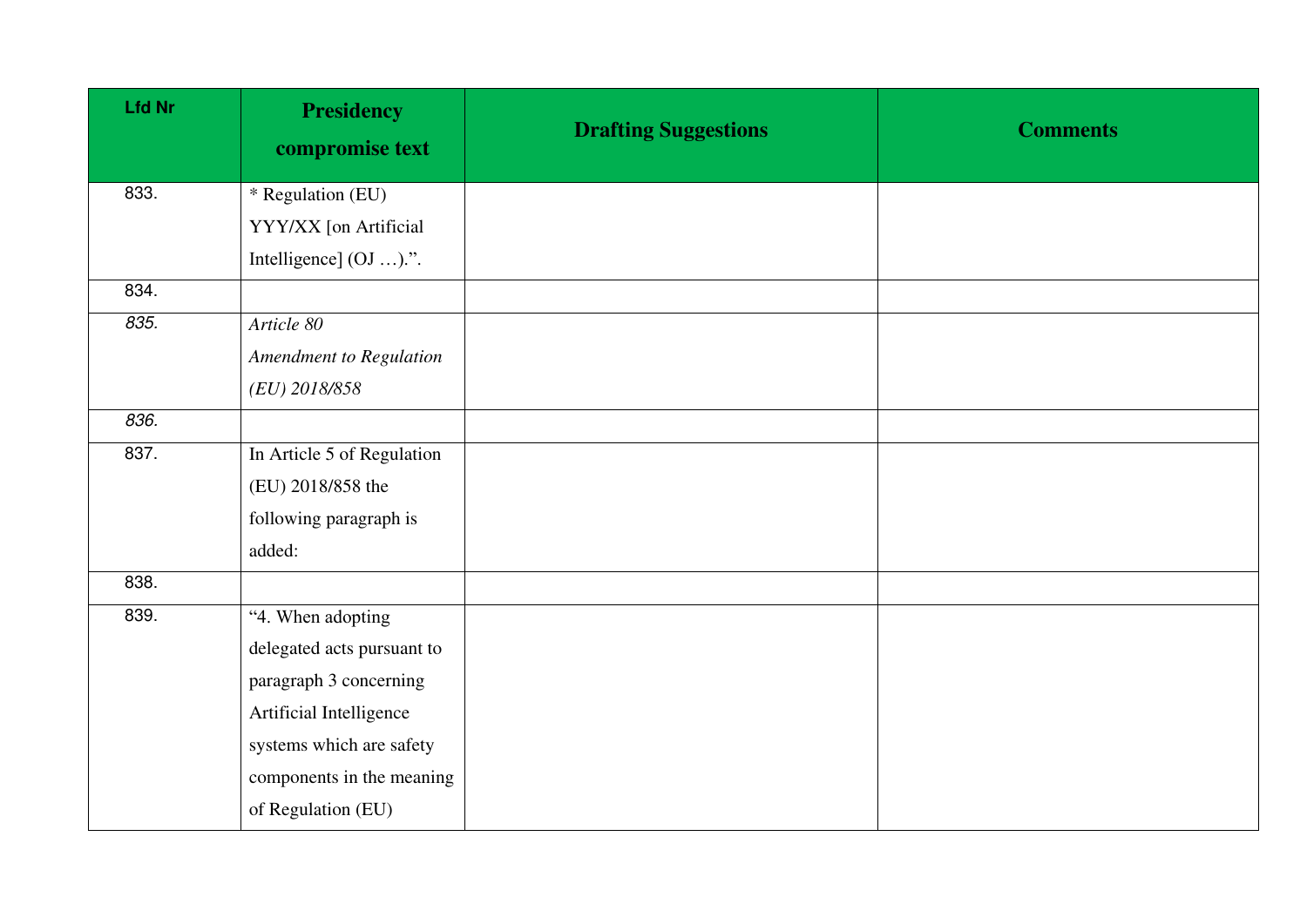| Lfd Nr | Presidency compromise text | Drafting Suggestions | Comments |
|---|---|---|---|
| 833. | * Regulation (EU) YYY/XX [on Artificial Intelligence] (OJ …).”. | | |
| 834. | | | |
| *835.* | *Article 80*<br>*Amendment to Regulation (EU) 2018/858* | | |
| *836.* | | | |
| 837. | In Article 5 of Regulation (EU) 2018/858 the following paragraph is added: | | |
| 838. | | | |
| 839. | “4. When adopting delegated acts pursuant to paragraph 3 concerning Artificial Intelligence systems which are safety components in the meaning of Regulation (EU) | | |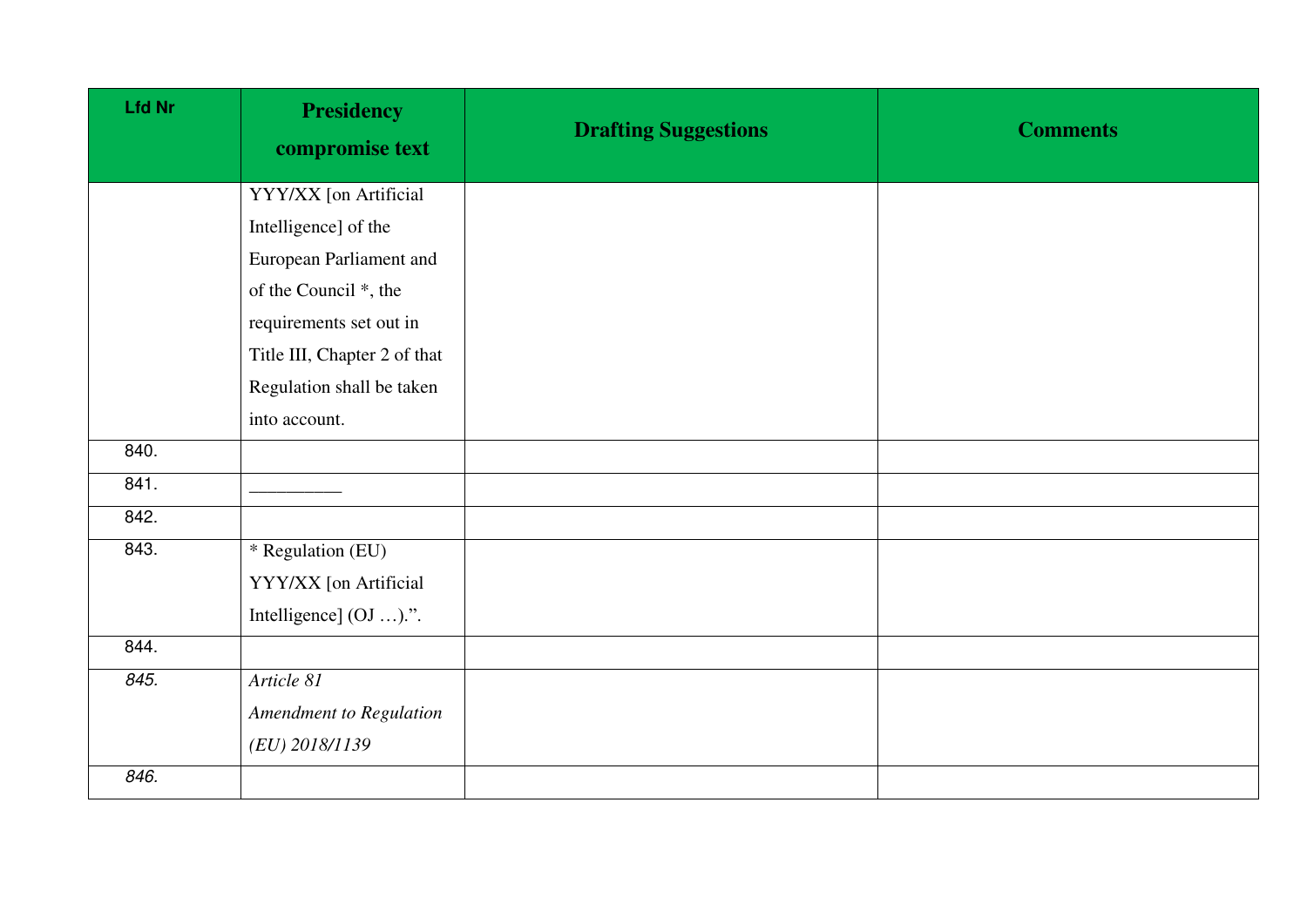| Lfd Nr | Presidency compromise text | Drafting Suggestions | Comments |
| --- | --- | --- | --- |
| | YYY/XX [on Artificial Intelligence] of the European Parliament and of the Council *, the requirements set out in Title III, Chapter 2 of that Regulation shall be taken into account. | | |
| 840. | | | |
| 841. | __________ | | |
| 842. | | | |
| 843. | * Regulation (EU) YYY/XX [on Artificial Intelligence] (OJ …).". | | |
| 844. | | | |
| *845.* | *Article 81*<br>*Amendment to Regulation (EU) 2018/1139* | | |
| *846.* | | | |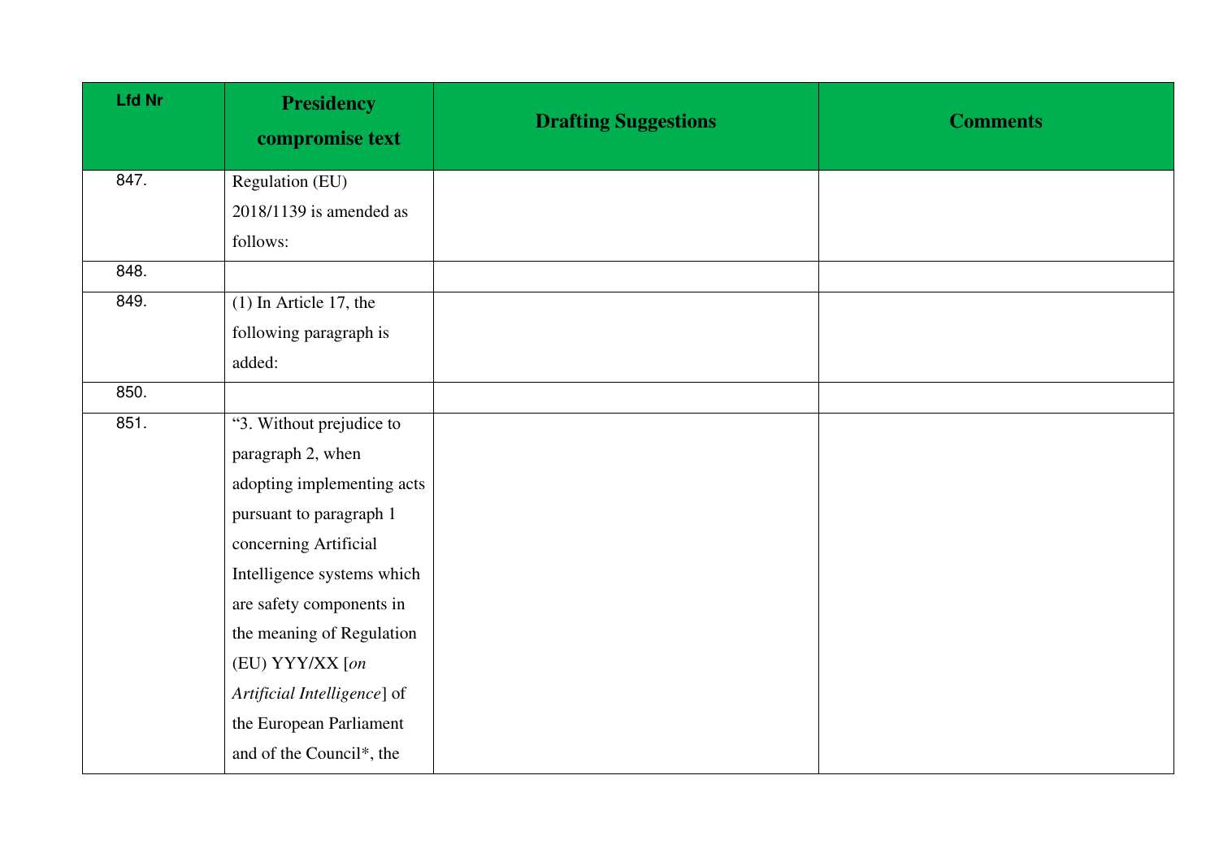| Lfd Nr | Presidency compromise text | Drafting Suggestions | Comments |
|---|---|---|---|
| 847. | Regulation (EU) 2018/1139 is amended as follows: | | |
| 848. | | | |
| 849. | (1) In Article 17, the following paragraph is added: | | |
| 850. | | | |
| 851. | “3. Without prejudice to paragraph 2, when adopting implementing acts pursuant to paragraph 1 concerning Artificial Intelligence systems which are safety components in the meaning of Regulation (EU) YYY/XX [*on Artificial Intelligence*] of the European Parliament and of the Council*, the | | |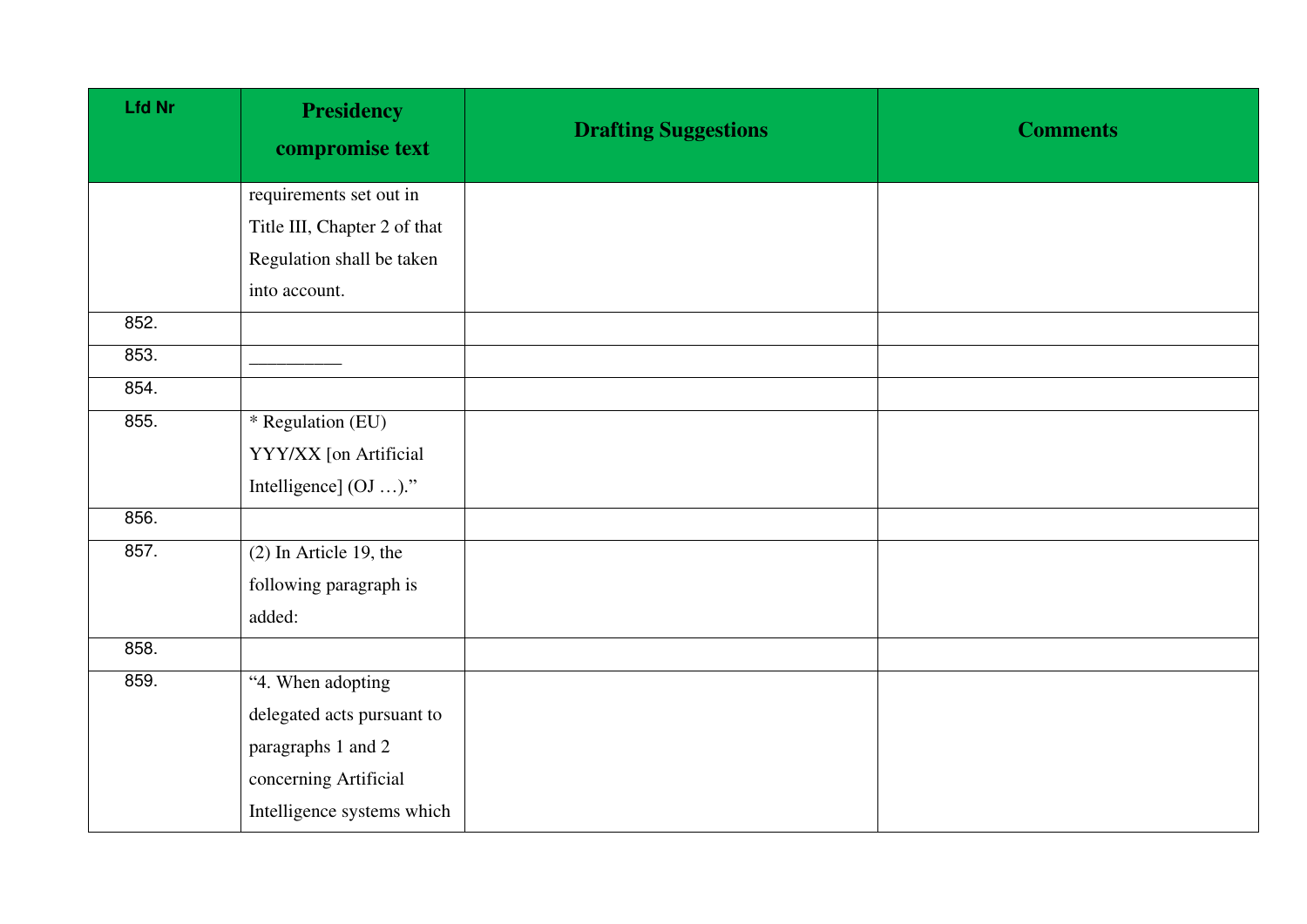| Lfd Nr | Presidency compromise text | Drafting Suggestions | Comments |
|---|---|---|---|
| | requirements set out in Title III, Chapter 2 of that Regulation shall be taken into account. | | |
| 852. | | | |
| 853. | __________ | | |
| 854. | | | |
| 855. | * Regulation (EU) YYY/XX [on Artificial Intelligence] (OJ …).” | | |
| 856. | | | |
| 857. | (2) In Article 19, the following paragraph is added: | | |
| 858. | | | |
| 859. | “4. When adopting delegated acts pursuant to paragraphs 1 and 2 concerning Artificial Intelligence systems which | | |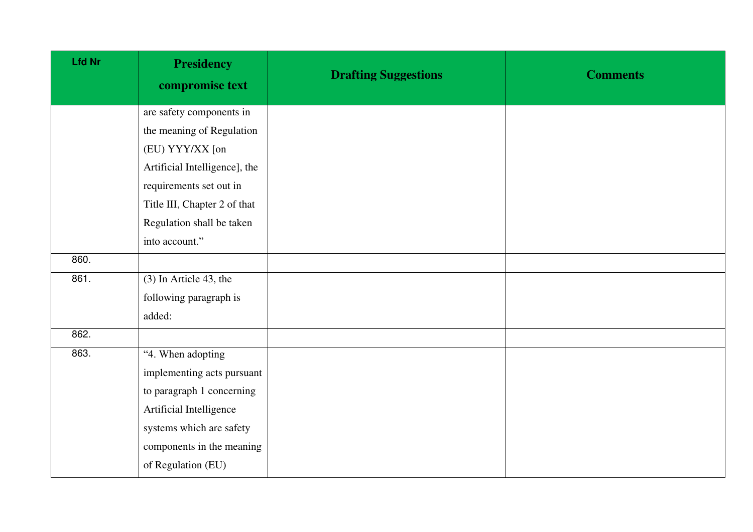| Lfd Nr | Presidency compromise text | Drafting Suggestions | Comments |
|---|---|---|---|
| | are safety components in the meaning of Regulation (EU) YYY/XX [on Artificial Intelligence], the requirements set out in Title III, Chapter 2 of that Regulation shall be taken into account.” | | |
| 860. | | | |
| 861. | (3) In Article 43, the following paragraph is added: | | |
| 862. | | | |
| 863. | “4. When adopting implementing acts pursuant to paragraph 1 concerning Artificial Intelligence systems which are safety components in the meaning of Regulation (EU) | | |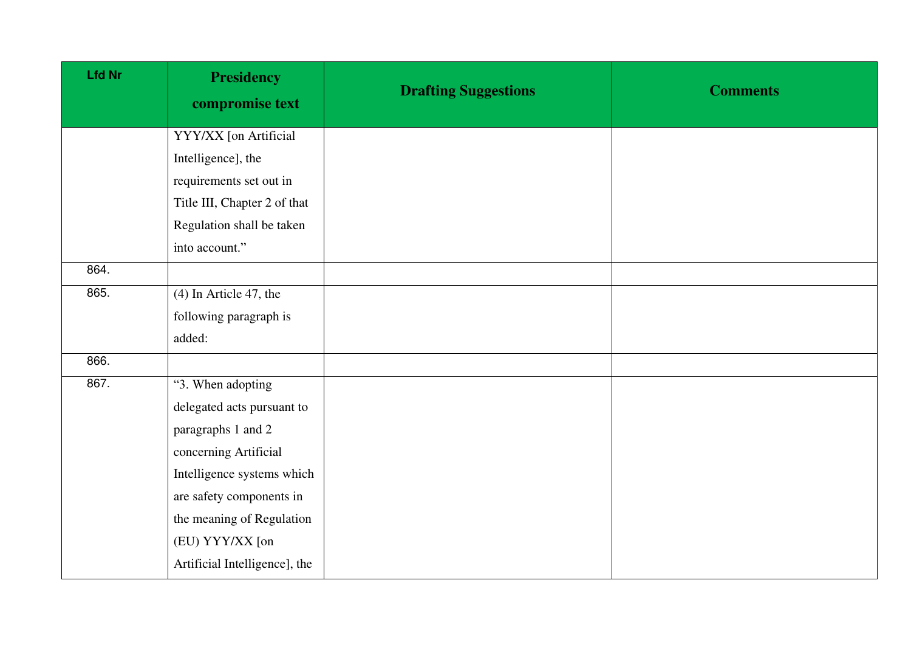| Lfd Nr | Presidency compromise text | Drafting Suggestions | Comments |
|---|---|---|---|
| | YYY/XX [on Artificial Intelligence], the requirements set out in Title III, Chapter 2 of that Regulation shall be taken into account.” | | |
| 864. | | | |
| 865. | (4) In Article 47, the following paragraph is added: | | |
| 866. | | | |
| 867. | “3. When adopting delegated acts pursuant to paragraphs 1 and 2 concerning Artificial Intelligence systems which are safety components in the meaning of Regulation (EU) YYY/XX [on Artificial Intelligence], the | | |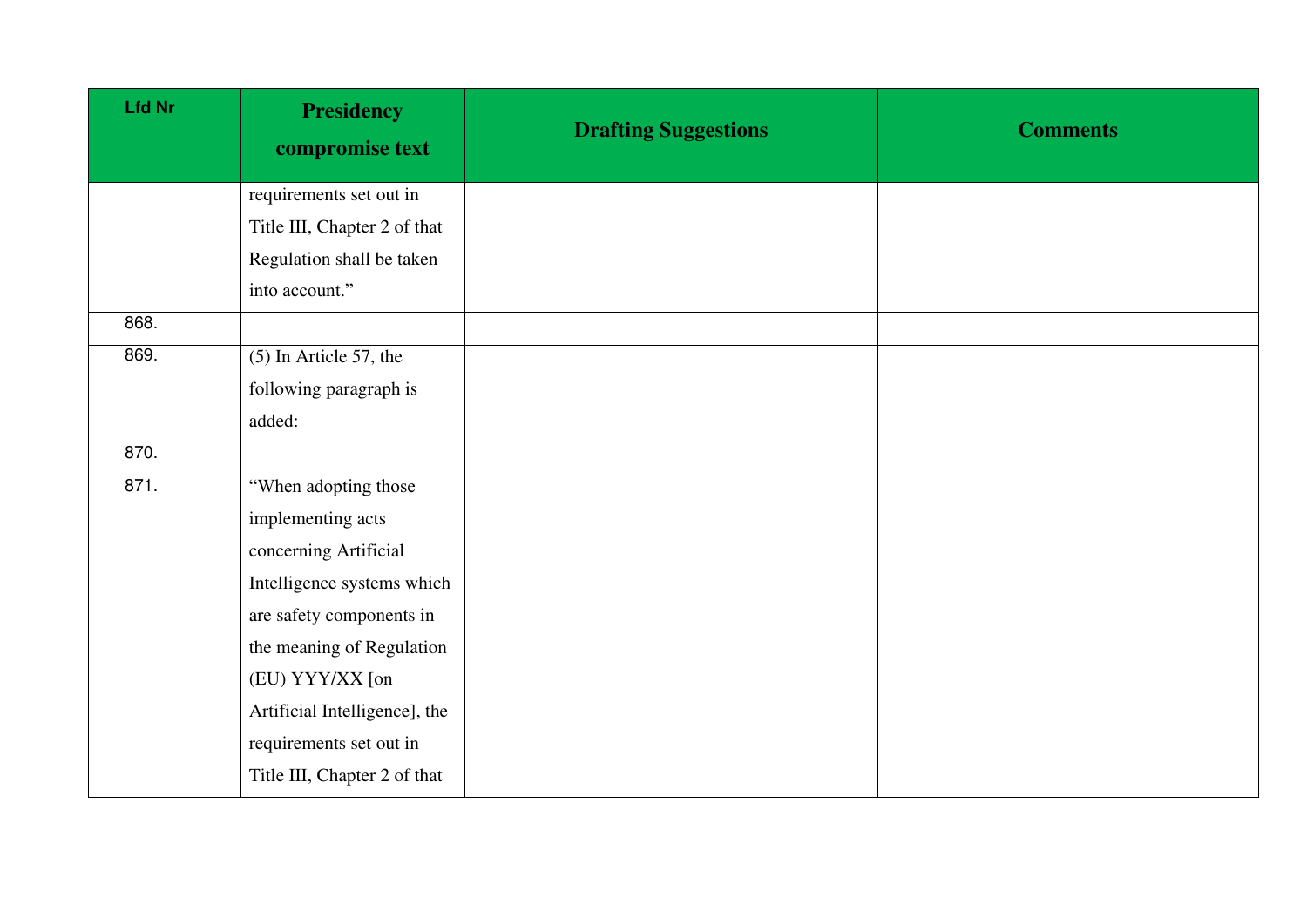| Lfd Nr | Presidency compromise text | Drafting Suggestions | Comments |
|---|---|---|---|
| | requirements set out in Title III, Chapter 2 of that Regulation shall be taken into account.” | | |
| 868. | | | |
| 869. | (5) In Article 57, the following paragraph is added: | | |
| 870. | | | |
| 871. | “When adopting those implementing acts concerning Artificial Intelligence systems which are safety components in the meaning of Regulation (EU) YYY/XX [on Artificial Intelligence], the requirements set out in Title III, Chapter 2 of that | | |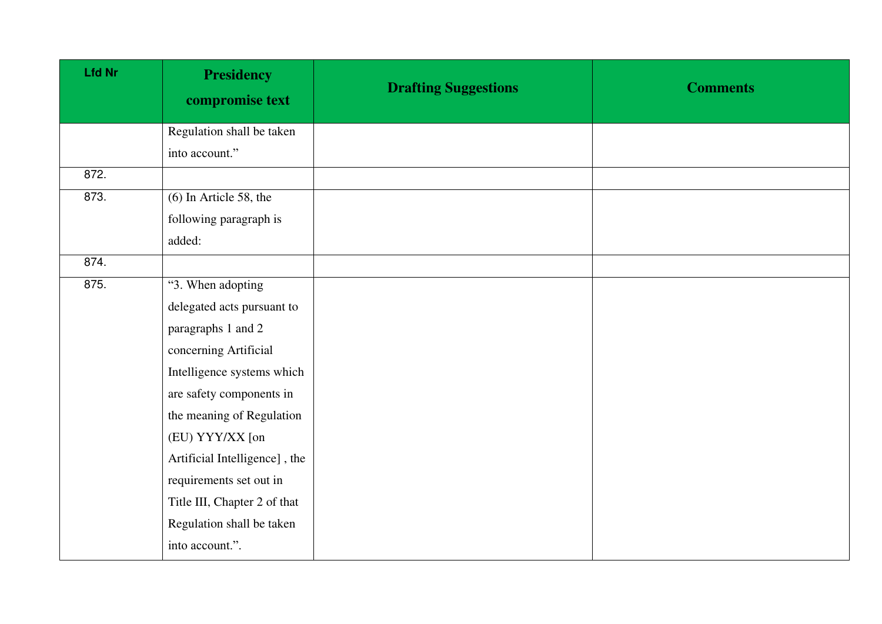| Lfd Nr | Presidency compromise text | Drafting Suggestions | Comments |
|---|---|---|---|
| | Regulation shall be taken into account.” | | |
| 872. | | | |
| 873. | (6) In Article 58, the following paragraph is added: | | |
| 874. | | | |
| 875. | “3. When adopting delegated acts pursuant to paragraphs 1 and 2 concerning Artificial Intelligence systems which are safety components in the meaning of Regulation (EU) YYY/XX [on Artificial Intelligence] , the requirements set out in Title III, Chapter 2 of that Regulation shall be taken into account.”. | | |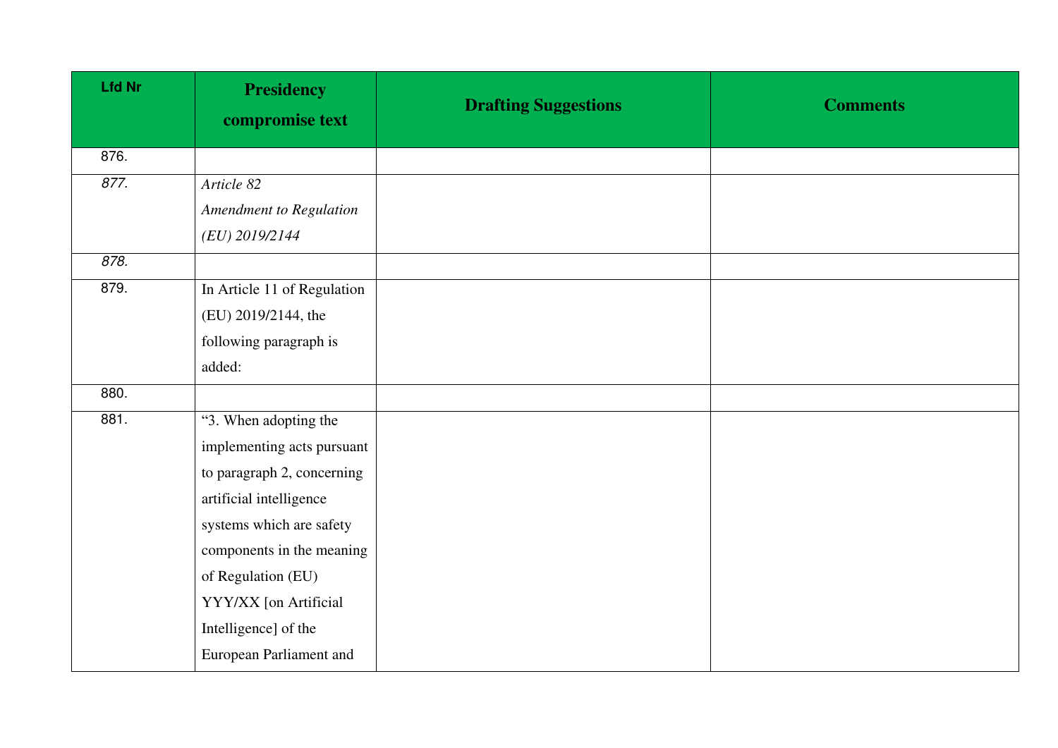| Lfd Nr | Presidency compromise text | Drafting Suggestions | Comments |
|---|---|---|---|
| 876. | | | |
| *877.* | *Article 82*<br>*Amendment to Regulation (EU) 2019/2144* | | |
| *878.* | | | |
| 879. | In Article 11 of Regulation (EU) 2019/2144, the following paragraph is added: | | |
| 880. | | | |
| 881. | "3. When adopting the implementing acts pursuant to paragraph 2, concerning artificial intelligence systems which are safety components in the meaning of Regulation (EU) YYY/XX [on Artificial Intelligence] of the European Parliament and | | |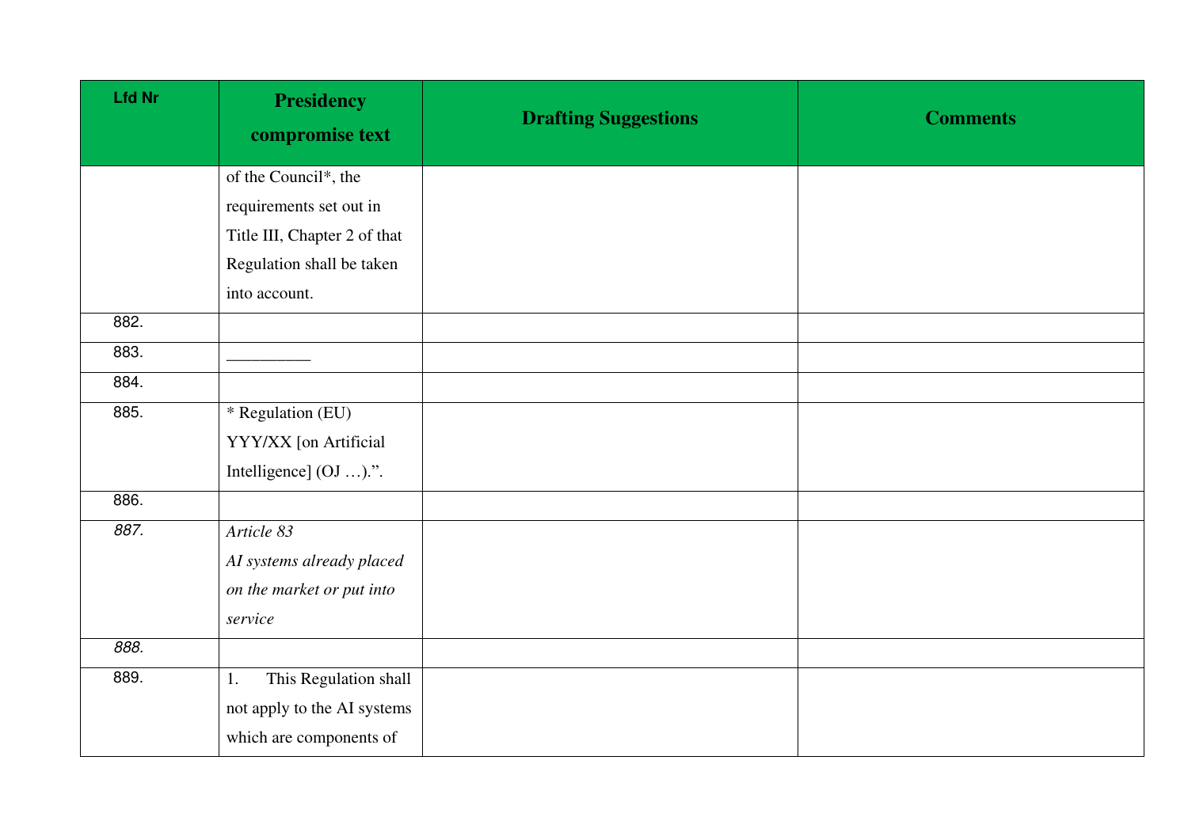| Lfd Nr | Presidency compromise text | Drafting Suggestions | Comments |
|---|---|---|---|
| | of the Council*, the requirements set out in Title III, Chapter 2 of that Regulation shall be taken into account. | | |
| 882. | | | |
| 883. | _________ | | |
| 884. | | | |
| 885. | * Regulation (EU) YYY/XX [on Artificial Intelligence] (OJ …).". | | |
| 886. | | | |
| *887.* | *Article 83* *AI systems already placed on the market or put into service* | | |
| *888.* | | | |
| 889. | 1. This Regulation shall not apply to the AI systems which are components of | | |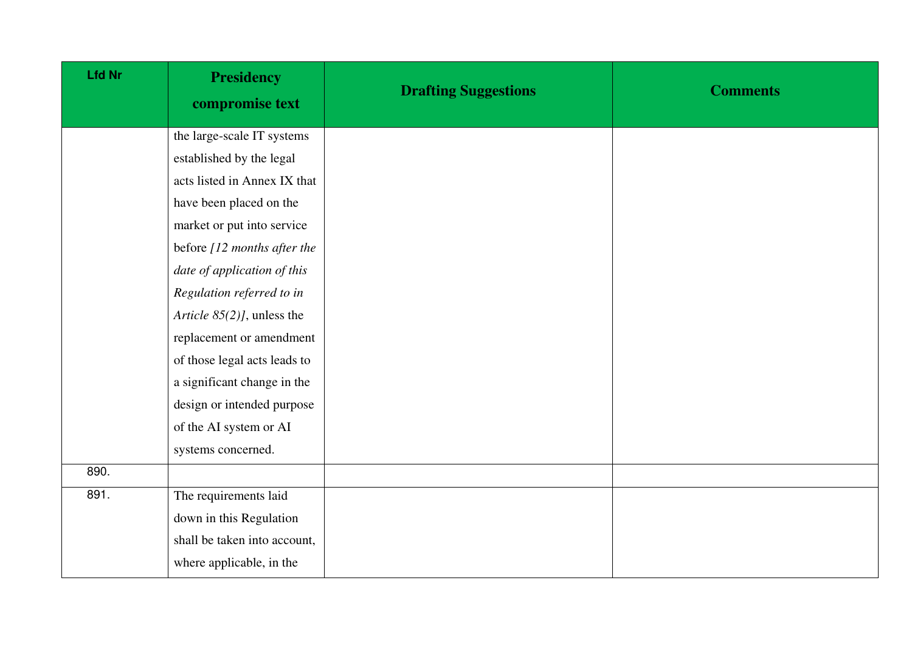| Lfd Nr | Presidency compromise text | Drafting Suggestions | Comments |
|---|---|---|---|
| | the large-scale IT systems established by the legal acts listed in Annex IX that have been placed on the market or put into service before *[12 months after the date of application of this Regulation referred to in Article 85(2)]*, unless the replacement or amendment of those legal acts leads to a significant change in the design or intended purpose of the AI system or AI systems concerned. | | |
| 890. | | | |
| 891. | The requirements laid down in this Regulation shall be taken into account, where applicable, in the | | |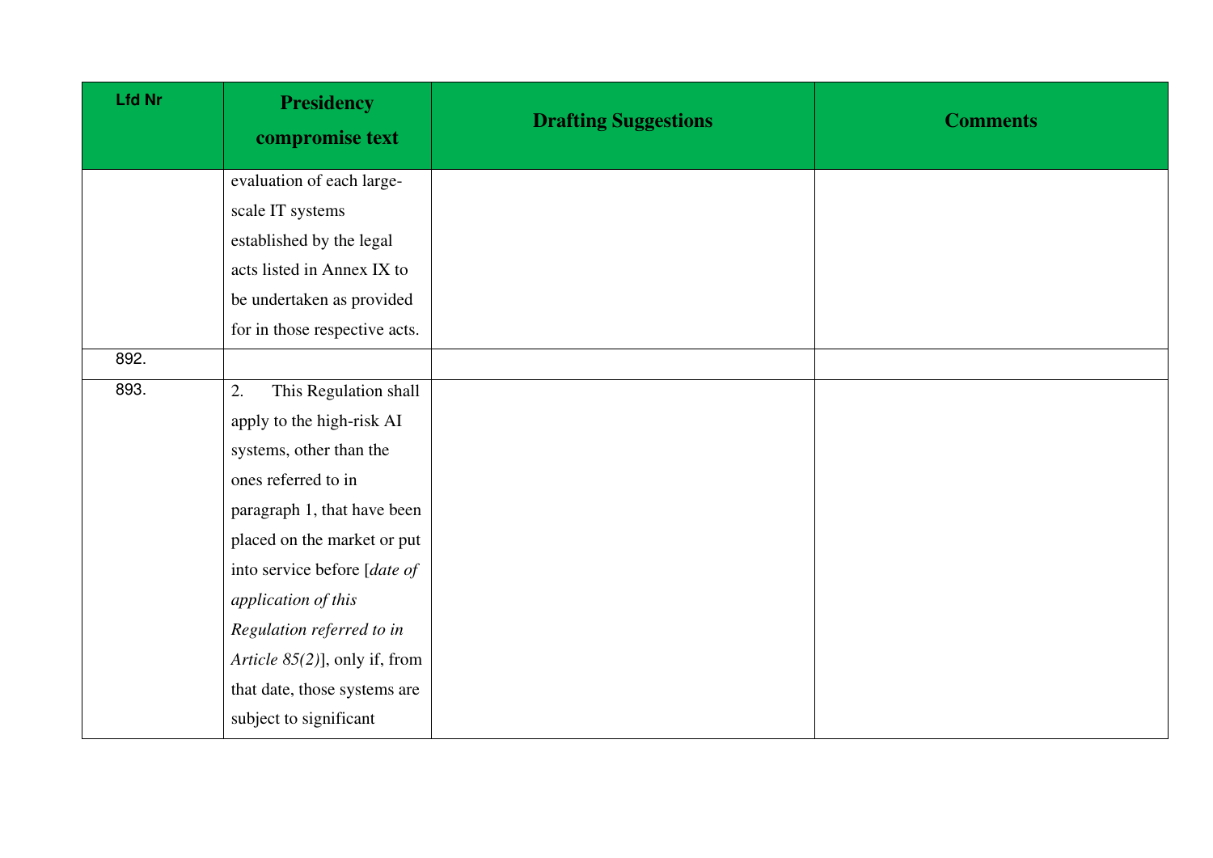| Lfd Nr | Presidency compromise text | Drafting Suggestions | Comments |
|---|---|---|---|
| | evaluation of each large-scale IT systems established by the legal acts listed in Annex IX to be undertaken as provided for in those respective acts. | | |
| 892. | | | |
| 893. | 2. This Regulation shall apply to the high-risk AI systems, other than the ones referred to in paragraph 1, that have been placed on the market or put into service before [*date of application of this Regulation referred to in Article 85(2)*], only if, from that date, those systems are subject to significant | | |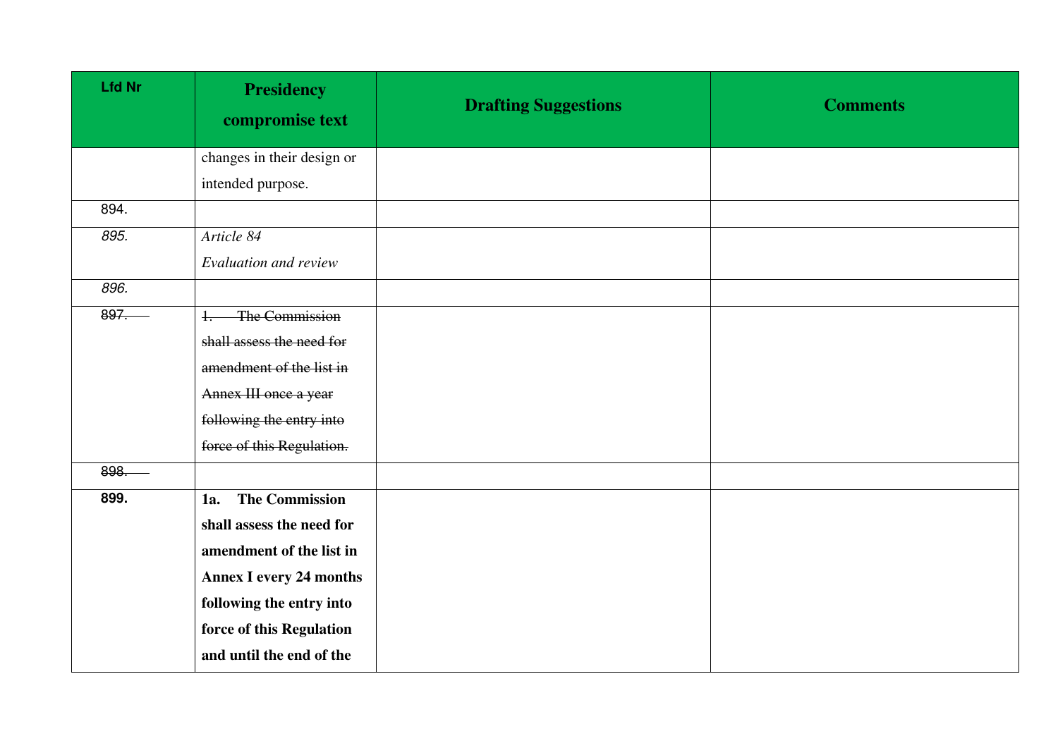| Lfd Nr | Presidency compromise text | Drafting Suggestions | Comments |
|---|---|---|---|
| | changes in their design or intended purpose. | | |
| 894. | | | |
| *895.* | *Article 84*<br>*Evaluation and review* | | |
| *896.* | | | |
| ~~897.~~ | ~~1. The Commission shall assess the need for amendment of the list in Annex III once a year following the entry into force of this Regulation.~~ | | |
| ~~898.~~ | | | |
| **899.** | **1a. The Commission shall assess the need for amendment of the list in Annex I every 24 months following the entry into force of this Regulation and until the end of the** | | |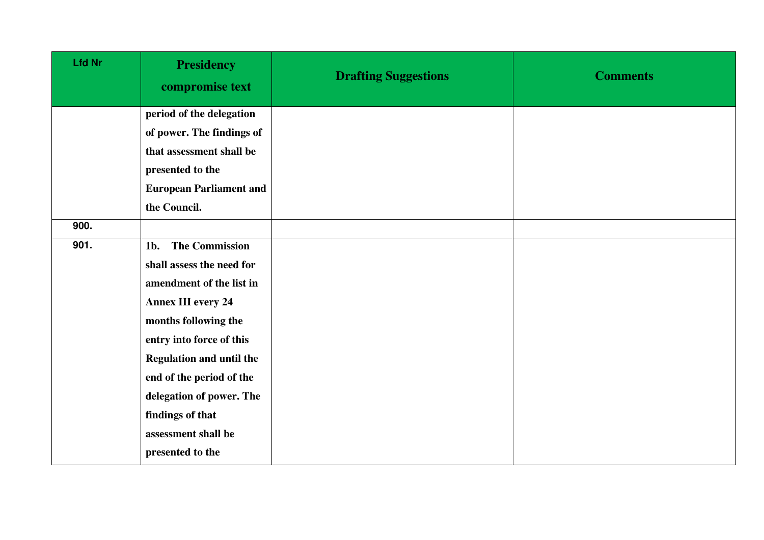| Lfd Nr | Presidency compromise text | Drafting Suggestions | Comments |
|---|---|---|---|
| | **period of the delegation of power. The findings of that assessment shall be presented to the European Parliament and the Council.** | | |
| 900. | | | |
| 901. | **1b. The Commission shall assess the need for amendment of the list in Annex III every 24 months following the entry into force of this Regulation and until the end of the period of the delegation of power. The findings of that assessment shall be presented to the** | | |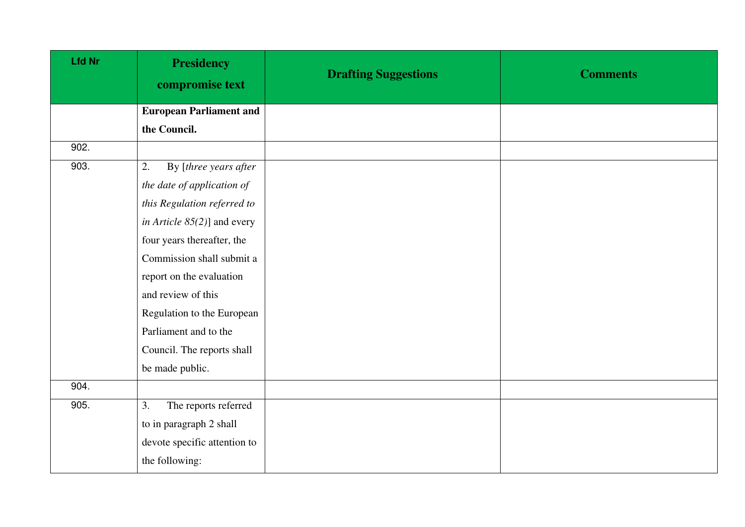| Lfd Nr | Presidency compromise text | Drafting Suggestions | Comments |
|---|---|---|---|
| | **European Parliament and the Council.** | | |
| 902. | | | |
| 903. | 2. By [*three years after the date of application of this Regulation referred to in Article 85(2)*] and every four years thereafter, the Commission shall submit a report on the evaluation and review of this Regulation to the European Parliament and to the Council. The reports shall be made public. | | |
| 904. | | | |
| 905. | 3. The reports referred to in paragraph 2 shall devote specific attention to the following: | | |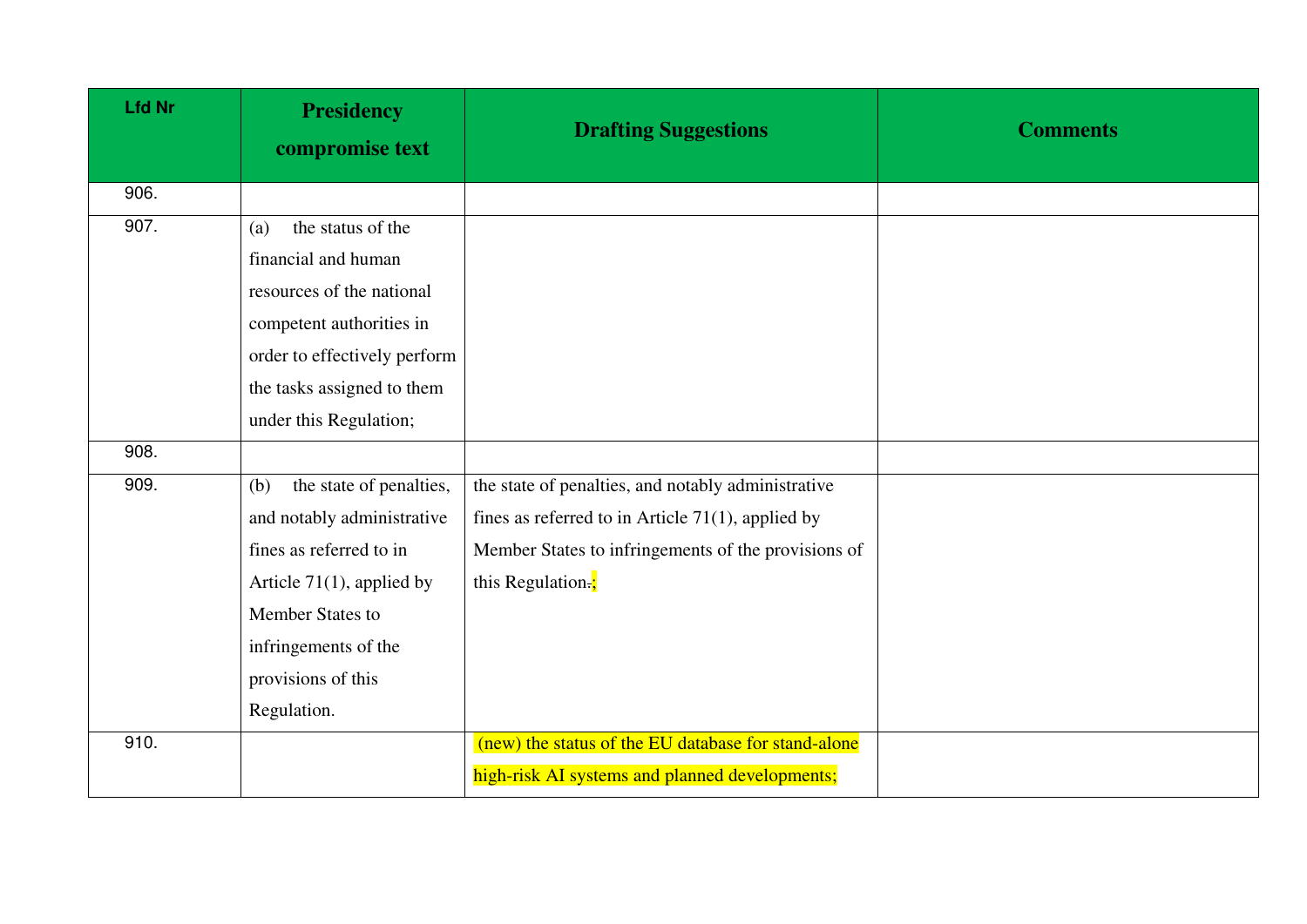| Lfd Nr | Presidency compromise text | Drafting Suggestions | Comments |
|---|---|---|---|
| 906. | | | |
| 907. | (a) the status of the financial and human resources of the national competent authorities in order to effectively perform the tasks assigned to them under this Regulation; | | |
| 908. | | | |
| 909. | (b) the state of penalties, and notably administrative fines as referred to in Article 71(1), applied by Member States to infringements of the provisions of this Regulation. | the state of penalties, and notably administrative fines as referred to in Article 71(1), applied by Member States to infringements of the provisions of this Regulation.; | |
| 910. | | (new) the status of the EU database for stand-alone high-risk AI systems and planned developments; | |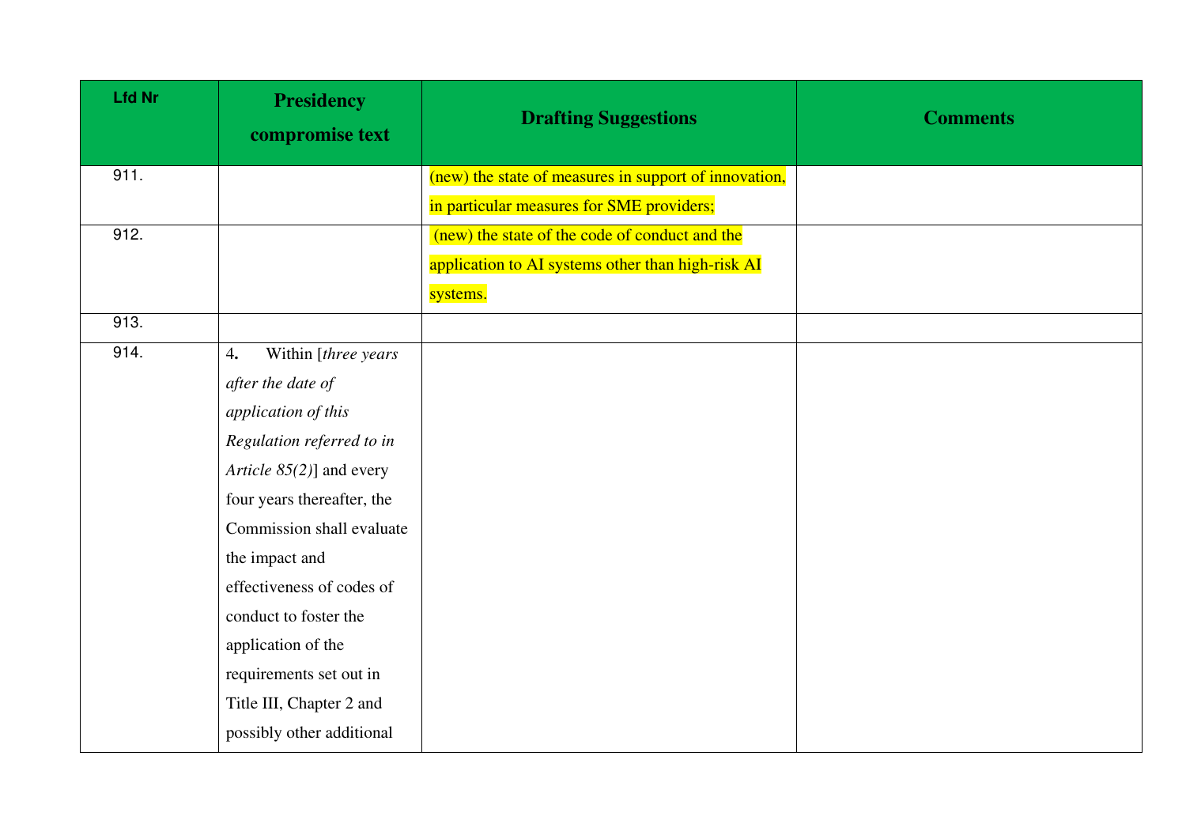| Lfd Nr | Presidency compromise text | Drafting Suggestions | Comments |
|---|---|---|---|
| 911. | | (new) the state of measures in support of innovation, in particular measures for SME providers; | |
| 912. | | (new) the state of the code of conduct and the application to AI systems other than high-risk AI systems. | |
| 913. | | | |
| 914. | 4. Within [*three years after the date of application of this Regulation referred to in Article 85(2)*] and every four years thereafter, the Commission shall evaluate the impact and effectiveness of codes of conduct to foster the application of the requirements set out in Title III, Chapter 2 and possibly other additional | | |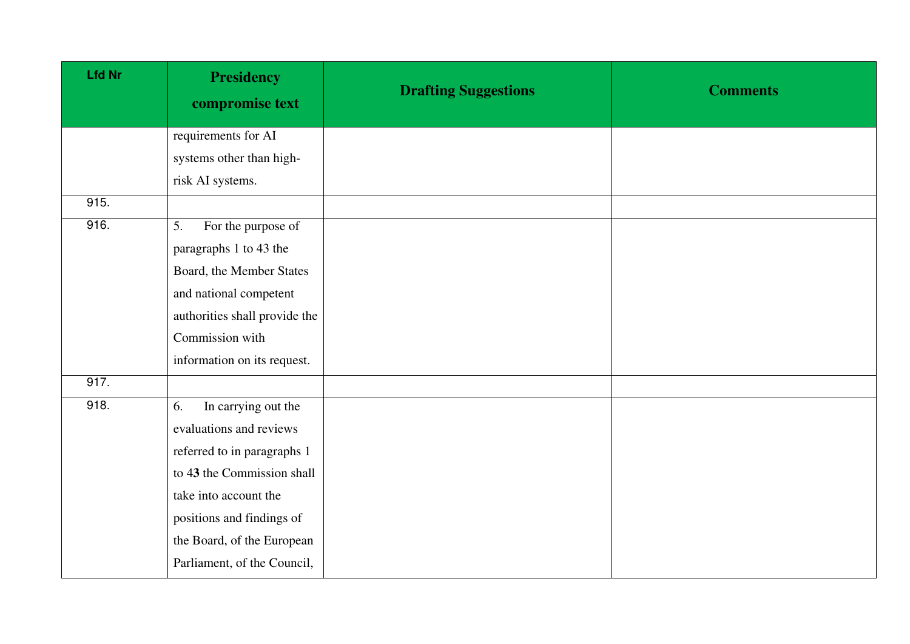| Lfd Nr | Presidency compromise text | Drafting Suggestions | Comments |
|---|---|---|---|
| | requirements for AI systems other than high-risk AI systems. | | |
| 915. | | | |
| 916. | 5. For the purpose of paragraphs 1 to 43 the Board, the Member States and national competent authorities shall provide the Commission with information on its request. | | |
| 917. | | | |
| 918. | 6. In carrying out the evaluations and reviews referred to in paragraphs 1 to 4**3** the Commission shall take into account the positions and findings of the Board, of the European Parliament, of the Council, | | |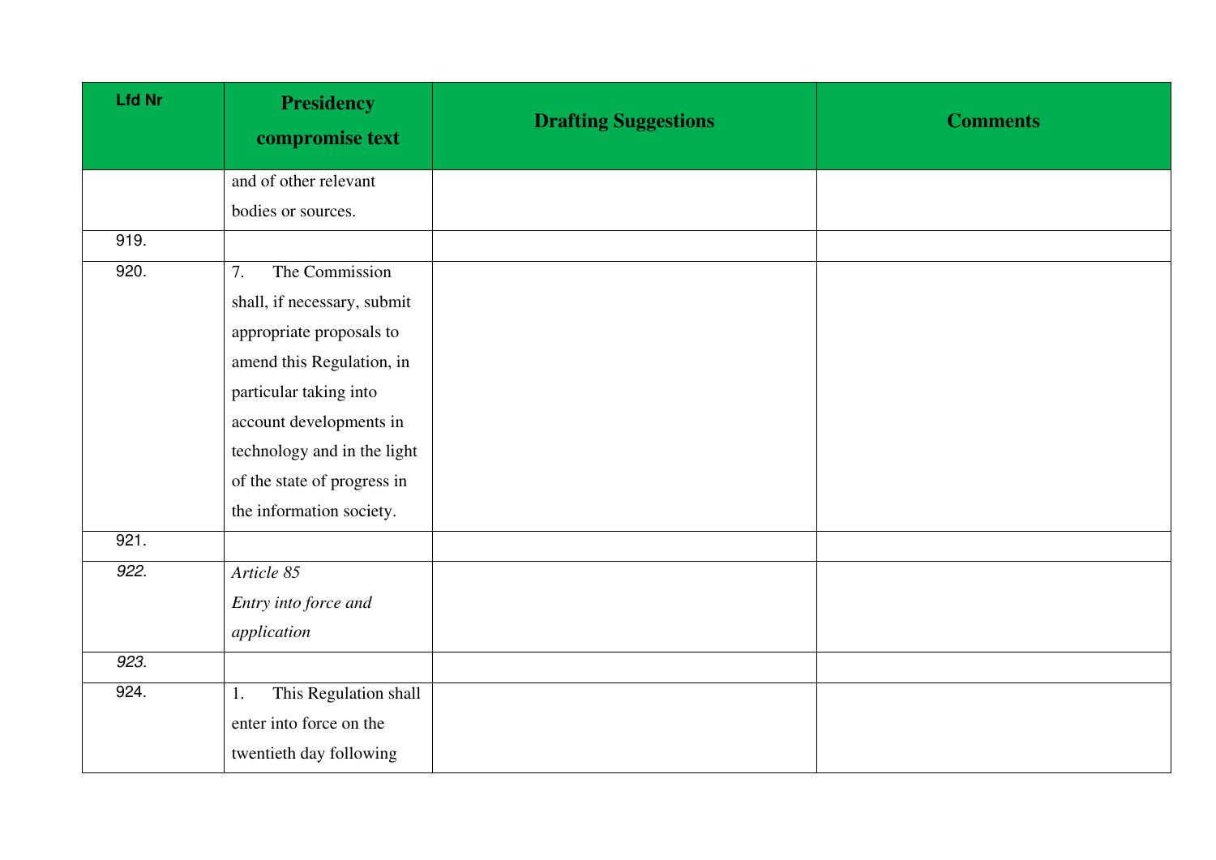| Lfd Nr | Presidency compromise text | Drafting Suggestions | Comments |
|---|---|---|---|
| | and of other relevant bodies or sources. | | |
| 919. | | | |
| 920. | 7. The Commission shall, if necessary, submit appropriate proposals to amend this Regulation, in particular taking into account developments in technology and in the light of the state of progress in the information society. | | |
| 921. | | | |
| *922.* | *Article 85*<br>*Entry into force and application* | | |
| *923.* | | | |
| 924. | 1. This Regulation shall enter into force on the twentieth day following | | |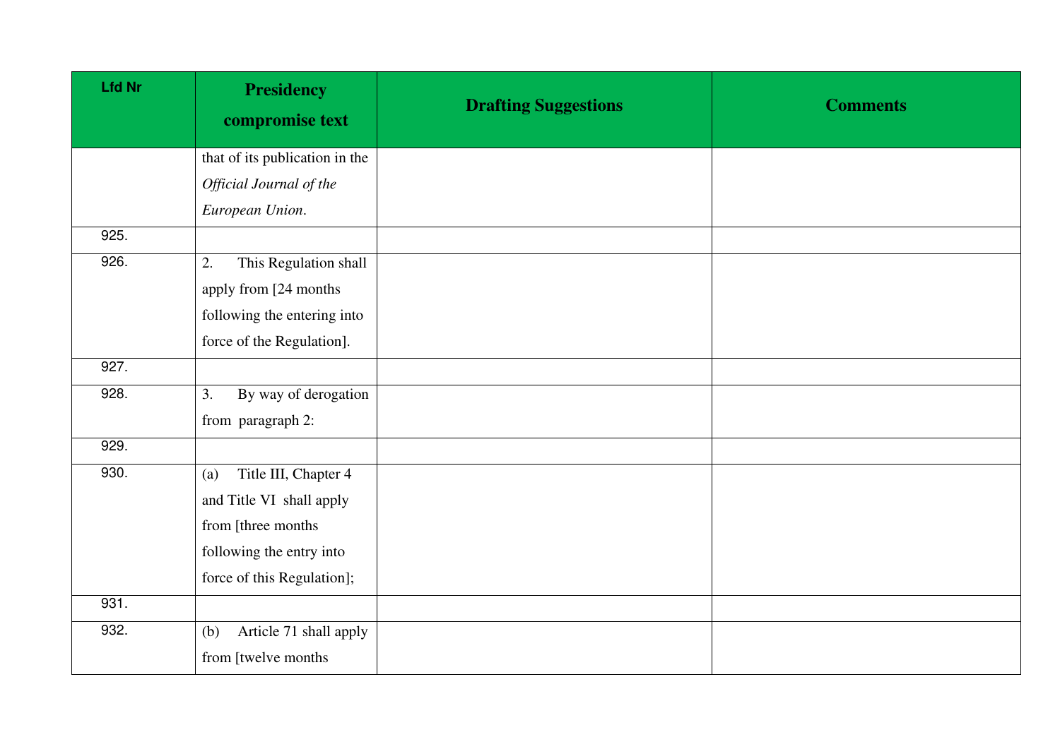| Lfd Nr | Presidency compromise text | Drafting Suggestions | Comments |
|---|---|---|---|
| | that of its publication in the *Official Journal of the European Union*. | | |
| 925. | | | |
| 926. | 2. This Regulation shall apply from [24 months following the entering into force of the Regulation]. | | |
| 927. | | | |
| 928. | 3. By way of derogation from paragraph 2: | | |
| 929. | | | |
| 930. | (a) Title III, Chapter 4 and Title VI shall apply from [three months following the entry into force of this Regulation]; | | |
| 931. | | | |
| 932. | (b) Article 71 shall apply from [twelve months | | |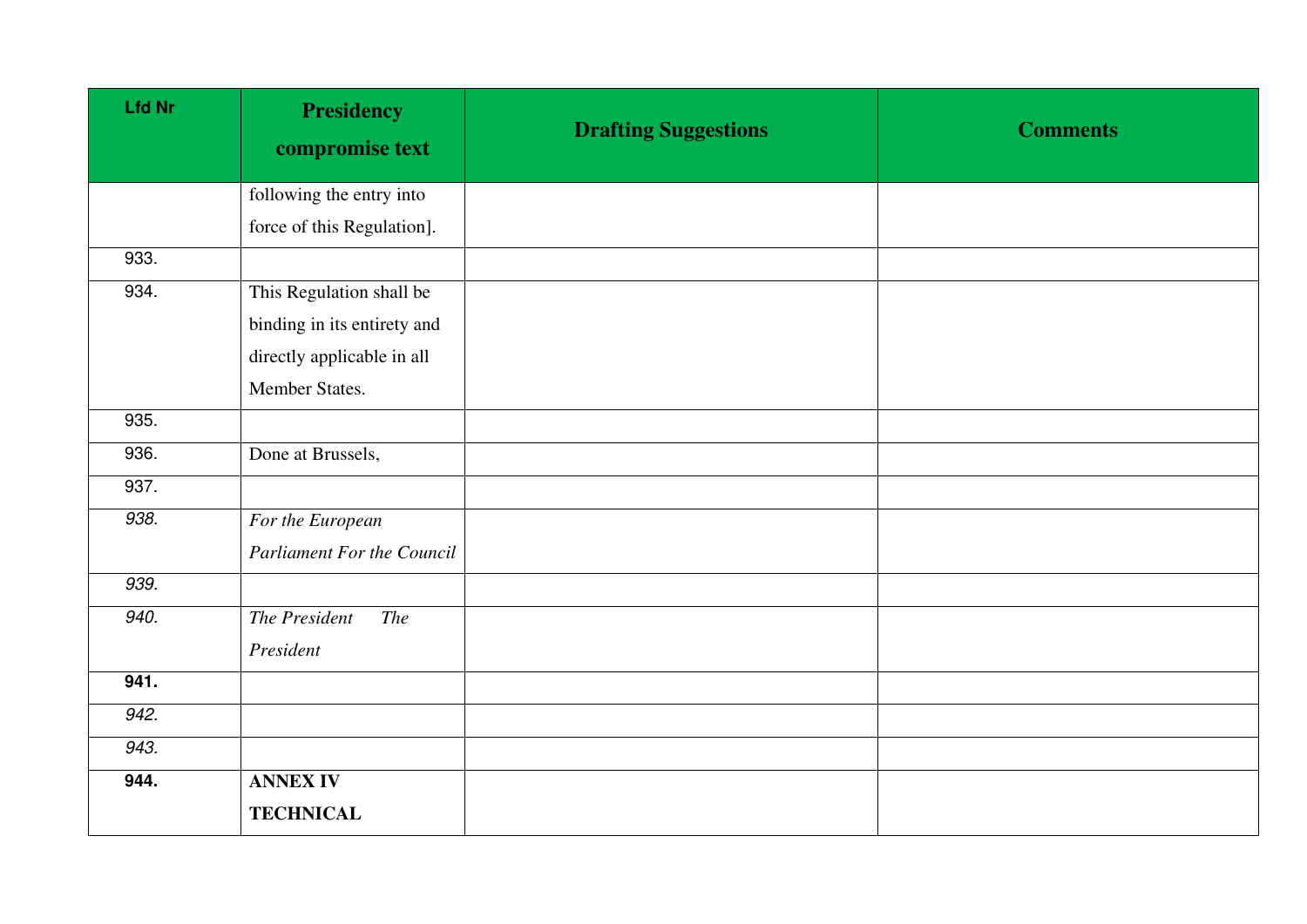| Lfd Nr | Presidency compromise text | Drafting Suggestions | Comments |
|---|---|---|---|
| | following the entry into force of this Regulation]. | | |
| 933. | | | |
| 934. | This Regulation shall be binding in its entirety and directly applicable in all Member States. | | |
| 935. | | | |
| 936. | Done at Brussels, | | |
| 937. | | | |
| *938.* | *For the European Parliament For the Council* | | |
| *939.* | | | |
| *940.* | *The President The President* | | |
| **941.** | | | |
| *942.* | | | |
| *943.* | | | |
| **944.** | **ANNEX IV TECHNICAL** | | |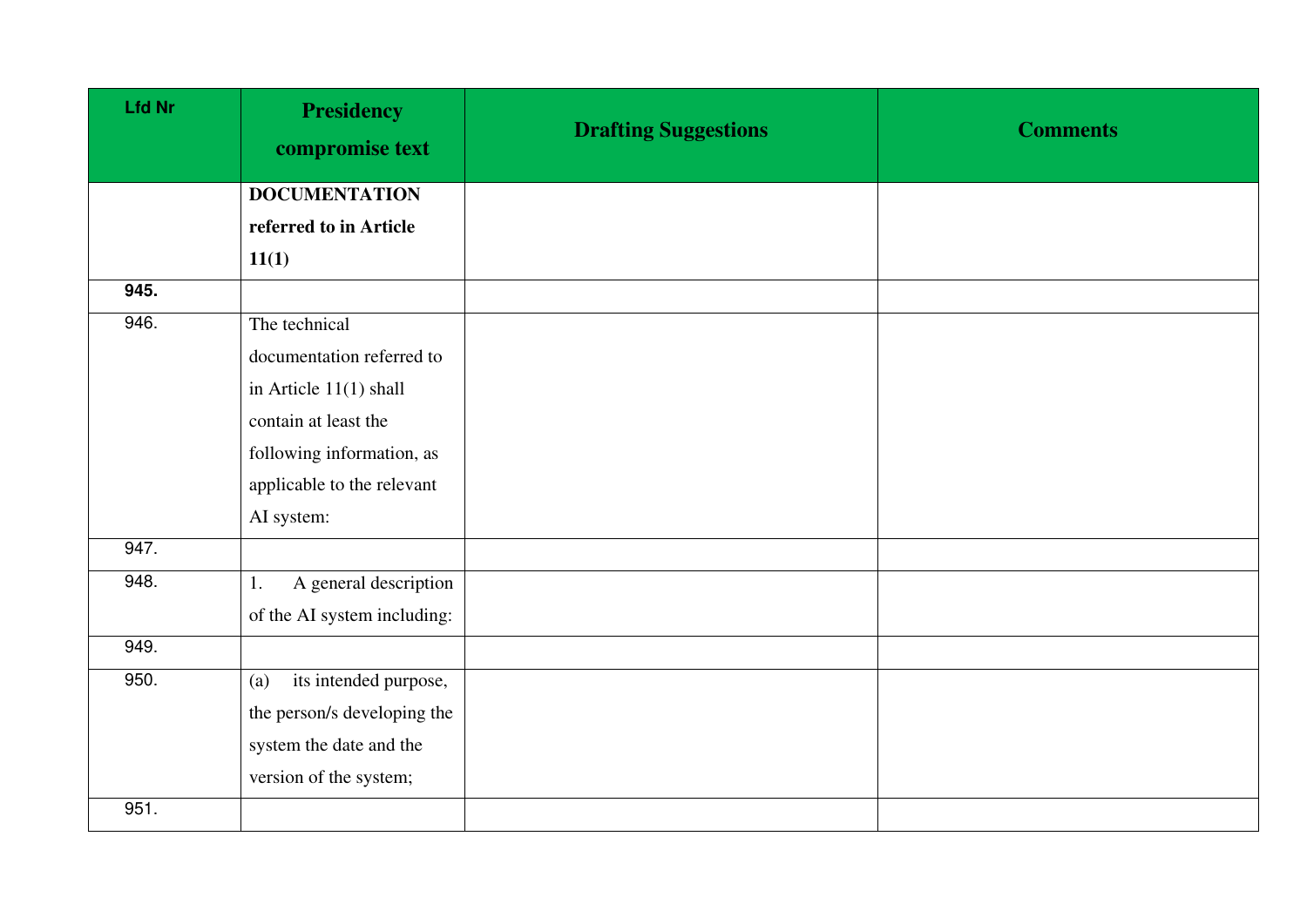| Lfd Nr | Presidency compromise text | Drafting Suggestions | Comments |
|---|---|---|---|
| | **DOCUMENTATION referred to in Article 11(1)** | | |
| **945.** | | | |
| 946. | The technical documentation referred to in Article 11(1) shall contain at least the following information, as applicable to the relevant AI system: | | |
| 947. | | | |
| 948. | 1. A general description of the AI system including: | | |
| 949. | | | |
| 950. | (a) its intended purpose, the person/s developing the system the date and the version of the system; | | |
| 951. | | | |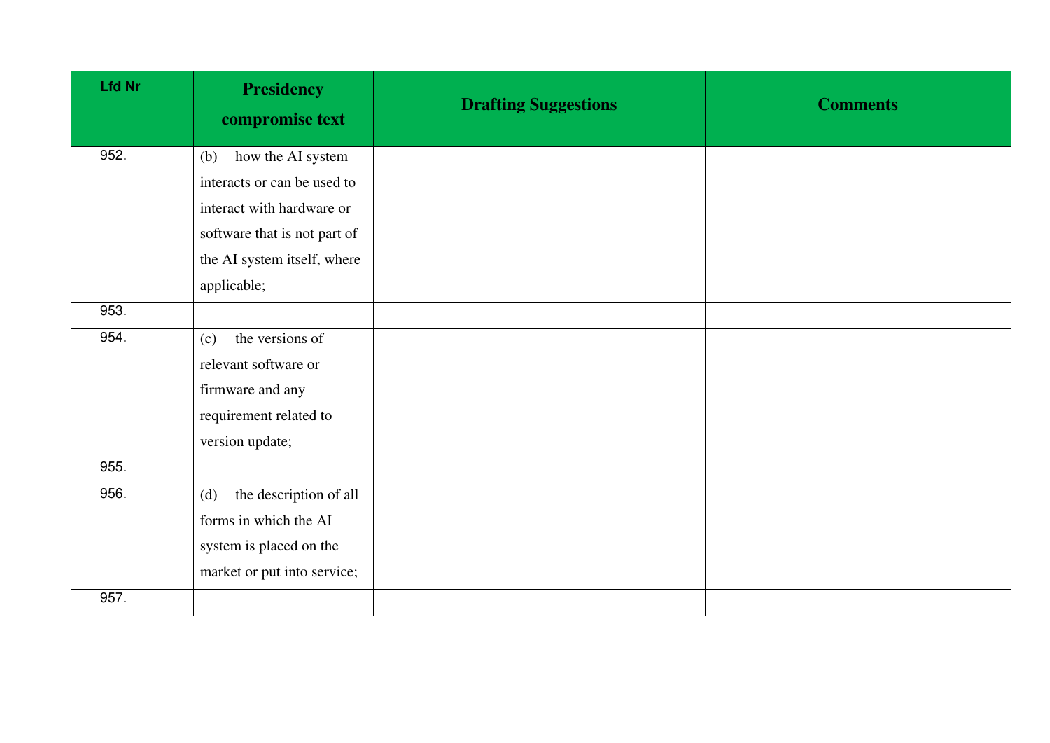| Lfd Nr | Presidency compromise text | Drafting Suggestions | Comments |
|---|---|---|---|
| 952. | (b) how the AI system interacts or can be used to interact with hardware or software that is not part of the AI system itself, where applicable; | | |
| 953. | | | |
| 954. | (c) the versions of relevant software or firmware and any requirement related to version update; | | |
| 955. | | | |
| 956. | (d) the description of all forms in which the AI system is placed on the market or put into service; | | |
| 957. | | | |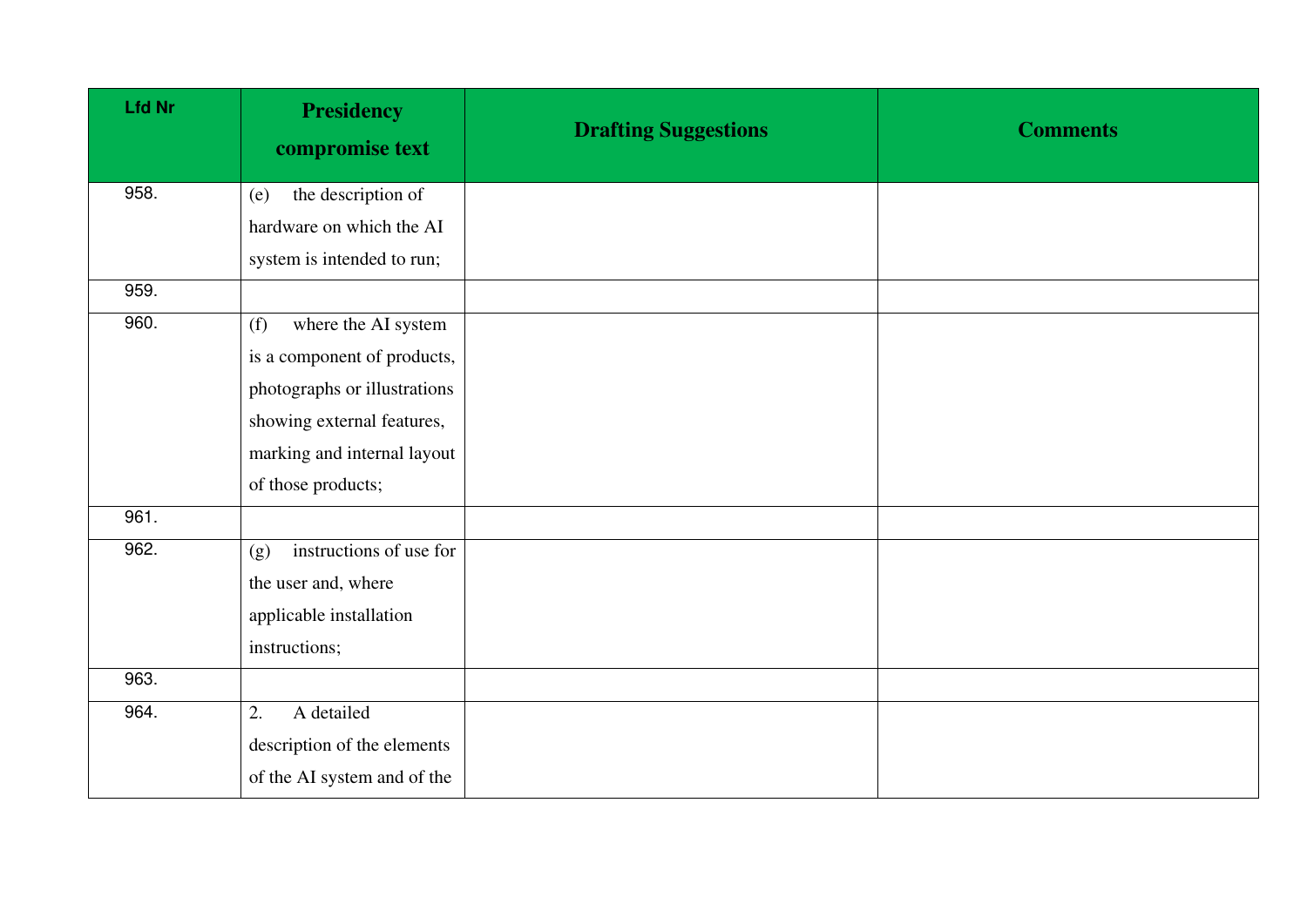| Lfd Nr | Presidency compromise text | Drafting Suggestions | Comments |
|---|---|---|---|
| 958. | (e) the description of hardware on which the AI system is intended to run; | | |
| 959. | | | |
| 960. | (f) where the AI system is a component of products, photographs or illustrations showing external features, marking and internal layout of those products; | | |
| 961. | | | |
| 962. | (g) instructions of use for the user and, where applicable installation instructions; | | |
| 963. | | | |
| 964. | 2. A detailed description of the elements of the AI system and of the | | |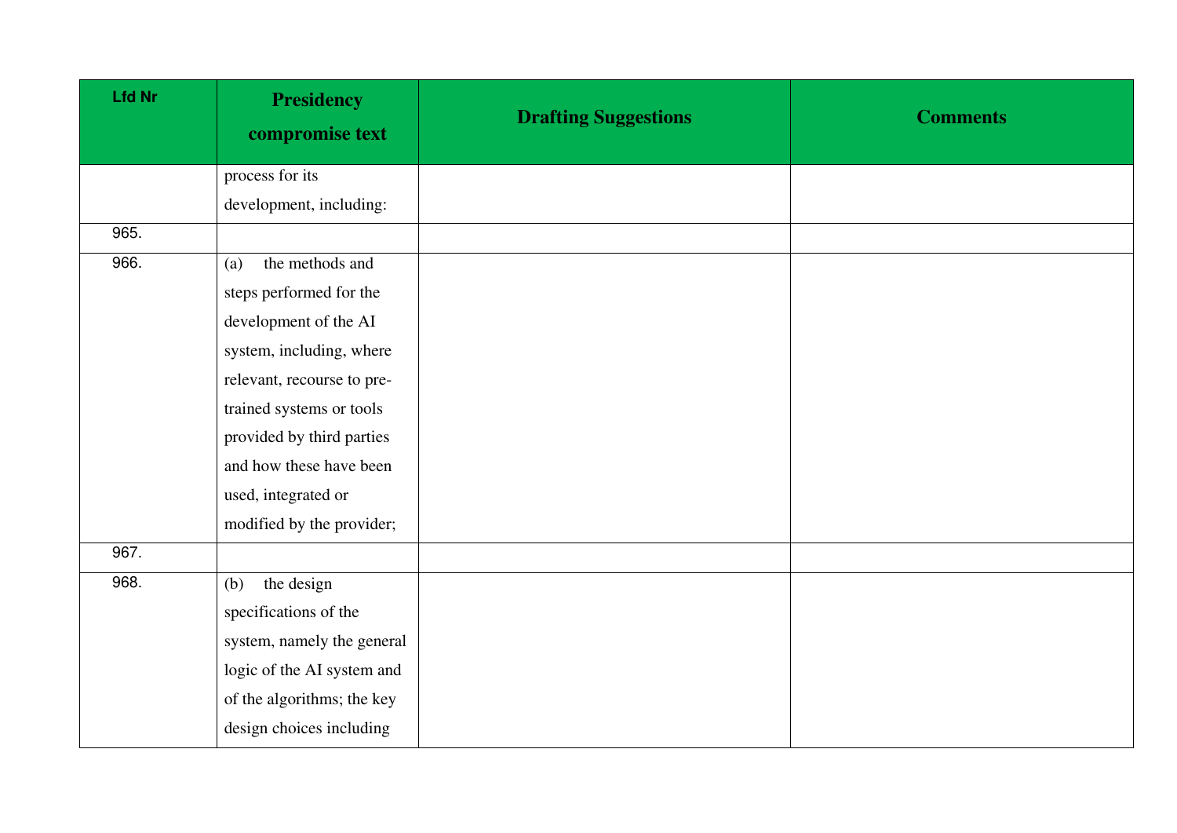| Lfd Nr | Presidency compromise text | Drafting Suggestions | Comments |
|---|---|---|---|
| | process for its development, including: | | |
| 965. | | | |
| 966. | (a) the methods and steps performed for the development of the AI system, including, where relevant, recourse to pre-trained systems or tools provided by third parties and how these have been used, integrated or modified by the provider; | | |
| 967. | | | |
| 968. | (b) the design specifications of the system, namely the general logic of the AI system and of the algorithms; the key design choices including | | |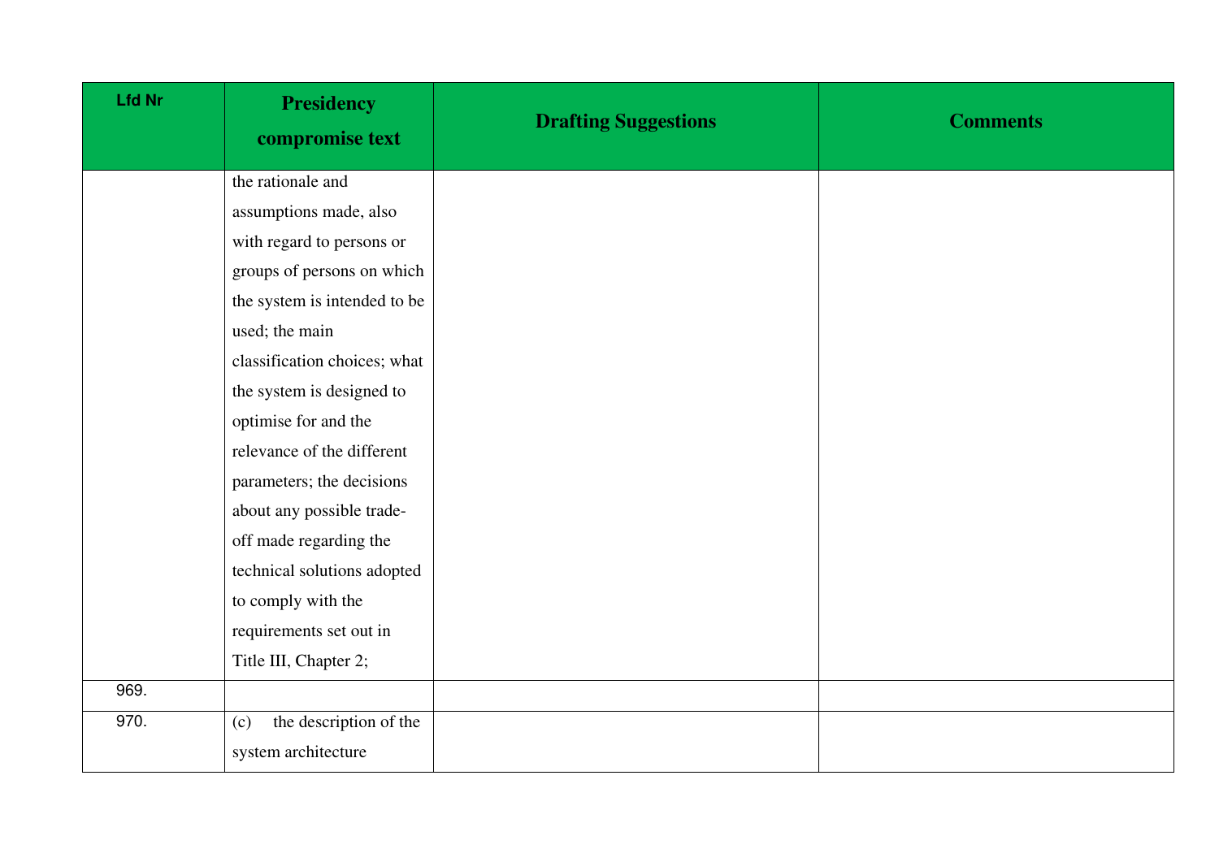| Lfd Nr | Presidency compromise text | Drafting Suggestions | Comments |
|---|---|---|---|
| | the rationale and assumptions made, also with regard to persons or groups of persons on which the system is intended to be used; the main classification choices; what the system is designed to optimise for and the relevance of the different parameters; the decisions about any possible trade-off made regarding the technical solutions adopted to comply with the requirements set out in Title III, Chapter 2; | | |
| 969. | | | |
| 970. | (c) the description of the system architecture | | |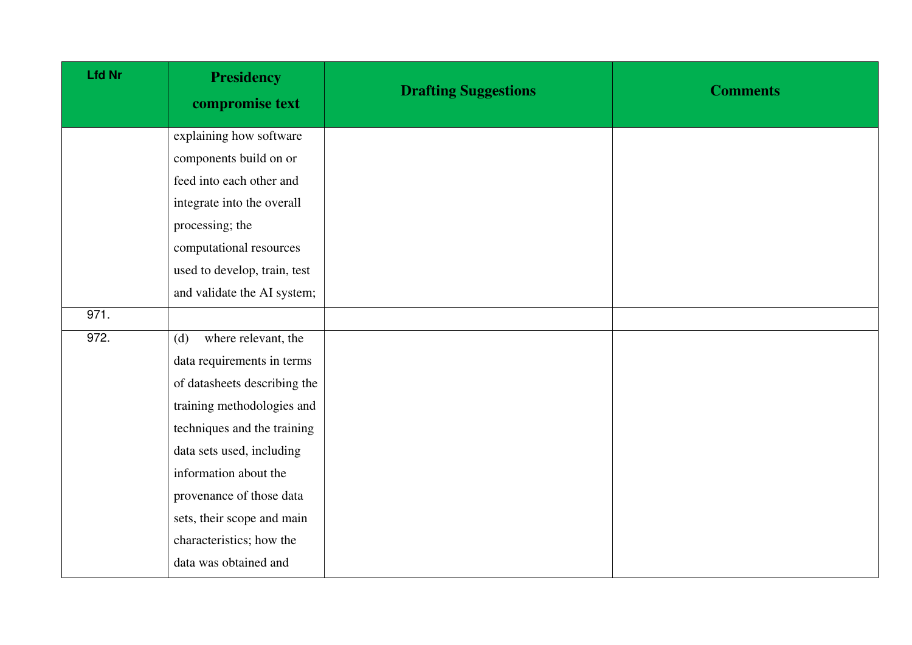| Lfd Nr | Presidency compromise text | Drafting Suggestions | Comments |
| --- | --- | --- | --- |
| | explaining how software components build on or feed into each other and integrate into the overall processing; the computational resources used to develop, train, test and validate the AI system; | | |
| 971. | | | |
| 972. | (d) where relevant, the data requirements in terms of datasheets describing the training methodologies and techniques and the training data sets used, including information about the provenance of those data sets, their scope and main characteristics; how the data was obtained and | | |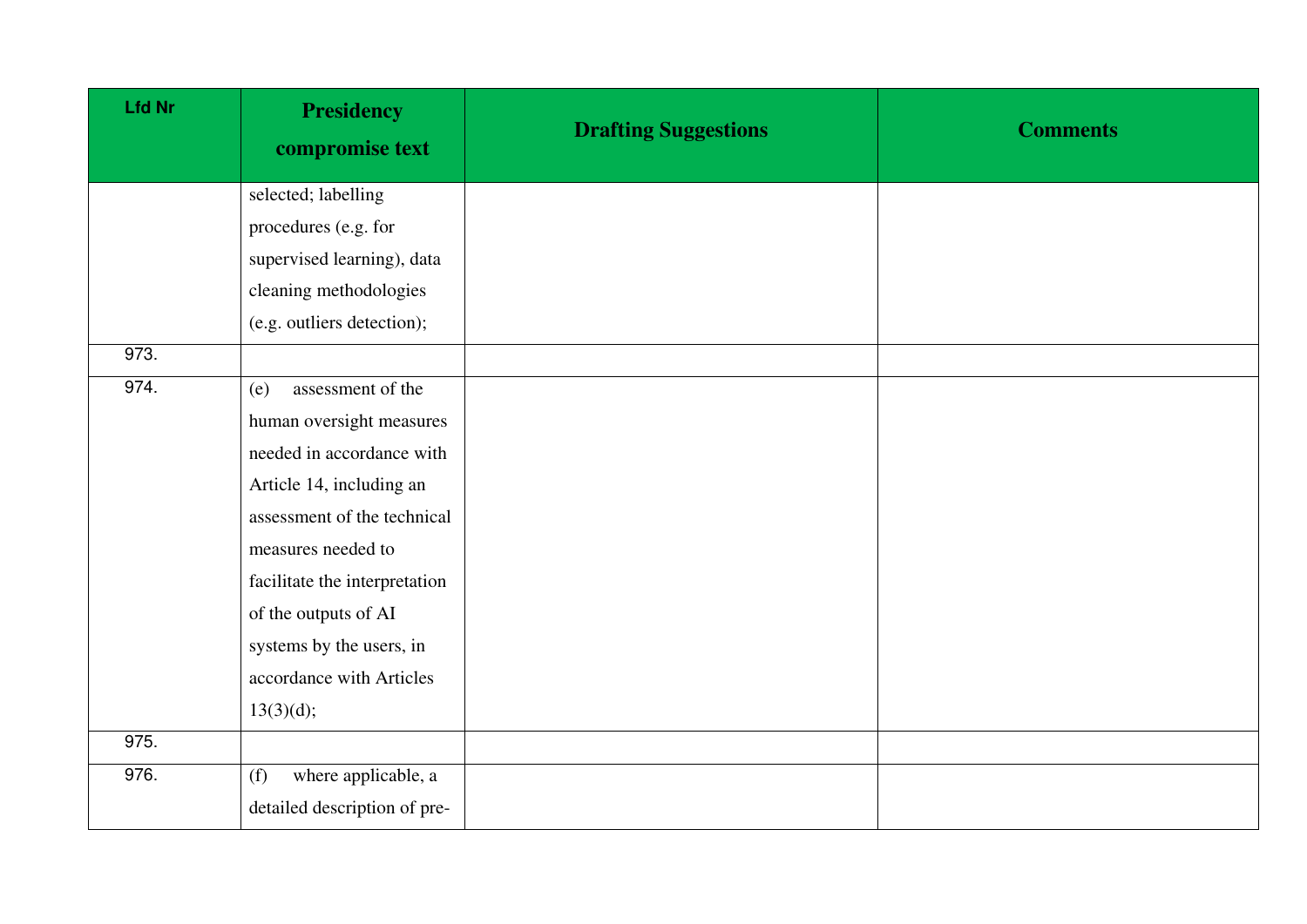| Lfd Nr | Presidency compromise text | Drafting Suggestions | Comments |
|---|---|---|---|
| | selected; labelling procedures (e.g. for supervised learning), data cleaning methodologies (e.g. outliers detection); | | |
| 973. | | | |
| 974. | (e) assessment of the human oversight measures needed in accordance with Article 14, including an assessment of the technical measures needed to facilitate the interpretation of the outputs of AI systems by the users, in accordance with Articles 13(3)(d); | | |
| 975. | | | |
| 976. | (f) where applicable, a detailed description of pre- | | |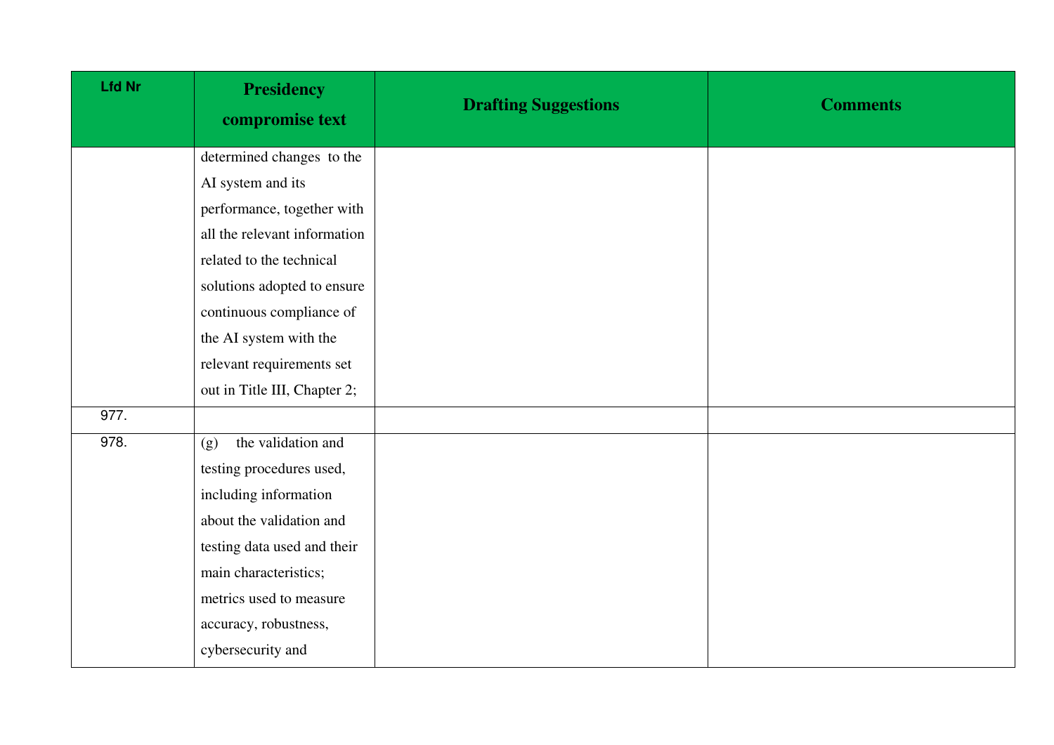| Lfd Nr | Presidency compromise text | Drafting Suggestions | Comments |
|---|---|---|---|
| | determined changes to the AI system and its performance, together with all the relevant information related to the technical solutions adopted to ensure continuous compliance of the AI system with the relevant requirements set out in Title III, Chapter 2; | | |
| 977. | | | |
| 978. | (g) the validation and testing procedures used, including information about the validation and testing data used and their main characteristics; metrics used to measure accuracy, robustness, cybersecurity and | | |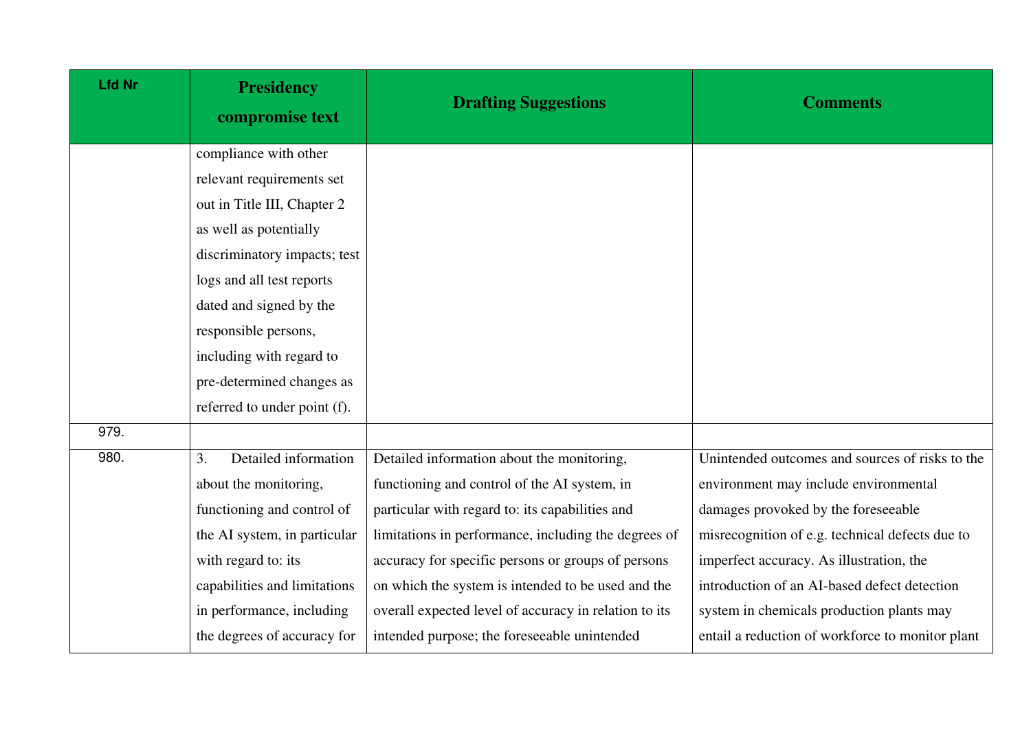| Lfd Nr | Presidency compromise text | Drafting Suggestions | Comments |
|---|---|---|---|
| | compliance with other relevant requirements set out in Title III, Chapter 2 as well as potentially discriminatory impacts; test logs and all test reports dated and signed by the responsible persons, including with regard to pre-determined changes as referred to under point (f). | | |
| 979. | | | |
| 980. | 3. Detailed information about the monitoring, functioning and control of the AI system, in particular with regard to: its capabilities and limitations in performance, including the degrees of accuracy for | Detailed information about the monitoring, functioning and control of the AI system, in particular with regard to: its capabilities and limitations in performance, including the degrees of accuracy for specific persons or groups of persons on which the system is intended to be used and the overall expected level of accuracy in relation to its intended purpose; the foreseeable unintended | Unintended outcomes and sources of risks to the environment may include environmental damages provoked by the foreseeable misrecognition of e.g. technical defects due to imperfect accuracy. As illustration, the introduction of an AI-based defect detection system in chemicals production plants may entail a reduction of workforce to monitor plant |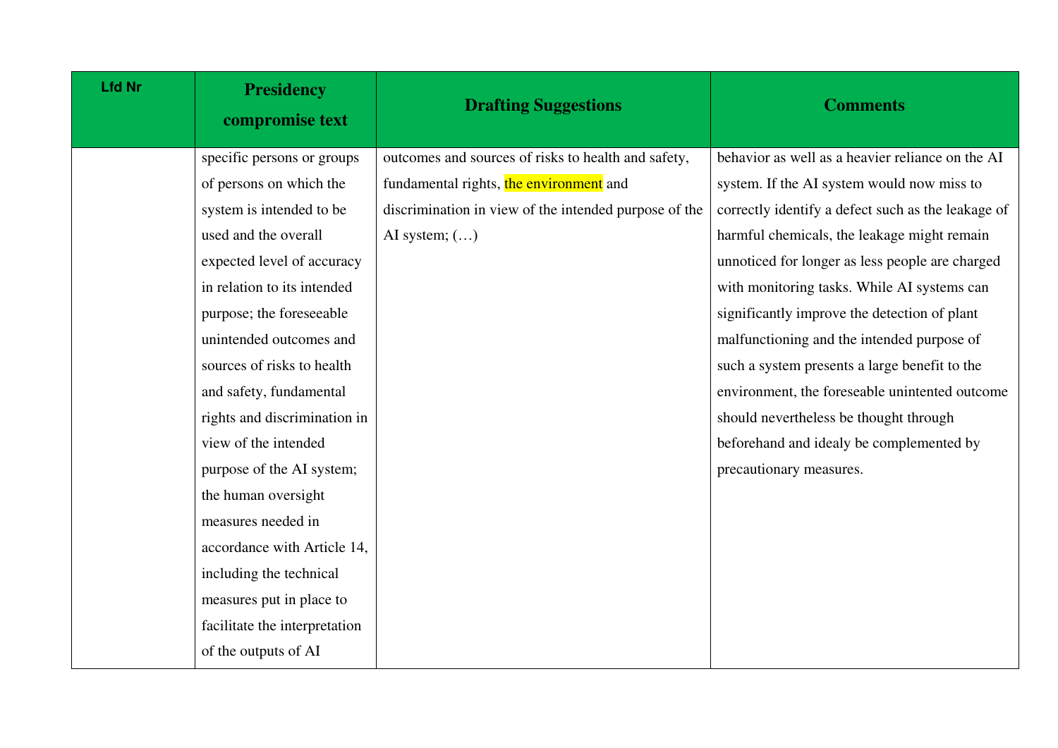| Lfd Nr | Presidency compromise text | Drafting Suggestions | Comments |
|---|---|---|---|
| | specific persons or groups of persons on which the system is intended to be used and the overall expected level of accuracy in relation to its intended purpose; the foreseeable unintended outcomes and sources of risks to health and safety, fundamental rights and discrimination in view of the intended purpose of the AI system; the human oversight measures needed in accordance with Article 14, including the technical measures put in place to facilitate the interpretation of the outputs of AI | outcomes and sources of risks to health and safety, fundamental rights, the environment and discrimination in view of the intended purpose of the AI system; (…) | behavior as well as a heavier reliance on the AI system. If the AI system would now miss to correctly identify a defect such as the leakage of harmful chemicals, the leakage might remain unnoticed for longer as less people are charged with monitoring tasks. While AI systems can significantly improve the detection of plant malfunctioning and the intended purpose of such a system presents a large benefit to the environment, the foreseeable unintented outcome should nevertheless be thought through beforehand and idealy be complemented by precautionary measures. |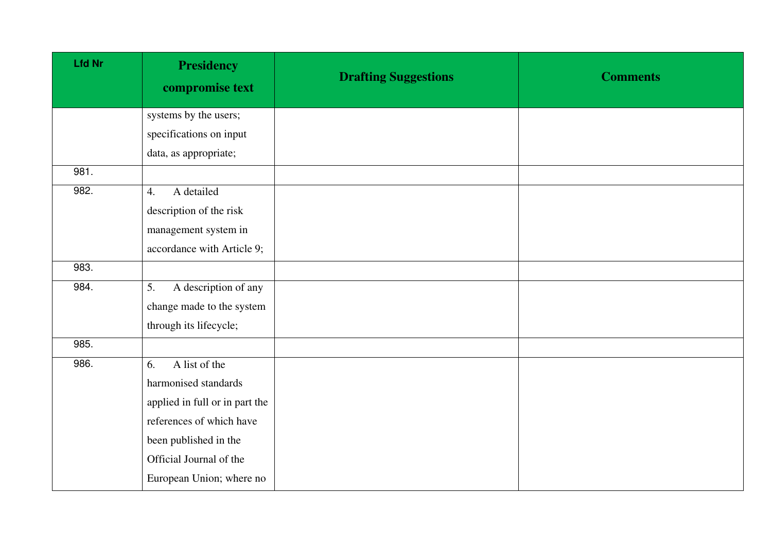| Lfd Nr | Presidency compromise text | Drafting Suggestions | Comments |
|---|---|---|---|
| | systems by the users; specifications on input data, as appropriate; | | |
| 981. | | | |
| 982. | 4. A detailed description of the risk management system in accordance with Article 9; | | |
| 983. | | | |
| 984. | 5. A description of any change made to the system through its lifecycle; | | |
| 985. | | | |
| 986. | 6. A list of the harmonised standards applied in full or in part the references of which have been published in the Official Journal of the European Union; where no | | |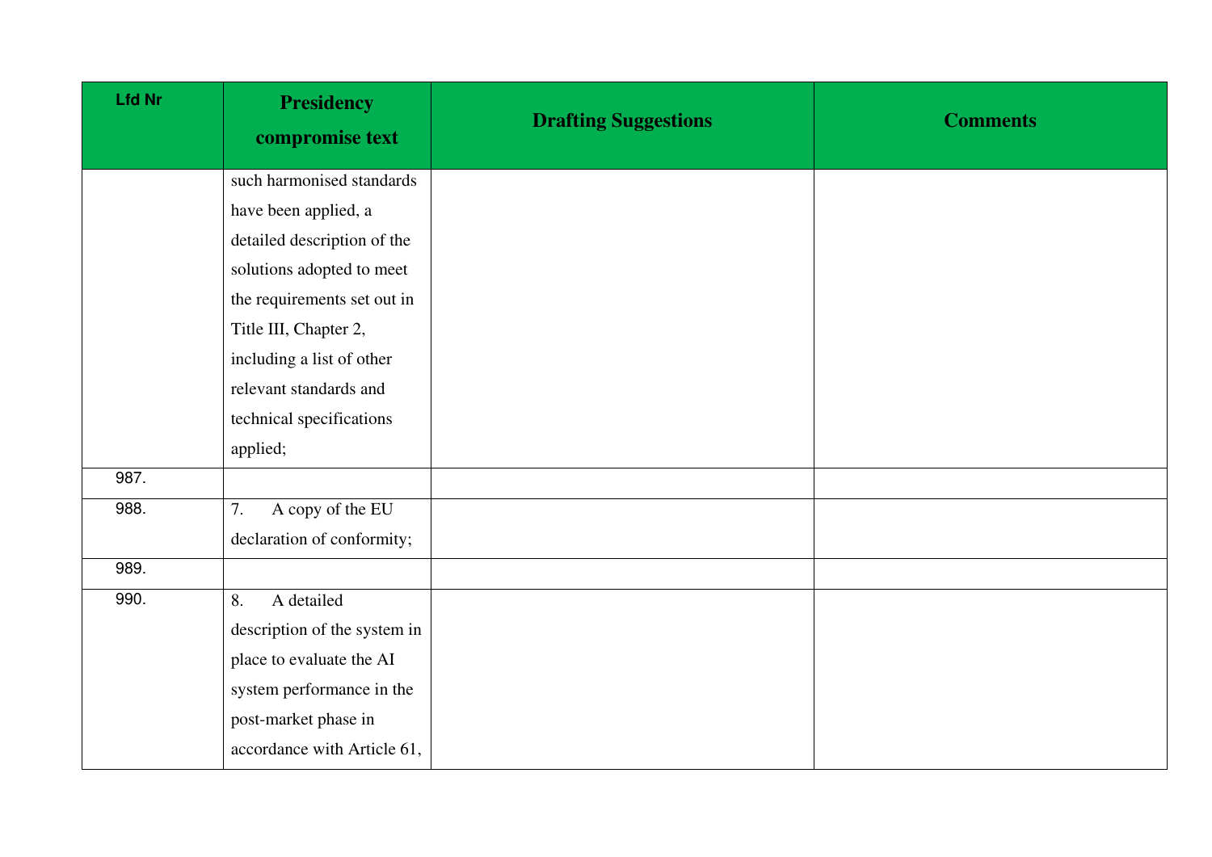| Lfd Nr | Presidency compromise text | Drafting Suggestions | Comments |
|---|---|---|---|
| | such harmonised standards have been applied, a detailed description of the solutions adopted to meet the requirements set out in Title III, Chapter 2, including a list of other relevant standards and technical specifications applied; | | |
| 987. | | | |
| 988. | 7. A copy of the EU declaration of conformity; | | |
| 989. | | | |
| 990. | 8. A detailed description of the system in place to evaluate the AI system performance in the post-market phase in accordance with Article 61, | | |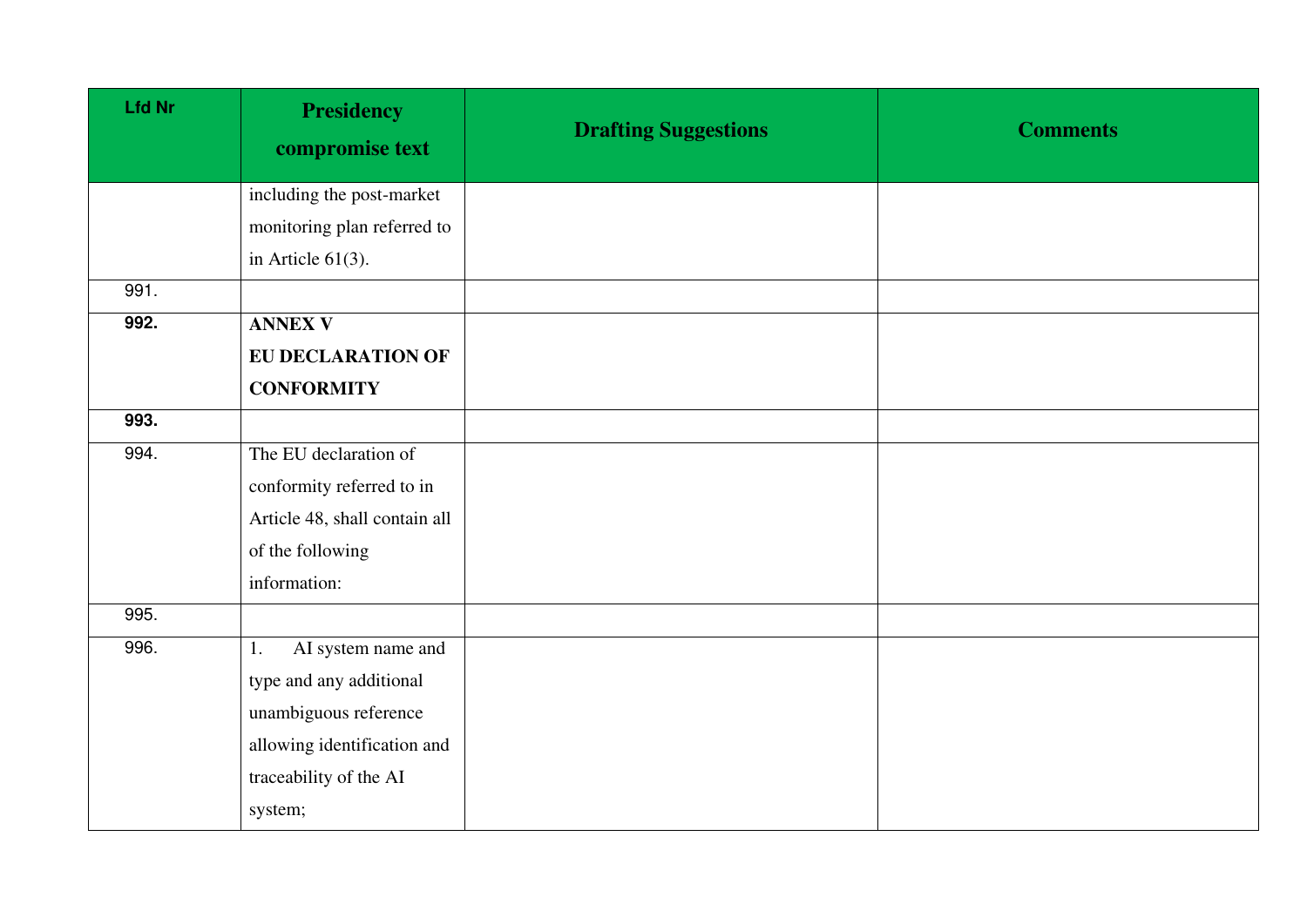| Lfd Nr | Presidency compromise text | Drafting Suggestions | Comments |
|---|---|---|---|
| | including the post-market monitoring plan referred to in Article 61(3). | | |
| 991. | | | |
| **992.** | **ANNEX V**<br>**EU DECLARATION OF CONFORMITY** | | |
| **993.** | | | |
| 994. | The EU declaration of conformity referred to in Article 48, shall contain all of the following information: | | |
| 995. | | | |
| 996. | 1. AI system name and type and any additional unambiguous reference allowing identification and traceability of the AI system; | | |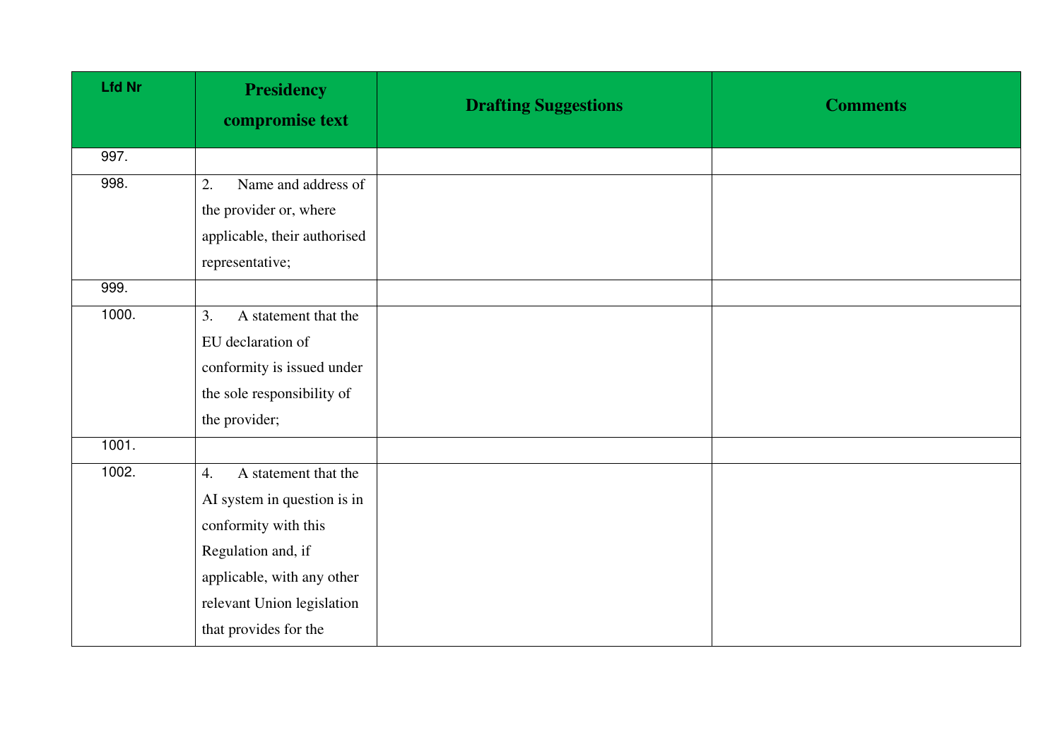| Lfd Nr | Presidency compromise text | Drafting Suggestions | Comments |
|---|---|---|---|
| 997. | | | |
| 998. | 2. Name and address of the provider or, where applicable, their authorised representative; | | |
| 999. | | | |
| 1000. | 3. A statement that the EU declaration of conformity is issued under the sole responsibility of the provider; | | |
| 1001. | | | |
| 1002. | 4. A statement that the AI system in question is in conformity with this Regulation and, if applicable, with any other relevant Union legislation that provides for the | | |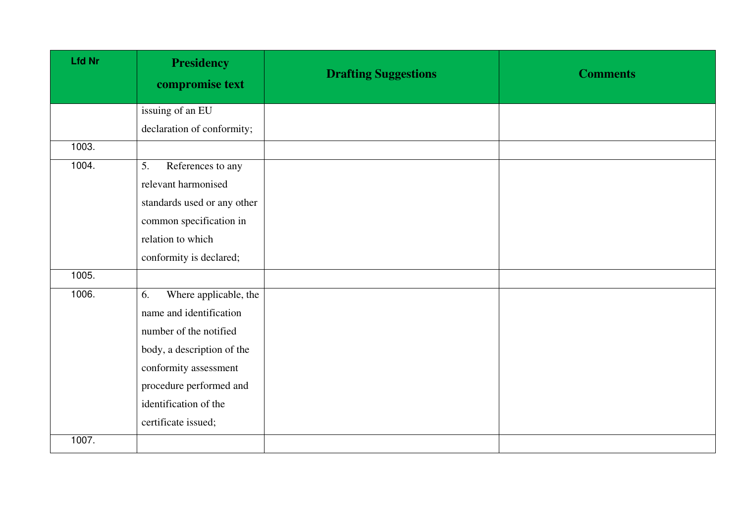| Lfd Nr | Presidency compromise text | Drafting Suggestions | Comments |
|---|---|---|---|
| | issuing of an EU declaration of conformity; | | |
| 1003. | | | |
| 1004. | 5. References to any relevant harmonised standards used or any other common specification in relation to which conformity is declared; | | |
| 1005. | | | |
| 1006. | 6. Where applicable, the name and identification number of the notified body, a description of the conformity assessment procedure performed and identification of the certificate issued; | | |
| 1007. | | | |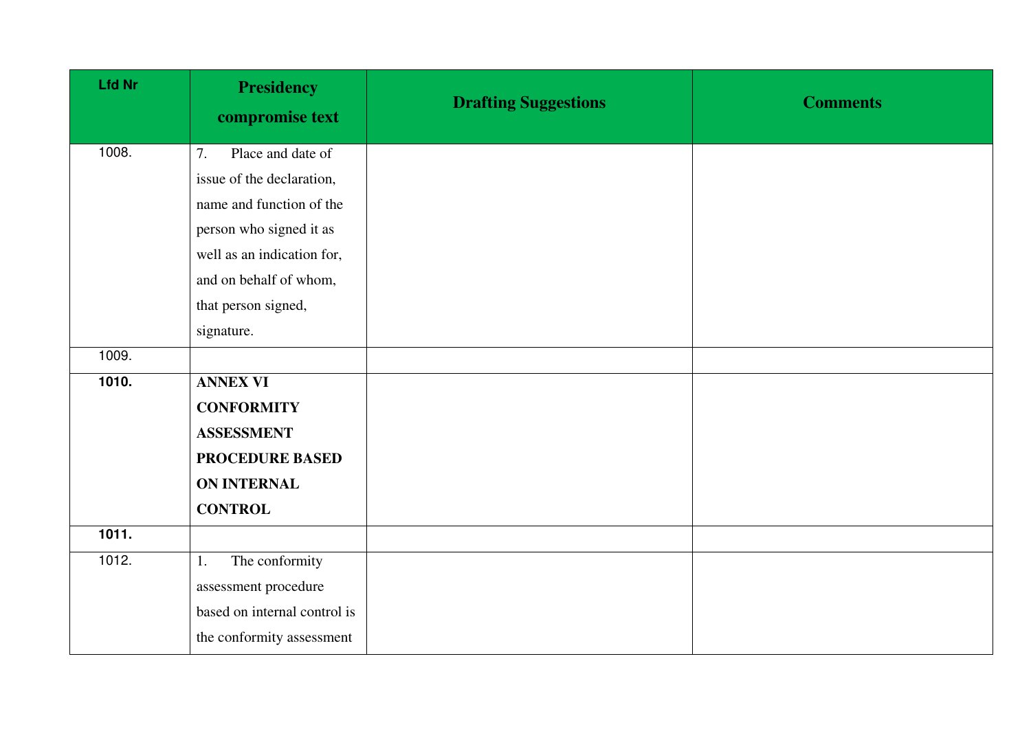| Lfd Nr | Presidency compromise text | Drafting Suggestions | Comments |
|---|---|---|---|
| 1008. | 7. Place and date of issue of the declaration, name and function of the person who signed it as well as an indication for, and on behalf of whom, that person signed, signature. | | |
| 1009. | | | |
| **1010.** | **ANNEX VI CONFORMITY ASSESSMENT PROCEDURE BASED ON INTERNAL CONTROL** | | |
| **1011.** | | | |
| 1012. | 1. The conformity assessment procedure based on internal control is the conformity assessment | | |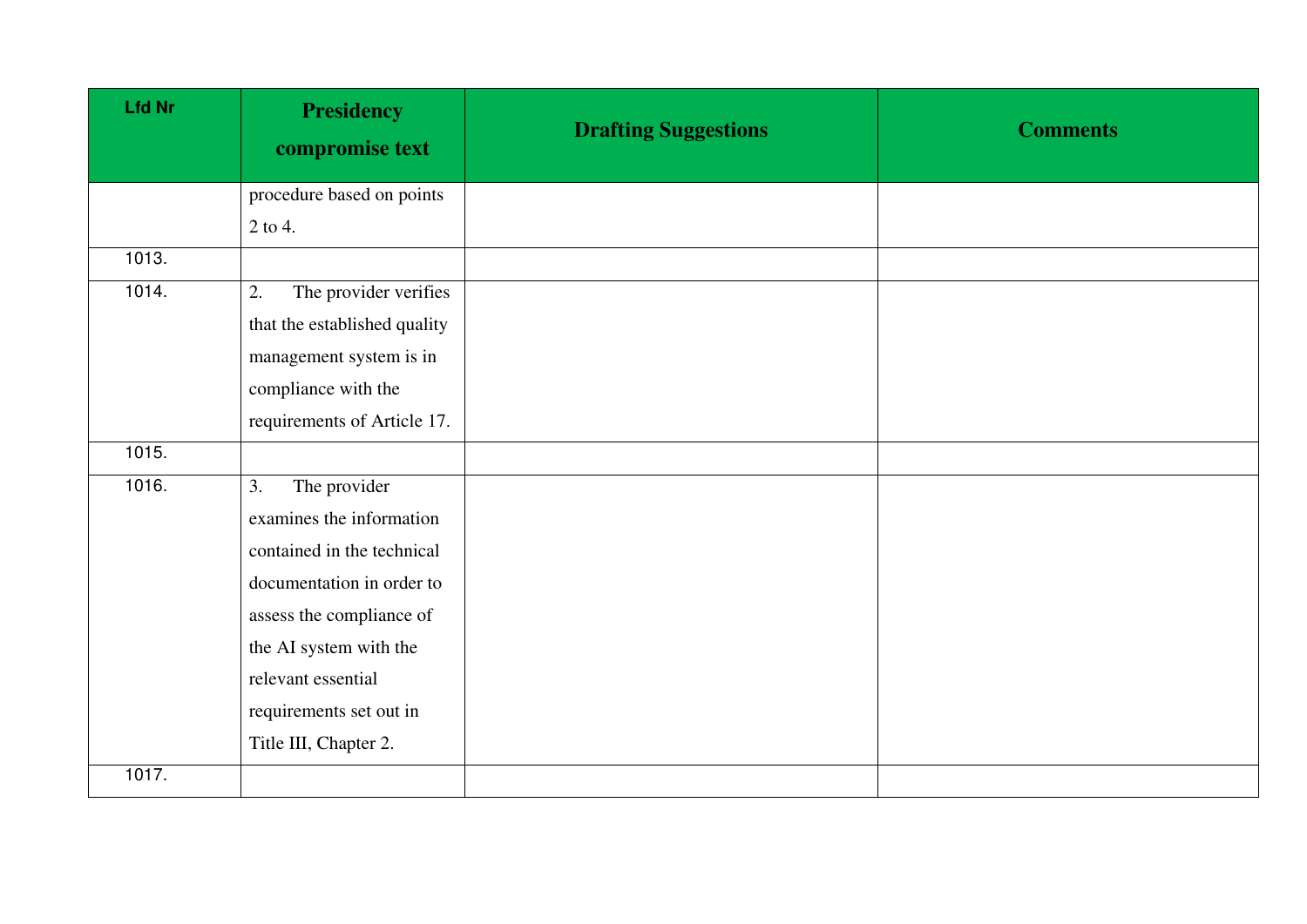| Lfd Nr | Presidency compromise text | Drafting Suggestions | Comments |
|---|---|---|---|
| | procedure based on points 2 to 4. | | |
| 1013. | | | |
| 1014. | 2. The provider verifies that the established quality management system is in compliance with the requirements of Article 17. | | |
| 1015. | | | |
| 1016. | 3. The provider examines the information contained in the technical documentation in order to assess the compliance of the AI system with the relevant essential requirements set out in Title III, Chapter 2. | | |
| 1017. | | | |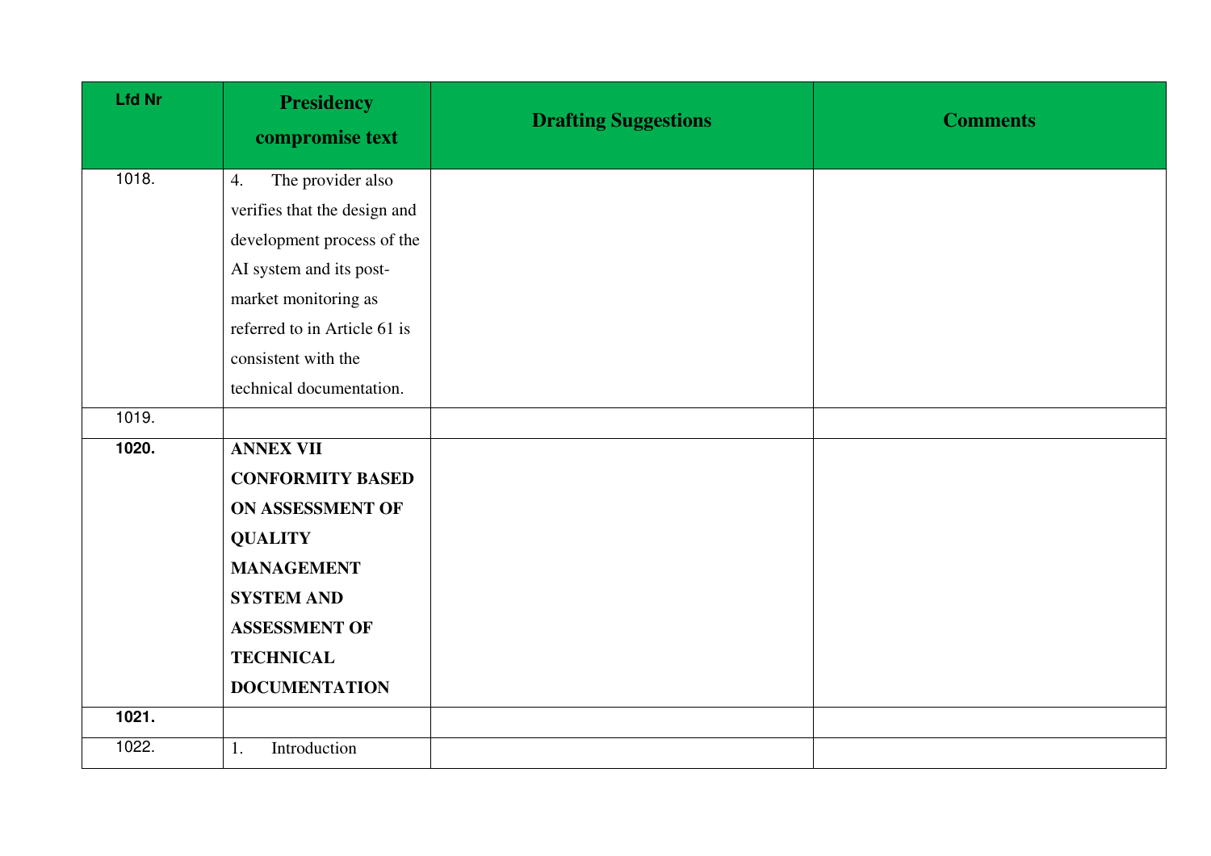| Lfd Nr | Presidency compromise text | Drafting Suggestions | Comments |
|---|---|---|---|
| 1018. | 4. The provider also verifies that the design and development process of the AI system and its post-market monitoring as referred to in Article 61 is consistent with the technical documentation. | | |
| 1019. | | | |
| **1020.** | **ANNEX VII CONFORMITY BASED ON ASSESSMENT OF QUALITY MANAGEMENT SYSTEM AND ASSESSMENT OF TECHNICAL DOCUMENTATION** | | |
| **1021.** | | | |
| 1022. | 1. Introduction | | |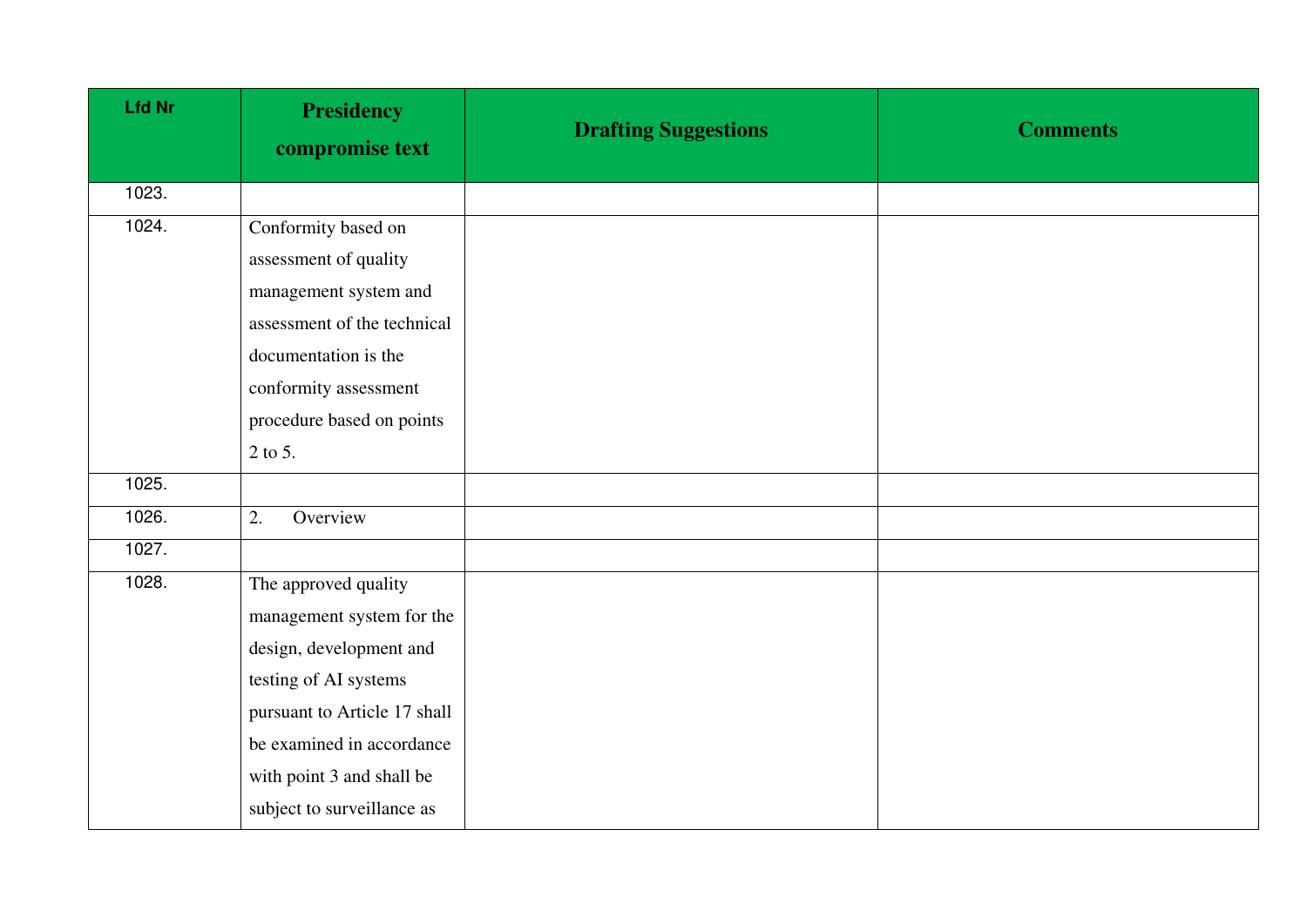| Lfd Nr | Presidency compromise text | Drafting Suggestions | Comments |
|---|---|---|---|
| 1023. | | | |
| 1024. | Conformity based on assessment of quality management system and assessment of the technical documentation is the conformity assessment procedure based on points 2 to 5. | | |
| 1025. | | | |
| 1026. | 2. Overview | | |
| 1027. | | | |
| 1028. | The approved quality management system for the design, development and testing of AI systems pursuant to Article 17 shall be examined in accordance with point 3 and shall be subject to surveillance as | | |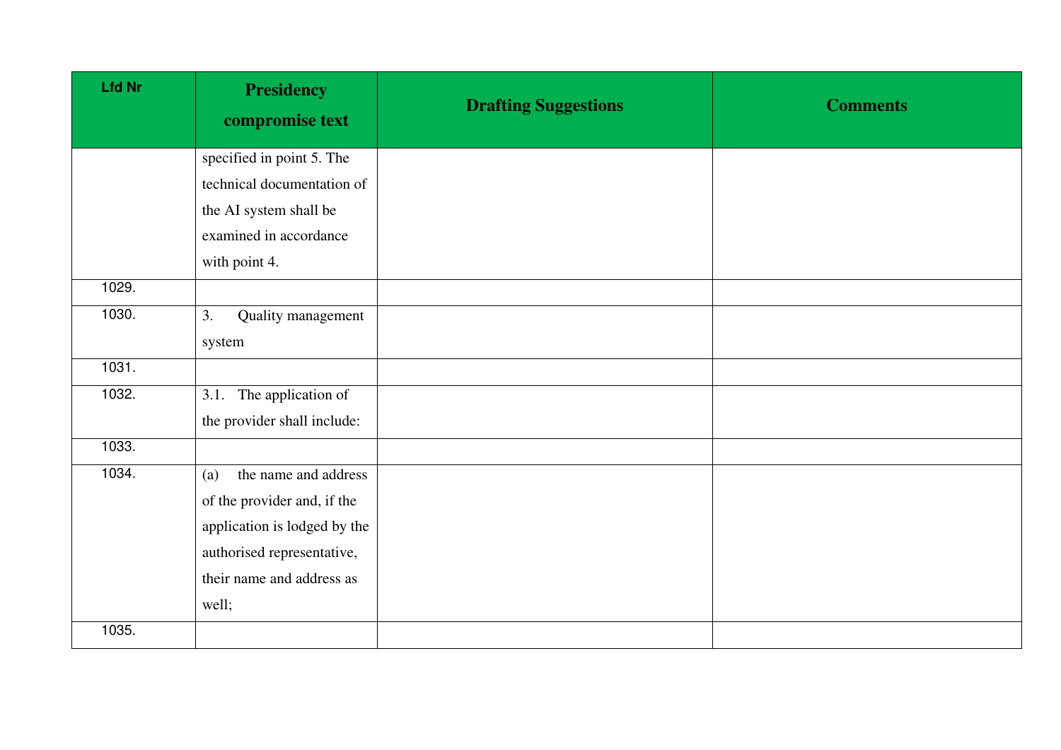| Lfd Nr | Presidency compromise text | Drafting Suggestions | Comments |
|---|---|---|---|
| | specified in point 5. The technical documentation of the AI system shall be examined in accordance with point 4. | | |
| 1029. | | | |
| 1030. | 3. Quality management system | | |
| 1031. | | | |
| 1032. | 3.1. The application of the provider shall include: | | |
| 1033. | | | |
| 1034. | (a) the name and address of the provider and, if the application is lodged by the authorised representative, their name and address as well; | | |
| 1035. | | | |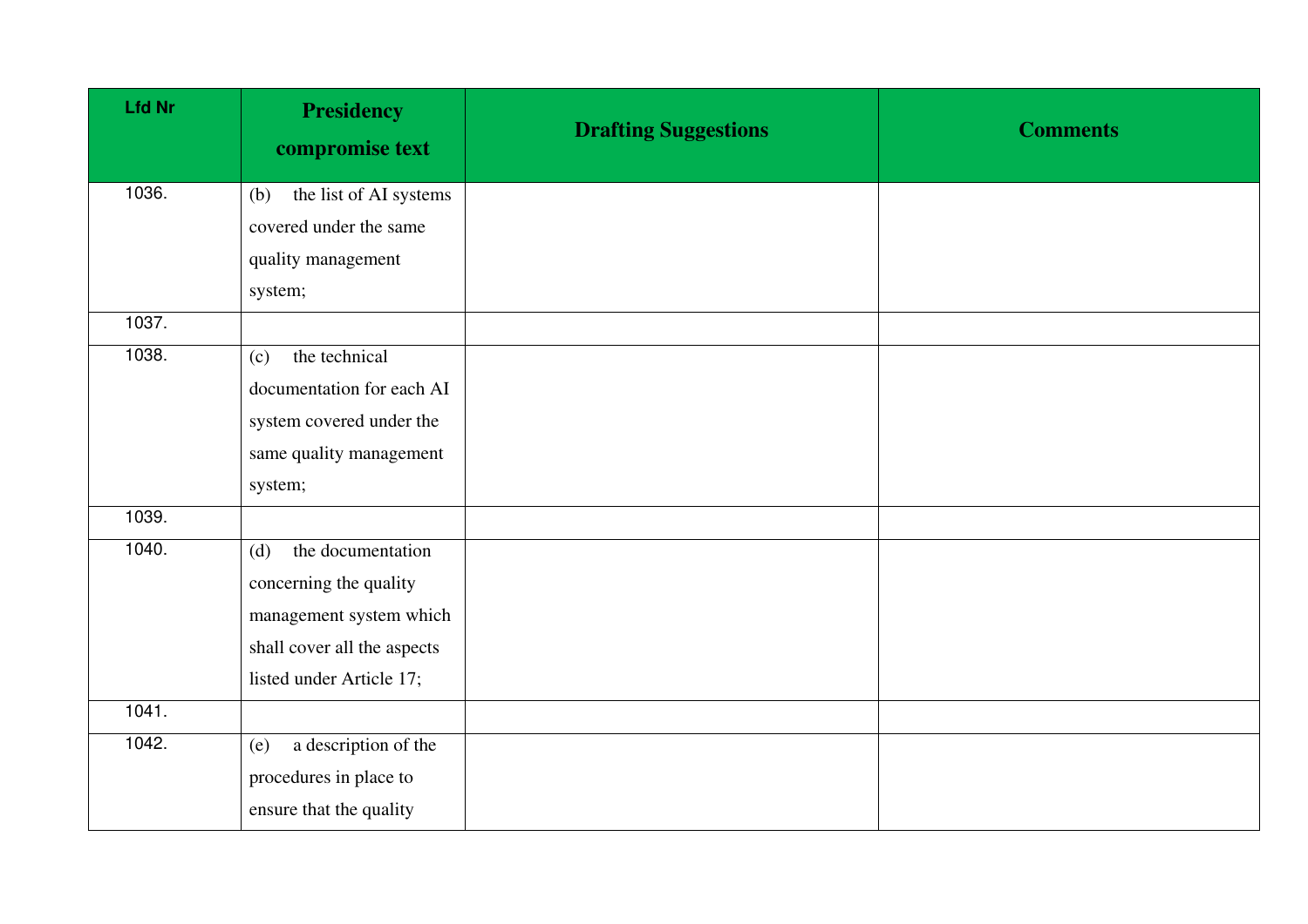| Lfd Nr | Presidency compromise text | Drafting Suggestions | Comments |
|---|---|---|---|
| 1036. | (b) the list of AI systems covered under the same quality management system; | | |
| 1037. | | | |
| 1038. | (c) the technical documentation for each AI system covered under the same quality management system; | | |
| 1039. | | | |
| 1040. | (d) the documentation concerning the quality management system which shall cover all the aspects listed under Article 17; | | |
| 1041. | | | |
| 1042. | (e) a description of the procedures in place to ensure that the quality | | |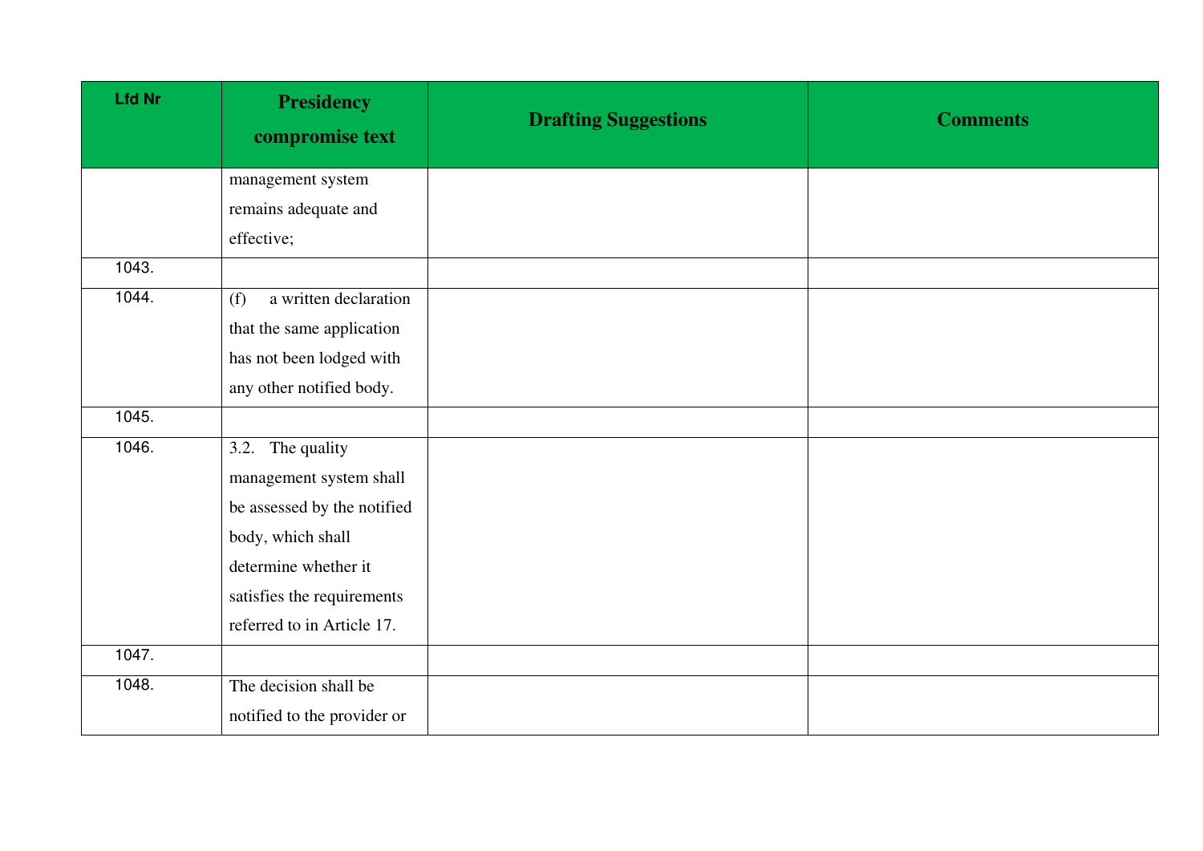| Lfd Nr | Presidency compromise text | Drafting Suggestions | Comments |
|---|---|---|---|
| | management system remains adequate and effective; | | |
| 1043. | | | |
| 1044. | (f) a written declaration that the same application has not been lodged with any other notified body. | | |
| 1045. | | | |
| 1046. | 3.2. The quality management system shall be assessed by the notified body, which shall determine whether it satisfies the requirements referred to in Article 17. | | |
| 1047. | | | |
| 1048. | The decision shall be notified to the provider or | | |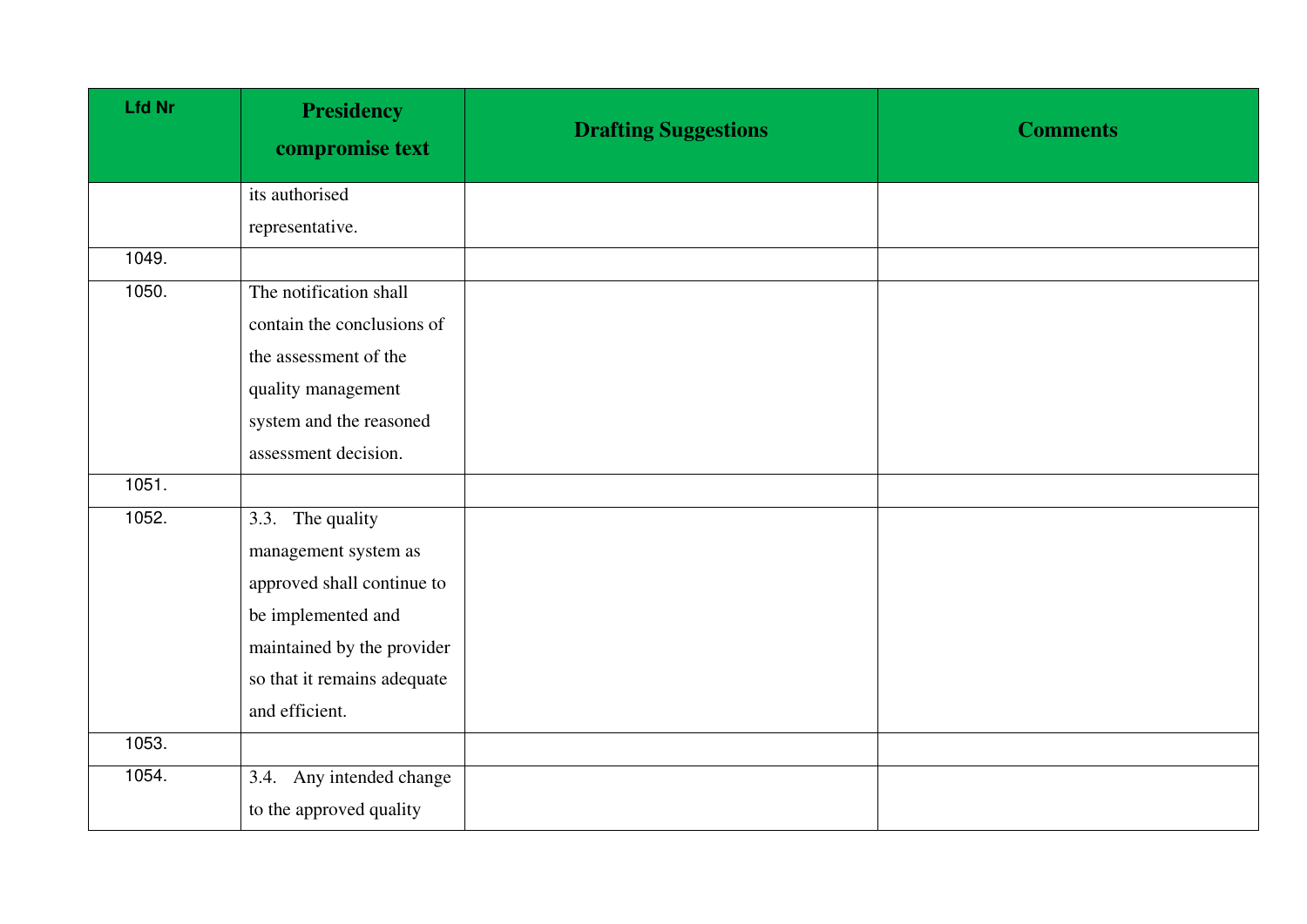| Lfd Nr | Presidency compromise text | Drafting Suggestions | Comments |
|---|---|---|---|
| | its authorised representative. | | |
| 1049. | | | |
| 1050. | The notification shall contain the conclusions of the assessment of the quality management system and the reasoned assessment decision. | | |
| 1051. | | | |
| 1052. | 3.3. The quality management system as approved shall continue to be implemented and maintained by the provider so that it remains adequate and efficient. | | |
| 1053. | | | |
| 1054. | 3.4. Any intended change to the approved quality | | |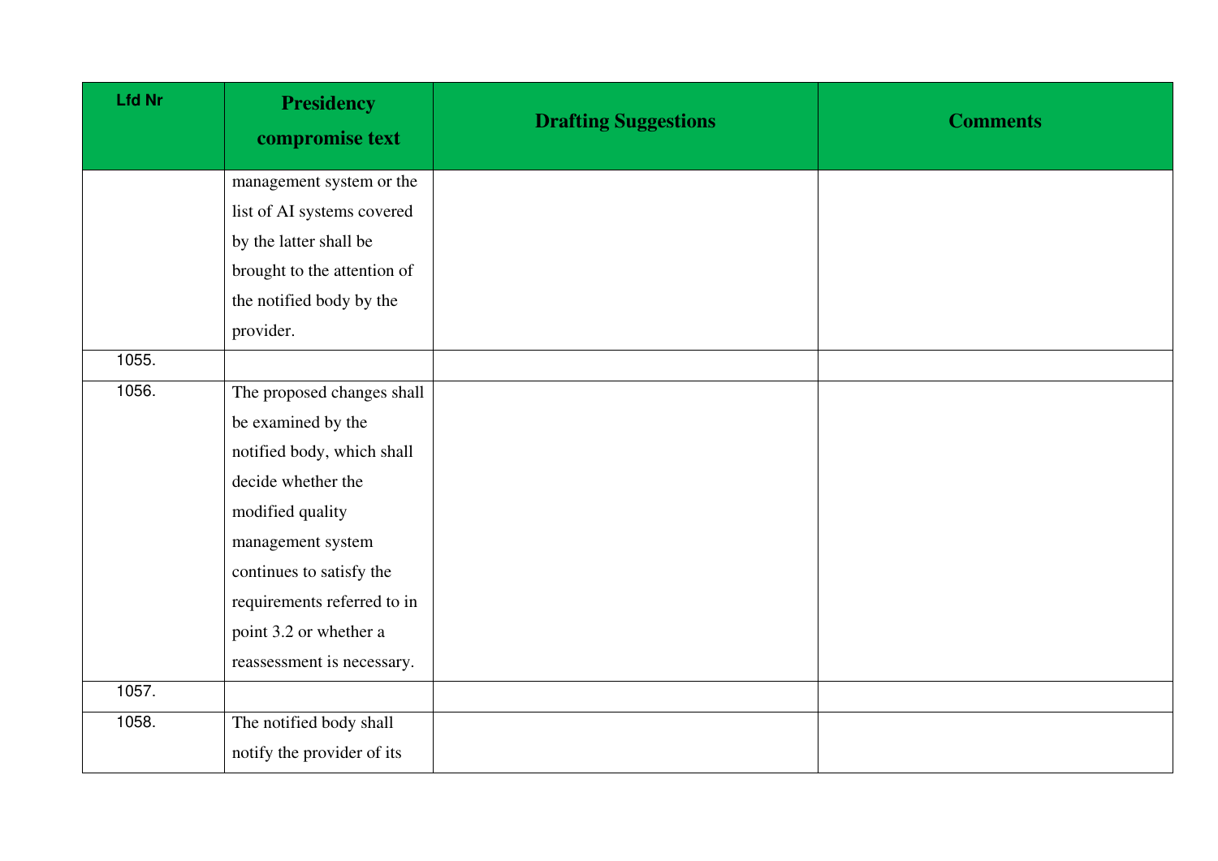| Lfd Nr | Presidency compromise text | Drafting Suggestions | Comments |
|---|---|---|---|
| | management system or the list of AI systems covered by the latter shall be brought to the attention of the notified body by the provider. | | |
| 1055. | | | |
| 1056. | The proposed changes shall be examined by the notified body, which shall decide whether the modified quality management system continues to satisfy the requirements referred to in point 3.2 or whether a reassessment is necessary. | | |
| 1057. | | | |
| 1058. | The notified body shall notify the provider of its | | |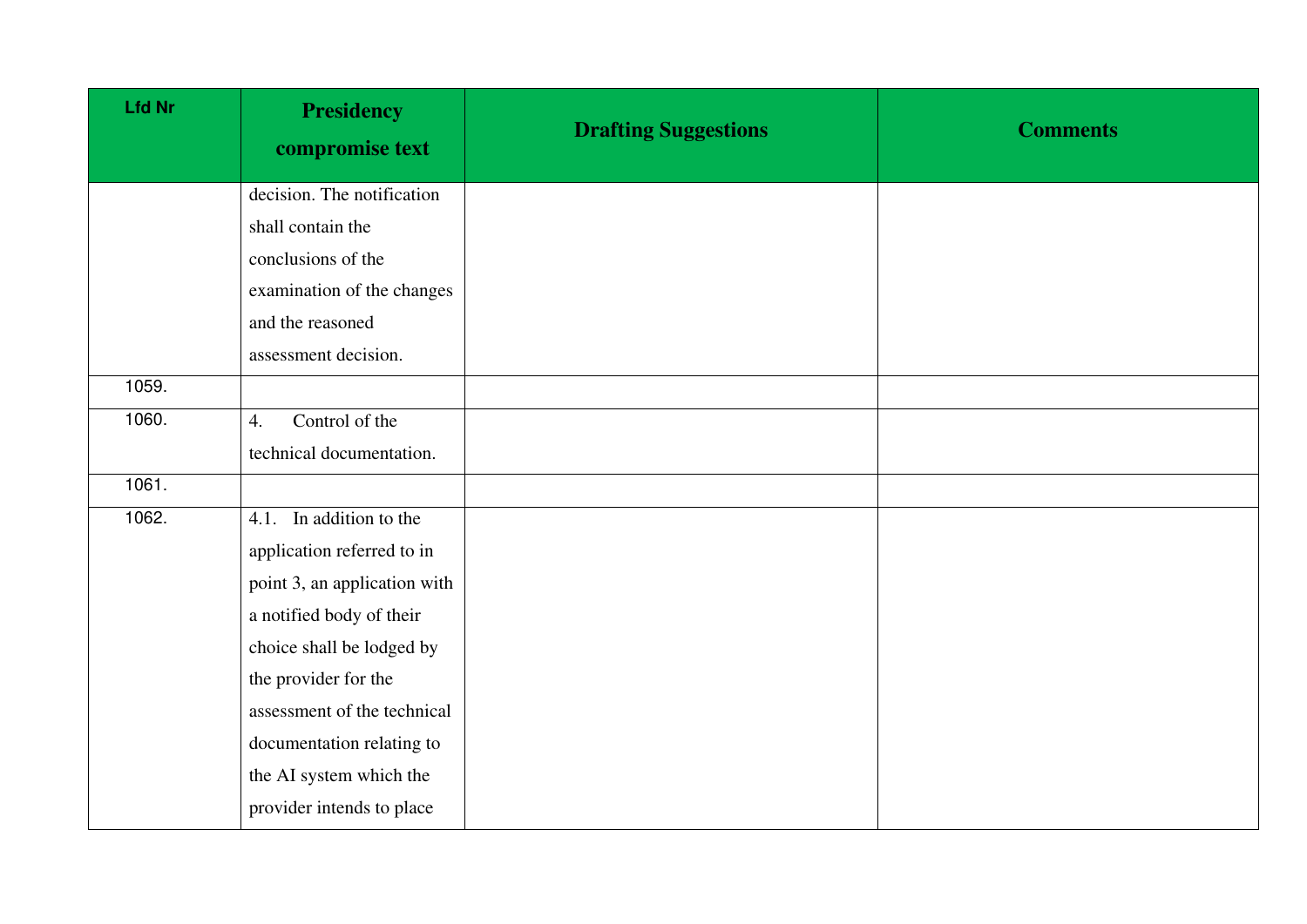| Lfd Nr | Presidency compromise text | Drafting Suggestions | Comments |
|---|---|---|---|
| | decision. The notification shall contain the conclusions of the examination of the changes and the reasoned assessment decision. | | |
| 1059. | | | |
| 1060. | 4. Control of the technical documentation. | | |
| 1061. | | | |
| 1062. | 4.1. In addition to the application referred to in point 3, an application with a notified body of their choice shall be lodged by the provider for the assessment of the technical documentation relating to the AI system which the provider intends to place | | |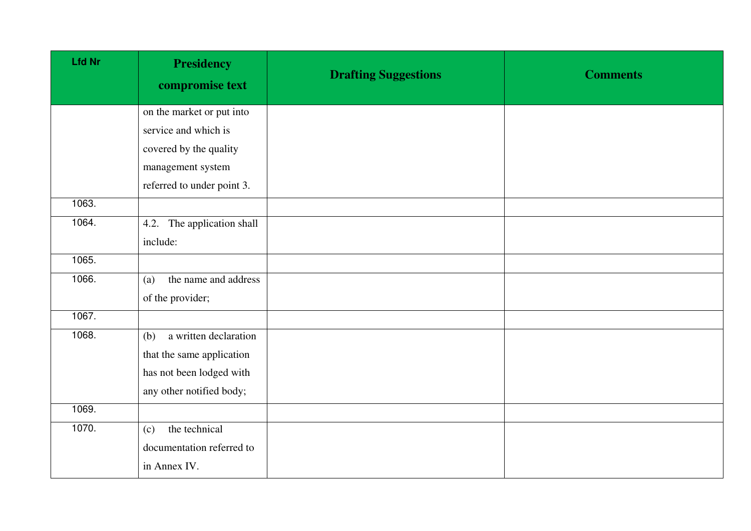| Lfd Nr | Presidency compromise text | Drafting Suggestions | Comments |
|---|---|---|---|
| | on the market or put into service and which is covered by the quality management system referred to under point 3. | | |
| 1063. | | | |
| 1064. | 4.2. The application shall include: | | |
| 1065. | | | |
| 1066. | (a) the name and address of the provider; | | |
| 1067. | | | |
| 1068. | (b) a written declaration that the same application has not been lodged with any other notified body; | | |
| 1069. | | | |
| 1070. | (c) the technical documentation referred to in Annex IV. | | |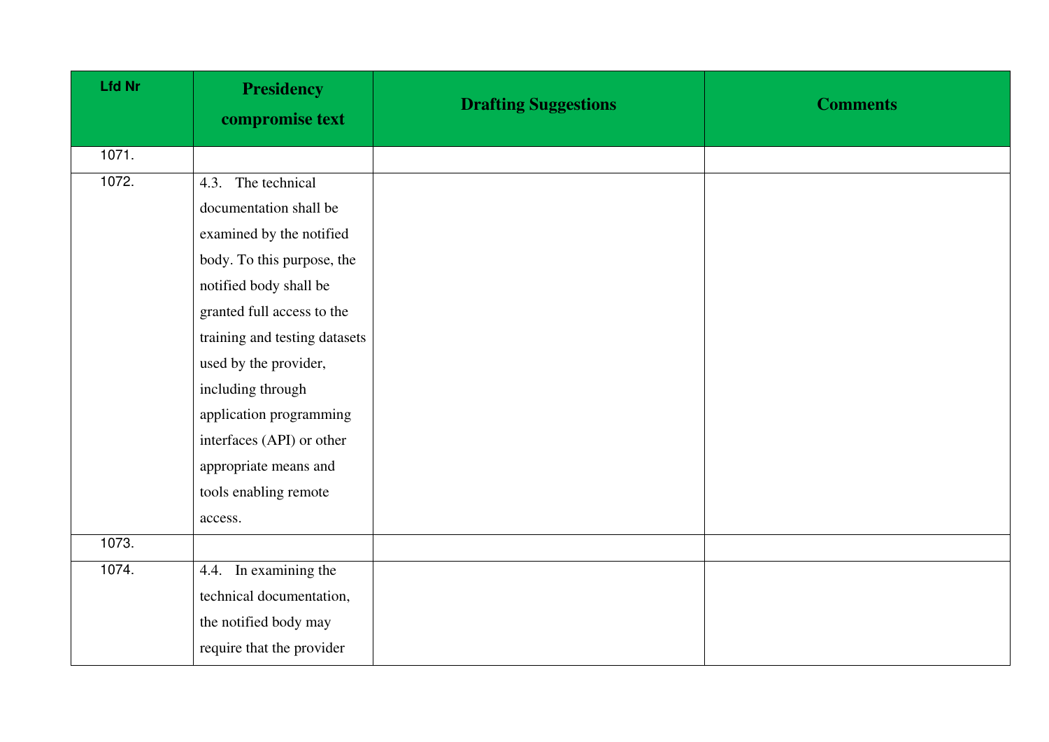| Lfd Nr | Presidency compromise text | Drafting Suggestions | Comments |
|---|---|---|---|
| 1071. | | | |
| 1072. | 4.3. The technical documentation shall be examined by the notified body. To this purpose, the notified body shall be granted full access to the training and testing datasets used by the provider, including through application programming interfaces (API) or other appropriate means and tools enabling remote access. | | |
| 1073. | | | |
| 1074. | 4.4. In examining the technical documentation, the notified body may require that the provider | | |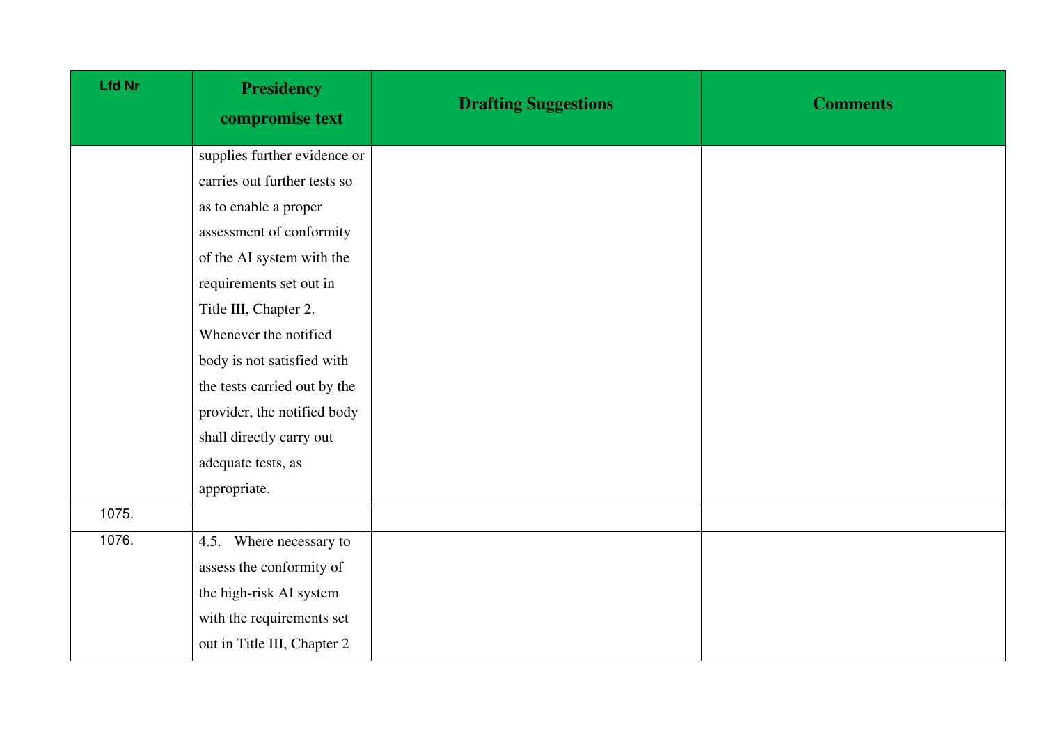| Lfd Nr | Presidency compromise text | Drafting Suggestions | Comments |
|---|---|---|---|
| | supplies further evidence or carries out further tests so as to enable a proper assessment of conformity of the AI system with the requirements set out in Title III, Chapter 2. Whenever the notified body is not satisfied with the tests carried out by the provider, the notified body shall directly carry out adequate tests, as appropriate. | | |
| 1075. | | | |
| 1076. | 4.5. Where necessary to assess the conformity of the high-risk AI system with the requirements set out in Title III, Chapter 2 | | |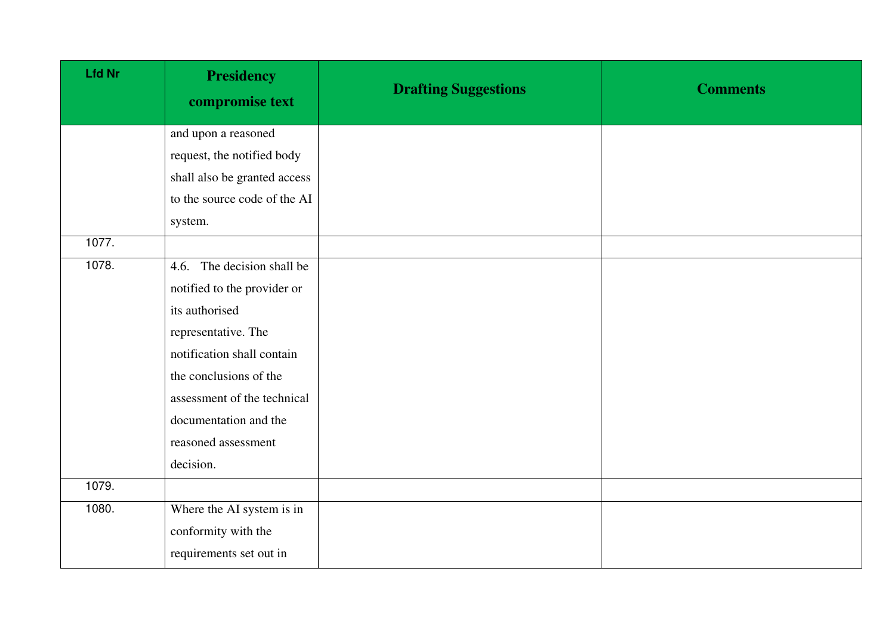| Lfd Nr | Presidency compromise text | Drafting Suggestions | Comments |
|---|---|---|---|
| | and upon a reasoned request, the notified body shall also be granted access to the source code of the AI system. | | |
| 1077. | | | |
| 1078. | 4.6. The decision shall be notified to the provider or its authorised representative. The notification shall contain the conclusions of the assessment of the technical documentation and the reasoned assessment decision. | | |
| 1079. | | | |
| 1080. | Where the AI system is in conformity with the requirements set out in | | |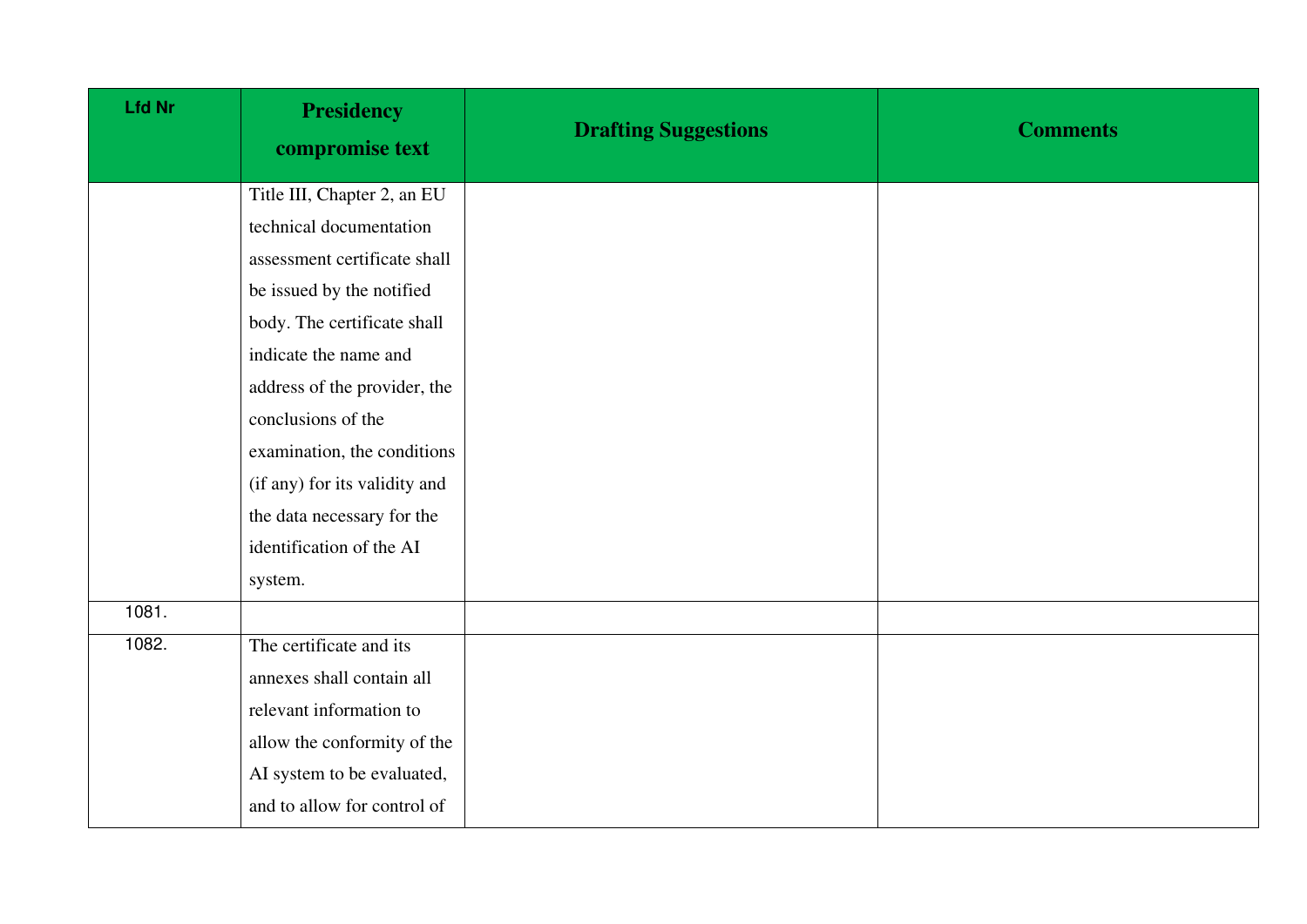| Lfd Nr | Presidency compromise text | Drafting Suggestions | Comments |
|---|---|---|---|
| | Title III, Chapter 2, an EU technical documentation assessment certificate shall be issued by the notified body. The certificate shall indicate the name and address of the provider, the conclusions of the examination, the conditions (if any) for its validity and the data necessary for the identification of the AI system. | | |
| 1081. | | | |
| 1082. | The certificate and its annexes shall contain all relevant information to allow the conformity of the AI system to be evaluated, and to allow for control of | | |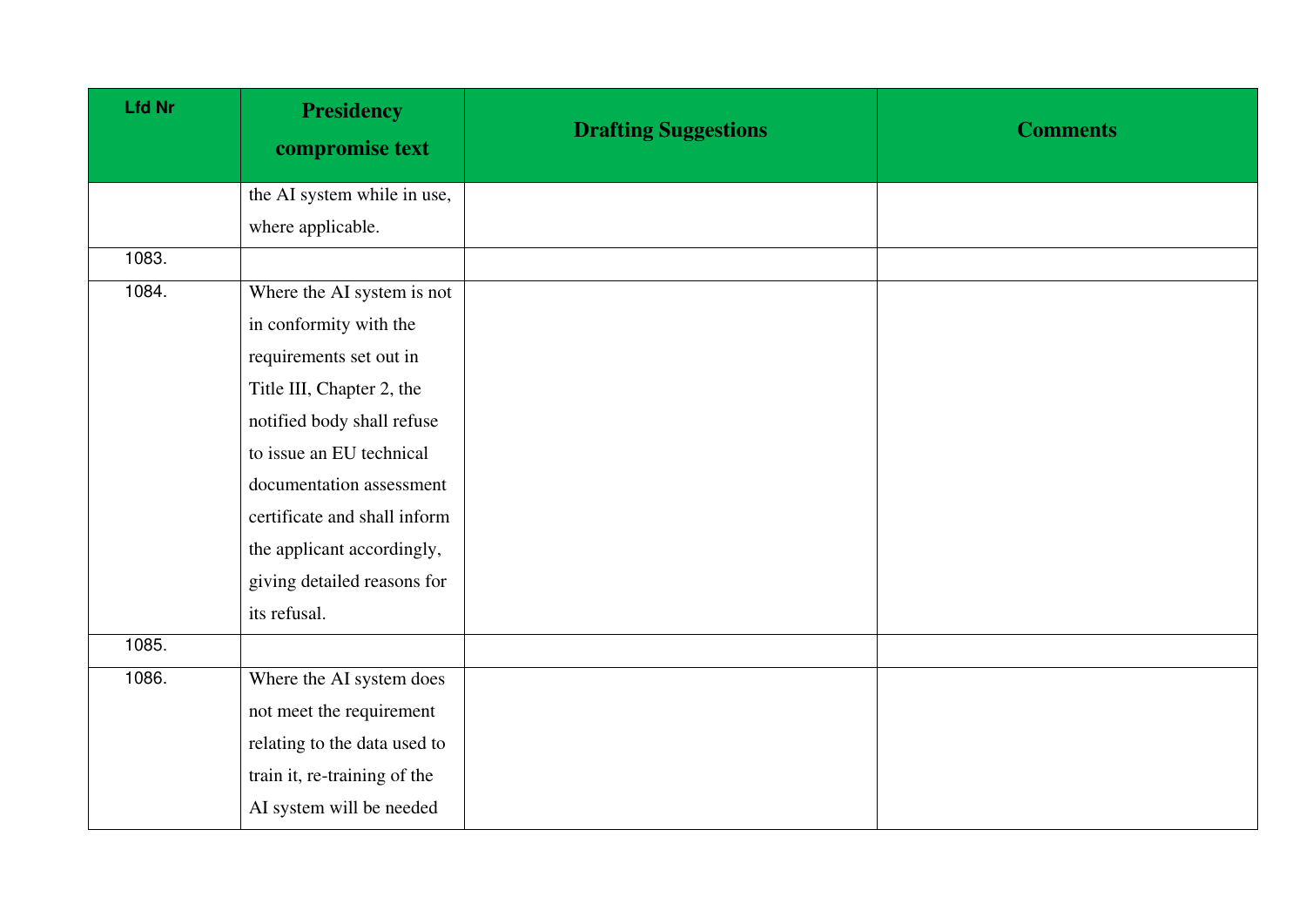| Lfd Nr | Presidency compromise text | Drafting Suggestions | Comments |
|---|---|---|---|
| | the AI system while in use, where applicable. | | |
| 1083. | | | |
| 1084. | Where the AI system is not in conformity with the requirements set out in Title III, Chapter 2, the notified body shall refuse to issue an EU technical documentation assessment certificate and shall inform the applicant accordingly, giving detailed reasons for its refusal. | | |
| 1085. | | | |
| 1086. | Where the AI system does not meet the requirement relating to the data used to train it, re-training of the AI system will be needed | | |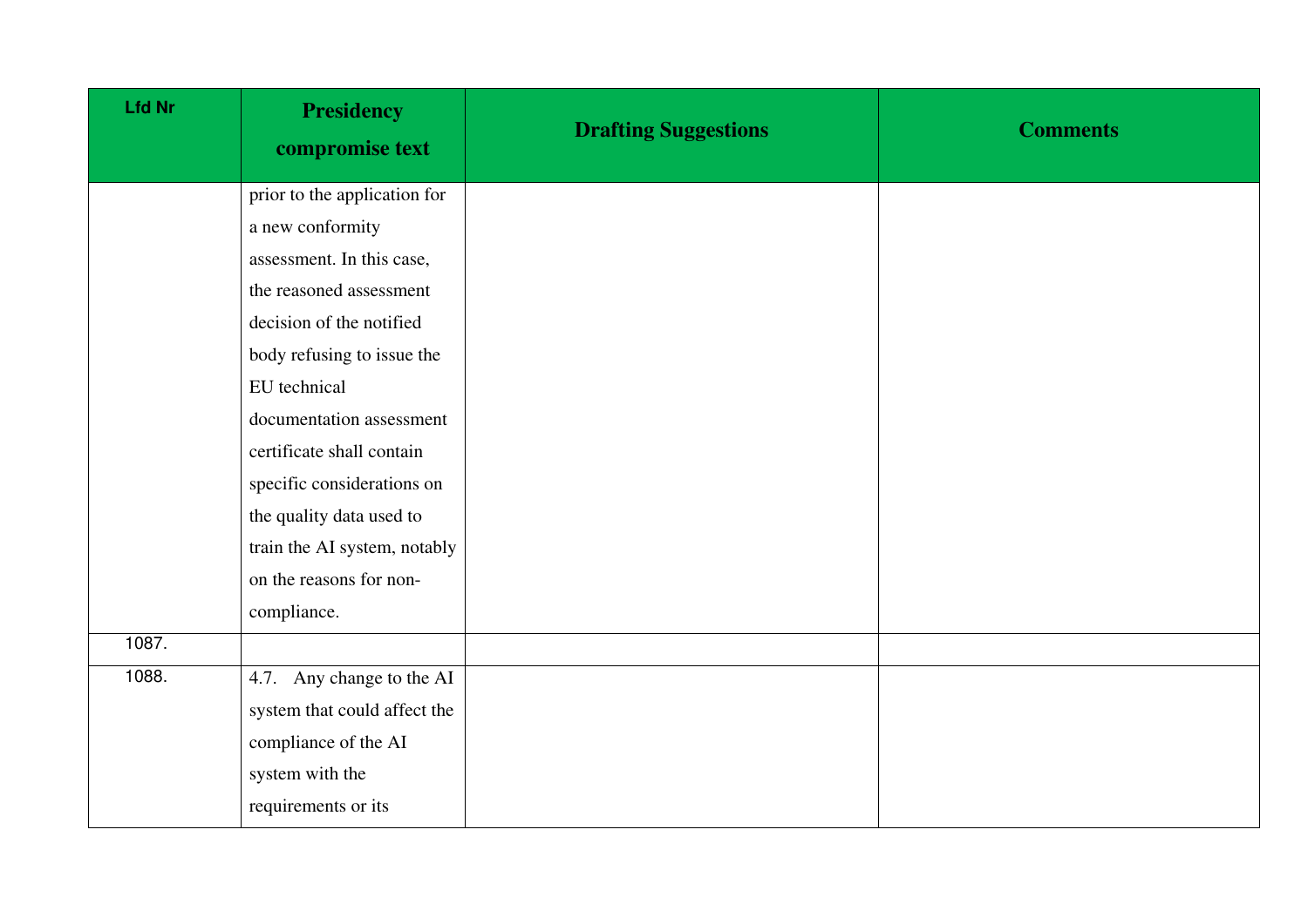| Lfd Nr | Presidency compromise text | Drafting Suggestions | Comments |
|---|---|---|---|
| | prior to the application for a new conformity assessment. In this case, the reasoned assessment decision of the notified body refusing to issue the EU technical documentation assessment certificate shall contain specific considerations on the quality data used to train the AI system, notably on the reasons for non-compliance. | | |
| 1087. | | | |
| 1088. | 4.7. Any change to the AI system that could affect the compliance of the AI system with the requirements or its | | |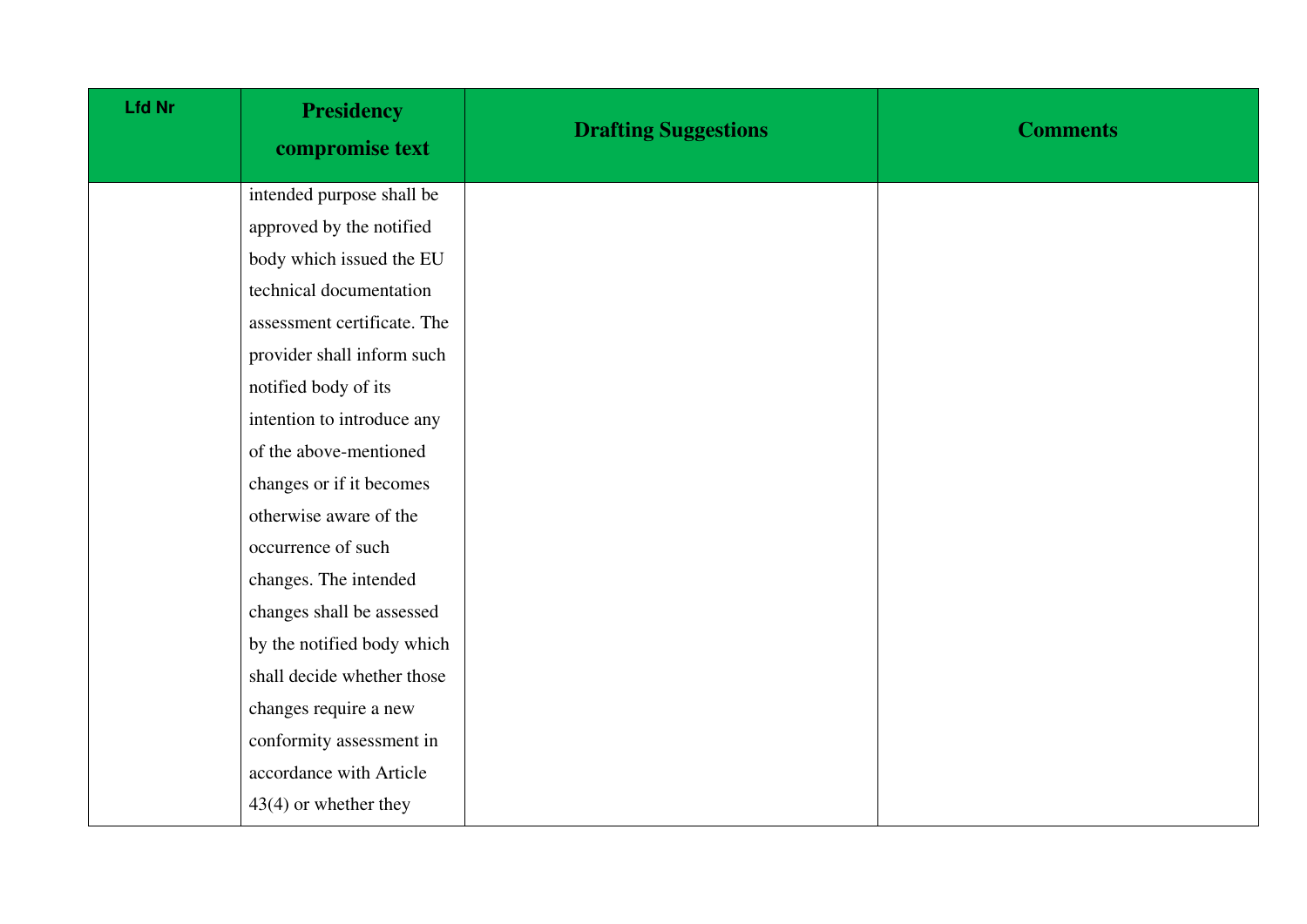| Lfd Nr | Presidency compromise text | Drafting Suggestions | Comments |
|---|---|---|---|
| | intended purpose shall be approved by the notified body which issued the EU technical documentation assessment certificate. The provider shall inform such notified body of its intention to introduce any of the above-mentioned changes or if it becomes otherwise aware of the occurrence of such changes. The intended changes shall be assessed by the notified body which shall decide whether those changes require a new conformity assessment in accordance with Article 43(4) or whether they | | |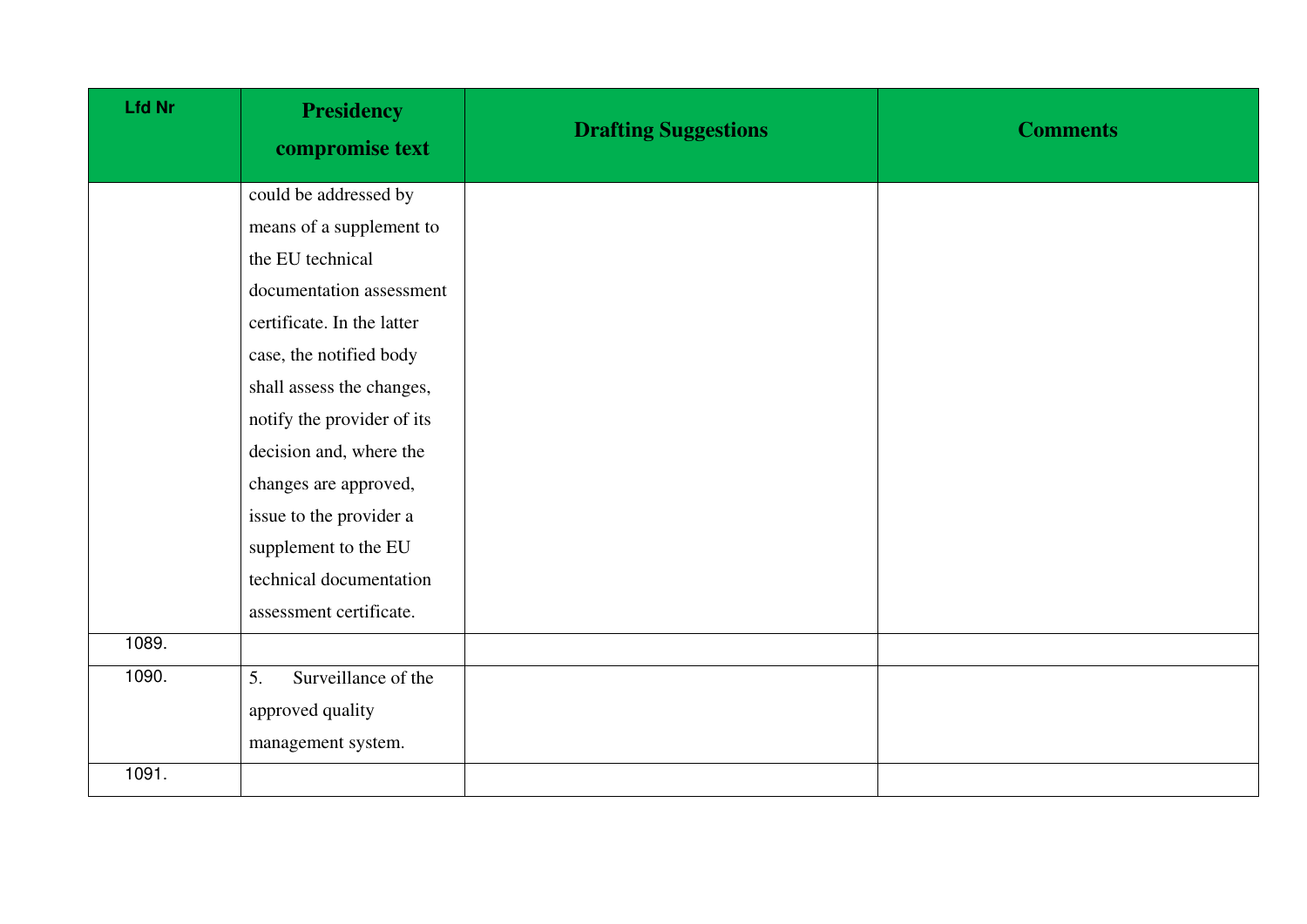| Lfd Nr | Presidency compromise text | Drafting Suggestions | Comments |
|---|---|---|---|
| | could be addressed by means of a supplement to the EU technical documentation assessment certificate. In the latter case, the notified body shall assess the changes, notify the provider of its decision and, where the changes are approved, issue to the provider a supplement to the EU technical documentation assessment certificate. | | |
| 1089. | | | |
| 1090. | 5. Surveillance of the approved quality management system. | | |
| 1091. | | | |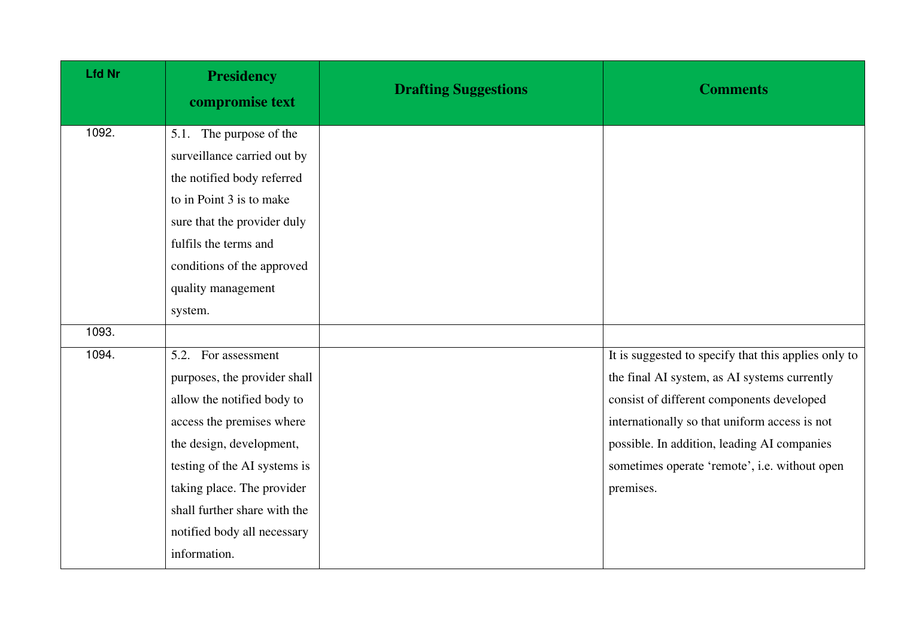| Lfd Nr | Presidency compromise text | Drafting Suggestions | Comments |
|---|---|---|---|
| 1092. | 5.1. The purpose of the surveillance carried out by the notified body referred to in Point 3 is to make sure that the provider duly fulfils the terms and conditions of the approved quality management system. | | |
| 1093. | | | |
| 1094. | 5.2. For assessment purposes, the provider shall allow the notified body to access the premises where the design, development, testing of the AI systems is taking place. The provider shall further share with the notified body all necessary information. | | It is suggested to specify that this applies only to the final AI system, as AI systems currently consist of different components developed internationally so that uniform access is not possible. In addition, leading AI companies sometimes operate 'remote', i.e. without open premises. |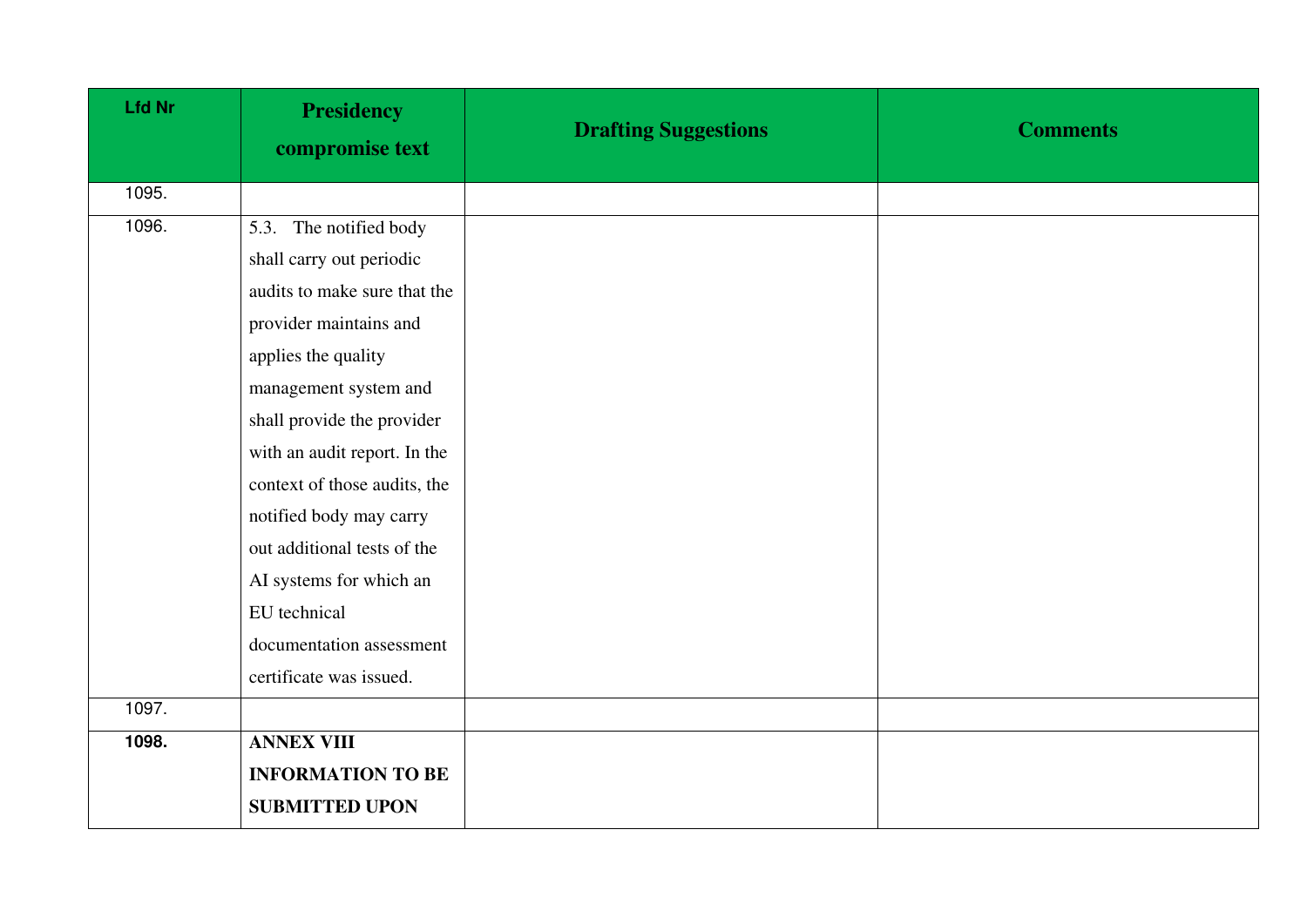| Lfd Nr | Presidency compromise text | Drafting Suggestions | Comments |
|---|---|---|---|
| 1095. | | | |
| 1096. | 5.3. The notified body shall carry out periodic audits to make sure that the provider maintains and applies the quality management system and shall provide the provider with an audit report. In the context of those audits, the notified body may carry out additional tests of the AI systems for which an EU technical documentation assessment certificate was issued. | | |
| 1097. | | | |
| **1098.** | **ANNEX VIII INFORMATION TO BE SUBMITTED UPON** | | |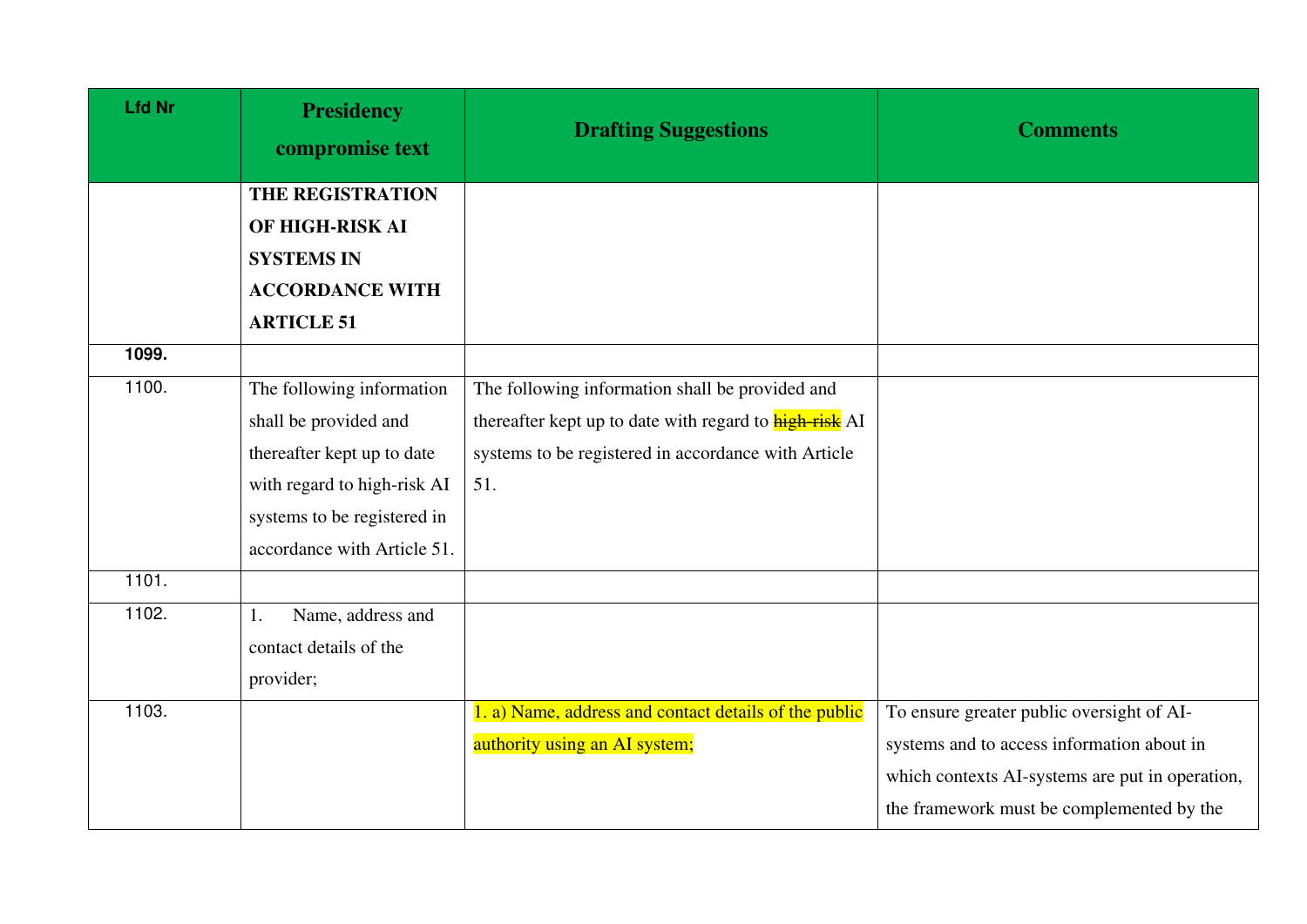| Lfd Nr | Presidency compromise text | Drafting Suggestions | Comments |
|---|---|---|---|
| | **THE REGISTRATION OF HIGH-RISK AI SYSTEMS IN ACCORDANCE WITH ARTICLE 51** | | |
| **1099.** | | | |
| 1100. | The following information shall be provided and thereafter kept up to date with regard to high-risk AI systems to be registered in accordance with Article 51. | The following information shall be provided and thereafter kept up to date with regard to ~~high-risk~~ AI systems to be registered in accordance with Article 51. | |
| 1101. | | | |
| 1102. | 1. Name, address and contact details of the provider; | | |
| 1103. | | 1. a) Name, address and contact details of the public authority using an AI system; | To ensure greater public oversight of AI-systems and to access information about in which contexts AI-systems are put in operation, the framework must be complemented by the |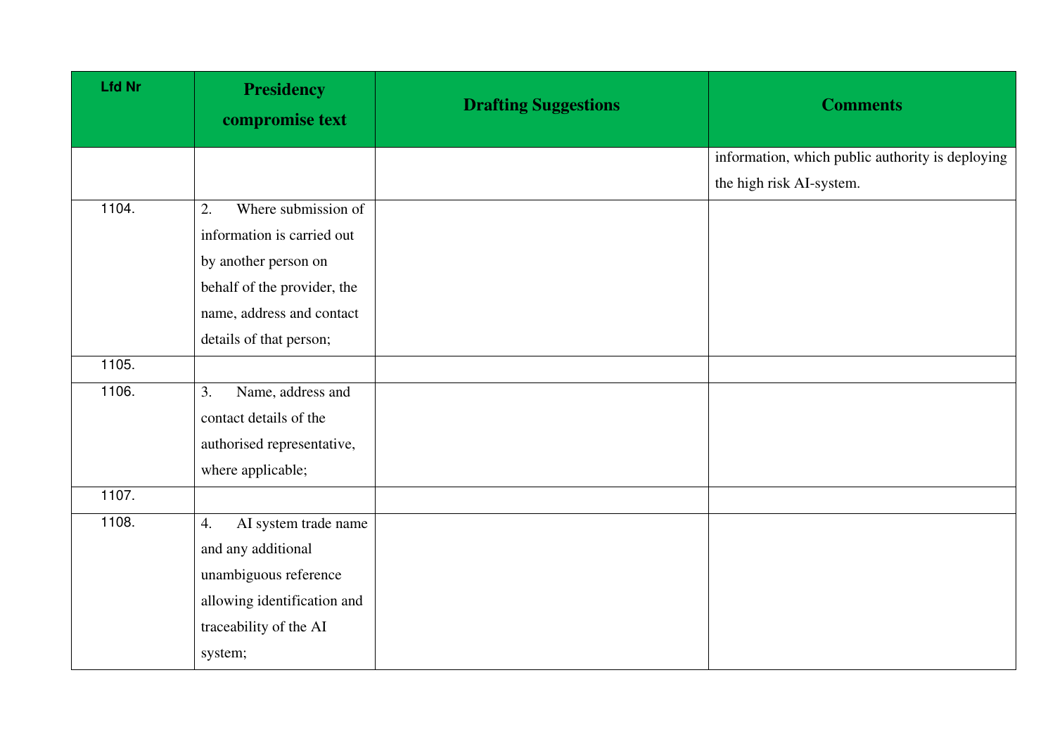| Lfd Nr | Presidency compromise text | Drafting Suggestions | Comments |
|---|---|---|---|
| | | | information, which public authority is deploying the high risk AI-system. |
| 1104. | 2. Where submission of information is carried out by another person on behalf of the provider, the name, address and contact details of that person; | | |
| 1105. | | | |
| 1106. | 3. Name, address and contact details of the authorised representative, where applicable; | | |
| 1107. | | | |
| 1108. | 4. AI system trade name and any additional unambiguous reference allowing identification and traceability of the AI system; | | |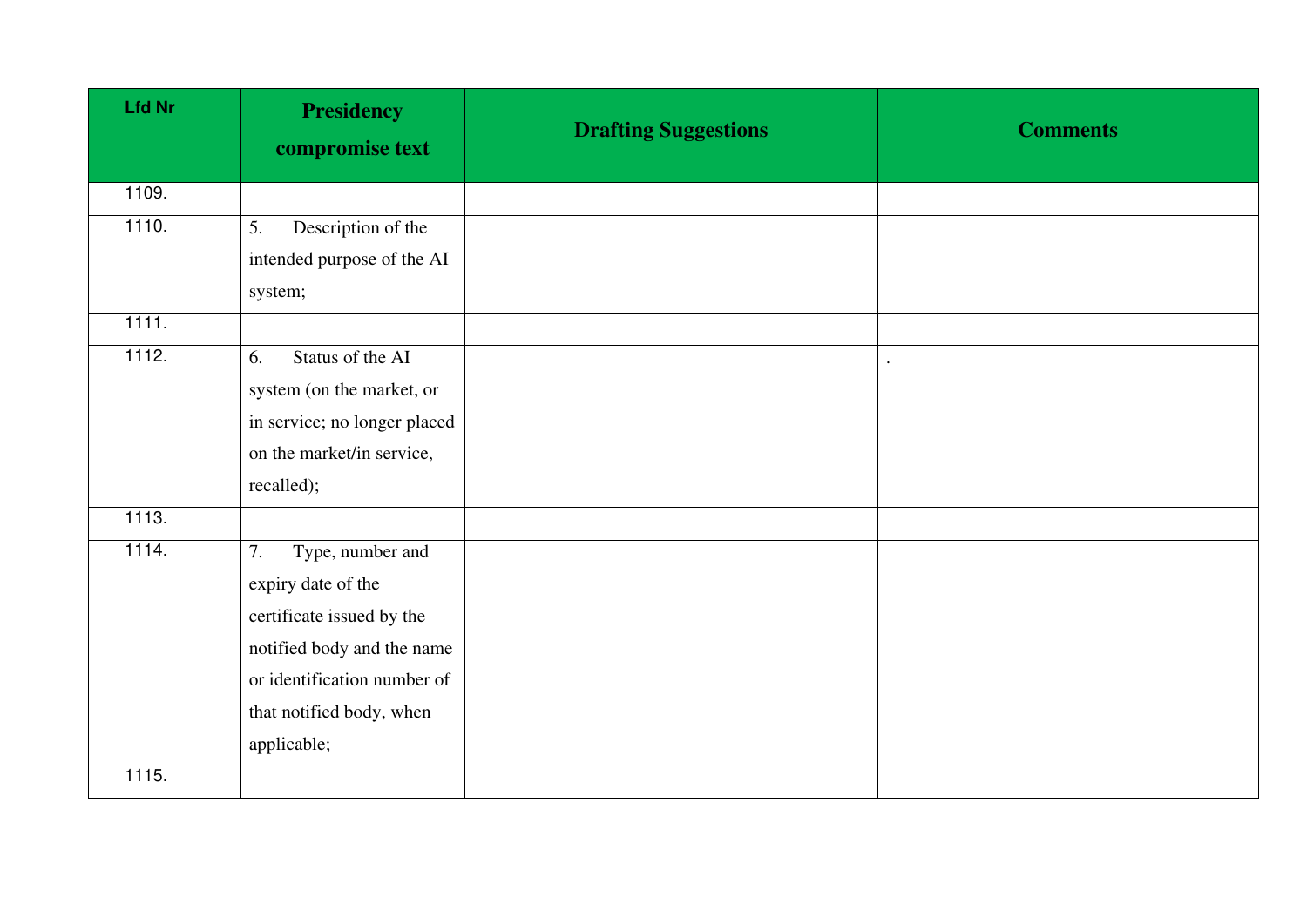| Lfd Nr | Presidency compromise text | Drafting Suggestions | Comments |
|---|---|---|---|
| 1109. | | | |
| 1110. | 5. Description of the intended purpose of the AI system; | | |
| 1111. | | | |
| 1112. | 6. Status of the AI system (on the market, or in service; no longer placed on the market/in service, recalled); | | . |
| 1113. | | | |
| 1114. | 7. Type, number and expiry date of the certificate issued by the notified body and the name or identification number of that notified body, when applicable; | | |
| 1115. | | | |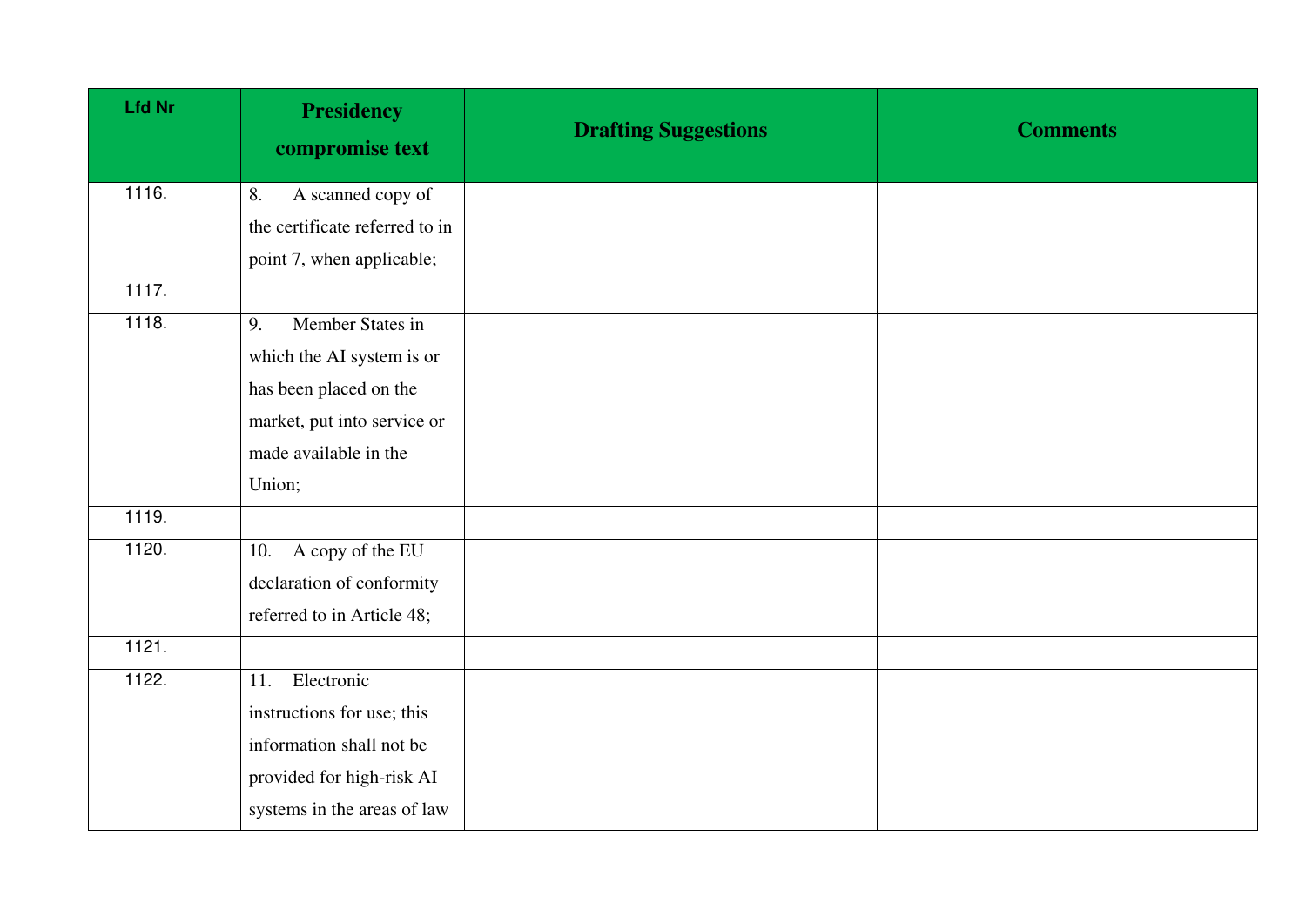| Lfd Nr | Presidency compromise text | Drafting Suggestions | Comments |
|---|---|---|---|
| 1116. | 8. A scanned copy of the certificate referred to in point 7, when applicable; | | |
| 1117. | | | |
| 1118. | 9. Member States in which the AI system is or has been placed on the market, put into service or made available in the Union; | | |
| 1119. | | | |
| 1120. | 10. A copy of the EU declaration of conformity referred to in Article 48; | | |
| 1121. | | | |
| 1122. | 11. Electronic instructions for use; this information shall not be provided for high-risk AI systems in the areas of law | | |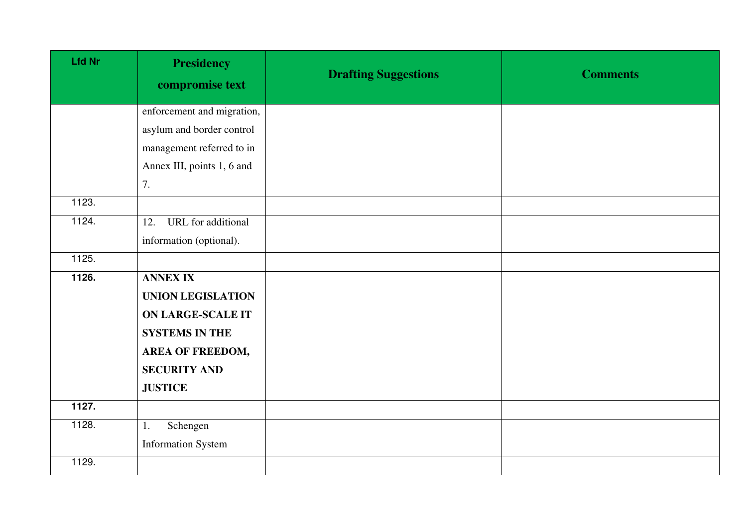| Lfd Nr | Presidency compromise text | Drafting Suggestions | Comments |
|---|---|---|---|
| | enforcement and migration, asylum and border control management referred to in Annex III, points 1, 6 and 7. | | |
| 1123. | | | |
| 1124. | 12. URL for additional information (optional). | | |
| 1125. | | | |
| **1126.** | **ANNEX IX UNION LEGISLATION ON LARGE-SCALE IT SYSTEMS IN THE AREA OF FREEDOM, SECURITY AND JUSTICE** | | |
| **1127.** | | | |
| 1128. | 1. Schengen Information System | | |
| 1129. | | | |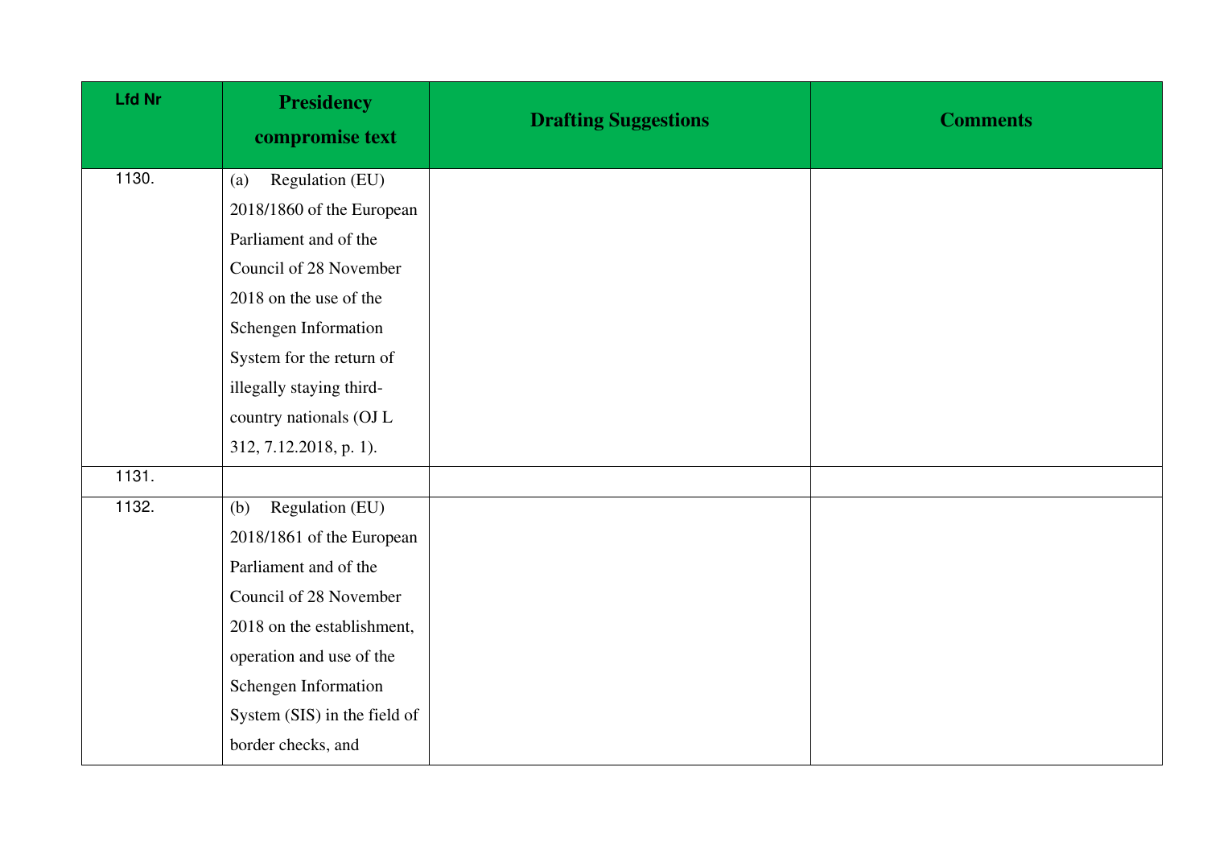| Lfd Nr | Presidency compromise text | Drafting Suggestions | Comments |
|---|---|---|---|
| 1130. | (a) Regulation (EU) 2018/1860 of the European Parliament and of the Council of 28 November 2018 on the use of the Schengen Information System for the return of illegally staying third-country nationals (OJ L 312, 7.12.2018, p. 1). | | |
| 1131. | | | |
| 1132. | (b) Regulation (EU) 2018/1861 of the European Parliament and of the Council of 28 November 2018 on the establishment, operation and use of the Schengen Information System (SIS) in the field of border checks, and | | |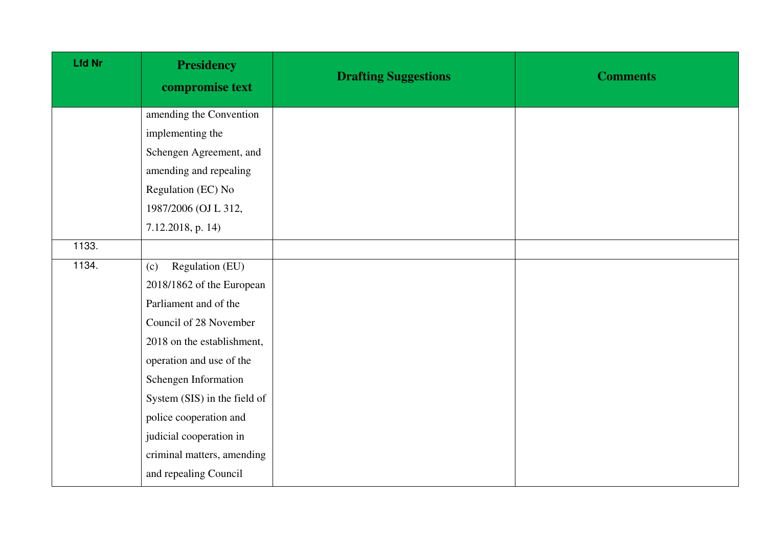| Lfd Nr | Presidency compromise text | Drafting Suggestions | Comments |
|---|---|---|---|
| | amending the Convention implementing the Schengen Agreement, and amending and repealing Regulation (EC) No 1987/2006 (OJ L 312, 7.12.2018, p. 14) | | |
| 1133. | | | |
| 1134. | (c) Regulation (EU) 2018/1862 of the European Parliament and of the Council of 28 November 2018 on the establishment, operation and use of the Schengen Information System (SIS) in the field of police cooperation and judicial cooperation in criminal matters, amending and repealing Council | | |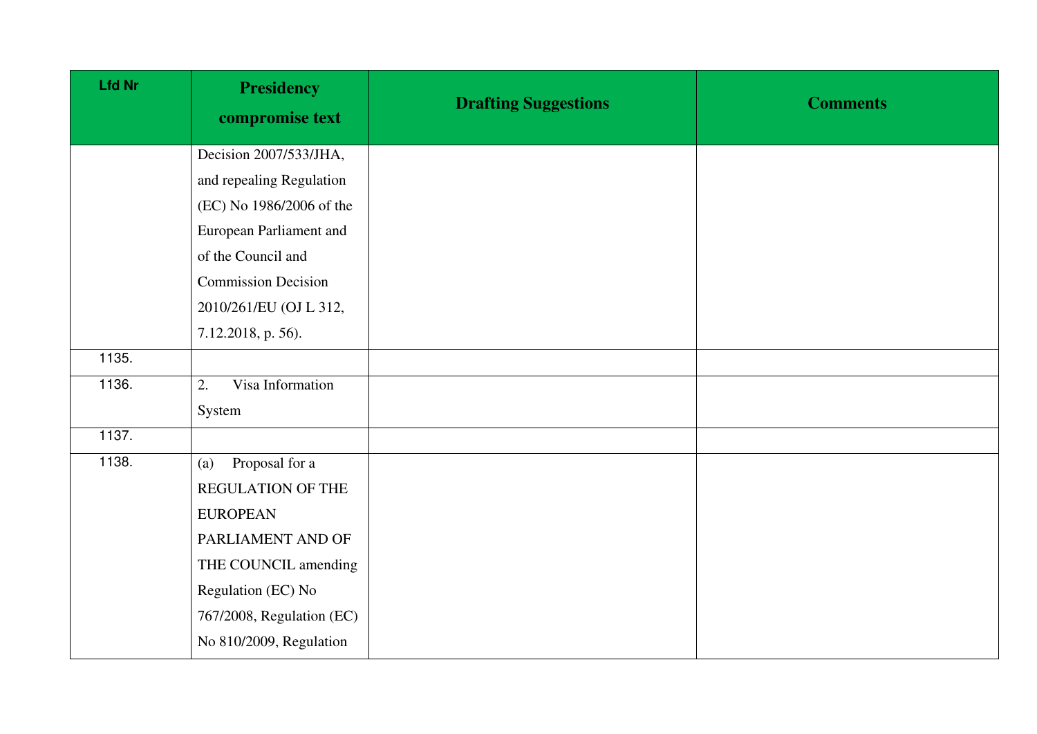| Lfd Nr | Presidency compromise text | Drafting Suggestions | Comments |
|---|---|---|---|
| | Decision 2007/533/JHA, and repealing Regulation (EC) No 1986/2006 of the European Parliament and of the Council and Commission Decision 2010/261/EU (OJ L 312, 7.12.2018, p. 56). | | |
| 1135. | | | |
| 1136. | 2. Visa Information System | | |
| 1137. | | | |
| 1138. | (a) Proposal for a REGULATION OF THE EUROPEAN PARLIAMENT AND OF THE COUNCIL amending Regulation (EC) No 767/2008, Regulation (EC) No 810/2009, Regulation | | |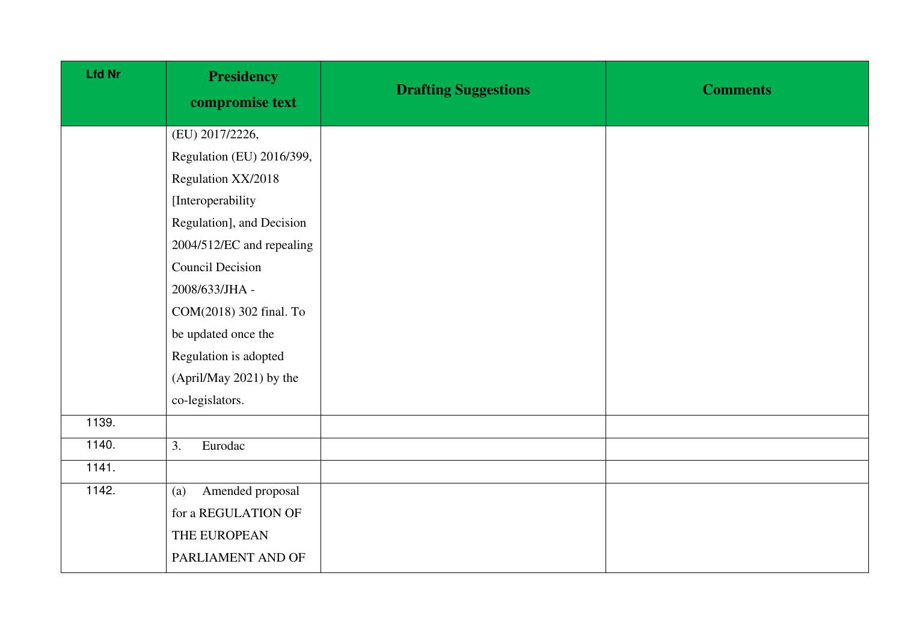| Lfd Nr | Presidency compromise text | Drafting Suggestions | Comments |
|---|---|---|---|
| | (EU) 2017/2226, Regulation (EU) 2016/399, Regulation XX/2018 [Interoperability Regulation], and Decision 2004/512/EC and repealing Council Decision 2008/633/JHA - COM(2018) 302 final. To be updated once the Regulation is adopted (April/May 2021) by the co-legislators. | | |
| 1139. | | | |
| 1140. | 3. Eurodac | | |
| 1141. | | | |
| 1142. | (a) Amended proposal for a REGULATION OF THE EUROPEAN PARLIAMENT AND OF | | |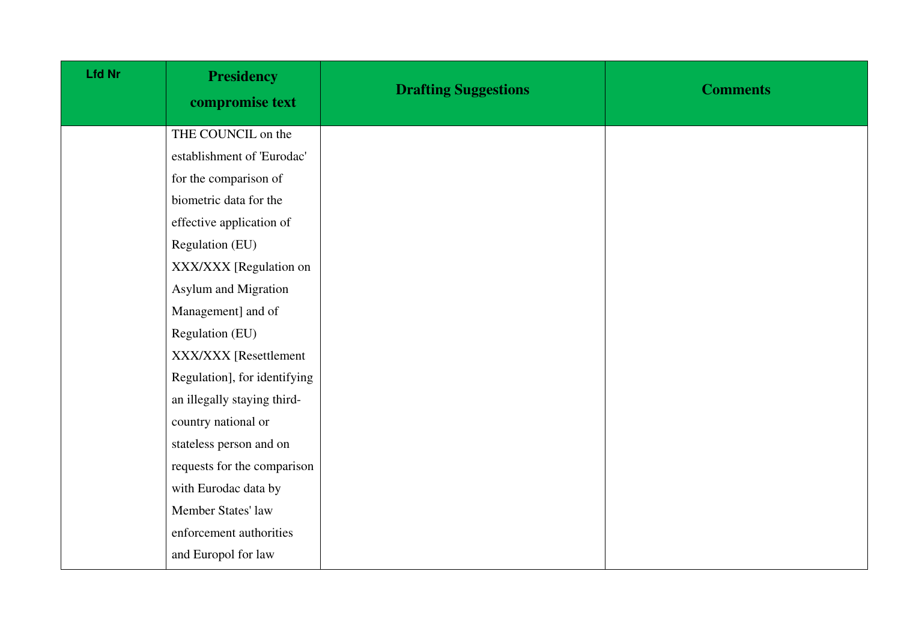| Lfd Nr | Presidency compromise text | Drafting Suggestions | Comments |
|---|---|---|---|
| | THE COUNCIL on the establishment of 'Eurodac' for the comparison of biometric data for the effective application of Regulation (EU) XXX/XXX [Regulation on Asylum and Migration Management] and of Regulation (EU) XXX/XXX [Resettlement Regulation], for identifying an illegally staying third-country national or stateless person and on requests for the comparison with Eurodac data by Member States' law enforcement authorities and Europol for law | | |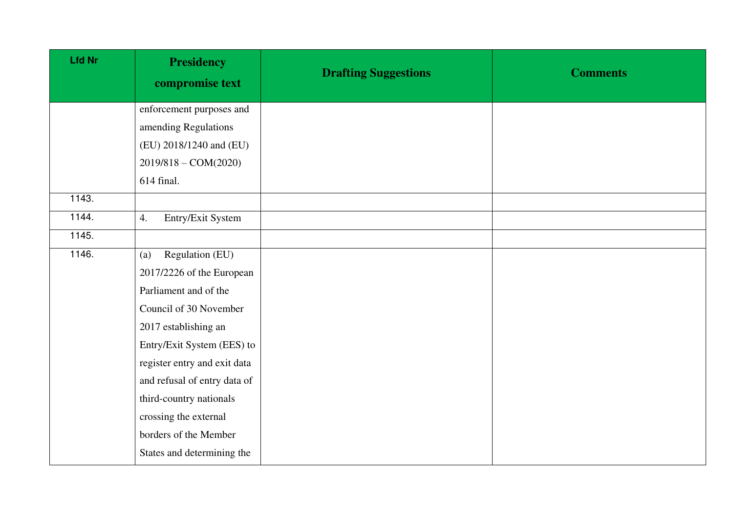| Lfd Nr | Presidency compromise text | Drafting Suggestions | Comments |
|---|---|---|---|
| | enforcement purposes and amending Regulations (EU) 2018/1240 and (EU) 2019/818 – COM(2020) 614 final. | | |
| 1143. | | | |
| 1144. | 4. Entry/Exit System | | |
| 1145. | | | |
| 1146. | (a) Regulation (EU) 2017/2226 of the European Parliament and of the Council of 30 November 2017 establishing an Entry/Exit System (EES) to register entry and exit data and refusal of entry data of third-country nationals crossing the external borders of the Member States and determining the | | |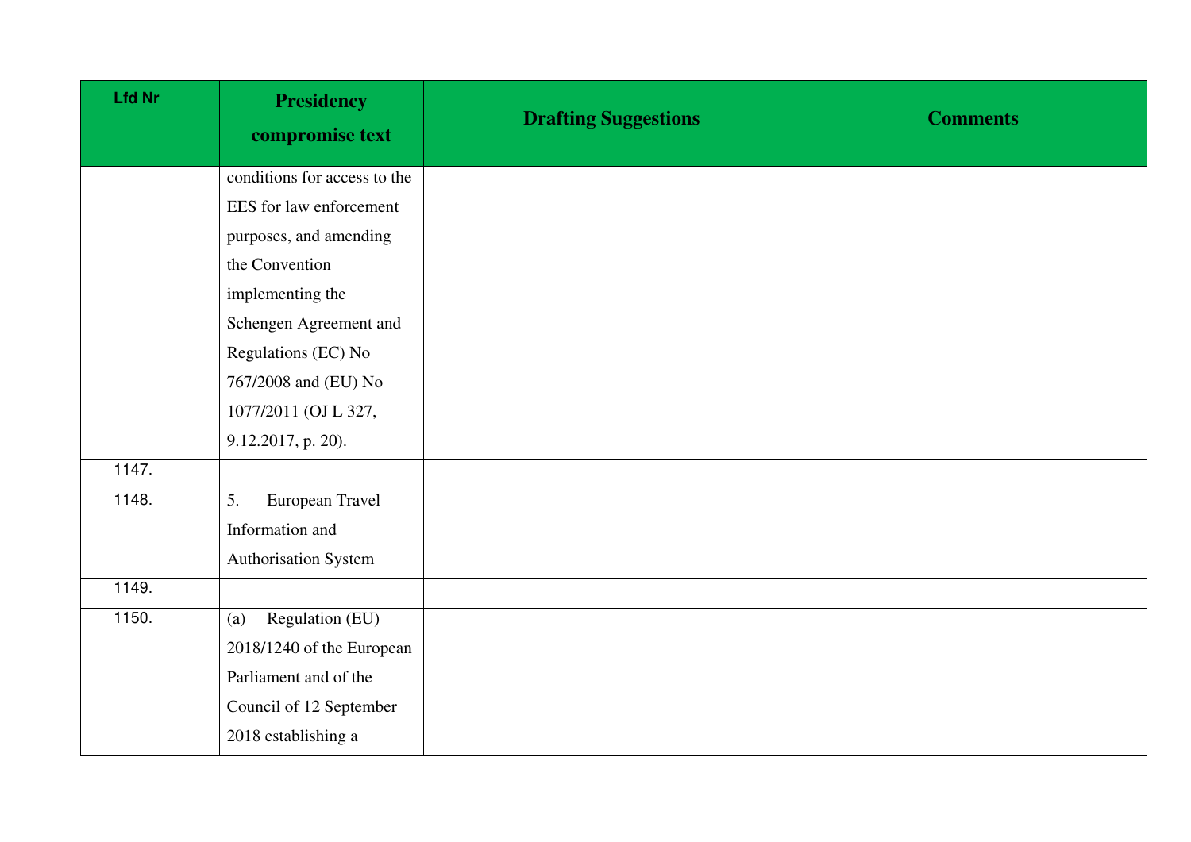| Lfd Nr | Presidency compromise text | Drafting Suggestions | Comments |
| --- | --- | --- | --- |
| | conditions for access to the EES for law enforcement purposes, and amending the Convention implementing the Schengen Agreement and Regulations (EC) No 767/2008 and (EU) No 1077/2011 (OJ L 327, 9.12.2017, p. 20). | | |
| 1147. | | | |
| 1148. | 5. European Travel Information and Authorisation System | | |
| 1149. | | | |
| 1150. | (a) Regulation (EU) 2018/1240 of the European Parliament and of the Council of 12 September 2018 establishing a | | |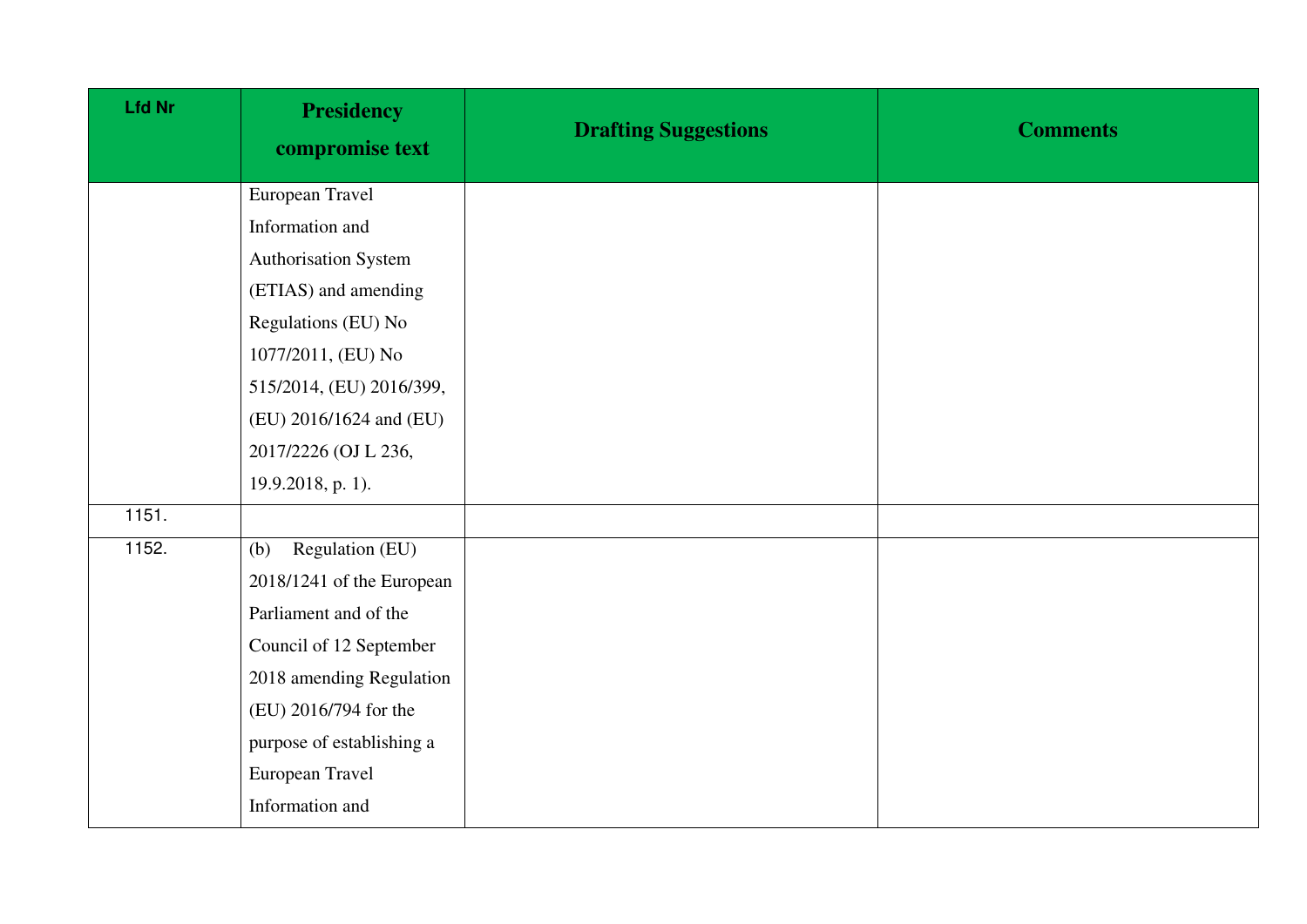| Lfd Nr | Presidency compromise text | Drafting Suggestions | Comments |
|---|---|---|---|
| | European Travel Information and Authorisation System (ETIAS) and amending Regulations (EU) No 1077/2011, (EU) No 515/2014, (EU) 2016/399, (EU) 2016/1624 and (EU) 2017/2226 (OJ L 236, 19.9.2018, p. 1). | | |
| 1151. | | | |
| 1152. | (b) Regulation (EU) 2018/1241 of the European Parliament and of the Council of 12 September 2018 amending Regulation (EU) 2016/794 for the purpose of establishing a European Travel Information and | | |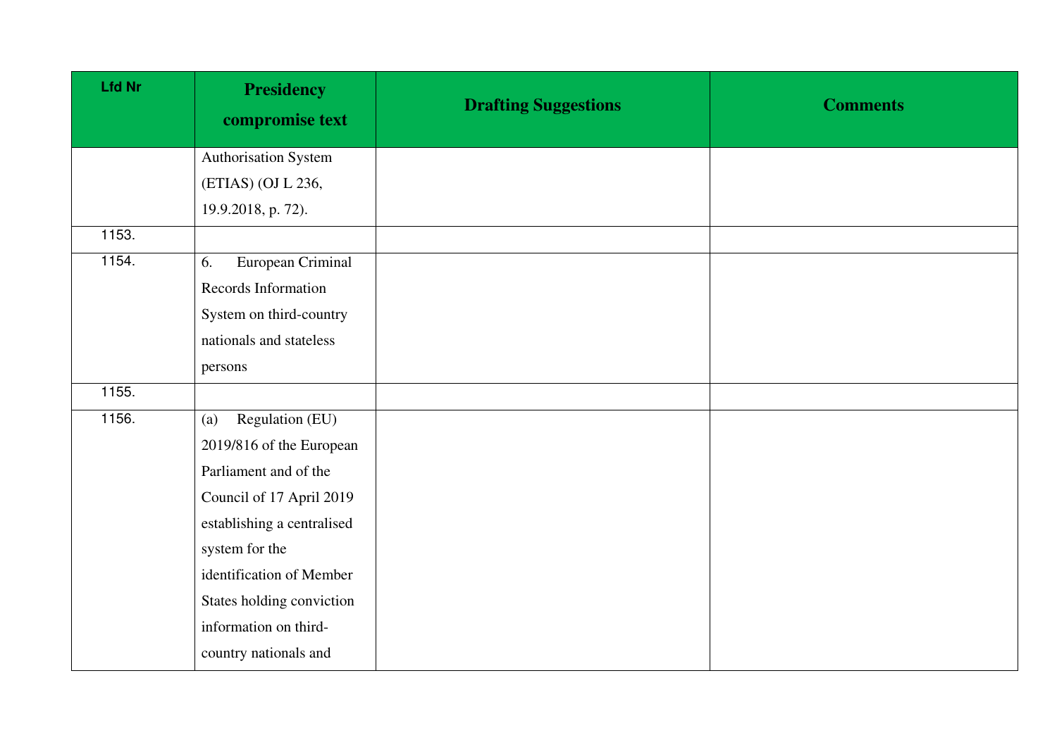| Lfd Nr | Presidency compromise text | Drafting Suggestions | Comments |
| --- | --- | --- | --- |
| | Authorisation System (ETIAS) (OJ L 236, 19.9.2018, p. 72). | | |
| 1153. | | | |
| 1154. | 6. European Criminal Records Information System on third-country nationals and stateless persons | | |
| 1155. | | | |
| 1156. | (a) Regulation (EU) 2019/816 of the European Parliament and of the Council of 17 April 2019 establishing a centralised system for the identification of Member States holding conviction information on third-country nationals and | | |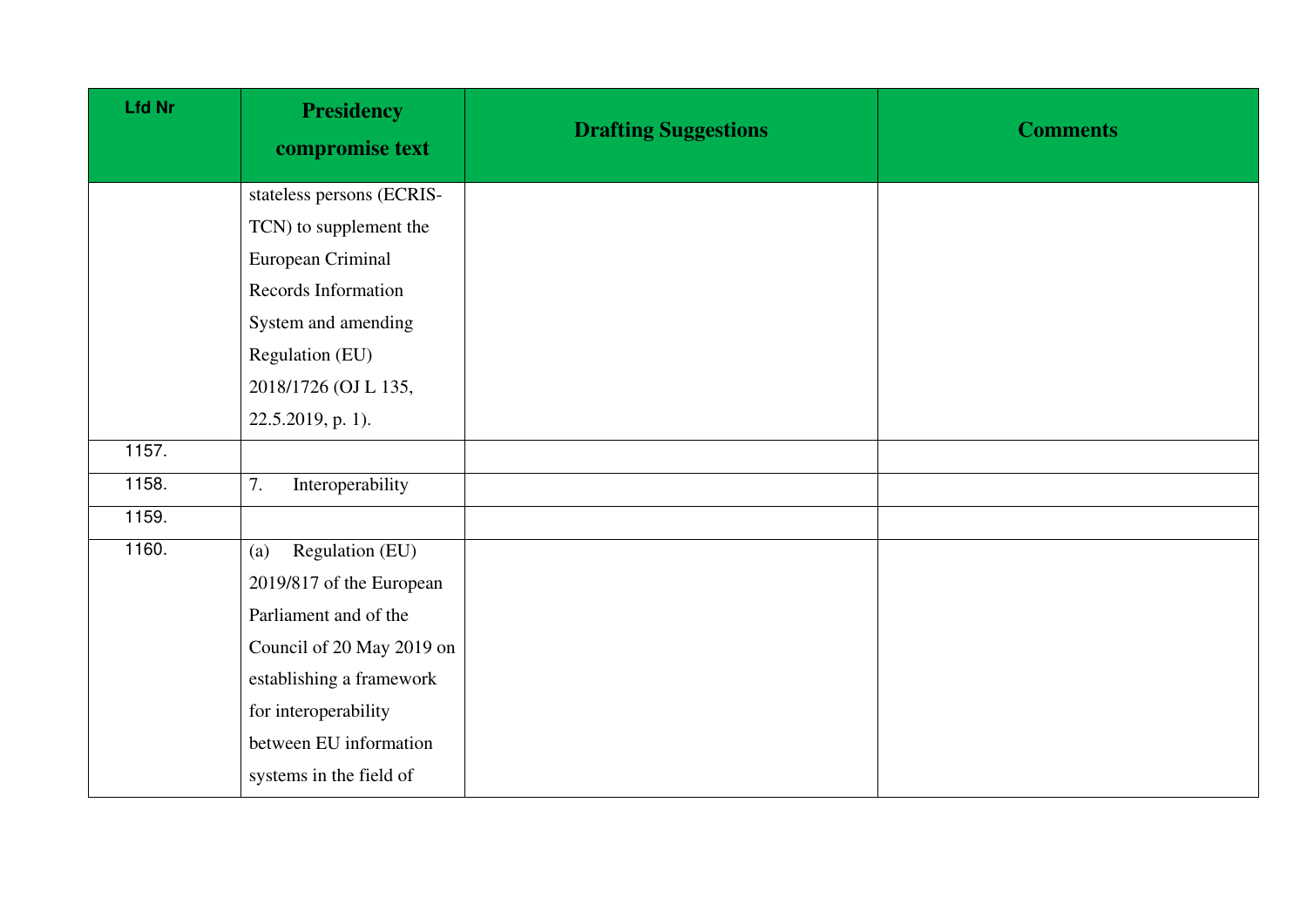| Lfd Nr | Presidency compromise text | Drafting Suggestions | Comments |
|---|---|---|---|
| | stateless persons (ECRIS-TCN) to supplement the European Criminal Records Information System and amending Regulation (EU) 2018/1726 (OJ L 135, 22.5.2019, p. 1). | | |
| 1157. | | | |
| 1158. | 7. Interoperability | | |
| 1159. | | | |
| 1160. | (a) Regulation (EU) 2019/817 of the European Parliament and of the Council of 20 May 2019 on establishing a framework for interoperability between EU information systems in the field of | | |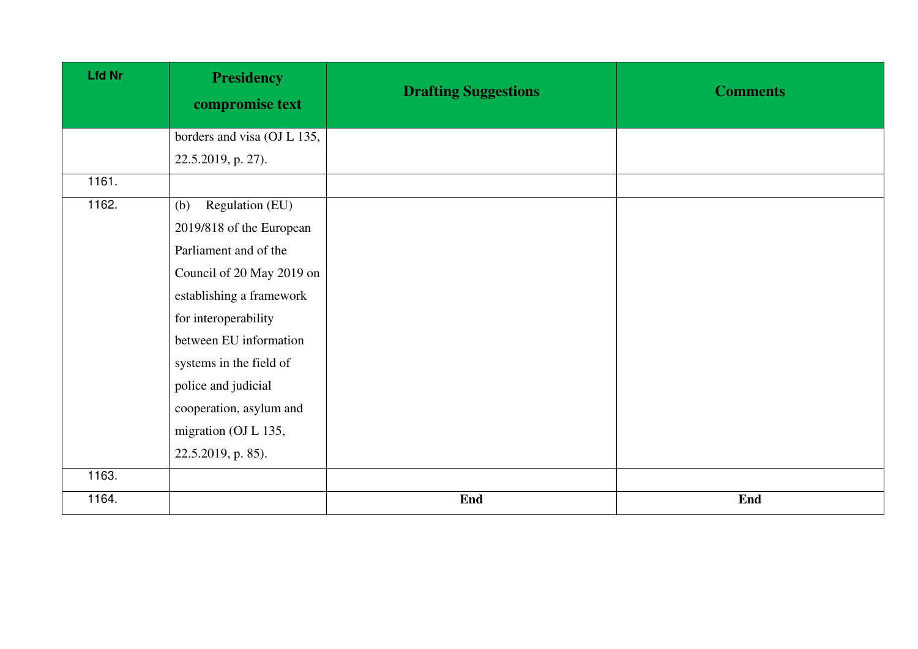| Lfd Nr | Presidency compromise text | Drafting Suggestions | Comments |
|---|---|---|---|
| | borders and visa (OJ L 135, 22.5.2019, p. 27). | | |
| 1161. | | | |
| 1162. | (b) Regulation (EU) 2019/818 of the European Parliament and of the Council of 20 May 2019 on establishing a framework for interoperability between EU information systems in the field of police and judicial cooperation, asylum and migration (OJ L 135, 22.5.2019, p. 85). | | |
| 1163. | | | |
| 1164. | | **End** | **End** |